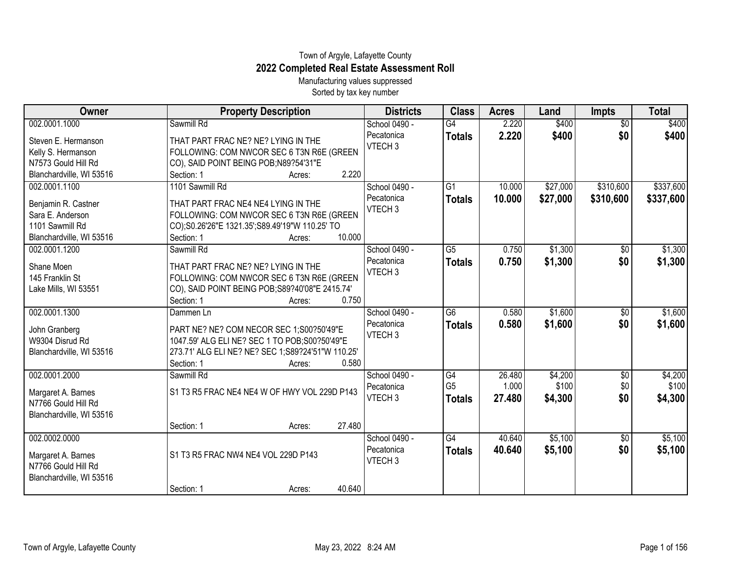Town of Argyle, Lafayette County

# 2022 Completed Real Estate Assessment Roll

Manufacturing values suppressed

Sorted by tax key number

| Owner | Property Description | Districts | Class | Acres | Land | Impts | Total |
|---|---|---|---|---|---|---|---|
| 002.0001.1000<br>Steven E. Hermanson<br>Kelly S. Hermanson<br>N7573 Gould Hill Rd<br>Blanchardville, WI 53516 | Sawmill Rd<br>THAT PART FRAC NE? NE? LYING IN THE FOLLOWING: COM NWCOR SEC 6 T3N R6E (GREEN CO), SAID POINT BEING POB;N89?54'31"E<br>Section: 1 Acres: 2.220 | School 0490 - Pecatonica<br>VTECH 3 | G4 | 2.220 | $400 | $0 | $400 |
| | | | **Totals** | **2.220** | **$400** | **$0** | **$400** |
| 002.0001.1100<br>Benjamin R. Castner<br>Sara E. Anderson<br>1101 Sawmill Rd<br>Blanchardville, WI 53516 | 1101 Sawmill Rd<br>THAT PART FRAC NE4 NE4 LYING IN THE FOLLOWING: COM NWCOR SEC 6 T3N R6E (GREEN CO);S0.26'26"E 1321.35';S89.49'19"W 110.25' TO<br>Section: 1 Acres: 10.000 | School 0490 - Pecatonica<br>VTECH 3 | G1 | 10.000 | $27,000 | $310,600 | $337,600 |
| | | | **Totals** | **10.000** | **$27,000** | **$310,600** | **$337,600** |
| 002.0001.1200<br>Shane Moen<br>145 Franklin St<br>Lake Mills, WI 53551 | Sawmill Rd<br>THAT PART FRAC NE? NE? LYING IN THE FOLLOWING: COM NWCOR SEC 6 T3N R6E (GREEN CO), SAID POINT BEING POB;S89?40'08"E 2415.74'<br>Section: 1 Acres: 0.750 | School 0490 - Pecatonica<br>VTECH 3 | G5 | 0.750 | $1,300 | $0 | $1,300 |
| | | | **Totals** | **0.750** | **$1,300** | **$0** | **$1,300** |
| 002.0001.1300<br>John Granberg<br>W9304 Disrud Rd<br>Blanchardville, WI 53516 | Dammen Ln<br>PART NE? NE? COM NECOR SEC 1;S00?50'49"E 1047.59' ALG ELI NE? SEC 1 TO POB;S00?50'49"E 273.71' ALG ELI NE? NE? SEC 1;S89?24'51"W 110.25'<br>Section: 1 Acres: 0.580 | School 0490 - Pecatonica<br>VTECH 3 | G6 | 0.580 | $1,600 | $0 | $1,600 |
| | | | **Totals** | **0.580** | **$1,600** | **$0** | **$1,600** |
| 002.0001.2000<br>Margaret A. Barnes<br>N7766 Gould Hill Rd<br>Blanchardville, WI 53516 | Sawmill Rd<br>S1 T3 R5 FRAC NE4 NE4 W OF HWY VOL 229D P143<br>Section: 1 Acres: 27.480 | School 0490 - Pecatonica<br>VTECH 3 | G4 | 26.480 | $4,200 | $0 | $4,200 |
| | | | G5 | 1.000 | $100 | $0 | $100 |
| | | | **Totals** | **27.480** | **$4,300** | **$0** | **$4,300** |
| 002.0002.0000<br>Margaret A. Barnes<br>N7766 Gould Hill Rd<br>Blanchardville, WI 53516 | S1 T3 R5 FRAC NW4 NE4 VOL 229D P143<br>Section: 1 Acres: 40.640 | School 0490 - Pecatonica<br>VTECH 3 | G4 | 40.640 | $5,100 | $0 | $5,100 |
| | | | **Totals** | **40.640** | **$5,100** | **$0** | **$5,100** |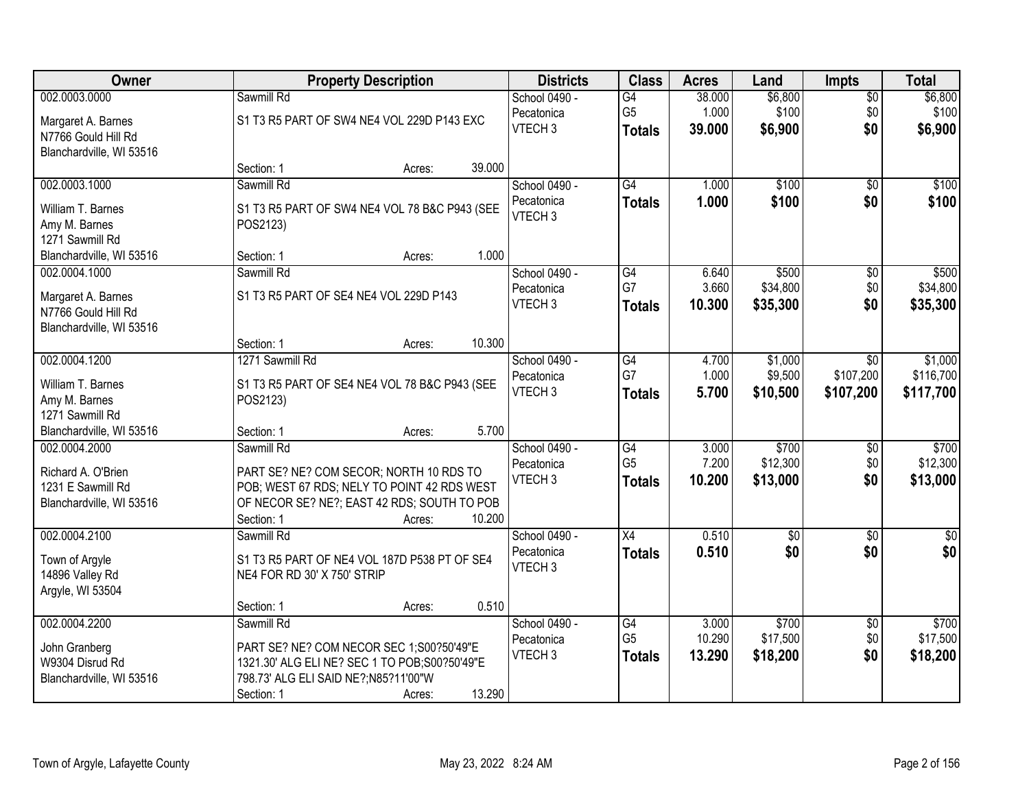| Owner | Property Description | Districts | Class | Acres | Land | Impts | Total |
|---|---|---|---|---|---|---|---|
| 002.0003.0000<br>Margaret A. Barnes<br>N7766 Gould Hill Rd<br>Blanchardville, WI 53516 | Sawmill Rd<br>S1 T3 R5 PART OF SW4 NE4 VOL 229D P143 EXC<br>Section: 1 Acres: 39.000 | School 0490 - Pecatonica<br>VTECH 3 | G4<br>G5<br>**Totals** | 38.000<br>1.000<br>**39.000** | $6,800<br>$100<br>**$6,900** | $0<br>$0<br>**$0** | $6,800<br>$100<br>**$6,900** |
| 002.0003.1000<br>William T. Barnes<br>Amy M. Barnes<br>1271 Sawmill Rd<br>Blanchardville, WI 53516 | Sawmill Rd<br>S1 T3 R5 PART OF SW4 NE4 VOL 78 B&C P943 (SEE POS2123)<br>Section: 1 Acres: 1.000 | School 0490 - Pecatonica<br>VTECH 3 | G4<br>**Totals** | 1.000<br>**1.000** | $100<br>**$100** | $0<br>**$0** | $100<br>**$100** |
| 002.0004.1000<br>Margaret A. Barnes<br>N7766 Gould Hill Rd<br>Blanchardville, WI 53516 | Sawmill Rd<br>S1 T3 R5 PART OF SE4 NE4 VOL 229D P143<br>Section: 1 Acres: 10.300 | School 0490 - Pecatonica<br>VTECH 3 | G4<br>G7<br>**Totals** | 6.640<br>3.660<br>**10.300** | $500<br>$34,800<br>**$35,300** | $0<br>$0<br>**$0** | $500<br>$34,800<br>**$35,300** |
| 002.0004.1200<br>William T. Barnes<br>Amy M. Barnes<br>1271 Sawmill Rd<br>Blanchardville, WI 53516 | 1271 Sawmill Rd<br>S1 T3 R5 PART OF SE4 NE4 VOL 78 B&C P943 (SEE POS2123)<br>Section: 1 Acres: 5.700 | School 0490 - Pecatonica<br>VTECH 3 | G4<br>G7<br>**Totals** | 4.700<br>1.000<br>**5.700** | $1,000<br>$9,500<br>**$10,500** | $0<br>$107,200<br>**$107,200** | $1,000<br>$116,700<br>**$117,700** |
| 002.0004.2000<br>Richard A. O'Brien<br>1231 E Sawmill Rd<br>Blanchardville, WI 53516 | Sawmill Rd<br>PART SE? NE? COM SECOR; NORTH 10 RDS TO POB; WEST 67 RDS; NELY TO POINT 42 RDS WEST OF NECOR SE? NE?; EAST 42 RDS; SOUTH TO POB<br>Section: 1 Acres: 10.200 | School 0490 - Pecatonica<br>VTECH 3 | G4<br>G5<br>**Totals** | 3.000<br>7.200<br>**10.200** | $700<br>$12,300<br>**$13,000** | $0<br>$0<br>**$0** | $700<br>$12,300<br>**$13,000** |
| 002.0004.2100<br>Town of Argyle<br>14896 Valley Rd<br>Argyle, WI 53504 | Sawmill Rd<br>S1 T3 R5 PART OF NE4 VOL 187D P538 PT OF SE4 NE4 FOR RD 30' X 750' STRIP<br>Section: 1 Acres: 0.510 | School 0490 - Pecatonica<br>VTECH 3 | X4<br>**Totals** | 0.510<br>**0.510** | $0<br>**$0** | $0<br>**$0** | $0<br>**$0** |
| 002.0004.2200<br>John Granberg<br>W9304 Disrud Rd<br>Blanchardville, WI 53516 | Sawmill Rd<br>PART SE? NE? COM NECOR SEC 1;S00?50'49"E 1321.30' ALG ELI NE? SEC 1 TO POB;S00?50'49"E 798.73' ALG ELI SAID NE?;N85?11'00"W<br>Section: 1 Acres: 13.290 | School 0490 - Pecatonica<br>VTECH 3 | G4<br>G5<br>**Totals** | 3.000<br>10.290<br>**13.290** | $700<br>$17,500<br>**$18,200** | $0<br>$0<br>**$0** | $700<br>$17,500<br>**$18,200** |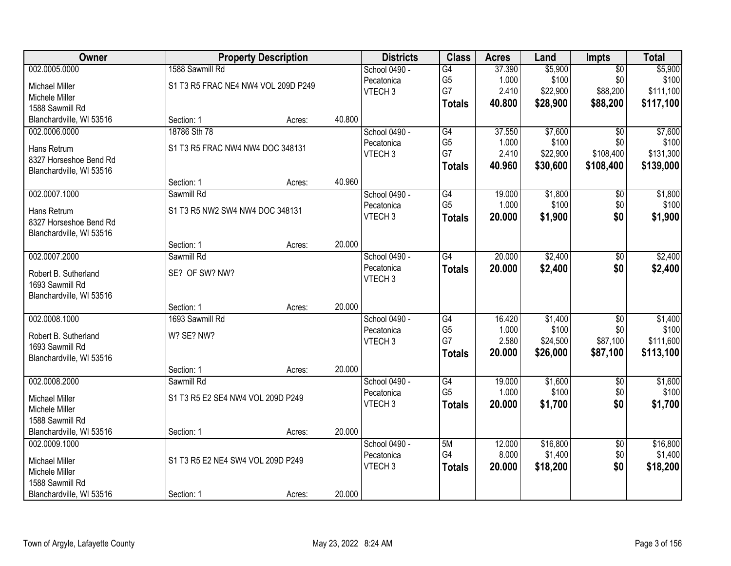| Owner | Property Description | | | Districts | Class | Acres | Land | Impts | Total |
|---|---|---|---|---|---|---|---|---|---|
| 002.0005.0000 | 1588 Sawmill Rd | | | School 0490 - | G4 | 37.390 | $5,900 | $0 | $5,900 |
| Michael Miller | S1 T3 R5 FRAC NE4 NW4 VOL 209D P249 | | | Pecatonica | G5 | 1.000 | $100 | $0 | $100 |
| Michele Miller | | | | VTECH 3 | G7 | 2.410 | $22,900 | $88,200 | $111,100 |
| 1588 Sawmill Rd | | | | | **Totals** | **40.800** | **$28,900** | **$88,200** | **$117,100** |
| Blanchardville, WI 53516 | Section: 1 | Acres: | 40.800 | | | | | | |
| 002.0006.0000 | 18786 Sth 78 | | | School 0490 - | G4 | 37.550 | $7,600 | $0 | $7,600 |
| Hans Retrum | S1 T3 R5 FRAC NW4 NW4 DOC 348131 | | | Pecatonica | G5 | 1.000 | $100 | $0 | $100 |
| 8327 Horseshoe Bend Rd | | | | VTECH 3 | G7 | 2.410 | $22,900 | $108,400 | $131,300 |
| Blanchardville, WI 53516 | | | | | **Totals** | **40.960** | **$30,600** | **$108,400** | **$139,000** |
| | Section: 1 | Acres: | 40.960 | | | | | | |
| 002.0007.1000 | Sawmill Rd | | | School 0490 - | G4 | 19.000 | $1,800 | $0 | $1,800 |
| Hans Retrum | S1 T3 R5 NW2 SW4 NW4 DOC 348131 | | | Pecatonica | G5 | 1.000 | $100 | $0 | $100 |
| 8327 Horseshoe Bend Rd | | | | VTECH 3 | **Totals** | **20.000** | **$1,900** | **$0** | **$1,900** |
| Blanchardville, WI 53516 | | | | | | | | | |
| | Section: 1 | Acres: | 20.000 | | | | | | |
| 002.0007.2000 | Sawmill Rd | | | School 0490 - | G4 | 20.000 | $2,400 | $0 | $2,400 |
| Robert B. Sutherland | SE? OF SW? NW? | | | Pecatonica | **Totals** | **20.000** | **$2,400** | **$0** | **$2,400** |
| 1693 Sawmill Rd | | | | VTECH 3 | | | | | |
| Blanchardville, WI 53516 | | | | | | | | | |
| | Section: 1 | Acres: | 20.000 | | | | | | |
| 002.0008.1000 | 1693 Sawmill Rd | | | School 0490 - | G4 | 16.420 | $1,400 | $0 | $1,400 |
| Robert B. Sutherland | W? SE? NW? | | | Pecatonica | G5 | 1.000 | $100 | $0 | $100 |
| 1693 Sawmill Rd | | | | VTECH 3 | G7 | 2.580 | $24,500 | $87,100 | $111,600 |
| Blanchardville, WI 53516 | | | | | **Totals** | **20.000** | **$26,000** | **$87,100** | **$113,100** |
| | Section: 1 | Acres: | 20.000 | | | | | | |
| 002.0008.2000 | Sawmill Rd | | | School 0490 - | G4 | 19.000 | $1,600 | $0 | $1,600 |
| Michael Miller | S1 T3 R5 E2 SE4 NW4 VOL 209D P249 | | | Pecatonica | G5 | 1.000 | $100 | $0 | $100 |
| Michele Miller | | | | VTECH 3 | **Totals** | **20.000** | **$1,700** | **$0** | **$1,700** |
| 1588 Sawmill Rd | | | | | | | | | |
| Blanchardville, WI 53516 | Section: 1 | Acres: | 20.000 | | | | | | |
| 002.0009.1000 | | | | School 0490 - | 5M | 12.000 | $16,800 | $0 | $16,800 |
| Michael Miller | S1 T3 R5 E2 NE4 SW4 VOL 209D P249 | | | Pecatonica | G4 | 8.000 | $1,400 | $0 | $1,400 |
| Michele Miller | | | | VTECH 3 | **Totals** | **20.000** | **$18,200** | **$0** | **$18,200** |
| 1588 Sawmill Rd | | | | | | | | | |
| Blanchardville, WI 53516 | Section: 1 | Acres: | 20.000 | | | | | | |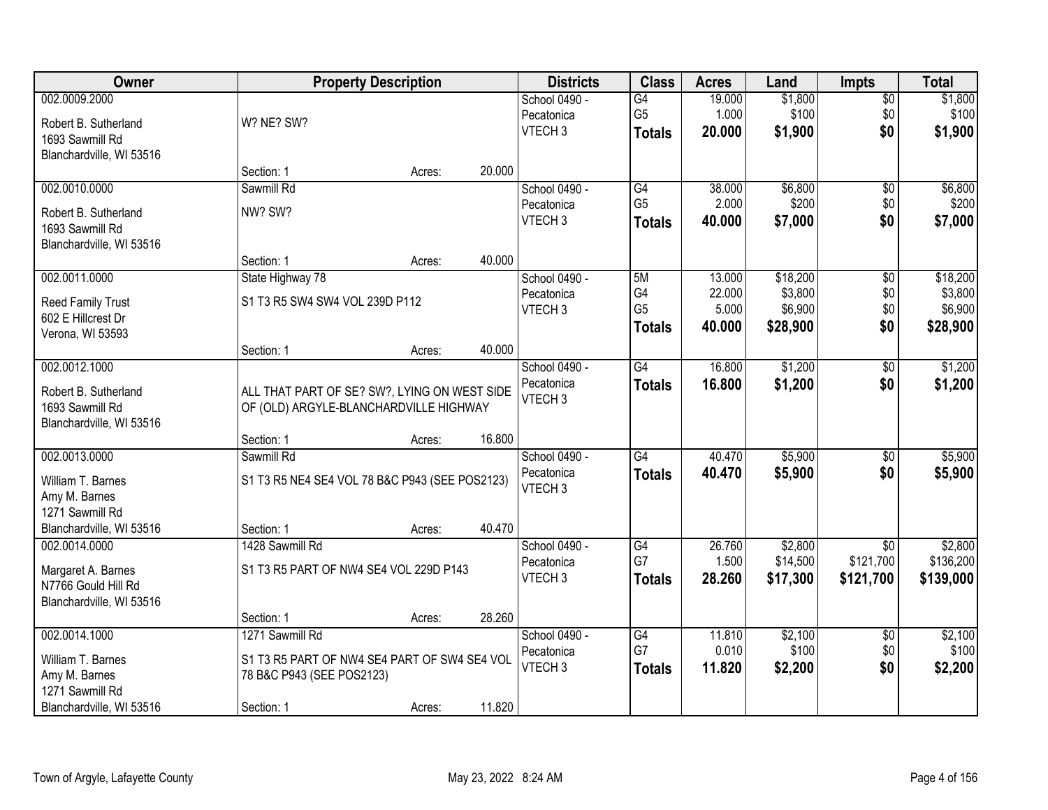| Owner | Property Description | Districts | Class | Acres | Land | Impts | Total |
|---|---|---|---|---|---|---|---|
| 002.0009.2000<br>Robert B. Sutherland<br>1693 Sawmill Rd<br>Blanchardville, WI 53516 | W? NE? SW?<br>Section: 1 Acres: 20.000 | School 0490 - Pecatonica<br>VTECH 3 | G4<br>G5<br>**Totals** | 19.000<br>1.000<br>**20.000** | $1,800<br>$100<br>**$1,900** | $0<br>$0<br>**$0** | $1,800<br>$100<br>**$1,900** |
| 002.0010.0000<br>Robert B. Sutherland<br>1693 Sawmill Rd<br>Blanchardville, WI 53516 | Sawmill Rd<br>NW? SW?<br>Section: 1 Acres: 40.000 | School 0490 - Pecatonica<br>VTECH 3 | G4<br>G5<br>**Totals** | 38.000<br>2.000<br>**40.000** | $6,800<br>$200<br>**$7,000** | $0<br>$0<br>**$0** | $6,800<br>$200<br>**$7,000** |
| 002.0011.0000<br>Reed Family Trust<br>602 E Hillcrest Dr<br>Verona, WI 53593 | State Highway 78<br>S1 T3 R5 SW4 SW4 VOL 239D P112<br>Section: 1 Acres: 40.000 | School 0490 - Pecatonica<br>VTECH 3 | 5M<br>G4<br>G5<br>**Totals** | 13.000<br>22.000<br>5.000<br>**40.000** | $18,200<br>$3,800<br>$6,900<br>**$28,900** | $0<br>$0<br>$0<br>**$0** | $18,200<br>$3,800<br>$6,900<br>**$28,900** |
| 002.0012.1000<br>Robert B. Sutherland<br>1693 Sawmill Rd<br>Blanchardville, WI 53516 | ALL THAT PART OF SE? SW?, LYING ON WEST SIDE OF (OLD) ARGYLE-BLANCHARDVILLE HIGHWAY<br>Section: 1 Acres: 16.800 | School 0490 - Pecatonica<br>VTECH 3 | G4<br>**Totals** | 16.800<br>**16.800** | $1,200<br>**$1,200** | $0<br>**$0** | $1,200<br>**$1,200** |
| 002.0013.0000<br>William T. Barnes<br>Amy M. Barnes<br>1271 Sawmill Rd<br>Blanchardville, WI 53516 | Sawmill Rd<br>S1 T3 R5 NE4 SE4 VOL 78 B&C P943 (SEE POS2123)<br>Section: 1 Acres: 40.470 | School 0490 - Pecatonica<br>VTECH 3 | G4<br>**Totals** | 40.470<br>**40.470** | $5,900<br>**$5,900** | $0<br>**$0** | $5,900<br>**$5,900** |
| 002.0014.0000<br>Margaret A. Barnes<br>N7766 Gould Hill Rd<br>Blanchardville, WI 53516 | 1428 Sawmill Rd<br>S1 T3 R5 PART OF NW4 SE4 VOL 229D P143<br>Section: 1 Acres: 28.260 | School 0490 - Pecatonica<br>VTECH 3 | G4<br>G7<br>**Totals** | 26.760<br>1.500<br>**28.260** | $2,800<br>$14,500<br>**$17,300** | $0<br>$121,700<br>**$121,700** | $2,800<br>$136,200<br>**$139,000** |
| 002.0014.1000<br>William T. Barnes<br>Amy M. Barnes<br>1271 Sawmill Rd<br>Blanchardville, WI 53516 | 1271 Sawmill Rd<br>S1 T3 R5 PART OF NW4 SE4 PART OF SW4 SE4 VOL 78 B&C P943 (SEE POS2123)<br>Section: 1 Acres: 11.820 | School 0490 - Pecatonica<br>VTECH 3 | G4<br>G7<br>**Totals** | 11.810<br>0.010<br>**11.820** | $2,100<br>$100<br>**$2,200** | $0<br>$0<br>**$0** | $2,100<br>$100<br>**$2,200** |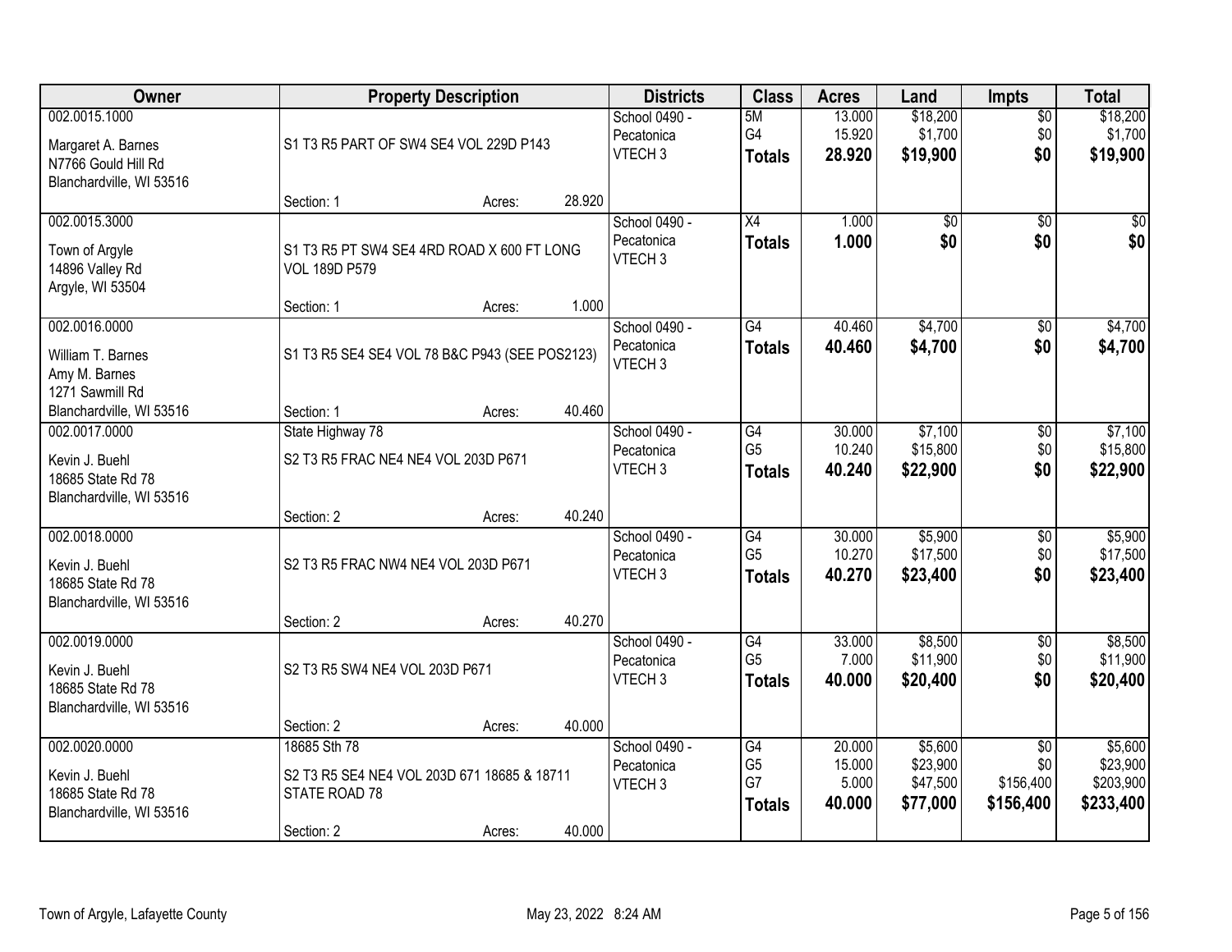| Owner | Property Description | Districts | Class | Acres | Land | Impts | Total |
|---|---|---|---|---|---|---|---|
| 002.0015.1000<br>Margaret A. Barnes<br>N7766 Gould Hill Rd<br>Blanchardville, WI 53516 | S1 T3 R5 PART OF SW4 SE4 VOL 229D P143<br>Section: 1 Acres: 28.920 | School 0490 - Pecatonica<br>VTECH 3 | 5M<br>G4<br>**Totals** | 13.000<br>15.920<br>**28.920** | $18,200<br>$1,700<br>**$19,900** | $0<br>$0<br>**$0** | $18,200<br>$1,700<br>**$19,900** |
| 002.0015.3000<br>Town of Argyle<br>14896 Valley Rd<br>Argyle, WI 53504 | S1 T3 R5 PT SW4 SE4 4RD ROAD X 600 FT LONG VOL 189D P579<br>Section: 1 Acres: 1.000 | School 0490 - Pecatonica<br>VTECH 3 | X4<br>**Totals** | 1.000<br>**1.000** | $0<br>**$0** | $0<br>**$0** | $0<br>**$0** |
| 002.0016.0000<br>William T. Barnes<br>Amy M. Barnes<br>1271 Sawmill Rd<br>Blanchardville, WI 53516 | S1 T3 R5 SE4 SE4 VOL 78 B&C P943 (SEE POS2123)<br>Section: 1 Acres: 40.460 | School 0490 - Pecatonica<br>VTECH 3 | G4<br>**Totals** | 40.460<br>**40.460** | $4,700<br>**$4,700** | $0<br>**$0** | $4,700<br>**$4,700** |
| 002.0017.0000<br>Kevin J. Buehl<br>18685 State Rd 78<br>Blanchardville, WI 53516 | State Highway 78<br>S2 T3 R5 FRAC NE4 NE4 VOL 203D P671<br>Section: 2 Acres: 40.240 | School 0490 - Pecatonica<br>VTECH 3 | G4<br>G5<br>**Totals** | 30.000<br>10.240<br>**40.240** | $7,100<br>$15,800<br>**$22,900** | $0<br>$0<br>**$0** | $7,100<br>$15,800<br>**$22,900** |
| 002.0018.0000<br>Kevin J. Buehl<br>18685 State Rd 78<br>Blanchardville, WI 53516 | S2 T3 R5 FRAC NW4 NE4 VOL 203D P671<br>Section: 2 Acres: 40.270 | School 0490 - Pecatonica<br>VTECH 3 | G4<br>G5<br>**Totals** | 30.000<br>10.270<br>**40.270** | $5,900<br>$17,500<br>**$23,400** | $0<br>$0<br>**$0** | $5,900<br>$17,500<br>**$23,400** |
| 002.0019.0000<br>Kevin J. Buehl<br>18685 State Rd 78<br>Blanchardville, WI 53516 | S2 T3 R5 SW4 NE4 VOL 203D P671<br>Section: 2 Acres: 40.000 | School 0490 - Pecatonica<br>VTECH 3 | G4<br>G5<br>**Totals** | 33.000<br>7.000<br>**40.000** | $8,500<br>$11,900<br>**$20,400** | $0<br>$0<br>**$0** | $8,500<br>$11,900<br>**$20,400** |
| 002.0020.0000<br>Kevin J. Buehl<br>18685 State Rd 78<br>Blanchardville, WI 53516 | 18685 Sth 78<br>S2 T3 R5 SE4 NE4 VOL 203D 671 18685 & 18711 STATE ROAD 78<br>Section: 2 Acres: 40.000 | School 0490 - Pecatonica<br>VTECH 3 | G4<br>G5<br>G7<br>**Totals** | 20.000<br>15.000<br>5.000<br>**40.000** | $5,600<br>$23,900<br>$47,500<br>**$77,000** | $0<br>$0<br>$156,400<br>**$156,400** | $5,600<br>$23,900<br>$203,900<br>**$233,400** |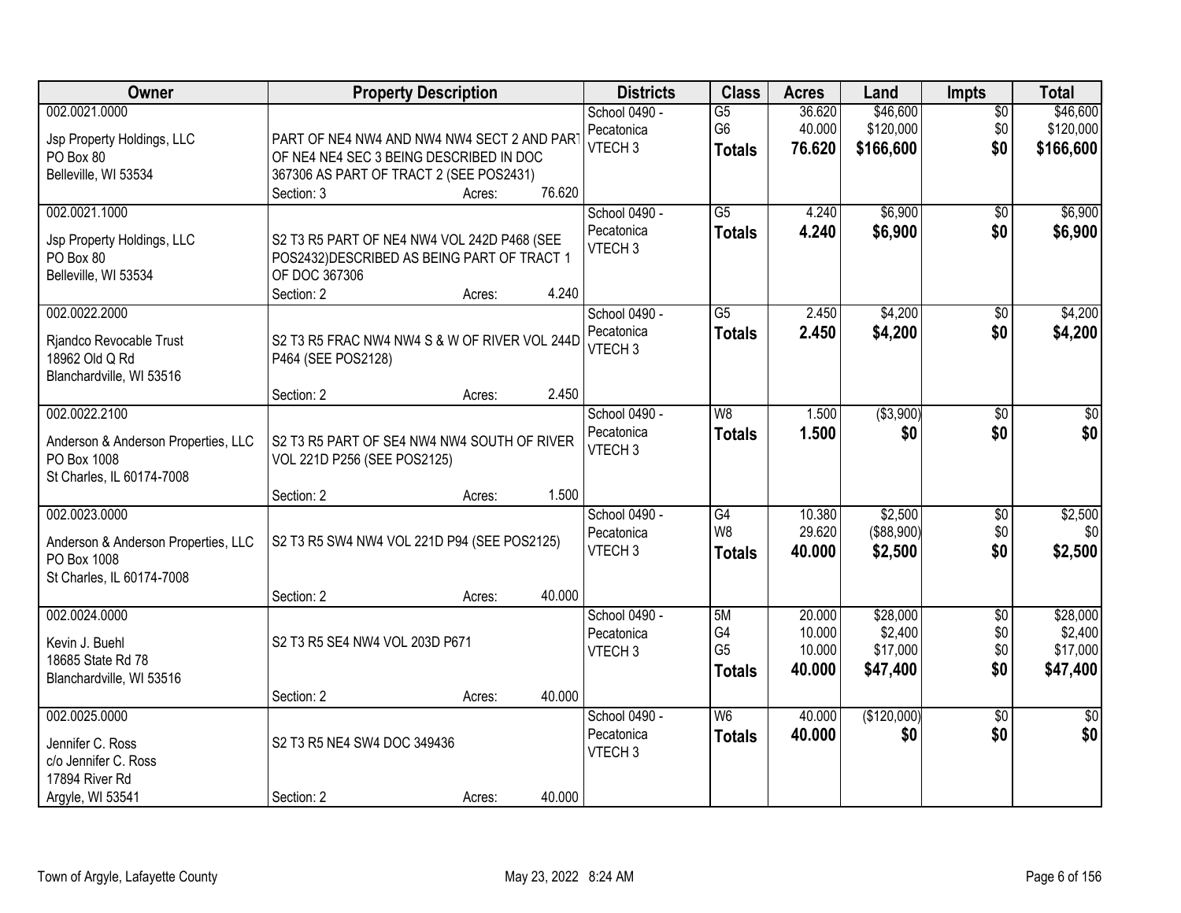| Owner | Property Description | Districts | Class | Acres | Land | Impts | Total |
|---|---|---|---|---|---|---|---|
| 002.0021.0000<br>Jsp Property Holdings, LLC<br>PO Box 80<br>Belleville, WI 53534 | PART OF NE4 NW4 AND NW4 NW4 SECT 2 AND PART OF NE4 NE4 SEC 3 BEING DESCRIBED IN DOC 367306 AS PART OF TRACT 2 (SEE POS2431)<br>Section: 3 Acres: 76.620 | School 0490 - Pecatonica<br>VTECH 3 | G5<br>G6<br>**Totals** | 36.620<br>40.000<br>**76.620** | $46,600<br>$120,000<br>**$166,600** | $0<br>$0<br>**$0** | $46,600<br>$120,000<br>**$166,600** |
| 002.0021.1000<br>Jsp Property Holdings, LLC<br>PO Box 80<br>Belleville, WI 53534 | S2 T3 R5 PART OF NE4 NW4 VOL 242D P468 (SEE POS2432)DESCRIBED AS BEING PART OF TRACT 1 OF DOC 367306<br>Section: 2 Acres: 4.240 | School 0490 - Pecatonica<br>VTECH 3 | G5<br>**Totals** | 4.240<br>**4.240** | $6,900<br>**$6,900** | $0<br>**$0** | $6,900<br>**$6,900** |
| 002.0022.2000<br>Rjandco Revocable Trust<br>18962 Old Q Rd<br>Blanchardville, WI 53516 | S2 T3 R5 FRAC NW4 NW4 S & W OF RIVER VOL 244D P464 (SEE POS2128)<br>Section: 2 Acres: 2.450 | School 0490 - Pecatonica<br>VTECH 3 | G5<br>**Totals** | 2.450<br>**2.450** | $4,200<br>**$4,200** | $0<br>**$0** | $4,200<br>**$4,200** |
| 002.0022.2100<br>Anderson & Anderson Properties, LLC<br>PO Box 1008<br>St Charles, IL 60174-7008 | S2 T3 R5 PART OF SE4 NW4 NW4 SOUTH OF RIVER VOL 221D P256 (SEE POS2125)<br>Section: 2 Acres: 1.500 | School 0490 - Pecatonica<br>VTECH 3 | W8<br>**Totals** | 1.500<br>**1.500** | ($3,900)<br>**$0** | $0<br>**$0** | $0<br>**$0** |
| 002.0023.0000<br>Anderson & Anderson Properties, LLC<br>PO Box 1008<br>St Charles, IL 60174-7008 | S2 T3 R5 SW4 NW4 VOL 221D P94 (SEE POS2125)<br>Section: 2 Acres: 40.000 | School 0490 - Pecatonica<br>VTECH 3 | G4<br>W8<br>**Totals** | 10.380<br>29.620<br>**40.000** | $2,500<br>($88,900)<br>**$2,500** | $0<br>$0<br>**$0** | $2,500<br>$0<br>**$2,500** |
| 002.0024.0000<br>Kevin J. Buehl<br>18685 State Rd 78<br>Blanchardville, WI 53516 | S2 T3 R5 SE4 NW4 VOL 203D P671<br>Section: 2 Acres: 40.000 | School 0490 - Pecatonica<br>VTECH 3 | 5M<br>G4<br>G5<br>**Totals** | 20.000<br>10.000<br>10.000<br>**40.000** | $28,000<br>$2,400<br>$17,000<br>**$47,400** | $0<br>$0<br>$0<br>**$0** | $28,000<br>$2,400<br>$17,000<br>**$47,400** |
| 002.0025.0000<br>Jennifer C. Ross<br>c/o Jennifer C. Ross<br>17894 River Rd<br>Argyle, WI 53541 | S2 T3 R5 NE4 SW4 DOC 349436<br>Section: 2 Acres: 40.000 | School 0490 - Pecatonica<br>VTECH 3 | W6<br>**Totals** | 40.000<br>**40.000** | ($120,000)<br>**$0** | $0<br>**$0** | $0<br>**$0** |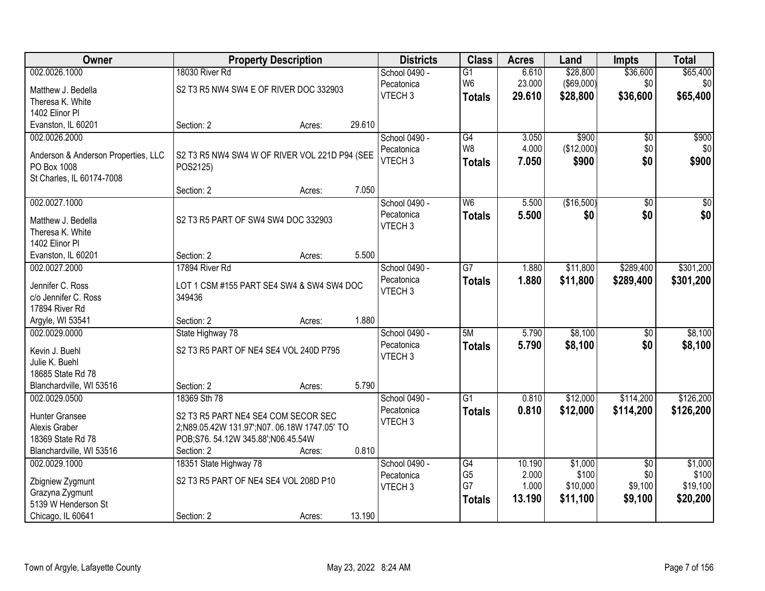| Owner | Property Description | Districts | Class | Acres | Land | Impts | Total |
|---|---|---|---|---|---|---|---|
| 002.0026.1000<br>Matthew J. Bedella<br>Theresa K. White<br>1402 Elinor Pl<br>Evanston, IL 60201 | 18030 River Rd<br>S2 T3 R5 NW4 SW4 E OF RIVER DOC 332903<br>Section: 2 Acres: 29.610 | School 0490 - Pecatonica<br>VTECH 3 | G1<br>W6<br>**Totals** | 6.610<br>23.000<br>**29.610** | $28,800<br>($69,000)<br>**$28,800** | $36,600<br>$0<br>**$36,600** | $65,400<br>$0<br>**$65,400** |
| 002.0026.2000<br>Anderson & Anderson Properties, LLC<br>PO Box 1008<br>St Charles, IL 60174-7008 | S2 T3 R5 NW4 SW4 W OF RIVER VOL 221D P94 (SEE POS2125)<br>Section: 2 Acres: 7.050 | School 0490 - Pecatonica<br>VTECH 3 | G4<br>W8<br>**Totals** | 3.050<br>4.000<br>**7.050** | $900<br>($12,000)<br>**$900** | $0<br>$0<br>**$0** | $900<br>$0<br>**$900** |
| 002.0027.1000<br>Matthew J. Bedella<br>Theresa K. White<br>1402 Elinor Pl<br>Evanston, IL 60201 | S2 T3 R5 PART OF SW4 SW4 DOC 332903<br>Section: 2 Acres: 5.500 | School 0490 - Pecatonica<br>VTECH 3 | W6<br>**Totals** | 5.500<br>**5.500** | ($16,500)<br>**$0** | $0<br>**$0** | $0<br>**$0** |
| 002.0027.2000<br>Jennifer C. Ross<br>c/o Jennifer C. Ross<br>17894 River Rd<br>Argyle, WI 53541 | 17894 River Rd<br>LOT 1 CSM #155 PART SE4 SW4 & SW4 SW4 DOC 349436<br>Section: 2 Acres: 1.880 | School 0490 - Pecatonica<br>VTECH 3 | G7<br>**Totals** | 1.880<br>**1.880** | $11,800<br>**$11,800** | $289,400<br>**$289,400** | $301,200<br>**$301,200** |
| 002.0029.0000<br>Kevin J. Buehl<br>Julie K. Buehl<br>18685 State Rd 78<br>Blanchardville, WI 53516 | State Highway 78<br>S2 T3 R5 PART OF NE4 SE4 VOL 240D P795<br>Section: 2 Acres: 5.790 | School 0490 - Pecatonica<br>VTECH 3 | 5M<br>**Totals** | 5.790<br>**5.790** | $8,100<br>**$8,100** | $0<br>**$0** | $8,100<br>**$8,100** |
| 002.0029.0500<br>Hunter Gransee<br>Alexis Graber<br>18369 State Rd 78<br>Blanchardville, WI 53516 | 18369 Sth 78<br>S2 T3 R5 PART NE4 SE4 COM SECOR SEC 2;N89.05.42W 131.97';N07. 06.18W 1747.05' TO POB;S76. 54.12W 345.88';N06.45.54W<br>Section: 2 Acres: 0.810 | School 0490 - Pecatonica<br>VTECH 3 | G1<br>**Totals** | 0.810<br>**0.810** | $12,000<br>**$12,000** | $114,200<br>**$114,200** | $126,200<br>**$126,200** |
| 002.0029.1000<br>Zbigniew Zygmunt<br>Grazyna Zygmunt<br>5139 W Henderson St<br>Chicago, IL 60641 | 18351 State Highway 78<br>S2 T3 R5 PART OF NE4 SE4 VOL 208D P10<br>Section: 2 Acres: 13.190 | School 0490 - Pecatonica<br>VTECH 3 | G4<br>G5<br>G7<br>**Totals** | 10.190<br>2.000<br>1.000<br>**13.190** | $1,000<br>$100<br>$10,000<br>**$11,100** | $0<br>$0<br>$9,100<br>**$9,100** | $1,000<br>$100<br>$19,100<br>**$20,200** |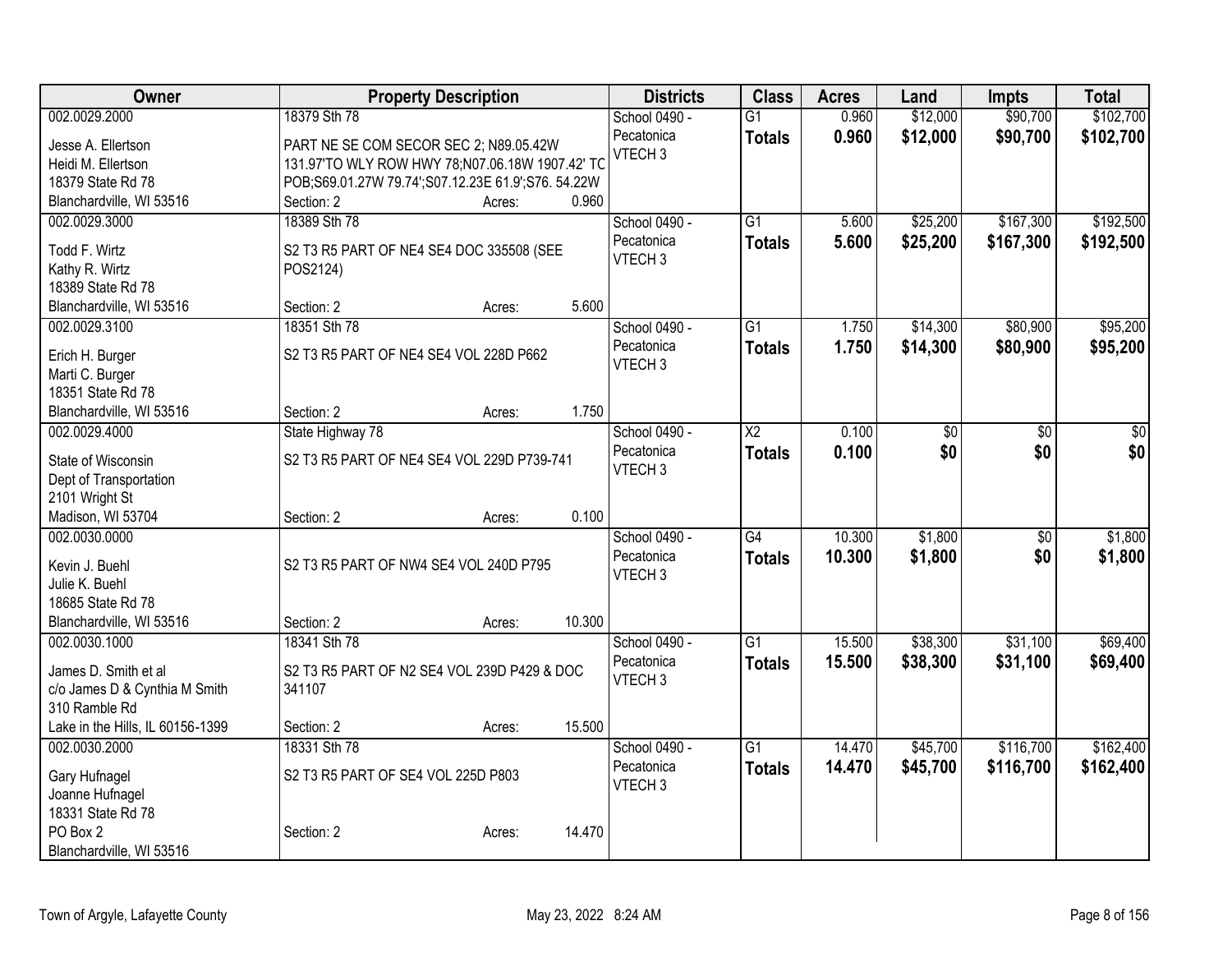| Owner | Property Description | Districts | Class | Acres | Land | Impts | Total |
|---|---|---|---|---|---|---|---|
| 002.0029.2000<br>Jesse A. Ellertson<br>Heidi M. Ellertson<br>18379 State Rd 78<br>Blanchardville, WI 53516 | 18379 Sth 78<br>PART NE SE COM SECOR SEC 2; N89.05.42W 131.97'TO WLY ROW HWY 78;N07.06.18W 1907.42' TC POB;S69.01.27W 79.74';S07.12.23E 61.9';S76. 54.22W<br>Section: 2 Acres: 0.960 | School 0490 - Pecatonica<br>VTECH 3 | G1<br>**Totals** | 0.960<br>**0.960** | $12,000<br>**$12,000** | $90,700<br>**$90,700** | $102,700<br>**$102,700** |
| 002.0029.3000<br>Todd F. Wirtz<br>Kathy R. Wirtz<br>18389 State Rd 78<br>Blanchardville, WI 53516 | 18389 Sth 78<br>S2 T3 R5 PART OF NE4 SE4 DOC 335508 (SEE POS2124)<br>Section: 2 Acres: 5.600 | School 0490 - Pecatonica<br>VTECH 3 | G1<br>**Totals** | 5.600<br>**5.600** | $25,200<br>**$25,200** | $167,300<br>**$167,300** | $192,500<br>**$192,500** |
| 002.0029.3100<br>Erich H. Burger<br>Marti C. Burger<br>18351 State Rd 78<br>Blanchardville, WI 53516 | 18351 Sth 78<br>S2 T3 R5 PART OF NE4 SE4 VOL 228D P662<br>Section: 2 Acres: 1.750 | School 0490 - Pecatonica<br>VTECH 3 | G1<br>**Totals** | 1.750<br>**1.750** | $14,300<br>**$14,300** | $80,900<br>**$80,900** | $95,200<br>**$95,200** |
| 002.0029.4000<br>State of Wisconsin<br>Dept of Transportation<br>2101 Wright St<br>Madison, WI 53704 | State Highway 78<br>S2 T3 R5 PART OF NE4 SE4 VOL 229D P739-741<br>Section: 2 Acres: 0.100 | School 0490 - Pecatonica<br>VTECH 3 | X2<br>**Totals** | 0.100<br>**0.100** | $0<br>**$0** | $0<br>**$0** | $0<br>**$0** |
| 002.0030.0000<br>Kevin J. Buehl<br>Julie K. Buehl<br>18685 State Rd 78<br>Blanchardville, WI 53516 | S2 T3 R5 PART OF NW4 SE4 VOL 240D P795<br>Section: 2 Acres: 10.300 | School 0490 - Pecatonica<br>VTECH 3 | G4<br>**Totals** | 10.300<br>**10.300** | $1,800<br>**$1,800** | $0<br>**$0** | $1,800<br>**$1,800** |
| 002.0030.1000<br>James D. Smith et al<br>c/o James D & Cynthia M Smith<br>310 Ramble Rd<br>Lake in the Hills, IL 60156-1399 | 18341 Sth 78<br>S2 T3 R5 PART OF N2 SE4 VOL 239D P429 & DOC 341107<br>Section: 2 Acres: 15.500 | School 0490 - Pecatonica<br>VTECH 3 | G1<br>**Totals** | 15.500<br>**15.500** | $38,300<br>**$38,300** | $31,100<br>**$31,100** | $69,400<br>**$69,400** |
| 002.0030.2000<br>Gary Hufnagel<br>Joanne Hufnagel<br>18331 State Rd 78<br>PO Box 2<br>Blanchardville, WI 53516 | 18331 Sth 78<br>S2 T3 R5 PART OF SE4 VOL 225D P803<br>Section: 2 Acres: 14.470 | School 0490 - Pecatonica<br>VTECH 3 | G1<br>**Totals** | 14.470<br>**14.470** | $45,700<br>**$45,700** | $116,700<br>**$116,700** | $162,400<br>**$162,400** |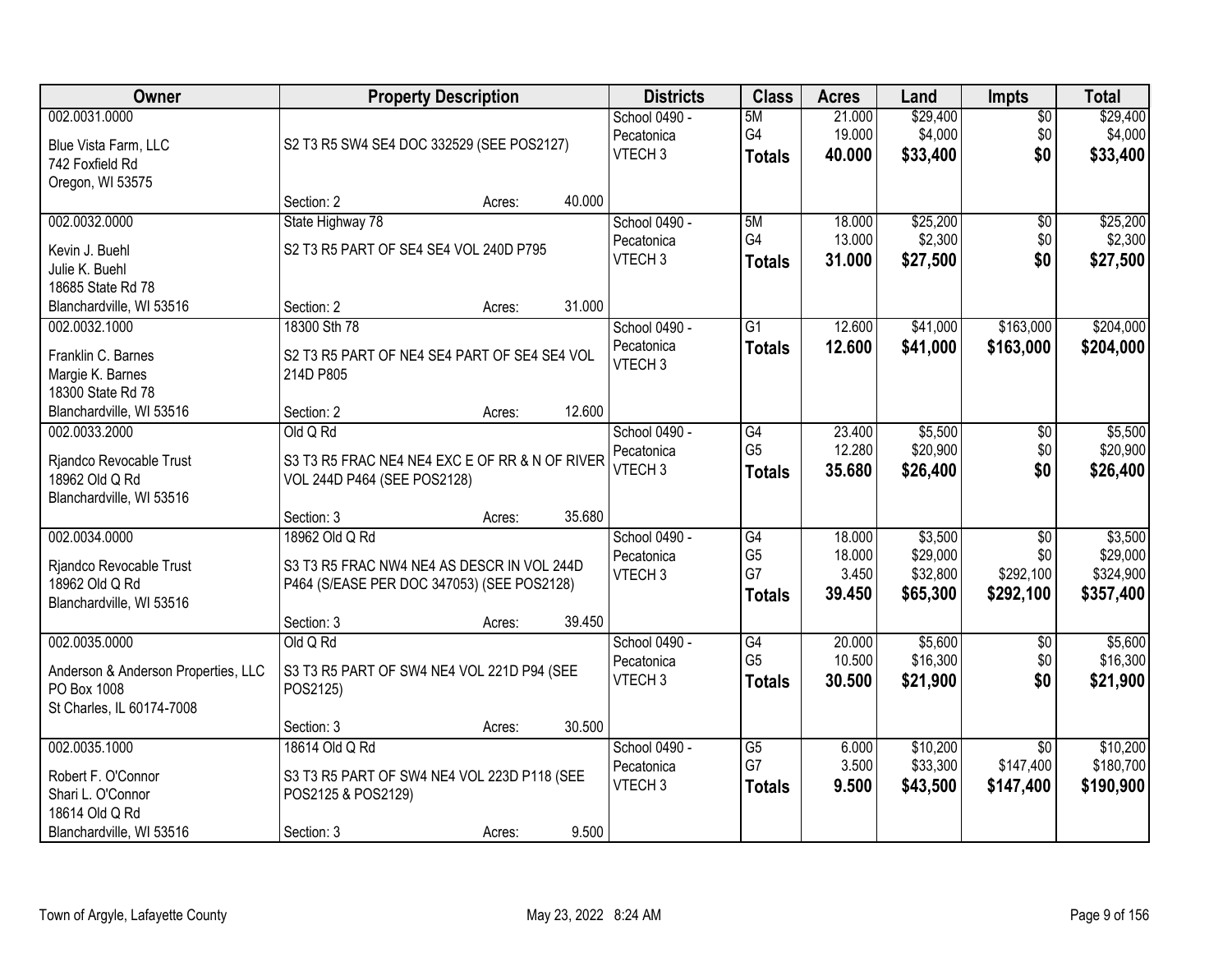| Owner | Property Description | Districts | Class | Acres | Land | Impts | Total |
|---|---|---|---|---|---|---|---|
| 002.0031.0000<br>Blue Vista Farm, LLC<br>742 Foxfield Rd<br>Oregon, WI 53575 | S2 T3 R5 SW4 SE4 DOC 332529 (SEE POS2127)<br>Section: 2 Acres: 40.000 | School 0490 - Pecatonica<br>VTECH 3 | 5M<br>G4<br>**Totals** | 21.000<br>19.000<br>**40.000** | $29,400<br>$4,000<br>**$33,400** | $0<br>$0<br>**$0** | $29,400<br>$4,000<br>**$33,400** |
| 002.0032.0000<br>Kevin J. Buehl<br>Julie K. Buehl<br>18685 State Rd 78<br>Blanchardville, WI 53516 | State Highway 78<br>S2 T3 R5 PART OF SE4 SE4 VOL 240D P795<br>Section: 2 Acres: 31.000 | School 0490 - Pecatonica<br>VTECH 3 | 5M<br>G4<br>**Totals** | 18.000<br>13.000<br>**31.000** | $25,200<br>$2,300<br>**$27,500** | $0<br>$0<br>**$0** | $25,200<br>$2,300<br>**$27,500** |
| 002.0032.1000<br>Franklin C. Barnes<br>Margie K. Barnes<br>18300 State Rd 78<br>Blanchardville, WI 53516 | 18300 Sth 78<br>S2 T3 R5 PART OF NE4 SE4 PART OF SE4 SE4 VOL 214D P805<br>Section: 2 Acres: 12.600 | School 0490 - Pecatonica<br>VTECH 3 | G1<br>**Totals** | 12.600<br>**12.600** | $41,000<br>**$41,000** | $163,000<br>**$163,000** | $204,000<br>**$204,000** |
| 002.0033.2000<br>Rjandco Revocable Trust<br>18962 Old Q Rd<br>Blanchardville, WI 53516 | Old Q Rd<br>S3 T3 R5 FRAC NE4 NE4 EXC E OF RR & N OF RIVER VOL 244D P464 (SEE POS2128)<br>Section: 3 Acres: 35.680 | School 0490 - Pecatonica<br>VTECH 3 | G4<br>G5<br>**Totals** | 23.400<br>12.280<br>**35.680** | $5,500<br>$20,900<br>**$26,400** | $0<br>$0<br>**$0** | $5,500<br>$20,900<br>**$26,400** |
| 002.0034.0000<br>Rjandco Revocable Trust<br>18962 Old Q Rd<br>Blanchardville, WI 53516 | 18962 Old Q Rd<br>S3 T3 R5 FRAC NW4 NE4 AS DESCR IN VOL 244D P464 (S/EASE PER DOC 347053) (SEE POS2128)<br>Section: 3 Acres: 39.450 | School 0490 - Pecatonica<br>VTECH 3 | G4<br>G5<br>G7<br>**Totals** | 18.000<br>18.000<br>3.450<br>**39.450** | $3,500<br>$29,000<br>$32,800<br>**$65,300** | $0<br>$0<br>$292,100<br>**$292,100** | $3,500<br>$29,000<br>$324,900<br>**$357,400** |
| 002.0035.0000<br>Anderson & Anderson Properties, LLC<br>PO Box 1008<br>St Charles, IL 60174-7008 | Old Q Rd<br>S3 T3 R5 PART OF SW4 NE4 VOL 221D P94 (SEE POS2125)<br>Section: 3 Acres: 30.500 | School 0490 - Pecatonica<br>VTECH 3 | G4<br>G5<br>**Totals** | 20.000<br>10.500<br>**30.500** | $5,600<br>$16,300<br>**$21,900** | $0<br>$0<br>**$0** | $5,600<br>$16,300<br>**$21,900** |
| 002.0035.1000<br>Robert F. O'Connor<br>Shari L. O'Connor<br>18614 Old Q Rd<br>Blanchardville, WI 53516 | 18614 Old Q Rd<br>S3 T3 R5 PART OF SW4 NE4 VOL 223D P118 (SEE POS2125 & POS2129)<br>Section: 3 Acres: 9.500 | School 0490 - Pecatonica<br>VTECH 3 | G5<br>G7<br>**Totals** | 6.000<br>3.500<br>**9.500** | $10,200<br>$33,300<br>**$43,500** | $0<br>$147,400<br>**$147,400** | $10,200<br>$180,700<br>**$190,900** |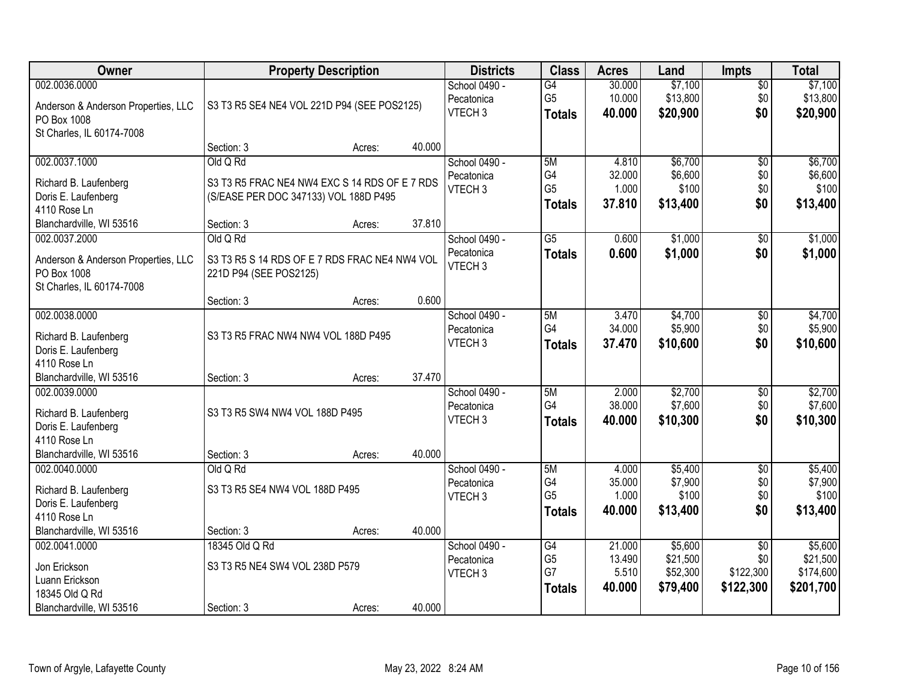| Owner | Property Description | Districts | Class | Acres | Land | Impts | Total |
|---|---|---|---|---|---|---|---|
| 002.0036.0000<br>Anderson & Anderson Properties, LLC<br>PO Box 1008<br>St Charles, IL 60174-7008 | S3 T3 R5 SE4 NE4 VOL 221D P94 (SEE POS2125)<br>Section: 3 Acres: 40.000 | School 0490 - Pecatonica<br>VTECH 3 | G4<br>G5<br>**Totals** | 30.000<br>10.000<br>**40.000** | $7,100<br>$13,800<br>**$20,900** | $0<br>$0<br>**$0** | $7,100<br>$13,800<br>**$20,900** |
| 002.0037.1000<br>Richard B. Laufenberg<br>Doris E. Laufenberg<br>4110 Rose Ln<br>Blanchardville, WI 53516 | Old Q Rd<br>S3 T3 R5 FRAC NE4 NW4 EXC S 14 RDS OF E 7 RDS (S/EASE PER DOC 347133) VOL 188D P495<br>Section: 3 Acres: 37.810 | School 0490 - Pecatonica<br>VTECH 3 | 5M<br>G4<br>G5<br>**Totals** | 4.810<br>32.000<br>1.000<br>**37.810** | $6,700<br>$6,600<br>$100<br>**$13,400** | $0<br>$0<br>$0<br>**$0** | $6,700<br>$6,600<br>$100<br>**$13,400** |
| 002.0037.2000<br>Anderson & Anderson Properties, LLC<br>PO Box 1008<br>St Charles, IL 60174-7008 | Old Q Rd<br>S3 T3 R5 S 14 RDS OF E 7 RDS FRAC NE4 NW4 VOL 221D P94 (SEE POS2125)<br>Section: 3 Acres: 0.600 | School 0490 - Pecatonica<br>VTECH 3 | G5<br>**Totals** | 0.600<br>**0.600** | $1,000<br>**$1,000** | $0<br>**$0** | $1,000<br>**$1,000** |
| 002.0038.0000<br>Richard B. Laufenberg<br>Doris E. Laufenberg<br>4110 Rose Ln<br>Blanchardville, WI 53516 | S3 T3 R5 FRAC NW4 NW4 VOL 188D P495<br>Section: 3 Acres: 37.470 | School 0490 - Pecatonica<br>VTECH 3 | 5M<br>G4<br>**Totals** | 3.470<br>34.000<br>**37.470** | $4,700<br>$5,900<br>**$10,600** | $0<br>$0<br>**$0** | $4,700<br>$5,900<br>**$10,600** |
| 002.0039.0000<br>Richard B. Laufenberg<br>Doris E. Laufenberg<br>4110 Rose Ln<br>Blanchardville, WI 53516 | S3 T3 R5 SW4 NW4 VOL 188D P495<br>Section: 3 Acres: 40.000 | School 0490 - Pecatonica<br>VTECH 3 | 5M<br>G4<br>**Totals** | 2.000<br>38.000<br>**40.000** | $2,700<br>$7,600<br>**$10,300** | $0<br>$0<br>**$0** | $2,700<br>$7,600<br>**$10,300** |
| 002.0040.0000<br>Richard B. Laufenberg<br>Doris E. Laufenberg<br>4110 Rose Ln<br>Blanchardville, WI 53516 | Old Q Rd<br>S3 T3 R5 SE4 NW4 VOL 188D P495<br>Section: 3 Acres: 40.000 | School 0490 - Pecatonica<br>VTECH 3 | 5M<br>G4<br>G5<br>**Totals** | 4.000<br>35.000<br>1.000<br>**40.000** | $5,400<br>$7,900<br>$100<br>**$13,400** | $0<br>$0<br>$0<br>**$0** | $5,400<br>$7,900<br>$100<br>**$13,400** |
| 002.0041.0000<br>Jon Erickson<br>Luann Erickson<br>18345 Old Q Rd<br>Blanchardville, WI 53516 | 18345 Old Q Rd<br>S3 T3 R5 NE4 SW4 VOL 238D P579<br>Section: 3 Acres: 40.000 | School 0490 - Pecatonica<br>VTECH 3 | G4<br>G5<br>G7<br>**Totals** | 21.000<br>13.490<br>5.510<br>**40.000** | $5,600<br>$21,500<br>$52,300<br>**$79,400** | $0<br>$0<br>$122,300<br>**$122,300** | $5,600<br>$21,500<br>$174,600<br>**$201,700** |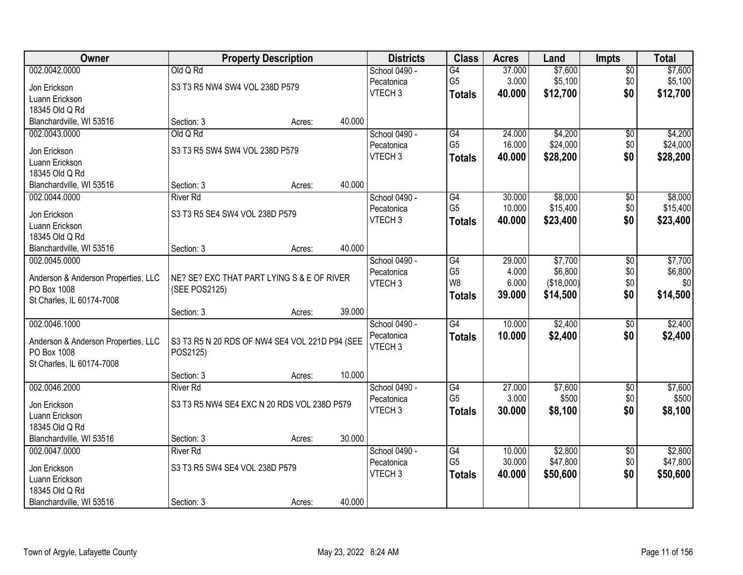| Owner | Property Description | | | Districts | Class | Acres | Land | Impts | Total |
|---|---|---|---|---|---|---|---|---|---|
| 002.0042.0000 | Old Q Rd | | | School 0490 - | G4 | 37.000 | $7,600 | $0 | $7,600 |
| Jon Erickson | S3 T3 R5 NW4 SW4 VOL 238D P579 | | | Pecatonica | G5 | 3.000 | $5,100 | $0 | $5,100 |
| Luann Erickson | | | | VTECH 3 | **Totals** | **40.000** | **$12,700** | **$0** | **$12,700** |
| 18345 Old Q Rd | | | | | | | | | |
| Blanchardville, WI 53516 | Section: 3 | Acres: | 40.000 | | | | | | |
| 002.0043.0000 | Old Q Rd | | | School 0490 - | G4 | 24.000 | $4,200 | $0 | $4,200 |
| Jon Erickson | S3 T3 R5 SW4 SW4 VOL 238D P579 | | | Pecatonica | G5 | 16.000 | $24,000 | $0 | $24,000 |
| Luann Erickson | | | | VTECH 3 | **Totals** | **40.000** | **$28,200** | **$0** | **$28,200** |
| 18345 Old Q Rd | | | | | | | | | |
| Blanchardville, WI 53516 | Section: 3 | Acres: | 40.000 | | | | | | |
| 002.0044.0000 | River Rd | | | School 0490 - | G4 | 30.000 | $8,000 | $0 | $8,000 |
| Jon Erickson | S3 T3 R5 SE4 SW4 VOL 238D P579 | | | Pecatonica | G5 | 10.000 | $15,400 | $0 | $15,400 |
| Luann Erickson | | | | VTECH 3 | **Totals** | **40.000** | **$23,400** | **$0** | **$23,400** |
| 18345 Old Q Rd | | | | | | | | | |
| Blanchardville, WI 53516 | Section: 3 | Acres: | 40.000 | | | | | | |
| 002.0045.0000 | | | | School 0490 - | G4 | 29.000 | $7,700 | $0 | $7,700 |
| Anderson & Anderson Properties, LLC | NE? SE? EXC THAT PART LYING S & E OF RIVER | | | Pecatonica | G5 | 4.000 | $6,800 | $0 | $6,800 |
| PO Box 1008 | (SEE POS2125) | | | VTECH 3 | W8 | 6.000 | ($18,000) | $0 | $0 |
| St Charles, IL 60174-7008 | | | | | **Totals** | **39.000** | **$14,500** | **$0** | **$14,500** |
| | Section: 3 | Acres: | 39.000 | | | | | | |
| 002.0046.1000 | | | | School 0490 - | G4 | 10.000 | $2,400 | $0 | $2,400 |
| Anderson & Anderson Properties, LLC | S3 T3 R5 N 20 RDS OF NW4 SE4 VOL 221D P94 (SEE | | | Pecatonica | **Totals** | **10.000** | **$2,400** | **$0** | **$2,400** |
| PO Box 1008 | POS2125) | | | VTECH 3 | | | | | |
| St Charles, IL 60174-7008 | | | | | | | | | |
| | Section: 3 | Acres: | 10.000 | | | | | | |
| 002.0046.2000 | River Rd | | | School 0490 - | G4 | 27.000 | $7,600 | $0 | $7,600 |
| Jon Erickson | S3 T3 R5 NW4 SE4 EXC N 20 RDS VOL 238D P579 | | | Pecatonica | G5 | 3.000 | $500 | $0 | $500 |
| Luann Erickson | | | | VTECH 3 | **Totals** | **30.000** | **$8,100** | **$0** | **$8,100** |
| 18345 Old Q Rd | | | | | | | | | |
| Blanchardville, WI 53516 | Section: 3 | Acres: | 30.000 | | | | | | |
| 002.0047.0000 | River Rd | | | School 0490 - | G4 | 10.000 | $2,800 | $0 | $2,800 |
| Jon Erickson | S3 T3 R5 SW4 SE4 VOL 238D P579 | | | Pecatonica | G5 | 30.000 | $47,800 | $0 | $47,800 |
| Luann Erickson | | | | VTECH 3 | **Totals** | **40.000** | **$50,600** | **$0** | **$50,600** |
| 18345 Old Q Rd | | | | | | | | | |
| Blanchardville, WI 53516 | Section: 3 | Acres: | 40.000 | | | | | | |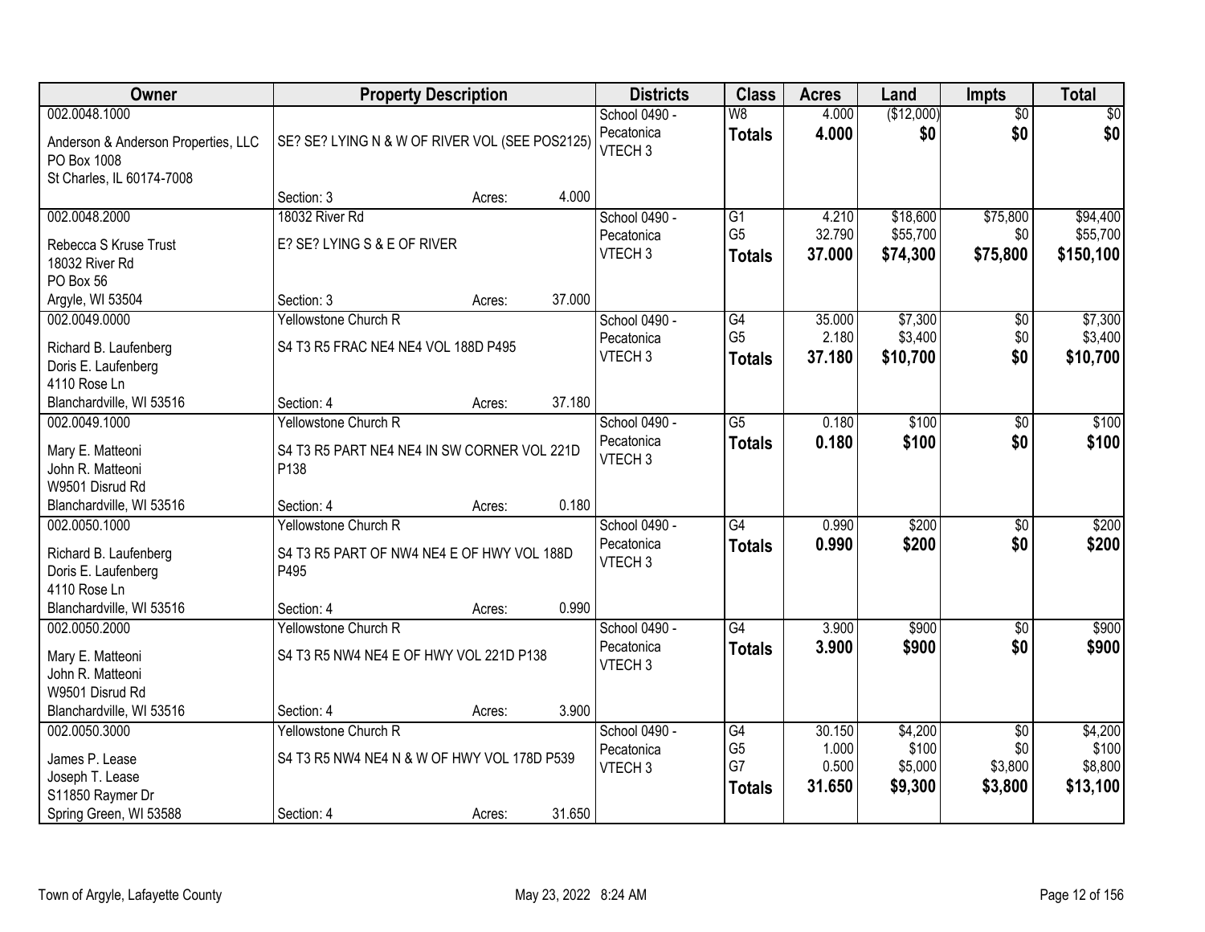| Owner | Property Description | Districts | Class | Acres | Land | Impts | Total |
|---|---|---|---|---|---|---|---|
| 002.0048.1000<br>Anderson & Anderson Properties, LLC<br>PO Box 1008<br>St Charles, IL 60174-7008 | SE? SE? LYING N & W OF RIVER VOL (SEE POS2125)<br>Section: 3 Acres: 4.000 | School 0490 - Pecatonica<br>VTECH 3 | W8<br>**Totals** | 4.000<br>**4.000** | ($12,000)<br>**$0** | $0<br>**$0** | $0<br>**$0** |
| 002.0048.2000<br>Rebecca S Kruse Trust<br>18032 River Rd<br>PO Box 56<br>Argyle, WI 53504 | 18032 River Rd<br>E? SE? LYING S & E OF RIVER<br>Section: 3 Acres: 37.000 | School 0490 - Pecatonica<br>VTECH 3 | G1<br>G5<br>**Totals** | 4.210<br>32.790<br>**37.000** | $18,600<br>$55,700<br>**$74,300** | $75,800<br>$0<br>**$75,800** | $94,400<br>$55,700<br>**$150,100** |
| 002.0049.0000<br>Richard B. Laufenberg<br>Doris E. Laufenberg<br>4110 Rose Ln<br>Blanchardville, WI 53516 | Yellowstone Church R<br>S4 T3 R5 FRAC NE4 NE4 VOL 188D P495<br>Section: 4 Acres: 37.180 | School 0490 - Pecatonica<br>VTECH 3 | G4<br>G5<br>**Totals** | 35.000<br>2.180<br>**37.180** | $7,300<br>$3,400<br>**$10,700** | $0<br>$0<br>**$0** | $7,300<br>$3,400<br>**$10,700** |
| 002.0049.1000<br>Mary E. Matteoni<br>John R. Matteoni<br>W9501 Disrud Rd<br>Blanchardville, WI 53516 | Yellowstone Church R<br>S4 T3 R5 PART NE4 NE4 IN SW CORNER VOL 221D P138<br>Section: 4 Acres: 0.180 | School 0490 - Pecatonica<br>VTECH 3 | G5<br>**Totals** | 0.180<br>**0.180** | $100<br>**$100** | $0<br>**$0** | $100<br>**$100** |
| 002.0050.1000<br>Richard B. Laufenberg<br>Doris E. Laufenberg<br>4110 Rose Ln<br>Blanchardville, WI 53516 | Yellowstone Church R<br>S4 T3 R5 PART OF NW4 NE4 E OF HWY VOL 188D P495<br>Section: 4 Acres: 0.990 | School 0490 - Pecatonica<br>VTECH 3 | G4<br>**Totals** | 0.990<br>**0.990** | $200<br>**$200** | $0<br>**$0** | $200<br>**$200** |
| 002.0050.2000<br>Mary E. Matteoni<br>John R. Matteoni<br>W9501 Disrud Rd<br>Blanchardville, WI 53516 | Yellowstone Church R<br>S4 T3 R5 NW4 NE4 E OF HWY VOL 221D P138<br>Section: 4 Acres: 3.900 | School 0490 - Pecatonica<br>VTECH 3 | G4<br>**Totals** | 3.900<br>**3.900** | $900<br>**$900** | $0<br>**$0** | $900<br>**$900** |
| 002.0050.3000<br>James P. Lease<br>Joseph T. Lease<br>S11850 Raymer Dr<br>Spring Green, WI 53588 | Yellowstone Church R<br>S4 T3 R5 NW4 NE4 N & W OF HWY VOL 178D P539<br>Section: 4 Acres: 31.650 | School 0490 - Pecatonica<br>VTECH 3 | G4<br>G5<br>G7<br>**Totals** | 30.150<br>1.000<br>0.500<br>**31.650** | $4,200<br>$100<br>$5,000<br>**$9,300** | $0<br>$0<br>$3,800<br>**$3,800** | $4,200<br>$100<br>$8,800<br>**$13,100** |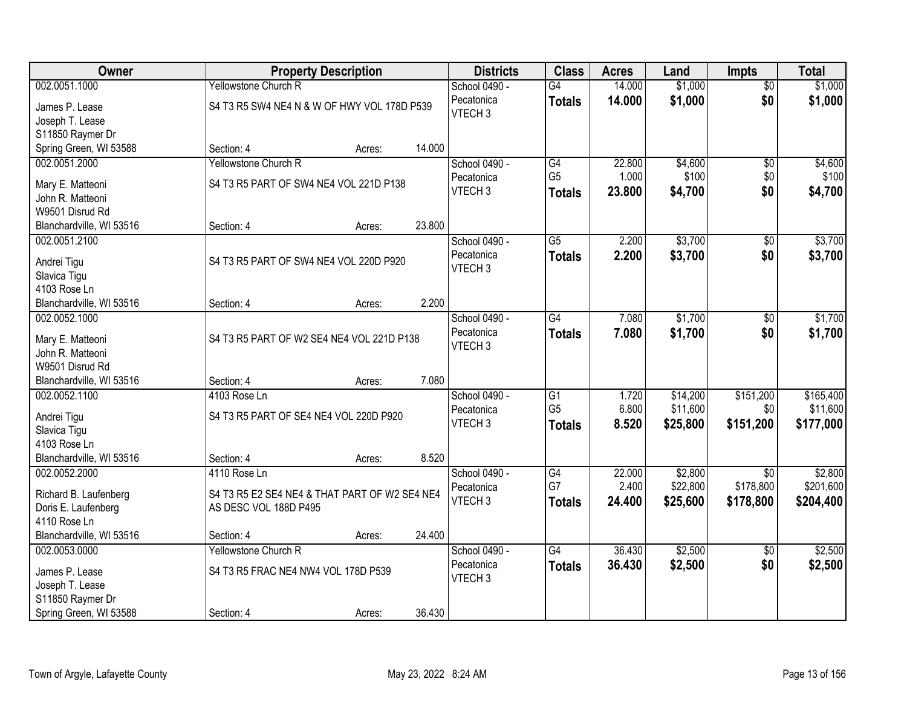| Owner | Property Description | Districts | Class | Acres | Land | Impts | Total |
|---|---|---|---|---|---|---|---|
| 002.0051.1000<br>James P. Lease<br>Joseph T. Lease<br>S11850 Raymer Dr<br>Spring Green, WI 53588 | Yellowstone Church R<br>S4 T3 R5 SW4 NE4 N & W OF HWY VOL 178D P539<br>Section: 4 Acres: 14.000 | School 0490 - Pecatonica<br>VTECH 3 | G4<br>**Totals** | 14.000<br>**14.000** | $1,000<br>**$1,000** | $0<br>**$0** | $1,000<br>**$1,000** |
| 002.0051.2000<br>Mary E. Matteoni<br>John R. Matteoni<br>W9501 Disrud Rd<br>Blanchardville, WI 53516 | Yellowstone Church R<br>S4 T3 R5 PART OF SW4 NE4 VOL 221D P138<br>Section: 4 Acres: 23.800 | School 0490 - Pecatonica<br>VTECH 3 | G4<br>G5<br>**Totals** | 22.800<br>1.000<br>**23.800** | $4,600<br>$100<br>**$4,700** | $0<br>$0<br>**$0** | $4,600<br>$100<br>**$4,700** |
| 002.0051.2100<br>Andrei Tigu<br>Slavica Tigu<br>4103 Rose Ln<br>Blanchardville, WI 53516 | S4 T3 R5 PART OF SW4 NE4 VOL 220D P920<br>Section: 4 Acres: 2.200 | School 0490 - Pecatonica<br>VTECH 3 | G5<br>**Totals** | 2.200<br>**2.200** | $3,700<br>**$3,700** | $0<br>**$0** | $3,700<br>**$3,700** |
| 002.0052.1000<br>Mary E. Matteoni<br>John R. Matteoni<br>W9501 Disrud Rd<br>Blanchardville, WI 53516 | S4 T3 R5 PART OF W2 SE4 NE4 VOL 221D P138<br>Section: 4 Acres: 7.080 | School 0490 - Pecatonica<br>VTECH 3 | G4<br>**Totals** | 7.080<br>**7.080** | $1,700<br>**$1,700** | $0<br>**$0** | $1,700<br>**$1,700** |
| 002.0052.1100<br>Andrei Tigu<br>Slavica Tigu<br>4103 Rose Ln<br>Blanchardville, WI 53516 | 4103 Rose Ln<br>S4 T3 R5 PART OF SE4 NE4 VOL 220D P920<br>Section: 4 Acres: 8.520 | School 0490 - Pecatonica<br>VTECH 3 | G1<br>G5<br>**Totals** | 1.720<br>6.800<br>**8.520** | $14,200<br>$11,600<br>**$25,800** | $151,200<br>$0<br>**$151,200** | $165,400<br>$11,600<br>**$177,000** |
| 002.0052.2000<br>Richard B. Laufenberg<br>Doris E. Laufenberg<br>4110 Rose Ln<br>Blanchardville, WI 53516 | 4110 Rose Ln<br>S4 T3 R5 E2 SE4 NE4 & THAT PART OF W2 SE4 NE4 AS DESC VOL 188D P495<br>Section: 4 Acres: 24.400 | School 0490 - Pecatonica<br>VTECH 3 | G4<br>G7<br>**Totals** | 22.000<br>2.400<br>**24.400** | $2,800<br>$22,800<br>**$25,600** | $0<br>$178,800<br>**$178,800** | $2,800<br>$201,600<br>**$204,400** |
| 002.0053.0000<br>James P. Lease<br>Joseph T. Lease<br>S11850 Raymer Dr<br>Spring Green, WI 53588 | Yellowstone Church R<br>S4 T3 R5 FRAC NE4 NW4 VOL 178D P539<br>Section: 4 Acres: 36.430 | School 0490 - Pecatonica<br>VTECH 3 | G4<br>**Totals** | 36.430<br>**36.430** | $2,500<br>**$2,500** | $0<br>**$0** | $2,500<br>**$2,500** |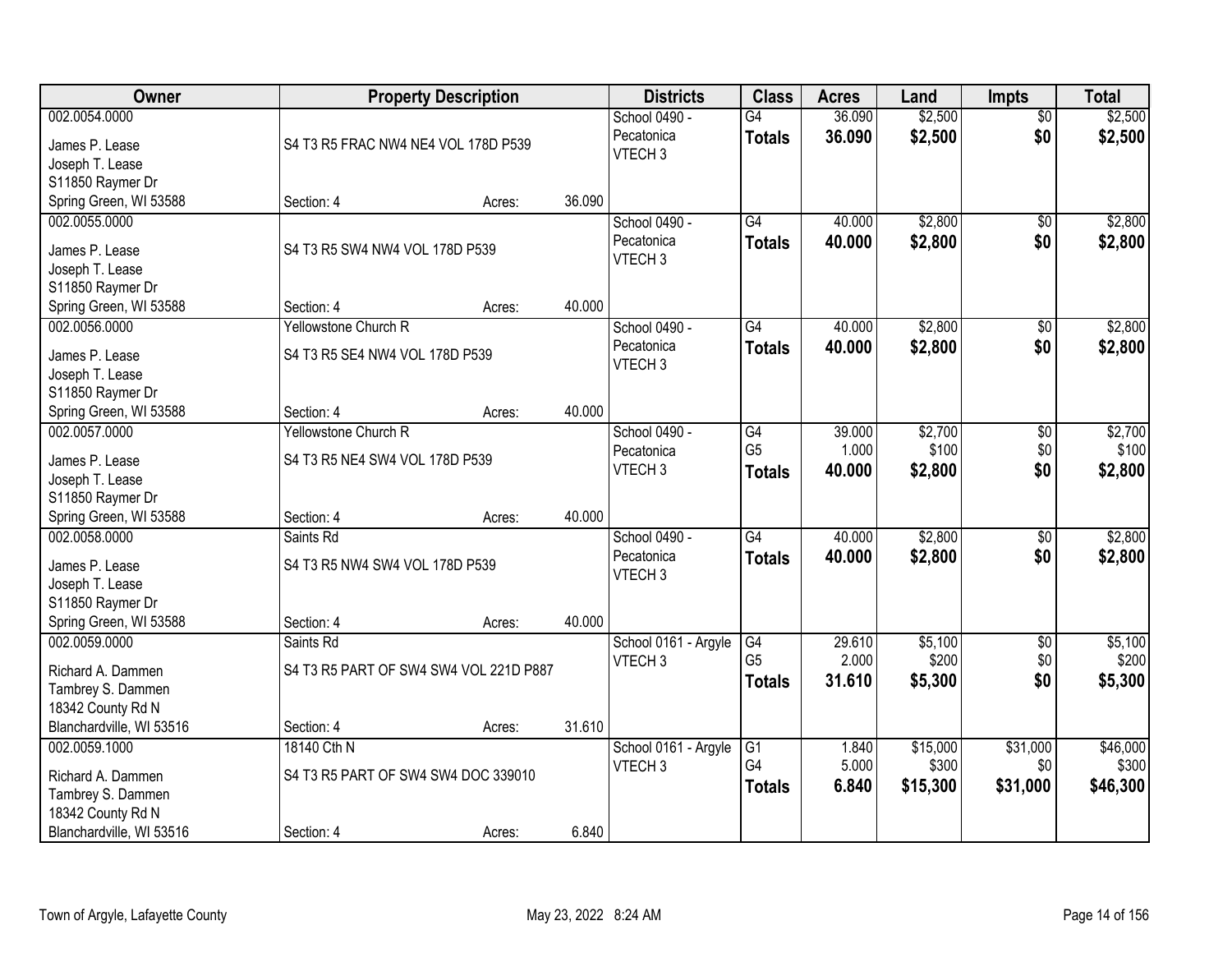| Owner | Property Description | | | Districts | Class | Acres | Land | Impts | Total |
|---|---|---|---|---|---|---|---|---|---|
| 002.0054.0000<br>James P. Lease<br>Joseph T. Lease<br>S11850 Raymer Dr<br>Spring Green, WI 53588 | S4 T3 R5 FRAC NW4 NE4 VOL 178D P539<br>Section: 4 | Acres: | 36.090 | School 0490 - Pecatonica<br>VTECH 3 | G4<br>**Totals** | 36.090<br>**36.090** | $2,500<br>**$2,500** | $0<br>**$0** | $2,500<br>**$2,500** |
| 002.0055.0000<br>James P. Lease<br>Joseph T. Lease<br>S11850 Raymer Dr<br>Spring Green, WI 53588 | S4 T3 R5 SW4 NW4 VOL 178D P539<br>Section: 4 | Acres: | 40.000 | School 0490 - Pecatonica<br>VTECH 3 | G4<br>**Totals** | 40.000<br>**40.000** | $2,800<br>**$2,800** | $0<br>**$0** | $2,800<br>**$2,800** |
| 002.0056.0000<br>James P. Lease<br>Joseph T. Lease<br>S11850 Raymer Dr<br>Spring Green, WI 53588 | Yellowstone Church R<br>S4 T3 R5 SE4 NW4 VOL 178D P539<br>Section: 4 | Acres: | 40.000 | School 0490 - Pecatonica<br>VTECH 3 | G4<br>**Totals** | 40.000<br>**40.000** | $2,800<br>**$2,800** | $0<br>**$0** | $2,800<br>**$2,800** |
| 002.0057.0000<br>James P. Lease<br>Joseph T. Lease<br>S11850 Raymer Dr<br>Spring Green, WI 53588 | Yellowstone Church R<br>S4 T3 R5 NE4 SW4 VOL 178D P539<br>Section: 4 | Acres: | 40.000 | School 0490 - Pecatonica<br>VTECH 3 | G4<br>G5<br>**Totals** | 39.000<br>1.000<br>**40.000** | $2,700<br>$100<br>**$2,800** | $0<br>$0<br>**$0** | $2,700<br>$100<br>**$2,800** |
| 002.0058.0000<br>James P. Lease<br>Joseph T. Lease<br>S11850 Raymer Dr<br>Spring Green, WI 53588 | Saints Rd<br>S4 T3 R5 NW4 SW4 VOL 178D P539<br>Section: 4 | Acres: | 40.000 | School 0490 - Pecatonica<br>VTECH 3 | G4<br>**Totals** | 40.000<br>**40.000** | $2,800<br>**$2,800** | $0<br>**$0** | $2,800<br>**$2,800** |
| 002.0059.0000<br>Richard A. Dammen<br>Tambrey S. Dammen<br>18342 County Rd N<br>Blanchardville, WI 53516 | Saints Rd<br>S4 T3 R5 PART OF SW4 SW4 VOL 221D P887<br>Section: 4 | Acres: | 31.610 | School 0161 - Argyle<br>VTECH 3 | G4<br>G5<br>**Totals** | 29.610<br>2.000<br>**31.610** | $5,100<br>$200<br>**$5,300** | $0<br>$0<br>**$0** | $5,100<br>$200<br>**$5,300** |
| 002.0059.1000<br>Richard A. Dammen<br>Tambrey S. Dammen<br>18342 County Rd N<br>Blanchardville, WI 53516 | 18140 Cth N<br>S4 T3 R5 PART OF SW4 SW4 DOC 339010<br>Section: 4 | Acres: | 6.840 | School 0161 - Argyle<br>VTECH 3 | G1<br>G4<br>**Totals** | 1.840<br>5.000<br>**6.840** | $15,000<br>$300<br>**$15,300** | $31,000<br>$0<br>**$31,000** | $46,000<br>$300<br>**$46,300** |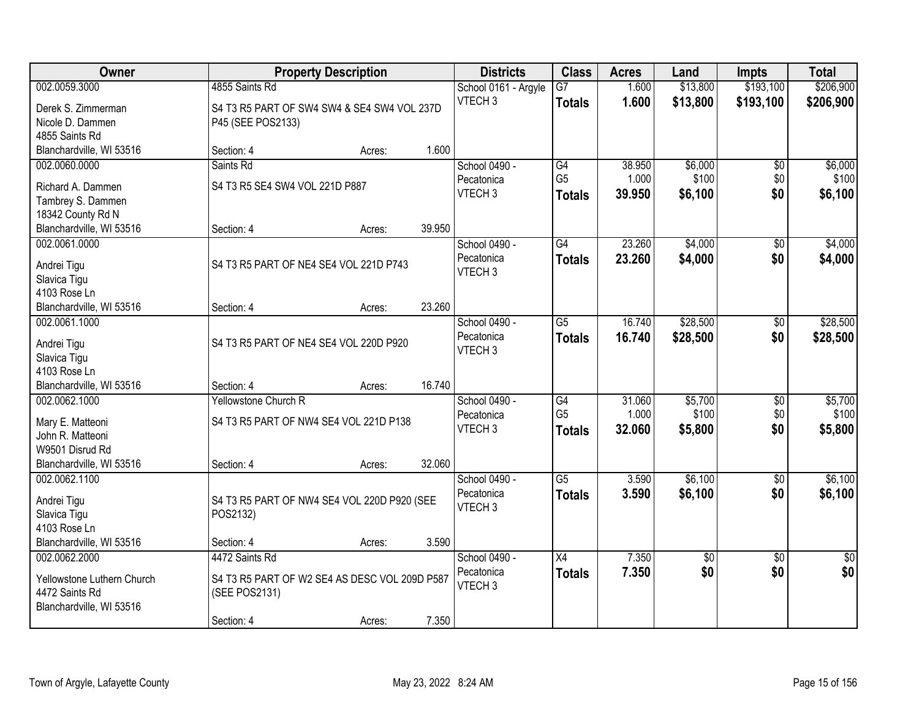| Owner | Property Description | Districts | Class | Acres | Land | Impts | Total |
|---|---|---|---|---|---|---|---|
| 002.0059.3000<br>Derek S. Zimmerman<br>Nicole D. Dammen<br>4855 Saints Rd<br>Blanchardville, WI 53516 | 4855 Saints Rd<br>S4 T3 R5 PART OF SW4 SW4 & SE4 SW4 VOL 237D P45 (SEE POS2133)<br>Section: 4 Acres: 1.600 | School 0161 - Argyle<br>VTECH 3 | G7<br>**Totals** | 1.600<br>**1.600** | $13,800<br>**$13,800** | $193,100<br>**$193,100** | $206,900<br>**$206,900** |
| 002.0060.0000<br>Richard A. Dammen<br>Tambrey S. Dammen<br>18342 County Rd N<br>Blanchardville, WI 53516 | Saints Rd<br>S4 T3 R5 SE4 SW4 VOL 221D P887<br>Section: 4 Acres: 39.950 | School 0490 - Pecatonica<br>VTECH 3 | G4<br>G5<br>**Totals** | 38.950<br>1.000<br>**39.950** | $6,000<br>$100<br>**$6,100** | $0<br>$0<br>**$0** | $6,000<br>$100<br>**$6,100** |
| 002.0061.0000<br>Andrei Tigu<br>Slavica Tigu<br>4103 Rose Ln<br>Blanchardville, WI 53516 | S4 T3 R5 PART OF NE4 SE4 VOL 221D P743<br>Section: 4 Acres: 23.260 | School 0490 - Pecatonica<br>VTECH 3 | G4<br>**Totals** | 23.260<br>**23.260** | $4,000<br>**$4,000** | $0<br>**$0** | $4,000<br>**$4,000** |
| 002.0061.1000<br>Andrei Tigu<br>Slavica Tigu<br>4103 Rose Ln<br>Blanchardville, WI 53516 | S4 T3 R5 PART OF NE4 SE4 VOL 220D P920<br>Section: 4 Acres: 16.740 | School 0490 - Pecatonica<br>VTECH 3 | G5<br>**Totals** | 16.740<br>**16.740** | $28,500<br>**$28,500** | $0<br>**$0** | $28,500<br>**$28,500** |
| 002.0062.1000<br>Mary E. Matteoni<br>John R. Matteoni<br>W9501 Disrud Rd<br>Blanchardville, WI 53516 | Yellowstone Church R<br>S4 T3 R5 PART OF NW4 SE4 VOL 221D P138<br>Section: 4 Acres: 32.060 | School 0490 - Pecatonica<br>VTECH 3 | G4<br>G5<br>**Totals** | 31.060<br>1.000<br>**32.060** | $5,700<br>$100<br>**$5,800** | $0<br>$0<br>**$0** | $5,700<br>$100<br>**$5,800** |
| 002.0062.1100<br>Andrei Tigu<br>Slavica Tigu<br>4103 Rose Ln<br>Blanchardville, WI 53516 | S4 T3 R5 PART OF NW4 SE4 VOL 220D P920 (SEE POS2132)<br>Section: 4 Acres: 3.590 | School 0490 - Pecatonica<br>VTECH 3 | G5<br>**Totals** | 3.590<br>**3.590** | $6,100<br>**$6,100** | $0<br>**$0** | $6,100<br>**$6,100** |
| 002.0062.2000<br>Yellowstone Luthern Church<br>4472 Saints Rd<br>Blanchardville, WI 53516 | 4472 Saints Rd<br>S4 T3 R5 PART OF W2 SE4 AS DESC VOL 209D P587 (SEE POS2131)<br>Section: 4 Acres: 7.350 | School 0490 - Pecatonica<br>VTECH 3 | X4<br>**Totals** | 7.350<br>**7.350** | $0<br>**$0** | $0<br>**$0** | $0<br>**$0** |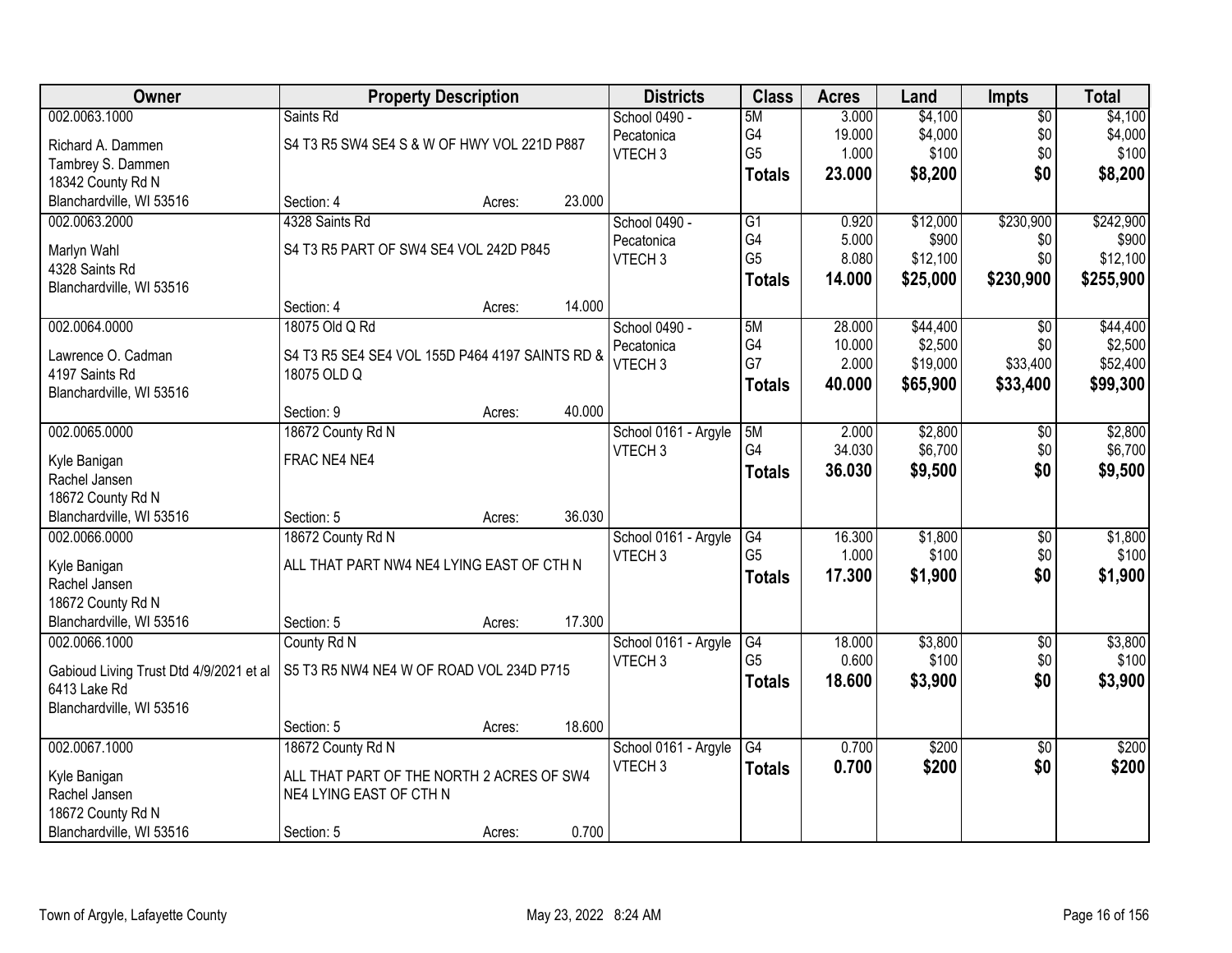| Owner | Property Description | | | Districts | Class | Acres | Land | Impts | Total |
|---|---|---|---|---|---|---|---|---|---|
| 002.0063.1000 | Saints Rd | | | School 0490 - Pecatonica | 5M | 3.000 | $4,100 | $0 | $4,100 |
| Richard A. Dammen | S4 T3 R5 SW4 SE4 S & W OF HWY VOL 221D P887 | | | VTECH 3 | G4 | 19.000 | $4,000 | $0 | $4,000 |
| Tambrey S. Dammen | | | | | G5 | 1.000 | $100 | $0 | $100 |
| 18342 County Rd N | | | | | **Totals** | **23.000** | **$8,200** | **$0** | **$8,200** |
| Blanchardville, WI 53516 | Section: 4 | Acres: | 23.000 | | | | | | |
| 002.0063.2000 | 4328 Saints Rd | | | School 0490 - Pecatonica | G1 | 0.920 | $12,000 | $230,900 | $242,900 |
| Marlyn Wahl | S4 T3 R5 PART OF SW4 SE4 VOL 242D P845 | | | VTECH 3 | G4 | 5.000 | $900 | $0 | $900 |
| 4328 Saints Rd | | | | | G5 | 8.080 | $12,100 | $0 | $12,100 |
| Blanchardville, WI 53516 | | | | | **Totals** | **14.000** | **$25,000** | **$230,900** | **$255,900** |
| | Section: 4 | Acres: | 14.000 | | | | | | |
| 002.0064.0000 | 18075 Old Q Rd | | | School 0490 - Pecatonica | 5M | 28.000 | $44,400 | $0 | $44,400 |
| Lawrence O. Cadman | S4 T3 R5 SE4 SE4 VOL 155D P464 4197 SAINTS RD & 18075 OLD Q | | | VTECH 3 | G4 | 10.000 | $2,500 | $0 | $2,500 |
| 4197 Saints Rd | | | | | G7 | 2.000 | $19,000 | $33,400 | $52,400 |
| Blanchardville, WI 53516 | | | | | **Totals** | **40.000** | **$65,900** | **$33,400** | **$99,300** |
| | Section: 9 | Acres: | 40.000 | | | | | | |
| 002.0065.0000 | 18672 County Rd N | | | School 0161 - Argyle | 5M | 2.000 | $2,800 | $0 | $2,800 |
| Kyle Banigan | FRAC NE4 NE4 | | | VTECH 3 | G4 | 34.030 | $6,700 | $0 | $6,700 |
| Rachel Jansen | | | | | **Totals** | **36.030** | **$9,500** | **$0** | **$9,500** |
| 18672 County Rd N | | | | | | | | | |
| Blanchardville, WI 53516 | Section: 5 | Acres: | 36.030 | | | | | | |
| 002.0066.0000 | 18672 County Rd N | | | School 0161 - Argyle | G4 | 16.300 | $1,800 | $0 | $1,800 |
| Kyle Banigan | ALL THAT PART NW4 NE4 LYING EAST OF CTH N | | | VTECH 3 | G5 | 1.000 | $100 | $0 | $100 |
| Rachel Jansen | | | | | **Totals** | **17.300** | **$1,900** | **$0** | **$1,900** |
| 18672 County Rd N | | | | | | | | | |
| Blanchardville, WI 53516 | Section: 5 | Acres: | 17.300 | | | | | | |
| 002.0066.1000 | County Rd N | | | School 0161 - Argyle | G4 | 18.000 | $3,800 | $0 | $3,800 |
| Gabioud Living Trust Dtd 4/9/2021 et al | S5 T3 R5 NW4 NE4 W OF ROAD VOL 234D P715 | | | VTECH 3 | G5 | 0.600 | $100 | $0 | $100 |
| 6413 Lake Rd | | | | | **Totals** | **18.600** | **$3,900** | **$0** | **$3,900** |
| Blanchardville, WI 53516 | | | | | | | | | |
| | Section: 5 | Acres: | 18.600 | | | | | | |
| 002.0067.1000 | 18672 County Rd N | | | School 0161 - Argyle | G4 | 0.700 | $200 | $0 | $200 |
| Kyle Banigan | ALL THAT PART OF THE NORTH 2 ACRES OF SW4 NE4 LYING EAST OF CTH N | | | VTECH 3 | **Totals** | **0.700** | **$200** | **$0** | **$200** |
| Rachel Jansen | | | | | | | | | |
| 18672 County Rd N | | | | | | | | | |
| Blanchardville, WI 53516 | Section: 5 | Acres: | 0.700 | | | | | | |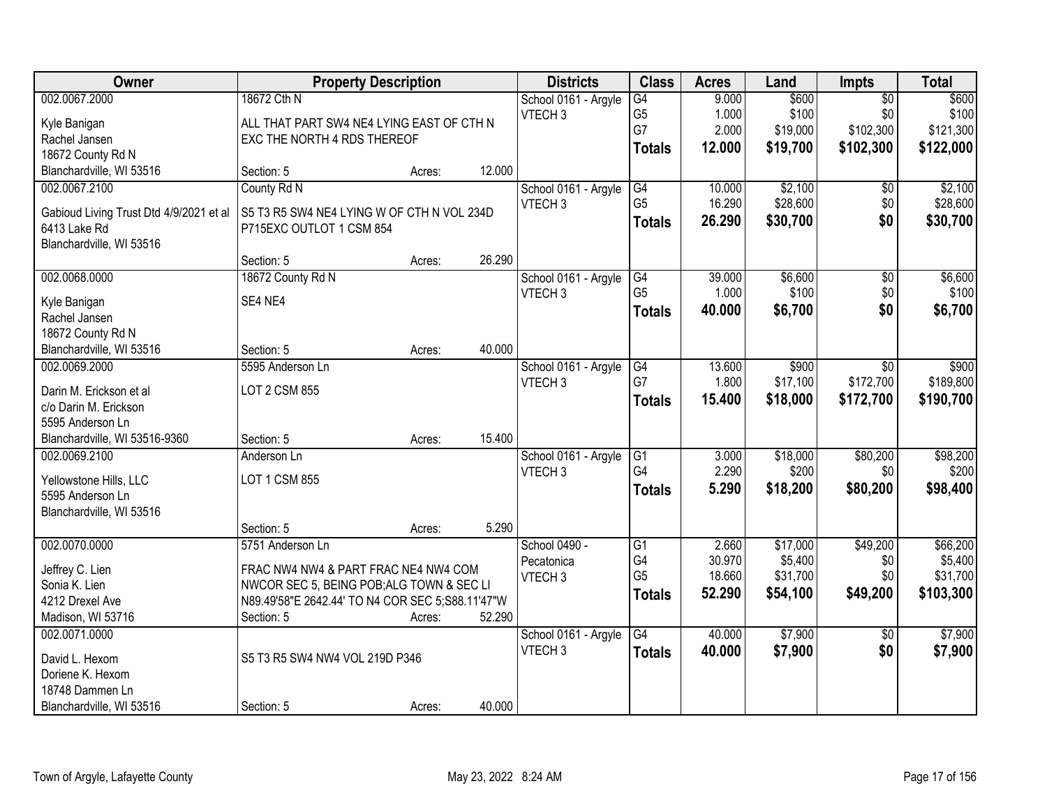| Owner | Property Description | | | Districts | Class | Acres | Land | Impts | Total |
|---|---|---|---|---|---|---|---|---|---|
| 002.0067.2000 | 18672 Cth N | | | School 0161 - Argyle | G4 | 9.000 | $600 | $0 | $600 |
| Kyle Banigan | ALL THAT PART SW4 NE4 LYING EAST OF CTH N | | | VTECH 3 | G5 | 1.000 | $100 | $0 | $100 |
| Rachel Jansen | EXC THE NORTH 4 RDS THEREOF | | | | G7 | 2.000 | $19,000 | $102,300 | $121,300 |
| 18672 County Rd N | | | | | **Totals** | **12.000** | **$19,700** | **$102,300** | **$122,000** |
| Blanchardville, WI 53516 | Section: 5 | Acres: | 12.000 | | | | | | |
| 002.0067.2100 | County Rd N | | | School 0161 - Argyle | G4 | 10.000 | $2,100 | $0 | $2,100 |
| Gabioud Living Trust Dtd 4/9/2021 et al | S5 T3 R5 SW4 NE4 LYING W OF CTH N VOL 234D | | | VTECH 3 | G5 | 16.290 | $28,600 | $0 | $28,600 |
| 6413 Lake Rd | P715EXC OUTLOT 1 CSM 854 | | | | **Totals** | **26.290** | **$30,700** | **$0** | **$30,700** |
| Blanchardville, WI 53516 | | | | | | | | | |
| | Section: 5 | Acres: | 26.290 | | | | | | |
| 002.0068.0000 | 18672 County Rd N | | | School 0161 - Argyle | G4 | 39.000 | $6,600 | $0 | $6,600 |
| Kyle Banigan | SE4 NE4 | | | VTECH 3 | G5 | 1.000 | $100 | $0 | $100 |
| Rachel Jansen | | | | | **Totals** | **40.000** | **$6,700** | **$0** | **$6,700** |
| 18672 County Rd N | | | | | | | | | |
| Blanchardville, WI 53516 | Section: 5 | Acres: | 40.000 | | | | | | |
| 002.0069.2000 | 5595 Anderson Ln | | | School 0161 - Argyle | G4 | 13.600 | $900 | $0 | $900 |
| Darin M. Erickson et al | LOT 2 CSM 855 | | | VTECH 3 | G7 | 1.800 | $17,100 | $172,700 | $189,800 |
| c/o Darin M. Erickson | | | | | **Totals** | **15.400** | **$18,000** | **$172,700** | **$190,700** |
| 5595 Anderson Ln | | | | | | | | | |
| Blanchardville, WI 53516-9360 | Section: 5 | Acres: | 15.400 | | | | | | |
| 002.0069.2100 | Anderson Ln | | | School 0161 - Argyle | G1 | 3.000 | $18,000 | $80,200 | $98,200 |
| Yellowstone Hills, LLC | LOT 1 CSM 855 | | | VTECH 3 | G4 | 2.290 | $200 | $0 | $200 |
| 5595 Anderson Ln | | | | | **Totals** | **5.290** | **$18,200** | **$80,200** | **$98,400** |
| Blanchardville, WI 53516 | | | | | | | | | |
| | Section: 5 | Acres: | 5.290 | | | | | | |
| 002.0070.0000 | 5751 Anderson Ln | | | School 0490 - | G1 | 2.660 | $17,000 | $49,200 | $66,200 |
| Jeffrey C. Lien | FRAC NW4 NW4 & PART FRAC NE4 NW4 COM | | | Pecatonica | G4 | 30.970 | $5,400 | $0 | $5,400 |
| Sonia K. Lien | NWCOR SEC 5, BEING POB;ALG TOWN & SEC LI | | | VTECH 3 | G5 | 18.660 | $31,700 | $0 | $31,700 |
| 4212 Drexel Ave | N89.49'58"E 2642.44' TO N4 COR SEC 5;S88.11'47"W | | | | **Totals** | **52.290** | **$54,100** | **$49,200** | **$103,300** |
| Madison, WI 53716 | Section: 5 | Acres: | 52.290 | | | | | | |
| 002.0071.0000 | | | | School 0161 - Argyle | G4 | 40.000 | $7,900 | $0 | $7,900 |
| David L. Hexom | S5 T3 R5 SW4 NW4 VOL 219D P346 | | | VTECH 3 | **Totals** | **40.000** | **$7,900** | **$0** | **$7,900** |
| Doriene K. Hexom | | | | | | | | | |
| 18748 Dammen Ln | | | | | | | | | |
| Blanchardville, WI 53516 | Section: 5 | Acres: | 40.000 | | | | | | |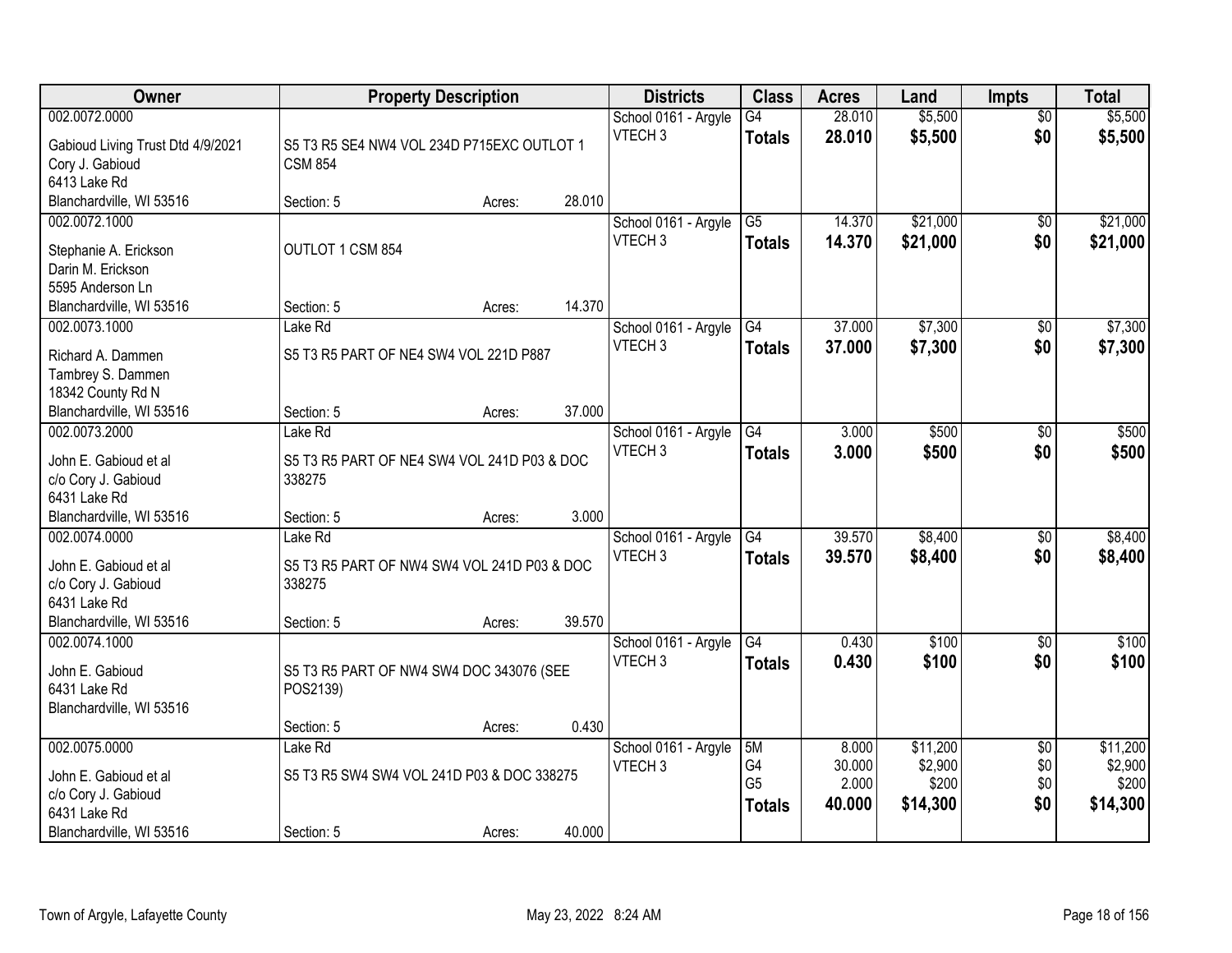| Owner | Property Description | Districts | Class | Acres | Land | Impts | Total |
|---|---|---|---|---|---|---|---|
| 002.0072.0000<br>Gabioud Living Trust Dtd 4/9/2021<br>Cory J. Gabioud<br>6413 Lake Rd<br>Blanchardville, WI 53516 | S5 T3 R5 SE4 NW4 VOL 234D P715EXC OUTLOT 1 CSM 854<br>Section: 5 Acres: 28.010 | School 0161 - Argyle<br>VTECH 3 | G4<br>**Totals** | 28.010<br>**28.010** | $5,500<br>**$5,500** | $0<br>**$0** | $5,500<br>**$5,500** |
| 002.0072.1000<br>Stephanie A. Erickson<br>Darin M. Erickson<br>5595 Anderson Ln<br>Blanchardville, WI 53516 | OUTLOT 1 CSM 854<br>Section: 5 Acres: 14.370 | School 0161 - Argyle<br>VTECH 3 | G5<br>**Totals** | 14.370<br>**14.370** | $21,000<br>**$21,000** | $0<br>**$0** | $21,000<br>**$21,000** |
| 002.0073.1000<br>Richard A. Dammen<br>Tambrey S. Dammen<br>18342 County Rd N<br>Blanchardville, WI 53516 | Lake Rd<br>S5 T3 R5 PART OF NE4 SW4 VOL 221D P887<br>Section: 5 Acres: 37.000 | School 0161 - Argyle<br>VTECH 3 | G4<br>**Totals** | 37.000<br>**37.000** | $7,300<br>**$7,300** | $0<br>**$0** | $7,300<br>**$7,300** |
| 002.0073.2000<br>John E. Gabioud et al<br>c/o Cory J. Gabioud<br>6431 Lake Rd<br>Blanchardville, WI 53516 | Lake Rd<br>S5 T3 R5 PART OF NE4 SW4 VOL 241D P03 & DOC 338275<br>Section: 5 Acres: 3.000 | School 0161 - Argyle<br>VTECH 3 | G4<br>**Totals** | 3.000<br>**3.000** | $500<br>**$500** | $0<br>**$0** | $500<br>**$500** |
| 002.0074.0000<br>John E. Gabioud et al<br>c/o Cory J. Gabioud<br>6431 Lake Rd<br>Blanchardville, WI 53516 | Lake Rd<br>S5 T3 R5 PART OF NW4 SW4 VOL 241D P03 & DOC 338275<br>Section: 5 Acres: 39.570 | School 0161 - Argyle<br>VTECH 3 | G4<br>**Totals** | 39.570<br>**39.570** | $8,400<br>**$8,400** | $0<br>**$0** | $8,400<br>**$8,400** |
| 002.0074.1000<br>John E. Gabioud<br>6431 Lake Rd<br>Blanchardville, WI 53516 | S5 T3 R5 PART OF NW4 SW4 DOC 343076 (SEE POS2139)<br>Section: 5 Acres: 0.430 | School 0161 - Argyle<br>VTECH 3 | G4<br>**Totals** | 0.430<br>**0.430** | $100<br>**$100** | $0<br>**$0** | $100<br>**$100** |
| 002.0075.0000<br>John E. Gabioud et al<br>c/o Cory J. Gabioud<br>6431 Lake Rd<br>Blanchardville, WI 53516 | Lake Rd<br>S5 T3 R5 SW4 SW4 VOL 241D P03 & DOC 338275<br>Section: 5 Acres: 40.000 | School 0161 - Argyle<br>VTECH 3 | 5M<br>G4<br>G5<br>**Totals** | 8.000<br>30.000<br>2.000<br>**40.000** | $11,200<br>$2,900<br>$200<br>**$14,300** | $0<br>$0<br>$0<br>**$0** | $11,200<br>$2,900<br>$200<br>**$14,300** |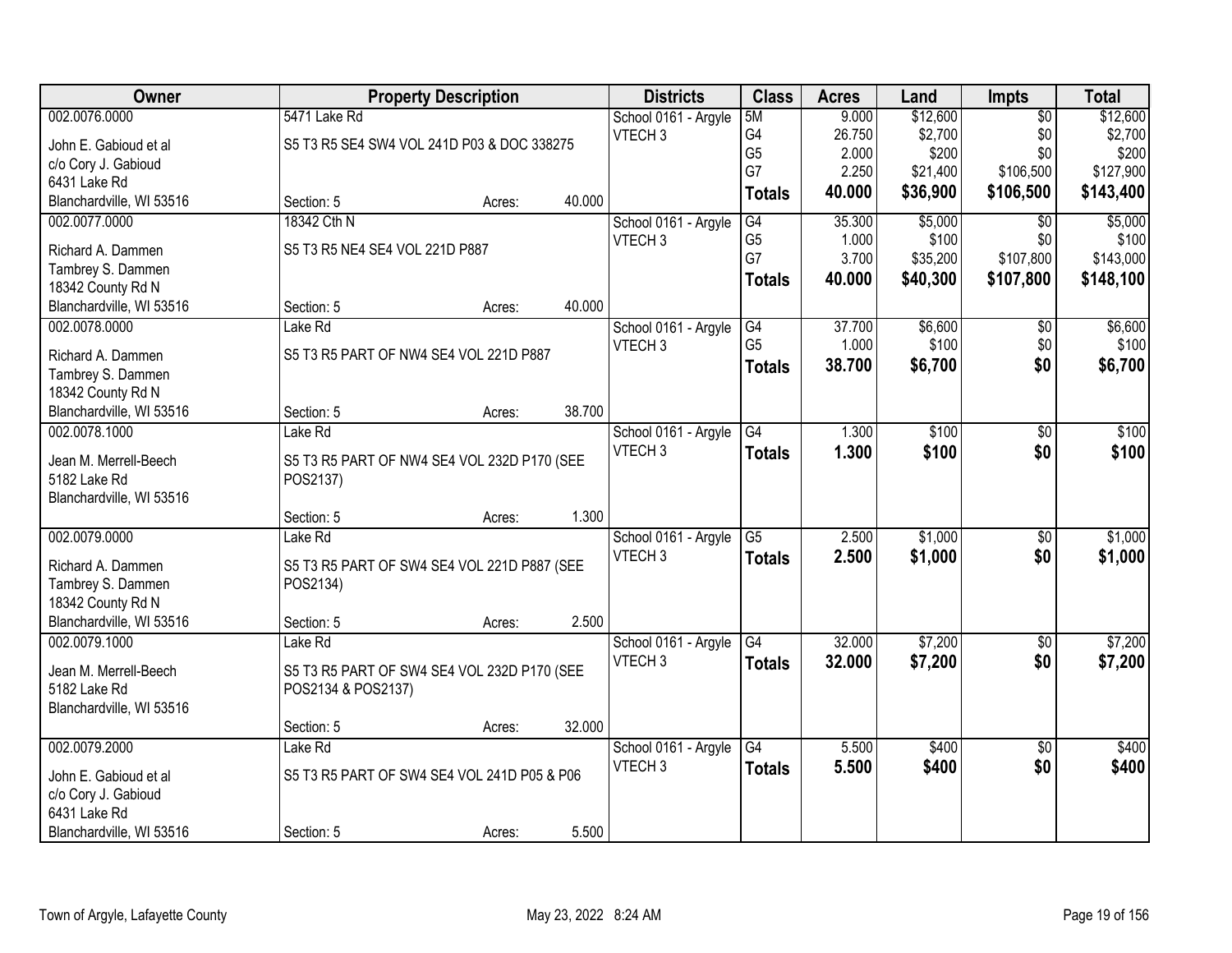| Owner | Property Description | | | Districts | Class | Acres | Land | Impts | Total |
|---|---|---|---|---|---|---|---|---|---|
| 002.0076.0000 | 5471 Lake Rd | | | School 0161 - Argyle | 5M | 9.000 | $12,600 | $0 | $12,600 |
| John E. Gabioud et al | S5 T3 R5 SE4 SW4 VOL 241D P03 & DOC 338275 | | | VTECH 3 | G4 | 26.750 | $2,700 | $0 | $2,700 |
| c/o Cory J. Gabioud | | | | | G5 | 2.000 | $200 | $0 | $200 |
| 6431 Lake Rd | | | | | G7 | 2.250 | $21,400 | $106,500 | $127,900 |
| Blanchardville, WI 53516 | Section: 5 | Acres: | 40.000 | | **Totals** | **40.000** | **$36,900** | **$106,500** | **$143,400** |
| 002.0077.0000 | 18342 Cth N | | | School 0161 - Argyle | G4 | 35.300 | $5,000 | $0 | $5,000 |
| Richard A. Dammen | S5 T3 R5 NE4 SE4 VOL 221D P887 | | | VTECH 3 | G5 | 1.000 | $100 | $0 | $100 |
| Tambrey S. Dammen | | | | | G7 | 3.700 | $35,200 | $107,800 | $143,000 |
| 18342 County Rd N | | | | | **Totals** | **40.000** | **$40,300** | **$107,800** | **$148,100** |
| Blanchardville, WI 53516 | Section: 5 | Acres: | 40.000 | | | | | | |
| 002.0078.0000 | Lake Rd | | | School 0161 - Argyle | G4 | 37.700 | $6,600 | $0 | $6,600 |
| Richard A. Dammen | S5 T3 R5 PART OF NW4 SE4 VOL 221D P887 | | | VTECH 3 | G5 | 1.000 | $100 | $0 | $100 |
| Tambrey S. Dammen | | | | | **Totals** | **38.700** | **$6,700** | **$0** | **$6,700** |
| 18342 County Rd N | | | | | | | | | |
| Blanchardville, WI 53516 | Section: 5 | Acres: | 38.700 | | | | | | |
| 002.0078.1000 | Lake Rd | | | School 0161 - Argyle | G4 | 1.300 | $100 | $0 | $100 |
| Jean M. Merrell-Beech | S5 T3 R5 PART OF NW4 SE4 VOL 232D P170 (SEE | | | VTECH 3 | **Totals** | **1.300** | **$100** | **$0** | **$100** |
| 5182 Lake Rd | POS2137) | | | | | | | | |
| Blanchardville, WI 53516 | | | | | | | | | |
| | Section: 5 | Acres: | 1.300 | | | | | | |
| 002.0079.0000 | Lake Rd | | | School 0161 - Argyle | G5 | 2.500 | $1,000 | $0 | $1,000 |
| Richard A. Dammen | S5 T3 R5 PART OF SW4 SE4 VOL 221D P887 (SEE | | | VTECH 3 | **Totals** | **2.500** | **$1,000** | **$0** | **$1,000** |
| Tambrey S. Dammen | POS2134) | | | | | | | | |
| 18342 County Rd N | | | | | | | | | |
| Blanchardville, WI 53516 | Section: 5 | Acres: | 2.500 | | | | | | |
| 002.0079.1000 | Lake Rd | | | School 0161 - Argyle | G4 | 32.000 | $7,200 | $0 | $7,200 |
| Jean M. Merrell-Beech | S5 T3 R5 PART OF SW4 SE4 VOL 232D P170 (SEE | | | VTECH 3 | **Totals** | **32.000** | **$7,200** | **$0** | **$7,200** |
| 5182 Lake Rd | POS2134 & POS2137) | | | | | | | | |
| Blanchardville, WI 53516 | | | | | | | | | |
| | Section: 5 | Acres: | 32.000 | | | | | | |
| 002.0079.2000 | Lake Rd | | | School 0161 - Argyle | G4 | 5.500 | $400 | $0 | $400 |
| John E. Gabioud et al | S5 T3 R5 PART OF SW4 SE4 VOL 241D P05 & P06 | | | VTECH 3 | **Totals** | **5.500** | **$400** | **$0** | **$400** |
| c/o Cory J. Gabioud | | | | | | | | | |
| 6431 Lake Rd | | | | | | | | | |
| Blanchardville, WI 53516 | Section: 5 | Acres: | 5.500 | | | | | | |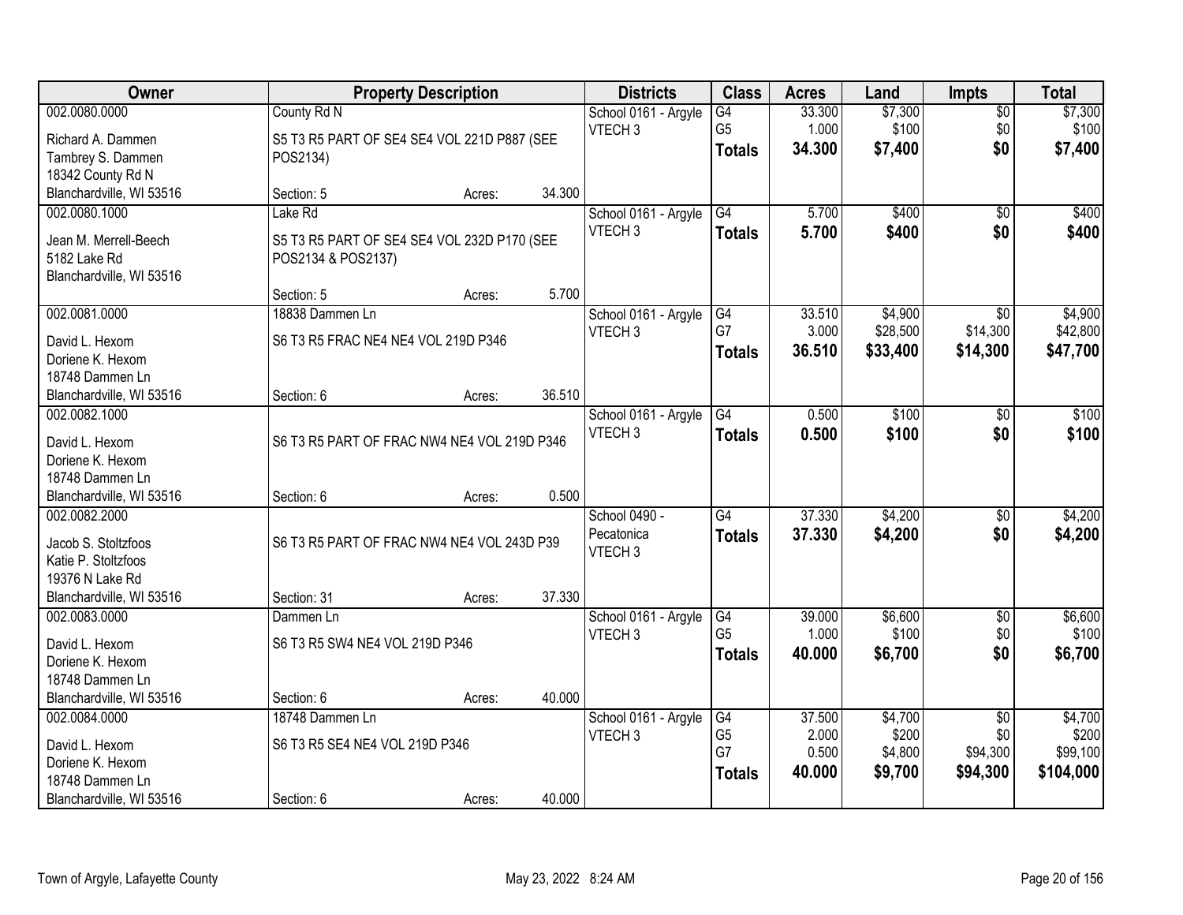| Owner | Property Description | Districts | Class | Acres | Land | Impts | Total |
|---|---|---|---|---|---|---|---|
| 002.0080.0000<br>Richard A. Dammen<br>Tambrey S. Dammen<br>18342 County Rd N<br>Blanchardville, WI 53516 | County Rd N<br>S5 T3 R5 PART OF SE4 SE4 VOL 221D P887 (SEE POS2134)<br>Section: 5 Acres: 34.300 | School 0161 - Argyle<br>VTECH 3 | G4<br>G5<br>**Totals** | 33.300<br>1.000<br>**34.300** | $7,300<br>$100<br>**$7,400** | $0<br>$0<br>**$0** | $7,300<br>$100<br>**$7,400** |
| 002.0080.1000<br>Jean M. Merrell-Beech<br>5182 Lake Rd<br>Blanchardville, WI 53516 | Lake Rd<br>S5 T3 R5 PART OF SE4 SE4 VOL 232D P170 (SEE POS2134 & POS2137)<br>Section: 5 Acres: 5.700 | School 0161 - Argyle<br>VTECH 3 | G4<br>**Totals** | 5.700<br>**5.700** | $400<br>**$400** | $0<br>**$0** | $400<br>**$400** |
| 002.0081.0000<br>David L. Hexom<br>Doriene K. Hexom<br>18748 Dammen Ln<br>Blanchardville, WI 53516 | 18838 Dammen Ln<br>S6 T3 R5 FRAC NE4 NE4 VOL 219D P346<br>Section: 6 Acres: 36.510 | School 0161 - Argyle<br>VTECH 3 | G4<br>G7<br>**Totals** | 33.510<br>3.000<br>**36.510** | $4,900<br>$28,500<br>**$33,400** | $0<br>$14,300<br>**$14,300** | $4,900<br>$42,800<br>**$47,700** |
| 002.0082.1000<br>David L. Hexom<br>Doriene K. Hexom<br>18748 Dammen Ln<br>Blanchardville, WI 53516 | S6 T3 R5 PART OF FRAC NW4 NE4 VOL 219D P346<br>Section: 6 Acres: 0.500 | School 0161 - Argyle<br>VTECH 3 | G4<br>**Totals** | 0.500<br>**0.500** | $100<br>**$100** | $0<br>**$0** | $100<br>**$100** |
| 002.0082.2000<br>Jacob S. Stoltzfoos<br>Katie P. Stoltzfoos<br>19376 N Lake Rd<br>Blanchardville, WI 53516 | S6 T3 R5 PART OF FRAC NW4 NE4 VOL 243D P39<br>Section: 31 Acres: 37.330 | School 0490 - Pecatonica<br>VTECH 3 | G4<br>**Totals** | 37.330<br>**37.330** | $4,200<br>**$4,200** | $0<br>**$0** | $4,200<br>**$4,200** |
| 002.0083.0000<br>David L. Hexom<br>Doriene K. Hexom<br>18748 Dammen Ln<br>Blanchardville, WI 53516 | Dammen Ln<br>S6 T3 R5 SW4 NE4 VOL 219D P346<br>Section: 6 Acres: 40.000 | School 0161 - Argyle<br>VTECH 3 | G4<br>G5<br>**Totals** | 39.000<br>1.000<br>**40.000** | $6,600<br>$100<br>**$6,700** | $0<br>$0<br>**$0** | $6,600<br>$100<br>**$6,700** |
| 002.0084.0000<br>David L. Hexom<br>Doriene K. Hexom<br>18748 Dammen Ln<br>Blanchardville, WI 53516 | 18748 Dammen Ln<br>S6 T3 R5 SE4 NE4 VOL 219D P346<br>Section: 6 Acres: 40.000 | School 0161 - Argyle<br>VTECH 3 | G4<br>G5<br>G7<br>**Totals** | 37.500<br>2.000<br>0.500<br>**40.000** | $4,700<br>$200<br>$4,800<br>**$9,700** | $0<br>$0<br>$94,300<br>**$94,300** | $4,700<br>$200<br>$99,100<br>**$104,000** |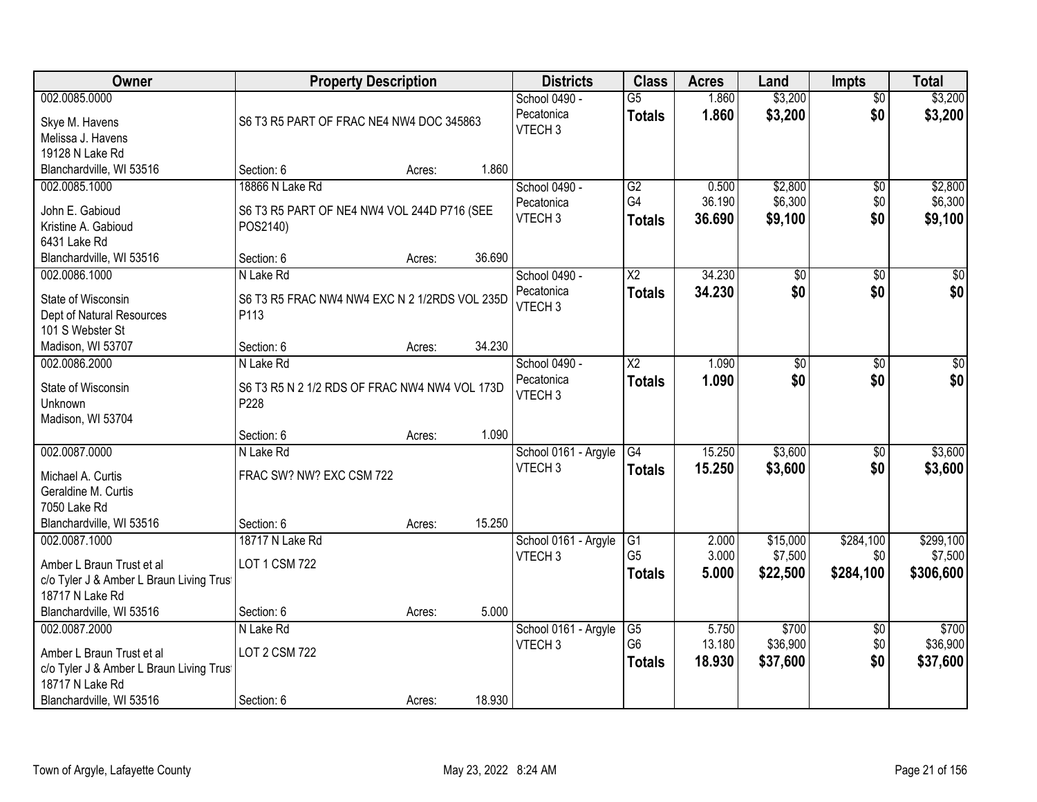| Owner | Property Description | | | Districts | Class | Acres | Land | Impts | Total |
|---|---|---|---|---|---|---|---|---|---|
| 002.0085.0000<br>Skye M. Havens<br>Melissa J. Havens<br>19128 N Lake Rd<br>Blanchardville, WI 53516 | S6 T3 R5 PART OF FRAC NE4 NW4 DOC 345863<br>Section: 6 | Acres: | 1.860 | School 0490 - Pecatonica<br>VTECH 3 | G5<br>**Totals** | 1.860<br>**1.860** | $3,200<br>**$3,200** | $0<br>**$0** | $3,200<br>**$3,200** |
| 002.0085.1000<br>John E. Gabioud<br>Kristine A. Gabioud<br>6431 Lake Rd<br>Blanchardville, WI 53516 | 18866 N Lake Rd<br>S6 T3 R5 PART OF NE4 NW4 VOL 244D P716 (SEE POS2140)<br>Section: 6 | Acres: | 36.690 | School 0490 - Pecatonica<br>VTECH 3 | G2<br>G4<br>**Totals** | 0.500<br>36.190<br>**36.690** | $2,800<br>$6,300<br>**$9,100** | $0<br>$0<br>**$0** | $2,800<br>$6,300<br>**$9,100** |
| 002.0086.1000<br>State of Wisconsin<br>Dept of Natural Resources<br>101 S Webster St<br>Madison, WI 53707 | N Lake Rd<br>S6 T3 R5 FRAC NW4 NW4 EXC N 2 1/2RDS VOL 235D P113<br>Section: 6 | Acres: | 34.230 | School 0490 - Pecatonica<br>VTECH 3 | X2<br>**Totals** | 34.230<br>**34.230** | $0<br>**$0** | $0<br>**$0** | $0<br>**$0** |
| 002.0086.2000<br>State of Wisconsin<br>Unknown<br>Madison, WI 53704 | N Lake Rd<br>S6 T3 R5 N 2 1/2 RDS OF FRAC NW4 NW4 VOL 173D P228<br>Section: 6 | Acres: | 1.090 | School 0490 - Pecatonica<br>VTECH 3 | X2<br>**Totals** | 1.090<br>**1.090** | $0<br>**$0** | $0<br>**$0** | $0<br>**$0** |
| 002.0087.0000<br>Michael A. Curtis<br>Geraldine M. Curtis<br>7050 Lake Rd<br>Blanchardville, WI 53516 | N Lake Rd<br>FRAC SW? NW? EXC CSM 722<br>Section: 6 | Acres: | 15.250 | School 0161 - Argyle<br>VTECH 3 | G4<br>**Totals** | 15.250<br>**15.250** | $3,600<br>**$3,600** | $0<br>**$0** | $3,600<br>**$3,600** |
| 002.0087.1000<br>Amber L Braun Trust et al<br>c/o Tyler J & Amber L Braun Living Trust<br>18717 N Lake Rd<br>Blanchardville, WI 53516 | 18717 N Lake Rd<br>LOT 1 CSM 722<br>Section: 6 | Acres: | 5.000 | School 0161 - Argyle<br>VTECH 3 | G1<br>G5<br>**Totals** | 2.000<br>3.000<br>**5.000** | $15,000<br>$7,500<br>**$22,500** | $284,100<br>$0<br>**$284,100** | $299,100<br>$7,500<br>**$306,600** |
| 002.0087.2000<br>Amber L Braun Trust et al<br>c/o Tyler J & Amber L Braun Living Trust<br>18717 N Lake Rd<br>Blanchardville, WI 53516 | N Lake Rd<br>LOT 2 CSM 722<br>Section: 6 | Acres: | 18.930 | School 0161 - Argyle<br>VTECH 3 | G5<br>G6<br>**Totals** | 5.750<br>13.180<br>**18.930** | $700<br>$36,900<br>**$37,600** | $0<br>$0<br>**$0** | $700<br>$36,900<br>**$37,600** |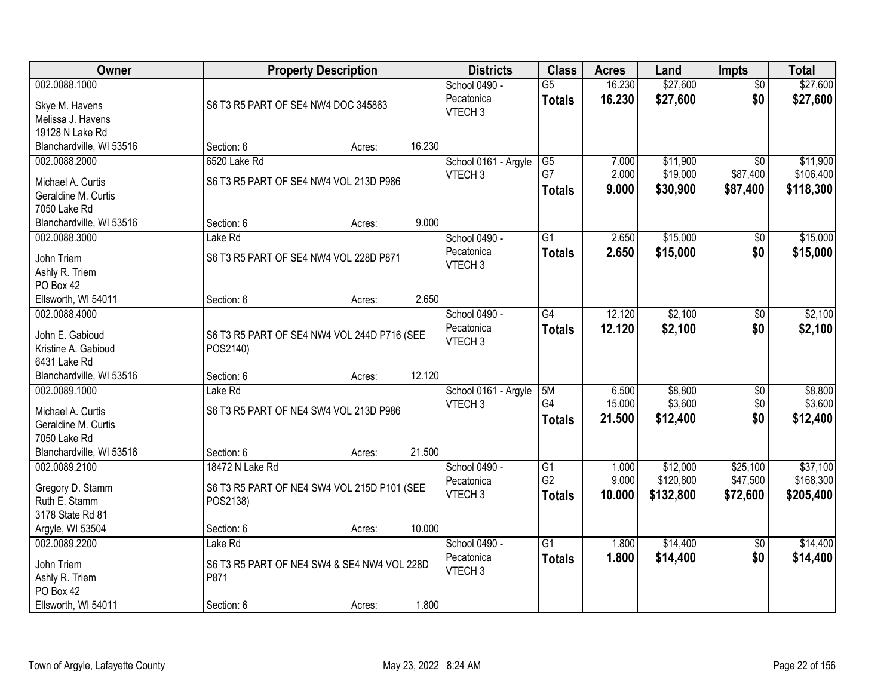| Owner | Property Description | Districts | Class | Acres | Land | Impts | Total |
|---|---|---|---|---|---|---|---|
| 002.0088.1000<br>Skye M. Havens<br>Melissa J. Havens<br>19128 N Lake Rd<br>Blanchardville, WI 53516 | S6 T3 R5 PART OF SE4 NW4 DOC 345863<br>Section: 6 Acres: 16.230 | School 0490 - Pecatonica<br>VTECH 3 | G5<br>**Totals** | 16.230<br>**16.230** | \$27,600<br>**\$27,600** | \$0<br>**\$0** | \$27,600<br>**\$27,600** |
| 002.0088.2000<br>Michael A. Curtis<br>Geraldine M. Curtis<br>7050 Lake Rd<br>Blanchardville, WI 53516 | 6520 Lake Rd<br>S6 T3 R5 PART OF SE4 NW4 VOL 213D P986<br>Section: 6 Acres: 9.000 | School 0161 - Argyle<br>VTECH 3 | G5<br>G7<br>**Totals** | 7.000<br>2.000<br>**9.000** | \$11,900<br>\$19,000<br>**\$30,900** | \$0<br>\$87,400<br>**\$87,400** | \$11,900<br>\$106,400<br>**\$118,300** |
| 002.0088.3000<br>John Triem<br>Ashly R. Triem<br>PO Box 42<br>Ellsworth, WI 54011 | Lake Rd<br>S6 T3 R5 PART OF SE4 NW4 VOL 228D P871<br>Section: 6 Acres: 2.650 | School 0490 - Pecatonica<br>VTECH 3 | G1<br>**Totals** | 2.650<br>**2.650** | \$15,000<br>**\$15,000** | \$0<br>**\$0** | \$15,000<br>**\$15,000** |
| 002.0088.4000<br>John E. Gabioud<br>Kristine A. Gabioud<br>6431 Lake Rd<br>Blanchardville, WI 53516 | S6 T3 R5 PART OF SE4 NW4 VOL 244D P716 (SEE POS2140)<br>Section: 6 Acres: 12.120 | School 0490 - Pecatonica<br>VTECH 3 | G4<br>**Totals** | 12.120<br>**12.120** | \$2,100<br>**\$2,100** | \$0<br>**\$0** | \$2,100<br>**\$2,100** |
| 002.0089.1000<br>Michael A. Curtis<br>Geraldine M. Curtis<br>7050 Lake Rd<br>Blanchardville, WI 53516 | Lake Rd<br>S6 T3 R5 PART OF NE4 SW4 VOL 213D P986<br>Section: 6 Acres: 21.500 | School 0161 - Argyle<br>VTECH 3 | 5M<br>G4<br>**Totals** | 6.500<br>15.000<br>**21.500** | \$8,800<br>\$3,600<br>**\$12,400** | \$0<br>\$0<br>**\$0** | \$8,800<br>\$3,600<br>**\$12,400** |
| 002.0089.2100<br>Gregory D. Stamm<br>Ruth E. Stamm<br>3178 State Rd 81<br>Argyle, WI 53504 | 18472 N Lake Rd<br>S6 T3 R5 PART OF NE4 SW4 VOL 215D P101 (SEE POS2138)<br>Section: 6 Acres: 10.000 | School 0490 - Pecatonica<br>VTECH 3 | G1<br>G2<br>**Totals** | 1.000<br>9.000<br>**10.000** | \$12,000<br>\$120,800<br>**\$132,800** | \$25,100<br>\$47,500<br>**\$72,600** | \$37,100<br>\$168,300<br>**\$205,400** |
| 002.0089.2200<br>John Triem<br>Ashly R. Triem<br>PO Box 42<br>Ellsworth, WI 54011 | Lake Rd<br>S6 T3 R5 PART OF NE4 SW4 & SE4 NW4 VOL 228D P871<br>Section: 6 Acres: 1.800 | School 0490 - Pecatonica<br>VTECH 3 | G1<br>**Totals** | 1.800<br>**1.800** | \$14,400<br>**\$14,400** | \$0<br>**\$0** | \$14,400<br>**\$14,400** |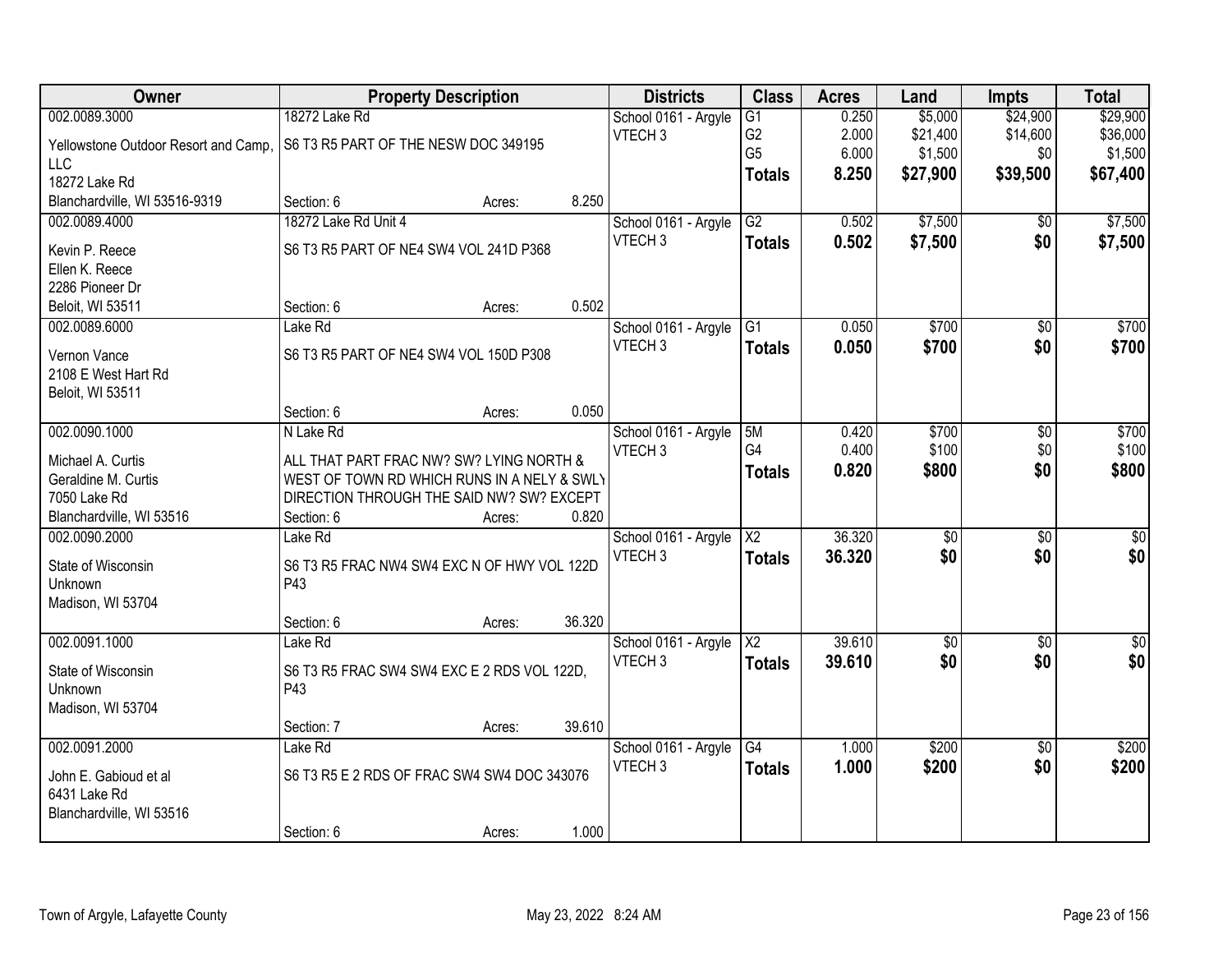| Owner | Property Description | Districts | Class | Acres | Land | Impts | Total |
|---|---|---|---|---|---|---|---|
| 002.0089.3000<br>Yellowstone Outdoor Resort and Camp, LLC<br>18272 Lake Rd<br>Blanchardville, WI 53516-9319 | 18272 Lake Rd<br>S6 T3 R5 PART OF THE NESW DOC 349195<br>Section: 6 Acres: 8.250 | School 0161 - Argyle<br>VTECH 3 | G1<br>G2<br>G5<br>**Totals** | 0.250<br>2.000<br>6.000<br>**8.250** | $5,000<br>$21,400<br>$1,500<br>**$27,900** | $24,900<br>$14,600<br>$0<br>**$39,500** | $29,900<br>$36,000<br>$1,500<br>**$67,400** |
| 002.0089.4000<br>Kevin P. Reece<br>Ellen K. Reece<br>2286 Pioneer Dr<br>Beloit, WI 53511 | 18272 Lake Rd Unit 4<br>S6 T3 R5 PART OF NE4 SW4 VOL 241D P368<br>Section: 6 Acres: 0.502 | School 0161 - Argyle<br>VTECH 3 | G2<br>**Totals** | 0.502<br>**0.502** | $7,500<br>**$7,500** | $0<br>**$0** | $7,500<br>**$7,500** |
| 002.0089.6000<br>Vernon Vance<br>2108 E West Hart Rd<br>Beloit, WI 53511 | Lake Rd<br>S6 T3 R5 PART OF NE4 SW4 VOL 150D P308<br>Section: 6 Acres: 0.050 | School 0161 - Argyle<br>VTECH 3 | G1<br>**Totals** | 0.050<br>**0.050** | $700<br>**$700** | $0<br>**$0** | $700<br>**$700** |
| 002.0090.1000<br>Michael A. Curtis<br>Geraldine M. Curtis<br>7050 Lake Rd<br>Blanchardville, WI 53516 | N Lake Rd<br>ALL THAT PART FRAC NW? SW? LYING NORTH & WEST OF TOWN RD WHICH RUNS IN A NELY & SWLY DIRECTION THROUGH THE SAID NW? SW? EXCEPT<br>Section: 6 Acres: 0.820 | School 0161 - Argyle<br>VTECH 3 | 5M<br>G4<br>**Totals** | 0.420<br>0.400<br>**0.820** | $700<br>$100<br>**$800** | $0<br>$0<br>**$0** | $700<br>$100<br>**$800** |
| 002.0090.2000<br>State of Wisconsin<br>Unknown<br>Madison, WI 53704 | Lake Rd<br>S6 T3 R5 FRAC NW4 SW4 EXC N OF HWY VOL 122D P43<br>Section: 6 Acres: 36.320 | School 0161 - Argyle<br>VTECH 3 | X2<br>**Totals** | 36.320<br>**36.320** | $0<br>**$0** | $0<br>**$0** | $0<br>**$0** |
| 002.0091.1000<br>State of Wisconsin<br>Unknown<br>Madison, WI 53704 | Lake Rd<br>S6 T3 R5 FRAC SW4 SW4 EXC E 2 RDS VOL 122D, P43<br>Section: 7 Acres: 39.610 | School 0161 - Argyle<br>VTECH 3 | X2<br>**Totals** | 39.610<br>**39.610** | $0<br>**$0** | $0<br>**$0** | $0<br>**$0** |
| 002.0091.2000<br>John E. Gabioud et al<br>6431 Lake Rd<br>Blanchardville, WI 53516 | Lake Rd<br>S6 T3 R5 E 2 RDS OF FRAC SW4 SW4 DOC 343076<br>Section: 6 Acres: 1.000 | School 0161 - Argyle<br>VTECH 3 | G4<br>**Totals** | 1.000<br>**1.000** | $200<br>**$200** | $0<br>**$0** | $200<br>**$200** |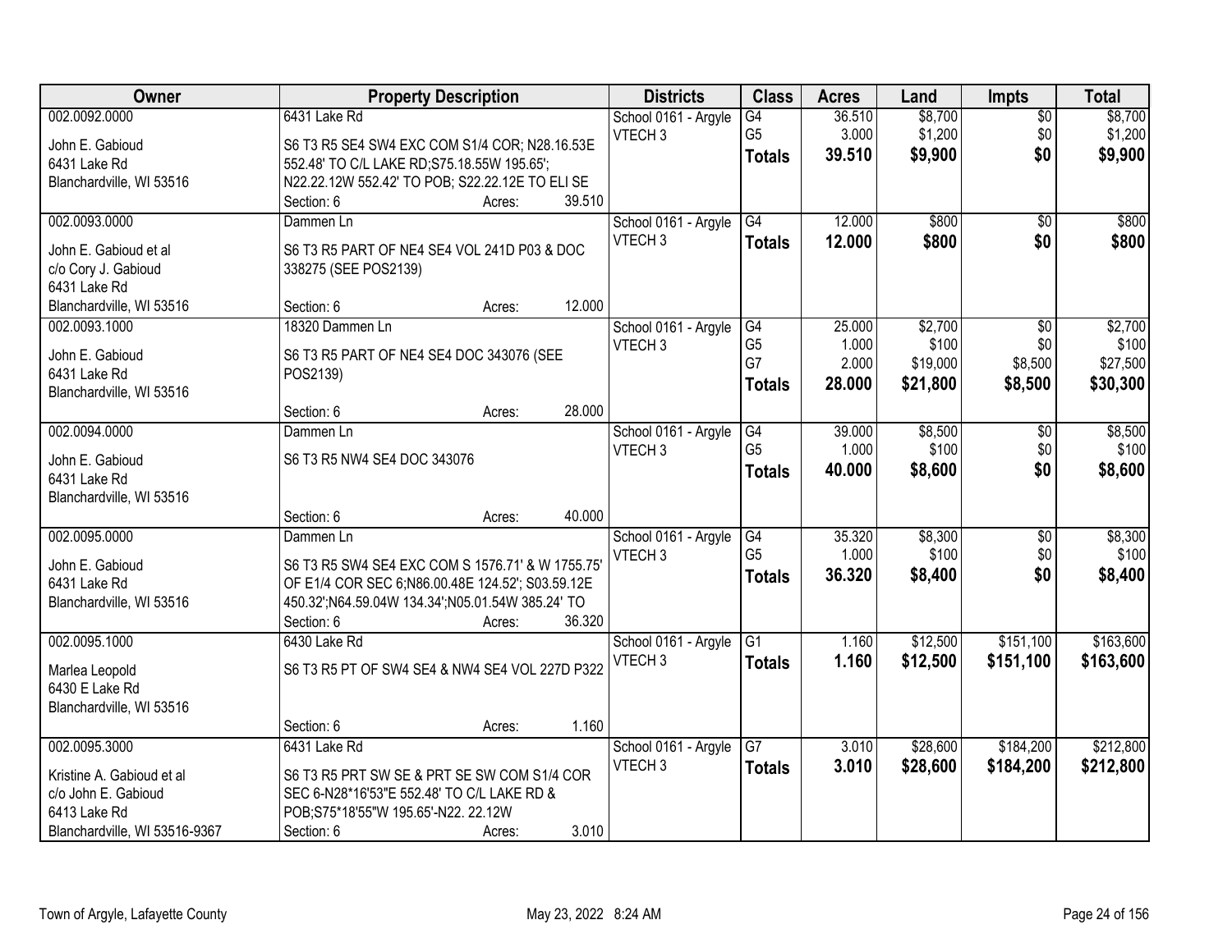| Owner | Property Description | Districts | Class | Acres | Land | Impts | Total |
|---|---|---|---|---|---|---|---|
| 002.0092.0000<br><br>John E. Gabioud<br>6431 Lake Rd<br>Blanchardville, WI 53516 | 6431 Lake Rd<br><br>S6 T3 R5 SE4 SW4 EXC COM S1/4 COR; N28.16.53E 552.48' TO C/L LAKE RD;S75.18.55W 195.65'; N22.22.12W 552.42' TO POB; S22.22.12E TO ELI SE<br>Section: 6 Acres: 39.510 | School 0161 - Argyle<br>VTECH 3 | G4<br>G5<br>**Totals** | 36.510<br>3.000<br>**39.510** | $8,700<br>$1,200<br>**$9,900** | $0<br>$0<br>**$0** | $8,700<br>$1,200<br>**$9,900** |
| 002.0093.0000<br><br>John E. Gabioud et al<br>c/o Cory J. Gabioud<br>6431 Lake Rd<br>Blanchardville, WI 53516 | Dammen Ln<br><br>S6 T3 R5 PART OF NE4 SE4 VOL 241D P03 & DOC 338275 (SEE POS2139)<br><br>Section: 6 Acres: 12.000 | School 0161 - Argyle<br>VTECH 3 | G4<br>**Totals** | 12.000<br>**12.000** | $800<br>**$800** | $0<br>**$0** | $800<br>**$800** |
| 002.0093.1000<br><br>John E. Gabioud<br>6431 Lake Rd<br>Blanchardville, WI 53516 | 18320 Dammen Ln<br><br>S6 T3 R5 PART OF NE4 SE4 DOC 343076 (SEE POS2139)<br><br>Section: 6 Acres: 28.000 | School 0161 - Argyle<br>VTECH 3 | G4<br>G5<br>G7<br>**Totals** | 25.000<br>1.000<br>2.000<br>**28.000** | $2,700<br>$100<br>$19,000<br>**$21,800** | $0<br>$0<br>$8,500<br>**$8,500** | $2,700<br>$100<br>$27,500<br>**$30,300** |
| 002.0094.0000<br><br>John E. Gabioud<br>6431 Lake Rd<br>Blanchardville, WI 53516 | Dammen Ln<br><br>S6 T3 R5 NW4 SE4 DOC 343076<br><br>Section: 6 Acres: 40.000 | School 0161 - Argyle<br>VTECH 3 | G4<br>G5<br>**Totals** | 39.000<br>1.000<br>**40.000** | $8,500<br>$100<br>**$8,600** | $0<br>$0<br>**$0** | $8,500<br>$100<br>**$8,600** |
| 002.0095.0000<br><br>John E. Gabioud<br>6431 Lake Rd<br>Blanchardville, WI 53516 | Dammen Ln<br><br>S6 T3 R5 SW4 SE4 EXC COM S 1576.71' & W 1755.75' OF E1/4 COR SEC 6;N86.00.48E 124.52'; S03.59.12E 450.32';N64.59.04W 134.34';N05.01.54W 385.24' TO<br>Section: 6 Acres: 36.320 | School 0161 - Argyle<br>VTECH 3 | G4<br>G5<br>**Totals** | 35.320<br>1.000<br>**36.320** | $8,300<br>$100<br>**$8,400** | $0<br>$0<br>**$0** | $8,300<br>$100<br>**$8,400** |
| 002.0095.1000<br><br>Marlea Leopold<br>6430 E Lake Rd<br>Blanchardville, WI 53516 | 6430 Lake Rd<br><br>S6 T3 R5 PT OF SW4 SE4 & NW4 SE4 VOL 227D P322<br><br>Section: 6 Acres: 1.160 | School 0161 - Argyle<br>VTECH 3 | G1<br>**Totals** | 1.160<br>**1.160** | $12,500<br>**$12,500** | $151,100<br>**$151,100** | $163,600<br>**$163,600** |
| 002.0095.3000<br><br>Kristine A. Gabioud et al<br>c/o John E. Gabioud<br>6413 Lake Rd<br>Blanchardville, WI 53516-9367 | 6431 Lake Rd<br><br>S6 T3 R5 PRT SW SE & PRT SE SW COM S1/4 COR SEC 6-N28*16'53"E 552.48' TO C/L LAKE RD & POB;S75*18'55"W 195.65'-N22. 22.12W<br>Section: 6 Acres: 3.010 | School 0161 - Argyle<br>VTECH 3 | G7<br>**Totals** | 3.010<br>**3.010** | $28,600<br>**$28,600** | $184,200<br>**$184,200** | $212,800<br>**$212,800** |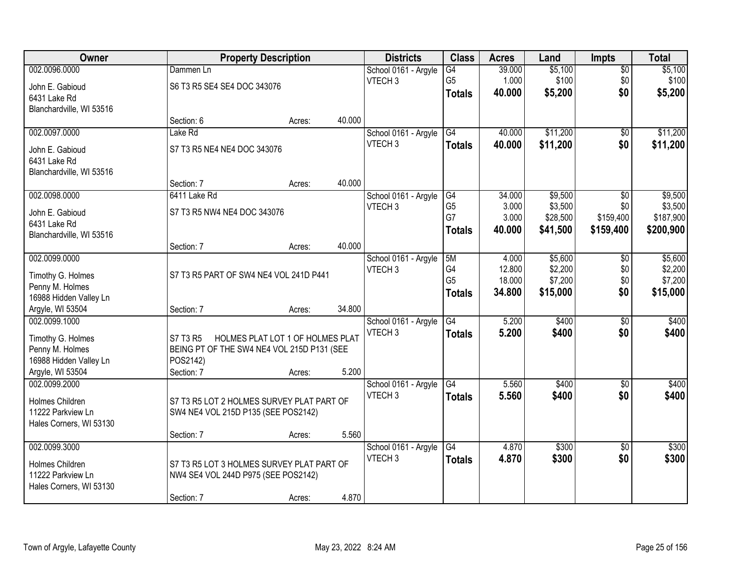| Owner | Property Description | Districts | Class | Acres | Land | Impts | Total |
|---|---|---|---|---|---|---|---|
| 002.0096.0000<br>John E. Gabioud<br>6431 Lake Rd<br>Blanchardville, WI 53516 | Dammen Ln<br>S6 T3 R5 SE4 SE4 DOC 343076<br>Section: 6 Acres: 40.000 | School 0161 - Argyle<br>VTECH 3 | G4<br>G5<br>**Totals** | 39.000<br>1.000<br>**40.000** | $5,100<br>$100<br>**$5,200** | $0<br>$0<br>**$0** | $5,100<br>$100<br>**$5,200** |
| 002.0097.0000<br>John E. Gabioud<br>6431 Lake Rd<br>Blanchardville, WI 53516 | Lake Rd<br>S7 T3 R5 NE4 NE4 DOC 343076<br>Section: 7 Acres: 40.000 | School 0161 - Argyle<br>VTECH 3 | G4<br>**Totals** | 40.000<br>**40.000** | $11,200<br>**$11,200** | $0<br>**$0** | $11,200<br>**$11,200** |
| 002.0098.0000<br>John E. Gabioud<br>6431 Lake Rd<br>Blanchardville, WI 53516 | 6411 Lake Rd<br>S7 T3 R5 NW4 NE4 DOC 343076<br>Section: 7 Acres: 40.000 | School 0161 - Argyle<br>VTECH 3 | G4<br>G5<br>G7<br>**Totals** | 34.000<br>3.000<br>3.000<br>**40.000** | $9,500<br>$3,500<br>$28,500<br>**$41,500** | $0<br>$0<br>$159,400<br>**$159,400** | $9,500<br>$3,500<br>$187,900<br>**$200,900** |
| 002.0099.0000<br>Timothy G. Holmes<br>Penny M. Holmes<br>16988 Hidden Valley Ln<br>Argyle, WI 53504 | S7 T3 R5 PART OF SW4 NE4 VOL 241D P441<br>Section: 7 Acres: 34.800 | School 0161 - Argyle<br>VTECH 3 | 5M<br>G4<br>G5<br>**Totals** | 4.000<br>12.800<br>18.000<br>**34.800** | $5,600<br>$2,200<br>$7,200<br>**$15,000** | $0<br>$0<br>$0<br>**$0** | $5,600<br>$2,200<br>$7,200<br>**$15,000** |
| 002.0099.1000<br>Timothy G. Holmes<br>Penny M. Holmes<br>16988 Hidden Valley Ln<br>Argyle, WI 53504 | S7 T3 R5 HOLMES PLAT LOT 1 OF HOLMES PLAT BEING PT OF THE SW4 NE4 VOL 215D P131 (SEE POS2142)<br>Section: 7 Acres: 5.200 | School 0161 - Argyle<br>VTECH 3 | G4<br>**Totals** | 5.200<br>**5.200** | $400<br>**$400** | $0<br>**$0** | $400<br>**$400** |
| 002.0099.2000<br>Holmes Children<br>11222 Parkview Ln<br>Hales Corners, WI 53130 | S7 T3 R5 LOT 2 HOLMES SURVEY PLAT PART OF SW4 NE4 VOL 215D P135 (SEE POS2142)<br>Section: 7 Acres: 5.560 | School 0161 - Argyle<br>VTECH 3 | G4<br>**Totals** | 5.560<br>**5.560** | $400<br>**$400** | $0<br>**$0** | $400<br>**$400** |
| 002.0099.3000<br>Holmes Children<br>11222 Parkview Ln<br>Hales Corners, WI 53130 | S7 T3 R5 LOT 3 HOLMES SURVEY PLAT PART OF NW4 SE4 VOL 244D P975 (SEE POS2142)<br>Section: 7 Acres: 4.870 | School 0161 - Argyle<br>VTECH 3 | G4<br>**Totals** | 4.870<br>**4.870** | $300<br>**$300** | $0<br>**$0** | $300<br>**$300** |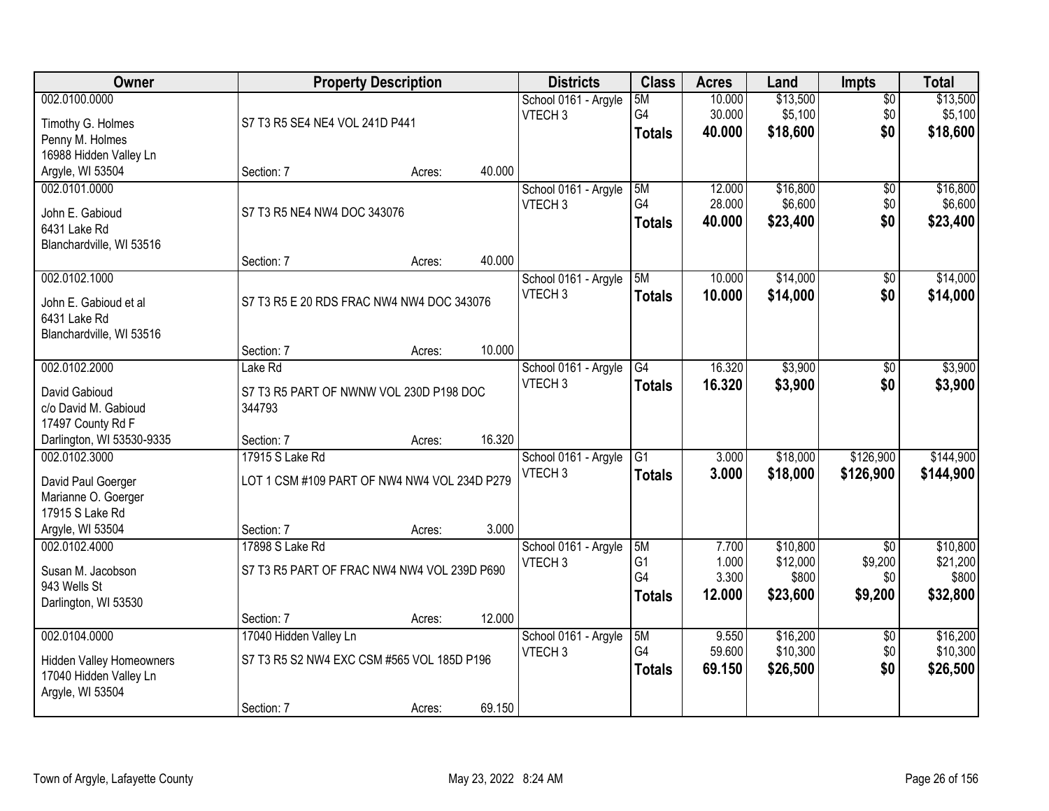| Owner | Property Description | Districts | Class | Acres | Land | Impts | Total |
|---|---|---|---|---|---|---|---|
| 002.0100.0000<br>Timothy G. Holmes<br>Penny M. Holmes<br>16988 Hidden Valley Ln<br>Argyle, WI 53504 | S7 T3 R5 SE4 NE4 VOL 241D P441<br>Section: 7 Acres: 40.000 | School 0161 - Argyle<br>VTECH 3 | 5M<br>G4<br>**Totals** | 10.000<br>30.000<br>**40.000** | $13,500<br>$5,100<br>**$18,600** | $0<br>$0<br>**$0** | $13,500<br>$5,100<br>**$18,600** |
| 002.0101.0000<br>John E. Gabioud<br>6431 Lake Rd<br>Blanchardville, WI 53516 | S7 T3 R5 NE4 NW4 DOC 343076<br>Section: 7 Acres: 40.000 | School 0161 - Argyle<br>VTECH 3 | 5M<br>G4<br>**Totals** | 12.000<br>28.000<br>**40.000** | $16,800<br>$6,600<br>**$23,400** | $0<br>$0<br>**$0** | $16,800<br>$6,600<br>**$23,400** |
| 002.0102.1000<br>John E. Gabioud et al<br>6431 Lake Rd<br>Blanchardville, WI 53516 | S7 T3 R5 E 20 RDS FRAC NW4 NW4 DOC 343076<br>Section: 7 Acres: 10.000 | School 0161 - Argyle<br>VTECH 3 | 5M<br>**Totals** | 10.000<br>**10.000** | $14,000<br>**$14,000** | $0<br>**$0** | $14,000<br>**$14,000** |
| 002.0102.2000<br>David Gabioud<br>c/o David M. Gabioud<br>17497 County Rd F<br>Darlington, WI 53530-9335 | Lake Rd<br>S7 T3 R5 PART OF NWNW VOL 230D P198 DOC 344793<br>Section: 7 Acres: 16.320 | School 0161 - Argyle<br>VTECH 3 | G4<br>**Totals** | 16.320<br>**16.320** | $3,900<br>**$3,900** | $0<br>**$0** | $3,900<br>**$3,900** |
| 002.0102.3000<br>David Paul Goerger<br>Marianne O. Goerger<br>17915 S Lake Rd<br>Argyle, WI 53504 | 17915 S Lake Rd<br>LOT 1 CSM #109 PART OF NW4 NW4 VOL 234D P279<br>Section: 7 Acres: 3.000 | School 0161 - Argyle<br>VTECH 3 | G1<br>**Totals** | 3.000<br>**3.000** | $18,000<br>**$18,000** | $126,900<br>**$126,900** | $144,900<br>**$144,900** |
| 002.0102.4000<br>Susan M. Jacobson<br>943 Wells St<br>Darlington, WI 53530 | 17898 S Lake Rd<br>S7 T3 R5 PART OF FRAC NW4 NW4 VOL 239D P690<br>Section: 7 Acres: 12.000 | School 0161 - Argyle<br>VTECH 3 | 5M<br>G1<br>G4<br>**Totals** | 7.700<br>1.000<br>3.300<br>**12.000** | $10,800<br>$12,000<br>$800<br>**$23,600** | $0<br>$9,200<br>$0<br>**$9,200** | $10,800<br>$21,200<br>$800<br>**$32,800** |
| 002.0104.0000<br>Hidden Valley Homeowners<br>17040 Hidden Valley Ln<br>Argyle, WI 53504 | 17040 Hidden Valley Ln<br>S7 T3 R5 S2 NW4 EXC CSM #565 VOL 185D P196<br>Section: 7 Acres: 69.150 | School 0161 - Argyle<br>VTECH 3 | 5M<br>G4<br>**Totals** | 9.550<br>59.600<br>**69.150** | $16,200<br>$10,300<br>**$26,500** | $0<br>$0<br>**$0** | $16,200<br>$10,300<br>**$26,500** |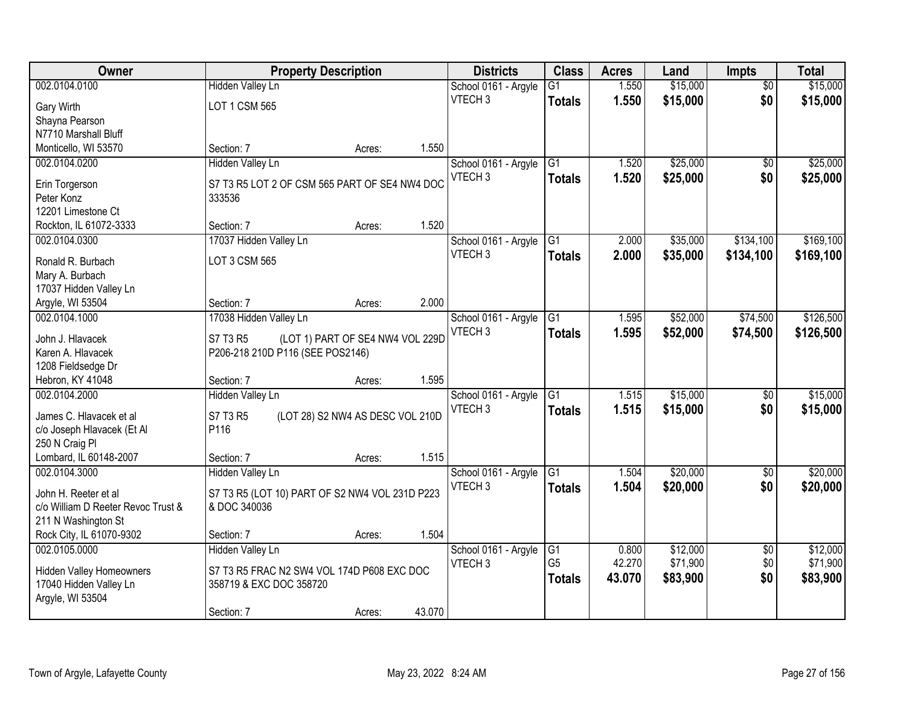| Owner | Property Description | Districts | Class | Acres | Land | Impts | Total |
|---|---|---|---|---|---|---|---|
| 002.0104.0100<br>Gary Wirth<br>Shayna Pearson<br>N7710 Marshall Bluff<br>Monticello, WI 53570 | Hidden Valley Ln<br>LOT 1 CSM 565<br>Section: 7 Acres: 1.550 | School 0161 - Argyle<br>VTECH 3 | G1<br>**Totals** | 1.550<br>**1.550** | \$15,000<br>**\$15,000** | \$0<br>**\$0** | \$15,000<br>**\$15,000** |
| 002.0104.0200<br>Erin Torgerson<br>Peter Konz<br>12201 Limestone Ct<br>Rockton, IL 61072-3333 | Hidden Valley Ln<br>S7 T3 R5 LOT 2 OF CSM 565 PART OF SE4 NW4 DOC 333536<br>Section: 7 Acres: 1.520 | School 0161 - Argyle<br>VTECH 3 | G1<br>**Totals** | 1.520<br>**1.520** | \$25,000<br>**\$25,000** | \$0<br>**\$0** | \$25,000<br>**\$25,000** |
| 002.0104.0300<br>Ronald R. Burbach<br>Mary A. Burbach<br>17037 Hidden Valley Ln<br>Argyle, WI 53504 | 17037 Hidden Valley Ln<br>LOT 3 CSM 565<br>Section: 7 Acres: 2.000 | School 0161 - Argyle<br>VTECH 3 | G1<br>**Totals** | 2.000<br>**2.000** | \$35,000<br>**\$35,000** | \$134,100<br>**\$134,100** | \$169,100<br>**\$169,100** |
| 002.0104.1000<br>John J. Hlavacek<br>Karen A. Hlavacek<br>1208 Fieldsedge Dr<br>Hebron, KY 41048 | 17038 Hidden Valley Ln<br>S7 T3 R5 (LOT 1) PART OF SE4 NW4 VOL 229D P206-218 210D P116 (SEE POS2146)<br>Section: 7 Acres: 1.595 | School 0161 - Argyle<br>VTECH 3 | G1<br>**Totals** | 1.595<br>**1.595** | \$52,000<br>**\$52,000** | \$74,500<br>**\$74,500** | \$126,500<br>**\$126,500** |
| 002.0104.2000<br>James C. Hlavacek et al<br>c/o Joseph Hlavacek (Et Al<br>250 N Craig Pl<br>Lombard, IL 60148-2007 | Hidden Valley Ln<br>S7 T3 R5 (LOT 28) S2 NW4 AS DESC VOL 210D P116<br>Section: 7 Acres: 1.515 | School 0161 - Argyle<br>VTECH 3 | G1<br>**Totals** | 1.515<br>**1.515** | \$15,000<br>**\$15,000** | \$0<br>**\$0** | \$15,000<br>**\$15,000** |
| 002.0104.3000<br>John H. Reeter et al<br>c/o William D Reeter Revoc Trust &<br>211 N Washington St<br>Rock City, IL 61070-9302 | Hidden Valley Ln<br>S7 T3 R5 (LOT 10) PART OF S2 NW4 VOL 231D P223 & DOC 340036<br>Section: 7 Acres: 1.504 | School 0161 - Argyle<br>VTECH 3 | G1<br>**Totals** | 1.504<br>**1.504** | \$20,000<br>**\$20,000** | \$0<br>**\$0** | \$20,000<br>**\$20,000** |
| 002.0105.0000<br>Hidden Valley Homeowners<br>17040 Hidden Valley Ln<br>Argyle, WI 53504 | Hidden Valley Ln<br>S7 T3 R5 FRAC N2 SW4 VOL 174D P608 EXC DOC 358719 & EXC DOC 358720<br>Section: 7 Acres: 43.070 | School 0161 - Argyle<br>VTECH 3 | G1<br>G5<br>**Totals** | 0.800<br>42.270<br>**43.070** | \$12,000<br>\$71,900<br>**\$83,900** | \$0<br>\$0<br>**\$0** | \$12,000<br>\$71,900<br>**\$83,900** |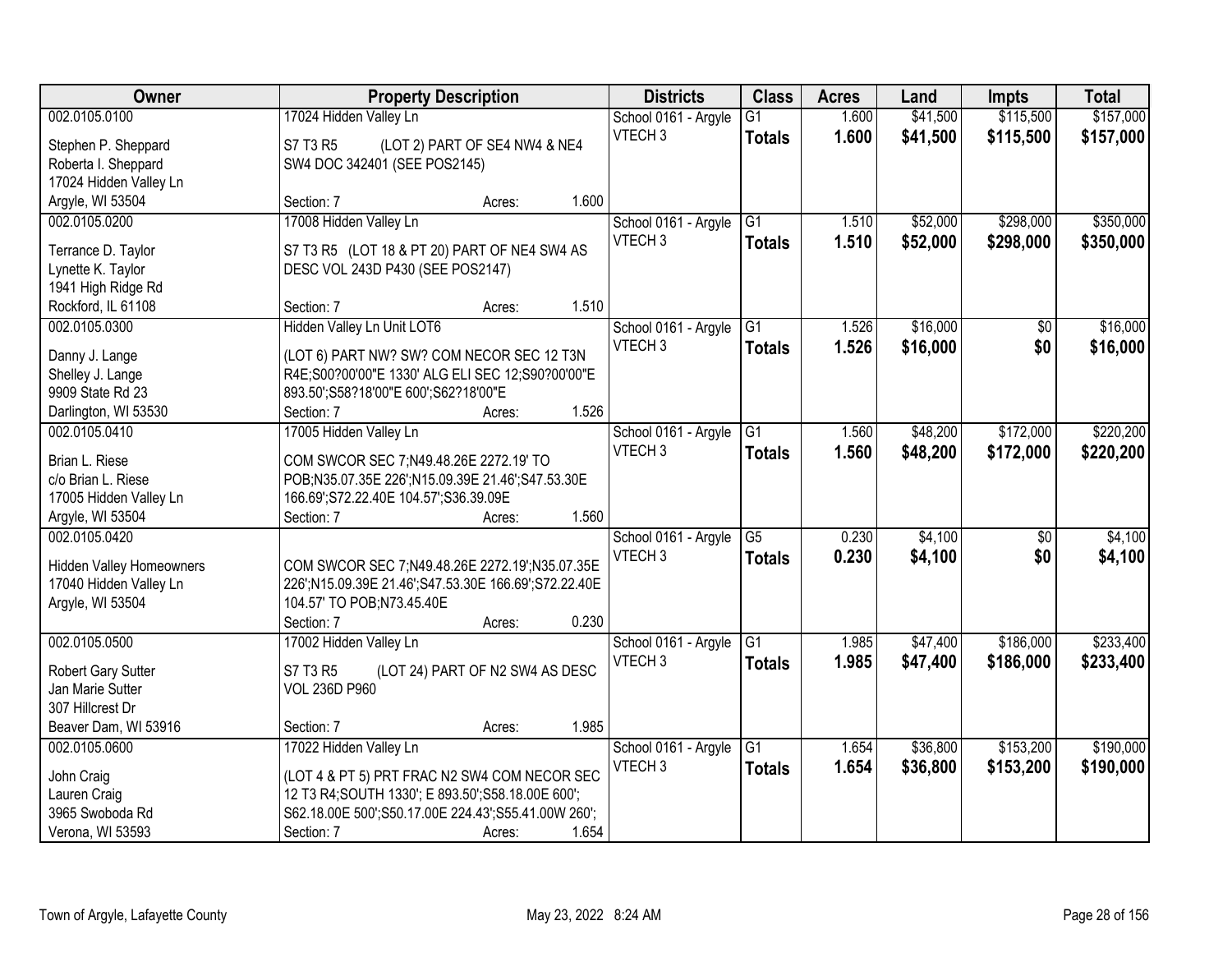| Owner | Property Description | Districts | Class | Acres | Land | Impts | Total |
|---|---|---|---|---|---|---|---|
| 002.0105.0100<br>Stephen P. Sheppard<br>Roberta I. Sheppard<br>17024 Hidden Valley Ln<br>Argyle, WI 53504 | 17024 Hidden Valley Ln<br>S7 T3 R5 (LOT 2) PART OF SE4 NW4 & NE4 SW4 DOC 342401 (SEE POS2145)<br>Section: 7 Acres: 1.600 | School 0161 - Argyle<br>VTECH 3 | G1<br>**Totals** | 1.600<br>**1.600** | $41,500<br>**$41,500** | $115,500<br>**$115,500** | $157,000<br>**$157,000** |
| 002.0105.0200<br>Terrance D. Taylor<br>Lynette K. Taylor<br>1941 High Ridge Rd<br>Rockford, IL 61108 | 17008 Hidden Valley Ln<br>S7 T3 R5 (LOT 18 & PT 20) PART OF NE4 SW4 AS DESC VOL 243D P430 (SEE POS2147)<br>Section: 7 Acres: 1.510 | School 0161 - Argyle<br>VTECH 3 | G1<br>**Totals** | 1.510<br>**1.510** | $52,000<br>**$52,000** | $298,000<br>**$298,000** | $350,000<br>**$350,000** |
| 002.0105.0300<br>Danny J. Lange<br>Shelley J. Lange<br>9909 State Rd 23<br>Darlington, WI 53530 | Hidden Valley Ln Unit LOT6<br>(LOT 6) PART NW? SW? COM NECOR SEC 12 T3N R4E;S00?00'00"E 1330' ALG ELI SEC 12;S90?00'00"E 893.50';S58?18'00"E 600';S62?18'00"E<br>Section: 7 Acres: 1.526 | School 0161 - Argyle<br>VTECH 3 | G1<br>**Totals** | 1.526<br>**1.526** | $16,000<br>**$16,000** | $0<br>**$0** | $16,000<br>**$16,000** |
| 002.0105.0410<br>Brian L. Riese<br>c/o Brian L. Riese<br>17005 Hidden Valley Ln<br>Argyle, WI 53504 | 17005 Hidden Valley Ln<br>COM SWCOR SEC 7;N49.48.26E 2272.19' TO POB;N35.07.35E 226';N15.09.39E 21.46';S47.53.30E 166.69';S72.22.40E 104.57';S36.39.09E<br>Section: 7 Acres: 1.560 | School 0161 - Argyle<br>VTECH 3 | G1<br>**Totals** | 1.560<br>**1.560** | $48,200<br>**$48,200** | $172,000<br>**$172,000** | $220,200<br>**$220,200** |
| 002.0105.0420<br>Hidden Valley Homeowners<br>17040 Hidden Valley Ln<br>Argyle, WI 53504 | COM SWCOR SEC 7;N49.48.26E 2272.19';N35.07.35E 226';N15.09.39E 21.46';S47.53.30E 166.69';S72.22.40E 104.57' TO POB;N73.45.40E<br>Section: 7 Acres: 0.230 | School 0161 - Argyle<br>VTECH 3 | G5<br>**Totals** | 0.230<br>**0.230** | $4,100<br>**$4,100** | $0<br>**$0** | $4,100<br>**$4,100** |
| 002.0105.0500<br>Robert Gary Sutter<br>Jan Marie Sutter<br>307 Hillcrest Dr<br>Beaver Dam, WI 53916 | 17002 Hidden Valley Ln<br>S7 T3 R5 (LOT 24) PART OF N2 SW4 AS DESC VOL 236D P960<br>Section: 7 Acres: 1.985 | School 0161 - Argyle<br>VTECH 3 | G1<br>**Totals** | 1.985<br>**1.985** | $47,400<br>**$47,400** | $186,000<br>**$186,000** | $233,400<br>**$233,400** |
| 002.0105.0600<br>John Craig<br>Lauren Craig<br>3965 Swoboda Rd<br>Verona, WI 53593 | 17022 Hidden Valley Ln<br>(LOT 4 & PT 5) PRT FRAC N2 SW4 COM NECOR SEC 12 T3 R4;SOUTH 1330'; E 893.50';S58.18.00E 600'; S62.18.00E 500';S50.17.00E 224.43';S55.41.00W 260';<br>Section: 7 Acres: 1.654 | School 0161 - Argyle<br>VTECH 3 | G1<br>**Totals** | 1.654<br>**1.654** | $36,800<br>**$36,800** | $153,200<br>**$153,200** | $190,000<br>**$190,000** |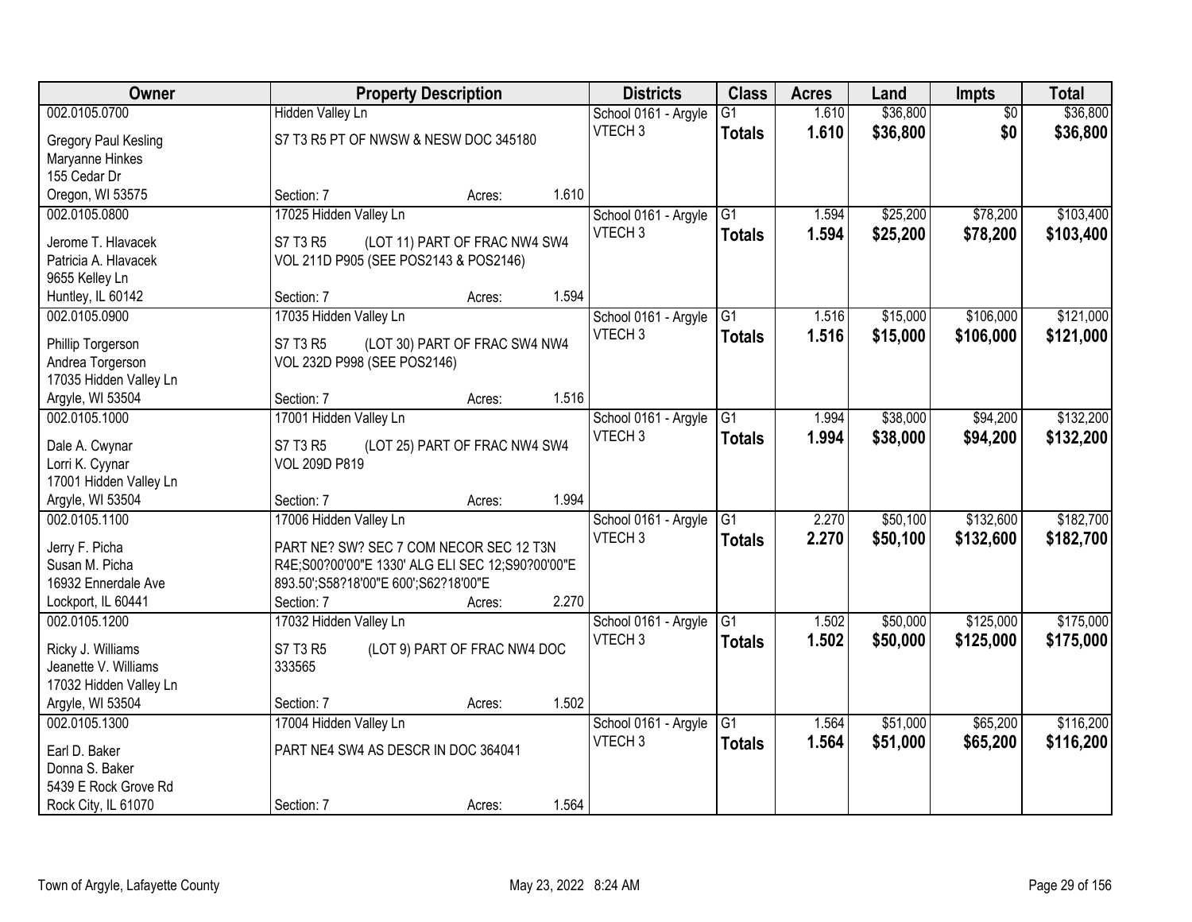| Owner | Property Description | Districts | Class | Acres | Land | Impts | Total |
|---|---|---|---|---|---|---|---|
| 002.0105.0700<br>Gregory Paul Kesling<br>Maryanne Hinkes<br>155 Cedar Dr<br>Oregon, WI 53575 | Hidden Valley Ln<br>S7 T3 R5 PT OF NWSW & NESW DOC 345180<br>Section: 7 Acres: 1.610 | School 0161 - Argyle<br>VTECH 3 | G1<br>**Totals** | 1.610<br>**1.610** | $36,800<br>**$36,800** | $0<br>**$0** | $36,800<br>**$36,800** |
| 002.0105.0800<br>Jerome T. Hlavacek<br>Patricia A. Hlavacek<br>9655 Kelley Ln<br>Huntley, IL 60142 | 17025 Hidden Valley Ln<br>S7 T3 R5 (LOT 11) PART OF FRAC NW4 SW4 VOL 211D P905 (SEE POS2143 & POS2146)<br>Section: 7 Acres: 1.594 | School 0161 - Argyle<br>VTECH 3 | G1<br>**Totals** | 1.594<br>**1.594** | $25,200<br>**$25,200** | $78,200<br>**$78,200** | $103,400<br>**$103,400** |
| 002.0105.0900<br>Phillip Torgerson<br>Andrea Torgerson<br>17035 Hidden Valley Ln<br>Argyle, WI 53504 | 17035 Hidden Valley Ln<br>S7 T3 R5 (LOT 30) PART OF FRAC SW4 NW4 VOL 232D P998 (SEE POS2146)<br>Section: 7 Acres: 1.516 | School 0161 - Argyle<br>VTECH 3 | G1<br>**Totals** | 1.516<br>**1.516** | $15,000<br>**$15,000** | $106,000<br>**$106,000** | $121,000<br>**$121,000** |
| 002.0105.1000<br>Dale A. Cwynar<br>Lorri K. Cyynar<br>17001 Hidden Valley Ln<br>Argyle, WI 53504 | 17001 Hidden Valley Ln<br>S7 T3 R5 (LOT 25) PART OF FRAC NW4 SW4 VOL 209D P819<br>Section: 7 Acres: 1.994 | School 0161 - Argyle<br>VTECH 3 | G1<br>**Totals** | 1.994<br>**1.994** | $38,000<br>**$38,000** | $94,200<br>**$94,200** | $132,200<br>**$132,200** |
| 002.0105.1100<br>Jerry F. Picha<br>Susan M. Picha<br>16932 Ennerdale Ave<br>Lockport, IL 60441 | 17006 Hidden Valley Ln<br>PART NE? SW? SEC 7 COM NECOR SEC 12 T3N R4E;S00?00'00"E 1330' ALG ELI SEC 12;S90?00'00"E 893.50';S58?18'00"E 600';S62?18'00"E<br>Section: 7 Acres: 2.270 | School 0161 - Argyle<br>VTECH 3 | G1<br>**Totals** | 2.270<br>**2.270** | $50,100<br>**$50,100** | $132,600<br>**$132,600** | $182,700<br>**$182,700** |
| 002.0105.1200<br>Ricky J. Williams<br>Jeanette V. Williams<br>17032 Hidden Valley Ln<br>Argyle, WI 53504 | 17032 Hidden Valley Ln<br>S7 T3 R5 (LOT 9) PART OF FRAC NW4 DOC 333565<br>Section: 7 Acres: 1.502 | School 0161 - Argyle<br>VTECH 3 | G1<br>**Totals** | 1.502<br>**1.502** | $50,000<br>**$50,000** | $125,000<br>**$125,000** | $175,000<br>**$175,000** |
| 002.0105.1300<br>Earl D. Baker<br>Donna S. Baker<br>5439 E Rock Grove Rd<br>Rock City, IL 61070 | 17004 Hidden Valley Ln<br>PART NE4 SW4 AS DESCR IN DOC 364041<br>Section: 7 Acres: 1.564 | School 0161 - Argyle<br>VTECH 3 | G1<br>**Totals** | 1.564<br>**1.564** | $51,000<br>**$51,000** | $65,200<br>**$65,200** | $116,200<br>**$116,200** |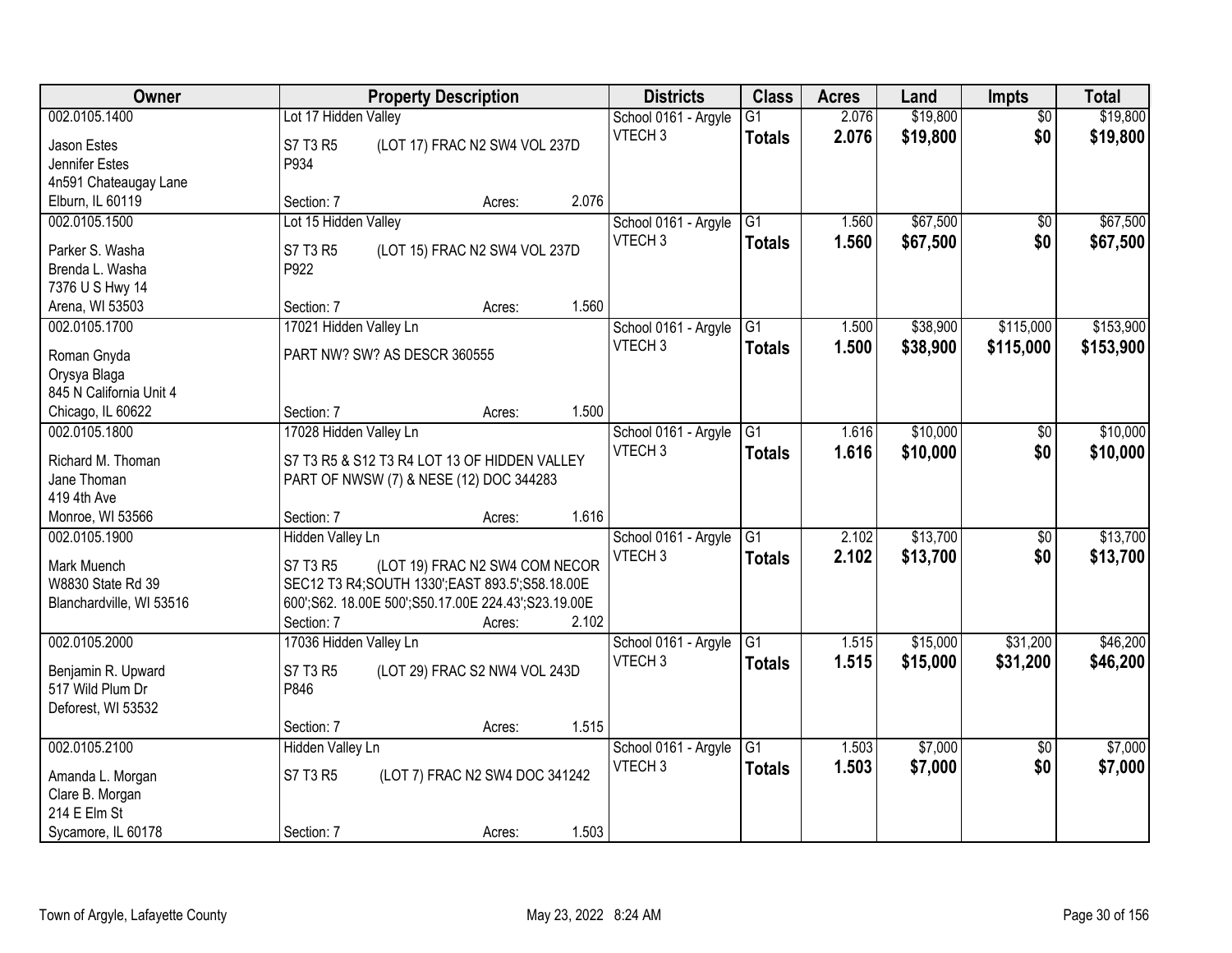| Owner | Property Description | Districts | Class | Acres | Land | Impts | Total |
|---|---|---|---|---|---|---|---|
| 002.0105.1400<br>Jason Estes<br>Jennifer Estes<br>4n591 Chateaugay Lane<br>Elburn, IL 60119 | Lot 17 Hidden Valley<br>S7 T3 R5 (LOT 17) FRAC N2 SW4 VOL 237D P934<br>Section: 7 Acres: 2.076 | School 0161 - Argyle<br>VTECH 3 | G1<br>**Totals** | 2.076<br>**2.076** | $19,800<br>**$19,800** | $0<br>**$0** | $19,800<br>**$19,800** |
| 002.0105.1500<br>Parker S. Washa<br>Brenda L. Washa<br>7376 U S Hwy 14<br>Arena, WI 53503 | Lot 15 Hidden Valley<br>S7 T3 R5 (LOT 15) FRAC N2 SW4 VOL 237D P922<br>Section: 7 Acres: 1.560 | School 0161 - Argyle<br>VTECH 3 | G1<br>**Totals** | 1.560<br>**1.560** | $67,500<br>**$67,500** | $0<br>**$0** | $67,500<br>**$67,500** |
| 002.0105.1700<br>Roman Gnyda<br>Orysya Blaga<br>845 N California Unit 4<br>Chicago, IL 60622 | 17021 Hidden Valley Ln<br>PART NW? SW? AS DESCR 360555<br>Section: 7 Acres: 1.500 | School 0161 - Argyle<br>VTECH 3 | G1<br>**Totals** | 1.500<br>**1.500** | $38,900<br>**$38,900** | $115,000<br>**$115,000** | $153,900<br>**$153,900** |
| 002.0105.1800<br>Richard M. Thoman<br>Jane Thoman<br>419 4th Ave<br>Monroe, WI 53566 | 17028 Hidden Valley Ln<br>S7 T3 R5 & S12 T3 R4 LOT 13 OF HIDDEN VALLEY PART OF NWSW (7) & NESE (12) DOC 344283<br>Section: 7 Acres: 1.616 | School 0161 - Argyle<br>VTECH 3 | G1<br>**Totals** | 1.616<br>**1.616** | $10,000<br>**$10,000** | $0<br>**$0** | $10,000<br>**$10,000** |
| 002.0105.1900<br>Mark Muench<br>W8830 State Rd 39<br>Blanchardville, WI 53516 | Hidden Valley Ln<br>S7 T3 R5 (LOT 19) FRAC N2 SW4 COM NECOR SEC12 T3 R4;SOUTH 1330';EAST 893.5';S58.18.00E 600';S62. 18.00E 500';S50.17.00E 224.43';S23.19.00E<br>Section: 7 Acres: 2.102 | School 0161 - Argyle<br>VTECH 3 | G1<br>**Totals** | 2.102<br>**2.102** | $13,700<br>**$13,700** | $0<br>**$0** | $13,700<br>**$13,700** |
| 002.0105.2000<br>Benjamin R. Upward<br>517 Wild Plum Dr<br>Deforest, WI 53532 | 17036 Hidden Valley Ln<br>S7 T3 R5 (LOT 29) FRAC S2 NW4 VOL 243D P846<br>Section: 7 Acres: 1.515 | School 0161 - Argyle<br>VTECH 3 | G1<br>**Totals** | 1.515<br>**1.515** | $15,000<br>**$15,000** | $31,200<br>**$31,200** | $46,200<br>**$46,200** |
| 002.0105.2100<br>Amanda L. Morgan<br>Clare B. Morgan<br>214 E Elm St<br>Sycamore, IL 60178 | Hidden Valley Ln<br>S7 T3 R5 (LOT 7) FRAC N2 SW4 DOC 341242<br>Section: 7 Acres: 1.503 | School 0161 - Argyle<br>VTECH 3 | G1<br>**Totals** | 1.503<br>**1.503** | $7,000<br>**$7,000** | $0<br>**$0** | $7,000<br>**$7,000** |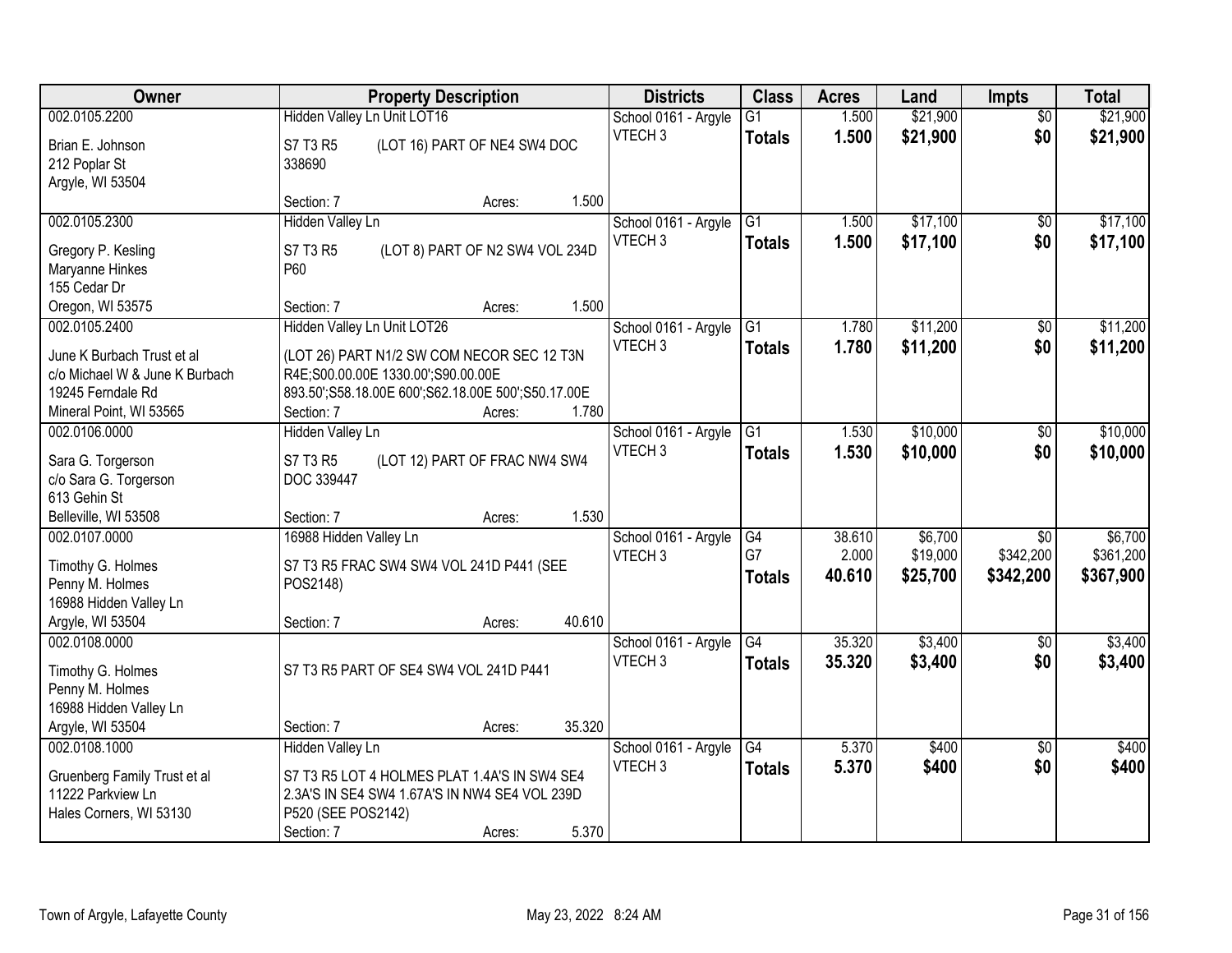| Owner | Property Description | Districts | Class | Acres | Land | Impts | Total |
|---|---|---|---|---|---|---|---|
| 002.0105.2200<br>Brian E. Johnson<br>212 Poplar St<br>Argyle, WI 53504 | Hidden Valley Ln Unit LOT16<br>S7 T3 R5 (LOT 16) PART OF NE4 SW4 DOC 338690<br>Section: 7 Acres: 1.500 | School 0161 - Argyle<br>VTECH 3 | G1<br>**Totals** | 1.500<br>**1.500** | $21,900<br>**$21,900** | $0<br>**$0** | $21,900<br>**$21,900** |
| 002.0105.2300<br>Gregory P. Kesling<br>Maryanne Hinkes<br>155 Cedar Dr<br>Oregon, WI 53575 | Hidden Valley Ln<br>S7 T3 R5 (LOT 8) PART OF N2 SW4 VOL 234D P60<br>Section: 7 Acres: 1.500 | School 0161 - Argyle<br>VTECH 3 | G1<br>**Totals** | 1.500<br>**1.500** | $17,100<br>**$17,100** | $0<br>**$0** | $17,100<br>**$17,100** |
| 002.0105.2400<br>June K Burbach Trust et al<br>c/o Michael W & June K Burbach<br>19245 Ferndale Rd<br>Mineral Point, WI 53565 | Hidden Valley Ln Unit LOT26<br>(LOT 26) PART N1/2 SW COM NECOR SEC 12 T3N R4E;S00.00.00E 1330.00';S90.00.00E 893.50';S58.18.00E 600';S62.18.00E 500';S50.17.00E<br>Section: 7 Acres: 1.780 | School 0161 - Argyle<br>VTECH 3 | G1<br>**Totals** | 1.780<br>**1.780** | $11,200<br>**$11,200** | $0<br>**$0** | $11,200<br>**$11,200** |
| 002.0106.0000<br>Sara G. Torgerson<br>c/o Sara G. Torgerson<br>613 Gehin St<br>Belleville, WI 53508 | Hidden Valley Ln<br>S7 T3 R5 (LOT 12) PART OF FRAC NW4 SW4 DOC 339447<br>Section: 7 Acres: 1.530 | School 0161 - Argyle<br>VTECH 3 | G1<br>**Totals** | 1.530<br>**1.530** | $10,000<br>**$10,000** | $0<br>**$0** | $10,000<br>**$10,000** |
| 002.0107.0000<br>Timothy G. Holmes<br>Penny M. Holmes<br>16988 Hidden Valley Ln<br>Argyle, WI 53504 | 16988 Hidden Valley Ln<br>S7 T3 R5 FRAC SW4 SW4 VOL 241D P441 (SEE POS2148)<br>Section: 7 Acres: 40.610 | School 0161 - Argyle<br>VTECH 3 | G4<br>G7<br>**Totals** | 38.610<br>2.000<br>**40.610** | $6,700<br>$19,000<br>**$25,700** | $0<br>$342,200<br>**$342,200** | $6,700<br>$361,200<br>**$367,900** |
| 002.0108.0000<br>Timothy G. Holmes<br>Penny M. Holmes<br>16988 Hidden Valley Ln<br>Argyle, WI 53504 | S7 T3 R5 PART OF SE4 SW4 VOL 241D P441<br>Section: 7 Acres: 35.320 | School 0161 - Argyle<br>VTECH 3 | G4<br>**Totals** | 35.320<br>**35.320** | $3,400<br>**$3,400** | $0<br>**$0** | $3,400<br>**$3,400** |
| 002.0108.1000<br>Gruenberg Family Trust et al<br>11222 Parkview Ln<br>Hales Corners, WI 53130 | Hidden Valley Ln<br>S7 T3 R5 LOT 4 HOLMES PLAT 1.4A'S IN SW4 SE4 2.3A'S IN SE4 SW4 1.67A'S IN NW4 SE4 VOL 239D P520 (SEE POS2142)<br>Section: 7 Acres: 5.370 | School 0161 - Argyle<br>VTECH 3 | G4<br>**Totals** | 5.370<br>**5.370** | $400<br>**$400** | $0<br>**$0** | $400<br>**$400** |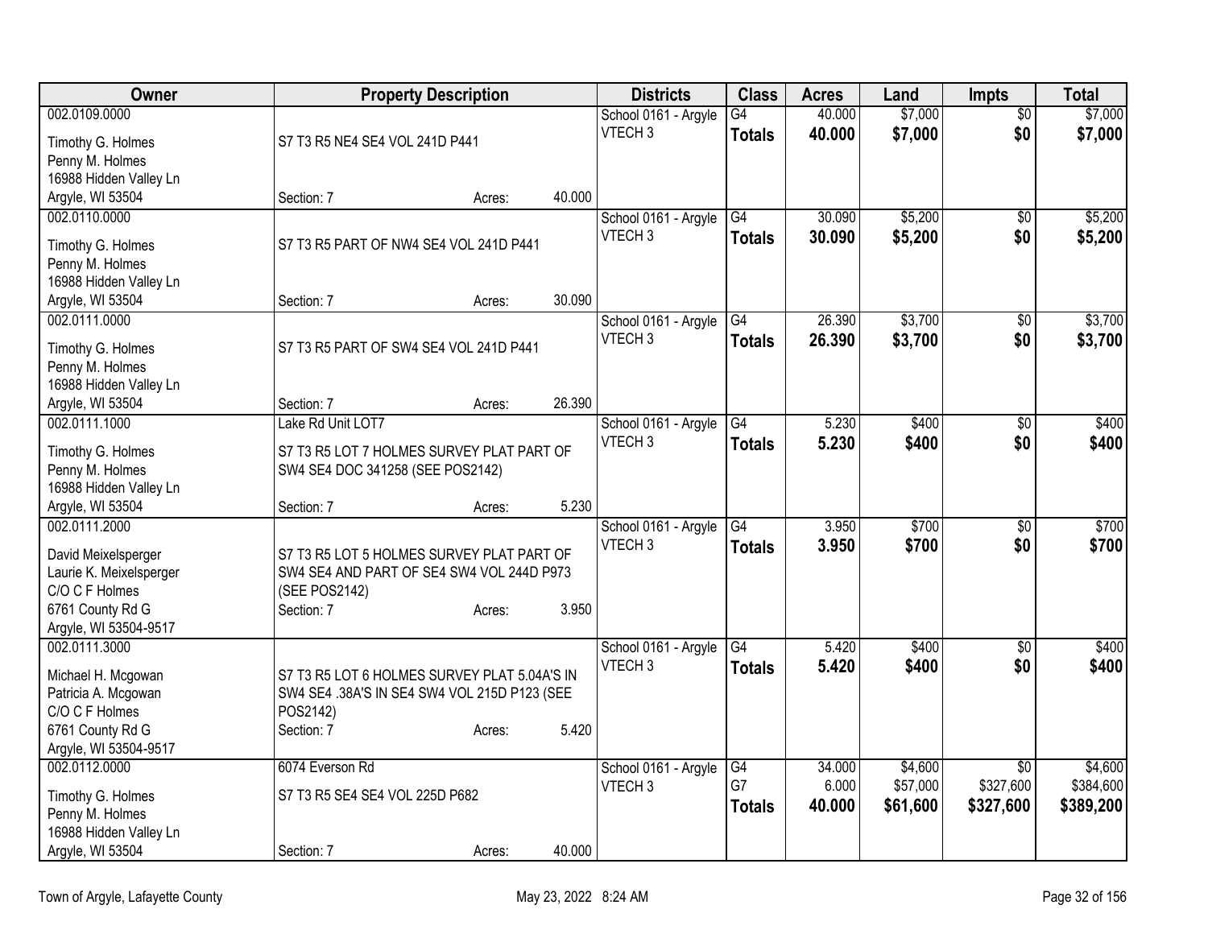| Owner | Property Description | Districts | Class | Acres | Land | Impts | Total |
|---|---|---|---|---|---|---|---|
| 002.0109.0000<br>Timothy G. Holmes<br>Penny M. Holmes<br>16988 Hidden Valley Ln<br>Argyle, WI 53504 | S7 T3 R5 NE4 SE4 VOL 241D P441<br>Section: 7 Acres: 40.000 | School 0161 - Argyle<br>VTECH 3 | G4<br>**Totals** | 40.000<br>**40.000** | $7,000<br>**$7,000** | $0<br>**$0** | $7,000<br>**$7,000** |
| 002.0110.0000<br>Timothy G. Holmes<br>Penny M. Holmes<br>16988 Hidden Valley Ln<br>Argyle, WI 53504 | S7 T3 R5 PART OF NW4 SE4 VOL 241D P441<br>Section: 7 Acres: 30.090 | School 0161 - Argyle<br>VTECH 3 | G4<br>**Totals** | 30.090<br>**30.090** | $5,200<br>**$5,200** | $0<br>**$0** | $5,200<br>**$5,200** |
| 002.0111.0000<br>Timothy G. Holmes<br>Penny M. Holmes<br>16988 Hidden Valley Ln<br>Argyle, WI 53504 | S7 T3 R5 PART OF SW4 SE4 VOL 241D P441<br>Section: 7 Acres: 26.390 | School 0161 - Argyle<br>VTECH 3 | G4<br>**Totals** | 26.390<br>**26.390** | $3,700<br>**$3,700** | $0<br>**$0** | $3,700<br>**$3,700** |
| 002.0111.1000<br>Timothy G. Holmes<br>Penny M. Holmes<br>16988 Hidden Valley Ln<br>Argyle, WI 53504 | Lake Rd Unit LOT7<br>S7 T3 R5 LOT 7 HOLMES SURVEY PLAT PART OF SW4 SE4 DOC 341258 (SEE POS2142)<br>Section: 7 Acres: 5.230 | School 0161 - Argyle<br>VTECH 3 | G4<br>**Totals** | 5.230<br>**5.230** | $400<br>**$400** | $0<br>**$0** | $400<br>**$400** |
| 002.0111.2000<br>David Meixelsperger<br>Laurie K. Meixelsperger<br>C/O C F Holmes<br>6761 County Rd G<br>Argyle, WI 53504-9517 | S7 T3 R5 LOT 5 HOLMES SURVEY PLAT PART OF SW4 SE4 AND PART OF SE4 SW4 VOL 244D P973 (SEE POS2142)<br>Section: 7 Acres: 3.950 | School 0161 - Argyle<br>VTECH 3 | G4<br>**Totals** | 3.950<br>**3.950** | $700<br>**$700** | $0<br>**$0** | $700<br>**$700** |
| 002.0111.3000<br>Michael H. Mcgowan<br>Patricia A. Mcgowan<br>C/O C F Holmes<br>6761 County Rd G<br>Argyle, WI 53504-9517 | S7 T3 R5 LOT 6 HOLMES SURVEY PLAT 5.04A'S IN SW4 SE4 .38A'S IN SE4 SW4 VOL 215D P123 (SEE POS2142)<br>Section: 7 Acres: 5.420 | School 0161 - Argyle<br>VTECH 3 | G4<br>**Totals** | 5.420<br>**5.420** | $400<br>**$400** | $0<br>**$0** | $400<br>**$400** |
| 002.0112.0000<br>Timothy G. Holmes<br>Penny M. Holmes<br>16988 Hidden Valley Ln<br>Argyle, WI 53504 | 6074 Everson Rd<br>S7 T3 R5 SE4 SE4 VOL 225D P682<br>Section: 7 Acres: 40.000 | School 0161 - Argyle<br>VTECH 3 | G4<br>G7<br>**Totals** | 34.000<br>6.000<br>**40.000** | $4,600<br>$57,000<br>**$61,600** | $0<br>$327,600<br>**$327,600** | $4,600<br>$384,600<br>**$389,200** |

Town of Argyle, Lafayette County    May 23, 2022 8:24 AM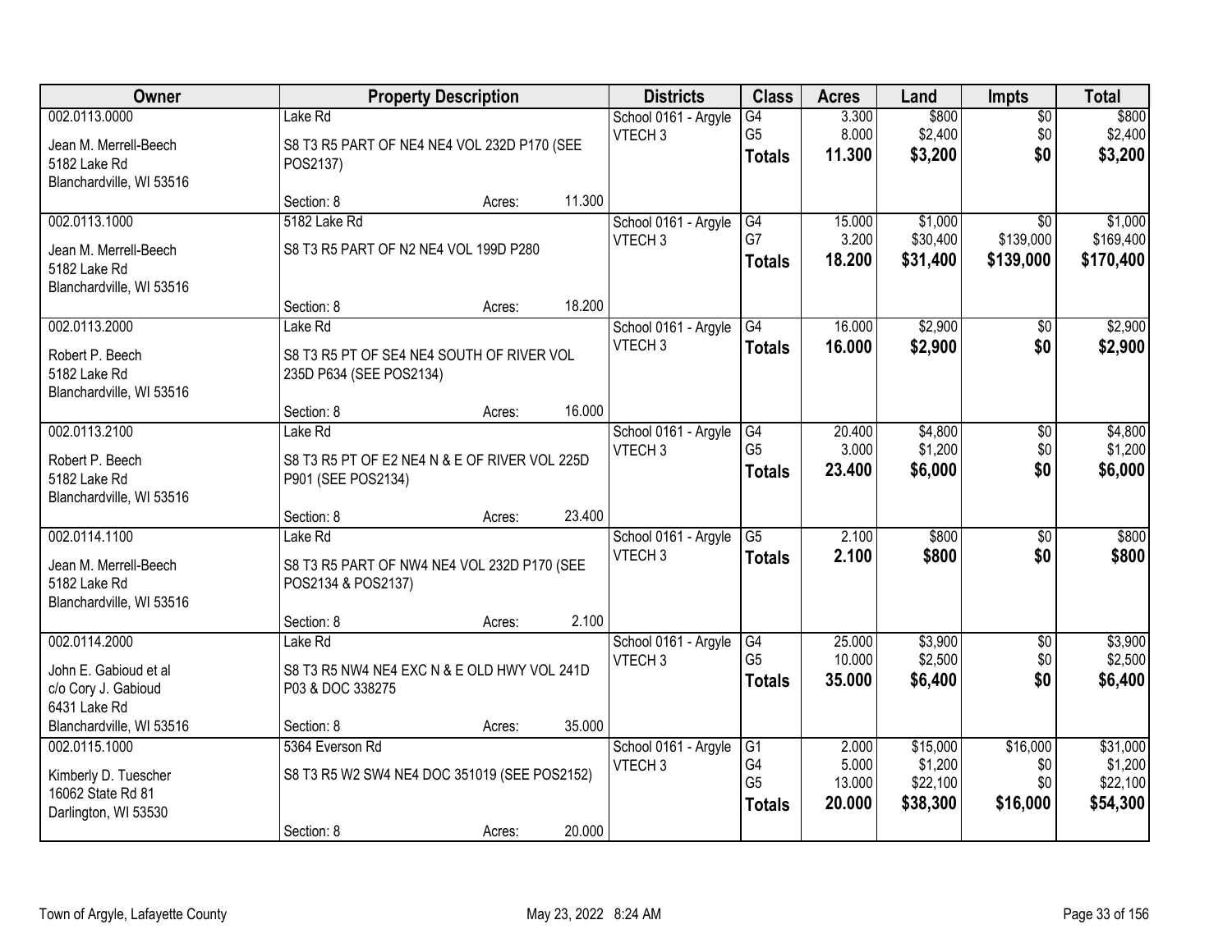| Owner | Property Description | Districts | Class | Acres | Land | Impts | Total |
|---|---|---|---|---|---|---|---|
| 002.0113.0000<br>Jean M. Merrell-Beech<br>5182 Lake Rd<br>Blanchardville, WI 53516 | Lake Rd<br>S8 T3 R5 PART OF NE4 NE4 VOL 232D P170 (SEE POS2137)<br>Section: 8 Acres: 11.300 | School 0161 - Argyle<br>VTECH 3 | G4<br>G5<br>**Totals** | 3.300<br>8.000<br>**11.300** | $800<br>$2,400<br>**$3,200** | $0<br>$0<br>**$0** | $800<br>$2,400<br>**$3,200** |
| 002.0113.1000<br>Jean M. Merrell-Beech<br>5182 Lake Rd<br>Blanchardville, WI 53516 | 5182 Lake Rd<br>S8 T3 R5 PART OF N2 NE4 VOL 199D P280<br>Section: 8 Acres: 18.200 | School 0161 - Argyle<br>VTECH 3 | G4<br>G7<br>**Totals** | 15.000<br>3.200<br>**18.200** | $1,000<br>$30,400<br>**$31,400** | $0<br>$139,000<br>**$139,000** | $1,000<br>$169,400<br>**$170,400** |
| 002.0113.2000<br>Robert P. Beech<br>5182 Lake Rd<br>Blanchardville, WI 53516 | Lake Rd<br>S8 T3 R5 PT OF SE4 NE4 SOUTH OF RIVER VOL 235D P634 (SEE POS2134)<br>Section: 8 Acres: 16.000 | School 0161 - Argyle<br>VTECH 3 | G4<br>**Totals** | 16.000<br>**16.000** | $2,900<br>**$2,900** | $0<br>**$0** | $2,900<br>**$2,900** |
| 002.0113.2100<br>Robert P. Beech<br>5182 Lake Rd<br>Blanchardville, WI 53516 | Lake Rd<br>S8 T3 R5 PT OF E2 NE4 N & E OF RIVER VOL 225D P901 (SEE POS2134)<br>Section: 8 Acres: 23.400 | School 0161 - Argyle<br>VTECH 3 | G4<br>G5<br>**Totals** | 20.400<br>3.000<br>**23.400** | $4,800<br>$1,200<br>**$6,000** | $0<br>$0<br>**$0** | $4,800<br>$1,200<br>**$6,000** |
| 002.0114.1100<br>Jean M. Merrell-Beech<br>5182 Lake Rd<br>Blanchardville, WI 53516 | Lake Rd<br>S8 T3 R5 PART OF NW4 NE4 VOL 232D P170 (SEE POS2134 & POS2137)<br>Section: 8 Acres: 2.100 | School 0161 - Argyle<br>VTECH 3 | G5<br>**Totals** | 2.100<br>**2.100** | $800<br>**$800** | $0<br>**$0** | $800<br>**$800** |
| 002.0114.2000<br>John E. Gabioud et al<br>c/o Cory J. Gabioud<br>6431 Lake Rd<br>Blanchardville, WI 53516 | Lake Rd<br>S8 T3 R5 NW4 NE4 EXC N & E OLD HWY VOL 241D P03 & DOC 338275<br>Section: 8 Acres: 35.000 | School 0161 - Argyle<br>VTECH 3 | G4<br>G5<br>**Totals** | 25.000<br>10.000<br>**35.000** | $3,900<br>$2,500<br>**$6,400** | $0<br>$0<br>**$0** | $3,900<br>$2,500<br>**$6,400** |
| 002.0115.1000<br>Kimberly D. Tuescher<br>16062 State Rd 81<br>Darlington, WI 53530 | 5364 Everson Rd<br>S8 T3 R5 W2 SW4 NE4 DOC 351019 (SEE POS2152)<br>Section: 8 Acres: 20.000 | School 0161 - Argyle<br>VTECH 3 | G1<br>G4<br>G5<br>**Totals** | 2.000<br>5.000<br>13.000<br>**20.000** | $15,000<br>$1,200<br>$22,100<br>**$38,300** | $16,000<br>$0<br>$0<br>**$16,000** | $31,000<br>$1,200<br>$22,100<br>**$54,300** |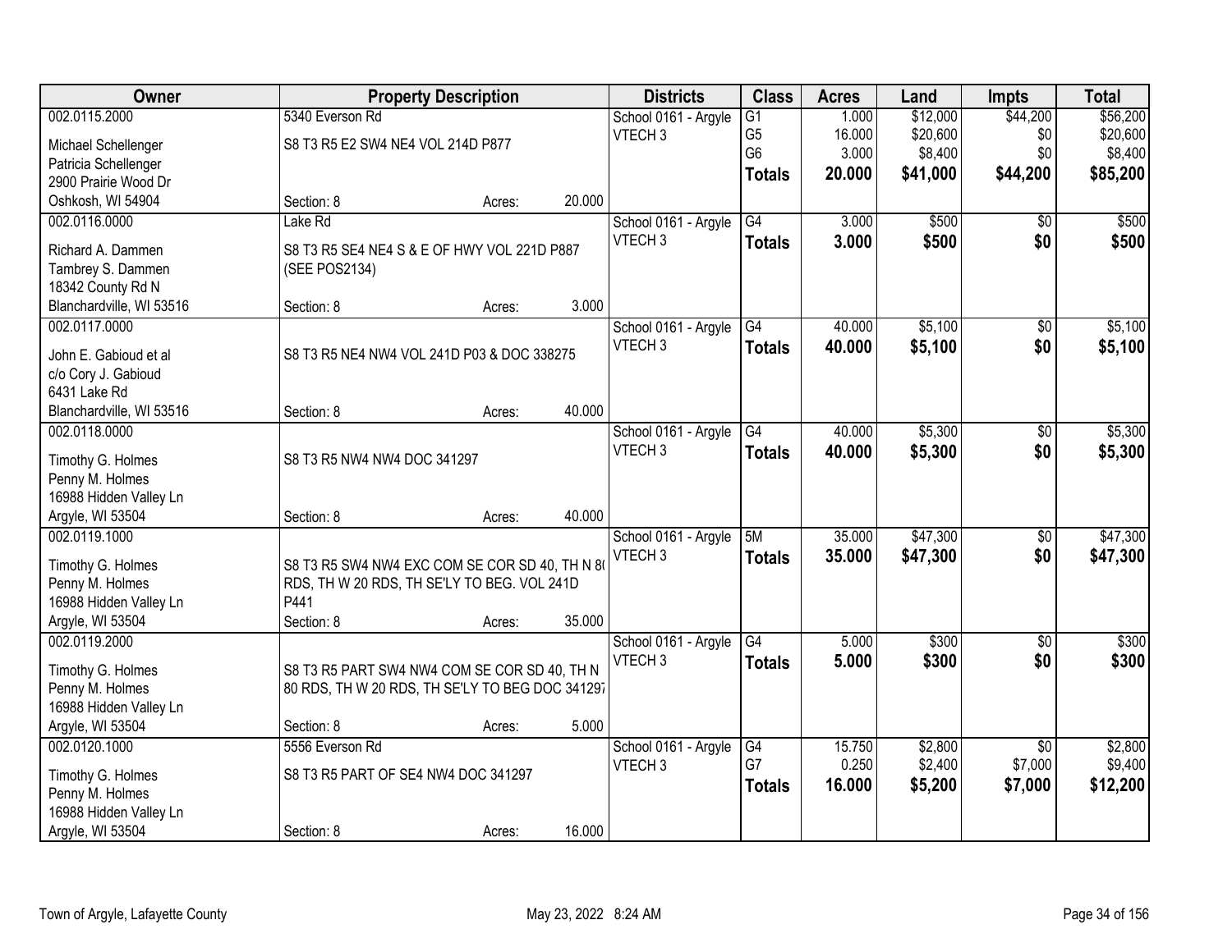| Owner | Property Description | | | Districts | Class | Acres | Land | Impts | Total |
|---|---|---|---|---|---|---|---|---|---|
| 002.0115.2000 | 5340 Everson Rd | | | School 0161 - Argyle | G1 | 1.000 | $12,000 | $44,200 | $56,200 |
| Michael Schellenger | S8 T3 R5 E2 SW4 NE4 VOL 214D P877 | | | VTECH 3 | G5 | 16.000 | $20,600 | $0 | $20,600 |
| Patricia Schellenger | | | | | G6 | 3.000 | $8,400 | $0 | $8,400 |
| 2900 Prairie Wood Dr | | | | | **Totals** | **20.000** | **$41,000** | **$44,200** | **$85,200** |
| Oshkosh, WI 54904 | Section: 8 | Acres: | 20.000 | | | | | | |
| 002.0116.0000 | Lake Rd | | | School 0161 - Argyle | G4 | 3.000 | $500 | $0 | $500 |
| Richard A. Dammen | S8 T3 R5 SE4 NE4 S & E OF HWY VOL 221D P887 (SEE POS2134) | | | VTECH 3 | **Totals** | **3.000** | **$500** | **$0** | **$500** |
| Tambrey S. Dammen | | | | | | | | | |
| 18342 County Rd N | | | | | | | | | |
| Blanchardville, WI 53516 | Section: 8 | Acres: | 3.000 | | | | | | |
| 002.0117.0000 | | | | School 0161 - Argyle | G4 | 40.000 | $5,100 | $0 | $5,100 |
| John E. Gabioud et al | S8 T3 R5 NE4 NW4 VOL 241D P03 & DOC 338275 | | | VTECH 3 | **Totals** | **40.000** | **$5,100** | **$0** | **$5,100** |
| c/o Cory J. Gabioud | | | | | | | | | |
| 6431 Lake Rd | | | | | | | | | |
| Blanchardville, WI 53516 | Section: 8 | Acres: | 40.000 | | | | | | |
| 002.0118.0000 | | | | School 0161 - Argyle | G4 | 40.000 | $5,300 | $0 | $5,300 |
| Timothy G. Holmes | S8 T3 R5 NW4 NW4 DOC 341297 | | | VTECH 3 | **Totals** | **40.000** | **$5,300** | **$0** | **$5,300** |
| Penny M. Holmes | | | | | | | | | |
| 16988 Hidden Valley Ln | | | | | | | | | |
| Argyle, WI 53504 | Section: 8 | Acres: | 40.000 | | | | | | |
| 002.0119.1000 | | | | School 0161 - Argyle | 5M | 35.000 | $47,300 | $0 | $47,300 |
| Timothy G. Holmes | S8 T3 R5 SW4 NW4 EXC COM SE COR SD 40, TH N 80 RDS, TH W 20 RDS, TH SE'LY TO BEG. VOL 241D P441 | | | VTECH 3 | **Totals** | **35.000** | **$47,300** | **$0** | **$47,300** |
| Penny M. Holmes | | | | | | | | | |
| 16988 Hidden Valley Ln | | | | | | | | | |
| Argyle, WI 53504 | Section: 8 | Acres: | 35.000 | | | | | | |
| 002.0119.2000 | | | | School 0161 - Argyle | G4 | 5.000 | $300 | $0 | $300 |
| Timothy G. Holmes | S8 T3 R5 PART SW4 NW4 COM SE COR SD 40, TH N 80 RDS, TH W 20 RDS, TH SE'LY TO BEG DOC 341297 | | | VTECH 3 | **Totals** | **5.000** | **$300** | **$0** | **$300** |
| Penny M. Holmes | | | | | | | | | |
| 16988 Hidden Valley Ln | | | | | | | | | |
| Argyle, WI 53504 | Section: 8 | Acres: | 5.000 | | | | | | |
| 002.0120.1000 | 5556 Everson Rd | | | School 0161 - Argyle | G4 | 15.750 | $2,800 | $0 | $2,800 |
| Timothy G. Holmes | S8 T3 R5 PART OF SE4 NW4 DOC 341297 | | | VTECH 3 | G7 | 0.250 | $2,400 | $7,000 | $9,400 |
| Penny M. Holmes | | | | | **Totals** | **16.000** | **$5,200** | **$7,000** | **$12,200** |
| 16988 Hidden Valley Ln | | | | | | | | | |
| Argyle, WI 53504 | Section: 8 | Acres: | 16.000 | | | | | | |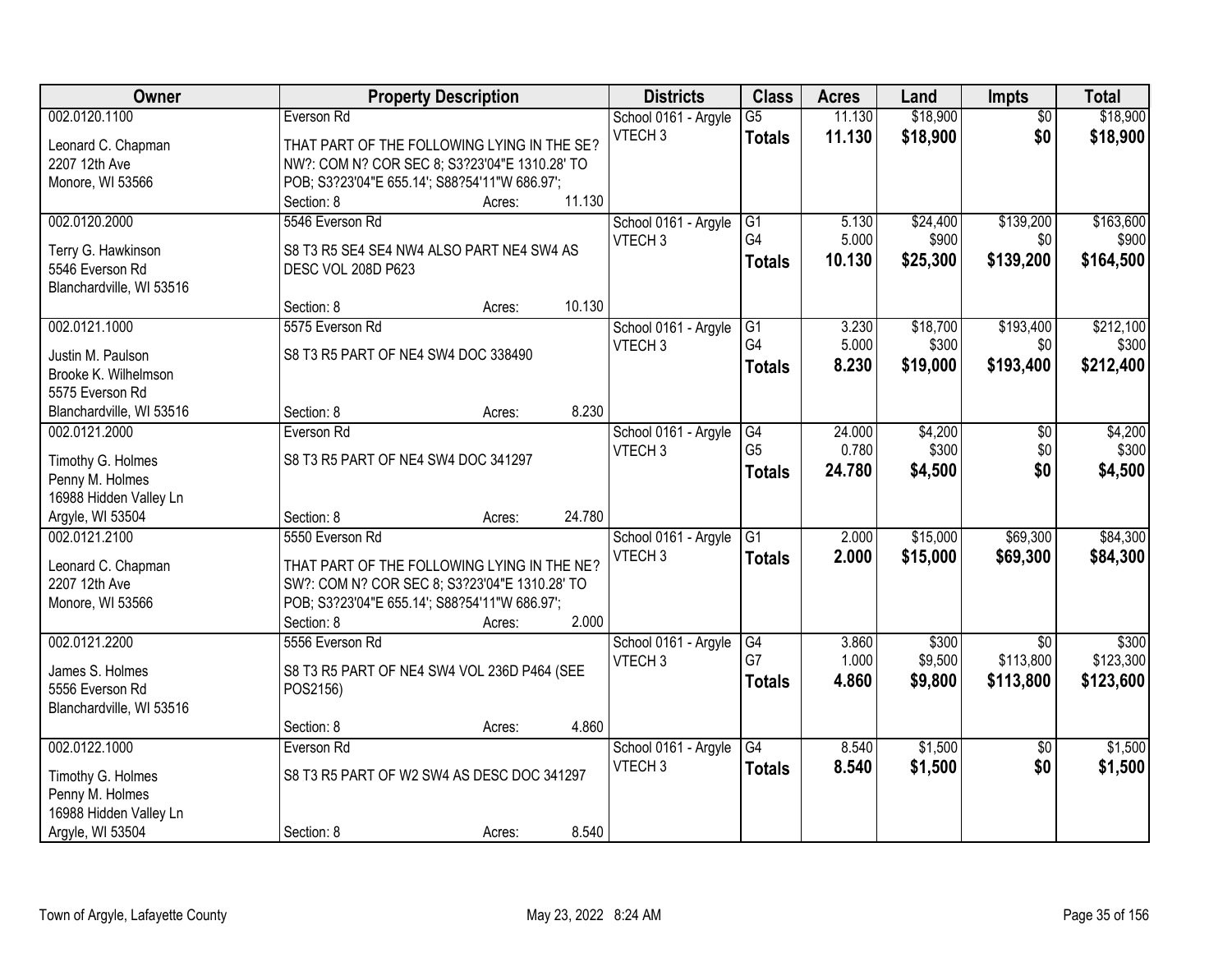| Owner | Property Description | Districts | Class | Acres | Land | Impts | Total |
|---|---|---|---|---|---|---|---|
| 002.0120.1100<br>Leonard C. Chapman<br>2207 12th Ave<br>Monore, WI 53566 | Everson Rd<br>THAT PART OF THE FOLLOWING LYING IN THE SE? NW?: COM N? COR SEC 8; S3?23'04"E 1310.28' TO POB; S3?23'04"E 655.14'; S88?54'11"W 686.97';<br>Section: 8 Acres: 11.130 | School 0161 - Argyle<br>VTECH 3 | G5<br>**Totals** | 11.130<br>**11.130** | $18,900<br>**$18,900** | $0<br>**$0** | $18,900<br>**$18,900** |
| 002.0120.2000<br>Terry G. Hawkinson<br>5546 Everson Rd<br>Blanchardville, WI 53516 | 5546 Everson Rd<br>S8 T3 R5 SE4 SE4 NW4 ALSO PART NE4 SW4 AS DESC VOL 208D P623<br>Section: 8 Acres: 10.130 | School 0161 - Argyle<br>VTECH 3 | G1<br>G4<br>**Totals** | 5.130<br>5.000<br>**10.130** | $24,400<br>$900<br>**$25,300** | $139,200<br>$0<br>**$139,200** | $163,600<br>$900<br>**$164,500** |
| 002.0121.1000<br>Justin M. Paulson<br>Brooke K. Wilhelmson<br>5575 Everson Rd<br>Blanchardville, WI 53516 | 5575 Everson Rd<br>S8 T3 R5 PART OF NE4 SW4 DOC 338490<br>Section: 8 Acres: 8.230 | School 0161 - Argyle<br>VTECH 3 | G1<br>G4<br>**Totals** | 3.230<br>5.000<br>**8.230** | $18,700<br>$300<br>**$19,000** | $193,400<br>$0<br>**$193,400** | $212,100<br>$300<br>**$212,400** |
| 002.0121.2000<br>Timothy G. Holmes<br>Penny M. Holmes<br>16988 Hidden Valley Ln<br>Argyle, WI 53504 | Everson Rd<br>S8 T3 R5 PART OF NE4 SW4 DOC 341297<br>Section: 8 Acres: 24.780 | School 0161 - Argyle<br>VTECH 3 | G4<br>G5<br>**Totals** | 24.000<br>0.780<br>**24.780** | $4,200<br>$300<br>**$4,500** | $0<br>$0<br>**$0** | $4,200<br>$300<br>**$4,500** |
| 002.0121.2100<br>Leonard C. Chapman<br>2207 12th Ave<br>Monore, WI 53566 | 5550 Everson Rd<br>THAT PART OF THE FOLLOWING LYING IN THE NE? SW?: COM N? COR SEC 8; S3?23'04"E 1310.28' TO POB; S3?23'04"E 655.14'; S88?54'11"W 686.97';<br>Section: 8 Acres: 2.000 | School 0161 - Argyle<br>VTECH 3 | G1<br>**Totals** | 2.000<br>**2.000** | $15,000<br>**$15,000** | $69,300<br>**$69,300** | $84,300<br>**$84,300** |
| 002.0121.2200<br>James S. Holmes<br>5556 Everson Rd<br>Blanchardville, WI 53516 | 5556 Everson Rd<br>S8 T3 R5 PART OF NE4 SW4 VOL 236D P464 (SEE POS2156)<br>Section: 8 Acres: 4.860 | School 0161 - Argyle<br>VTECH 3 | G4<br>G7<br>**Totals** | 3.860<br>1.000<br>**4.860** | $300<br>$9,500<br>**$9,800** | $0<br>$113,800<br>**$113,800** | $300<br>$123,300<br>**$123,600** |
| 002.0122.1000<br>Timothy G. Holmes<br>Penny M. Holmes<br>16988 Hidden Valley Ln<br>Argyle, WI 53504 | Everson Rd<br>S8 T3 R5 PART OF W2 SW4 AS DESC DOC 341297<br>Section: 8 Acres: 8.540 | School 0161 - Argyle<br>VTECH 3 | G4<br>**Totals** | 8.540<br>**8.540** | $1,500<br>**$1,500** | $0<br>**$0** | $1,500<br>**$1,500** |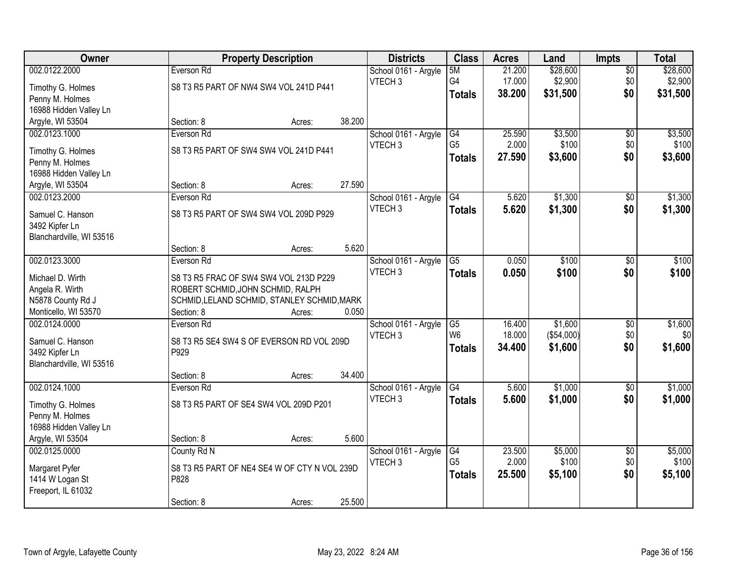| Owner | Property Description | Districts | Class | Acres | Land | Impts | Total |
|---|---|---|---|---|---|---|---|
| 002.0122.2000<br>Timothy G. Holmes<br>Penny M. Holmes<br>16988 Hidden Valley Ln<br>Argyle, WI 53504 | Everson Rd<br>S8 T3 R5 PART OF NW4 SW4 VOL 241D P441<br>Section: 8 Acres: 38.200 | School 0161 - Argyle<br>VTECH 3 | 5M<br>G4<br>**Totals** | 21.200<br>17.000<br>**38.200** | $28,600<br>$2,900<br>**$31,500** | $0<br>$0<br>**$0** | $28,600<br>$2,900<br>**$31,500** |
| 002.0123.1000<br>Timothy G. Holmes<br>Penny M. Holmes<br>16988 Hidden Valley Ln<br>Argyle, WI 53504 | Everson Rd<br>S8 T3 R5 PART OF SW4 SW4 VOL 241D P441<br>Section: 8 Acres: 27.590 | School 0161 - Argyle<br>VTECH 3 | G4<br>G5<br>**Totals** | 25.590<br>2.000<br>**27.590** | $3,500<br>$100<br>**$3,600** | $0<br>$0<br>**$0** | $3,500<br>$100<br>**$3,600** |
| 002.0123.2000<br>Samuel C. Hanson<br>3492 Kipfer Ln<br>Blanchardville, WI 53516 | Everson Rd<br>S8 T3 R5 PART OF SW4 SW4 VOL 209D P929<br>Section: 8 Acres: 5.620 | School 0161 - Argyle<br>VTECH 3 | G4<br>**Totals** | 5.620<br>**5.620** | $1,300<br>**$1,300** | $0<br>**$0** | $1,300<br>**$1,300** |
| 002.0123.3000<br>Michael D. Wirth<br>Angela R. Wirth<br>N5878 County Rd J<br>Monticello, WI 53570 | Everson Rd<br>S8 T3 R5 FRAC OF SW4 SW4 VOL 213D P229 ROBERT SCHMID,JOHN SCHMID, RALPH SCHMID,LELAND SCHMID, STANLEY SCHMID,MARK<br>Section: 8 Acres: 0.050 | School 0161 - Argyle<br>VTECH 3 | G5<br>**Totals** | 0.050<br>**0.050** | $100<br>**$100** | $0<br>**$0** | $100<br>**$100** |
| 002.0124.0000<br>Samuel C. Hanson<br>3492 Kipfer Ln<br>Blanchardville, WI 53516 | Everson Rd<br>S8 T3 R5 SE4 SW4 S OF EVERSON RD VOL 209D P929<br>Section: 8 Acres: 34.400 | School 0161 - Argyle<br>VTECH 3 | G5<br>W6<br>**Totals** | 16.400<br>18.000<br>**34.400** | $1,600<br>($54,000)<br>**$1,600** | $0<br>$0<br>**$0** | $1,600<br>$0<br>**$1,600** |
| 002.0124.1000<br>Timothy G. Holmes<br>Penny M. Holmes<br>16988 Hidden Valley Ln<br>Argyle, WI 53504 | Everson Rd<br>S8 T3 R5 PART OF SE4 SW4 VOL 209D P201<br>Section: 8 Acres: 5.600 | School 0161 - Argyle<br>VTECH 3 | G4<br>**Totals** | 5.600<br>**5.600** | $1,000<br>**$1,000** | $0<br>**$0** | $1,000<br>**$1,000** |
| 002.0125.0000<br>Margaret Pyfer<br>1414 W Logan St<br>Freeport, IL 61032 | County Rd N<br>S8 T3 R5 PART OF NE4 SE4 W OF CTY N VOL 239D P828<br>Section: 8 Acres: 25.500 | School 0161 - Argyle<br>VTECH 3 | G4<br>G5<br>**Totals** | 23.500<br>2.000<br>**25.500** | $5,000<br>$100<br>**$5,100** | $0<br>$0<br>**$0** | $5,000<br>$100<br>**$5,100** |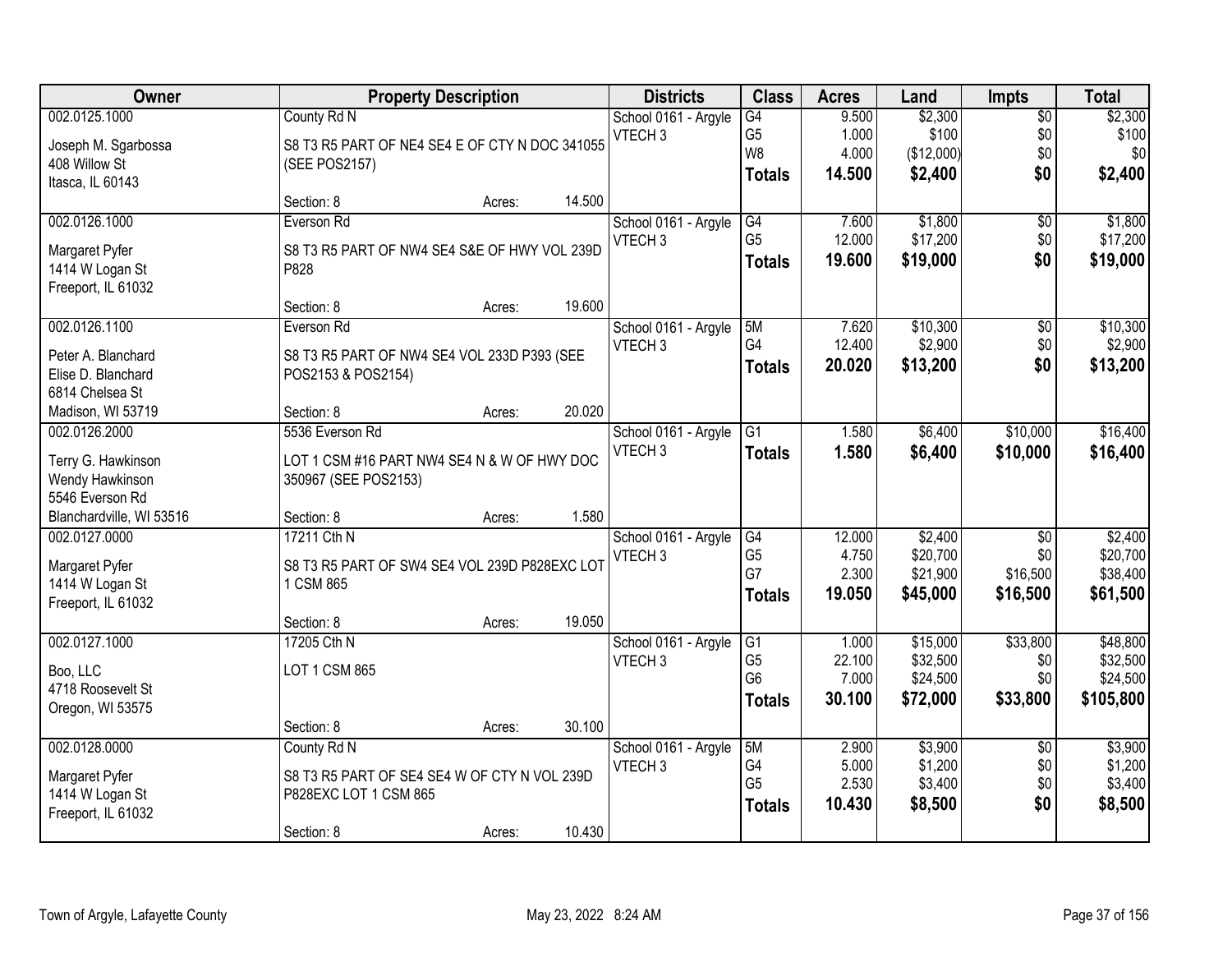| Owner | Property Description | Districts | Class | Acres | Land | Impts | Total |
|---|---|---|---|---|---|---|---|
| 002.0125.1000<br>Joseph M. Sgarbossa<br>408 Willow St<br>Itasca, IL 60143 | County Rd N<br>S8 T3 R5 PART OF NE4 SE4 E OF CTY N DOC 341055 (SEE POS2157)<br>Section: 8 Acres: 14.500 | School 0161 - Argyle<br>VTECH 3 | G4<br>G5<br>W8<br>**Totals** | 9.500<br>1.000<br>4.000<br>**14.500** | $2,300<br>$100<br>($12,000)<br>**$2,400** | $0<br>$0<br>$0<br>**$0** | $2,300<br>$100<br>$0<br>**$2,400** |
| 002.0126.1000<br>Margaret Pyfer<br>1414 W Logan St<br>Freeport, IL 61032 | Everson Rd<br>S8 T3 R5 PART OF NW4 SE4 S&E OF HWY VOL 239D P828<br>Section: 8 Acres: 19.600 | School 0161 - Argyle<br>VTECH 3 | G4<br>G5<br>**Totals** | 7.600<br>12.000<br>**19.600** | $1,800<br>$17,200<br>**$19,000** | $0<br>$0<br>**$0** | $1,800<br>$17,200<br>**$19,000** |
| 002.0126.1100<br>Peter A. Blanchard<br>Elise D. Blanchard<br>6814 Chelsea St<br>Madison, WI 53719 | Everson Rd<br>S8 T3 R5 PART OF NW4 SE4 VOL 233D P393 (SEE POS2153 & POS2154)<br>Section: 8 Acres: 20.020 | School 0161 - Argyle<br>VTECH 3 | 5M<br>G4<br>**Totals** | 7.620<br>12.400<br>**20.020** | $10,300<br>$2,900<br>**$13,200** | $0<br>$0<br>**$0** | $10,300<br>$2,900<br>**$13,200** |
| 002.0126.2000<br>Terry G. Hawkinson<br>Wendy Hawkinson<br>5546 Everson Rd<br>Blanchardville, WI 53516 | 5536 Everson Rd<br>LOT 1 CSM #16 PART NW4 SE4 N & W OF HWY DOC 350967 (SEE POS2153)<br>Section: 8 Acres: 1.580 | School 0161 - Argyle<br>VTECH 3 | G1<br>**Totals** | 1.580<br>**1.580** | $6,400<br>**$6,400** | $10,000<br>**$10,000** | $16,400<br>**$16,400** |
| 002.0127.0000<br>Margaret Pyfer<br>1414 W Logan St<br>Freeport, IL 61032 | 17211 Cth N<br>S8 T3 R5 PART OF SW4 SE4 VOL 239D P828EXC LOT 1 CSM 865<br>Section: 8 Acres: 19.050 | School 0161 - Argyle<br>VTECH 3 | G4<br>G5<br>G7<br>**Totals** | 12.000<br>4.750<br>2.300<br>**19.050** | $2,400<br>$20,700<br>$21,900<br>**$45,000** | $0<br>$0<br>$16,500<br>**$16,500** | $2,400<br>$20,700<br>$38,400<br>**$61,500** |
| 002.0127.1000<br>Boo, LLC<br>4718 Roosevelt St<br>Oregon, WI 53575 | 17205 Cth N<br>LOT 1 CSM 865<br>Section: 8 Acres: 30.100 | School 0161 - Argyle<br>VTECH 3 | G1<br>G5<br>G6<br>**Totals** | 1.000<br>22.100<br>7.000<br>**30.100** | $15,000<br>$32,500<br>$24,500<br>**$72,000** | $33,800<br>$0<br>$0<br>**$33,800** | $48,800<br>$32,500<br>$24,500<br>**$105,800** |
| 002.0128.0000<br>Margaret Pyfer<br>1414 W Logan St<br>Freeport, IL 61032 | County Rd N<br>S8 T3 R5 PART OF SE4 SE4 W OF CTY N VOL 239D P828EXC LOT 1 CSM 865<br>Section: 8 Acres: 10.430 | School 0161 - Argyle<br>VTECH 3 | 5M<br>G4<br>G5<br>**Totals** | 2.900<br>5.000<br>2.530<br>**10.430** | $3,900<br>$1,200<br>$3,400<br>**$8,500** | $0<br>$0<br>$0<br>**$0** | $3,900<br>$1,200<br>$3,400<br>**$8,500** |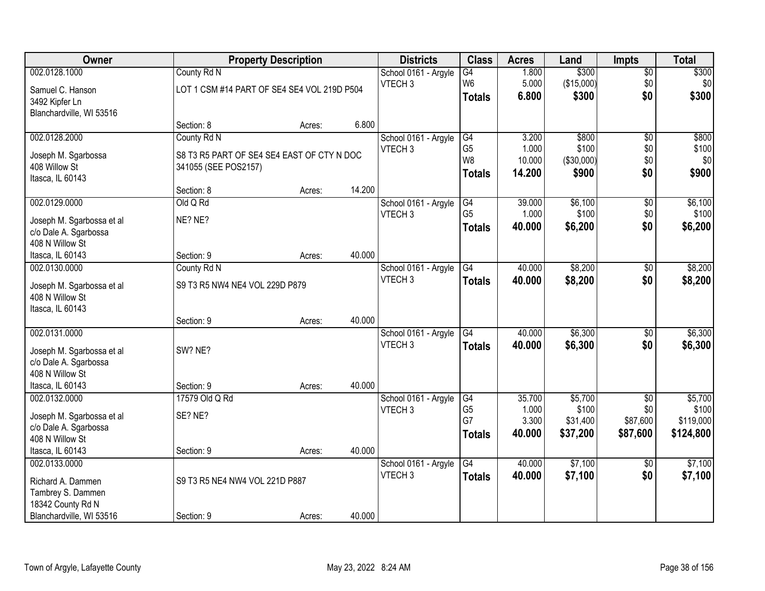| Owner | Property Description | | | Districts | Class | Acres | Land | Impts | Total |
|---|---|---|---|---|---|---|---|---|---|
| 002.0128.1000<br>Samuel C. Hanson<br>3492 Kipfer Ln<br>Blanchardville, WI 53516 | County Rd N<br>LOT 1 CSM #14 PART OF SE4 SE4 VOL 219D P504<br>Section: 8 | Acres: | 6.800 | School 0161 - Argyle<br>VTECH 3 | G4<br>W6<br>**Totals** | 1.800<br>5.000<br>**6.800** | $300<br>($15,000)<br>**$300** | $0<br>$0<br>**$0** | $300<br>$0<br>**$300** |
| 002.0128.2000<br>Joseph M. Sgarbossa<br>408 Willow St<br>Itasca, IL 60143 | County Rd N<br>S8 T3 R5 PART OF SE4 SE4 EAST OF CTY N DOC 341055 (SEE POS2157)<br>Section: 8 | Acres: | 14.200 | School 0161 - Argyle<br>VTECH 3 | G4<br>G5<br>W8<br>**Totals** | 3.200<br>1.000<br>10.000<br>**14.200** | $800<br>$100<br>($30,000)<br>**$900** | $0<br>$0<br>$0<br>**$0** | $800<br>$100<br>$0<br>**$900** |
| 002.0129.0000<br>Joseph M. Sgarbossa et al<br>c/o Dale A. Sgarbossa<br>408 N Willow St<br>Itasca, IL 60143 | Old Q Rd<br>NE? NE?<br>Section: 9 | Acres: | 40.000 | School 0161 - Argyle<br>VTECH 3 | G4<br>G5<br>**Totals** | 39.000<br>1.000<br>**40.000** | $6,100<br>$100<br>**$6,200** | $0<br>$0<br>**$0** | $6,100<br>$100<br>**$6,200** |
| 002.0130.0000<br>Joseph M. Sgarbossa et al<br>408 N Willow St<br>Itasca, IL 60143 | County Rd N<br>S9 T3 R5 NW4 NE4 VOL 229D P879<br>Section: 9 | Acres: | 40.000 | School 0161 - Argyle<br>VTECH 3 | G4<br>**Totals** | 40.000<br>**40.000** | $8,200<br>**$8,200** | $0<br>**$0** | $8,200<br>**$8,200** |
| 002.0131.0000<br>Joseph M. Sgarbossa et al<br>c/o Dale A. Sgarbossa<br>408 N Willow St<br>Itasca, IL 60143 | SW? NE?<br>Section: 9 | Acres: | 40.000 | School 0161 - Argyle<br>VTECH 3 | G4<br>**Totals** | 40.000<br>**40.000** | $6,300<br>**$6,300** | $0<br>**$0** | $6,300<br>**$6,300** |
| 002.0132.0000<br>Joseph M. Sgarbossa et al<br>c/o Dale A. Sgarbossa<br>408 N Willow St<br>Itasca, IL 60143 | 17579 Old Q Rd<br>SE? NE?<br>Section: 9 | Acres: | 40.000 | School 0161 - Argyle<br>VTECH 3 | G4<br>G5<br>G7<br>**Totals** | 35.700<br>1.000<br>3.300<br>**40.000** | $5,700<br>$100<br>$31,400<br>**$37,200** | $0<br>$0<br>$87,600<br>**$87,600** | $5,700<br>$100<br>$119,000<br>**$124,800** |
| 002.0133.0000<br>Richard A. Dammen<br>Tambrey S. Dammen<br>18342 County Rd N<br>Blanchardville, WI 53516 | S9 T3 R5 NE4 NW4 VOL 221D P887<br>Section: 9 | Acres: | 40.000 | School 0161 - Argyle<br>VTECH 3 | G4<br>**Totals** | 40.000<br>**40.000** | $7,100<br>**$7,100** | $0<br>**$0** | $7,100<br>**$7,100** |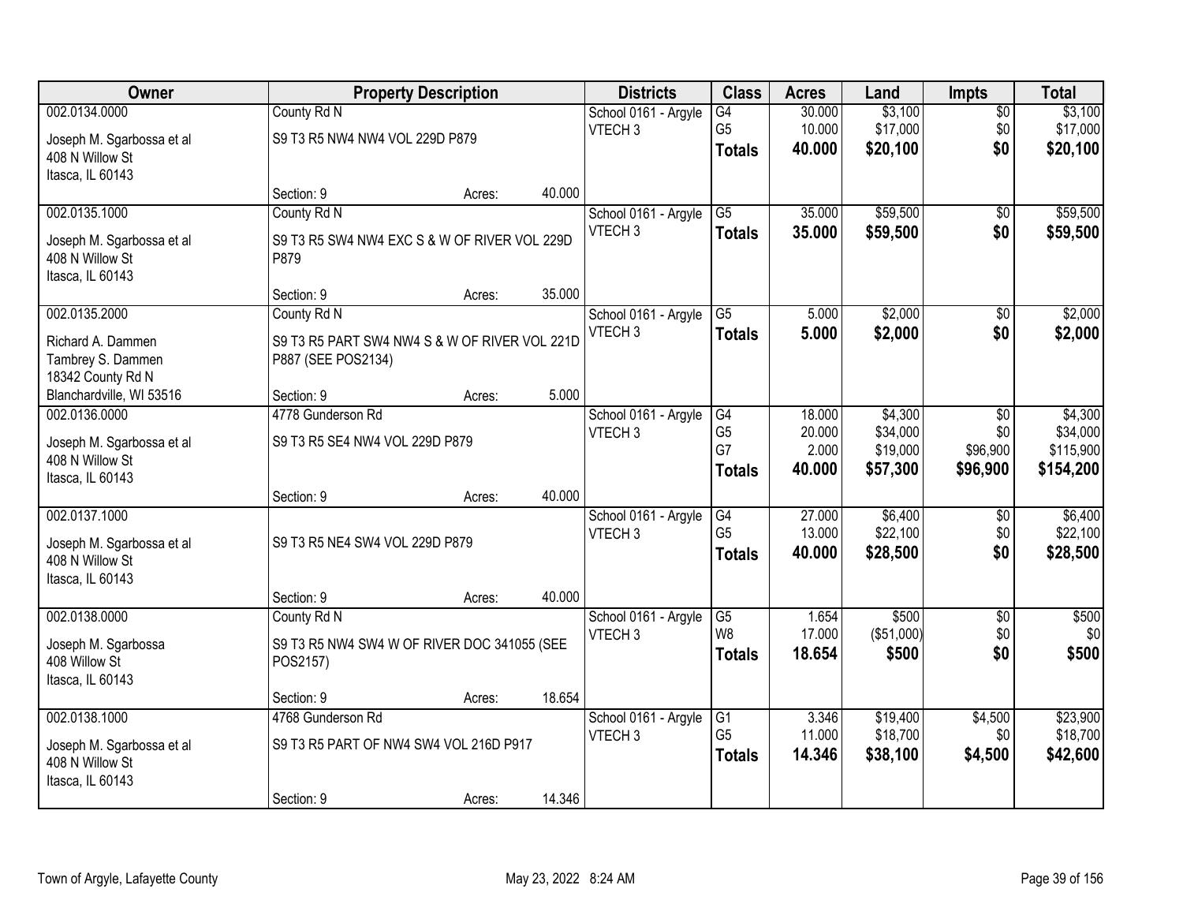| Owner | Property Description | | | Districts | Class | Acres | Land | Impts | Total |
|---|---|---|---|---|---|---|---|---|---|
| 002.0134.0000<br>Joseph M. Sgarbossa et al<br>408 N Willow St<br>Itasca, IL 60143 | County Rd N<br>S9 T3 R5 NW4 NW4 VOL 229D P879<br>Section: 9 | Acres: | 40.000 | School 0161 - Argyle<br>VTECH 3 | G4<br>G5<br>**Totals** | 30.000<br>10.000<br>**40.000** | $3,100<br>$17,000<br>**$20,100** | $0<br>$0<br>**$0** | $3,100<br>$17,000<br>**$20,100** |
| 002.0135.1000<br>Joseph M. Sgarbossa et al<br>408 N Willow St<br>Itasca, IL 60143 | County Rd N<br>S9 T3 R5 SW4 NW4 EXC S & W OF RIVER VOL 229D P879<br>Section: 9 | Acres: | 35.000 | School 0161 - Argyle<br>VTECH 3 | G5<br>**Totals** | 35.000<br>**35.000** | $59,500<br>**$59,500** | $0<br>**$0** | $59,500<br>**$59,500** |
| 002.0135.2000<br>Richard A. Dammen<br>Tambrey S. Dammen<br>18342 County Rd N<br>Blanchardville, WI 53516 | County Rd N<br>S9 T3 R5 PART SW4 NW4 S & W OF RIVER VOL 221D P887 (SEE POS2134)<br>Section: 9 | Acres: | 5.000 | School 0161 - Argyle<br>VTECH 3 | G5<br>**Totals** | 5.000<br>**5.000** | $2,000<br>**$2,000** | $0<br>**$0** | $2,000<br>**$2,000** |
| 002.0136.0000<br>Joseph M. Sgarbossa et al<br>408 N Willow St<br>Itasca, IL 60143 | 4778 Gunderson Rd<br>S9 T3 R5 SE4 NW4 VOL 229D P879<br>Section: 9 | Acres: | 40.000 | School 0161 - Argyle<br>VTECH 3 | G4<br>G5<br>G7<br>**Totals** | 18.000<br>20.000<br>2.000<br>**40.000** | $4,300<br>$34,000<br>$19,000<br>**$57,300** | $0<br>$0<br>$96,900<br>**$96,900** | $4,300<br>$34,000<br>$115,900<br>**$154,200** |
| 002.0137.1000<br>Joseph M. Sgarbossa et al<br>408 N Willow St<br>Itasca, IL 60143 | S9 T3 R5 NE4 SW4 VOL 229D P879<br>Section: 9 | Acres: | 40.000 | School 0161 - Argyle<br>VTECH 3 | G4<br>G5<br>**Totals** | 27.000<br>13.000<br>**40.000** | $6,400<br>$22,100<br>**$28,500** | $0<br>$0<br>**$0** | $6,400<br>$22,100<br>**$28,500** |
| 002.0138.0000<br>Joseph M. Sgarbossa<br>408 Willow St<br>Itasca, IL 60143 | County Rd N<br>S9 T3 R5 NW4 SW4 W OF RIVER DOC 341055 (SEE POS2157)<br>Section: 9 | Acres: | 18.654 | School 0161 - Argyle<br>VTECH 3 | G5<br>W8<br>**Totals** | 1.654<br>17.000<br>**18.654** | $500<br>($51,000)<br>**$500** | $0<br>$0<br>**$0** | $500<br>$0<br>**$500** |
| 002.0138.1000<br>Joseph M. Sgarbossa et al<br>408 N Willow St<br>Itasca, IL 60143 | 4768 Gunderson Rd<br>S9 T3 R5 PART OF NW4 SW4 VOL 216D P917<br>Section: 9 | Acres: | 14.346 | School 0161 - Argyle<br>VTECH 3 | G1<br>G5<br>**Totals** | 3.346<br>11.000<br>**14.346** | $19,400<br>$18,700<br>**$38,100** | $4,500<br>$0<br>**$4,500** | $23,900<br>$18,700<br>**$42,600** |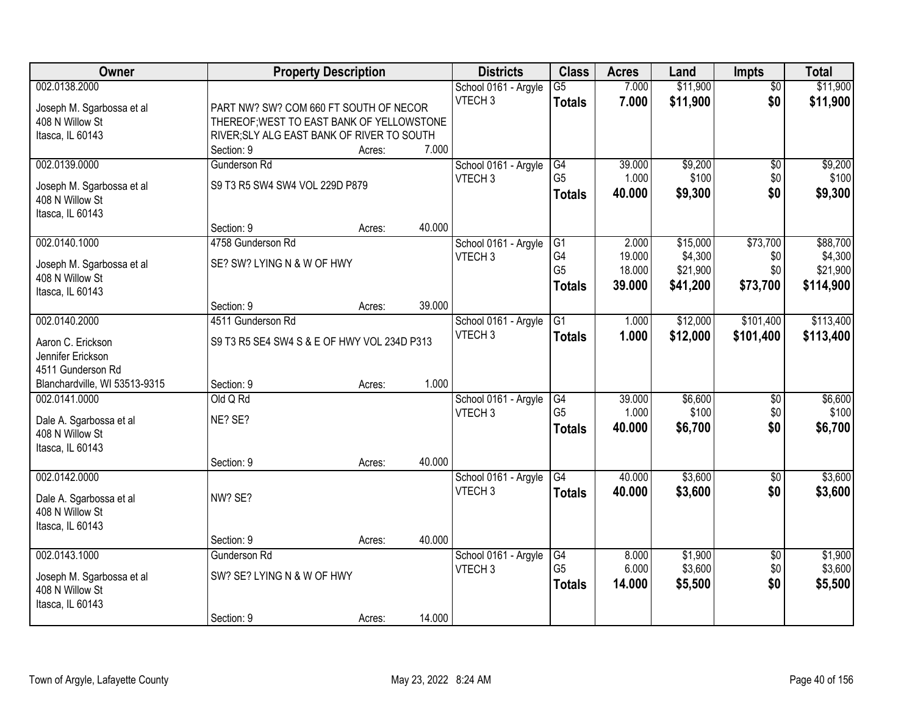| Owner | Property Description | Districts | Class | Acres | Land | Impts | Total |
|---|---|---|---|---|---|---|---|
| 002.0138.2000<br><br>Joseph M. Sgarbossa et al<br>408 N Willow St<br>Itasca, IL 60143 | PART NW? SW? COM 660 FT SOUTH OF NECOR THEREOF;WEST TO EAST BANK OF YELLOWSTONE RIVER;SLY ALG EAST BANK OF RIVER TO SOUTH<br>Section: 9 Acres: 7.000 | School 0161 - Argyle<br>VTECH 3 | G5<br>**Totals** | 7.000<br>**7.000** | $11,900<br>**$11,900** | $0<br>**$0** | $11,900<br>**$11,900** |
| 002.0139.0000<br><br>Joseph M. Sgarbossa et al<br>408 N Willow St<br>Itasca, IL 60143 | Gunderson Rd<br>S9 T3 R5 SW4 SW4 VOL 229D P879<br>Section: 9 Acres: 40.000 | School 0161 - Argyle<br>VTECH 3 | G4<br>G5<br>**Totals** | 39.000<br>1.000<br>**40.000** | $9,200<br>$100<br>**$9,300** | $0<br>$0<br>**$0** | $9,200<br>$100<br>**$9,300** |
| 002.0140.1000<br><br>Joseph M. Sgarbossa et al<br>408 N Willow St<br>Itasca, IL 60143 | 4758 Gunderson Rd<br>SE? SW? LYING N & W OF HWY<br>Section: 9 Acres: 39.000 | School 0161 - Argyle<br>VTECH 3 | G1<br>G4<br>G5<br>**Totals** | 2.000<br>19.000<br>18.000<br>**39.000** | $15,000<br>$4,300<br>$21,900<br>**$41,200** | $73,700<br>$0<br>$0<br>**$73,700** | $88,700<br>$4,300<br>$21,900<br>**$114,900** |
| 002.0140.2000<br><br>Aaron C. Erickson<br>Jennifer Erickson<br>4511 Gunderson Rd<br>Blanchardville, WI 53513-9315 | 4511 Gunderson Rd<br>S9 T3 R5 SE4 SW4 S & E OF HWY VOL 234D P313<br>Section: 9 Acres: 1.000 | School 0161 - Argyle<br>VTECH 3 | G1<br>**Totals** | 1.000<br>**1.000** | $12,000<br>**$12,000** | $101,400<br>**$101,400** | $113,400<br>**$113,400** |
| 002.0141.0000<br><br>Dale A. Sgarbossa et al<br>408 N Willow St<br>Itasca, IL 60143 | Old Q Rd<br>NE? SE?<br>Section: 9 Acres: 40.000 | School 0161 - Argyle<br>VTECH 3 | G4<br>G5<br>**Totals** | 39.000<br>1.000<br>**40.000** | $6,600<br>$100<br>**$6,700** | $0<br>$0<br>**$0** | $6,600<br>$100<br>**$6,700** |
| 002.0142.0000<br><br>Dale A. Sgarbossa et al<br>408 N Willow St<br>Itasca, IL 60143 | NW? SE?<br>Section: 9 Acres: 40.000 | School 0161 - Argyle<br>VTECH 3 | G4<br>**Totals** | 40.000<br>**40.000** | $3,600<br>**$3,600** | $0<br>**$0** | $3,600<br>**$3,600** |
| 002.0143.1000<br><br>Joseph M. Sgarbossa et al<br>408 N Willow St<br>Itasca, IL 60143 | Gunderson Rd<br>SW? SE? LYING N & W OF HWY<br>Section: 9 Acres: 14.000 | School 0161 - Argyle<br>VTECH 3 | G4<br>G5<br>**Totals** | 8.000<br>6.000<br>**14.000** | $1,900<br>$3,600<br>**$5,500** | $0<br>$0<br>**$0** | $1,900<br>$3,600<br>**$5,500** |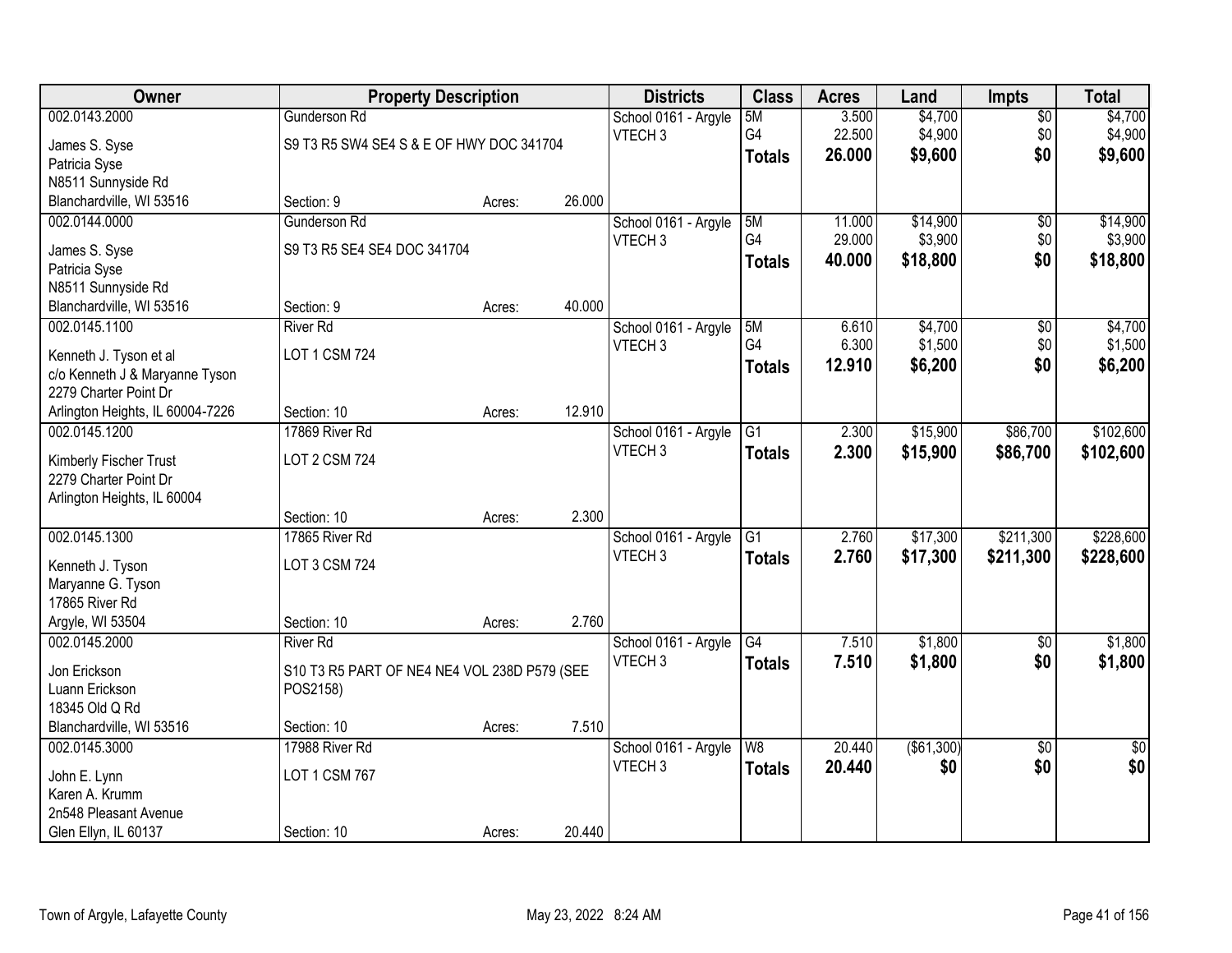| Owner | Property Description | | | Districts | Class | Acres | Land | Impts | Total |
|---|---|---|---|---|---|---|---|---|---|
| 002.0143.2000 | Gunderson Rd | | | School 0161 - Argyle | 5M | 3.500 | $4,700 | $0 | $4,700 |
| James S. Syse | S9 T3 R5 SW4 SE4 S & E OF HWY DOC 341704 | | | VTECH 3 | G4 | 22.500 | $4,900 | $0 | $4,900 |
| Patricia Syse | | | | | **Totals** | **26.000** | **$9,600** | **$0** | **$9,600** |
| N8511 Sunnyside Rd | | | | | | | | | |
| Blanchardville, WI 53516 | Section: 9 | Acres: | 26.000 | | | | | | |
| 002.0144.0000 | Gunderson Rd | | | School 0161 - Argyle | 5M | 11.000 | $14,900 | $0 | $14,900 |
| James S. Syse | S9 T3 R5 SE4 SE4 DOC 341704 | | | VTECH 3 | G4 | 29.000 | $3,900 | $0 | $3,900 |
| Patricia Syse | | | | | **Totals** | **40.000** | **$18,800** | **$0** | **$18,800** |
| N8511 Sunnyside Rd | | | | | | | | | |
| Blanchardville, WI 53516 | Section: 9 | Acres: | 40.000 | | | | | | |
| 002.0145.1100 | River Rd | | | School 0161 - Argyle | 5M | 6.610 | $4,700 | $0 | $4,700 |
| Kenneth J. Tyson et al | LOT 1 CSM 724 | | | VTECH 3 | G4 | 6.300 | $1,500 | $0 | $1,500 |
| c/o Kenneth J & Maryanne Tyson | | | | | **Totals** | **12.910** | **$6,200** | **$0** | **$6,200** |
| 2279 Charter Point Dr | | | | | | | | | |
| Arlington Heights, IL 60004-7226 | Section: 10 | Acres: | 12.910 | | | | | | |
| 002.0145.1200 | 17869 River Rd | | | School 0161 - Argyle | G1 | 2.300 | $15,900 | $86,700 | $102,600 |
| Kimberly Fischer Trust | LOT 2 CSM 724 | | | VTECH 3 | **Totals** | **2.300** | **$15,900** | **$86,700** | **$102,600** |
| 2279 Charter Point Dr | | | | | | | | | |
| Arlington Heights, IL 60004 | | | | | | | | | |
| | Section: 10 | Acres: | 2.300 | | | | | | |
| 002.0145.1300 | 17865 River Rd | | | School 0161 - Argyle | G1 | 2.760 | $17,300 | $211,300 | $228,600 |
| Kenneth J. Tyson | LOT 3 CSM 724 | | | VTECH 3 | **Totals** | **2.760** | **$17,300** | **$211,300** | **$228,600** |
| Maryanne G. Tyson | | | | | | | | | |
| 17865 River Rd | | | | | | | | | |
| Argyle, WI 53504 | Section: 10 | Acres: | 2.760 | | | | | | |
| 002.0145.2000 | River Rd | | | School 0161 - Argyle | G4 | 7.510 | $1,800 | $0 | $1,800 |
| Jon Erickson | S10 T3 R5 PART OF NE4 NE4 VOL 238D P579 (SEE POS2158) | | | VTECH 3 | **Totals** | **7.510** | **$1,800** | **$0** | **$1,800** |
| Luann Erickson | | | | | | | | | |
| 18345 Old Q Rd | | | | | | | | | |
| Blanchardville, WI 53516 | Section: 10 | Acres: | 7.510 | | | | | | |
| 002.0145.3000 | 17988 River Rd | | | School 0161 - Argyle | W8 | 20.440 | ($61,300) | $0 | $0 |
| John E. Lynn | LOT 1 CSM 767 | | | VTECH 3 | **Totals** | **20.440** | **$0** | **$0** | **$0** |
| Karen A. Krumm | | | | | | | | | |
| 2n548 Pleasant Avenue | | | | | | | | | |
| Glen Ellyn, IL 60137 | Section: 10 | Acres: | 20.440 | | | | | | |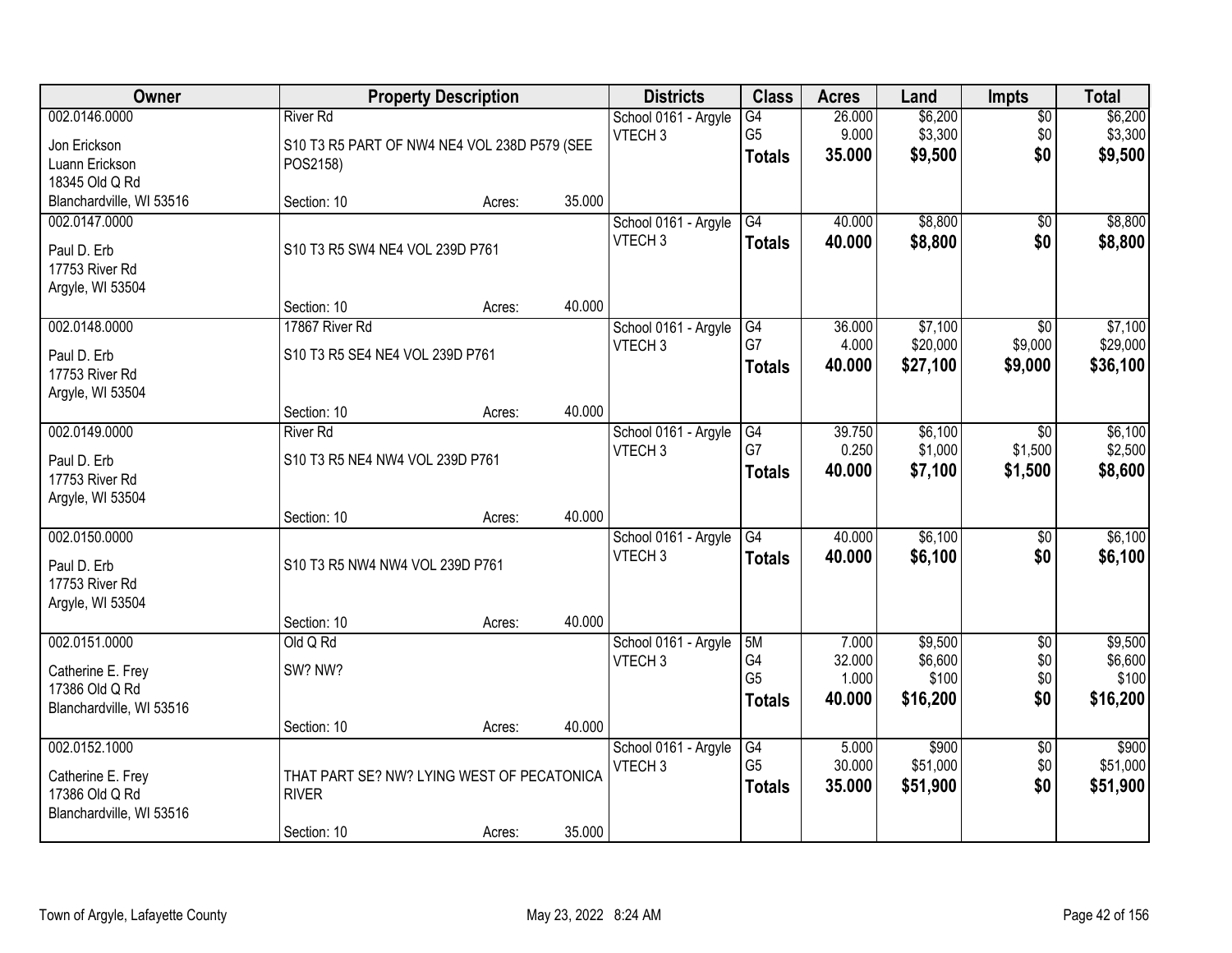| Owner | Property Description | Districts | Class | Acres | Land | Impts | Total |
|---|---|---|---|---|---|---|---|
| 002.0146.0000<br>Jon Erickson<br>Luann Erickson<br>18345 Old Q Rd<br>Blanchardville, WI 53516 | River Rd<br>S10 T3 R5 PART OF NW4 NE4 VOL 238D P579 (SEE POS2158)<br>Section: 10 Acres: 35.000 | School 0161 - Argyle<br>VTECH 3 | G4<br>G5<br>**Totals** | 26.000<br>9.000<br>**35.000** | $6,200<br>$3,300<br>**$9,500** | $0<br>$0<br>**$0** | $6,200<br>$3,300<br>**$9,500** |
| 002.0147.0000<br>Paul D. Erb<br>17753 River Rd<br>Argyle, WI 53504 | S10 T3 R5 SW4 NE4 VOL 239D P761<br>Section: 10 Acres: 40.000 | School 0161 - Argyle<br>VTECH 3 | G4<br>**Totals** | 40.000<br>**40.000** | $8,800<br>**$8,800** | $0<br>**$0** | $8,800<br>**$8,800** |
| 002.0148.0000<br>Paul D. Erb<br>17753 River Rd<br>Argyle, WI 53504 | 17867 River Rd<br>S10 T3 R5 SE4 NE4 VOL 239D P761<br>Section: 10 Acres: 40.000 | School 0161 - Argyle<br>VTECH 3 | G4<br>G7<br>**Totals** | 36.000<br>4.000<br>**40.000** | $7,100<br>$20,000<br>**$27,100** | $0<br>$9,000<br>**$9,000** | $7,100<br>$29,000<br>**$36,100** |
| 002.0149.0000<br>Paul D. Erb<br>17753 River Rd<br>Argyle, WI 53504 | River Rd<br>S10 T3 R5 NE4 NW4 VOL 239D P761<br>Section: 10 Acres: 40.000 | School 0161 - Argyle<br>VTECH 3 | G4<br>G7<br>**Totals** | 39.750<br>0.250<br>**40.000** | $6,100<br>$1,000<br>**$7,100** | $0<br>$1,500<br>**$1,500** | $6,100<br>$2,500<br>**$8,600** |
| 002.0150.0000<br>Paul D. Erb<br>17753 River Rd<br>Argyle, WI 53504 | S10 T3 R5 NW4 NW4 VOL 239D P761<br>Section: 10 Acres: 40.000 | School 0161 - Argyle<br>VTECH 3 | G4<br>**Totals** | 40.000<br>**40.000** | $6,100<br>**$6,100** | $0<br>**$0** | $6,100<br>**$6,100** |
| 002.0151.0000<br>Catherine E. Frey<br>17386 Old Q Rd<br>Blanchardville, WI 53516 | Old Q Rd<br>SW? NW?<br>Section: 10 Acres: 40.000 | School 0161 - Argyle<br>VTECH 3 | 5M<br>G4<br>G5<br>**Totals** | 7.000<br>32.000<br>1.000<br>**40.000** | $9,500<br>$6,600<br>$100<br>**$16,200** | $0<br>$0<br>$0<br>**$0** | $9,500<br>$6,600<br>$100<br>**$16,200** |
| 002.0152.1000<br>Catherine E. Frey<br>17386 Old Q Rd<br>Blanchardville, WI 53516 | THAT PART SE? NW? LYING WEST OF PECATONICA RIVER<br>Section: 10 Acres: 35.000 | School 0161 - Argyle<br>VTECH 3 | G4<br>G5<br>**Totals** | 5.000<br>30.000<br>**35.000** | $900<br>$51,000<br>**$51,900** | $0<br>$0<br>**$0** | $900<br>$51,000<br>**$51,900** |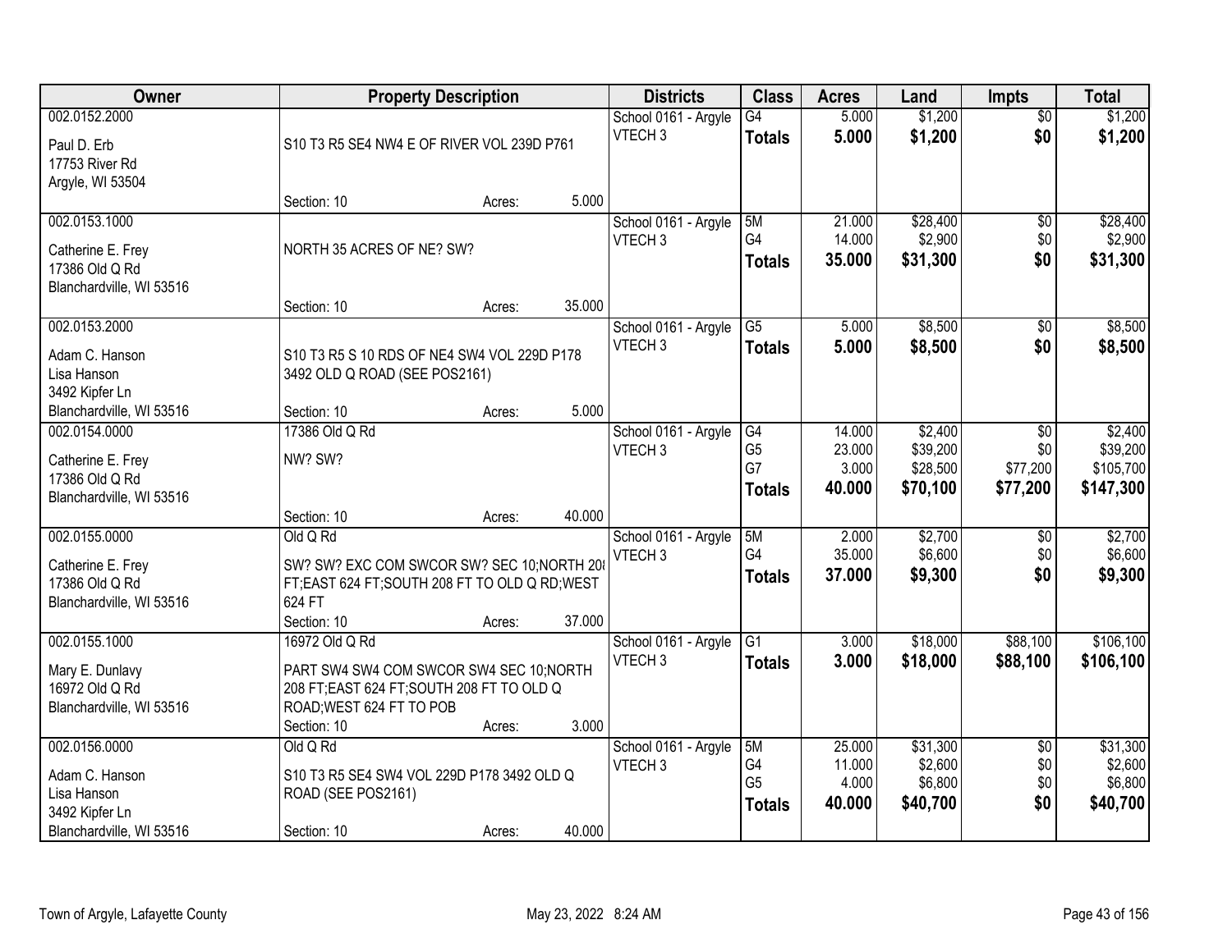| Owner | Property Description | Districts | Class | Acres | Land | Impts | Total |
|---|---|---|---|---|---|---|---|
| 002.0152.2000<br>Paul D. Erb<br>17753 River Rd<br>Argyle, WI 53504 | S10 T3 R5 SE4 NW4 E OF RIVER VOL 239D P761<br>Section: 10 Acres: 5.000 | School 0161 - Argyle<br>VTECH 3 | G4<br>**Totals** | 5.000<br>**5.000** | $1,200<br>**$1,200** | $0<br>**$0** | $1,200<br>**$1,200** |
| 002.0153.1000<br>Catherine E. Frey<br>17386 Old Q Rd<br>Blanchardville, WI 53516 | NORTH 35 ACRES OF NE? SW?<br>Section: 10 Acres: 35.000 | School 0161 - Argyle<br>VTECH 3 | 5M<br>G4<br>**Totals** | 21.000<br>14.000<br>**35.000** | $28,400<br>$2,900<br>**$31,300** | $0<br>$0<br>**$0** | $28,400<br>$2,900<br>**$31,300** |
| 002.0153.2000<br>Adam C. Hanson<br>Lisa Hanson<br>3492 Kipfer Ln<br>Blanchardville, WI 53516 | S10 T3 R5 S 10 RDS OF NE4 SW4 VOL 229D P178 3492 OLD Q ROAD (SEE POS2161)<br>Section: 10 Acres: 5.000 | School 0161 - Argyle<br>VTECH 3 | G5<br>**Totals** | 5.000<br>**5.000** | $8,500<br>**$8,500** | $0<br>**$0** | $8,500<br>**$8,500** |
| 002.0154.0000<br>Catherine E. Frey<br>17386 Old Q Rd<br>Blanchardville, WI 53516 | 17386 Old Q Rd<br>NW? SW?<br>Section: 10 Acres: 40.000 | School 0161 - Argyle<br>VTECH 3 | G4<br>G5<br>G7<br>**Totals** | 14.000<br>23.000<br>3.000<br>**40.000** | $2,400<br>$39,200<br>$28,500<br>**$70,100** | $0<br>$0<br>$77,200<br>**$77,200** | $2,400<br>$39,200<br>$105,700<br>**$147,300** |
| 002.0155.0000<br>Catherine E. Frey<br>17386 Old Q Rd<br>Blanchardville, WI 53516 | Old Q Rd<br>SW? SW? EXC COM SWCOR SW? SEC 10;NORTH 208 FT;EAST 624 FT;SOUTH 208 FT TO OLD Q RD;WEST 624 FT<br>Section: 10 Acres: 37.000 | School 0161 - Argyle<br>VTECH 3 | 5M<br>G4<br>**Totals** | 2.000<br>35.000<br>**37.000** | $2,700<br>$6,600<br>**$9,300** | $0<br>$0<br>**$0** | $2,700<br>$6,600<br>**$9,300** |
| 002.0155.1000<br>Mary E. Dunlavy<br>16972 Old Q Rd<br>Blanchardville, WI 53516 | 16972 Old Q Rd<br>PART SW4 SW4 COM SWCOR SW4 SEC 10;NORTH 208 FT;EAST 624 FT;SOUTH 208 FT TO OLD Q ROAD;WEST 624 FT TO POB<br>Section: 10 Acres: 3.000 | School 0161 - Argyle<br>VTECH 3 | G1<br>**Totals** | 3.000<br>**3.000** | $18,000<br>**$18,000** | $88,100<br>**$88,100** | $106,100<br>**$106,100** |
| 002.0156.0000<br>Adam C. Hanson<br>Lisa Hanson<br>3492 Kipfer Ln<br>Blanchardville, WI 53516 | Old Q Rd<br>S10 T3 R5 SE4 SW4 VOL 229D P178 3492 OLD Q ROAD (SEE POS2161)<br>Section: 10 Acres: 40.000 | School 0161 - Argyle<br>VTECH 3 | 5M<br>G4<br>G5<br>**Totals** | 25.000<br>11.000<br>4.000<br>**40.000** | $31,300<br>$2,600<br>$6,800<br>**$40,700** | $0<br>$0<br>$0<br>**$0** | $31,300<br>$2,600<br>$6,800<br>**$40,700** |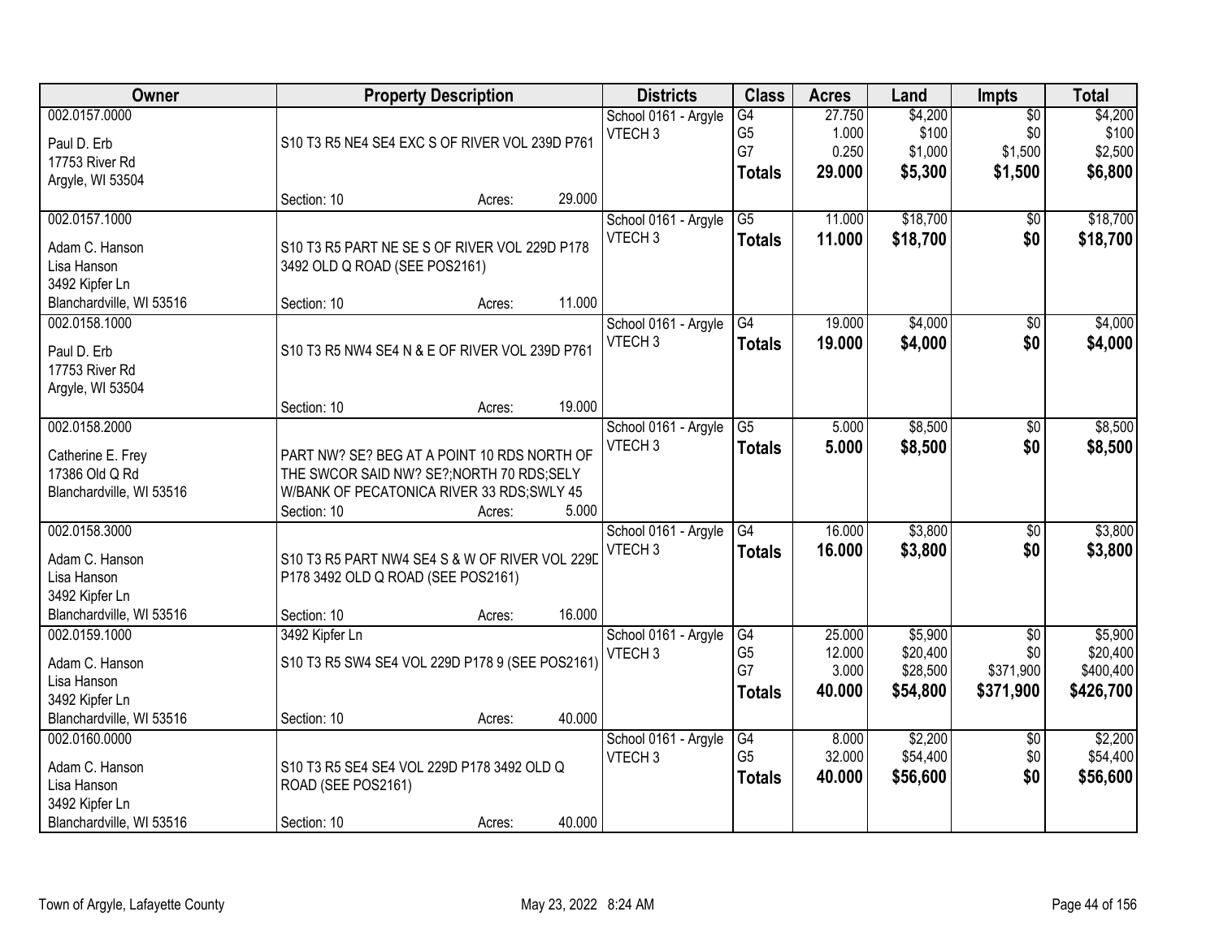| Owner | Property Description | Districts | Class | Acres | Land | Impts | Total |
|---|---|---|---|---|---|---|---|
| 002.0157.0000<br>Paul D. Erb<br>17753 River Rd<br>Argyle, WI 53504 | S10 T3 R5 NE4 SE4 EXC S OF RIVER VOL 239D P761<br>Section: 10 Acres: 29.000 | School 0161 - Argyle<br>VTECH 3 | G4<br>G5<br>G7<br>**Totals** | 27.750<br>1.000<br>0.250<br>**29.000** | $4,200<br>$100<br>$1,000<br>**$5,300** | $0<br>$0<br>$1,500<br>**$1,500** | $4,200<br>$100<br>$2,500<br>**$6,800** |
| 002.0157.1000<br>Adam C. Hanson<br>Lisa Hanson<br>3492 Kipfer Ln<br>Blanchardville, WI 53516 | S10 T3 R5 PART NE SE S OF RIVER VOL 229D P178 3492 OLD Q ROAD (SEE POS2161)<br>Section: 10 Acres: 11.000 | School 0161 - Argyle<br>VTECH 3 | G5<br>**Totals** | 11.000<br>**11.000** | $18,700<br>**$18,700** | $0<br>**$0** | $18,700<br>**$18,700** |
| 002.0158.1000<br>Paul D. Erb<br>17753 River Rd<br>Argyle, WI 53504 | S10 T3 R5 NW4 SE4 N & E OF RIVER VOL 239D P761<br>Section: 10 Acres: 19.000 | School 0161 - Argyle<br>VTECH 3 | G4<br>**Totals** | 19.000<br>**19.000** | $4,000<br>**$4,000** | $0<br>**$0** | $4,000<br>**$4,000** |
| 002.0158.2000<br>Catherine E. Frey<br>17386 Old Q Rd<br>Blanchardville, WI 53516 | PART NW? SE? BEG AT A POINT 10 RDS NORTH OF THE SWCOR SAID NW? SE?;NORTH 70 RDS;SELY W/BANK OF PECATONICA RIVER 33 RDS;SWLY 45<br>Section: 10 Acres: 5.000 | School 0161 - Argyle<br>VTECH 3 | G5<br>**Totals** | 5.000<br>**5.000** | $8,500<br>**$8,500** | $0<br>**$0** | $8,500<br>**$8,500** |
| 002.0158.3000<br>Adam C. Hanson<br>Lisa Hanson<br>3492 Kipfer Ln<br>Blanchardville, WI 53516 | S10 T3 R5 PART NW4 SE4 S & W OF RIVER VOL 229D P178 3492 OLD Q ROAD (SEE POS2161)<br>Section: 10 Acres: 16.000 | School 0161 - Argyle<br>VTECH 3 | G4<br>**Totals** | 16.000<br>**16.000** | $3,800<br>**$3,800** | $0<br>**$0** | $3,800<br>**$3,800** |
| 002.0159.1000<br>Adam C. Hanson<br>Lisa Hanson<br>3492 Kipfer Ln<br>Blanchardville, WI 53516 | 3492 Kipfer Ln<br>S10 T3 R5 SW4 SE4 VOL 229D P178 9 (SEE POS2161)<br>Section: 10 Acres: 40.000 | School 0161 - Argyle<br>VTECH 3 | G4<br>G5<br>G7<br>**Totals** | 25.000<br>12.000<br>3.000<br>**40.000** | $5,900<br>$20,400<br>$28,500<br>**$54,800** | $0<br>$0<br>$371,900<br>**$371,900** | $5,900<br>$20,400<br>$400,400<br>**$426,700** |
| 002.0160.0000<br>Adam C. Hanson<br>Lisa Hanson<br>3492 Kipfer Ln<br>Blanchardville, WI 53516 | S10 T3 R5 SE4 SE4 VOL 229D P178 3492 OLD Q ROAD (SEE POS2161)<br>Section: 10 Acres: 40.000 | School 0161 - Argyle<br>VTECH 3 | G4<br>G5<br>**Totals** | 8.000<br>32.000<br>**40.000** | $2,200<br>$54,400<br>**$56,600** | $0<br>$0<br>**$0** | $2,200<br>$54,400<br>**$56,600** |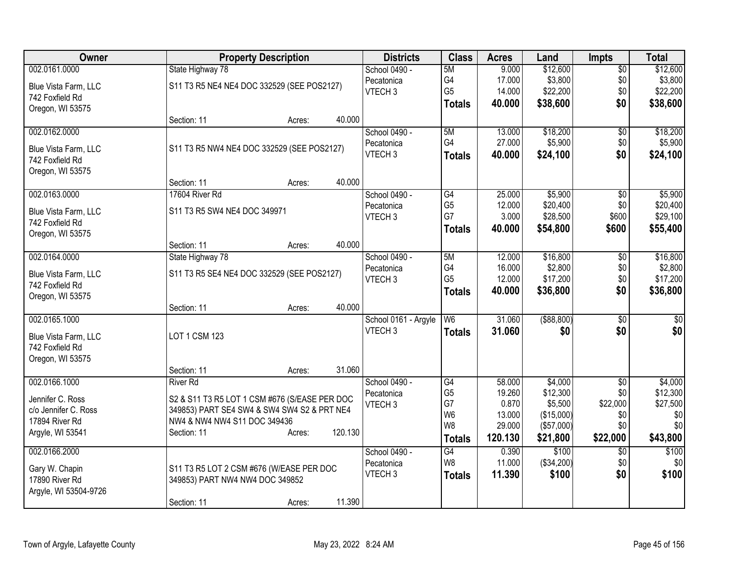| Owner | Property Description | Districts | Class | Acres | Land | Impts | Total |
|---|---|---|---|---|---|---|---|
| 002.0161.0000<br>Blue Vista Farm, LLC<br>742 Foxfield Rd<br>Oregon, WI 53575 | State Highway 78<br>S11 T3 R5 NE4 NE4 DOC 332529 (SEE POS2127)<br>Section: 11 Acres: 40.000 | School 0490 - Pecatonica<br>VTECH 3 | 5M<br>G4<br>G5<br>**Totals** | 9.000<br>17.000<br>14.000<br>**40.000** | $12,600<br>$3,800<br>$22,200<br>**$38,600** | $0<br>$0<br>$0<br>**$0** | $12,600<br>$3,800<br>$22,200<br>**$38,600** |
| 002.0162.0000<br>Blue Vista Farm, LLC<br>742 Foxfield Rd<br>Oregon, WI 53575 | S11 T3 R5 NW4 NE4 DOC 332529 (SEE POS2127)<br>Section: 11 Acres: 40.000 | School 0490 - Pecatonica<br>VTECH 3 | 5M<br>G4<br>**Totals** | 13.000<br>27.000<br>**40.000** | $18,200<br>$5,900<br>**$24,100** | $0<br>$0<br>**$0** | $18,200<br>$5,900<br>**$24,100** |
| 002.0163.0000<br>Blue Vista Farm, LLC<br>742 Foxfield Rd<br>Oregon, WI 53575 | 17604 River Rd<br>S11 T3 R5 SW4 NE4 DOC 349971<br>Section: 11 Acres: 40.000 | School 0490 - Pecatonica<br>VTECH 3 | G4<br>G5<br>G7<br>**Totals** | 25.000<br>12.000<br>3.000<br>**40.000** | $5,900<br>$20,400<br>$28,500<br>**$54,800** | $0<br>$0<br>$600<br>**$600** | $5,900<br>$20,400<br>$29,100<br>**$55,400** |
| 002.0164.0000<br>Blue Vista Farm, LLC<br>742 Foxfield Rd<br>Oregon, WI 53575 | State Highway 78<br>S11 T3 R5 SE4 NE4 DOC 332529 (SEE POS2127)<br>Section: 11 Acres: 40.000 | School 0490 - Pecatonica<br>VTECH 3 | 5M<br>G4<br>G5<br>**Totals** | 12.000<br>16.000<br>12.000<br>**40.000** | $16,800<br>$2,800<br>$17,200<br>**$36,800** | $0<br>$0<br>$0<br>**$0** | $16,800<br>$2,800<br>$17,200<br>**$36,800** |
| 002.0165.1000<br>Blue Vista Farm, LLC<br>742 Foxfield Rd<br>Oregon, WI 53575 | LOT 1 CSM 123<br>Section: 11 Acres: 31.060 | School 0161 - Argyle<br>VTECH 3 | W6<br>**Totals** | 31.060<br>**31.060** | ($88,800)<br>**$0** | $0<br>**$0** | $0<br>**$0** |
| 002.0166.1000<br>Jennifer C. Ross<br>c/o Jennifer C. Ross<br>17894 River Rd<br>Argyle, WI 53541 | River Rd<br>S2 & S11 T3 R5 LOT 1 CSM #676 (S/EASE PER DOC 349853) PART SE4 SW4 & SW4 SW4 S2 & PRT NE4 NW4 & NW4 NW4 S11 DOC 349436<br>Section: 11 Acres: 120.130 | School 0490 - Pecatonica<br>VTECH 3 | G4<br>G5<br>G7<br>W6<br>W8<br>**Totals** | 58.000<br>19.260<br>0.870<br>13.000<br>29.000<br>**120.130** | $4,000<br>$12,300<br>$5,500<br>($15,000)<br>($57,000)<br>**$21,800** | $0<br>$0<br>$22,000<br>$0<br>$0<br>**$22,000** | $4,000<br>$12,300<br>$27,500<br>$0<br>$0<br>**$43,800** |
| 002.0166.2000<br>Gary W. Chapin<br>17890 River Rd<br>Argyle, WI 53504-9726 | S11 T3 R5 LOT 2 CSM #676 (W/EASE PER DOC 349853) PART NW4 NW4 DOC 349852<br>Section: 11 Acres: 11.390 | School 0490 - Pecatonica<br>VTECH 3 | G4<br>W8<br>**Totals** | 0.390<br>11.000<br>**11.390** | $100<br>($34,200)<br>**$100** | $0<br>$0<br>**$0** | $100<br>$0<br>**$100** |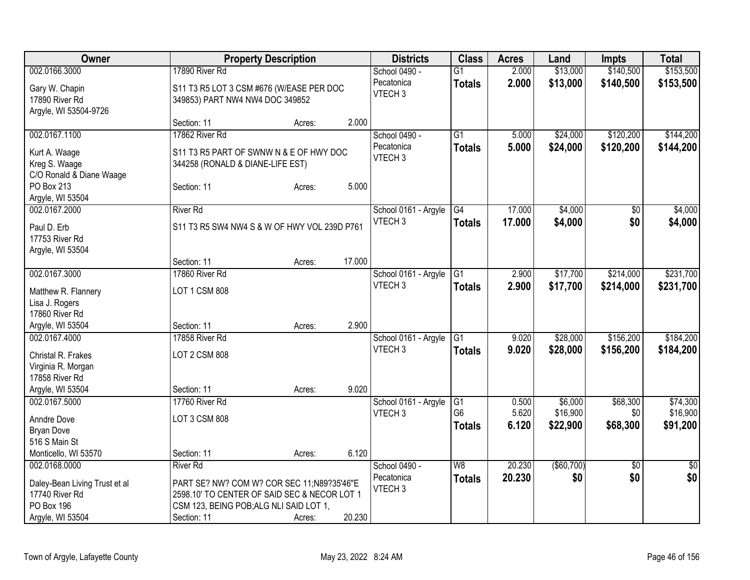| Owner | Property Description | Districts | Class | Acres | Land | Impts | Total |
|---|---|---|---|---|---|---|---|
| 002.0166.3000<br>Gary W. Chapin<br>17890 River Rd<br>Argyle, WI 53504-9726 | 17890 River Rd<br>S11 T3 R5 LOT 3 CSM #676 (W/EASE PER DOC 349853) PART NW4 NW4 DOC 349852<br>Section: 11 Acres: 2.000 | School 0490 - Pecatonica<br>VTECH 3 | G1<br>**Totals** | 2.000<br>**2.000** | $13,000<br>**$13,000** | $140,500<br>**$140,500** | $153,500<br>**$153,500** |
| 002.0167.1100<br>Kurt A. Waage<br>Kreg S. Waage<br>C/O Ronald & Diane Waage<br>PO Box 213<br>Argyle, WI 53504 | 17862 River Rd<br>S11 T3 R5 PART OF SWNW N & E OF HWY DOC 344258 (RONALD & DIANE-LIFE EST)<br>Section: 11 Acres: 5.000 | School 0490 - Pecatonica<br>VTECH 3 | G1<br>**Totals** | 5.000<br>**5.000** | $24,000<br>**$24,000** | $120,200<br>**$120,200** | $144,200<br>**$144,200** |
| 002.0167.2000<br>Paul D. Erb<br>17753 River Rd<br>Argyle, WI 53504 | River Rd<br>S11 T3 R5 SW4 NW4 S & W OF HWY VOL 239D P761<br>Section: 11 Acres: 17.000 | School 0161 - Argyle<br>VTECH 3 | G4<br>**Totals** | 17.000<br>**17.000** | $4,000<br>**$4,000** | $0<br>**$0** | $4,000<br>**$4,000** |
| 002.0167.3000<br>Matthew R. Flannery<br>Lisa J. Rogers<br>17860 River Rd<br>Argyle, WI 53504 | 17860 River Rd<br>LOT 1 CSM 808<br>Section: 11 Acres: 2.900 | School 0161 - Argyle<br>VTECH 3 | G1<br>**Totals** | 2.900<br>**2.900** | $17,700<br>**$17,700** | $214,000<br>**$214,000** | $231,700<br>**$231,700** |
| 002.0167.4000<br>Christal R. Frakes<br>Virginia R. Morgan<br>17858 River Rd<br>Argyle, WI 53504 | 17858 River Rd<br>LOT 2 CSM 808<br>Section: 11 Acres: 9.020 | School 0161 - Argyle<br>VTECH 3 | G1<br>**Totals** | 9.020<br>**9.020** | $28,000<br>**$28,000** | $156,200<br>**$156,200** | $184,200<br>**$184,200** |
| 002.0167.5000<br>Anndre Dove<br>Bryan Dove<br>516 S Main St<br>Monticello, WI 53570 | 17760 River Rd<br>LOT 3 CSM 808<br>Section: 11 Acres: 6.120 | School 0161 - Argyle<br>VTECH 3 | G1<br>G6<br>**Totals** | 0.500<br>5.620<br>**6.120** | $6,000<br>$16,900<br>**$22,900** | $68,300<br>$0<br>**$68,300** | $74,300<br>$16,900<br>**$91,200** |
| 002.0168.0000<br>Daley-Bean Living Trust et al<br>17740 River Rd<br>PO Box 196<br>Argyle, WI 53504 | River Rd<br>PART SE? NW? COM W? COR SEC 11;N89?35'46"E 2598.10' TO CENTER OF SAID SEC & NECOR LOT 1 CSM 123, BEING POB;ALG NLI SAID LOT 1,<br>Section: 11 Acres: 20.230 | School 0490 - Pecatonica<br>VTECH 3 | W8<br>**Totals** | 20.230<br>**20.230** | ($60,700)<br>**$0** | $0<br>**$0** | $0<br>**$0** |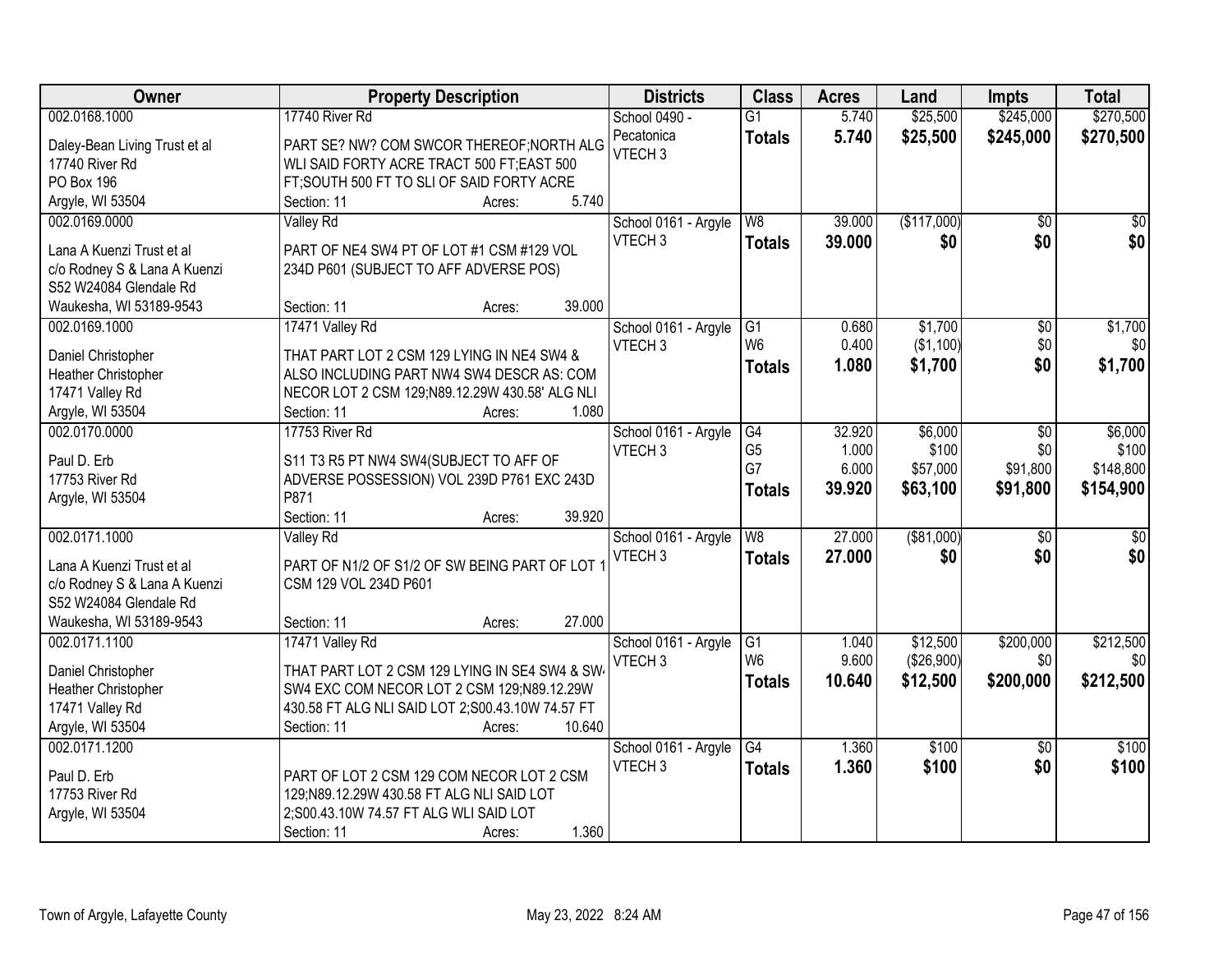| Owner | Property Description | Districts | Class | Acres | Land | Impts | Total |
|---|---|---|---|---|---|---|---|
| 002.0168.1000<br><br>Daley-Bean Living Trust et al<br>17740 River Rd<br>PO Box 196<br>Argyle, WI 53504 | 17740 River Rd<br><br>PART SE? NW? COM SWCOR THEREOF;NORTH ALG WLI SAID FORTY ACRE TRACT 500 FT;EAST 500 FT;SOUTH 500 FT TO SLI OF SAID FORTY ACRE<br>Section: 11 Acres: 5.740 | School 0490 - Pecatonica<br>VTECH 3 | G1<br>**Totals** | 5.740<br>**5.740** | $25,500<br>**$25,500** | $245,000<br>**$245,000** | $270,500<br>**$270,500** |
| 002.0169.0000<br><br>Lana A Kuenzi Trust et al<br>c/o Rodney S & Lana A Kuenzi<br>S52 W24084 Glendale Rd<br>Waukesha, WI 53189-9543 | Valley Rd<br><br>PART OF NE4 SW4 PT OF LOT #1 CSM #129 VOL 234D P601 (SUBJECT TO AFF ADVERSE POS)<br>Section: 11 Acres: 39.000 | School 0161 - Argyle<br>VTECH 3 | W8<br>**Totals** | 39.000<br>**39.000** | ($117,000)<br>**$0** | $0<br>**$0** | $0<br>**$0** |
| 002.0169.1000<br><br>Daniel Christopher<br>Heather Christopher<br>17471 Valley Rd<br>Argyle, WI 53504 | 17471 Valley Rd<br><br>THAT PART LOT 2 CSM 129 LYING IN NE4 SW4 & ALSO INCLUDING PART NW4 SW4 DESCR AS: COM NECOR LOT 2 CSM 129;N89.12.29W 430.58' ALG NLI<br>Section: 11 Acres: 1.080 | School 0161 - Argyle<br>VTECH 3 | G1<br>W6<br>**Totals** | 0.680<br>0.400<br>**1.080** | $1,700<br>($1,100)<br>**$1,700** | $0<br>$0<br>**$0** | $1,700<br>$0<br>**$1,700** |
| 002.0170.0000<br><br>Paul D. Erb<br>17753 River Rd<br>Argyle, WI 53504 | 17753 River Rd<br><br>S11 T3 R5 PT NW4 SW4(SUBJECT TO AFF OF ADVERSE POSSESSION) VOL 239D P761 EXC 243D P871<br>Section: 11 Acres: 39.920 | School 0161 - Argyle<br>VTECH 3 | G4<br>G5<br>G7<br>**Totals** | 32.920<br>1.000<br>6.000<br>**39.920** | $6,000<br>$100<br>$57,000<br>**$63,100** | $0<br>$0<br>$91,800<br>**$91,800** | $6,000<br>$100<br>$148,800<br>**$154,900** |
| 002.0171.1000<br><br>Lana A Kuenzi Trust et al<br>c/o Rodney S & Lana A Kuenzi<br>S52 W24084 Glendale Rd<br>Waukesha, WI 53189-9543 | Valley Rd<br><br>PART OF N1/2 OF S1/2 OF SW BEING PART OF LOT 1 CSM 129 VOL 234D P601<br>Section: 11 Acres: 27.000 | School 0161 - Argyle<br>VTECH 3 | W8<br>**Totals** | 27.000<br>**27.000** | ($81,000)<br>**$0** | $0<br>**$0** | $0<br>**$0** |
| 002.0171.1100<br><br>Daniel Christopher<br>Heather Christopher<br>17471 Valley Rd<br>Argyle, WI 53504 | 17471 Valley Rd<br><br>THAT PART LOT 2 CSM 129 LYING IN SE4 SW4 & SW4 SW4 EXC COM NECOR LOT 2 CSM 129;N89.12.29W 430.58 FT ALG NLI SAID LOT 2;S00.43.10W 74.57 FT<br>Section: 11 Acres: 10.640 | School 0161 - Argyle<br>VTECH 3 | G1<br>W6<br>**Totals** | 1.040<br>9.600<br>**10.640** | $12,500<br>($26,900)<br>**$12,500** | $200,000<br>$0<br>**$200,000** | $212,500<br>$0<br>**$212,500** |
| 002.0171.1200<br><br>Paul D. Erb<br>17753 River Rd<br>Argyle, WI 53504 | <br><br>PART OF LOT 2 CSM 129 COM NECOR LOT 2 CSM 129;N89.12.29W 430.58 FT ALG NLI SAID LOT 2;S00.43.10W 74.57 FT ALG WLI SAID LOT<br>Section: 11 Acres: 1.360 | School 0161 - Argyle<br>VTECH 3 | G4<br>**Totals** | 1.360<br>**1.360** | $100<br>**$100** | $0<br>**$0** | $100<br>**$100** |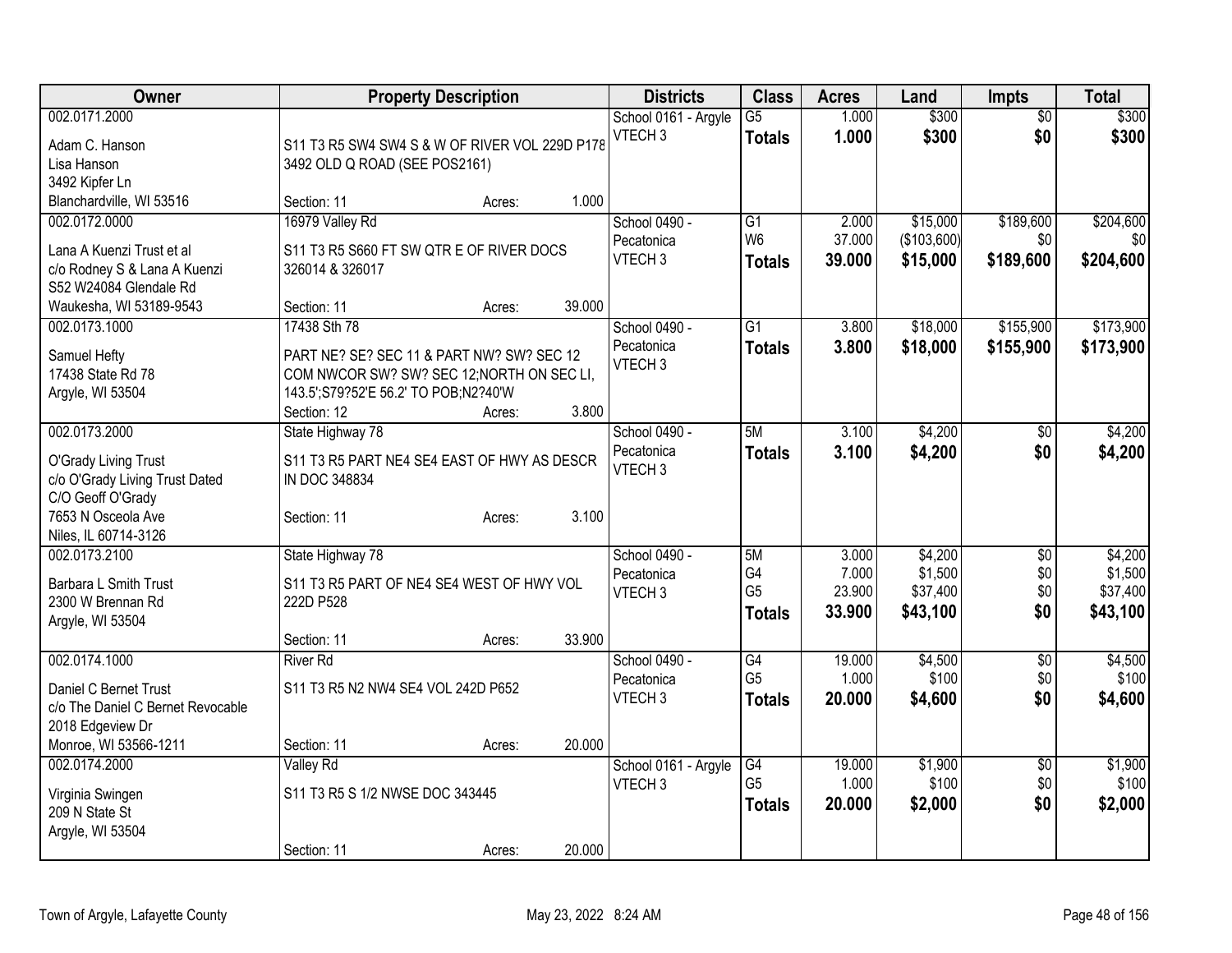| Owner | Property Description | Districts | Class | Acres | Land | Impts | Total |
|---|---|---|---|---|---|---|---|
| 002.0171.2000<br><br>Adam C. Hanson<br>Lisa Hanson<br>3492 Kipfer Ln<br>Blanchardville, WI 53516 | S11 T3 R5 SW4 SW4 S & W OF RIVER VOL 229D P178<br>3492 OLD Q ROAD (SEE POS2161)<br><br>Section: 11 Acres: 1.000 | School 0161 - Argyle<br>VTECH 3 | G5<br>**Totals** | 1.000<br>**1.000** | $300<br>**$300** | $0<br>**$0** | $300<br>**$300** |
| 002.0172.0000<br><br>Lana A Kuenzi Trust et al<br>c/o Rodney S & Lana A Kuenzi<br>S52 W24084 Glendale Rd<br>Waukesha, WI 53189-9543 | 16979 Valley Rd<br>S11 T3 R5 S660 FT SW QTR E OF RIVER DOCS 326014 & 326017<br><br>Section: 11 Acres: 39.000 | School 0490 - Pecatonica<br>VTECH 3 | G1<br>W6<br>**Totals** | 2.000<br>37.000<br>**39.000** | $15,000<br>($103,600)<br>**$15,000** | $189,600<br>$0<br>**$189,600** | $204,600<br>$0<br>**$204,600** |
| 002.0173.1000<br><br>Samuel Hefty<br>17438 State Rd 78<br>Argyle, WI 53504 | 17438 Sth 78<br>PART NE? SE? SEC 11 & PART NW? SW? SEC 12 COM NWCOR SW? SW? SEC 12;NORTH ON SEC LI, 143.5';S79?52'E 56.2' TO POB;N2?40'W<br>Section: 12 Acres: 3.800 | School 0490 - Pecatonica<br>VTECH 3 | G1<br>**Totals** | 3.800<br>**3.800** | $18,000<br>**$18,000** | $155,900<br>**$155,900** | $173,900<br>**$173,900** |
| 002.0173.2000<br><br>O'Grady Living Trust<br>c/o O'Grady Living Trust Dated<br>C/O Geoff O'Grady<br>7653 N Osceola Ave<br>Niles, IL 60714-3126 | State Highway 78<br>S11 T3 R5 PART NE4 SE4 EAST OF HWY AS DESCR IN DOC 348834<br><br>Section: 11 Acres: 3.100 | School 0490 - Pecatonica<br>VTECH 3 | 5M<br>**Totals** | 3.100<br>**3.100** | $4,200<br>**$4,200** | $0<br>**$0** | $4,200<br>**$4,200** |
| 002.0173.2100<br><br>Barbara L Smith Trust<br>2300 W Brennan Rd<br>Argyle, WI 53504 | State Highway 78<br>S11 T3 R5 PART OF NE4 SE4 WEST OF HWY VOL 222D P528<br><br>Section: 11 Acres: 33.900 | School 0490 - Pecatonica<br>VTECH 3 | 5M<br>G4<br>G5<br>**Totals** | 3.000<br>7.000<br>23.900<br>**33.900** | $4,200<br>$1,500<br>$37,400<br>**$43,100** | $0<br>$0<br>$0<br>**$0** | $4,200<br>$1,500<br>$37,400<br>**$43,100** |
| 002.0174.1000<br><br>Daniel C Bernet Trust<br>c/o The Daniel C Bernet Revocable<br>2018 Edgeview Dr<br>Monroe, WI 53566-1211 | River Rd<br>S11 T3 R5 N2 NW4 SE4 VOL 242D P652<br><br>Section: 11 Acres: 20.000 | School 0490 - Pecatonica<br>VTECH 3 | G4<br>G5<br>**Totals** | 19.000<br>1.000<br>**20.000** | $4,500<br>$100<br>**$4,600** | $0<br>$0<br>**$0** | $4,500<br>$100<br>**$4,600** |
| 002.0174.2000<br><br>Virginia Swingen<br>209 N State St<br>Argyle, WI 53504 | Valley Rd<br>S11 T3 R5 S 1/2 NWSE DOC 343445<br><br>Section: 11 Acres: 20.000 | School 0161 - Argyle<br>VTECH 3 | G4<br>G5<br>**Totals** | 19.000<br>1.000<br>**20.000** | $1,900<br>$100<br>**$2,000** | $0<br>$0<br>**$0** | $1,900<br>$100<br>**$2,000** |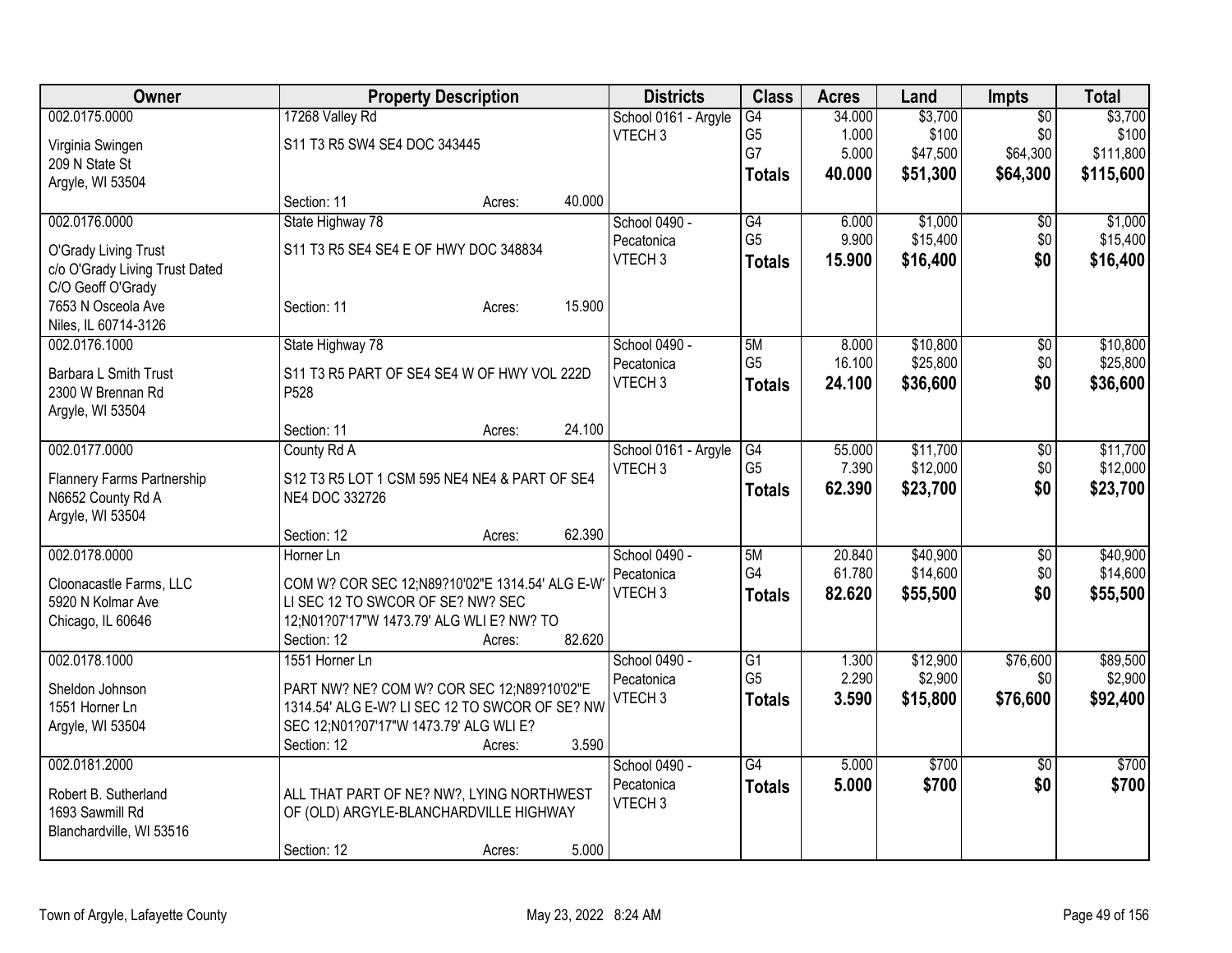| Owner | Property Description | Districts | Class | Acres | Land | Impts | Total |
|---|---|---|---|---|---|---|---|
| 002.0175.0000<br>Virginia Swingen<br>209 N State St<br>Argyle, WI 53504 | 17268 Valley Rd<br>S11 T3 R5 SW4 SE4 DOC 343445<br>Section: 11 Acres: 40.000 | School 0161 - Argyle<br>VTECH 3 | G4<br>G5<br>G7<br>**Totals** | 34.000<br>1.000<br>5.000<br>**40.000** | $3,700<br>$100<br>$47,500<br>**$51,300** | $0<br>$0<br>$64,300<br>**$64,300** | $3,700<br>$100<br>$111,800<br>**$115,600** |
| 002.0176.0000<br>O'Grady Living Trust<br>c/o O'Grady Living Trust Dated<br>C/O Geoff O'Grady<br>7653 N Osceola Ave<br>Niles, IL 60714-3126 | State Highway 78<br>S11 T3 R5 SE4 SE4 E OF HWY DOC 348834<br>Section: 11 Acres: 15.900 | School 0490 - Pecatonica<br>VTECH 3 | G4<br>G5<br>**Totals** | 6.000<br>9.900<br>**15.900** | $1,000<br>$15,400<br>**$16,400** | $0<br>$0<br>**$0** | $1,000<br>$15,400<br>**$16,400** |
| 002.0176.1000<br>Barbara L Smith Trust<br>2300 W Brennan Rd<br>Argyle, WI 53504 | State Highway 78<br>S11 T3 R5 PART OF SE4 SE4 W OF HWY VOL 222D P528<br>Section: 11 Acres: 24.100 | School 0490 - Pecatonica<br>VTECH 3 | 5M<br>G5<br>**Totals** | 8.000<br>16.100<br>**24.100** | $10,800<br>$25,800<br>**$36,600** | $0<br>$0<br>**$0** | $10,800<br>$25,800<br>**$36,600** |
| 002.0177.0000<br>Flannery Farms Partnership<br>N6652 County Rd A<br>Argyle, WI 53504 | County Rd A<br>S12 T3 R5 LOT 1 CSM 595 NE4 NE4 & PART OF SE4 NE4 DOC 332726<br>Section: 12 Acres: 62.390 | School 0161 - Argyle<br>VTECH 3 | G4<br>G5<br>**Totals** | 55.000<br>7.390<br>**62.390** | $11,700<br>$12,000<br>**$23,700** | $0<br>$0<br>**$0** | $11,700<br>$12,000<br>**$23,700** |
| 002.0178.0000<br>Cloonacastle Farms, LLC<br>5920 N Kolmar Ave<br>Chicago, IL 60646 | Horner Ln<br>COM W? COR SEC 12;N89?10'02"E 1314.54' ALG E-W' LI SEC 12 TO SWCOR OF SE? NW? SEC 12;N01?07'17"W 1473.79' ALG WLI E? NW? TO<br>Section: 12 Acres: 82.620 | School 0490 - Pecatonica<br>VTECH 3 | 5M<br>G4<br>**Totals** | 20.840<br>61.780<br>**82.620** | $40,900<br>$14,600<br>**$55,500** | $0<br>$0<br>**$0** | $40,900<br>$14,600<br>**$55,500** |
| 002.0178.1000<br>Sheldon Johnson<br>1551 Horner Ln<br>Argyle, WI 53504 | 1551 Horner Ln<br>PART NW? NE? COM W? COR SEC 12;N89?10'02"E 1314.54' ALG E-W? LI SEC 12 TO SWCOR OF SE? NW SEC 12;N01?07'17"W 1473.79' ALG WLI E?<br>Section: 12 Acres: 3.590 | School 0490 - Pecatonica<br>VTECH 3 | G1<br>G5<br>**Totals** | 1.300<br>2.290<br>**3.590** | $12,900<br>$2,900<br>**$15,800** | $76,600<br>$0<br>**$76,600** | $89,500<br>$2,900<br>**$92,400** |
| 002.0181.2000<br>Robert B. Sutherland<br>1693 Sawmill Rd<br>Blanchardville, WI 53516 | ALL THAT PART OF NE? NW?, LYING NORTHWEST OF (OLD) ARGYLE-BLANCHARDVILLE HIGHWAY<br>Section: 12 Acres: 5.000 | School 0490 - Pecatonica<br>VTECH 3 | G4<br>**Totals** | 5.000<br>**5.000** | $700<br>**$700** | $0<br>**$0** | $700<br>**$700** |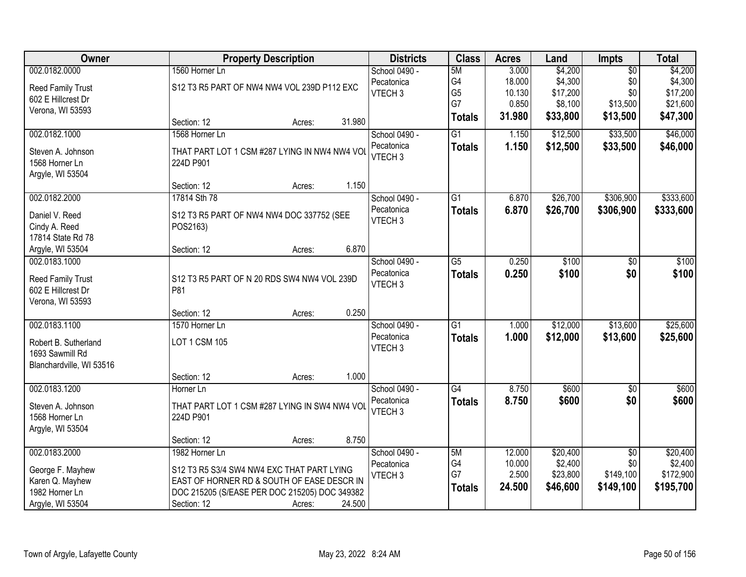| Owner | Property Description | Districts | Class | Acres | Land | Impts | Total |
|---|---|---|---|---|---|---|---|
| 002.0182.0000<br>Reed Family Trust<br>602 E Hillcrest Dr<br>Verona, WI 53593 | 1560 Horner Ln<br>S12 T3 R5 PART OF NW4 NW4 VOL 239D P112 EXC<br>Section: 12 Acres: 31.980 | School 0490 - Pecatonica<br>VTECH 3 | 5M<br>G4<br>G5<br>G7<br>**Totals** | 3.000<br>18.000<br>10.130<br>0.850<br>**31.980** | $4,200<br>$4,300<br>$17,200<br>$8,100<br>**$33,800** | $0<br>$0<br>$0<br>$13,500<br>**$13,500** | $4,200<br>$4,300<br>$17,200<br>$21,600<br>**$47,300** |
| 002.0182.1000<br>Steven A. Johnson<br>1568 Horner Ln<br>Argyle, WI 53504 | 1568 Horner Ln<br>THAT PART LOT 1 CSM #287 LYING IN NW4 NW4 VOL 224D P901<br>Section: 12 Acres: 1.150 | School 0490 - Pecatonica<br>VTECH 3 | G1<br>**Totals** | 1.150<br>**1.150** | $12,500<br>**$12,500** | $33,500<br>**$33,500** | $46,000<br>**$46,000** |
| 002.0182.2000<br>Daniel V. Reed<br>Cindy A. Reed<br>17814 State Rd 78<br>Argyle, WI 53504 | 17814 Sth 78<br>S12 T3 R5 PART OF NW4 NW4 DOC 337752 (SEE POS2163)<br>Section: 12 Acres: 6.870 | School 0490 - Pecatonica<br>VTECH 3 | G1<br>**Totals** | 6.870<br>**6.870** | $26,700<br>**$26,700** | $306,900<br>**$306,900** | $333,600<br>**$333,600** |
| 002.0183.1000<br>Reed Family Trust<br>602 E Hillcrest Dr<br>Verona, WI 53593 | S12 T3 R5 PART OF N 20 RDS SW4 NW4 VOL 239D P81<br>Section: 12 Acres: 0.250 | School 0490 - Pecatonica<br>VTECH 3 | G5<br>**Totals** | 0.250<br>**0.250** | $100<br>**$100** | $0<br>**$0** | $100<br>**$100** |
| 002.0183.1100<br>Robert B. Sutherland<br>1693 Sawmill Rd<br>Blanchardville, WI 53516 | 1570 Horner Ln<br>LOT 1 CSM 105<br>Section: 12 Acres: 1.000 | School 0490 - Pecatonica<br>VTECH 3 | G1<br>**Totals** | 1.000<br>**1.000** | $12,000<br>**$12,000** | $13,600<br>**$13,600** | $25,600<br>**$25,600** |
| 002.0183.1200<br>Steven A. Johnson<br>1568 Horner Ln<br>Argyle, WI 53504 | Horner Ln<br>THAT PART LOT 1 CSM #287 LYING IN SW4 NW4 VOL 224D P901<br>Section: 12 Acres: 8.750 | School 0490 - Pecatonica<br>VTECH 3 | G4<br>**Totals** | 8.750<br>**8.750** | $600<br>**$600** | $0<br>**$0** | $600<br>**$600** |
| 002.0183.2000<br>George F. Mayhew<br>Karen Q. Mayhew<br>1982 Horner Ln<br>Argyle, WI 53504 | 1982 Horner Ln<br>S12 T3 R5 S3/4 SW4 NW4 EXC THAT PART LYING EAST OF HORNER RD & SOUTH OF EASE DESCR IN DOC 215205 (S/EASE PER DOC 215205) DOC 349382<br>Section: 12 Acres: 24.500 | School 0490 - Pecatonica<br>VTECH 3 | 5M<br>G4<br>G7<br>**Totals** | 12.000<br>10.000<br>2.500<br>**24.500** | $20,400<br>$2,400<br>$23,800<br>**$46,600** | $0<br>$0<br>$149,100<br>**$149,100** | $20,400<br>$2,400<br>$172,900<br>**$195,700** |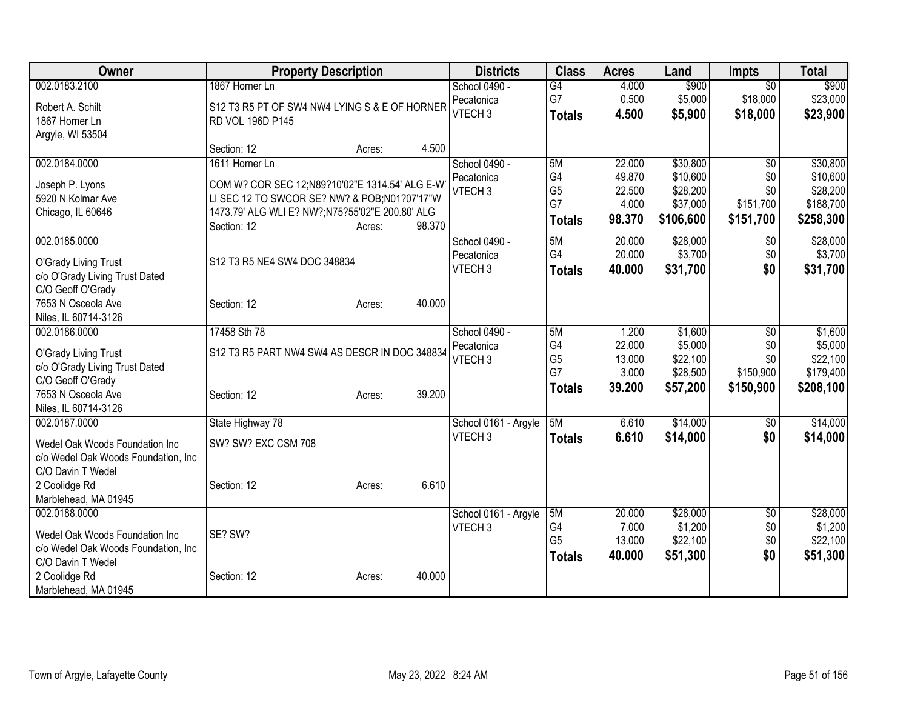| Owner | Property Description | Districts | Class | Acres | Land | Impts | Total |
|---|---|---|---|---|---|---|---|
| 002.0183.2100<br>Robert A. Schilt<br>1867 Horner Ln<br>Argyle, WI 53504 | 1867 Horner Ln<br>S12 T3 R5 PT OF SW4 NW4 LYING S & E OF HORNER RD VOL 196D P145<br>Section: 12 Acres: 4.500 | School 0490 - Pecatonica<br>VTECH 3 | G4<br>G7<br>**Totals** | 4.000<br>0.500<br>**4.500** | $900<br>$5,000<br>**$5,900** | $0<br>$18,000<br>**$18,000** | $900<br>$23,000<br>**$23,900** |
| 002.0184.0000<br>Joseph P. Lyons<br>5920 N Kolmar Ave<br>Chicago, IL 60646 | 1611 Horner Ln<br>COM W? COR SEC 12;N89?10'02"E 1314.54' ALG E-W' LI SEC 12 TO SWCOR SE? NW? & POB;N01?07'17"W 1473.79' ALG WLI E? NW?;N75?55'02"E 200.80' ALG<br>Section: 12 Acres: 98.370 | School 0490 - Pecatonica<br>VTECH 3 | 5M<br>G4<br>G5<br>G7<br>**Totals** | 22.000<br>49.870<br>22.500<br>4.000<br>**98.370** | $30,800<br>$10,600<br>$28,200<br>$37,000<br>**$106,600** | $0<br>$0<br>$0<br>$151,700<br>**$151,700** | $30,800<br>$10,600<br>$28,200<br>$188,700<br>**$258,300** |
| 002.0185.0000<br>O'Grady Living Trust<br>c/o O'Grady Living Trust Dated<br>C/O Geoff O'Grady<br>7653 N Osceola Ave<br>Niles, IL 60714-3126 | S12 T3 R5 NE4 SW4 DOC 348834<br>Section: 12 Acres: 40.000 | School 0490 - Pecatonica<br>VTECH 3 | 5M<br>G4<br>**Totals** | 20.000<br>20.000<br>**40.000** | $28,000<br>$3,700<br>**$31,700** | $0<br>$0<br>**$0** | $28,000<br>$3,700<br>**$31,700** |
| 002.0186.0000<br>O'Grady Living Trust<br>c/o O'Grady Living Trust Dated<br>C/O Geoff O'Grady<br>7653 N Osceola Ave<br>Niles, IL 60714-3126 | 17458 Sth 78<br>S12 T3 R5 PART NW4 SW4 AS DESCR IN DOC 348834<br>Section: 12 Acres: 39.200 | School 0490 - Pecatonica<br>VTECH 3 | 5M<br>G4<br>G5<br>G7<br>**Totals** | 1.200<br>22.000<br>13.000<br>3.000<br>**39.200** | $1,600<br>$5,000<br>$22,100<br>$28,500<br>**$57,200** | $0<br>$0<br>$0<br>$150,900<br>**$150,900** | $1,600<br>$5,000<br>$22,100<br>$179,400<br>**$208,100** |
| 002.0187.0000<br>Wedel Oak Woods Foundation Inc<br>c/o Wedel Oak Woods Foundation, Inc<br>C/O Davin T Wedel<br>2 Coolidge Rd<br>Marblehead, MA 01945 | State Highway 78<br>SW? SW? EXC CSM 708<br>Section: 12 Acres: 6.610 | School 0161 - Argyle<br>VTECH 3 | 5M<br>**Totals** | 6.610<br>**6.610** | $14,000<br>**$14,000** | $0<br>**$0** | $14,000<br>**$14,000** |
| 002.0188.0000<br>Wedel Oak Woods Foundation Inc<br>c/o Wedel Oak Woods Foundation, Inc<br>C/O Davin T Wedel<br>2 Coolidge Rd<br>Marblehead, MA 01945 | SE? SW?<br>Section: 12 Acres: 40.000 | School 0161 - Argyle<br>VTECH 3 | 5M<br>G4<br>G5<br>**Totals** | 20.000<br>7.000<br>13.000<br>**40.000** | $28,000<br>$1,200<br>$22,100<br>**$51,300** | $0<br>$0<br>$0<br>**$0** | $28,000<br>$1,200<br>$22,100<br>**$51,300** |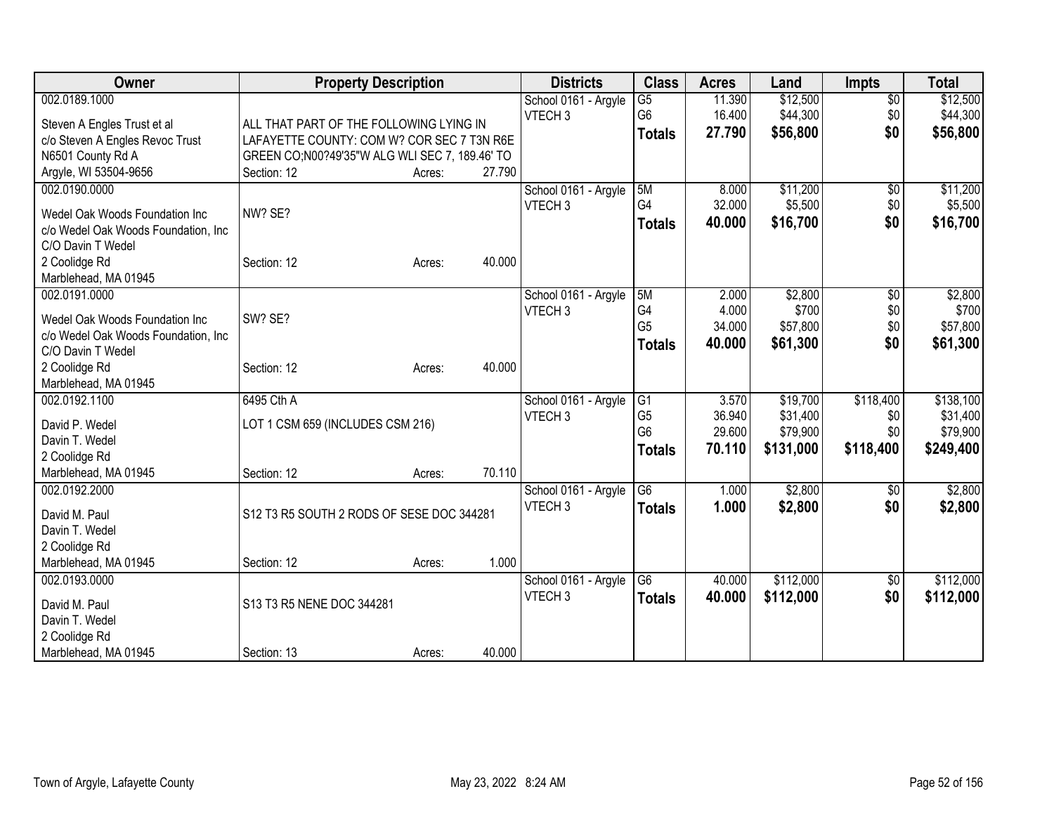| Owner | Property Description | | | Districts | Class | Acres | Land | Impts | Total |
|---|---|---|---|---|---|---|---|---|---|
| 002.0189.1000 | | | | School 0161 - Argyle | G5 | 11.390 | $12,500 | $0 | $12,500 |
| Steven A Engles Trust et al | ALL THAT PART OF THE FOLLOWING LYING IN | | | VTECH 3 | G6 | 16.400 | $44,300 | $0 | $44,300 |
| c/o Steven A Engles Revoc Trust | LAFAYETTE COUNTY: COM W? COR SEC 7 T3N R6E | | | | **Totals** | **27.790** | **$56,800** | **$0** | **$56,800** |
| N6501 County Rd A | GREEN CO;N00?49'35"W ALG WLI SEC 7, 189.46' TO | | | | | | | | |
| Argyle, WI 53504-9656 | Section: 12 | Acres: | 27.790 | | | | | | |
| 002.0190.0000 | | | | School 0161 - Argyle | 5M | 8.000 | $11,200 | $0 | $11,200 |
| Wedel Oak Woods Foundation Inc | NW? SE? | | | VTECH 3 | G4 | 32.000 | $5,500 | $0 | $5,500 |
| c/o Wedel Oak Woods Foundation, Inc | | | | | **Totals** | **40.000** | **$16,700** | **$0** | **$16,700** |
| C/O Davin T Wedel | | | | | | | | | |
| 2 Coolidge Rd | Section: 12 | Acres: | 40.000 | | | | | | |
| Marblehead, MA 01945 | | | | | | | | | |
| 002.0191.0000 | | | | School 0161 - Argyle | 5M | 2.000 | $2,800 | $0 | $2,800 |
| Wedel Oak Woods Foundation Inc | SW? SE? | | | VTECH 3 | G4 | 4.000 | $700 | $0 | $700 |
| c/o Wedel Oak Woods Foundation, Inc | | | | | G5 | 34.000 | $57,800 | $0 | $57,800 |
| C/O Davin T Wedel | | | | | **Totals** | **40.000** | **$61,300** | **$0** | **$61,300** |
| 2 Coolidge Rd | Section: 12 | Acres: | 40.000 | | | | | | |
| Marblehead, MA 01945 | | | | | | | | | |
| 002.0192.1100 | 6495 Cth A | | | School 0161 - Argyle | G1 | 3.570 | $19,700 | $118,400 | $138,100 |
| David P. Wedel | LOT 1 CSM 659 (INCLUDES CSM 216) | | | VTECH 3 | G5 | 36.940 | $31,400 | $0 | $31,400 |
| Davin T. Wedel | | | | | G6 | 29.600 | $79,900 | $0 | $79,900 |
| 2 Coolidge Rd | | | | | **Totals** | **70.110** | **$131,000** | **$118,400** | **$249,400** |
| Marblehead, MA 01945 | Section: 12 | Acres: | 70.110 | | | | | | |
| 002.0192.2000 | | | | School 0161 - Argyle | G6 | 1.000 | $2,800 | $0 | $2,800 |
| David M. Paul | S12 T3 R5 SOUTH 2 RODS OF SESE DOC 344281 | | | VTECH 3 | **Totals** | **1.000** | **$2,800** | **$0** | **$2,800** |
| Davin T. Wedel | | | | | | | | | |
| 2 Coolidge Rd | | | | | | | | | |
| Marblehead, MA 01945 | Section: 12 | Acres: | 1.000 | | | | | | |
| 002.0193.0000 | | | | School 0161 - Argyle | G6 | 40.000 | $112,000 | $0 | $112,000 |
| David M. Paul | S13 T3 R5 NENE DOC 344281 | | | VTECH 3 | **Totals** | **40.000** | **$112,000** | **$0** | **$112,000** |
| Davin T. Wedel | | | | | | | | | |
| 2 Coolidge Rd | | | | | | | | | |
| Marblehead, MA 01945 | Section: 13 | Acres: | 40.000 | | | | | | |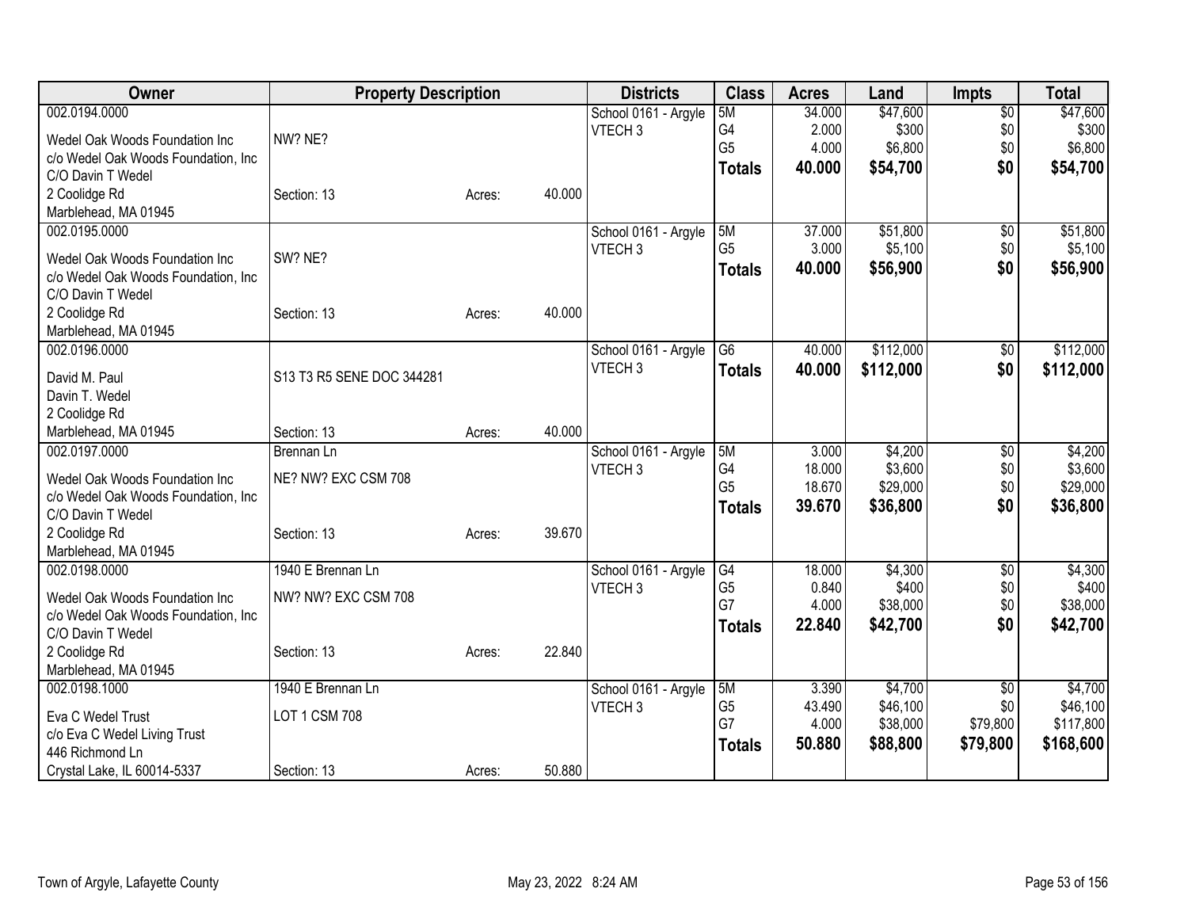| Owner | Property Description | | | Districts | Class | Acres | Land | Impts | Total |
|---|---|---|---|---|---|---|---|---|---|
| 002.0194.0000<br>Wedel Oak Woods Foundation Inc<br>c/o Wedel Oak Woods Foundation, Inc<br>C/O Davin T Wedel<br>2 Coolidge Rd<br>Marblehead, MA 01945 | NW? NE?<br>Section: 13 | Acres: | 40.000 | School 0161 - Argyle<br>VTECH 3 | 5M<br>G4<br>G5<br>**Totals** | 34.000<br>2.000<br>4.000<br>**40.000** | $47,600<br>$300<br>$6,800<br>**$54,700** | $0<br>$0<br>$0<br>**$0** | $47,600<br>$300<br>$6,800<br>**$54,700** |
| 002.0195.0000<br>Wedel Oak Woods Foundation Inc<br>c/o Wedel Oak Woods Foundation, Inc<br>C/O Davin T Wedel<br>2 Coolidge Rd<br>Marblehead, MA 01945 | SW? NE?<br>Section: 13 | Acres: | 40.000 | School 0161 - Argyle<br>VTECH 3 | 5M<br>G5<br>**Totals** | 37.000<br>3.000<br>**40.000** | $51,800<br>$5,100<br>**$56,900** | $0<br>$0<br>**$0** | $51,800<br>$5,100<br>**$56,900** |
| 002.0196.0000<br>David M. Paul<br>Davin T. Wedel<br>2 Coolidge Rd<br>Marblehead, MA 01945 | S13 T3 R5 SENE DOC 344281<br>Section: 13 | Acres: | 40.000 | School 0161 - Argyle<br>VTECH 3 | G6<br>**Totals** | 40.000<br>**40.000** | $112,000<br>**$112,000** | $0<br>**$0** | $112,000<br>**$112,000** |
| 002.0197.0000<br>Wedel Oak Woods Foundation Inc<br>c/o Wedel Oak Woods Foundation, Inc<br>C/O Davin T Wedel<br>2 Coolidge Rd<br>Marblehead, MA 01945 | Brennan Ln<br>NE? NW? EXC CSM 708<br>Section: 13 | Acres: | 39.670 | School 0161 - Argyle<br>VTECH 3 | 5M<br>G4<br>G5<br>**Totals** | 3.000<br>18.000<br>18.670<br>**39.670** | $4,200<br>$3,600<br>$29,000<br>**$36,800** | $0<br>$0<br>$0<br>**$0** | $4,200<br>$3,600<br>$29,000<br>**$36,800** |
| 002.0198.0000<br>Wedel Oak Woods Foundation Inc<br>c/o Wedel Oak Woods Foundation, Inc<br>C/O Davin T Wedel<br>2 Coolidge Rd<br>Marblehead, MA 01945 | 1940 E Brennan Ln<br>NW? NW? EXC CSM 708<br>Section: 13 | Acres: | 22.840 | School 0161 - Argyle<br>VTECH 3 | G4<br>G5<br>G7<br>**Totals** | 18.000<br>0.840<br>4.000<br>**22.840** | $4,300<br>$400<br>$38,000<br>**$42,700** | $0<br>$0<br>$0<br>**$0** | $4,300<br>$400<br>$38,000<br>**$42,700** |
| 002.0198.1000<br>Eva C Wedel Trust<br>c/o Eva C Wedel Living Trust<br>446 Richmond Ln<br>Crystal Lake, IL 60014-5337 | 1940 E Brennan Ln<br>LOT 1 CSM 708<br>Section: 13 | Acres: | 50.880 | School 0161 - Argyle<br>VTECH 3 | 5M<br>G5<br>G7<br>**Totals** | 3.390<br>43.490<br>4.000<br>**50.880** | $4,700<br>$46,100<br>$38,000<br>**$88,800** | $0<br>$0<br>$79,800<br>**$79,800** | $4,700<br>$46,100<br>$117,800<br>**$168,600** |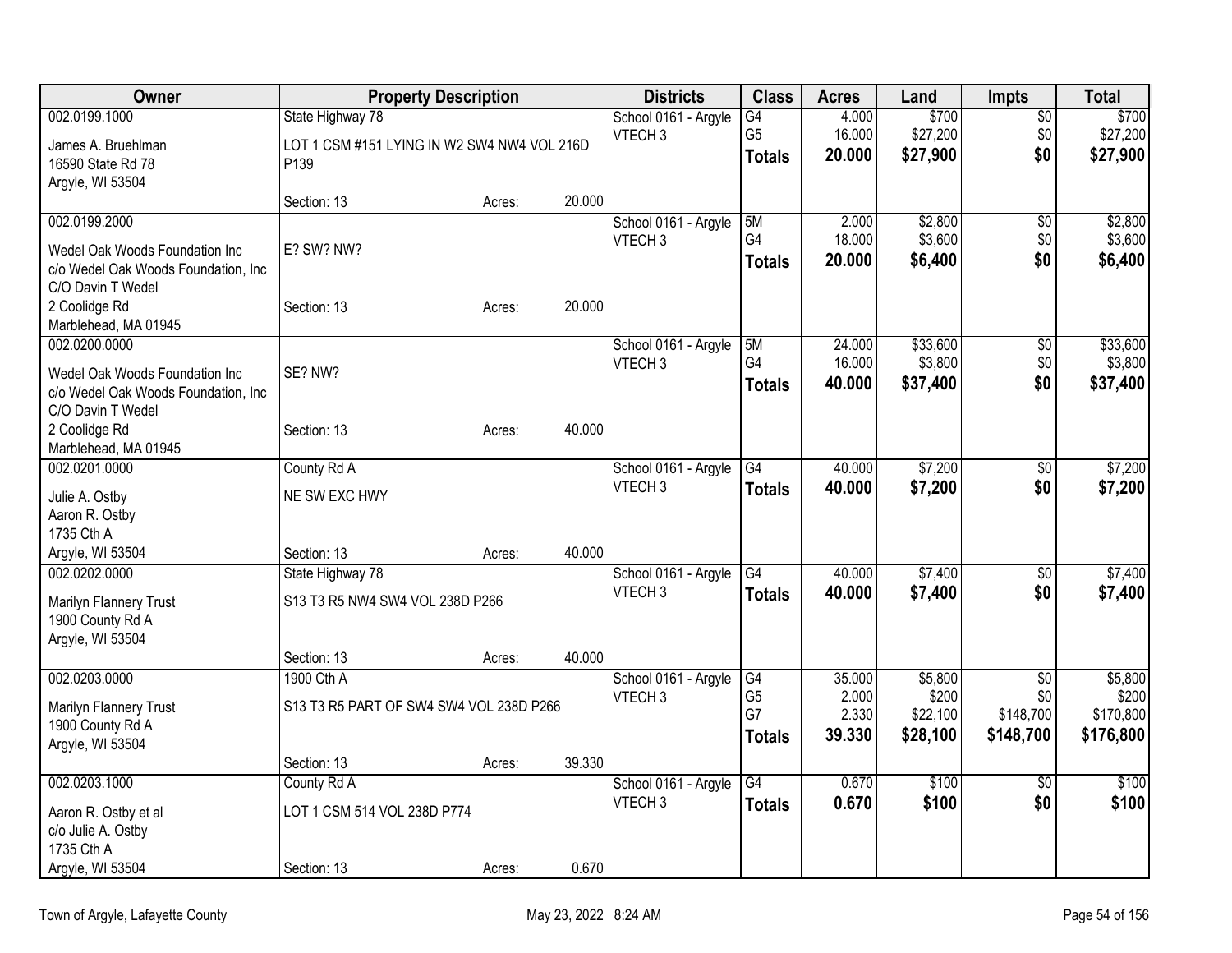| Owner | Property Description | | | Districts | Class | Acres | Land | Impts | Total |
|---|---|---|---|---|---|---|---|---|---|
| 002.0199.1000<br><br>James A. Bruehlman<br>16590 State Rd 78<br>Argyle, WI 53504 | State Highway 78<br><br>LOT 1 CSM #151 LYING IN W2 SW4 NW4 NW4 VOL 216D P139<br><br>Section: 13 | Acres: | 20.000 | School 0161 - Argyle<br>VTECH 3 | G4<br>G5<br>**Totals** | 4.000<br>16.000<br>**20.000** | $700<br>$27,200<br>**$27,900** | $0<br>$0<br>**$0** | $700<br>$27,200<br>**$27,900** |
| 002.0199.2000<br><br>Wedel Oak Woods Foundation Inc<br>c/o Wedel Oak Woods Foundation, Inc<br>C/O Davin T Wedel<br>2 Coolidge Rd<br>Marblehead, MA 01945 | E? SW? NW?<br><br>Section: 13 | Acres: | 20.000 | School 0161 - Argyle<br>VTECH 3 | 5M<br>G4<br>**Totals** | 2.000<br>18.000<br>**20.000** | $2,800<br>$3,600<br>**$6,400** | $0<br>$0<br>**$0** | $2,800<br>$3,600<br>**$6,400** |
| 002.0200.0000<br><br>Wedel Oak Woods Foundation Inc<br>c/o Wedel Oak Woods Foundation, Inc<br>C/O Davin T Wedel<br>2 Coolidge Rd<br>Marblehead, MA 01945 | SE? NW?<br><br>Section: 13 | Acres: | 40.000 | School 0161 - Argyle<br>VTECH 3 | 5M<br>G4<br>**Totals** | 24.000<br>16.000<br>**40.000** | $33,600<br>$3,800<br>**$37,400** | $0<br>$0<br>**$0** | $33,600<br>$3,800<br>**$37,400** |
| 002.0201.0000<br><br>Julie A. Ostby<br>Aaron R. Ostby<br>1735 Cth A<br>Argyle, WI 53504 | County Rd A<br><br>NE SW EXC HWY<br><br>Section: 13 | Acres: | 40.000 | School 0161 - Argyle<br>VTECH 3 | G4<br>**Totals** | 40.000<br>**40.000** | $7,200<br>**$7,200** | $0<br>**$0** | $7,200<br>**$7,200** |
| 002.0202.0000<br><br>Marilyn Flannery Trust<br>1900 County Rd A<br>Argyle, WI 53504 | State Highway 78<br><br>S13 T3 R5 NW4 SW4 VOL 238D P266<br><br>Section: 13 | Acres: | 40.000 | School 0161 - Argyle<br>VTECH 3 | G4<br>**Totals** | 40.000<br>**40.000** | $7,400<br>**$7,400** | $0<br>**$0** | $7,400<br>**$7,400** |
| 002.0203.0000<br><br>Marilyn Flannery Trust<br>1900 County Rd A<br>Argyle, WI 53504 | 1900 Cth A<br><br>S13 T3 R5 PART OF SW4 SW4 VOL 238D P266<br><br>Section: 13 | Acres: | 39.330 | School 0161 - Argyle<br>VTECH 3 | G4<br>G5<br>G7<br>**Totals** | 35.000<br>2.000<br>2.330<br>**39.330** | $5,800<br>$200<br>$22,100<br>**$28,100** | $0<br>$0<br>$148,700<br>**$148,700** | $5,800<br>$200<br>$170,800<br>**$176,800** |
| 002.0203.1000<br><br>Aaron R. Ostby et al<br>c/o Julie A. Ostby<br>1735 Cth A<br>Argyle, WI 53504 | County Rd A<br><br>LOT 1 CSM 514 VOL 238D P774<br><br>Section: 13 | Acres: | 0.670 | School 0161 - Argyle<br>VTECH 3 | G4<br>**Totals** | 0.670<br>**0.670** | $100<br>**$100** | $0<br>**$0** | $100<br>**$100** |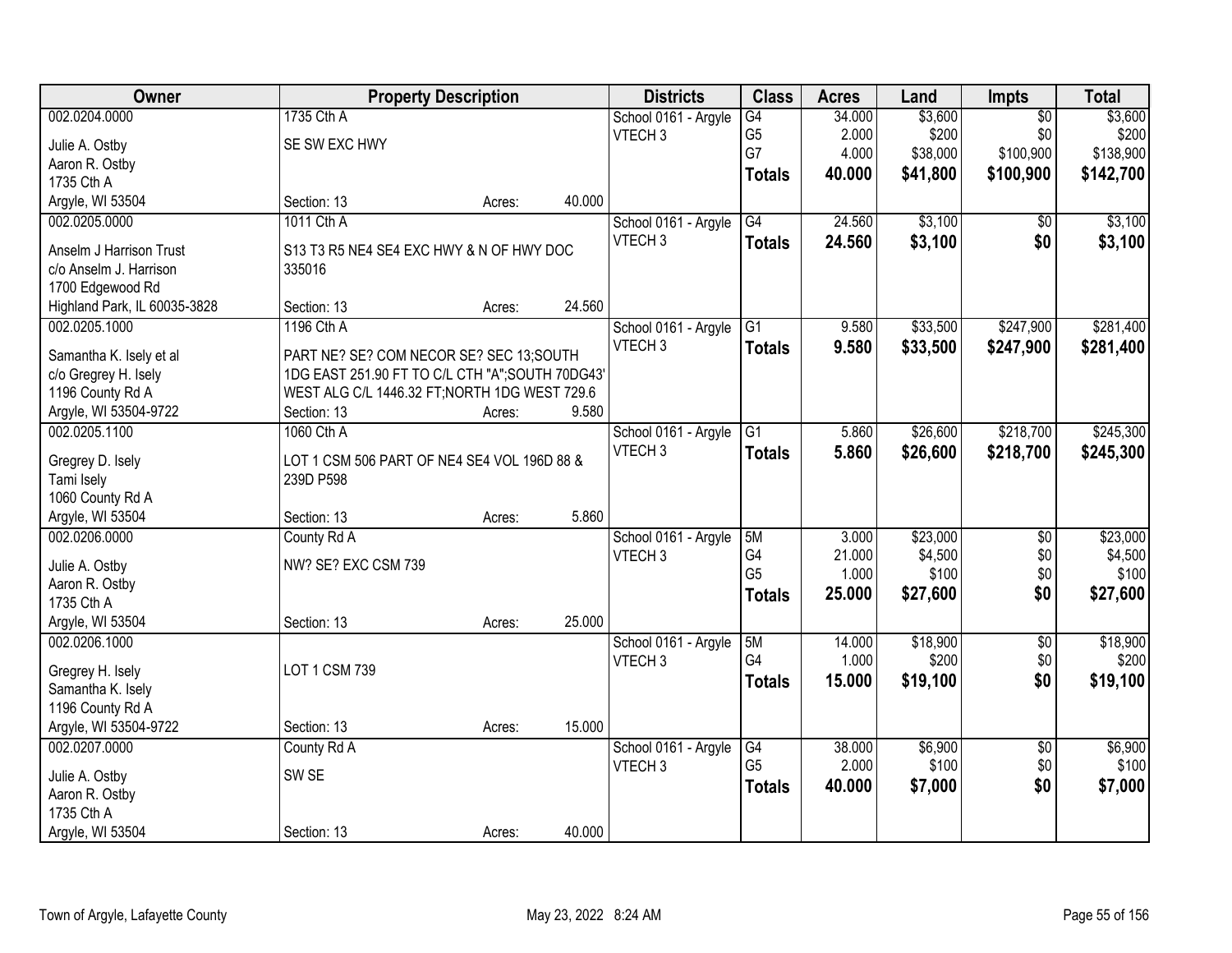| Owner | Property Description | | | Districts | Class | Acres | Land | Impts | Total |
|---|---|---|---|---|---|---|---|---|---|
| 002.0204.0000 | 1735 Cth A | | | School 0161 - Argyle | G4 | 34.000 | $3,600 | $0 | $3,600 |
| Julie A. Ostby | SE SW EXC HWY | | | VTECH 3 | G5 | 2.000 | $200 | $0 | $200 |
| Aaron R. Ostby | | | | | G7 | 4.000 | $38,000 | $100,900 | $138,900 |
| 1735 Cth A | | | | | **Totals** | **40.000** | **$41,800** | **$100,900** | **$142,700** |
| Argyle, WI 53504 | Section: 13 | Acres: | 40.000 | | | | | | |
| 002.0205.0000 | 1011 Cth A | | | School 0161 - Argyle | G4 | 24.560 | $3,100 | $0 | $3,100 |
| Anselm J Harrison Trust | S13 T3 R5 NE4 SE4 EXC HWY & N OF HWY DOC 335016 | | | VTECH 3 | **Totals** | **24.560** | **$3,100** | **$0** | **$3,100** |
| c/o Anselm J. Harrison | | | | | | | | | |
| 1700 Edgewood Rd | | | | | | | | | |
| Highland Park, IL 60035-3828 | Section: 13 | Acres: | 24.560 | | | | | | |
| 002.0205.1000 | 1196 Cth A | | | School 0161 - Argyle | G1 | 9.580 | $33,500 | $247,900 | $281,400 |
| Samantha K. Isely et al | PART NE? SE? COM NECOR SE? SEC 13;SOUTH 1DG EAST 251.90 FT TO C/L CTH "A";SOUTH 70DG43' WEST ALG C/L 1446.32 FT;NORTH 1DG WEST 729.6 | | | VTECH 3 | **Totals** | **9.580** | **$33,500** | **$247,900** | **$281,400** |
| c/o Gregrey H. Isely | | | | | | | | | |
| 1196 County Rd A | | | | | | | | | |
| Argyle, WI 53504-9722 | Section: 13 | Acres: | 9.580 | | | | | | |
| 002.0205.1100 | 1060 Cth A | | | School 0161 - Argyle | G1 | 5.860 | $26,600 | $218,700 | $245,300 |
| Gregrey D. Isely | LOT 1 CSM 506 PART OF NE4 SE4 VOL 196D 88 & 239D P598 | | | VTECH 3 | **Totals** | **5.860** | **$26,600** | **$218,700** | **$245,300** |
| Tami Isely | | | | | | | | | |
| 1060 County Rd A | | | | | | | | | |
| Argyle, WI 53504 | Section: 13 | Acres: | 5.860 | | | | | | |
| 002.0206.0000 | County Rd A | | | School 0161 - Argyle | 5M | 3.000 | $23,000 | $0 | $23,000 |
| Julie A. Ostby | NW? SE? EXC CSM 739 | | | VTECH 3 | G4 | 21.000 | $4,500 | $0 | $4,500 |
| Aaron R. Ostby | | | | | G5 | 1.000 | $100 | $0 | $100 |
| 1735 Cth A | | | | | **Totals** | **25.000** | **$27,600** | **$0** | **$27,600** |
| Argyle, WI 53504 | Section: 13 | Acres: | 25.000 | | | | | | |
| 002.0206.1000 | | | | School 0161 - Argyle | 5M | 14.000 | $18,900 | $0 | $18,900 |
| Gregrey H. Isely | LOT 1 CSM 739 | | | VTECH 3 | G4 | 1.000 | $200 | $0 | $200 |
| Samantha K. Isely | | | | | **Totals** | **15.000** | **$19,100** | **$0** | **$19,100** |
| 1196 County Rd A | | | | | | | | | |
| Argyle, WI 53504-9722 | Section: 13 | Acres: | 15.000 | | | | | | |
| 002.0207.0000 | County Rd A | | | School 0161 - Argyle | G4 | 38.000 | $6,900 | $0 | $6,900 |
| Julie A. Ostby | SW SE | | | VTECH 3 | G5 | 2.000 | $100 | $0 | $100 |
| Aaron R. Ostby | | | | | **Totals** | **40.000** | **$7,000** | **$0** | **$7,000** |
| 1735 Cth A | | | | | | | | | |
| Argyle, WI 53504 | Section: 13 | Acres: | 40.000 | | | | | | |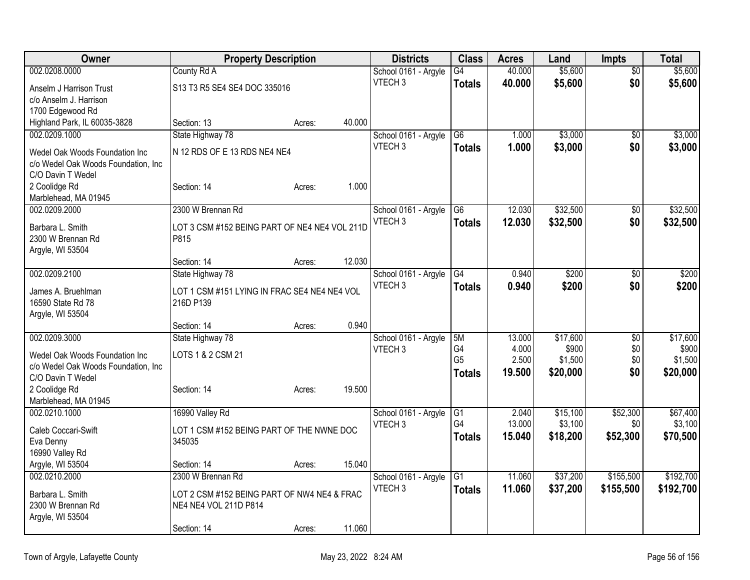| Owner | Property Description | Districts | Class | Acres | Land | Impts | Total |
|---|---|---|---|---|---|---|---|
| 002.0208.0000<br>Anselm J Harrison Trust<br>c/o Anselm J. Harrison<br>1700 Edgewood Rd<br>Highland Park, IL 60035-3828 | County Rd A<br>S13 T3 R5 SE4 SE4 DOC 335016<br>Section: 13 Acres: 40.000 | School 0161 - Argyle<br>VTECH 3 | G4<br>**Totals** | 40.000<br>**40.000** | $5,600<br>**$5,600** | $0<br>**$0** | $5,600<br>**$5,600** |
| 002.0209.1000<br>Wedel Oak Woods Foundation Inc<br>c/o Wedel Oak Woods Foundation, Inc<br>C/O Davin T Wedel<br>2 Coolidge Rd<br>Marblehead, MA 01945 | State Highway 78<br>N 12 RDS OF E 13 RDS NE4 NE4<br>Section: 14 Acres: 1.000 | School 0161 - Argyle<br>VTECH 3 | G6<br>**Totals** | 1.000<br>**1.000** | $3,000<br>**$3,000** | $0<br>**$0** | $3,000<br>**$3,000** |
| 002.0209.2000<br>Barbara L. Smith<br>2300 W Brennan Rd<br>Argyle, WI 53504 | 2300 W Brennan Rd<br>LOT 3 CSM #152 BEING PART OF NE4 NE4 VOL 211D P815<br>Section: 14 Acres: 12.030 | School 0161 - Argyle<br>VTECH 3 | G6<br>**Totals** | 12.030<br>**12.030** | $32,500<br>**$32,500** | $0<br>**$0** | $32,500<br>**$32,500** |
| 002.0209.2100<br>James A. Bruehlman<br>16590 State Rd 78<br>Argyle, WI 53504 | State Highway 78<br>LOT 1 CSM #151 LYING IN FRAC SE4 NE4 NE4 VOL 216D P139<br>Section: 14 Acres: 0.940 | School 0161 - Argyle<br>VTECH 3 | G4<br>**Totals** | 0.940<br>**0.940** | $200<br>**$200** | $0<br>**$0** | $200<br>**$200** |
| 002.0209.3000<br>Wedel Oak Woods Foundation Inc<br>c/o Wedel Oak Woods Foundation, Inc<br>C/O Davin T Wedel<br>2 Coolidge Rd<br>Marblehead, MA 01945 | State Highway 78<br>LOTS 1 & 2 CSM 21<br>Section: 14 Acres: 19.500 | School 0161 - Argyle<br>VTECH 3 | 5M<br>G4<br>G5<br>**Totals** | 13.000<br>4.000<br>2.500<br>**19.500** | $17,600<br>$900<br>$1,500<br>**$20,000** | $0<br>$0<br>$0<br>**$0** | $17,600<br>$900<br>$1,500<br>**$20,000** |
| 002.0210.1000<br>Caleb Coccari-Swift<br>Eva Denny<br>16990 Valley Rd<br>Argyle, WI 53504 | 16990 Valley Rd<br>LOT 1 CSM #152 BEING PART OF THE NWNE DOC 345035<br>Section: 14 Acres: 15.040 | School 0161 - Argyle<br>VTECH 3 | G1<br>G4<br>**Totals** | 2.040<br>13.000<br>**15.040** | $15,100<br>$3,100<br>**$18,200** | $52,300<br>$0<br>**$52,300** | $67,400<br>$3,100<br>**$70,500** |
| 002.0210.2000<br>Barbara L. Smith<br>2300 W Brennan Rd<br>Argyle, WI 53504 | 2300 W Brennan Rd<br>LOT 2 CSM #152 BEING PART OF NW4 NE4 & FRAC NE4 NE4 VOL 211D P814<br>Section: 14 Acres: 11.060 | School 0161 - Argyle<br>VTECH 3 | G1<br>**Totals** | 11.060<br>**11.060** | $37,200<br>**$37,200** | $155,500<br>**$155,500** | $192,700<br>**$192,700** |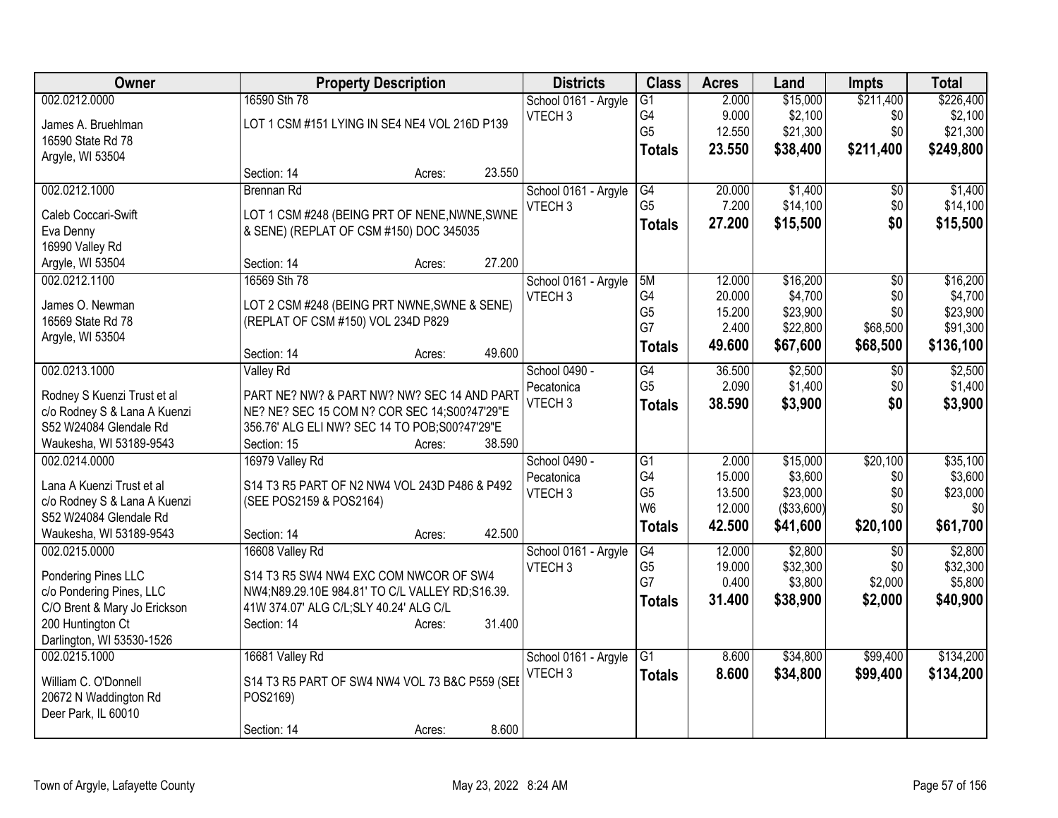| Owner | Property Description | | | Districts | Class | Acres | Land | Impts | Total |
|---|---|---|---|---|---|---|---|---|---|
| 002.0212.0000 | 16590 Sth 78 | | | School 0161 - Argyle | G1 | 2.000 | $15,000 | $211,400 | $226,400 |
| James A. Bruehlman | LOT 1 CSM #151 LYING IN SE4 NE4 VOL 216D P139 | | | VTECH 3 | G4 | 9.000 | $2,100 | $0 | $2,100 |
| 16590 State Rd 78 | | | | | G5 | 12.550 | $21,300 | $0 | $21,300 |
| Argyle, WI 53504 | | | | | **Totals** | **23.550** | **$38,400** | **$211,400** | **$249,800** |
| | Section: 14 | Acres: | 23.550 | | | | | | |
| 002.0212.1000 | Brennan Rd | | | School 0161 - Argyle | G4 | 20.000 | $1,400 | $0 | $1,400 |
| Caleb Coccari-Swift | LOT 1 CSM #248 (BEING PRT OF NENE,NWNE,SWNE & SENE) (REPLAT OF CSM #150) DOC 345035 | | | VTECH 3 | G5 | 7.200 | $14,100 | $0 | $14,100 |
| Eva Denny | | | | | **Totals** | **27.200** | **$15,500** | **$0** | **$15,500** |
| 16990 Valley Rd | | | | | | | | | |
| Argyle, WI 53504 | Section: 14 | Acres: | 27.200 | | | | | | |
| 002.0212.1100 | 16569 Sth 78 | | | School 0161 - Argyle | 5M | 12.000 | $16,200 | $0 | $16,200 |
| James O. Newman | LOT 2 CSM #248 (BEING PRT NWNE,SWNE & SENE) (REPLAT OF CSM #150) VOL 234D P829 | | | VTECH 3 | G4 | 20.000 | $4,700 | $0 | $4,700 |
| 16569 State Rd 78 | | | | | G5 | 15.200 | $23,900 | $0 | $23,900 |
| Argyle, WI 53504 | | | | | G7 | 2.400 | $22,800 | $68,500 | $91,300 |
| | Section: 14 | Acres: | 49.600 | | **Totals** | **49.600** | **$67,600** | **$68,500** | **$136,100** |
| 002.0213.1000 | Valley Rd | | | School 0490 - Pecatonica | G4 | 36.500 | $2,500 | $0 | $2,500 |
| Rodney S Kuenzi Trust et al | PART NE? NW? & PART NW? NW? SEC 14 AND PART NE? NE? SEC 15 COM N? COR SEC 14;S00?47'29"E 356.76' ALG ELI NW? SEC 14 TO POB;S00?47'29"E | | | VTECH 3 | G5 | 2.090 | $1,400 | $0 | $1,400 |
| c/o Rodney S & Lana A Kuenzi | | | | | **Totals** | **38.590** | **$3,900** | **$0** | **$3,900** |
| S52 W24084 Glendale Rd | | | | | | | | | |
| Waukesha, WI 53189-9543 | Section: 15 | Acres: | 38.590 | | | | | | |
| 002.0214.0000 | 16979 Valley Rd | | | School 0490 - Pecatonica | G1 | 2.000 | $15,000 | $20,100 | $35,100 |
| Lana A Kuenzi Trust et al | S14 T3 R5 PART OF N2 NW4 VOL 243D P486 & P492 (SEE POS2159 & POS2164) | | | VTECH 3 | G4 | 15.000 | $3,600 | $0 | $3,600 |
| c/o Rodney S & Lana A Kuenzi | | | | | G5 | 13.500 | $23,000 | $0 | $23,000 |
| S52 W24084 Glendale Rd | | | | | W6 | 12.000 | ($33,600) | $0 | $0 |
| Waukesha, WI 53189-9543 | Section: 14 | Acres: | 42.500 | | **Totals** | **42.500** | **$41,600** | **$20,100** | **$61,700** |
| 002.0215.0000 | 16608 Valley Rd | | | School 0161 - Argyle | G4 | 12.000 | $2,800 | $0 | $2,800 |
| Pondering Pines LLC | S14 T3 R5 SW4 NW4 EXC COM NWCOR OF SW4 NW4;N89.29.10E 984.81' TO C/L VALLEY RD;S16.39. 41W 374.07' ALG C/L;SLY 40.24' ALG C/L | | | VTECH 3 | G5 | 19.000 | $32,300 | $0 | $32,300 |
| c/o Pondering Pines, LLC | | | | | G7 | 0.400 | $3,800 | $2,000 | $5,800 |
| C/O Brent & Mary Jo Erickson | | | | | **Totals** | **31.400** | **$38,900** | **$2,000** | **$40,900** |
| 200 Huntington Ct | Section: 14 | Acres: | 31.400 | | | | | | |
| Darlington, WI 53530-1526 | | | | | | | | | |
| 002.0215.1000 | 16681 Valley Rd | | | School 0161 - Argyle | G1 | 8.600 | $34,800 | $99,400 | $134,200 |
| William C. O'Donnell | S14 T3 R5 PART OF SW4 NW4 VOL 73 B&C P559 (SEE POS2169) | | | VTECH 3 | **Totals** | **8.600** | **$34,800** | **$99,400** | **$134,200** |
| 20672 N Waddington Rd | | | | | | | | | |
| Deer Park, IL 60010 | | | | | | | | | |
| | Section: 14 | Acres: | 8.600 | | | | | | |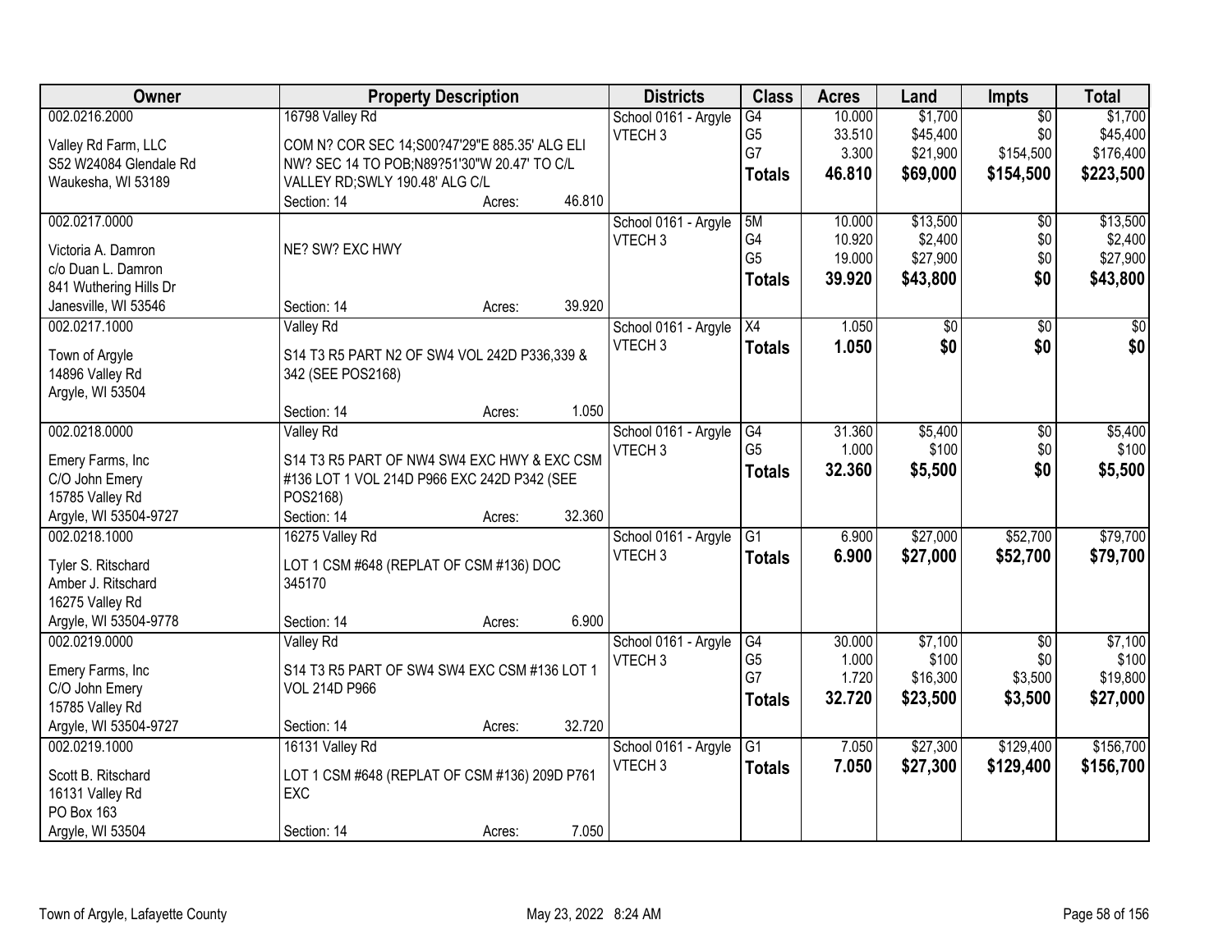| Owner | Property Description | Districts | Class | Acres | Land | Impts | Total |
|---|---|---|---|---|---|---|---|
| 002.0216.2000<br><br>Valley Rd Farm, LLC<br>S52 W24084 Glendale Rd<br>Waukesha, WI 53189 | 16798 Valley Rd<br><br>COM N? COR SEC 14;S00?47'29"E 885.35' ALG ELI NW? SEC 14 TO POB;N89?51'30"W 20.47' TO C/L VALLEY RD;SWLY 190.48' ALG C/L<br>Section: 14 Acres: 46.810 | School 0161 - Argyle<br>VTECH 3 | G4<br>G5<br>G7<br>**Totals** | 10.000<br>33.510<br>3.300<br>**46.810** | $1,700<br>$45,400<br>$21,900<br>**$69,000** | $0<br>$0<br>$154,500<br>**$154,500** | $1,700<br>$45,400<br>$176,400<br>**$223,500** |
| 002.0217.0000<br><br>Victoria A. Damron<br>c/o Duan L. Damron<br>841 Wuthering Hills Dr<br>Janesville, WI 53546 | NE? SW? EXC HWY<br><br>Section: 14 Acres: 39.920 | School 0161 - Argyle<br>VTECH 3 | 5M<br>G4<br>G5<br>**Totals** | 10.000<br>10.920<br>19.000<br>**39.920** | $13,500<br>$2,400<br>$27,900<br>**$43,800** | $0<br>$0<br>$0<br>**$0** | $13,500<br>$2,400<br>$27,900<br>**$43,800** |
| 002.0217.1000<br><br>Town of Argyle<br>14896 Valley Rd<br>Argyle, WI 53504 | Valley Rd<br><br>S14 T3 R5 PART N2 OF SW4 VOL 242D P336,339 & 342 (SEE POS2168)<br><br>Section: 14 Acres: 1.050 | School 0161 - Argyle<br>VTECH 3 | X4<br>**Totals** | 1.050<br>**1.050** | $0<br>**$0** | $0<br>**$0** | $0<br>**$0** |
| 002.0218.0000<br><br>Emery Farms, Inc<br>C/O John Emery<br>15785 Valley Rd<br>Argyle, WI 53504-9727 | Valley Rd<br><br>S14 T3 R5 PART OF NW4 SW4 EXC HWY & EXC CSM #136 LOT 1 VOL 214D P966 EXC 242D P342 (SEE POS2168)<br>Section: 14 Acres: 32.360 | School 0161 - Argyle<br>VTECH 3 | G4<br>G5<br>**Totals** | 31.360<br>1.000<br>**32.360** | $5,400<br>$100<br>**$5,500** | $0<br>$0<br>**$0** | $5,400<br>$100<br>**$5,500** |
| 002.0218.1000<br><br>Tyler S. Ritschard<br>Amber J. Ritschard<br>16275 Valley Rd<br>Argyle, WI 53504-9778 | 16275 Valley Rd<br><br>LOT 1 CSM #648 (REPLAT OF CSM #136) DOC 345170<br><br>Section: 14 Acres: 6.900 | School 0161 - Argyle<br>VTECH 3 | G1<br>**Totals** | 6.900<br>**6.900** | $27,000<br>**$27,000** | $52,700<br>**$52,700** | $79,700<br>**$79,700** |
| 002.0219.0000<br><br>Emery Farms, Inc<br>C/O John Emery<br>15785 Valley Rd<br>Argyle, WI 53504-9727 | Valley Rd<br><br>S14 T3 R5 PART OF SW4 SW4 EXC CSM #136 LOT 1 VOL 214D P966<br><br>Section: 14 Acres: 32.720 | School 0161 - Argyle<br>VTECH 3 | G4<br>G5<br>G7<br>**Totals** | 30.000<br>1.000<br>1.720<br>**32.720** | $7,100<br>$100<br>$16,300<br>**$23,500** | $0<br>$0<br>$3,500<br>**$3,500** | $7,100<br>$100<br>$19,800<br>**$27,000** |
| 002.0219.1000<br><br>Scott B. Ritschard<br>16131 Valley Rd<br>PO Box 163<br>Argyle, WI 53504 | 16131 Valley Rd<br><br>LOT 1 CSM #648 (REPLAT OF CSM #136) 209D P761 EXC<br><br>Section: 14 Acres: 7.050 | School 0161 - Argyle<br>VTECH 3 | G1<br>**Totals** | 7.050<br>**7.050** | $27,300<br>**$27,300** | $129,400<br>**$129,400** | $156,700<br>**$156,700** |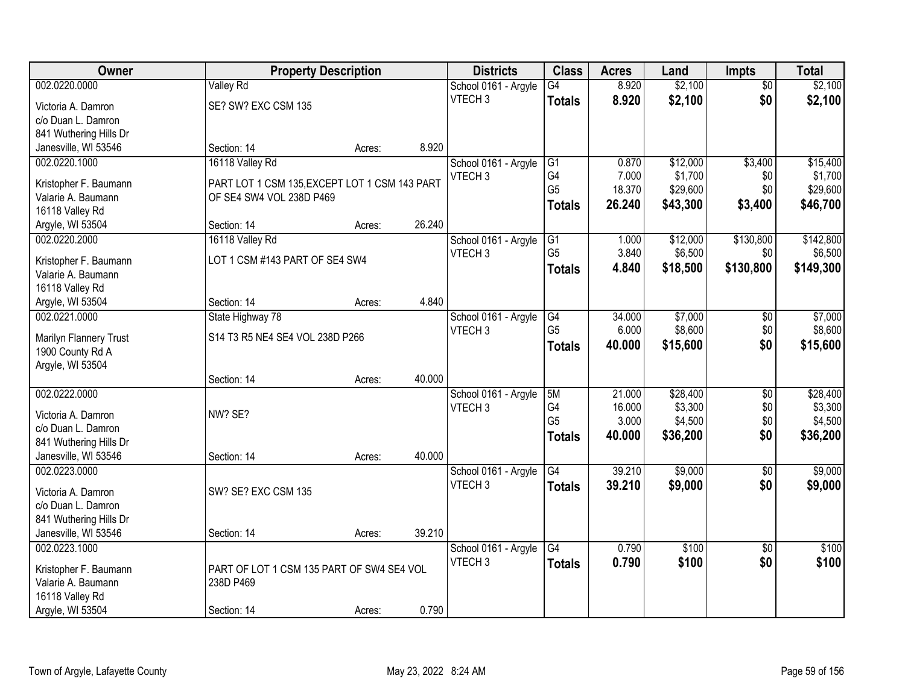| Owner | Property Description | | | Districts | Class | Acres | Land | Impts | Total |
|---|---|---|---|---|---|---|---|---|---|
| 002.0220.0000 | Valley Rd | | | School 0161 - Argyle | G4 | 8.920 | $2,100 | $0 | $2,100 |
| Victoria A. Damron | SE? SW? EXC CSM 135 | | | VTECH 3 | **Totals** | **8.920** | **$2,100** | **$0** | **$2,100** |
| c/o Duan L. Damron | | | | | | | | | |
| 841 Wuthering Hills Dr | | | | | | | | | |
| Janesville, WI 53546 | Section: 14 | Acres: | 8.920 | | | | | | |
| 002.0220.1000 | 16118 Valley Rd | | | School 0161 - Argyle | G1 | 0.870 | $12,000 | $3,400 | $15,400 |
| Kristopher F. Baumann | PART LOT 1 CSM 135,EXCEPT LOT 1 CSM 143 PART | | | VTECH 3 | G4 | 7.000 | $1,700 | $0 | $1,700 |
| Valarie A. Baumann | OF SE4 SW4 VOL 238D P469 | | | | G5 | 18.370 | $29,600 | $0 | $29,600 |
| 16118 Valley Rd | | | | | **Totals** | **26.240** | **$43,300** | **$3,400** | **$46,700** |
| Argyle, WI 53504 | Section: 14 | Acres: | 26.240 | | | | | | |
| 002.0220.2000 | 16118 Valley Rd | | | School 0161 - Argyle | G1 | 1.000 | $12,000 | $130,800 | $142,800 |
| Kristopher F. Baumann | LOT 1 CSM #143 PART OF SE4 SW4 | | | VTECH 3 | G5 | 3.840 | $6,500 | $0 | $6,500 |
| Valarie A. Baumann | | | | | **Totals** | **4.840** | **$18,500** | **$130,800** | **$149,300** |
| 16118 Valley Rd | | | | | | | | | |
| Argyle, WI 53504 | Section: 14 | Acres: | 4.840 | | | | | | |
| 002.0221.0000 | State Highway 78 | | | School 0161 - Argyle | G4 | 34.000 | $7,000 | $0 | $7,000 |
| Marilyn Flannery Trust | S14 T3 R5 NE4 SE4 VOL 238D P266 | | | VTECH 3 | G5 | 6.000 | $8,600 | $0 | $8,600 |
| 1900 County Rd A | | | | | **Totals** | **40.000** | **$15,600** | **$0** | **$15,600** |
| Argyle, WI 53504 | | | | | | | | | |
| | Section: 14 | Acres: | 40.000 | | | | | | |
| 002.0222.0000 | | | | School 0161 - Argyle | 5M | 21.000 | $28,400 | $0 | $28,400 |
| Victoria A. Damron | NW? SE? | | | VTECH 3 | G4 | 16.000 | $3,300 | $0 | $3,300 |
| c/o Duan L. Damron | | | | | G5 | 3.000 | $4,500 | $0 | $4,500 |
| 841 Wuthering Hills Dr | | | | | **Totals** | **40.000** | **$36,200** | **$0** | **$36,200** |
| Janesville, WI 53546 | Section: 14 | Acres: | 40.000 | | | | | | |
| 002.0223.0000 | | | | School 0161 - Argyle | G4 | 39.210 | $9,000 | $0 | $9,000 |
| Victoria A. Damron | SW? SE? EXC CSM 135 | | | VTECH 3 | **Totals** | **39.210** | **$9,000** | **$0** | **$9,000** |
| c/o Duan L. Damron | | | | | | | | | |
| 841 Wuthering Hills Dr | | | | | | | | | |
| Janesville, WI 53546 | Section: 14 | Acres: | 39.210 | | | | | | |
| 002.0223.1000 | | | | School 0161 - Argyle | G4 | 0.790 | $100 | $0 | $100 |
| Kristopher F. Baumann | PART OF LOT 1 CSM 135 PART OF SW4 SE4 VOL | | | VTECH 3 | **Totals** | **0.790** | **$100** | **$0** | **$100** |
| Valarie A. Baumann | 238D P469 | | | | | | | | |
| 16118 Valley Rd | | | | | | | | | |
| Argyle, WI 53504 | Section: 14 | Acres: | 0.790 | | | | | | |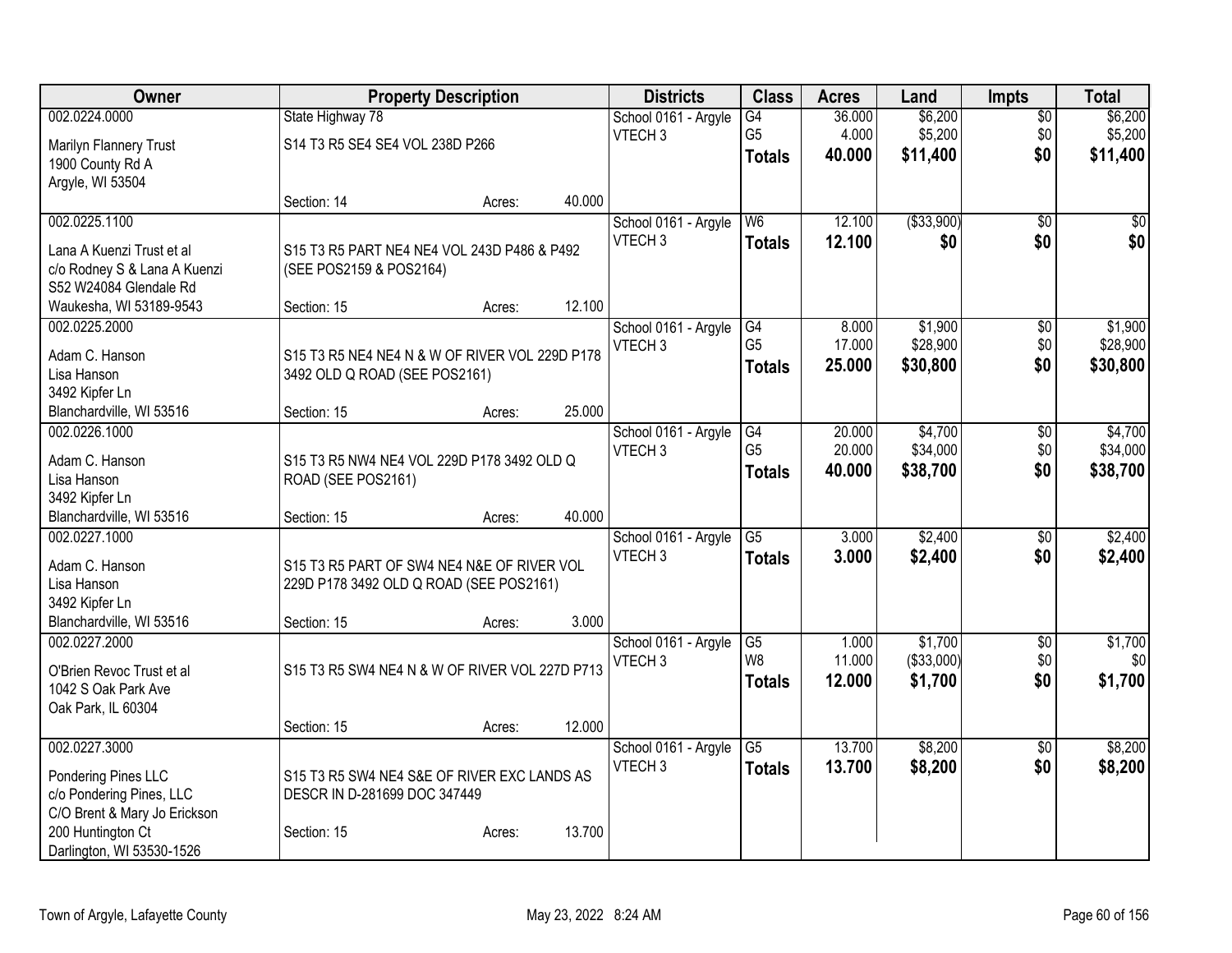| Owner | Property Description | Districts | Class | Acres | Land | Impts | Total |
|---|---|---|---|---|---|---|---|
| 002.0224.0000<br>Marilyn Flannery Trust<br>1900 County Rd A<br>Argyle, WI 53504 | State Highway 78<br>S14 T3 R5 SE4 SE4 VOL 238D P266<br>Section: 14 Acres: 40.000 | School 0161 - Argyle<br>VTECH 3 | G4<br>G5<br>**Totals** | 36.000<br>4.000<br>**40.000** | $6,200<br>$5,200<br>**$11,400** | $0<br>$0<br>**$0** | $6,200<br>$5,200<br>**$11,400** |
| 002.0225.1100<br>Lana A Kuenzi Trust et al<br>c/o Rodney S & Lana A Kuenzi<br>S52 W24084 Glendale Rd<br>Waukesha, WI 53189-9543 | S15 T3 R5 PART NE4 NE4 VOL 243D P486 & P492 (SEE POS2159 & POS2164)<br>Section: 15 Acres: 12.100 | School 0161 - Argyle<br>VTECH 3 | W6<br>**Totals** | 12.100<br>**12.100** | ($33,900)<br>**$0** | $0<br>**$0** | $0<br>**$0** |
| 002.0225.2000<br>Adam C. Hanson<br>Lisa Hanson<br>3492 Kipfer Ln<br>Blanchardville, WI 53516 | S15 T3 R5 NE4 NE4 N & W OF RIVER VOL 229D P178 3492 OLD Q ROAD (SEE POS2161)<br>Section: 15 Acres: 25.000 | School 0161 - Argyle<br>VTECH 3 | G4<br>G5<br>**Totals** | 8.000<br>17.000<br>**25.000** | $1,900<br>$28,900<br>**$30,800** | $0<br>$0<br>**$0** | $1,900<br>$28,900<br>**$30,800** |
| 002.0226.1000<br>Adam C. Hanson<br>Lisa Hanson<br>3492 Kipfer Ln<br>Blanchardville, WI 53516 | S15 T3 R5 NW4 NE4 VOL 229D P178 3492 OLD Q ROAD (SEE POS2161)<br>Section: 15 Acres: 40.000 | School 0161 - Argyle<br>VTECH 3 | G4<br>G5<br>**Totals** | 20.000<br>20.000<br>**40.000** | $4,700<br>$34,000<br>**$38,700** | $0<br>$0<br>**$0** | $4,700<br>$34,000<br>**$38,700** |
| 002.0227.1000<br>Adam C. Hanson<br>Lisa Hanson<br>3492 Kipfer Ln<br>Blanchardville, WI 53516 | S15 T3 R5 PART OF SW4 NE4 N&E OF RIVER VOL 229D P178 3492 OLD Q ROAD (SEE POS2161)<br>Section: 15 Acres: 3.000 | School 0161 - Argyle<br>VTECH 3 | G5<br>**Totals** | 3.000<br>**3.000** | $2,400<br>**$2,400** | $0<br>**$0** | $2,400<br>**$2,400** |
| 002.0227.2000<br>O'Brien Revoc Trust et al<br>1042 S Oak Park Ave<br>Oak Park, IL 60304 | S15 T3 R5 SW4 NE4 N & W OF RIVER VOL 227D P713<br>Section: 15 Acres: 12.000 | School 0161 - Argyle<br>VTECH 3 | G5<br>W8<br>**Totals** | 1.000<br>11.000<br>**12.000** | $1,700<br>($33,000)<br>**$1,700** | $0<br>$0<br>**$0** | $1,700<br>$0<br>**$1,700** |
| 002.0227.3000<br>Pondering Pines LLC<br>c/o Pondering Pines, LLC<br>C/O Brent & Mary Jo Erickson<br>200 Huntington Ct<br>Darlington, WI 53530-1526 | S15 T3 R5 SW4 NE4 S&E OF RIVER EXC LANDS AS DESCR IN D-281699 DOC 347449<br>Section: 15 Acres: 13.700 | School 0161 - Argyle<br>VTECH 3 | G5<br>**Totals** | 13.700<br>**13.700** | $8,200<br>**$8,200** | $0<br>**$0** | $8,200<br>**$8,200** |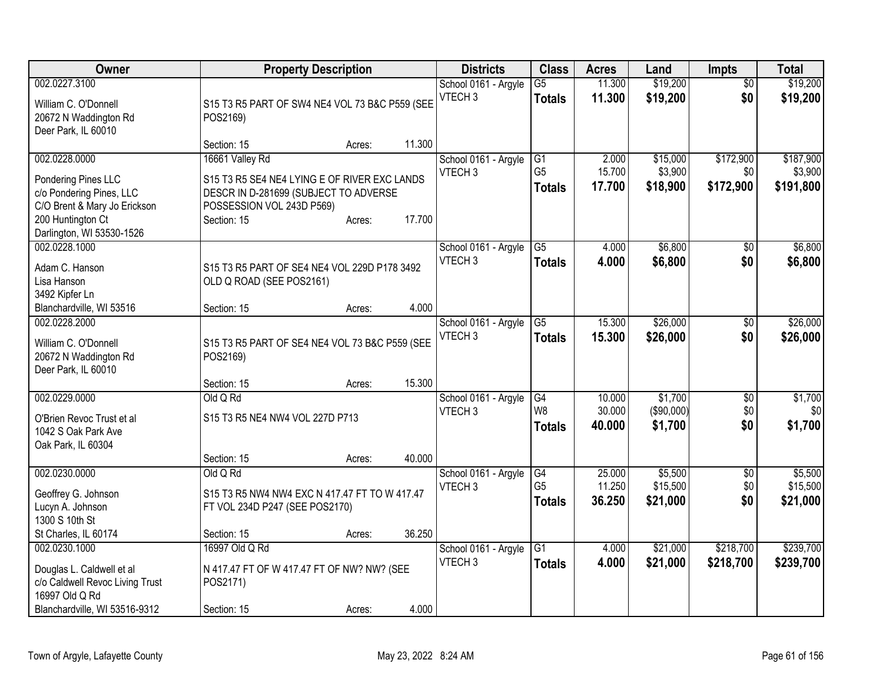| Owner | Property Description | Districts | Class | Acres | Land | Impts | Total |
|---|---|---|---|---|---|---|---|
| 002.0227.3100<br>William C. O'Donnell<br>20672 N Waddington Rd<br>Deer Park, IL 60010 | S15 T3 R5 PART OF SW4 NE4 VOL 73 B&C P559 (SEE POS2169)<br>Section: 15 Acres: 11.300 | School 0161 - Argyle<br>VTECH 3 | G5<br>**Totals** | 11.300<br>**11.300** | $19,200<br>**$19,200** | $0<br>**$0** | $19,200<br>**$19,200** |
| 002.0228.0000<br>Pondering Pines LLC<br>c/o Pondering Pines, LLC<br>C/O Brent & Mary Jo Erickson<br>200 Huntington Ct<br>Darlington, WI 53530-1526 | 16661 Valley Rd<br>S15 T3 R5 SE4 NE4 LYING E OF RIVER EXC LANDS DESCR IN D-281699 (SUBJECT TO ADVERSE POSSESSION VOL 243D P569)<br>Section: 15 Acres: 17.700 | School 0161 - Argyle<br>VTECH 3 | G1<br>G5<br>**Totals** | 2.000<br>15.700<br>**17.700** | $15,000<br>$3,900<br>**$18,900** | $172,900<br>$0<br>**$172,900** | $187,900<br>$3,900<br>**$191,800** |
| 002.0228.1000<br>Adam C. Hanson<br>Lisa Hanson<br>3492 Kipfer Ln<br>Blanchardville, WI 53516 | S15 T3 R5 PART OF SE4 NE4 VOL 229D P178 3492 OLD Q ROAD (SEE POS2161)<br>Section: 15 Acres: 4.000 | School 0161 - Argyle<br>VTECH 3 | G5<br>**Totals** | 4.000<br>**4.000** | $6,800<br>**$6,800** | $0<br>**$0** | $6,800<br>**$6,800** |
| 002.0228.2000<br>William C. O'Donnell<br>20672 N Waddington Rd<br>Deer Park, IL 60010 | S15 T3 R5 PART OF SE4 NE4 VOL 73 B&C P559 (SEE POS2169)<br>Section: 15 Acres: 15.300 | School 0161 - Argyle<br>VTECH 3 | G5<br>**Totals** | 15.300<br>**15.300** | $26,000<br>**$26,000** | $0<br>**$0** | $26,000<br>**$26,000** |
| 002.0229.0000<br>O'Brien Revoc Trust et al<br>1042 S Oak Park Ave<br>Oak Park, IL 60304 | Old Q Rd<br>S15 T3 R5 NE4 NW4 VOL 227D P713<br>Section: 15 Acres: 40.000 | School 0161 - Argyle<br>VTECH 3 | G4<br>W8<br>**Totals** | 10.000<br>30.000<br>**40.000** | $1,700<br>($90,000)<br>**$1,700** | $0<br>$0<br>**$0** | $1,700<br>$0<br>**$1,700** |
| 002.0230.0000<br>Geoffrey G. Johnson<br>Lucyn A. Johnson<br>1300 S 10th St<br>St Charles, IL 60174 | Old Q Rd<br>S15 T3 R5 NW4 NW4 EXC N 417.47 FT TO W 417.47 FT VOL 234D P247 (SEE POS2170)<br>Section: 15 Acres: 36.250 | School 0161 - Argyle<br>VTECH 3 | G4<br>G5<br>**Totals** | 25.000<br>11.250<br>**36.250** | $5,500<br>$15,500<br>**$21,000** | $0<br>$0<br>**$0** | $5,500<br>$15,500<br>**$21,000** |
| 002.0230.1000<br>Douglas L. Caldwell et al<br>c/o Caldwell Revoc Living Trust<br>16997 Old Q Rd<br>Blanchardville, WI 53516-9312 | 16997 Old Q Rd<br>N 417.47 FT OF W 417.47 FT OF NW? NW? (SEE POS2171)<br>Section: 15 Acres: 4.000 | School 0161 - Argyle<br>VTECH 3 | G1<br>**Totals** | 4.000<br>**4.000** | $21,000<br>**$21,000** | $218,700<br>**$218,700** | $239,700<br>**$239,700** |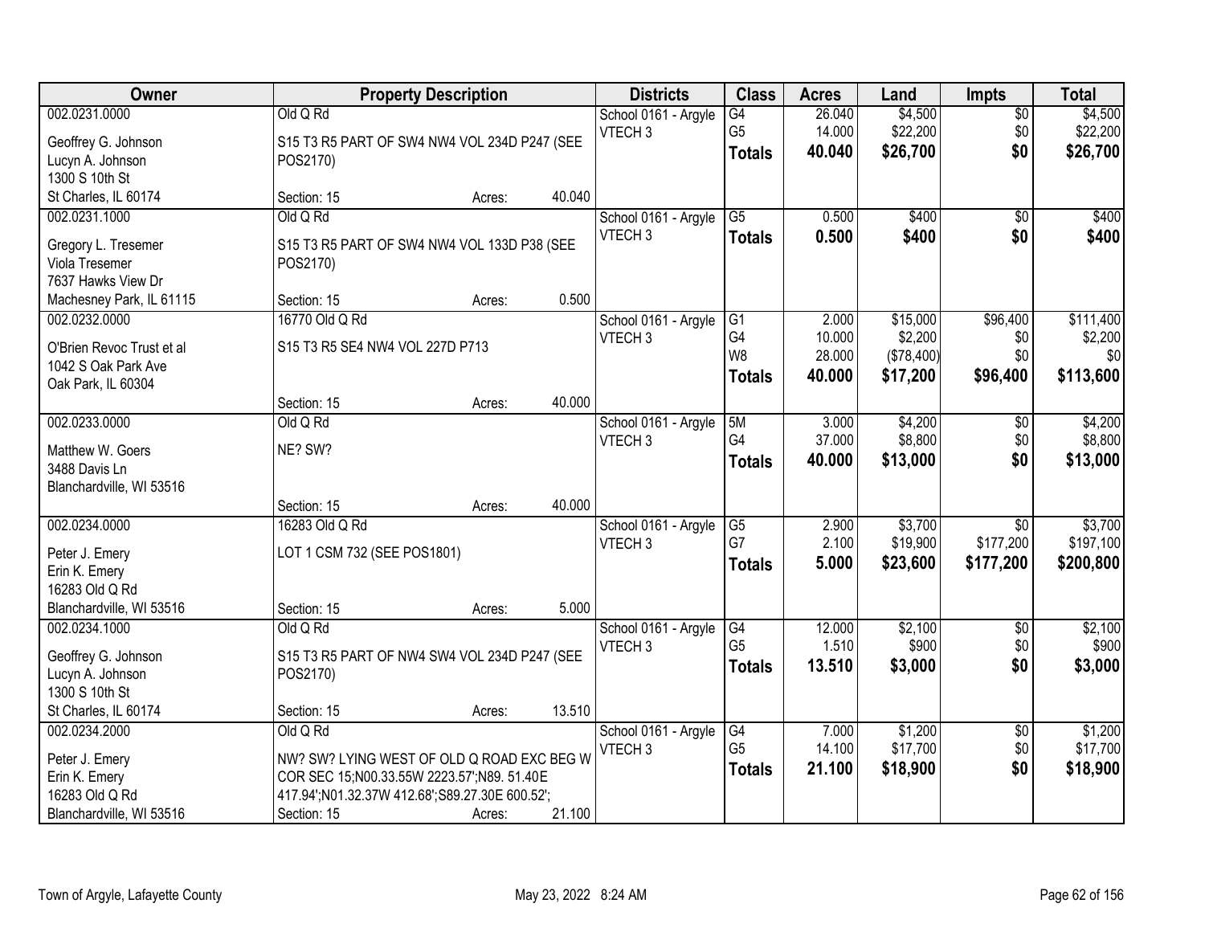| Owner | Property Description | Districts | Class | Acres | Land | Impts | Total |
|---|---|---|---|---|---|---|---|
| 002.0231.0000<br>Geoffrey G. Johnson<br>Lucyn A. Johnson<br>1300 S 10th St<br>St Charles, IL 60174 | Old Q Rd<br>S15 T3 R5 PART OF SW4 NW4 VOL 234D P247 (SEE POS2170)<br>Section: 15 Acres: 40.040 | School 0161 - Argyle<br>VTECH 3 | G4<br>G5<br>**Totals** | 26.040<br>14.000<br>**40.040** | $4,500<br>$22,200<br>**$26,700** | $0<br>$0<br>**$0** | $4,500<br>$22,200<br>**$26,700** |
| 002.0231.1000<br>Gregory L. Tresemer<br>Viola Tresemer<br>7637 Hawks View Dr<br>Machesney Park, IL 61115 | Old Q Rd<br>S15 T3 R5 PART OF SW4 NW4 VOL 133D P38 (SEE POS2170)<br>Section: 15 Acres: 0.500 | School 0161 - Argyle<br>VTECH 3 | G5<br>**Totals** | 0.500<br>**0.500** | $400<br>**$400** | $0<br>**$0** | $400<br>**$400** |
| 002.0232.0000<br>O'Brien Revoc Trust et al<br>1042 S Oak Park Ave<br>Oak Park, IL 60304 | 16770 Old Q Rd<br>S15 T3 R5 SE4 NW4 VOL 227D P713<br>Section: 15 Acres: 40.000 | School 0161 - Argyle<br>VTECH 3 | G1<br>G4<br>W8<br>**Totals** | 2.000<br>10.000<br>28.000<br>**40.000** | $15,000<br>$2,200<br>($78,400)<br>**$17,200** | $96,400<br>$0<br>$0<br>**$96,400** | $111,400<br>$2,200<br>$0<br>**$113,600** |
| 002.0233.0000<br>Matthew W. Goers<br>3488 Davis Ln<br>Blanchardville, WI 53516 | Old Q Rd<br>NE? SW?<br>Section: 15 Acres: 40.000 | School 0161 - Argyle<br>VTECH 3 | 5M<br>G4<br>**Totals** | 3.000<br>37.000<br>**40.000** | $4,200<br>$8,800<br>**$13,000** | $0<br>$0<br>**$0** | $4,200<br>$8,800<br>**$13,000** |
| 002.0234.0000<br>Peter J. Emery<br>Erin K. Emery<br>16283 Old Q Rd<br>Blanchardville, WI 53516 | 16283 Old Q Rd<br>LOT 1 CSM 732 (SEE POS1801)<br>Section: 15 Acres: 5.000 | School 0161 - Argyle<br>VTECH 3 | G5<br>G7<br>**Totals** | 2.900<br>2.100<br>**5.000** | $3,700<br>$19,900<br>**$23,600** | $0<br>$177,200<br>**$177,200** | $3,700<br>$197,100<br>**$200,800** |
| 002.0234.1000<br>Geoffrey G. Johnson<br>Lucyn A. Johnson<br>1300 S 10th St<br>St Charles, IL 60174 | Old Q Rd<br>S15 T3 R5 PART OF NW4 SW4 VOL 234D P247 (SEE POS2170)<br>Section: 15 Acres: 13.510 | School 0161 - Argyle<br>VTECH 3 | G4<br>G5<br>**Totals** | 12.000<br>1.510<br>**13.510** | $2,100<br>$900<br>**$3,000** | $0<br>$0<br>**$0** | $2,100<br>$900<br>**$3,000** |
| 002.0234.2000<br>Peter J. Emery<br>Erin K. Emery<br>16283 Old Q Rd<br>Blanchardville, WI 53516 | Old Q Rd<br>NW? SW? LYING WEST OF OLD Q ROAD EXC BEG W COR SEC 15;N00.33.55W 2223.57';N89. 51.40E 417.94';N01.32.37W 412.68';S89.27.30E 600.52';<br>Section: 15 Acres: 21.100 | School 0161 - Argyle<br>VTECH 3 | G4<br>G5<br>**Totals** | 7.000<br>14.100<br>**21.100** | $1,200<br>$17,700<br>**$18,900** | $0<br>$0<br>**$0** | $1,200<br>$17,700<br>**$18,900** |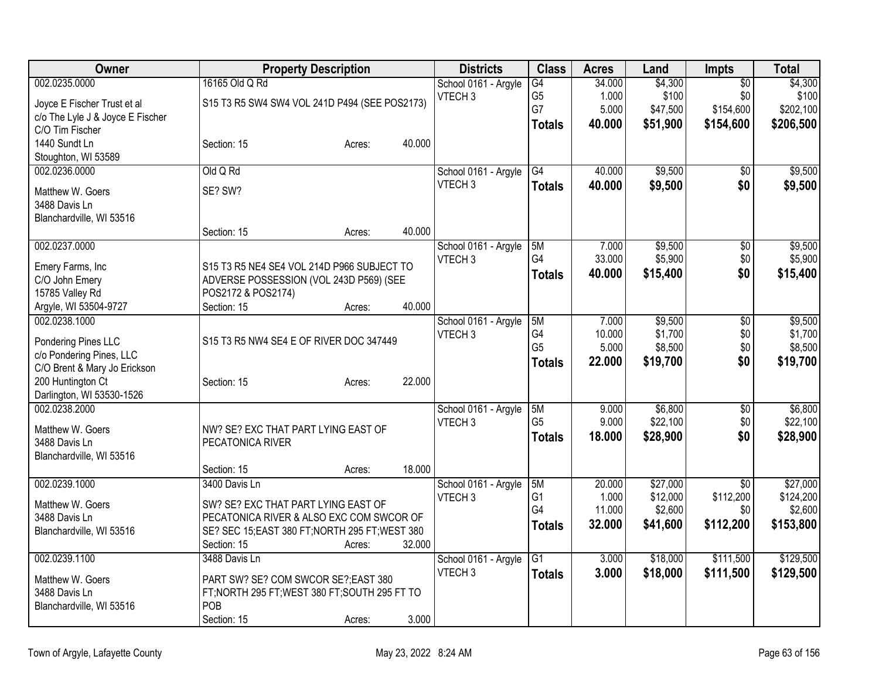| Owner | Property Description | Districts | Class | Acres | Land | Impts | Total |
|---|---|---|---|---|---|---|---|
| 002.0235.0000 | 16165 Old Q Rd | School 0161 - Argyle | G4 | 34.000 | $4,300 | $0 | $4,300 |
| Joyce E Fischer Trust et al | S15 T3 R5 SW4 SW4 VOL 241D P494 (SEE POS2173) | VTECH 3 | G5 | 1.000 | $100 | $0 | $100 |
| c/o The Lyle J & Joyce E Fischer | | | G7 | 5.000 | $47,500 | $154,600 | $202,100 |
| C/O Tim Fischer | | | **Totals** | **40.000** | **$51,900** | **$154,600** | **$206,500** |
| 1440 Sundt Ln | Section: 15 Acres: 40.000 | | | | | | |
| Stoughton, WI 53589 | | | | | | | |
| 002.0236.0000 | Old Q Rd | School 0161 - Argyle | G4 | 40.000 | $9,500 | $0 | $9,500 |
| Matthew W. Goers | SE? SW? | VTECH 3 | **Totals** | **40.000** | **$9,500** | **$0** | **$9,500** |
| 3488 Davis Ln | | | | | | | |
| Blanchardville, WI 53516 | | | | | | | |
| | Section: 15 Acres: 40.000 | | | | | | |
| 002.0237.0000 | | School 0161 - Argyle | 5M | 7.000 | $9,500 | $0 | $9,500 |
| Emery Farms, Inc | S15 T3 R5 NE4 SE4 VOL 214D P966 SUBJECT TO | VTECH 3 | G4 | 33.000 | $5,900 | $0 | $5,900 |
| C/O John Emery | ADVERSE POSSESSION (VOL 243D P569) (SEE | | **Totals** | **40.000** | **$15,400** | **$0** | **$15,400** |
| 15785 Valley Rd | POS2172 & POS2174) | | | | | | |
| Argyle, WI 53504-9727 | Section: 15 Acres: 40.000 | | | | | | |
| 002.0238.1000 | | School 0161 - Argyle | 5M | 7.000 | $9,500 | $0 | $9,500 |
| Pondering Pines LLC | S15 T3 R5 NW4 SE4 E OF RIVER DOC 347449 | VTECH 3 | G4 | 10.000 | $1,700 | $0 | $1,700 |
| c/o Pondering Pines, LLC | | | G5 | 5.000 | $8,500 | $0 | $8,500 |
| C/O Brent & Mary Jo Erickson | | | **Totals** | **22.000** | **$19,700** | **$0** | **$19,700** |
| 200 Huntington Ct | Section: 15 Acres: 22.000 | | | | | | |
| Darlington, WI 53530-1526 | | | | | | | |
| 002.0238.2000 | | School 0161 - Argyle | 5M | 9.000 | $6,800 | $0 | $6,800 |
| Matthew W. Goers | NW? SE? EXC THAT PART LYING EAST OF | VTECH 3 | G5 | 9.000 | $22,100 | $0 | $22,100 |
| 3488 Davis Ln | PECATONICA RIVER | | **Totals** | **18.000** | **$28,900** | **$0** | **$28,900** |
| Blanchardville, WI 53516 | | | | | | | |
| | Section: 15 Acres: 18.000 | | | | | | |
| 002.0239.1000 | 3400 Davis Ln | School 0161 - Argyle | 5M | 20.000 | $27,000 | $0 | $27,000 |
| Matthew W. Goers | SW? SE? EXC THAT PART LYING EAST OF | VTECH 3 | G1 | 1.000 | $12,000 | $112,200 | $124,200 |
| 3488 Davis Ln | PECATONICA RIVER & ALSO EXC COM SWCOR OF | | G4 | 11.000 | $2,600 | $0 | $2,600 |
| Blanchardville, WI 53516 | SE? SEC 15;EAST 380 FT;NORTH 295 FT;WEST 380 | | **Totals** | **32.000** | **$41,600** | **$112,200** | **$153,800** |
| | Section: 15 Acres: 32.000 | | | | | | |
| 002.0239.1100 | 3488 Davis Ln | School 0161 - Argyle | G1 | 3.000 | $18,000 | $111,500 | $129,500 |
| Matthew W. Goers | PART SW? SE? COM SWCOR SE?;EAST 380 | VTECH 3 | **Totals** | **3.000** | **$18,000** | **$111,500** | **$129,500** |
| 3488 Davis Ln | FT;NORTH 295 FT;WEST 380 FT;SOUTH 295 FT TO | | | | | | |
| Blanchardville, WI 53516 | POB | | | | | | |
| | Section: 15 Acres: 3.000 | | | | | | |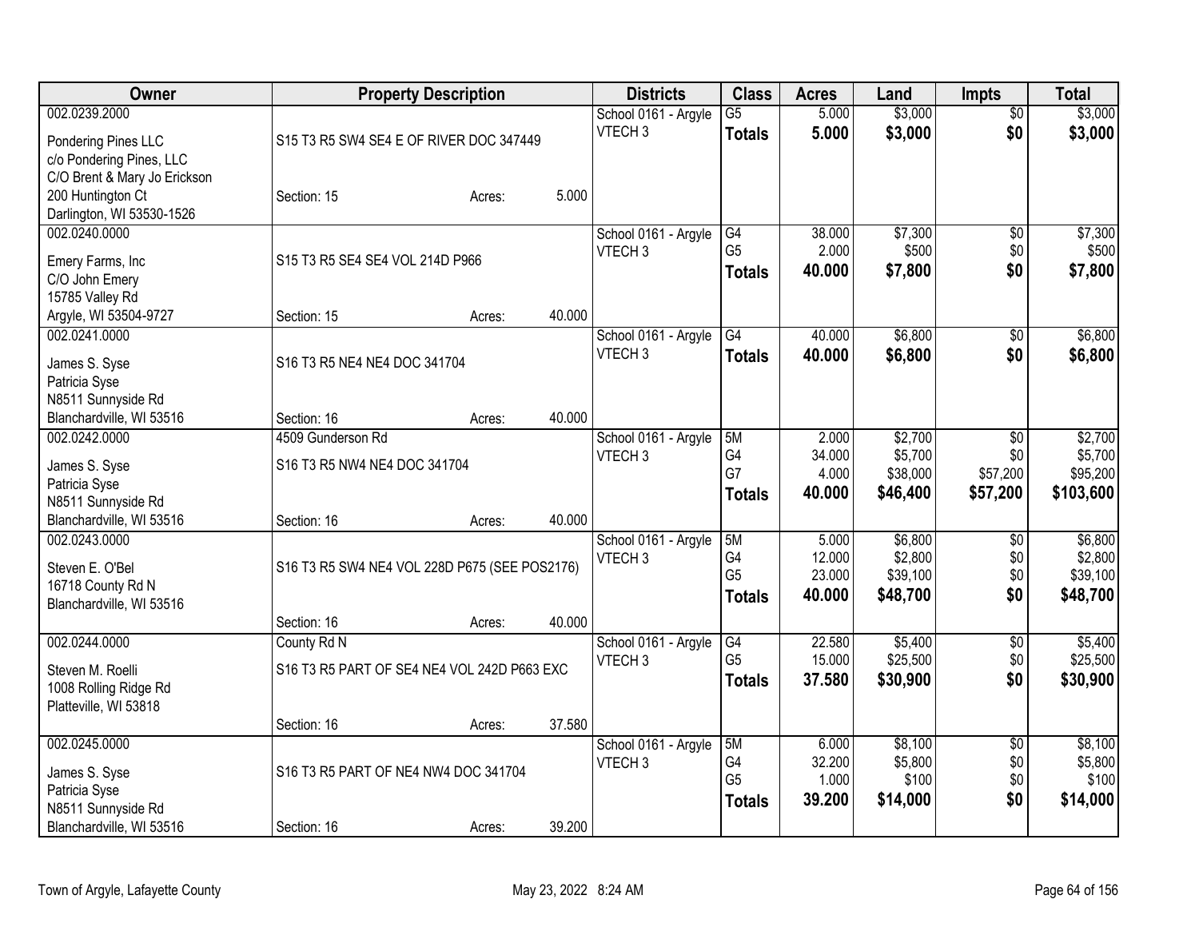| Owner | Property Description | Districts | Class | Acres | Land | Impts | Total |
|---|---|---|---|---|---|---|---|
| 002.0239.2000<br>Pondering Pines LLC<br>c/o Pondering Pines, LLC<br>C/O Brent & Mary Jo Erickson<br>200 Huntington Ct<br>Darlington, WI 53530-1526 | S15 T3 R5 SW4 SE4 E OF RIVER DOC 347449<br>Section: 15 Acres: 5.000 | School 0161 - Argyle<br>VTECH 3 | G5<br>**Totals** | 5.000<br>**5.000** | $3,000<br>**$3,000** | $0<br>**$0** | $3,000<br>**$3,000** |
| 002.0240.0000<br>Emery Farms, Inc<br>C/O John Emery<br>15785 Valley Rd<br>Argyle, WI 53504-9727 | S15 T3 R5 SE4 SE4 VOL 214D P966<br>Section: 15 Acres: 40.000 | School 0161 - Argyle<br>VTECH 3 | G4<br>G5<br>**Totals** | 38.000<br>2.000<br>**40.000** | $7,300<br>$500<br>**$7,800** | $0<br>$0<br>**$0** | $7,300<br>$500<br>**$7,800** |
| 002.0241.0000<br>James S. Syse<br>Patricia Syse<br>N8511 Sunnyside Rd<br>Blanchardville, WI 53516 | S16 T3 R5 NE4 NE4 DOC 341704<br>Section: 16 Acres: 40.000 | School 0161 - Argyle<br>VTECH 3 | G4<br>**Totals** | 40.000<br>**40.000** | $6,800<br>**$6,800** | $0<br>**$0** | $6,800<br>**$6,800** |
| 002.0242.0000<br>James S. Syse<br>Patricia Syse<br>N8511 Sunnyside Rd<br>Blanchardville, WI 53516 | 4509 Gunderson Rd<br>S16 T3 R5 NW4 NE4 DOC 341704<br>Section: 16 Acres: 40.000 | School 0161 - Argyle<br>VTECH 3 | 5M<br>G4<br>G7<br>**Totals** | 2.000<br>34.000<br>4.000<br>**40.000** | $2,700<br>$5,700<br>$38,000<br>**$46,400** | $0<br>$0<br>$57,200<br>**$57,200** | $2,700<br>$5,700<br>$95,200<br>**$103,600** |
| 002.0243.0000<br>Steven E. O'Bel<br>16718 County Rd N<br>Blanchardville, WI 53516 | S16 T3 R5 SW4 NE4 VOL 228D P675 (SEE POS2176)<br>Section: 16 Acres: 40.000 | School 0161 - Argyle<br>VTECH 3 | 5M<br>G4<br>G5<br>**Totals** | 5.000<br>12.000<br>23.000<br>**40.000** | $6,800<br>$2,800<br>$39,100<br>**$48,700** | $0<br>$0<br>$0<br>**$0** | $6,800<br>$2,800<br>$39,100<br>**$48,700** |
| 002.0244.0000<br>Steven M. Roelli<br>1008 Rolling Ridge Rd<br>Platteville, WI 53818 | County Rd N<br>S16 T3 R5 PART OF SE4 NE4 VOL 242D P663 EXC<br>Section: 16 Acres: 37.580 | School 0161 - Argyle<br>VTECH 3 | G4<br>G5<br>**Totals** | 22.580<br>15.000<br>**37.580** | $5,400<br>$25,500<br>**$30,900** | $0<br>$0<br>**$0** | $5,400<br>$25,500<br>**$30,900** |
| 002.0245.0000<br>James S. Syse<br>Patricia Syse<br>N8511 Sunnyside Rd<br>Blanchardville, WI 53516 | S16 T3 R5 PART OF NE4 NW4 DOC 341704<br>Section: 16 Acres: 39.200 | School 0161 - Argyle<br>VTECH 3 | 5M<br>G4<br>G5<br>**Totals** | 6.000<br>32.200<br>1.000<br>**39.200** | $8,100<br>$5,800<br>$100<br>**$14,000** | $0<br>$0<br>$0<br>**$0** | $8,100<br>$5,800<br>$100<br>**$14,000** |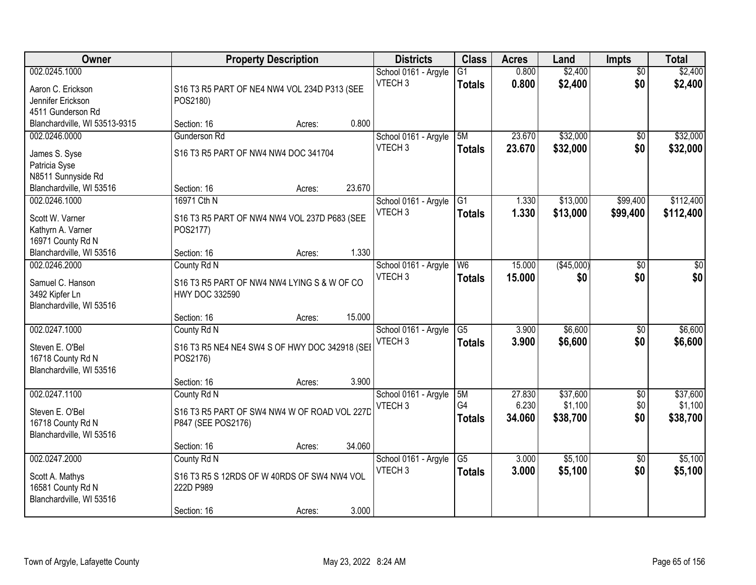| Owner | Property Description | Districts | Class | Acres | Land | Impts | Total |
|---|---|---|---|---|---|---|---|
| 002.0245.1000<br>Aaron C. Erickson<br>Jennifer Erickson<br>4511 Gunderson Rd<br>Blanchardville, WI 53513-9315 | S16 T3 R5 PART OF NE4 NW4 VOL 234D P313 (SEE POS2180)<br>Section: 16 Acres: 0.800 | School 0161 - Argyle<br>VTECH 3 | G1<br>**Totals** | 0.800<br>**0.800** | $2,400<br>**$2,400** | $0<br>**$0** | $2,400<br>**$2,400** |
| 002.0246.0000<br>James S. Syse<br>Patricia Syse<br>N8511 Sunnyside Rd<br>Blanchardville, WI 53516 | Gunderson Rd<br>S16 T3 R5 PART OF NW4 NW4 DOC 341704<br>Section: 16 Acres: 23.670 | School 0161 - Argyle<br>VTECH 3 | 5M<br>**Totals** | 23.670<br>**23.670** | $32,000<br>**$32,000** | $0<br>**$0** | $32,000<br>**$32,000** |
| 002.0246.1000<br>Scott W. Varner<br>Kathyrn A. Varner<br>16971 County Rd N<br>Blanchardville, WI 53516 | 16971 Cth N<br>S16 T3 R5 PART OF NW4 NW4 VOL 237D P683 (SEE POS2177)<br>Section: 16 Acres: 1.330 | School 0161 - Argyle<br>VTECH 3 | G1<br>**Totals** | 1.330<br>**1.330** | $13,000<br>**$13,000** | $99,400<br>**$99,400** | $112,400<br>**$112,400** |
| 002.0246.2000<br>Samuel C. Hanson<br>3492 Kipfer Ln<br>Blanchardville, WI 53516 | County Rd N<br>S16 T3 R5 PART OF NW4 NW4 LYING S & W OF CO HWY DOC 332590<br>Section: 16 Acres: 15.000 | School 0161 - Argyle<br>VTECH 3 | W6<br>**Totals** | 15.000<br>**15.000** | ($45,000)<br>**$0** | $0<br>**$0** | $0<br>**$0** |
| 002.0247.1000<br>Steven E. O'Bel<br>16718 County Rd N<br>Blanchardville, WI 53516 | County Rd N<br>S16 T3 R5 NE4 NE4 SW4 S OF HWY DOC 342918 (SEE POS2176)<br>Section: 16 Acres: 3.900 | School 0161 - Argyle<br>VTECH 3 | G5<br>**Totals** | 3.900<br>**3.900** | $6,600<br>**$6,600** | $0<br>**$0** | $6,600<br>**$6,600** |
| 002.0247.1100<br>Steven E. O'Bel<br>16718 County Rd N<br>Blanchardville, WI 53516 | County Rd N<br>S16 T3 R5 PART OF SW4 NW4 W OF ROAD VOL 227D P847 (SEE POS2176)<br>Section: 16 Acres: 34.060 | School 0161 - Argyle<br>VTECH 3 | 5M<br>G4<br>**Totals** | 27.830<br>6.230<br>**34.060** | $37,600<br>$1,100<br>**$38,700** | $0<br>$0<br>**$0** | $37,600<br>$1,100<br>**$38,700** |
| 002.0247.2000<br>Scott A. Mathys<br>16581 County Rd N<br>Blanchardville, WI 53516 | County Rd N<br>S16 T3 R5 S 12RDS OF W 40RDS OF SW4 NW4 VOL 222D P989<br>Section: 16 Acres: 3.000 | School 0161 - Argyle<br>VTECH 3 | G5<br>**Totals** | 3.000<br>**3.000** | $5,100<br>**$5,100** | $0<br>**$0** | $5,100<br>**$5,100** |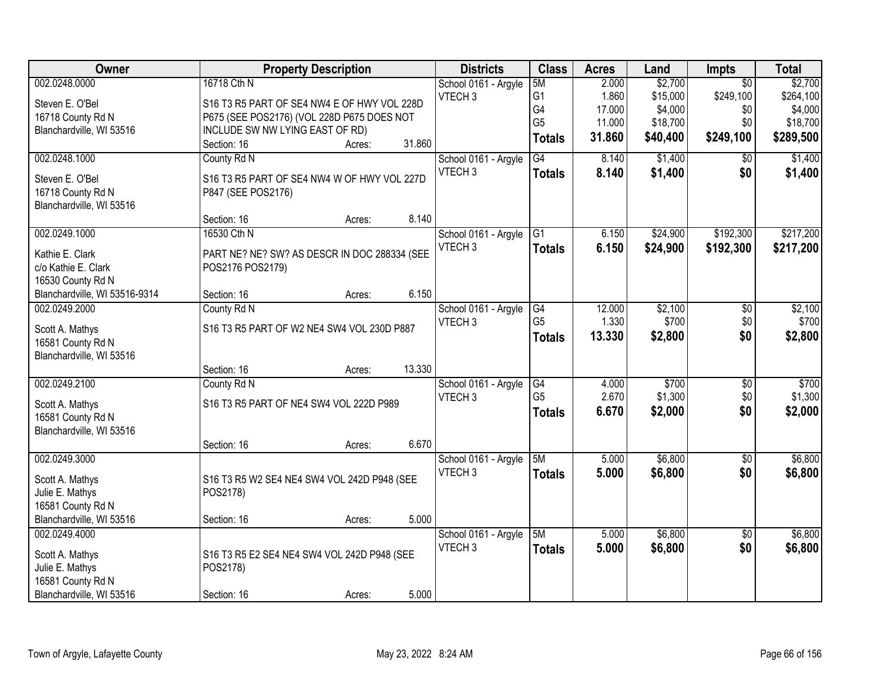| Owner | Property Description | Districts | Class | Acres | Land | Impts | Total |
|---|---|---|---|---|---|---|---|
| 002.0248.0000<br>Steven E. O'Bel<br>16718 County Rd N<br>Blanchardville, WI 53516 | 16718 Cth N<br>S16 T3 R5 PART OF SE4 NW4 E OF HWY VOL 228D P675 (SEE POS2176) (VOL 228D P675 DOES NOT INCLUDE SW NW LYING EAST OF RD)<br>Section: 16 Acres: 31.860 | School 0161 - Argyle<br>VTECH 3 | 5M<br>G1<br>G4<br>G5<br>**Totals** | 2.000<br>1.860<br>17.000<br>11.000<br>**31.860** | $2,700<br>$15,000<br>$4,000<br>$18,700<br>**$40,400** | $0<br>$249,100<br>$0<br>$0<br>**$249,100** | $2,700<br>$264,100<br>$4,000<br>$18,700<br>**$289,500** |
| 002.0248.1000<br>Steven E. O'Bel<br>16718 County Rd N<br>Blanchardville, WI 53516 | County Rd N<br>S16 T3 R5 PART OF SE4 NW4 W OF HWY VOL 227D P847 (SEE POS2176)<br>Section: 16 Acres: 8.140 | School 0161 - Argyle<br>VTECH 3 | G4<br>**Totals** | 8.140<br>**8.140** | $1,400<br>**$1,400** | $0<br>**$0** | $1,400<br>**$1,400** |
| 002.0249.1000<br>Kathie E. Clark<br>c/o Kathie E. Clark<br>16530 County Rd N<br>Blanchardville, WI 53516-9314 | 16530 Cth N<br>PART NE? NE? SW? AS DESCR IN DOC 288334 (SEE POS2176 POS2179)<br>Section: 16 Acres: 6.150 | School 0161 - Argyle<br>VTECH 3 | G1<br>**Totals** | 6.150<br>**6.150** | $24,900<br>**$24,900** | $192,300<br>**$192,300** | $217,200<br>**$217,200** |
| 002.0249.2000<br>Scott A. Mathys<br>16581 County Rd N<br>Blanchardville, WI 53516 | County Rd N<br>S16 T3 R5 PART OF W2 NE4 SW4 VOL 230D P887<br>Section: 16 Acres: 13.330 | School 0161 - Argyle<br>VTECH 3 | G4<br>G5<br>**Totals** | 12.000<br>1.330<br>**13.330** | $2,100<br>$700<br>**$2,800** | $0<br>$0<br>**$0** | $2,100<br>$700<br>**$2,800** |
| 002.0249.2100<br>Scott A. Mathys<br>16581 County Rd N<br>Blanchardville, WI 53516 | County Rd N<br>S16 T3 R5 PART OF NE4 SW4 VOL 222D P989<br>Section: 16 Acres: 6.670 | School 0161 - Argyle<br>VTECH 3 | G4<br>G5<br>**Totals** | 4.000<br>2.670<br>**6.670** | $700<br>$1,300<br>**$2,000** | $0<br>$0<br>**$0** | $700<br>$1,300<br>**$2,000** |
| 002.0249.3000<br>Scott A. Mathys<br>Julie E. Mathys<br>16581 County Rd N<br>Blanchardville, WI 53516 | S16 T3 R5 W2 SE4 NE4 SW4 VOL 242D P948 (SEE POS2178)<br>Section: 16 Acres: 5.000 | School 0161 - Argyle<br>VTECH 3 | 5M<br>**Totals** | 5.000<br>**5.000** | $6,800<br>**$6,800** | $0<br>**$0** | $6,800<br>**$6,800** |
| 002.0249.4000<br>Scott A. Mathys<br>Julie E. Mathys<br>16581 County Rd N<br>Blanchardville, WI 53516 | S16 T3 R5 E2 SE4 NE4 SW4 VOL 242D P948 (SEE POS2178)<br>Section: 16 Acres: 5.000 | School 0161 - Argyle<br>VTECH 3 | 5M<br>**Totals** | 5.000<br>**5.000** | $6,800<br>**$6,800** | $0<br>**$0** | $6,800<br>**$6,800** |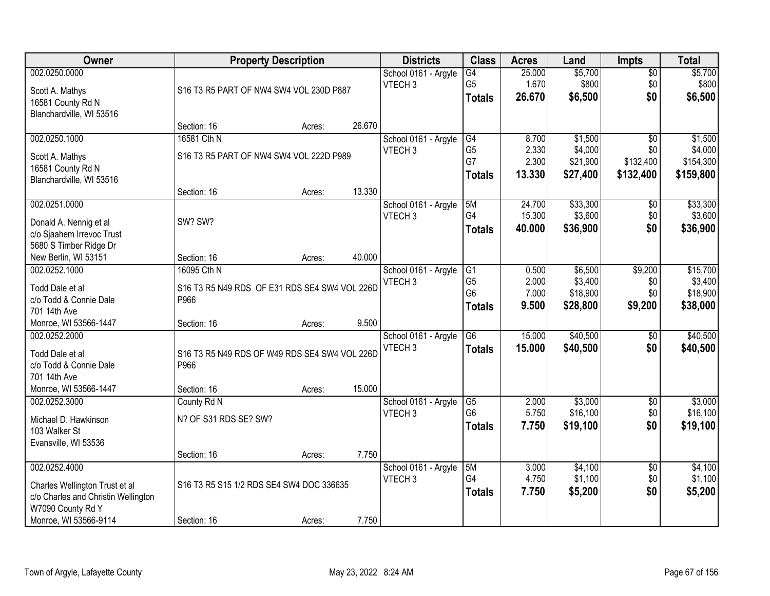| Owner | Property Description | Districts | Class | Acres | Land | Impts | Total |
|---|---|---|---|---|---|---|---|
| 002.0250.0000<br><br>Scott A. Mathys<br>16581 County Rd N<br>Blanchardville, WI 53516 | S16 T3 R5 PART OF NW4 SW4 VOL 230D P887<br><br>Section: 16 Acres: 26.670 | School 0161 - Argyle<br>VTECH 3 | G4<br>G5<br>**Totals** | 25.000<br>1.670<br>**26.670** | $5,700<br>$800<br>**$6,500** | $0<br>$0<br>**$0** | $5,700<br>$800<br>**$6,500** |
| 002.0250.1000<br><br>Scott A. Mathys<br>16581 County Rd N<br>Blanchardville, WI 53516 | 16581 Cth N<br>S16 T3 R5 PART OF NW4 SW4 VOL 222D P989<br><br>Section: 16 Acres: 13.330 | School 0161 - Argyle<br>VTECH 3 | G4<br>G5<br>G7<br>**Totals** | 8.700<br>2.330<br>2.300<br>**13.330** | $1,500<br>$4,000<br>$21,900<br>**$27,400** | $0<br>$0<br>$132,400<br>**$132,400** | $1,500<br>$4,000<br>$154,300<br>**$159,800** |
| 002.0251.0000<br><br>Donald A. Nennig et al<br>c/o Sjaahem Irrevoc Trust<br>5680 S Timber Ridge Dr<br>New Berlin, WI 53151 | SW? SW?<br><br>Section: 16 Acres: 40.000 | School 0161 - Argyle<br>VTECH 3 | 5M<br>G4<br>**Totals** | 24.700<br>15.300<br>**40.000** | $33,300<br>$3,600<br>**$36,900** | $0<br>$0<br>**$0** | $33,300<br>$3,600<br>**$36,900** |
| 002.0252.1000<br><br>Todd Dale et al<br>c/o Todd & Connie Dale<br>701 14th Ave<br>Monroe, WI 53566-1447 | 16095 Cth N<br>S16 T3 R5 N49 RDS OF E31 RDS SE4 SW4 VOL 226D P966<br><br>Section: 16 Acres: 9.500 | School 0161 - Argyle<br>VTECH 3 | G1<br>G5<br>G6<br>**Totals** | 0.500<br>2.000<br>7.000<br>**9.500** | $6,500<br>$3,400<br>$18,900<br>**$28,800** | $9,200<br>$0<br>$0<br>**$9,200** | $15,700<br>$3,400<br>$18,900<br>**$38,000** |
| 002.0252.2000<br><br>Todd Dale et al<br>c/o Todd & Connie Dale<br>701 14th Ave<br>Monroe, WI 53566-1447 | S16 T3 R5 N49 RDS OF W49 RDS SE4 SW4 VOL 226D P966<br><br>Section: 16 Acres: 15.000 | School 0161 - Argyle<br>VTECH 3 | G6<br>**Totals** | 15.000<br>**15.000** | $40,500<br>**$40,500** | $0<br>**$0** | $40,500<br>**$40,500** |
| 002.0252.3000<br><br>Michael D. Hawkinson<br>103 Walker St<br>Evansville, WI 53536 | County Rd N<br>N? OF S31 RDS SE? SW?<br><br>Section: 16 Acres: 7.750 | School 0161 - Argyle<br>VTECH 3 | G5<br>G6<br>**Totals** | 2.000<br>5.750<br>**7.750** | $3,000<br>$16,100<br>**$19,100** | $0<br>$0<br>**$0** | $3,000<br>$16,100<br>**$19,100** |
| 002.0252.4000<br><br>Charles Wellington Trust et al<br>c/o Charles and Christin Wellington<br>W7090 County Rd Y<br>Monroe, WI 53566-9114 | S16 T3 R5 S15 1/2 RDS SE4 SW4 DOC 336635<br><br>Section: 16 Acres: 7.750 | School 0161 - Argyle<br>VTECH 3 | 5M<br>G4<br>**Totals** | 3.000<br>4.750<br>**7.750** | $4,100<br>$1,100<br>**$5,200** | $0<br>$0<br>**$0** | $4,100<br>$1,100<br>**$5,200** |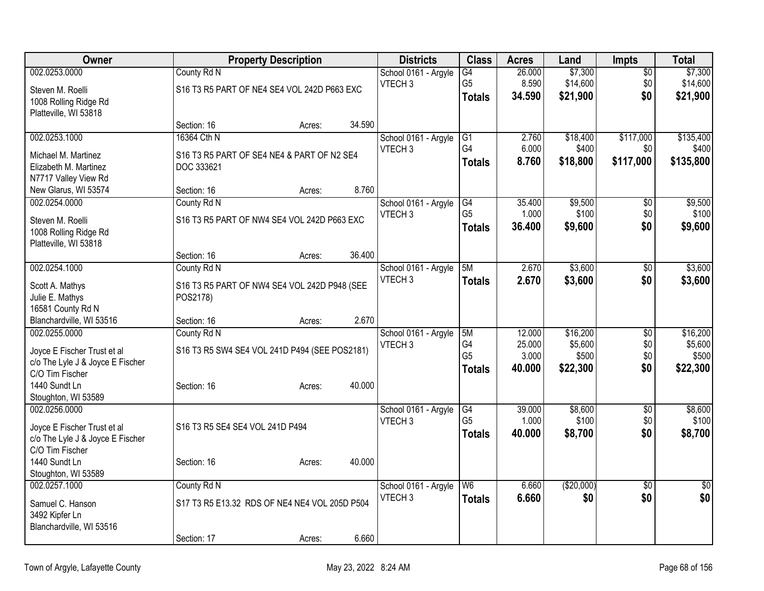| Owner | Property Description | Districts | Class | Acres | Land | Impts | Total |
|---|---|---|---|---|---|---|---|
| 002.0253.0000<br>Steven M. Roelli<br>1008 Rolling Ridge Rd<br>Platteville, WI 53818 | County Rd N<br>S16 T3 R5 PART OF NE4 SE4 VOL 242D P663 EXC<br>Section: 16 Acres: 34.590 | School 0161 - Argyle<br>VTECH 3 | G4<br>G5<br>**Totals** | 26.000<br>8.590<br>**34.590** | $7,300<br>$14,600<br>**$21,900** | $0<br>$0<br>**$0** | $7,300<br>$14,600<br>**$21,900** |
| 002.0253.1000<br>Michael M. Martinez<br>Elizabeth M. Martinez<br>N7717 Valley View Rd<br>New Glarus, WI 53574 | 16364 Cth N<br>S16 T3 R5 PART OF SE4 NE4 & PART OF N2 SE4 DOC 333621<br>Section: 16 Acres: 8.760 | School 0161 - Argyle<br>VTECH 3 | G1<br>G4<br>**Totals** | 2.760<br>6.000<br>**8.760** | $18,400<br>$400<br>**$18,800** | $117,000<br>$0<br>**$117,000** | $135,400<br>$400<br>**$135,800** |
| 002.0254.0000<br>Steven M. Roelli<br>1008 Rolling Ridge Rd<br>Platteville, WI 53818 | County Rd N<br>S16 T3 R5 PART OF NW4 SE4 VOL 242D P663 EXC<br>Section: 16 Acres: 36.400 | School 0161 - Argyle<br>VTECH 3 | G4<br>G5<br>**Totals** | 35.400<br>1.000<br>**36.400** | $9,500<br>$100<br>**$9,600** | $0<br>$0<br>**$0** | $9,500<br>$100<br>**$9,600** |
| 002.0254.1000<br>Scott A. Mathys<br>Julie E. Mathys<br>16581 County Rd N<br>Blanchardville, WI 53516 | County Rd N<br>S16 T3 R5 PART OF NW4 SE4 VOL 242D P948 (SEE POS2178)<br>Section: 16 Acres: 2.670 | School 0161 - Argyle<br>VTECH 3 | 5M<br>**Totals** | 2.670<br>**2.670** | $3,600<br>**$3,600** | $0<br>**$0** | $3,600<br>**$3,600** |
| 002.0255.0000<br>Joyce E Fischer Trust et al<br>c/o The Lyle J & Joyce E Fischer<br>C/O Tim Fischer<br>1440 Sundt Ln<br>Stoughton, WI 53589 | County Rd N<br>S16 T3 R5 SW4 SE4 VOL 241D P494 (SEE POS2181)<br>Section: 16 Acres: 40.000 | School 0161 - Argyle<br>VTECH 3 | 5M<br>G4<br>G5<br>**Totals** | 12.000<br>25.000<br>3.000<br>**40.000** | $16,200<br>$5,600<br>$500<br>**$22,300** | $0<br>$0<br>$0<br>**$0** | $16,200<br>$5,600<br>$500<br>**$22,300** |
| 002.0256.0000<br>Joyce E Fischer Trust et al<br>c/o The Lyle J & Joyce E Fischer<br>C/O Tim Fischer<br>1440 Sundt Ln<br>Stoughton, WI 53589 | S16 T3 R5 SE4 SE4 VOL 241D P494<br>Section: 16 Acres: 40.000 | School 0161 - Argyle<br>VTECH 3 | G4<br>G5<br>**Totals** | 39.000<br>1.000<br>**40.000** | $8,600<br>$100<br>**$8,700** | $0<br>$0<br>**$0** | $8,600<br>$100<br>**$8,700** |
| 002.0257.1000<br>Samuel C. Hanson<br>3492 Kipfer Ln<br>Blanchardville, WI 53516 | County Rd N<br>S17 T3 R5 E13.32 RDS OF NE4 NE4 VOL 205D P504<br>Section: 17 Acres: 6.660 | School 0161 - Argyle<br>VTECH 3 | W6<br>**Totals** | 6.660<br>**6.660** | ($20,000)<br>**$0** | $0<br>**$0** | $0<br>**$0** |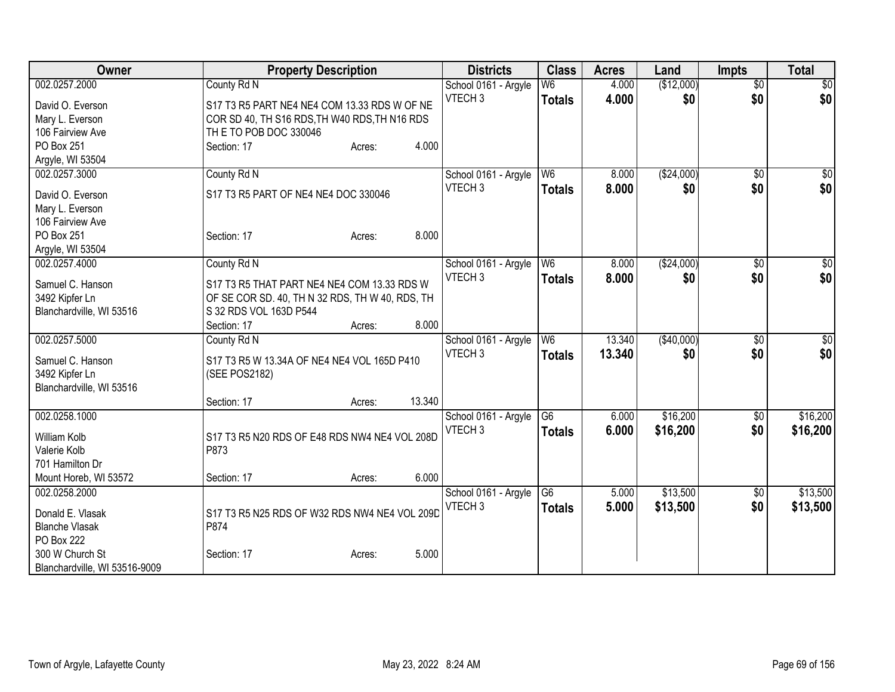| Owner | Property Description | Districts | Class | Acres | Land | Impts | Total |
|---|---|---|---|---|---|---|---|
| 002.0257.2000<br>David O. Everson<br>Mary L. Everson<br>106 Fairview Ave<br>PO Box 251<br>Argyle, WI 53504 | County Rd N<br>S17 T3 R5 PART NE4 NE4 COM 13.33 RDS W OF NE COR SD 40, TH S16 RDS,TH W40 RDS,TH N16 RDS TH E TO POB DOC 330046<br>Section: 17 Acres: 4.000 | School 0161 - Argyle<br>VTECH 3 | W6<br>**Totals** | 4.000<br>**4.000** | ($12,000)<br>**$0** | $0<br>**$0** | $0<br>**$0** |
| 002.0257.3000<br>David O. Everson<br>Mary L. Everson<br>106 Fairview Ave<br>PO Box 251<br>Argyle, WI 53504 | County Rd N<br>S17 T3 R5 PART OF NE4 NE4 DOC 330046<br>Section: 17 Acres: 8.000 | School 0161 - Argyle<br>VTECH 3 | W6<br>**Totals** | 8.000<br>**8.000** | ($24,000)<br>**$0** | $0<br>**$0** | $0<br>**$0** |
| 002.0257.4000<br>Samuel C. Hanson<br>3492 Kipfer Ln<br>Blanchardville, WI 53516 | County Rd N<br>S17 T3 R5 THAT PART NE4 NE4 COM 13.33 RDS W OF SE COR SD. 40, TH N 32 RDS, TH W 40, RDS, TH S 32 RDS VOL 163D P544<br>Section: 17 Acres: 8.000 | School 0161 - Argyle<br>VTECH 3 | W6<br>**Totals** | 8.000<br>**8.000** | ($24,000)<br>**$0** | $0<br>**$0** | $0<br>**$0** |
| 002.0257.5000<br>Samuel C. Hanson<br>3492 Kipfer Ln<br>Blanchardville, WI 53516 | County Rd N<br>S17 T3 R5 W 13.34A OF NE4 NE4 VOL 165D P410 (SEE POS2182)<br>Section: 17 Acres: 13.340 | School 0161 - Argyle<br>VTECH 3 | W6<br>**Totals** | 13.340<br>**13.340** | ($40,000)<br>**$0** | $0<br>**$0** | $0<br>**$0** |
| 002.0258.1000<br>William Kolb<br>Valerie Kolb<br>701 Hamilton Dr<br>Mount Horeb, WI 53572 | S17 T3 R5 N20 RDS OF E48 RDS NW4 NE4 VOL 208D P873<br>Section: 17 Acres: 6.000 | School 0161 - Argyle<br>VTECH 3 | G6<br>**Totals** | 6.000<br>**6.000** | $16,200<br>**$16,200** | $0<br>**$0** | $16,200<br>**$16,200** |
| 002.0258.2000<br>Donald E. Vlasak<br>Blanche Vlasak<br>PO Box 222<br>300 W Church St<br>Blanchardville, WI 53516-9009 | S17 T3 R5 N25 RDS OF W32 RDS NW4 NE4 VOL 209D P874<br>Section: 17 Acres: 5.000 | School 0161 - Argyle<br>VTECH 3 | G6<br>**Totals** | 5.000<br>**5.000** | $13,500<br>**$13,500** | $0<br>**$0** | $13,500<br>**$13,500** |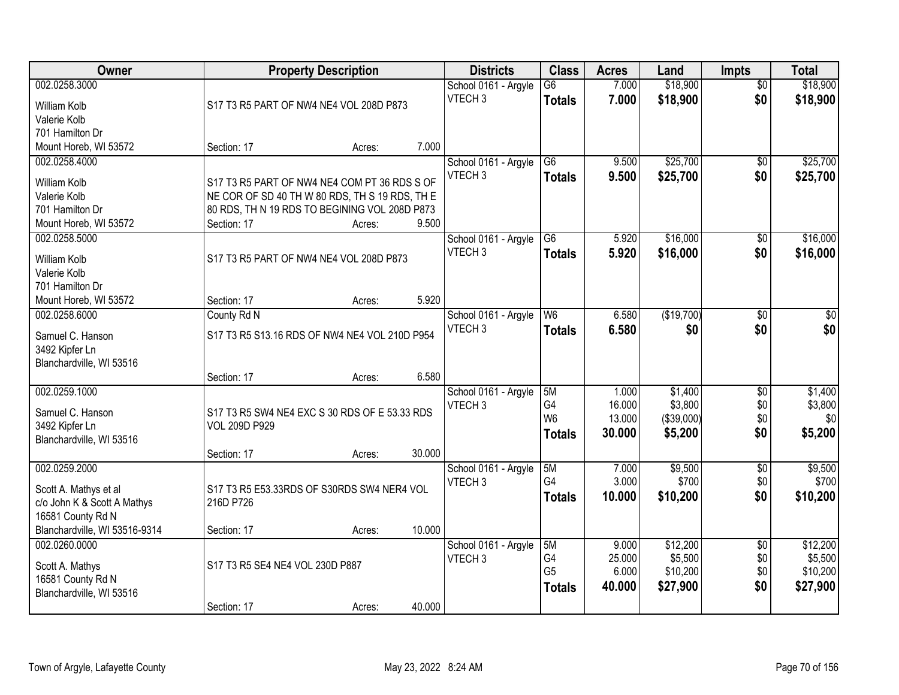| Owner | Property Description | Districts | Class | Acres | Land | Impts | Total |
|---|---|---|---|---|---|---|---|
| 002.0258.3000<br>William Kolb<br>Valerie Kolb<br>701 Hamilton Dr<br>Mount Horeb, WI 53572 | S17 T3 R5 PART OF NW4 NE4 VOL 208D P873<br>Section: 17 Acres: 7.000 | School 0161 - Argyle<br>VTECH 3 | G6<br>**Totals** | 7.000<br>**7.000** | $18,900<br>**$18,900** | $0<br>**$0** | $18,900<br>**$18,900** |
| 002.0258.4000<br>William Kolb<br>Valerie Kolb<br>701 Hamilton Dr<br>Mount Horeb, WI 53572 | S17 T3 R5 PART OF NW4 NE4 COM PT 36 RDS S OF NE COR OF SD 40 TH W 80 RDS, TH S 19 RDS, TH E 80 RDS, TH N 19 RDS TO BEGINING VOL 208D P873<br>Section: 17 Acres: 9.500 | School 0161 - Argyle<br>VTECH 3 | G6<br>**Totals** | 9.500<br>**9.500** | $25,700<br>**$25,700** | $0<br>**$0** | $25,700<br>**$25,700** |
| 002.0258.5000<br>William Kolb<br>Valerie Kolb<br>701 Hamilton Dr<br>Mount Horeb, WI 53572 | S17 T3 R5 PART OF NW4 NE4 VOL 208D P873<br>Section: 17 Acres: 5.920 | School 0161 - Argyle<br>VTECH 3 | G6<br>**Totals** | 5.920<br>**5.920** | $16,000<br>**$16,000** | $0<br>**$0** | $16,000<br>**$16,000** |
| 002.0258.6000<br>Samuel C. Hanson<br>3492 Kipfer Ln<br>Blanchardville, WI 53516 | County Rd N<br>S17 T3 R5 S13.16 RDS OF NW4 NE4 VOL 210D P954<br>Section: 17 Acres: 6.580 | School 0161 - Argyle<br>VTECH 3 | W6<br>**Totals** | 6.580<br>**6.580** | ($19,700)<br>**$0** | $0<br>**$0** | $0<br>**$0** |
| 002.0259.1000<br>Samuel C. Hanson<br>3492 Kipfer Ln<br>Blanchardville, WI 53516 | S17 T3 R5 SW4 NE4 EXC S 30 RDS OF E 53.33 RDS VOL 209D P929<br>Section: 17 Acres: 30.000 | School 0161 - Argyle<br>VTECH 3 | 5M<br>G4<br>W6<br>**Totals** | 1.000<br>16.000<br>13.000<br>**30.000** | $1,400<br>$3,800<br>($39,000)<br>**$5,200** | $0<br>$0<br>$0<br>**$0** | $1,400<br>$3,800<br>$0<br>**$5,200** |
| 002.0259.2000<br>Scott A. Mathys et al<br>c/o John K & Scott A Mathys<br>16581 County Rd N<br>Blanchardville, WI 53516-9314 | S17 T3 R5 E53.33RDS OF S30RDS SW4 NER4 VOL 216D P726<br>Section: 17 Acres: 10.000 | School 0161 - Argyle<br>VTECH 3 | 5M<br>G4<br>**Totals** | 7.000<br>3.000<br>**10.000** | $9,500<br>$700<br>**$10,200** | $0<br>$0<br>**$0** | $9,500<br>$700<br>**$10,200** |
| 002.0260.0000<br>Scott A. Mathys<br>16581 County Rd N<br>Blanchardville, WI 53516 | S17 T3 R5 SE4 NE4 VOL 230D P887<br>Section: 17 Acres: 40.000 | School 0161 - Argyle<br>VTECH 3 | 5M<br>G4<br>G5<br>**Totals** | 9.000<br>25.000<br>6.000<br>**40.000** | $12,200<br>$5,500<br>$10,200<br>**$27,900** | $0<br>$0<br>$0<br>**$0** | $12,200<br>$5,500<br>$10,200<br>**$27,900** |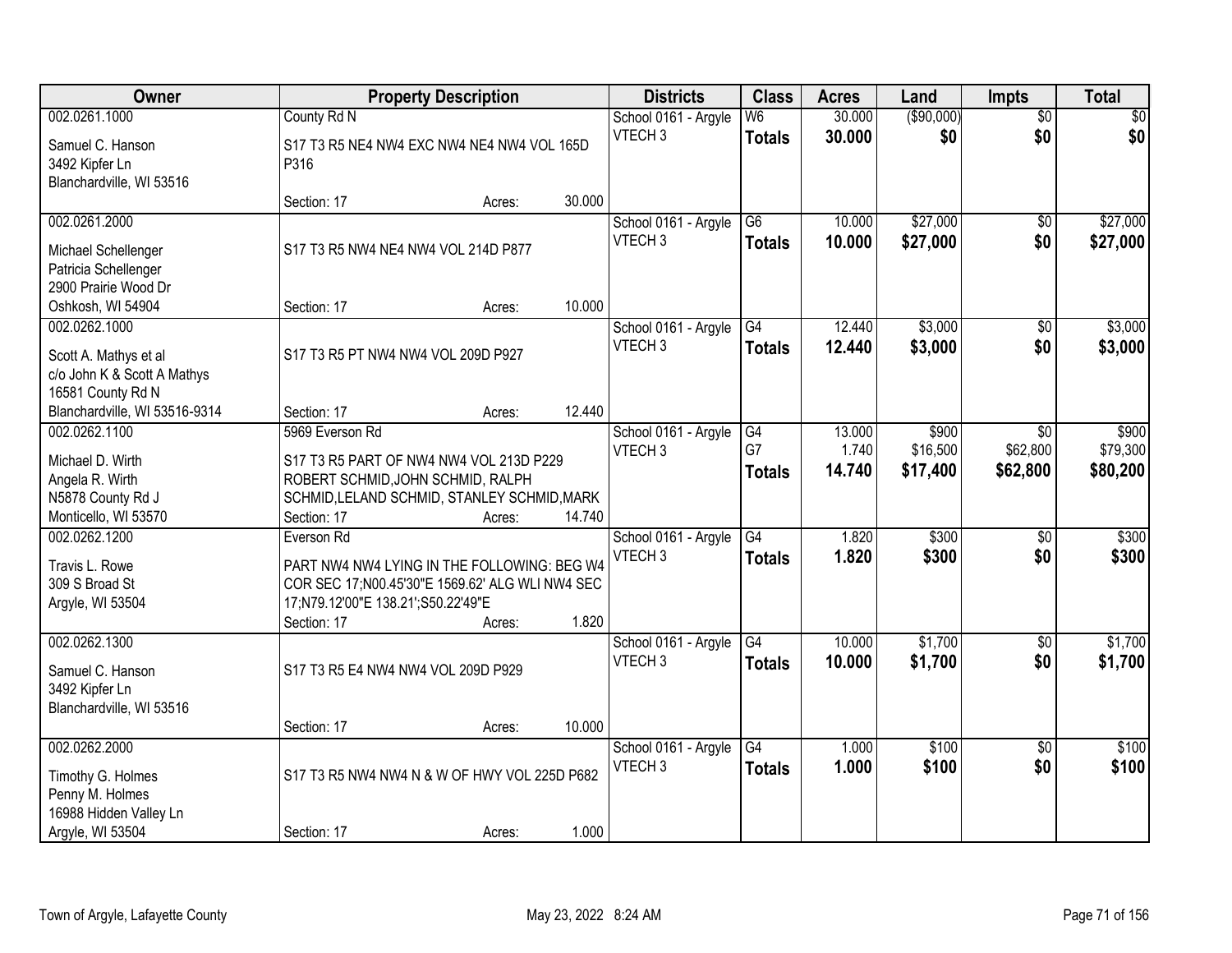| Owner | Property Description | | | Districts | Class | Acres | Land | Impts | Total |
|---|---|---|---|---|---|---|---|---|---|
| 002.0261.1000<br>Samuel C. Hanson<br>3492 Kipfer Ln<br>Blanchardville, WI 53516 | County Rd N<br>S17 T3 R5 NE4 NW4 EXC NW4 NE4 NW4 VOL 165D P316<br>Section: 17 | Acres: | 30.000 | School 0161 - Argyle<br>VTECH 3 | W6<br>**Totals** | 30.000<br>**30.000** | ($90,000)<br>**$0** | $0<br>**$0** | $0<br>**$0** |
| 002.0261.2000<br>Michael Schellenger<br>Patricia Schellenger<br>2900 Prairie Wood Dr<br>Oshkosh, WI 54904 | S17 T3 R5 NW4 NE4 NW4 VOL 214D P877<br>Section: 17 | Acres: | 10.000 | School 0161 - Argyle<br>VTECH 3 | G6<br>**Totals** | 10.000<br>**10.000** | $27,000<br>**$27,000** | $0<br>**$0** | $27,000<br>**$27,000** |
| 002.0262.1000<br>Scott A. Mathys et al<br>c/o John K & Scott A Mathys<br>16581 County Rd N<br>Blanchardville, WI 53516-9314 | S17 T3 R5 PT NW4 NW4 VOL 209D P927<br>Section: 17 | Acres: | 12.440 | School 0161 - Argyle<br>VTECH 3 | G4<br>**Totals** | 12.440<br>**12.440** | $3,000<br>**$3,000** | $0<br>**$0** | $3,000<br>**$3,000** |
| 002.0262.1100<br>Michael D. Wirth<br>Angela R. Wirth<br>N5878 County Rd J<br>Monticello, WI 53570 | 5969 Everson Rd<br>S17 T3 R5 PART OF NW4 NW4 VOL 213D P229 ROBERT SCHMID,JOHN SCHMID, RALPH SCHMID,LELAND SCHMID, STANLEY SCHMID,MARK<br>Section: 17 | Acres: | 14.740 | School 0161 - Argyle<br>VTECH 3 | G4<br>G7<br>**Totals** | 13.000<br>1.740<br>**14.740** | $900<br>$16,500<br>**$17,400** | $0<br>$62,800<br>**$62,800** | $900<br>$79,300<br>**$80,200** |
| 002.0262.1200<br>Travis L. Rowe<br>309 S Broad St<br>Argyle, WI 53504 | Everson Rd<br>PART NW4 NW4 LYING IN THE FOLLOWING: BEG W4 COR SEC 17;N00.45'30"E 1569.62' ALG WLI NW4 SEC 17;N79.12'00"E 138.21';S50.22'49"E<br>Section: 17 | Acres: | 1.820 | School 0161 - Argyle<br>VTECH 3 | G4<br>**Totals** | 1.820<br>**1.820** | $300<br>**$300** | $0<br>**$0** | $300<br>**$300** |
| 002.0262.1300<br>Samuel C. Hanson<br>3492 Kipfer Ln<br>Blanchardville, WI 53516 | S17 T3 R5 E4 NW4 NW4 VOL 209D P929<br>Section: 17 | Acres: | 10.000 | School 0161 - Argyle<br>VTECH 3 | G4<br>**Totals** | 10.000<br>**10.000** | $1,700<br>**$1,700** | $0<br>**$0** | $1,700<br>**$1,700** |
| 002.0262.2000<br>Timothy G. Holmes<br>Penny M. Holmes<br>16988 Hidden Valley Ln<br>Argyle, WI 53504 | S17 T3 R5 NW4 NW4 N & W OF HWY VOL 225D P682<br>Section: 17 | Acres: | 1.000 | School 0161 - Argyle<br>VTECH 3 | G4<br>**Totals** | 1.000<br>**1.000** | $100<br>**$100** | $0<br>**$0** | $100<br>**$100** |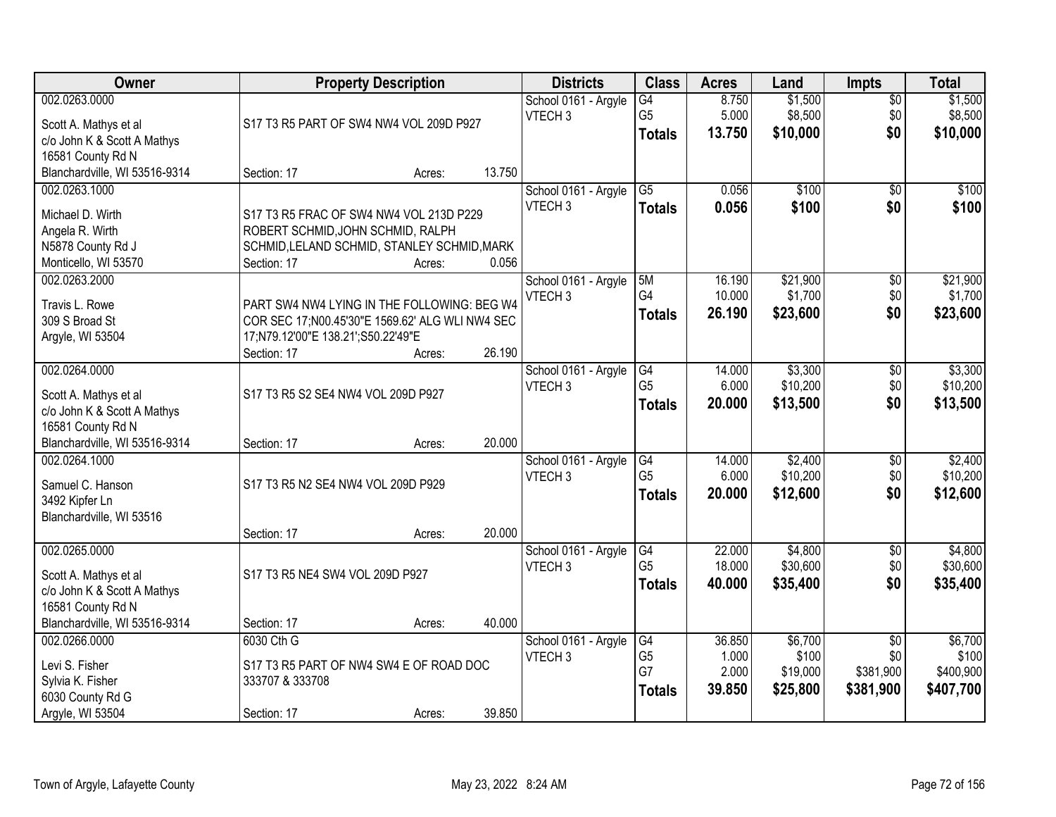| Owner | Property Description | Districts | Class | Acres | Land | Impts | Total |
|---|---|---|---|---|---|---|---|
| 002.0263.0000<br>Scott A. Mathys et al<br>c/o John K & Scott A Mathys<br>16581 County Rd N<br>Blanchardville, WI 53516-9314 | S17 T3 R5 PART OF SW4 NW4 VOL 209D P927<br>Section: 17 Acres: 13.750 | School 0161 - Argyle<br>VTECH 3 | G4<br>G5<br>**Totals** | 8.750<br>5.000<br>**13.750** | $1,500<br>$8,500<br>**$10,000** | $0<br>$0<br>**$0** | $1,500<br>$8,500<br>**$10,000** |
| 002.0263.1000<br>Michael D. Wirth<br>Angela R. Wirth<br>N5878 County Rd J<br>Monticello, WI 53570 | S17 T3 R5 FRAC OF SW4 NW4 VOL 213D P229 ROBERT SCHMID,JOHN SCHMID, RALPH SCHMID,LELAND SCHMID, STANLEY SCHMID,MARK<br>Section: 17 Acres: 0.056 | School 0161 - Argyle<br>VTECH 3 | G5<br>**Totals** | 0.056<br>**0.056** | $100<br>**$100** | $0<br>**$0** | $100<br>**$100** |
| 002.0263.2000<br>Travis L. Rowe<br>309 S Broad St<br>Argyle, WI 53504 | PART SW4 NW4 LYING IN THE FOLLOWING: BEG W4 COR SEC 17;N00.45'30"E 1569.62' ALG WLI NW4 SEC 17;N79.12'00"E 138.21';S50.22'49"E<br>Section: 17 Acres: 26.190 | School 0161 - Argyle<br>VTECH 3 | 5M<br>G4<br>**Totals** | 16.190<br>10.000<br>**26.190** | $21,900<br>$1,700<br>**$23,600** | $0<br>$0<br>**$0** | $21,900<br>$1,700<br>**$23,600** |
| 002.0264.0000<br>Scott A. Mathys et al<br>c/o John K & Scott A Mathys<br>16581 County Rd N<br>Blanchardville, WI 53516-9314 | S17 T3 R5 S2 SE4 NW4 VOL 209D P927<br>Section: 17 Acres: 20.000 | School 0161 - Argyle<br>VTECH 3 | G4<br>G5<br>**Totals** | 14.000<br>6.000<br>**20.000** | $3,300<br>$10,200<br>**$13,500** | $0<br>$0<br>**$0** | $3,300<br>$10,200<br>**$13,500** |
| 002.0264.1000<br>Samuel C. Hanson<br>3492 Kipfer Ln<br>Blanchardville, WI 53516 | S17 T3 R5 N2 SE4 NW4 VOL 209D P929<br>Section: 17 Acres: 20.000 | School 0161 - Argyle<br>VTECH 3 | G4<br>G5<br>**Totals** | 14.000<br>6.000<br>**20.000** | $2,400<br>$10,200<br>**$12,600** | $0<br>$0<br>**$0** | $2,400<br>$10,200<br>**$12,600** |
| 002.0265.0000<br>Scott A. Mathys et al<br>c/o John K & Scott A Mathys<br>16581 County Rd N<br>Blanchardville, WI 53516-9314 | S17 T3 R5 NE4 SW4 VOL 209D P927<br>Section: 17 Acres: 40.000 | School 0161 - Argyle<br>VTECH 3 | G4<br>G5<br>**Totals** | 22.000<br>18.000<br>**40.000** | $4,800<br>$30,600<br>**$35,400** | $0<br>$0<br>**$0** | $4,800<br>$30,600<br>**$35,400** |
| 002.0266.0000<br>Levi S. Fisher<br>Sylvia K. Fisher<br>6030 County Rd G<br>Argyle, WI 53504 | 6030 Cth G<br>S17 T3 R5 PART OF NW4 SW4 E OF ROAD DOC 333707 & 333708<br>Section: 17 Acres: 39.850 | School 0161 - Argyle<br>VTECH 3 | G4<br>G5<br>G7<br>**Totals** | 36.850<br>1.000<br>2.000<br>**39.850** | $6,700<br>$100<br>$19,000<br>**$25,800** | $0<br>$0<br>$381,900<br>**$381,900** | $6,700<br>$100<br>$400,900<br>**$407,700** |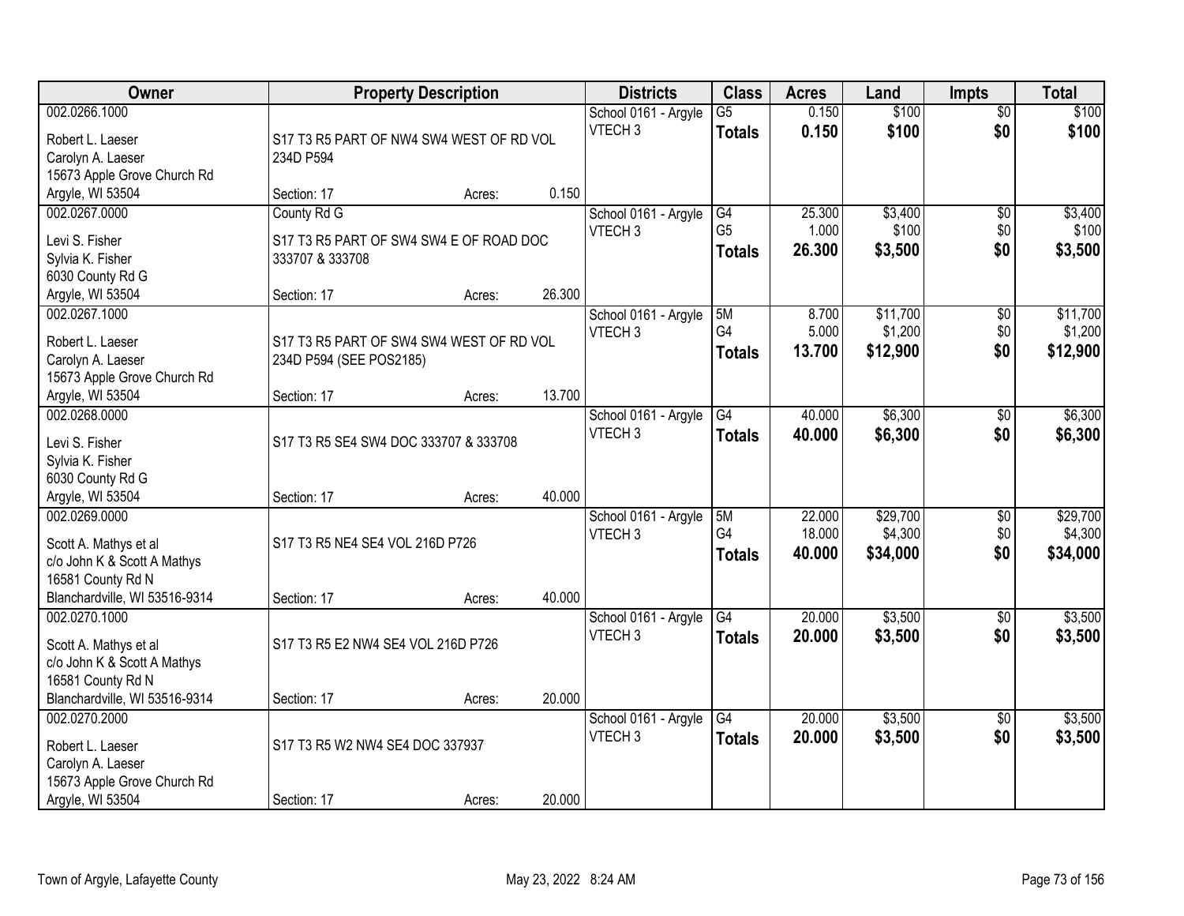| Owner | Property Description | Districts | Class | Acres | Land | Impts | Total |
|---|---|---|---|---|---|---|---|
| 002.0266.1000<br>Robert L. Laeser<br>Carolyn A. Laeser<br>15673 Apple Grove Church Rd<br>Argyle, WI 53504 | S17 T3 R5 PART OF NW4 SW4 WEST OF RD VOL 234D P594<br>Section: 17 Acres: 0.150 | School 0161 - Argyle<br>VTECH 3 | G5<br>**Totals** | 0.150<br>**0.150** | $100<br>**$100** | $0<br>**$0** | $100<br>**$100** |
| 002.0267.0000<br>Levi S. Fisher<br>Sylvia K. Fisher<br>6030 County Rd G<br>Argyle, WI 53504 | County Rd G<br>S17 T3 R5 PART OF SW4 SW4 E OF ROAD DOC 333707 & 333708<br>Section: 17 Acres: 26.300 | School 0161 - Argyle<br>VTECH 3 | G4<br>G5<br>**Totals** | 25.300<br>1.000<br>**26.300** | $3,400<br>$100<br>**$3,500** | $0<br>$0<br>**$0** | $3,400<br>$100<br>**$3,500** |
| 002.0267.1000<br>Robert L. Laeser<br>Carolyn A. Laeser<br>15673 Apple Grove Church Rd<br>Argyle, WI 53504 | S17 T3 R5 PART OF SW4 SW4 WEST OF RD VOL 234D P594 (SEE POS2185)<br>Section: 17 Acres: 13.700 | School 0161 - Argyle<br>VTECH 3 | 5M<br>G4<br>**Totals** | 8.700<br>5.000<br>**13.700** | $11,700<br>$1,200<br>**$12,900** | $0<br>$0<br>**$0** | $11,700<br>$1,200<br>**$12,900** |
| 002.0268.0000<br>Levi S. Fisher<br>Sylvia K. Fisher<br>6030 County Rd G<br>Argyle, WI 53504 | S17 T3 R5 SE4 SW4 DOC 333707 & 333708<br>Section: 17 Acres: 40.000 | School 0161 - Argyle<br>VTECH 3 | G4<br>**Totals** | 40.000<br>**40.000** | $6,300<br>**$6,300** | $0<br>**$0** | $6,300<br>**$6,300** |
| 002.0269.0000<br>Scott A. Mathys et al<br>c/o John K & Scott A Mathys<br>16581 County Rd N<br>Blanchardville, WI 53516-9314 | S17 T3 R5 NE4 SE4 VOL 216D P726<br>Section: 17 Acres: 40.000 | School 0161 - Argyle<br>VTECH 3 | 5M<br>G4<br>**Totals** | 22.000<br>18.000<br>**40.000** | $29,700<br>$4,300<br>**$34,000** | $0<br>$0<br>**$0** | $29,700<br>$4,300<br>**$34,000** |
| 002.0270.1000<br>Scott A. Mathys et al<br>c/o John K & Scott A Mathys<br>16581 County Rd N<br>Blanchardville, WI 53516-9314 | S17 T3 R5 E2 NW4 SE4 VOL 216D P726<br>Section: 17 Acres: 20.000 | School 0161 - Argyle<br>VTECH 3 | G4<br>**Totals** | 20.000<br>**20.000** | $3,500<br>**$3,500** | $0<br>**$0** | $3,500<br>**$3,500** |
| 002.0270.2000<br>Robert L. Laeser<br>Carolyn A. Laeser<br>15673 Apple Grove Church Rd<br>Argyle, WI 53504 | S17 T3 R5 W2 NW4 SE4 DOC 337937<br>Section: 17 Acres: 20.000 | School 0161 - Argyle<br>VTECH 3 | G4<br>**Totals** | 20.000<br>**20.000** | $3,500<br>**$3,500** | $0<br>**$0** | $3,500<br>**$3,500** |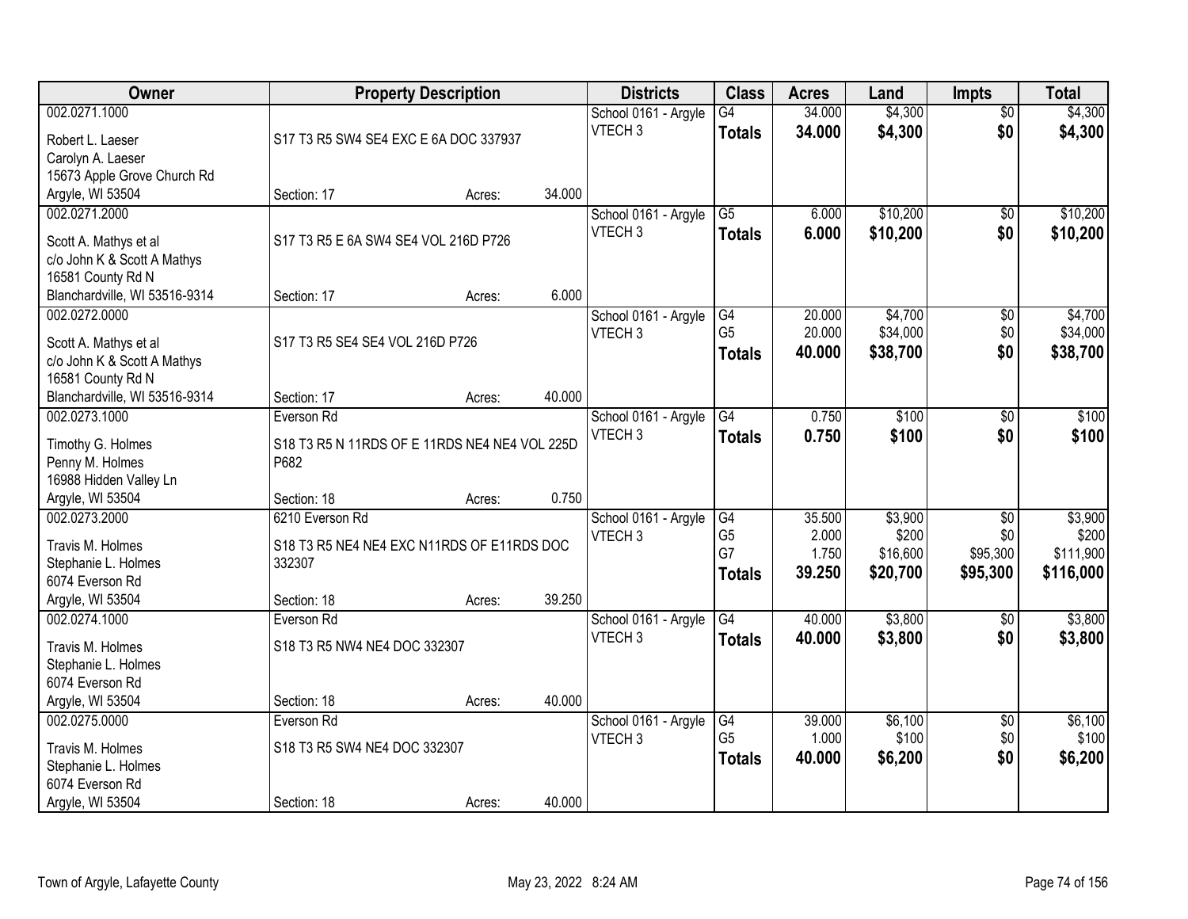| Owner | Property Description | Districts | Class | Acres | Land | Impts | Total |
|---|---|---|---|---|---|---|---|
| 002.0271.1000<br><br>Robert L. Laeser<br>Carolyn A. Laeser<br>15673 Apple Grove Church Rd<br>Argyle, WI 53504 | S17 T3 R5 SW4 SE4 EXC E 6A DOC 337937<br><br>Section: 17 Acres: 34.000 | School 0161 - Argyle<br>VTECH 3 | G4<br>**Totals** | 34.000<br>**34.000** | $4,300<br>**$4,300** | $0<br>**$0** | $4,300<br>**$4,300** |
| 002.0271.2000<br><br>Scott A. Mathys et al<br>c/o John K & Scott A Mathys<br>16581 County Rd N<br>Blanchardville, WI 53516-9314 | S17 T3 R5 E 6A SW4 SE4 VOL 216D P726<br><br>Section: 17 Acres: 6.000 | School 0161 - Argyle<br>VTECH 3 | G5<br>**Totals** | 6.000<br>**6.000** | $10,200<br>**$10,200** | $0<br>**$0** | $10,200<br>**$10,200** |
| 002.0272.0000<br><br>Scott A. Mathys et al<br>c/o John K & Scott A Mathys<br>16581 County Rd N<br>Blanchardville, WI 53516-9314 | S17 T3 R5 SE4 SE4 VOL 216D P726<br><br>Section: 17 Acres: 40.000 | School 0161 - Argyle<br>VTECH 3 | G4<br>G5<br>**Totals** | 20.000<br>20.000<br>**40.000** | $4,700<br>$34,000<br>**$38,700** | $0<br>$0<br>**$0** | $4,700<br>$34,000<br>**$38,700** |
| 002.0273.1000<br><br>Timothy G. Holmes<br>Penny M. Holmes<br>16988 Hidden Valley Ln<br>Argyle, WI 53504 | Everson Rd<br>S18 T3 R5 N 11RDS OF E 11RDS NE4 NE4 VOL 225D P682<br><br>Section: 18 Acres: 0.750 | School 0161 - Argyle<br>VTECH 3 | G4<br>**Totals** | 0.750<br>**0.750** | $100<br>**$100** | $0<br>**$0** | $100<br>**$100** |
| 002.0273.2000<br><br>Travis M. Holmes<br>Stephanie L. Holmes<br>6074 Everson Rd<br>Argyle, WI 53504 | 6210 Everson Rd<br>S18 T3 R5 NE4 NE4 EXC N11RDS OF E11RDS DOC 332307<br><br>Section: 18 Acres: 39.250 | School 0161 - Argyle<br>VTECH 3 | G4<br>G5<br>G7<br>**Totals** | 35.500<br>2.000<br>1.750<br>**39.250** | $3,900<br>$200<br>$16,600<br>**$20,700** | $0<br>$0<br>$95,300<br>**$95,300** | $3,900<br>$200<br>$111,900<br>**$116,000** |
| 002.0274.1000<br><br>Travis M. Holmes<br>Stephanie L. Holmes<br>6074 Everson Rd<br>Argyle, WI 53504 | Everson Rd<br>S18 T3 R5 NW4 NE4 DOC 332307<br><br>Section: 18 Acres: 40.000 | School 0161 - Argyle<br>VTECH 3 | G4<br>**Totals** | 40.000<br>**40.000** | $3,800<br>**$3,800** | $0<br>**$0** | $3,800<br>**$3,800** |
| 002.0275.0000<br><br>Travis M. Holmes<br>Stephanie L. Holmes<br>6074 Everson Rd<br>Argyle, WI 53504 | Everson Rd<br>S18 T3 R5 SW4 NE4 DOC 332307<br><br>Section: 18 Acres: 40.000 | School 0161 - Argyle<br>VTECH 3 | G4<br>G5<br>**Totals** | 39.000<br>1.000<br>**40.000** | $6,100<br>$100<br>**$6,200** | $0<br>$0<br>**$0** | $6,100<br>$100<br>**$6,200** |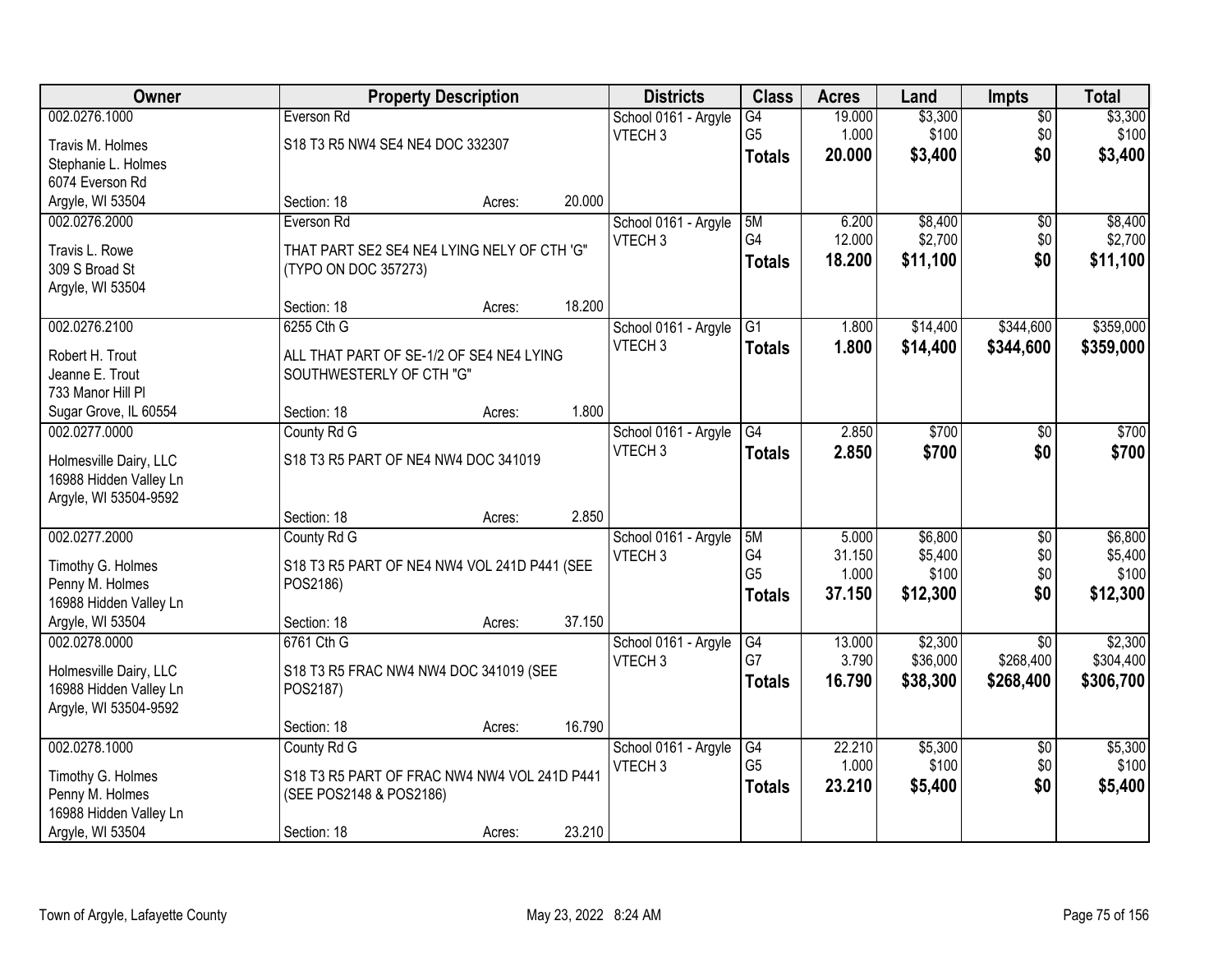| Owner | Property Description | Districts | Class | Acres | Land | Impts | Total |
|---|---|---|---|---|---|---|---|
| 002.0276.1000<br>Travis M. Holmes<br>Stephanie L. Holmes<br>6074 Everson Rd<br>Argyle, WI 53504 | Everson Rd<br>S18 T3 R5 NW4 SE4 NE4 DOC 332307<br>Section: 18 Acres: 20.000 | School 0161 - Argyle<br>VTECH 3 | G4<br>G5<br>**Totals** | 19.000<br>1.000<br>**20.000** | $3,300<br>$100<br>**$3,400** | $0<br>$0<br>**$0** | $3,300<br>$100<br>**$3,400** |
| 002.0276.2000<br>Travis L. Rowe<br>309 S Broad St<br>Argyle, WI 53504 | Everson Rd<br>THAT PART SE2 SE4 NE4 LYING NELY OF CTH 'G" (TYPO ON DOC 357273)<br>Section: 18 Acres: 18.200 | School 0161 - Argyle<br>VTECH 3 | 5M<br>G4<br>**Totals** | 6.200<br>12.000<br>**18.200** | $8,400<br>$2,700<br>**$11,100** | $0<br>$0<br>**$0** | $8,400<br>$2,700<br>**$11,100** |
| 002.0276.2100<br>Robert H. Trout<br>Jeanne E. Trout<br>733 Manor Hill Pl<br>Sugar Grove, IL 60554 | 6255 Cth G<br>ALL THAT PART OF SE-1/2 OF SE4 NE4 LYING SOUTHWESTERLY OF CTH "G"<br>Section: 18 Acres: 1.800 | School 0161 - Argyle<br>VTECH 3 | G1<br>**Totals** | 1.800<br>**1.800** | $14,400<br>**$14,400** | $344,600<br>**$344,600** | $359,000<br>**$359,000** |
| 002.0277.0000<br>Holmesville Dairy, LLC<br>16988 Hidden Valley Ln<br>Argyle, WI 53504-9592 | County Rd G<br>S18 T3 R5 PART OF NE4 NW4 DOC 341019<br>Section: 18 Acres: 2.850 | School 0161 - Argyle<br>VTECH 3 | G4<br>**Totals** | 2.850<br>**2.850** | $700<br>**$700** | $0<br>**$0** | $700<br>**$700** |
| 002.0277.2000<br>Timothy G. Holmes<br>Penny M. Holmes<br>16988 Hidden Valley Ln<br>Argyle, WI 53504 | County Rd G<br>S18 T3 R5 PART OF NE4 NW4 VOL 241D P441 (SEE POS2186)<br>Section: 18 Acres: 37.150 | School 0161 - Argyle<br>VTECH 3 | 5M<br>G4<br>G5<br>**Totals** | 5.000<br>31.150<br>1.000<br>**37.150** | $6,800<br>$5,400<br>$100<br>**$12,300** | $0<br>$0<br>$0<br>**$0** | $6,800<br>$5,400<br>$100<br>**$12,300** |
| 002.0278.0000<br>Holmesville Dairy, LLC<br>16988 Hidden Valley Ln<br>Argyle, WI 53504-9592 | 6761 Cth G<br>S18 T3 R5 FRAC NW4 NW4 DOC 341019 (SEE POS2187)<br>Section: 18 Acres: 16.790 | School 0161 - Argyle<br>VTECH 3 | G4<br>G7<br>**Totals** | 13.000<br>3.790<br>**16.790** | $2,300<br>$36,000<br>**$38,300** | $0<br>$268,400<br>**$268,400** | $2,300<br>$304,400<br>**$306,700** |
| 002.0278.1000<br>Timothy G. Holmes<br>Penny M. Holmes<br>16988 Hidden Valley Ln<br>Argyle, WI 53504 | County Rd G<br>S18 T3 R5 PART OF FRAC NW4 NW4 VOL 241D P441 (SEE POS2148 & POS2186)<br>Section: 18 Acres: 23.210 | School 0161 - Argyle<br>VTECH 3 | G4<br>G5<br>**Totals** | 22.210<br>1.000<br>**23.210** | $5,300<br>$100<br>**$5,400** | $0<br>$0<br>**$0** | $5,300<br>$100<br>**$5,400** |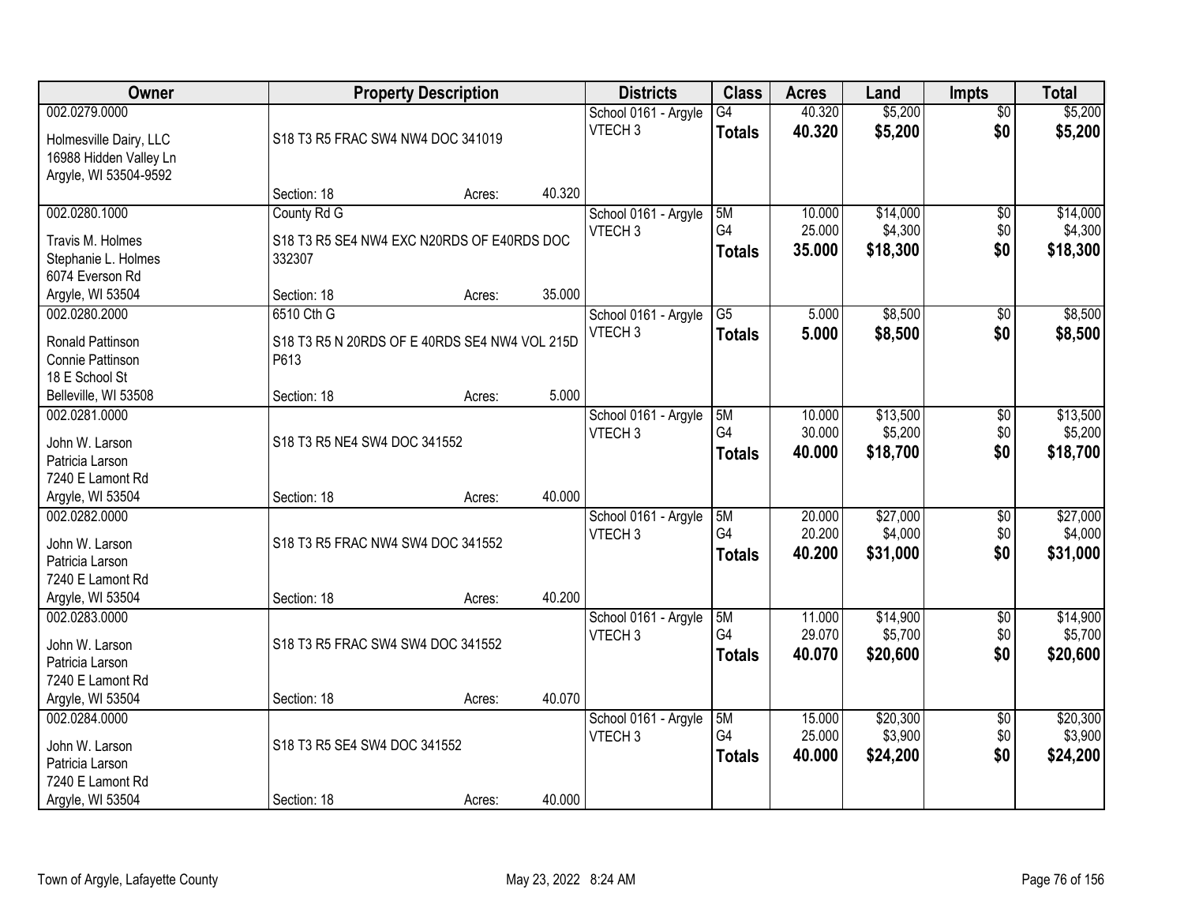| Owner | Property Description | Districts | Class | Acres | Land | Impts | Total |
|---|---|---|---|---|---|---|---|
| 002.0279.0000<br>Holmesville Dairy, LLC<br>16988 Hidden Valley Ln<br>Argyle, WI 53504-9592 | S18 T3 R5 FRAC SW4 NW4 DOC 341019<br>Section: 18 Acres: 40.320 | School 0161 - Argyle<br>VTECH 3 | G4<br>**Totals** | 40.320<br>**40.320** | $5,200<br>**$5,200** | $0<br>**$0** | $5,200<br>**$5,200** |
| 002.0280.1000<br>Travis M. Holmes<br>Stephanie L. Holmes<br>6074 Everson Rd<br>Argyle, WI 53504 | County Rd G<br>S18 T3 R5 SE4 NW4 EXC N20RDS OF E40RDS DOC 332307<br>Section: 18 Acres: 35.000 | School 0161 - Argyle<br>VTECH 3 | 5M<br>G4<br>**Totals** | 10.000<br>25.000<br>**35.000** | $14,000<br>$4,300<br>**$18,300** | $0<br>$0<br>**$0** | $14,000<br>$4,300<br>**$18,300** |
| 002.0280.2000<br>Ronald Pattinson<br>Connie Pattinson<br>18 E School St<br>Belleville, WI 53508 | 6510 Cth G<br>S18 T3 R5 N 20RDS OF E 40RDS SE4 NW4 VOL 215D P613<br>Section: 18 Acres: 5.000 | School 0161 - Argyle<br>VTECH 3 | G5<br>**Totals** | 5.000<br>**5.000** | $8,500<br>**$8,500** | $0<br>**$0** | $8,500<br>**$8,500** |
| 002.0281.0000<br>John W. Larson<br>Patricia Larson<br>7240 E Lamont Rd<br>Argyle, WI 53504 | S18 T3 R5 NE4 SW4 DOC 341552<br>Section: 18 Acres: 40.000 | School 0161 - Argyle<br>VTECH 3 | 5M<br>G4<br>**Totals** | 10.000<br>30.000<br>**40.000** | $13,500<br>$5,200<br>**$18,700** | $0<br>$0<br>**$0** | $13,500<br>$5,200<br>**$18,700** |
| 002.0282.0000<br>John W. Larson<br>Patricia Larson<br>7240 E Lamont Rd<br>Argyle, WI 53504 | S18 T3 R5 FRAC NW4 SW4 DOC 341552<br>Section: 18 Acres: 40.200 | School 0161 - Argyle<br>VTECH 3 | 5M<br>G4<br>**Totals** | 20.000<br>20.200<br>**40.200** | $27,000<br>$4,000<br>**$31,000** | $0<br>$0<br>**$0** | $27,000<br>$4,000<br>**$31,000** |
| 002.0283.0000<br>John W. Larson<br>Patricia Larson<br>7240 E Lamont Rd<br>Argyle, WI 53504 | S18 T3 R5 FRAC SW4 SW4 DOC 341552<br>Section: 18 Acres: 40.070 | School 0161 - Argyle<br>VTECH 3 | 5M<br>G4<br>**Totals** | 11.000<br>29.070<br>**40.070** | $14,900<br>$5,700<br>**$20,600** | $0<br>$0<br>**$0** | $14,900<br>$5,700<br>**$20,600** |
| 002.0284.0000<br>John W. Larson<br>Patricia Larson<br>7240 E Lamont Rd<br>Argyle, WI 53504 | S18 T3 R5 SE4 SW4 DOC 341552<br>Section: 18 Acres: 40.000 | School 0161 - Argyle<br>VTECH 3 | 5M<br>G4<br>**Totals** | 15.000<br>25.000<br>**40.000** | $20,300<br>$3,900<br>**$24,200** | $0<br>$0<br>**$0** | $20,300<br>$3,900<br>**$24,200** |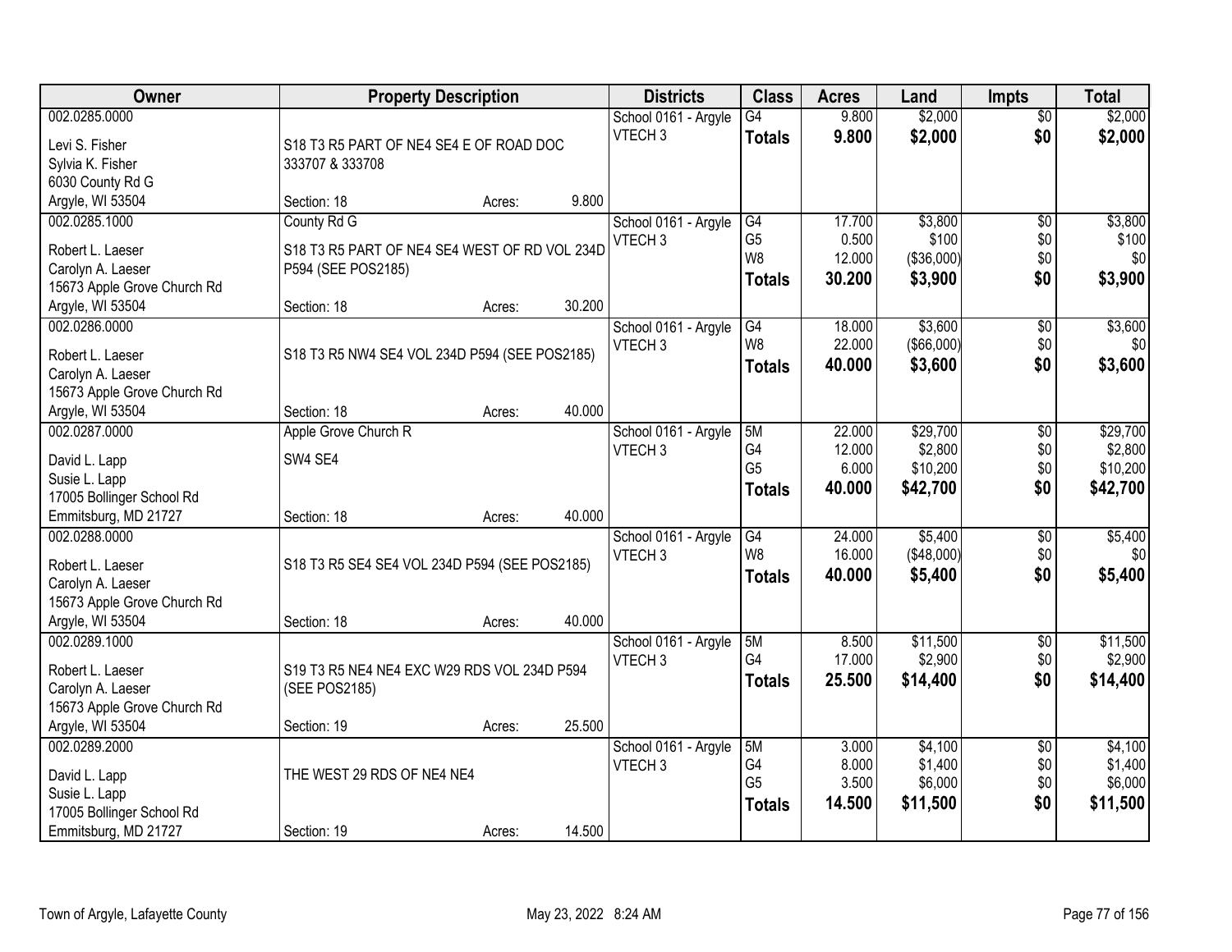| Owner | Property Description | Districts | Class | Acres | Land | Impts | Total |
|---|---|---|---|---|---|---|---|
| 002.0285.0000<br>Levi S. Fisher<br>Sylvia K. Fisher<br>6030 County Rd G<br>Argyle, WI 53504 | S18 T3 R5 PART OF NE4 SE4 E OF ROAD DOC 333707 & 333708<br>Section: 18 Acres: 9.800 | School 0161 - Argyle<br>VTECH 3 | G4<br>**Totals** | 9.800<br>**9.800** | \$2,000<br>**\$2,000** | \$0<br>**\$0** | \$2,000<br>**\$2,000** |
| 002.0285.1000<br>Robert L. Laeser<br>Carolyn A. Laeser<br>15673 Apple Grove Church Rd<br>Argyle, WI 53504 | County Rd G<br>S18 T3 R5 PART OF NE4 SE4 WEST OF RD VOL 234D P594 (SEE POS2185)<br>Section: 18 Acres: 30.200 | School 0161 - Argyle<br>VTECH 3 | G4<br>G5<br>W8<br>**Totals** | 17.700<br>0.500<br>12.000<br>**30.200** | \$3,800<br>\$100<br>(\$36,000)<br>**\$3,900** | \$0<br>\$0<br>\$0<br>**\$0** | \$3,800<br>\$100<br>\$0<br>**\$3,900** |
| 002.0286.0000<br>Robert L. Laeser<br>Carolyn A. Laeser<br>15673 Apple Grove Church Rd<br>Argyle, WI 53504 | S18 T3 R5 NW4 SE4 VOL 234D P594 (SEE POS2185)<br>Section: 18 Acres: 40.000 | School 0161 - Argyle<br>VTECH 3 | G4<br>W8<br>**Totals** | 18.000<br>22.000<br>**40.000** | \$3,600<br>(\$66,000)<br>**\$3,600** | \$0<br>\$0<br>**\$0** | \$3,600<br>\$0<br>**\$3,600** |
| 002.0287.0000<br>David L. Lapp<br>Susie L. Lapp<br>17005 Bollinger School Rd<br>Emmitsburg, MD 21727 | Apple Grove Church R<br>SW4 SE4<br>Section: 18 Acres: 40.000 | School 0161 - Argyle<br>VTECH 3 | 5M<br>G4<br>G5<br>**Totals** | 22.000<br>12.000<br>6.000<br>**40.000** | \$29,700<br>\$2,800<br>\$10,200<br>**\$42,700** | \$0<br>\$0<br>\$0<br>**\$0** | \$29,700<br>\$2,800<br>\$10,200<br>**\$42,700** |
| 002.0288.0000<br>Robert L. Laeser<br>Carolyn A. Laeser<br>15673 Apple Grove Church Rd<br>Argyle, WI 53504 | S18 T3 R5 SE4 SE4 VOL 234D P594 (SEE POS2185)<br>Section: 18 Acres: 40.000 | School 0161 - Argyle<br>VTECH 3 | G4<br>W8<br>**Totals** | 24.000<br>16.000<br>**40.000** | \$5,400<br>(\$48,000)<br>**\$5,400** | \$0<br>\$0<br>**\$0** | \$5,400<br>\$0<br>**\$5,400** |
| 002.0289.1000<br>Robert L. Laeser<br>Carolyn A. Laeser<br>15673 Apple Grove Church Rd<br>Argyle, WI 53504 | S19 T3 R5 NE4 NE4 EXC W29 RDS VOL 234D P594 (SEE POS2185)<br>Section: 19 Acres: 25.500 | School 0161 - Argyle<br>VTECH 3 | 5M<br>G4<br>**Totals** | 8.500<br>17.000<br>**25.500** | \$11,500<br>\$2,900<br>**\$14,400** | \$0<br>\$0<br>**\$0** | \$11,500<br>\$2,900<br>**\$14,400** |
| 002.0289.2000<br>David L. Lapp<br>Susie L. Lapp<br>17005 Bollinger School Rd<br>Emmitsburg, MD 21727 | THE WEST 29 RDS OF NE4 NE4<br>Section: 19 Acres: 14.500 | School 0161 - Argyle<br>VTECH 3 | 5M<br>G4<br>G5<br>**Totals** | 3.000<br>8.000<br>3.500<br>**14.500** | \$4,100<br>\$1,400<br>\$6,000<br>**\$11,500** | \$0<br>\$0<br>\$0<br>**\$0** | \$4,100<br>\$1,400<br>\$6,000<br>**\$11,500** |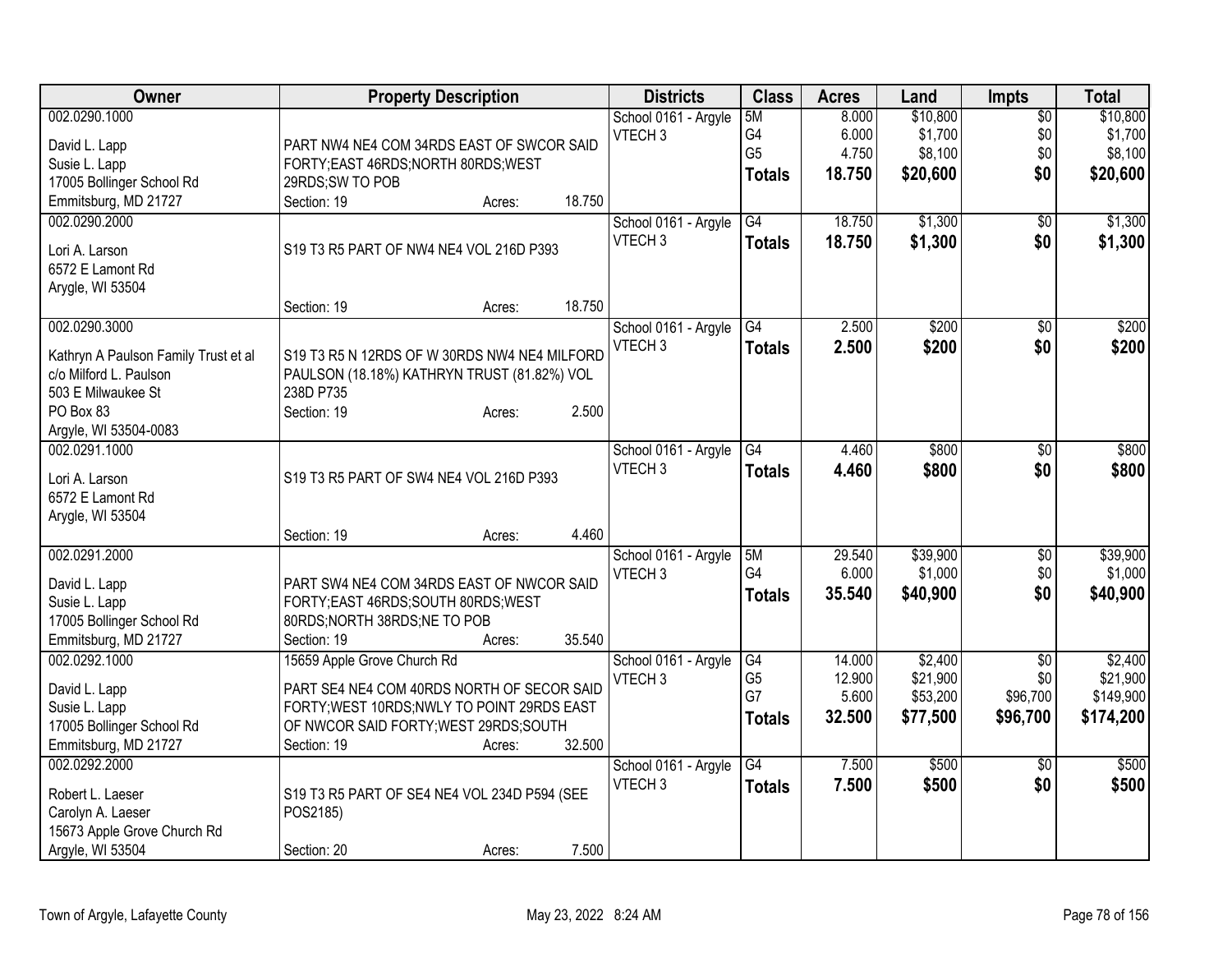| Owner | Property Description | Districts | Class | Acres | Land | Impts | Total |
|---|---|---|---|---|---|---|---|
| 002.0290.1000<br>David L. Lapp<br>Susie L. Lapp<br>17005 Bollinger School Rd<br>Emmitsburg, MD 21727 | PART NW4 NE4 COM 34RDS EAST OF SWCOR SAID FORTY;EAST 46RDS;NORTH 80RDS;WEST 29RDS;SW TO POB<br>Section: 19 Acres: 18.750 | School 0161 - Argyle<br>VTECH 3 | 5M<br>G4<br>G5<br>**Totals** | 8.000<br>6.000<br>4.750<br>**18.750** | $10,800<br>$1,700<br>$8,100<br>**$20,600** | $0<br>$0<br>$0<br>**$0** | $10,800<br>$1,700<br>$8,100<br>**$20,600** |
| 002.0290.2000<br>Lori A. Larson<br>6572 E Lamont Rd<br>Arygle, WI 53504 | S19 T3 R5 PART OF NW4 NE4 VOL 216D P393<br>Section: 19 Acres: 18.750 | School 0161 - Argyle<br>VTECH 3 | G4<br>**Totals** | 18.750<br>**18.750** | $1,300<br>**$1,300** | $0<br>**$0** | $1,300<br>**$1,300** |
| 002.0290.3000<br>Kathryn A Paulson Family Trust et al<br>c/o Milford L. Paulson<br>503 E Milwaukee St<br>PO Box 83<br>Argyle, WI 53504-0083 | S19 T3 R5 N 12RDS OF W 30RDS NW4 NE4 MILFORD PAULSON (18.18%) KATHRYN TRUST (81.82%) VOL 238D P735<br>Section: 19 Acres: 2.500 | School 0161 - Argyle<br>VTECH 3 | G4<br>**Totals** | 2.500<br>**2.500** | $200<br>**$200** | $0<br>**$0** | $200<br>**$200** |
| 002.0291.1000<br>Lori A. Larson<br>6572 E Lamont Rd<br>Arygle, WI 53504 | S19 T3 R5 PART OF SW4 NE4 VOL 216D P393<br>Section: 19 Acres: 4.460 | School 0161 - Argyle<br>VTECH 3 | G4<br>**Totals** | 4.460<br>**4.460** | $800<br>**$800** | $0<br>**$0** | $800<br>**$800** |
| 002.0291.2000<br>David L. Lapp<br>Susie L. Lapp<br>17005 Bollinger School Rd<br>Emmitsburg, MD 21727 | PART SW4 NE4 COM 34RDS EAST OF NWCOR SAID FORTY;EAST 46RDS;SOUTH 80RDS;WEST 80RDS;NORTH 38RDS;NE TO POB<br>Section: 19 Acres: 35.540 | School 0161 - Argyle<br>VTECH 3 | 5M<br>G4<br>**Totals** | 29.540<br>6.000<br>**35.540** | $39,900<br>$1,000<br>**$40,900** | $0<br>$0<br>**$0** | $39,900<br>$1,000<br>**$40,900** |
| 002.0292.1000<br>David L. Lapp<br>Susie L. Lapp<br>17005 Bollinger School Rd<br>Emmitsburg, MD 21727 | 15659 Apple Grove Church Rd<br>PART SE4 NE4 COM 40RDS NORTH OF SECOR SAID FORTY;WEST 10RDS;NWLY TO POINT 29RDS EAST OF NWCOR SAID FORTY;WEST 29RDS;SOUTH<br>Section: 19 Acres: 32.500 | School 0161 - Argyle<br>VTECH 3 | G4<br>G5<br>G7<br>**Totals** | 14.000<br>12.900<br>5.600<br>**32.500** | $2,400<br>$21,900<br>$53,200<br>**$77,500** | $0<br>$0<br>$96,700<br>**$96,700** | $2,400<br>$21,900<br>$149,900<br>**$174,200** |
| 002.0292.2000<br>Robert L. Laeser<br>Carolyn A. Laeser<br>15673 Apple Grove Church Rd<br>Argyle, WI 53504 | S19 T3 R5 PART OF SE4 NE4 VOL 234D P594 (SEE POS2185)<br>Section: 20 Acres: 7.500 | School 0161 - Argyle<br>VTECH 3 | G4<br>**Totals** | 7.500<br>**7.500** | $500<br>**$500** | $0<br>**$0** | $500<br>**$500** |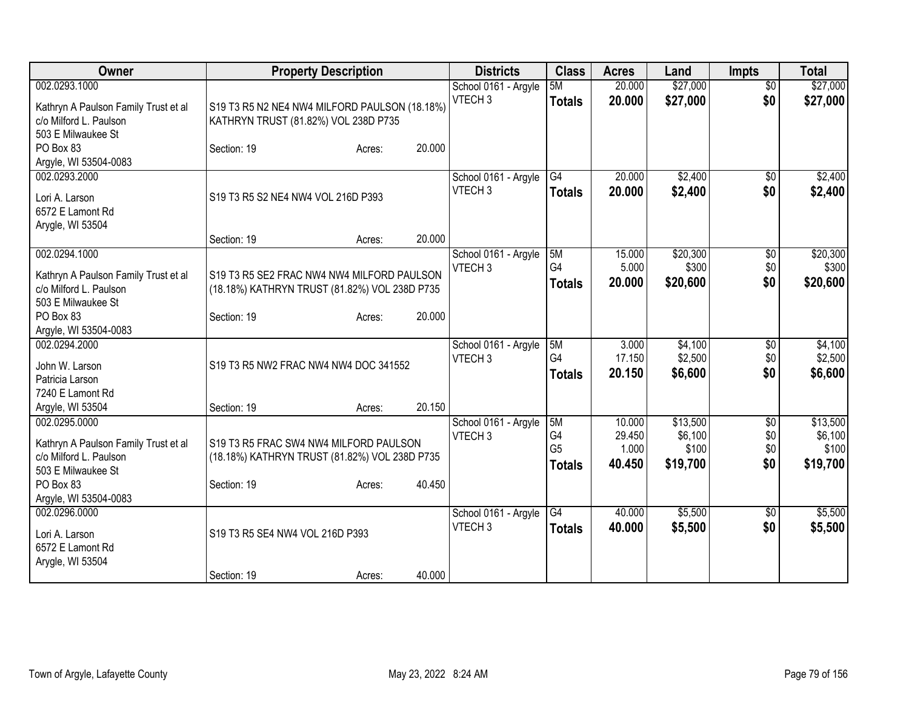| Owner | Property Description | Districts | Class | Acres | Land | Impts | Total |
|---|---|---|---|---|---|---|---|
| 002.0293.1000<br><br>Kathryn A Paulson Family Trust et al<br>c/o Milford L. Paulson<br>503 E Milwaukee St<br>PO Box 83<br>Argyle, WI 53504-0083 | S19 T3 R5 N2 NE4 NW4 MILFORD PAULSON (18.18%) KATHRYN TRUST (81.82%) VOL 238D P735<br><br>Section: 19 Acres: 20.000 | School 0161 - Argyle<br>VTECH 3 | 5M<br>**Totals** | 20.000<br>**20.000** | $27,000<br>**$27,000** | $0<br>**$0** | $27,000<br>**$27,000** |
| 002.0293.2000<br><br>Lori A. Larson<br>6572 E Lamont Rd<br>Arygle, WI 53504 | S19 T3 R5 S2 NE4 NW4 VOL 216D P393<br><br>Section: 19 Acres: 20.000 | School 0161 - Argyle<br>VTECH 3 | G4<br>**Totals** | 20.000<br>**20.000** | $2,400<br>**$2,400** | $0<br>**$0** | $2,400<br>**$2,400** |
| 002.0294.1000<br><br>Kathryn A Paulson Family Trust et al<br>c/o Milford L. Paulson<br>503 E Milwaukee St<br>PO Box 83<br>Argyle, WI 53504-0083 | S19 T3 R5 SE2 FRAC NW4 NW4 MILFORD PAULSON (18.18%) KATHRYN TRUST (81.82%) VOL 238D P735<br><br>Section: 19 Acres: 20.000 | School 0161 - Argyle<br>VTECH 3 | 5M<br>G4<br>**Totals** | 15.000<br>5.000<br>**20.000** | $20,300<br>$300<br>**$20,600** | $0<br>$0<br>**$0** | $20,300<br>$300<br>**$20,600** |
| 002.0294.2000<br><br>John W. Larson<br>Patricia Larson<br>7240 E Lamont Rd<br>Argyle, WI 53504 | S19 T3 R5 NW2 FRAC NW4 NW4 DOC 341552<br><br>Section: 19 Acres: 20.150 | School 0161 - Argyle<br>VTECH 3 | 5M<br>G4<br>**Totals** | 3.000<br>17.150<br>**20.150** | $4,100<br>$2,500<br>**$6,600** | $0<br>$0<br>**$0** | $4,100<br>$2,500<br>**$6,600** |
| 002.0295.0000<br><br>Kathryn A Paulson Family Trust et al<br>c/o Milford L. Paulson<br>503 E Milwaukee St<br>PO Box 83<br>Argyle, WI 53504-0083 | S19 T3 R5 FRAC SW4 NW4 MILFORD PAULSON (18.18%) KATHRYN TRUST (81.82%) VOL 238D P735<br><br>Section: 19 Acres: 40.450 | School 0161 - Argyle<br>VTECH 3 | 5M<br>G4<br>G5<br>**Totals** | 10.000<br>29.450<br>1.000<br>**40.450** | $13,500<br>$6,100<br>$100<br>**$19,700** | $0<br>$0<br>$0<br>**$0** | $13,500<br>$6,100<br>$100<br>**$19,700** |
| 002.0296.0000<br><br>Lori A. Larson<br>6572 E Lamont Rd<br>Arygle, WI 53504 | S19 T3 R5 SE4 NW4 VOL 216D P393<br><br>Section: 19 Acres: 40.000 | School 0161 - Argyle<br>VTECH 3 | G4<br>**Totals** | 40.000<br>**40.000** | $5,500<br>**$5,500** | $0<br>**$0** | $5,500<br>**$5,500** |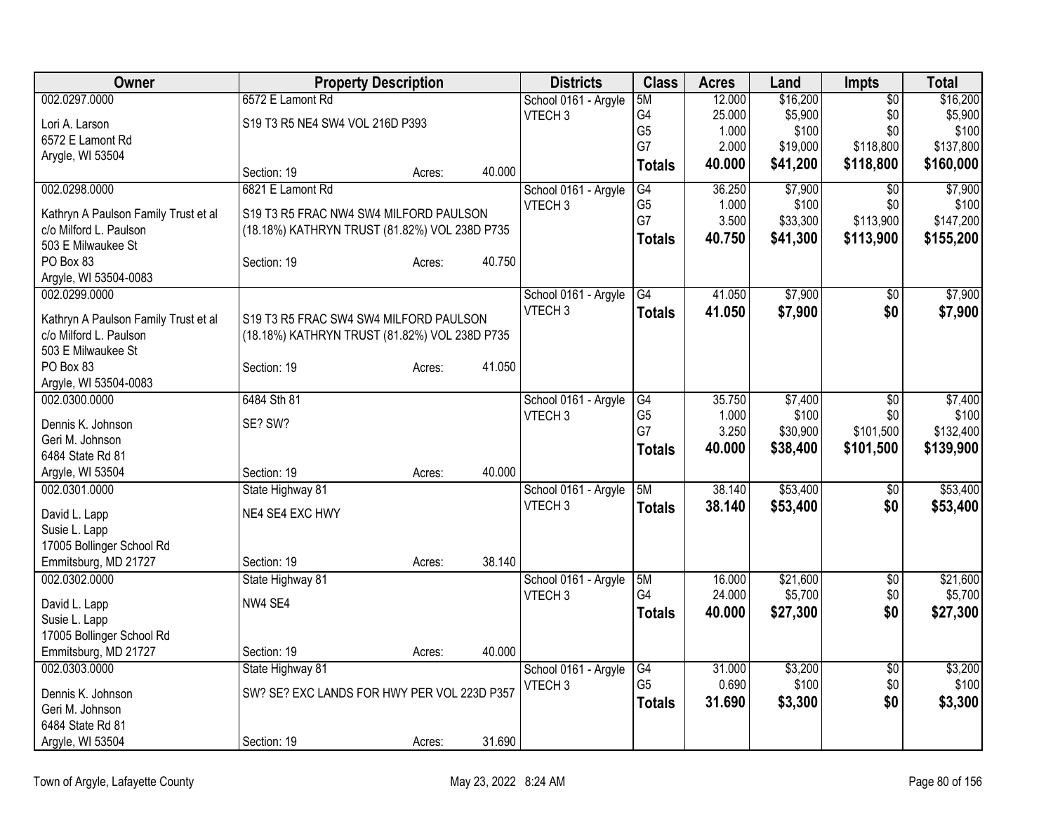| Owner | Property Description | | | Districts | Class | Acres | Land | Impts | Total |
|---|---|---|---|---|---|---|---|---|---|
| 002.0297.0000 | 6572 E Lamont Rd | | | School 0161 - Argyle | 5M | 12.000 | $16,200 | $0 | $16,200 |
| Lori A. Larson | S19 T3 R5 NE4 SW4 VOL 216D P393 | | | VTECH 3 | G4 | 25.000 | $5,900 | $0 | $5,900 |
| 6572 E Lamont Rd | | | | | G5 | 1.000 | $100 | $0 | $100 |
| Arygle, WI 53504 | | | | | G7 | 2.000 | $19,000 | $118,800 | $137,800 |
| | Section: 19 | Acres: | 40.000 | | **Totals** | **40.000** | **$41,200** | **$118,800** | **$160,000** |
| 002.0298.0000 | 6821 E Lamont Rd | | | School 0161 - Argyle | G4 | 36.250 | $7,900 | $0 | $7,900 |
| Kathryn A Paulson Family Trust et al | S19 T3 R5 FRAC NW4 SW4 MILFORD PAULSON | | | VTECH 3 | G5 | 1.000 | $100 | $0 | $100 |
| c/o Milford L. Paulson | (18.18%) KATHRYN TRUST (81.82%) VOL 238D P735 | | | | G7 | 3.500 | $33,300 | $113,900 | $147,200 |
| 503 E Milwaukee St | | | | | **Totals** | **40.750** | **$41,300** | **$113,900** | **$155,200** |
| PO Box 83 | Section: 19 | Acres: | 40.750 | | | | | | |
| Argyle, WI 53504-0083 | | | | | | | | | |
| 002.0299.0000 | | | | School 0161 - Argyle | G4 | 41.050 | $7,900 | $0 | $7,900 |
| Kathryn A Paulson Family Trust et al | S19 T3 R5 FRAC SW4 SW4 MILFORD PAULSON | | | VTECH 3 | **Totals** | **41.050** | **$7,900** | **$0** | **$7,900** |
| c/o Milford L. Paulson | (18.18%) KATHRYN TRUST (81.82%) VOL 238D P735 | | | | | | | | |
| 503 E Milwaukee St | | | | | | | | | |
| PO Box 83 | Section: 19 | Acres: | 41.050 | | | | | | |
| Argyle, WI 53504-0083 | | | | | | | | | |
| 002.0300.0000 | 6484 Sth 81 | | | School 0161 - Argyle | G4 | 35.750 | $7,400 | $0 | $7,400 |
| Dennis K. Johnson | SE? SW? | | | VTECH 3 | G5 | 1.000 | $100 | $0 | $100 |
| Geri M. Johnson | | | | | G7 | 3.250 | $30,900 | $101,500 | $132,400 |
| 6484 State Rd 81 | | | | | **Totals** | **40.000** | **$38,400** | **$101,500** | **$139,900** |
| Argyle, WI 53504 | Section: 19 | Acres: | 40.000 | | | | | | |
| 002.0301.0000 | State Highway 81 | | | School 0161 - Argyle | 5M | 38.140 | $53,400 | $0 | $53,400 |
| David L. Lapp | NE4 SE4 EXC HWY | | | VTECH 3 | **Totals** | **38.140** | **$53,400** | **$0** | **$53,400** |
| Susie L. Lapp | | | | | | | | | |
| 17005 Bollinger School Rd | | | | | | | | | |
| Emmitsburg, MD 21727 | Section: 19 | Acres: | 38.140 | | | | | | |
| 002.0302.0000 | State Highway 81 | | | School 0161 - Argyle | 5M | 16.000 | $21,600 | $0 | $21,600 |
| David L. Lapp | NW4 SE4 | | | VTECH 3 | G4 | 24.000 | $5,700 | $0 | $5,700 |
| Susie L. Lapp | | | | | **Totals** | **40.000** | **$27,300** | **$0** | **$27,300** |
| 17005 Bollinger School Rd | | | | | | | | | |
| Emmitsburg, MD 21727 | Section: 19 | Acres: | 40.000 | | | | | | |
| 002.0303.0000 | State Highway 81 | | | School 0161 - Argyle | G4 | 31.000 | $3,200 | $0 | $3,200 |
| Dennis K. Johnson | SW? SE? EXC LANDS FOR HWY PER VOL 223D P357 | | | VTECH 3 | G5 | 0.690 | $100 | $0 | $100 |
| Geri M. Johnson | | | | | **Totals** | **31.690** | **$3,300** | **$0** | **$3,300** |
| 6484 State Rd 81 | | | | | | | | | |
| Argyle, WI 53504 | Section: 19 | Acres: | 31.690 | | | | | | |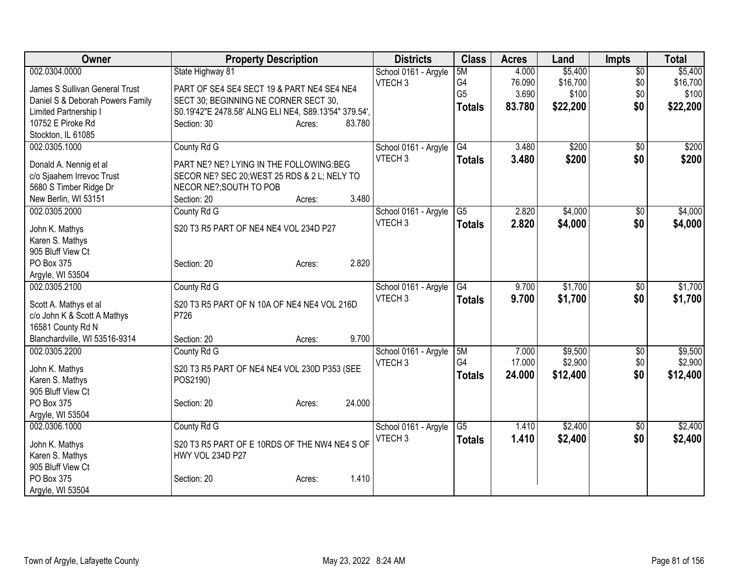| Owner | Property Description | Districts | Class | Acres | Land | Impts | Total |
|---|---|---|---|---|---|---|---|
| 002.0304.0000<br>James S Sullivan General Trust<br>Daniel S & Deborah Powers Family Limited Partnership I<br>10752 E Piroke Rd<br>Stockton, IL 61085 | State Highway 81<br>PART OF SE4 SE4 SECT 19 & PART NE4 SE4 NE4 SECT 30; BEGINNING NE CORNER SECT 30, S0.19'42"E 2478.58' ALNG ELI NE4, S89.13'54" 379.54',<br>Section: 30 Acres: 83.780 | School 0161 - Argyle<br>VTECH 3 | 5M<br>G4<br>G5<br>**Totals** | 4.000<br>76.090<br>3.690<br>**83.780** | $5,400<br>$16,700<br>$100<br>**$22,200** | $0<br>$0<br>$0<br>**$0** | $5,400<br>$16,700<br>$100<br>**$22,200** |
| 002.0305.1000<br>Donald A. Nennig et al<br>c/o Sjaahem Irrevoc Trust<br>5680 S Timber Ridge Dr<br>New Berlin, WI 53151 | County Rd G<br>PART NE? NE? LYING IN THE FOLLOWING:BEG SECOR NE? SEC 20;WEST 25 RDS & 2 L; NELY TO NECOR NE?;SOUTH TO POB<br>Section: 20 Acres: 3.480 | School 0161 - Argyle<br>VTECH 3 | G4<br>**Totals** | 3.480<br>**3.480** | $200<br>**$200** | $0<br>**$0** | $200<br>**$200** |
| 002.0305.2000<br>John K. Mathys<br>Karen S. Mathys<br>905 Bluff View Ct<br>PO Box 375<br>Argyle, WI 53504 | County Rd G<br>S20 T3 R5 PART OF NE4 NE4 VOL 234D P27<br>Section: 20 Acres: 2.820 | School 0161 - Argyle<br>VTECH 3 | G5<br>**Totals** | 2.820<br>**2.820** | $4,000<br>**$4,000** | $0<br>**$0** | $4,000<br>**$4,000** |
| 002.0305.2100<br>Scott A. Mathys et al<br>c/o John K & Scott A Mathys<br>16581 County Rd N<br>Blanchardville, WI 53516-9314 | County Rd G<br>S20 T3 R5 PART OF N 10A OF NE4 NE4 VOL 216D P726<br>Section: 20 Acres: 9.700 | School 0161 - Argyle<br>VTECH 3 | G4<br>**Totals** | 9.700<br>**9.700** | $1,700<br>**$1,700** | $0<br>**$0** | $1,700<br>**$1,700** |
| 002.0305.2200<br>John K. Mathys<br>Karen S. Mathys<br>905 Bluff View Ct<br>PO Box 375<br>Argyle, WI 53504 | County Rd G<br>S20 T3 R5 PART OF NE4 NE4 VOL 230D P353 (SEE POS2190)<br>Section: 20 Acres: 24.000 | School 0161 - Argyle<br>VTECH 3 | 5M<br>G4<br>**Totals** | 7.000<br>17.000<br>**24.000** | $9,500<br>$2,900<br>**$12,400** | $0<br>$0<br>**$0** | $9,500<br>$2,900<br>**$12,400** |
| 002.0306.1000<br>John K. Mathys<br>Karen S. Mathys<br>905 Bluff View Ct<br>PO Box 375<br>Argyle, WI 53504 | County Rd G<br>S20 T3 R5 PART OF E 10RDS OF THE NW4 NE4 S OF HWY VOL 234D P27<br>Section: 20 Acres: 1.410 | School 0161 - Argyle<br>VTECH 3 | G5<br>**Totals** | 1.410<br>**1.410** | $2,400<br>**$2,400** | $0<br>**$0** | $2,400<br>**$2,400** |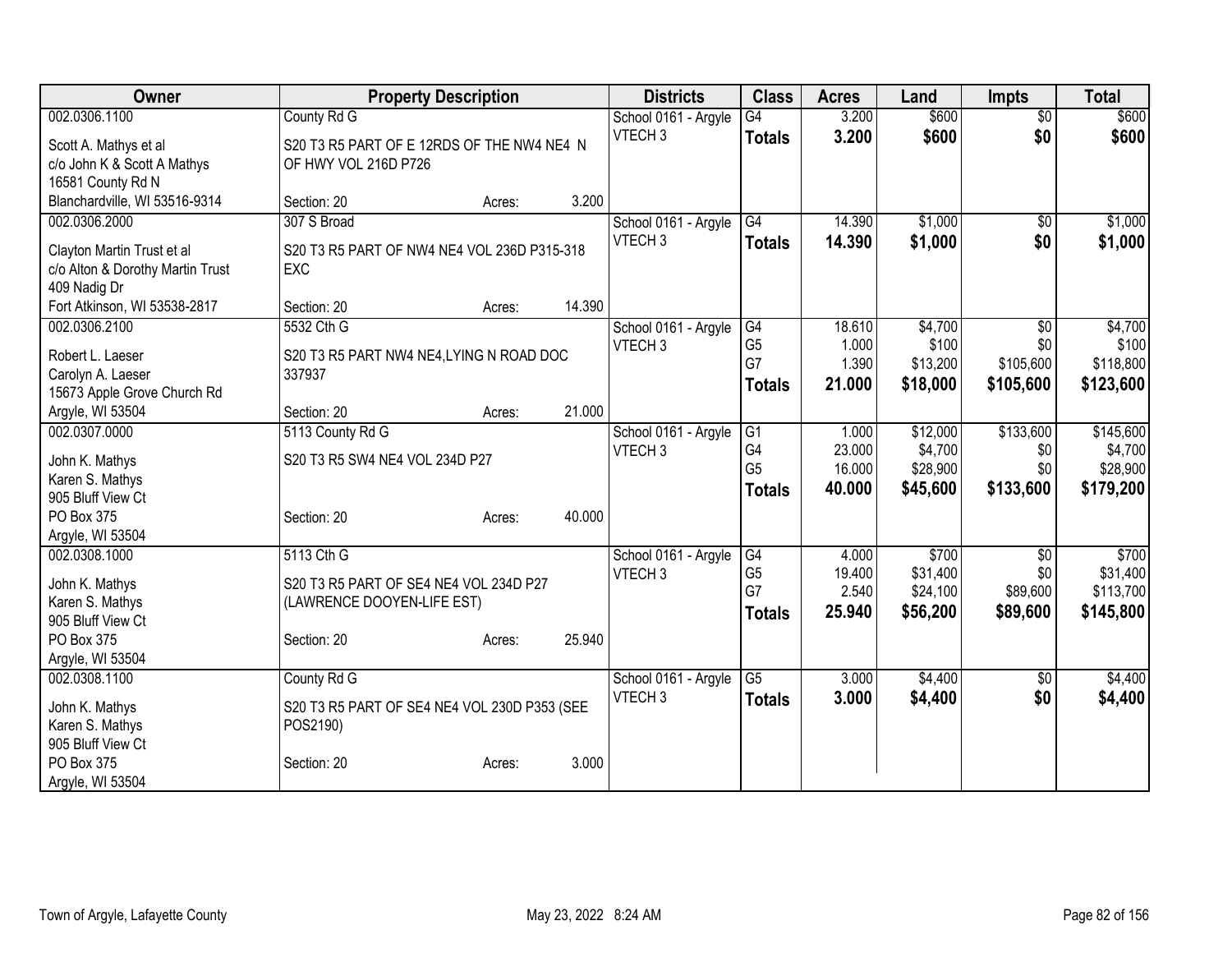| Owner | Property Description | | | Districts | Class | Acres | Land | Impts | Total |
|---|---|---|---|---|---|---|---|---|---|
| 002.0306.1100 | County Rd G | | | School 0161 - Argyle | G4 | 3.200 | $600 | $0 | $600 |
| Scott A. Mathys et al | S20 T3 R5 PART OF E 12RDS OF THE NW4 NE4 N OF HWY VOL 216D P726 | | | VTECH 3 | **Totals** | **3.200** | **$600** | **$0** | **$600** |
| c/o John K & Scott A Mathys | | | | | | | | | |
| 16581 County Rd N | | | | | | | | | |
| Blanchardville, WI 53516-9314 | Section: 20 | Acres: | 3.200 | | | | | | |
| 002.0306.2000 | 307 S Broad | | | School 0161 - Argyle | G4 | 14.390 | $1,000 | $0 | $1,000 |
| Clayton Martin Trust et al | S20 T3 R5 PART OF NW4 NE4 VOL 236D P315-318 EXC | | | VTECH 3 | **Totals** | **14.390** | **$1,000** | **$0** | **$1,000** |
| c/o Alton & Dorothy Martin Trust | | | | | | | | | |
| 409 Nadig Dr | | | | | | | | | |
| Fort Atkinson, WI 53538-2817 | Section: 20 | Acres: | 14.390 | | | | | | |
| 002.0306.2100 | 5532 Cth G | | | School 0161 - Argyle | G4 | 18.610 | $4,700 | $0 | $4,700 |
| Robert L. Laeser | S20 T3 R5 PART NW4 NE4,LYING N ROAD DOC 337937 | | | VTECH 3 | G5 | 1.000 | $100 | $0 | $100 |
| Carolyn A. Laeser | | | | | G7 | 1.390 | $13,200 | $105,600 | $118,800 |
| 15673 Apple Grove Church Rd | | | | | **Totals** | **21.000** | **$18,000** | **$105,600** | **$123,600** |
| Argyle, WI 53504 | Section: 20 | Acres: | 21.000 | | | | | | |
| 002.0307.0000 | 5113 County Rd G | | | School 0161 - Argyle | G1 | 1.000 | $12,000 | $133,600 | $145,600 |
| John K. Mathys | S20 T3 R5 SW4 NE4 VOL 234D P27 | | | VTECH 3 | G4 | 23.000 | $4,700 | $0 | $4,700 |
| Karen S. Mathys | | | | | G5 | 16.000 | $28,900 | $0 | $28,900 |
| 905 Bluff View Ct | | | | | **Totals** | **40.000** | **$45,600** | **$133,600** | **$179,200** |
| PO Box 375 | Section: 20 | Acres: | 40.000 | | | | | | |
| Argyle, WI 53504 | | | | | | | | | |
| 002.0308.1000 | 5113 Cth G | | | School 0161 - Argyle | G4 | 4.000 | $700 | $0 | $700 |
| John K. Mathys | S20 T3 R5 PART OF SE4 NE4 VOL 234D P27 (LAWRENCE DOOYEN-LIFE EST) | | | VTECH 3 | G5 | 19.400 | $31,400 | $0 | $31,400 |
| Karen S. Mathys | | | | | G7 | 2.540 | $24,100 | $89,600 | $113,700 |
| 905 Bluff View Ct | | | | | **Totals** | **25.940** | **$56,200** | **$89,600** | **$145,800** |
| PO Box 375 | Section: 20 | Acres: | 25.940 | | | | | | |
| Argyle, WI 53504 | | | | | | | | | |
| 002.0308.1100 | County Rd G | | | School 0161 - Argyle | G5 | 3.000 | $4,400 | $0 | $4,400 |
| John K. Mathys | S20 T3 R5 PART OF SE4 NE4 VOL 230D P353 (SEE POS2190) | | | VTECH 3 | **Totals** | **3.000** | **$4,400** | **$0** | **$4,400** |
| Karen S. Mathys | | | | | | | | | |
| 905 Bluff View Ct | | | | | | | | | |
| PO Box 375 | Section: 20 | Acres: | 3.000 | | | | | | |
| Argyle, WI 53504 | | | | | | | | | |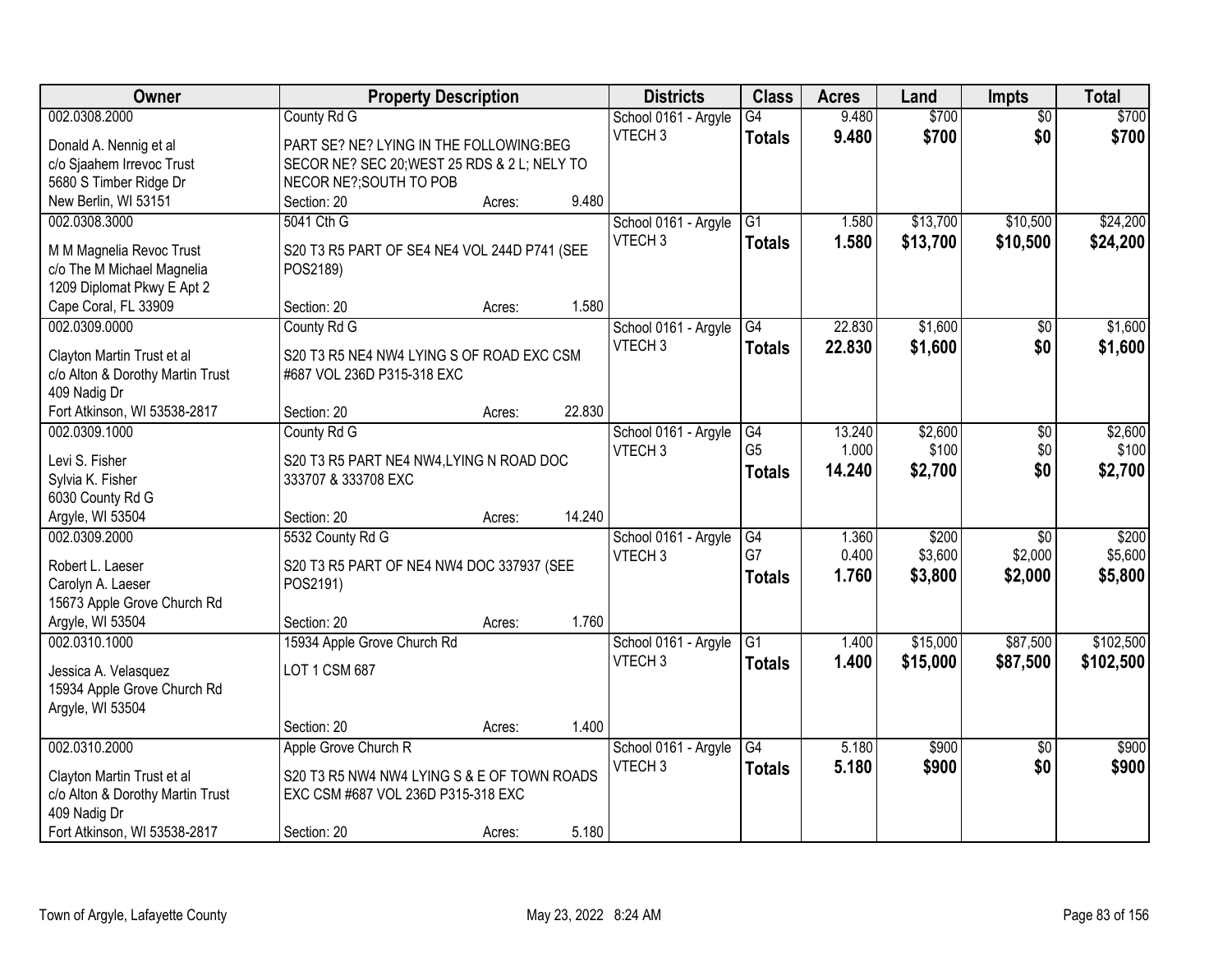| Owner | Property Description | Districts | Class | Acres | Land | Impts | Total |
|---|---|---|---|---|---|---|---|
| 002.0308.2000<br>Donald A. Nennig et al<br>c/o Sjaahem Irrevoc Trust<br>5680 S Timber Ridge Dr<br>New Berlin, WI 53151 | County Rd G<br>PART SE? NE? LYING IN THE FOLLOWING:BEG SECOR NE? SEC 20;WEST 25 RDS & 2 L; NELY TO NECOR NE?;SOUTH TO POB<br>Section: 20 Acres: 9.480 | School 0161 - Argyle<br>VTECH 3 | G4<br>**Totals** | 9.480<br>**9.480** | $700<br>**$700** | $0<br>**$0** | $700<br>**$700** |
| 002.0308.3000<br>M M Magnelia Revoc Trust<br>c/o The M Michael Magnelia<br>1209 Diplomat Pkwy E Apt 2<br>Cape Coral, FL 33909 | 5041 Cth G<br>S20 T3 R5 PART OF SE4 NE4 VOL 244D P741 (SEE POS2189)<br>Section: 20 Acres: 1.580 | School 0161 - Argyle<br>VTECH 3 | G1<br>**Totals** | 1.580<br>**1.580** | $13,700<br>**$13,700** | $10,500<br>**$10,500** | $24,200<br>**$24,200** |
| 002.0309.0000<br>Clayton Martin Trust et al<br>c/o Alton & Dorothy Martin Trust<br>409 Nadig Dr<br>Fort Atkinson, WI 53538-2817 | County Rd G<br>S20 T3 R5 NE4 NW4 LYING S OF ROAD EXC CSM #687 VOL 236D P315-318 EXC<br>Section: 20 Acres: 22.830 | School 0161 - Argyle<br>VTECH 3 | G4<br>**Totals** | 22.830<br>**22.830** | $1,600<br>**$1,600** | $0<br>**$0** | $1,600<br>**$1,600** |
| 002.0309.1000<br>Levi S. Fisher<br>Sylvia K. Fisher<br>6030 County Rd G<br>Argyle, WI 53504 | County Rd G<br>S20 T3 R5 PART NE4 NW4,LYING N ROAD DOC 333707 & 333708 EXC<br>Section: 20 Acres: 14.240 | School 0161 - Argyle<br>VTECH 3 | G4<br>G5<br>**Totals** | 13.240<br>1.000<br>**14.240** | $2,600<br>$100<br>**$2,700** | $0<br>$0<br>**$0** | $2,600<br>$100<br>**$2,700** |
| 002.0309.2000<br>Robert L. Laeser<br>Carolyn A. Laeser<br>15673 Apple Grove Church Rd<br>Argyle, WI 53504 | 5532 County Rd G<br>S20 T3 R5 PART OF NE4 NW4 DOC 337937 (SEE POS2191)<br>Section: 20 Acres: 1.760 | School 0161 - Argyle<br>VTECH 3 | G4<br>G7<br>**Totals** | 1.360<br>0.400<br>**1.760** | $200<br>$3,600<br>**$3,800** | $0<br>$2,000<br>**$2,000** | $200<br>$5,600<br>**$5,800** |
| 002.0310.1000<br>Jessica A. Velasquez<br>15934 Apple Grove Church Rd<br>Argyle, WI 53504 | 15934 Apple Grove Church Rd<br>LOT 1 CSM 687<br>Section: 20 Acres: 1.400 | School 0161 - Argyle<br>VTECH 3 | G1<br>**Totals** | 1.400<br>**1.400** | $15,000<br>**$15,000** | $87,500<br>**$87,500** | $102,500<br>**$102,500** |
| 002.0310.2000<br>Clayton Martin Trust et al<br>c/o Alton & Dorothy Martin Trust<br>409 Nadig Dr<br>Fort Atkinson, WI 53538-2817 | Apple Grove Church R<br>S20 T3 R5 NW4 NW4 LYING S & E OF TOWN ROADS EXC CSM #687 VOL 236D P315-318 EXC<br>Section: 20 Acres: 5.180 | School 0161 - Argyle<br>VTECH 3 | G4<br>**Totals** | 5.180<br>**5.180** | $900<br>**$900** | $0<br>**$0** | $900<br>**$900** |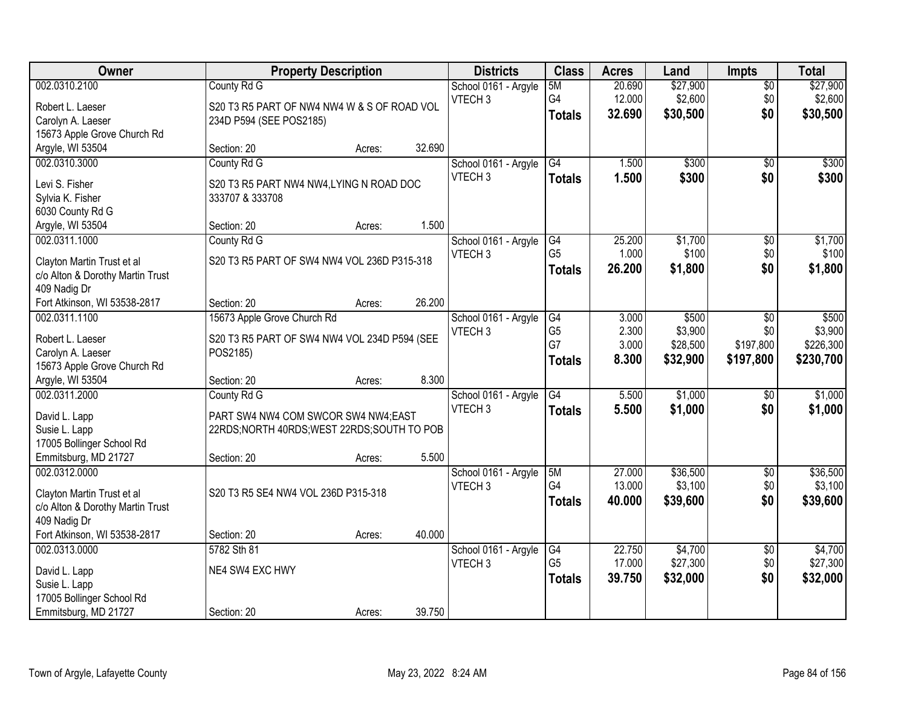| Owner | Property Description | Districts | Class | Acres | Land | Impts | Total |
|---|---|---|---|---|---|---|---|
| 002.0310.2100<br>Robert L. Laeser<br>Carolyn A. Laeser<br>15673 Apple Grove Church Rd<br>Argyle, WI 53504 | County Rd G<br>S20 T3 R5 PART OF NW4 NW4 W & S OF ROAD VOL 234D P594 (SEE POS2185)<br>Section: 20 Acres: 32.690 | School 0161 - Argyle<br>VTECH 3 | 5M<br>G4<br>**Totals** | 20.690<br>12.000<br>**32.690** | $27,900<br>$2,600<br>**$30,500** | $0<br>$0<br>**$0** | $27,900<br>$2,600<br>**$30,500** |
| 002.0310.3000<br>Levi S. Fisher<br>Sylvia K. Fisher<br>6030 County Rd G<br>Argyle, WI 53504 | County Rd G<br>S20 T3 R5 PART NW4 NW4,LYING N ROAD DOC 333707 & 333708<br>Section: 20 Acres: 1.500 | School 0161 - Argyle<br>VTECH 3 | G4<br>**Totals** | 1.500<br>**1.500** | $300<br>**$300** | $0<br>**$0** | $300<br>**$300** |
| 002.0311.1000<br>Clayton Martin Trust et al<br>c/o Alton & Dorothy Martin Trust<br>409 Nadig Dr<br>Fort Atkinson, WI 53538-2817 | County Rd G<br>S20 T3 R5 PART OF SW4 NW4 VOL 236D P315-318<br>Section: 20 Acres: 26.200 | School 0161 - Argyle<br>VTECH 3 | G4<br>G5<br>**Totals** | 25.200<br>1.000<br>**26.200** | $1,700<br>$100<br>**$1,800** | $0<br>$0<br>**$0** | $1,700<br>$100<br>**$1,800** |
| 002.0311.1100<br>Robert L. Laeser<br>Carolyn A. Laeser<br>15673 Apple Grove Church Rd<br>Argyle, WI 53504 | 15673 Apple Grove Church Rd<br>S20 T3 R5 PART OF SW4 NW4 VOL 234D P594 (SEE POS2185)<br>Section: 20 Acres: 8.300 | School 0161 - Argyle<br>VTECH 3 | G4<br>G5<br>G7<br>**Totals** | 3.000<br>2.300<br>3.000<br>**8.300** | $500<br>$3,900<br>$28,500<br>**$32,900** | $0<br>$0<br>$197,800<br>**$197,800** | $500<br>$3,900<br>$226,300<br>**$230,700** |
| 002.0311.2000<br>David L. Lapp<br>Susie L. Lapp<br>17005 Bollinger School Rd<br>Emmitsburg, MD 21727 | County Rd G<br>PART SW4 NW4 COM SWCOR SW4 NW4;EAST 22RDS;NORTH 40RDS;WEST 22RDS;SOUTH TO POB<br>Section: 20 Acres: 5.500 | School 0161 - Argyle<br>VTECH 3 | G4<br>**Totals** | 5.500<br>**5.500** | $1,000<br>**$1,000** | $0<br>**$0** | $1,000<br>**$1,000** |
| 002.0312.0000<br>Clayton Martin Trust et al<br>c/o Alton & Dorothy Martin Trust<br>409 Nadig Dr<br>Fort Atkinson, WI 53538-2817 | S20 T3 R5 SE4 NW4 VOL 236D P315-318<br>Section: 20 Acres: 40.000 | School 0161 - Argyle<br>VTECH 3 | 5M<br>G4<br>**Totals** | 27.000<br>13.000<br>**40.000** | $36,500<br>$3,100<br>**$39,600** | $0<br>$0<br>**$0** | $36,500<br>$3,100<br>**$39,600** |
| 002.0313.0000<br>David L. Lapp<br>Susie L. Lapp<br>17005 Bollinger School Rd<br>Emmitsburg, MD 21727 | 5782 Sth 81<br>NE4 SW4 EXC HWY<br>Section: 20 Acres: 39.750 | School 0161 - Argyle<br>VTECH 3 | G4<br>G5<br>**Totals** | 22.750<br>17.000<br>**39.750** | $4,700<br>$27,300<br>**$32,000** | $0<br>$0<br>**$0** | $4,700<br>$27,300<br>**$32,000** |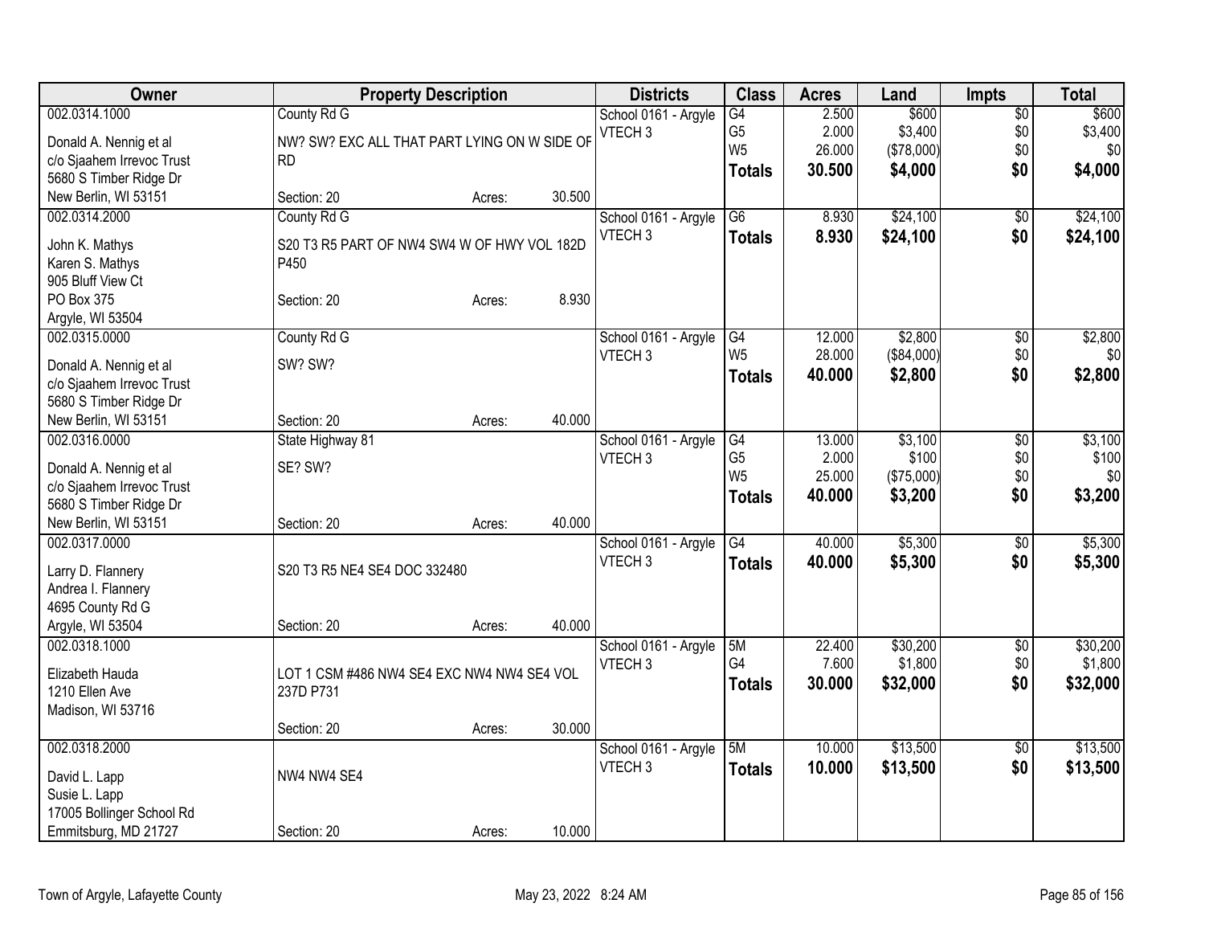| Owner | Property Description | | | Districts | Class | Acres | Land | Impts | Total |
|---|---|---|---|---|---|---|---|---|---|
| 002.0314.1000 | County Rd G | | | School 0161 - Argyle | G4 | 2.500 | $600 | $0 | $600 |
| Donald A. Nennig et al | NW? SW? EXC ALL THAT PART LYING ON W SIDE OF | | | VTECH 3 | G5 | 2.000 | $3,400 | $0 | $3,400 |
| c/o Sjaahem Irrevoc Trust | RD | | | | W5 | 26.000 | ($78,000) | $0 | $0 |
| 5680 S Timber Ridge Dr | | | | | **Totals** | **30.500** | **$4,000** | **$0** | **$4,000** |
| New Berlin, WI 53151 | Section: 20 | Acres: | 30.500 | | | | | | |
| 002.0314.2000 | County Rd G | | | School 0161 - Argyle | G6 | 8.930 | $24,100 | $0 | $24,100 |
| John K. Mathys | S20 T3 R5 PART OF NW4 SW4 W OF HWY VOL 182D | | | VTECH 3 | **Totals** | **8.930** | **$24,100** | **$0** | **$24,100** |
| Karen S. Mathys | P450 | | | | | | | | |
| 905 Bluff View Ct | | | | | | | | | |
| PO Box 375 | Section: 20 | Acres: | 8.930 | | | | | | |
| Argyle, WI 53504 | | | | | | | | | |
| 002.0315.0000 | County Rd G | | | School 0161 - Argyle | G4 | 12.000 | $2,800 | $0 | $2,800 |
| Donald A. Nennig et al | SW? SW? | | | VTECH 3 | W5 | 28.000 | ($84,000) | $0 | $0 |
| c/o Sjaahem Irrevoc Trust | | | | | **Totals** | **40.000** | **$2,800** | **$0** | **$2,800** |
| 5680 S Timber Ridge Dr | | | | | | | | | |
| New Berlin, WI 53151 | Section: 20 | Acres: | 40.000 | | | | | | |
| 002.0316.0000 | State Highway 81 | | | School 0161 - Argyle | G4 | 13.000 | $3,100 | $0 | $3,100 |
| Donald A. Nennig et al | SE? SW? | | | VTECH 3 | G5 | 2.000 | $100 | $0 | $100 |
| c/o Sjaahem Irrevoc Trust | | | | | W5 | 25.000 | ($75,000) | $0 | $0 |
| 5680 S Timber Ridge Dr | | | | | **Totals** | **40.000** | **$3,200** | **$0** | **$3,200** |
| New Berlin, WI 53151 | Section: 20 | Acres: | 40.000 | | | | | | |
| 002.0317.0000 | | | | School 0161 - Argyle | G4 | 40.000 | $5,300 | $0 | $5,300 |
| Larry D. Flannery | S20 T3 R5 NE4 SE4 DOC 332480 | | | VTECH 3 | **Totals** | **40.000** | **$5,300** | **$0** | **$5,300** |
| Andrea I. Flannery | | | | | | | | | |
| 4695 County Rd G | | | | | | | | | |
| Argyle, WI 53504 | Section: 20 | Acres: | 40.000 | | | | | | |
| 002.0318.1000 | | | | School 0161 - Argyle | 5M | 22.400 | $30,200 | $0 | $30,200 |
| Elizabeth Hauda | LOT 1 CSM #486 NW4 SE4 EXC NW4 NW4 SE4 VOL | | | VTECH 3 | G4 | 7.600 | $1,800 | $0 | $1,800 |
| 1210 Ellen Ave | 237D P731 | | | | **Totals** | **30.000** | **$32,000** | **$0** | **$32,000** |
| Madison, WI 53716 | | | | | | | | | |
| | Section: 20 | Acres: | 30.000 | | | | | | |
| 002.0318.2000 | | | | School 0161 - Argyle | 5M | 10.000 | $13,500 | $0 | $13,500 |
| David L. Lapp | NW4 NW4 SE4 | | | VTECH 3 | **Totals** | **10.000** | **$13,500** | **$0** | **$13,500** |
| Susie L. Lapp | | | | | | | | | |
| 17005 Bollinger School Rd | | | | | | | | | |
| Emmitsburg, MD 21727 | Section: 20 | Acres: | 10.000 | | | | | | |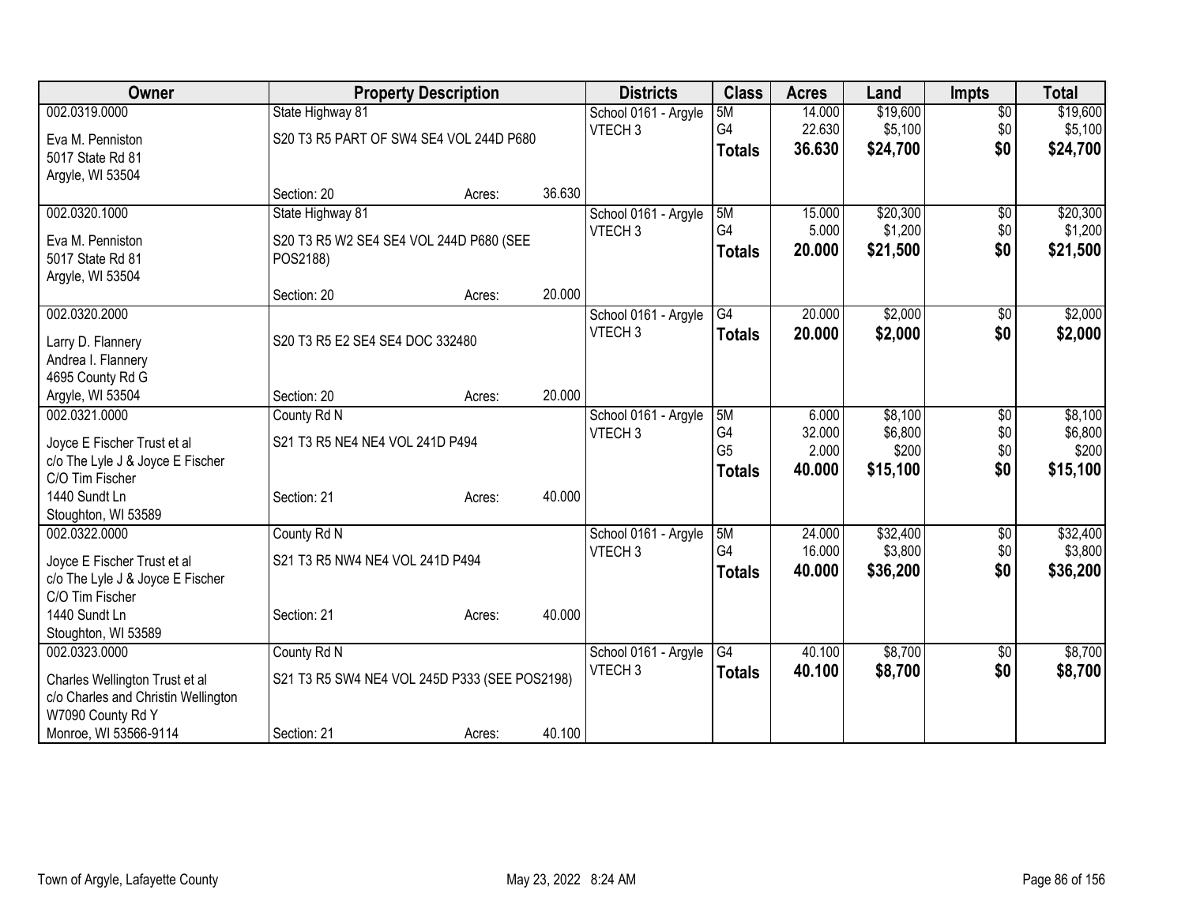| Owner | Property Description | | | Districts | Class | Acres | Land | Impts | Total |
|---|---|---|---|---|---|---|---|---|---|
| 002.0319.0000 | State Highway 81 | | | School 0161 - Argyle | 5M | 14.000 | $19,600 | $0 | $19,600 |
| Eva M. Penniston | S20 T3 R5 PART OF SW4 SE4 VOL 244D P680 | | | VTECH 3 | G4 | 22.630 | $5,100 | $0 | $5,100 |
| 5017 State Rd 81 | | | | | **Totals** | **36.630** | **$24,700** | **$0** | **$24,700** |
| Argyle, WI 53504 | | | | | | | | | |
| | Section: 20 | Acres: | 36.630 | | | | | | |
| 002.0320.1000 | State Highway 81 | | | School 0161 - Argyle | 5M | 15.000 | $20,300 | $0 | $20,300 |
| Eva M. Penniston | S20 T3 R5 W2 SE4 SE4 VOL 244D P680 (SEE POS2188) | | | VTECH 3 | G4 | 5.000 | $1,200 | $0 | $1,200 |
| 5017 State Rd 81 | | | | | **Totals** | **20.000** | **$21,500** | **$0** | **$21,500** |
| Argyle, WI 53504 | | | | | | | | | |
| | Section: 20 | Acres: | 20.000 | | | | | | |
| 002.0320.2000 | | | | School 0161 - Argyle | G4 | 20.000 | $2,000 | $0 | $2,000 |
| Larry D. Flannery | S20 T3 R5 E2 SE4 SE4 DOC 332480 | | | VTECH 3 | **Totals** | **20.000** | **$2,000** | **$0** | **$2,000** |
| Andrea I. Flannery | | | | | | | | | |
| 4695 County Rd G | | | | | | | | | |
| Argyle, WI 53504 | Section: 20 | Acres: | 20.000 | | | | | | |
| 002.0321.0000 | County Rd N | | | School 0161 - Argyle | 5M | 6.000 | $8,100 | $0 | $8,100 |
| Joyce E Fischer Trust et al | S21 T3 R5 NE4 NE4 VOL 241D P494 | | | VTECH 3 | G4 | 32.000 | $6,800 | $0 | $6,800 |
| c/o The Lyle J & Joyce E Fischer | | | | | G5 | 2.000 | $200 | $0 | $200 |
| C/O Tim Fischer | | | | | **Totals** | **40.000** | **$15,100** | **$0** | **$15,100** |
| 1440 Sundt Ln | Section: 21 | Acres: | 40.000 | | | | | | |
| Stoughton, WI 53589 | | | | | | | | | |
| 002.0322.0000 | County Rd N | | | School 0161 - Argyle | 5M | 24.000 | $32,400 | $0 | $32,400 |
| Joyce E Fischer Trust et al | S21 T3 R5 NW4 NE4 VOL 241D P494 | | | VTECH 3 | G4 | 16.000 | $3,800 | $0 | $3,800 |
| c/o The Lyle J & Joyce E Fischer | | | | | **Totals** | **40.000** | **$36,200** | **$0** | **$36,200** |
| C/O Tim Fischer | | | | | | | | | |
| 1440 Sundt Ln | Section: 21 | Acres: | 40.000 | | | | | | |
| Stoughton, WI 53589 | | | | | | | | | |
| 002.0323.0000 | County Rd N | | | School 0161 - Argyle | G4 | 40.100 | $8,700 | $0 | $8,700 |
| Charles Wellington Trust et al | S21 T3 R5 SW4 NE4 VOL 245D P333 (SEE POS2198) | | | VTECH 3 | **Totals** | **40.100** | **$8,700** | **$0** | **$8,700** |
| c/o Charles and Christin Wellington | | | | | | | | | |
| W7090 County Rd Y | | | | | | | | | |
| Monroe, WI 53566-9114 | Section: 21 | Acres: | 40.100 | | | | | | |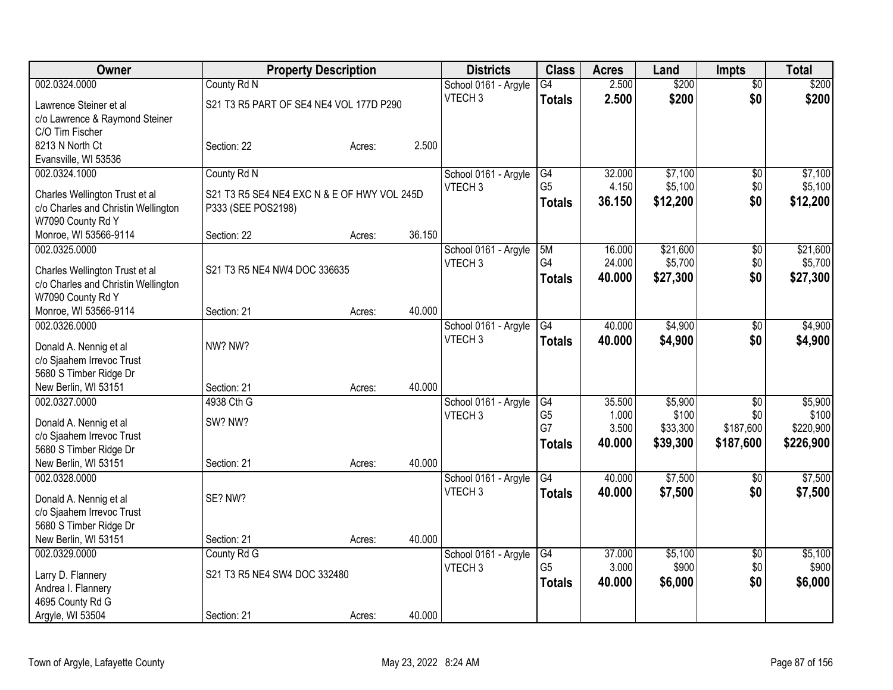| Owner | Property Description | | | Districts | Class | Acres | Land | Impts | Total |
|---|---|---|---|---|---|---|---|---|---|
| 002.0324.0000 | County Rd N | | | School 0161 - Argyle | G4 | 2.500 | $200 | $0 | $200 |
| Lawrence Steiner et al | S21 T3 R5 PART OF SE4 NE4 VOL 177D P290 | | | VTECH 3 | **Totals** | **2.500** | **$200** | **$0** | **$200** |
| c/o Lawrence & Raymond Steiner | | | | | | | | | |
| C/O Tim Fischer | | | | | | | | | |
| 8213 N North Ct | Section: 22 | Acres: | 2.500 | | | | | | |
| Evansville, WI 53536 | | | | | | | | | |
| 002.0324.1000 | County Rd N | | | School 0161 - Argyle | G4 | 32.000 | $7,100 | $0 | $7,100 |
| Charles Wellington Trust et al | S21 T3 R5 SE4 NE4 EXC N & E OF HWY VOL 245D | | | VTECH 3 | G5 | 4.150 | $5,100 | $0 | $5,100 |
| c/o Charles and Christin Wellington | P333 (SEE POS2198) | | | | **Totals** | **36.150** | **$12,200** | **$0** | **$12,200** |
| W7090 County Rd Y | | | | | | | | | |
| Monroe, WI 53566-9114 | Section: 22 | Acres: | 36.150 | | | | | | |
| 002.0325.0000 | | | | School 0161 - Argyle | 5M | 16.000 | $21,600 | $0 | $21,600 |
| Charles Wellington Trust et al | S21 T3 R5 NE4 NW4 DOC 336635 | | | VTECH 3 | G4 | 24.000 | $5,700 | $0 | $5,700 |
| c/o Charles and Christin Wellington | | | | | **Totals** | **40.000** | **$27,300** | **$0** | **$27,300** |
| W7090 County Rd Y | | | | | | | | | |
| Monroe, WI 53566-9114 | Section: 21 | Acres: | 40.000 | | | | | | |
| 002.0326.0000 | | | | School 0161 - Argyle | G4 | 40.000 | $4,900 | $0 | $4,900 |
| Donald A. Nennig et al | NW? NW? | | | VTECH 3 | **Totals** | **40.000** | **$4,900** | **$0** | **$4,900** |
| c/o Sjaahem Irrevoc Trust | | | | | | | | | |
| 5680 S Timber Ridge Dr | | | | | | | | | |
| New Berlin, WI 53151 | Section: 21 | Acres: | 40.000 | | | | | | |
| 002.0327.0000 | 4938 Cth G | | | School 0161 - Argyle | G4 | 35.500 | $5,900 | $0 | $5,900 |
| Donald A. Nennig et al | SW? NW? | | | VTECH 3 | G5 | 1.000 | $100 | $0 | $100 |
| c/o Sjaahem Irrevoc Trust | | | | | G7 | 3.500 | $33,300 | $187,600 | $220,900 |
| 5680 S Timber Ridge Dr | | | | | **Totals** | **40.000** | **$39,300** | **$187,600** | **$226,900** |
| New Berlin, WI 53151 | Section: 21 | Acres: | 40.000 | | | | | | |
| 002.0328.0000 | | | | School 0161 - Argyle | G4 | 40.000 | $7,500 | $0 | $7,500 |
| Donald A. Nennig et al | SE? NW? | | | VTECH 3 | **Totals** | **40.000** | **$7,500** | **$0** | **$7,500** |
| c/o Sjaahem Irrevoc Trust | | | | | | | | | |
| 5680 S Timber Ridge Dr | | | | | | | | | |
| New Berlin, WI 53151 | Section: 21 | Acres: | 40.000 | | | | | | |
| 002.0329.0000 | County Rd G | | | School 0161 - Argyle | G4 | 37.000 | $5,100 | $0 | $5,100 |
| Larry D. Flannery | S21 T3 R5 NE4 SW4 DOC 332480 | | | VTECH 3 | G5 | 3.000 | $900 | $0 | $900 |
| Andrea I. Flannery | | | | | **Totals** | **40.000** | **$6,000** | **$0** | **$6,000** |
| 4695 County Rd G | | | | | | | | | |
| Argyle, WI 53504 | Section: 21 | Acres: | 40.000 | | | | | | |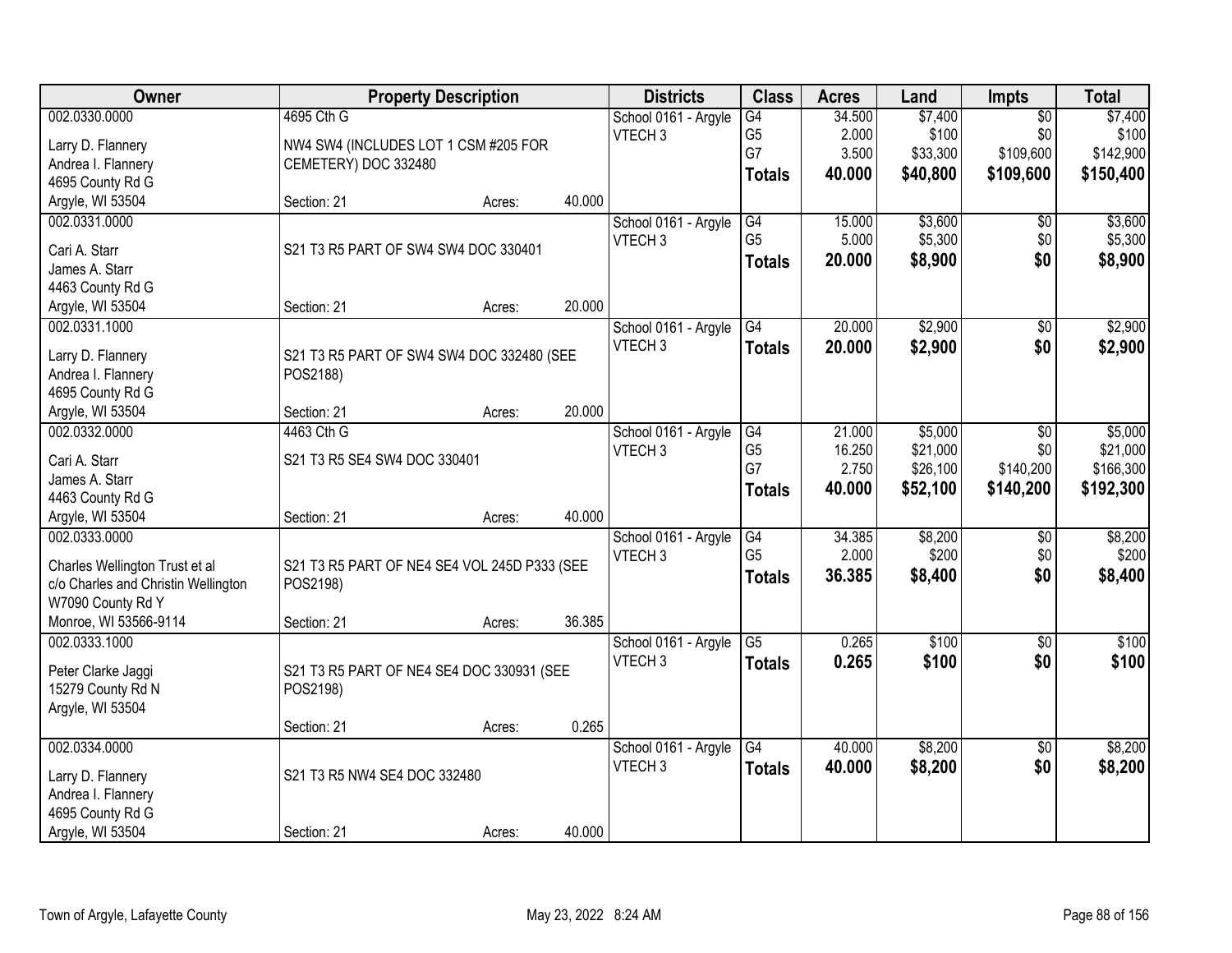| Owner | Property Description | Districts | Class | Acres | Land | Impts | Total |
|---|---|---|---|---|---|---|---|
| 002.0330.0000<br>Larry D. Flannery<br>Andrea I. Flannery<br>4695 County Rd G<br>Argyle, WI 53504 | 4695 Cth G<br>NW4 SW4 (INCLUDES LOT 1 CSM #205 FOR CEMETERY) DOC 332480<br>Section: 21 Acres: 40.000 | School 0161 - Argyle<br>VTECH 3 | G4<br>G5<br>G7<br>**Totals** | 34.500<br>2.000<br>3.500<br>**40.000** | $7,400<br>$100<br>$33,300<br>**$40,800** | $0<br>$0<br>$109,600<br>**$109,600** | $7,400<br>$100<br>$142,900<br>**$150,400** |
| 002.0331.0000<br>Cari A. Starr<br>James A. Starr<br>4463 County Rd G<br>Argyle, WI 53504 | S21 T3 R5 PART OF SW4 SW4 DOC 330401<br>Section: 21 Acres: 20.000 | School 0161 - Argyle<br>VTECH 3 | G4<br>G5<br>**Totals** | 15.000<br>5.000<br>**20.000** | $3,600<br>$5,300<br>**$8,900** | $0<br>$0<br>**$0** | $3,600<br>$5,300<br>**$8,900** |
| 002.0331.1000<br>Larry D. Flannery<br>Andrea I. Flannery<br>4695 County Rd G<br>Argyle, WI 53504 | S21 T3 R5 PART OF SW4 SW4 DOC 332480 (SEE POS2188)<br>Section: 21 Acres: 20.000 | School 0161 - Argyle<br>VTECH 3 | G4<br>**Totals** | 20.000<br>**20.000** | $2,900<br>**$2,900** | $0<br>**$0** | $2,900<br>**$2,900** |
| 002.0332.0000<br>Cari A. Starr<br>James A. Starr<br>4463 County Rd G<br>Argyle, WI 53504 | 4463 Cth G<br>S21 T3 R5 SE4 SW4 DOC 330401<br>Section: 21 Acres: 40.000 | School 0161 - Argyle<br>VTECH 3 | G4<br>G5<br>G7<br>**Totals** | 21.000<br>16.250<br>2.750<br>**40.000** | $5,000<br>$21,000<br>$26,100<br>**$52,100** | $0<br>$0<br>$140,200<br>**$140,200** | $5,000<br>$21,000<br>$166,300<br>**$192,300** |
| 002.0333.0000<br>Charles Wellington Trust et al<br>c/o Charles and Christin Wellington<br>W7090 County Rd Y<br>Monroe, WI 53566-9114 | S21 T3 R5 PART OF NE4 SE4 VOL 245D P333 (SEE POS2198)<br>Section: 21 Acres: 36.385 | School 0161 - Argyle<br>VTECH 3 | G4<br>G5<br>**Totals** | 34.385<br>2.000<br>**36.385** | $8,200<br>$200<br>**$8,400** | $0<br>$0<br>**$0** | $8,200<br>$200<br>**$8,400** |
| 002.0333.1000<br>Peter Clarke Jaggi<br>15279 County Rd N<br>Argyle, WI 53504 | S21 T3 R5 PART OF NE4 SE4 DOC 330931 (SEE POS2198)<br>Section: 21 Acres: 0.265 | School 0161 - Argyle<br>VTECH 3 | G5<br>**Totals** | 0.265<br>**0.265** | $100<br>**$100** | $0<br>**$0** | $100<br>**$100** |
| 002.0334.0000<br>Larry D. Flannery<br>Andrea I. Flannery<br>4695 County Rd G<br>Argyle, WI 53504 | S21 T3 R5 NW4 SE4 DOC 332480<br>Section: 21 Acres: 40.000 | School 0161 - Argyle<br>VTECH 3 | G4<br>**Totals** | 40.000<br>**40.000** | $8,200<br>**$8,200** | $0<br>**$0** | $8,200<br>**$8,200** |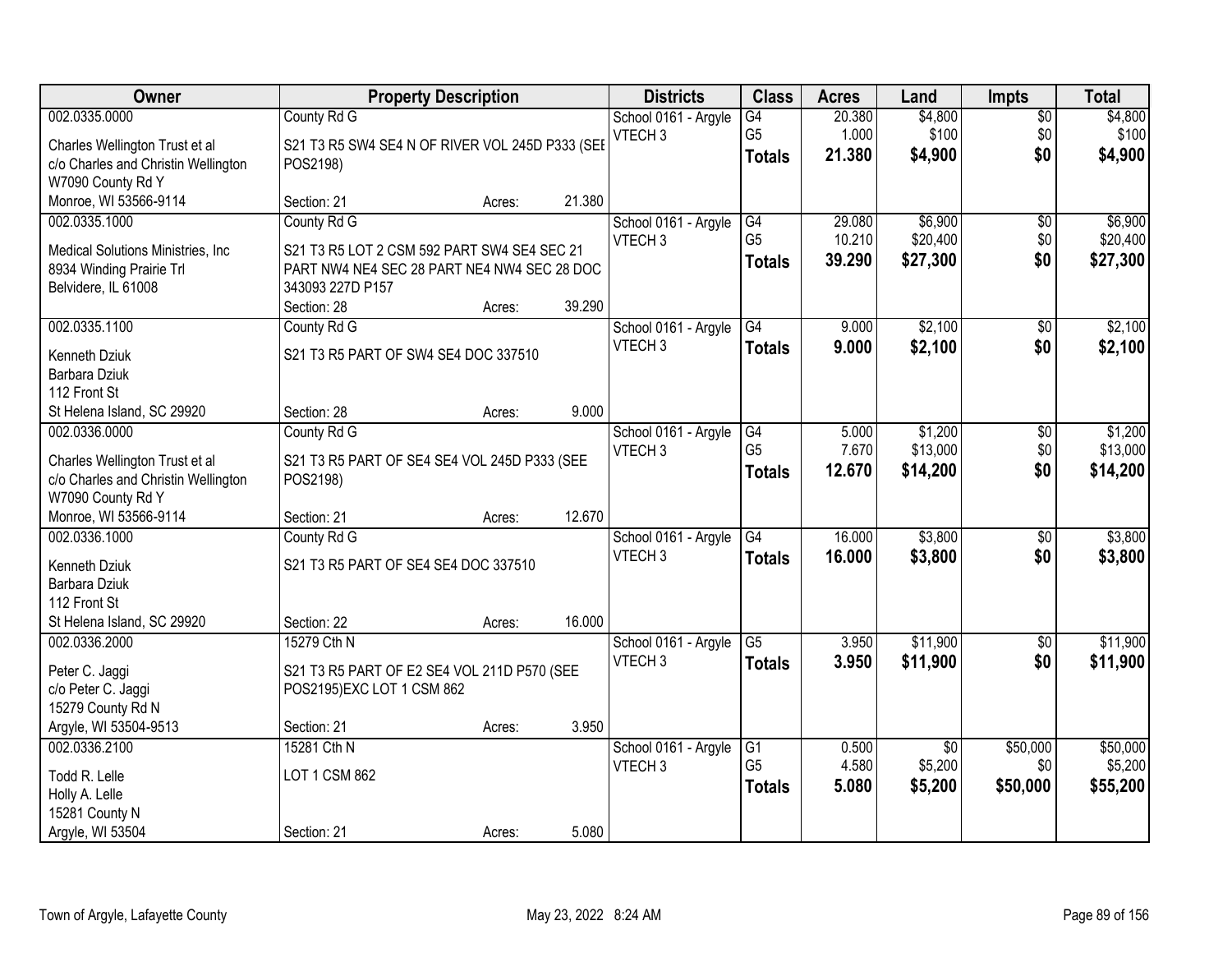| Owner | Property Description | | | Districts | Class | Acres | Land | Impts | Total |
|---|---|---|---|---|---|---|---|---|---|
| 002.0335.0000 | County Rd G | | | School 0161 - Argyle | G4 | 20.380 | $4,800 | $0 | $4,800 |
| Charles Wellington Trust et al | S21 T3 R5 SW4 SE4 N OF RIVER VOL 245D P333 (SEE POS2198) | | | VTECH 3 | G5 | 1.000 | $100 | $0 | $100 |
| c/o Charles and Christin Wellington | | | | | **Totals** | **21.380** | **$4,900** | **$0** | **$4,900** |
| W7090 County Rd Y | | | | | | | | | |
| Monroe, WI 53566-9114 | Section: 21 | Acres: | 21.380 | | | | | | |
| 002.0335.1000 | County Rd G | | | School 0161 - Argyle | G4 | 29.080 | $6,900 | $0 | $6,900 |
| Medical Solutions Ministries, Inc | S21 T3 R5 LOT 2 CSM 592 PART SW4 SE4 SEC 21 PART NW4 NE4 SEC 28 PART NE4 NW4 SEC 28 DOC 343093 227D P157 | | | VTECH 3 | G5 | 10.210 | $20,400 | $0 | $20,400 |
| 8934 Winding Prairie Trl | | | | | **Totals** | **39.290** | **$27,300** | **$0** | **$27,300** |
| Belvidere, IL 61008 | | | | | | | | | |
| | Section: 28 | Acres: | 39.290 | | | | | | |
| 002.0335.1100 | County Rd G | | | School 0161 - Argyle | G4 | 9.000 | $2,100 | $0 | $2,100 |
| Kenneth Dziuk | S21 T3 R5 PART OF SW4 SE4 DOC 337510 | | | VTECH 3 | **Totals** | **9.000** | **$2,100** | **$0** | **$2,100** |
| Barbara Dziuk | | | | | | | | | |
| 112 Front St | | | | | | | | | |
| St Helena Island, SC 29920 | Section: 28 | Acres: | 9.000 | | | | | | |
| 002.0336.0000 | County Rd G | | | School 0161 - Argyle | G4 | 5.000 | $1,200 | $0 | $1,200 |
| Charles Wellington Trust et al | S21 T3 R5 PART OF SE4 SE4 VOL 245D P333 (SEE POS2198) | | | VTECH 3 | G5 | 7.670 | $13,000 | $0 | $13,000 |
| c/o Charles and Christin Wellington | | | | | **Totals** | **12.670** | **$14,200** | **$0** | **$14,200** |
| W7090 County Rd Y | | | | | | | | | |
| Monroe, WI 53566-9114 | Section: 21 | Acres: | 12.670 | | | | | | |
| 002.0336.1000 | County Rd G | | | School 0161 - Argyle | G4 | 16.000 | $3,800 | $0 | $3,800 |
| Kenneth Dziuk | S21 T3 R5 PART OF SE4 SE4 DOC 337510 | | | VTECH 3 | **Totals** | **16.000** | **$3,800** | **$0** | **$3,800** |
| Barbara Dziuk | | | | | | | | | |
| 112 Front St | | | | | | | | | |
| St Helena Island, SC 29920 | Section: 22 | Acres: | 16.000 | | | | | | |
| 002.0336.2000 | 15279 Cth N | | | School 0161 - Argyle | G5 | 3.950 | $11,900 | $0 | $11,900 |
| Peter C. Jaggi | S21 T3 R5 PART OF E2 SE4 VOL 211D P570 (SEE POS2195)EXC LOT 1 CSM 862 | | | VTECH 3 | **Totals** | **3.950** | **$11,900** | **$0** | **$11,900** |
| c/o Peter C. Jaggi | | | | | | | | | |
| 15279 County Rd N | | | | | | | | | |
| Argyle, WI 53504-9513 | Section: 21 | Acres: | 3.950 | | | | | | |
| 002.0336.2100 | 15281 Cth N | | | School 0161 - Argyle | G1 | 0.500 | $0 | $50,000 | $50,000 |
| Todd R. Lelle | LOT 1 CSM 862 | | | VTECH 3 | G5 | 4.580 | $5,200 | $0 | $5,200 |
| Holly A. Lelle | | | | | **Totals** | **5.080** | **$5,200** | **$50,000** | **$55,200** |
| 15281 County N | | | | | | | | | |
| Argyle, WI 53504 | Section: 21 | Acres: | 5.080 | | | | | | |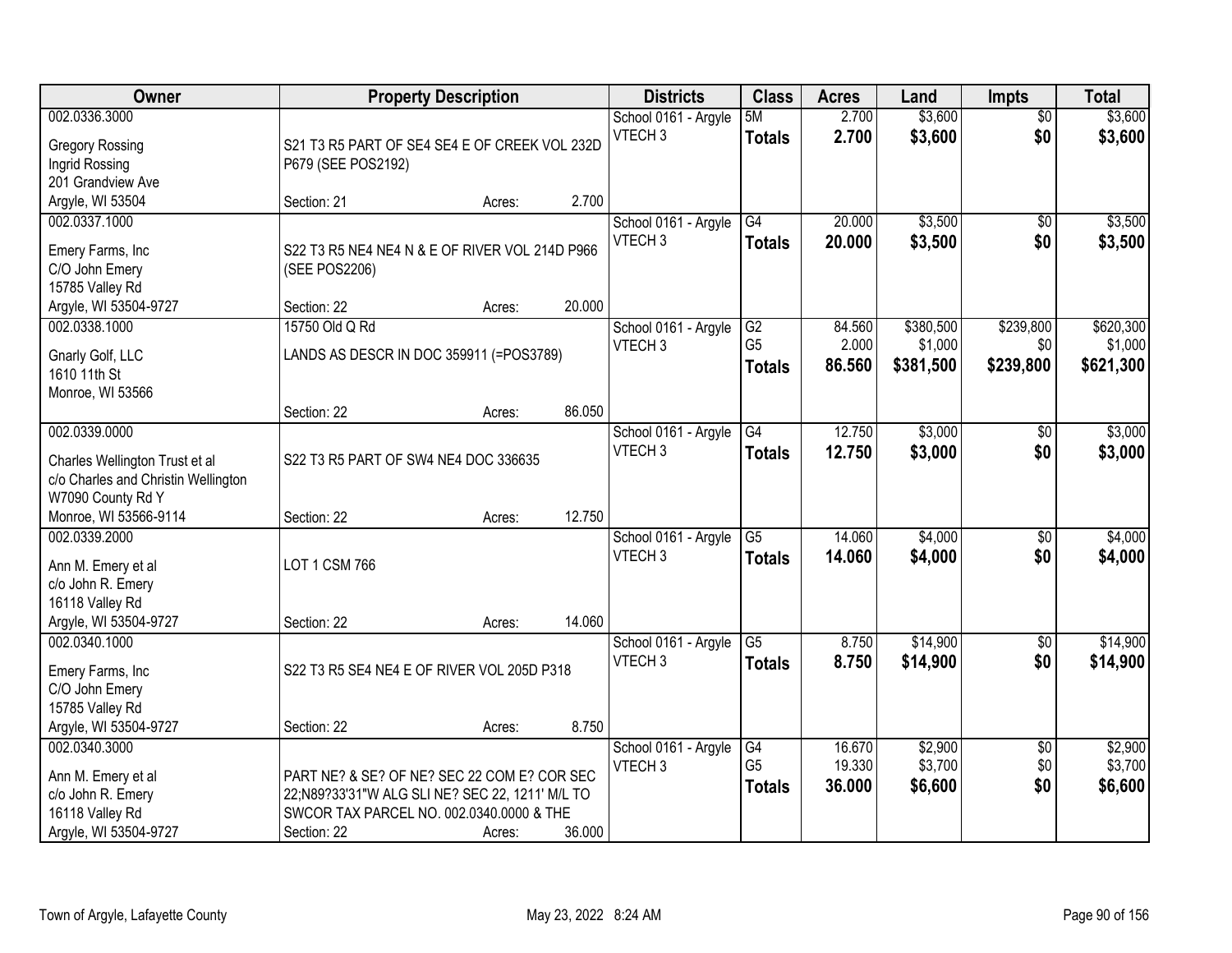| Owner | Property Description | | | Districts | Class | Acres | Land | Impts | Total |
|---|---|---|---|---|---|---|---|---|---|
| 002.0336.3000<br>Gregory Rossing<br>Ingrid Rossing<br>201 Grandview Ave<br>Argyle, WI 53504 | S21 T3 R5 PART OF SE4 SE4 E OF CREEK VOL 232D P679 (SEE POS2192)<br>Section: 21 | Acres: | 2.700 | School 0161 - Argyle<br>VTECH 3 | 5M<br>**Totals** | 2.700<br>**2.700** | $3,600<br>**$3,600** | $0<br>**$0** | $3,600<br>**$3,600** |
| 002.0337.1000<br>Emery Farms, Inc<br>C/O John Emery<br>15785 Valley Rd<br>Argyle, WI 53504-9727 | S22 T3 R5 NE4 NE4 N & E OF RIVER VOL 214D P966 (SEE POS2206)<br>Section: 22 | Acres: | 20.000 | School 0161 - Argyle<br>VTECH 3 | G4<br>**Totals** | 20.000<br>**20.000** | $3,500<br>**$3,500** | $0<br>**$0** | $3,500<br>**$3,500** |
| 002.0338.1000<br>Gnarly Golf, LLC<br>1610 11th St<br>Monroe, WI 53566 | 15750 Old Q Rd<br>LANDS AS DESCR IN DOC 359911 (=POS3789)<br>Section: 22 | Acres: | 86.050 | School 0161 - Argyle<br>VTECH 3 | G2<br>G5<br>**Totals** | 84.560<br>2.000<br>**86.560** | $380,500<br>$1,000<br>**$381,500** | $239,800<br>$0<br>**$239,800** | $620,300<br>$1,000<br>**$621,300** |
| 002.0339.0000<br>Charles Wellington Trust et al<br>c/o Charles and Christin Wellington<br>W7090 County Rd Y<br>Monroe, WI 53566-9114 | S22 T3 R5 PART OF SW4 NE4 DOC 336635<br>Section: 22 | Acres: | 12.750 | School 0161 - Argyle<br>VTECH 3 | G4<br>**Totals** | 12.750<br>**12.750** | $3,000<br>**$3,000** | $0<br>**$0** | $3,000<br>**$3,000** |
| 002.0339.2000<br>Ann M. Emery et al<br>c/o John R. Emery<br>16118 Valley Rd<br>Argyle, WI 53504-9727 | LOT 1 CSM 766<br>Section: 22 | Acres: | 14.060 | School 0161 - Argyle<br>VTECH 3 | G5<br>**Totals** | 14.060<br>**14.060** | $4,000<br>**$4,000** | $0<br>**$0** | $4,000<br>**$4,000** |
| 002.0340.1000<br>Emery Farms, Inc<br>C/O John Emery<br>15785 Valley Rd<br>Argyle, WI 53504-9727 | S22 T3 R5 SE4 NE4 E OF RIVER VOL 205D P318<br>Section: 22 | Acres: | 8.750 | School 0161 - Argyle<br>VTECH 3 | G5<br>**Totals** | 8.750<br>**8.750** | $14,900<br>**$14,900** | $0<br>**$0** | $14,900<br>**$14,900** |
| 002.0340.3000<br>Ann M. Emery et al<br>c/o John R. Emery<br>16118 Valley Rd<br>Argyle, WI 53504-9727 | PART NE? & SE? OF NE? SEC 22 COM E? COR SEC 22;N89?33'31"W ALG SLI NE? SEC 22, 1211' M/L TO SWCOR TAX PARCEL NO. 002.0340.0000 & THE<br>Section: 22 | Acres: | 36.000 | School 0161 - Argyle<br>VTECH 3 | G4<br>G5<br>**Totals** | 16.670<br>19.330<br>**36.000** | $2,900<br>$3,700<br>**$6,600** | $0<br>$0<br>**$0** | $2,900<br>$3,700<br>**$6,600** |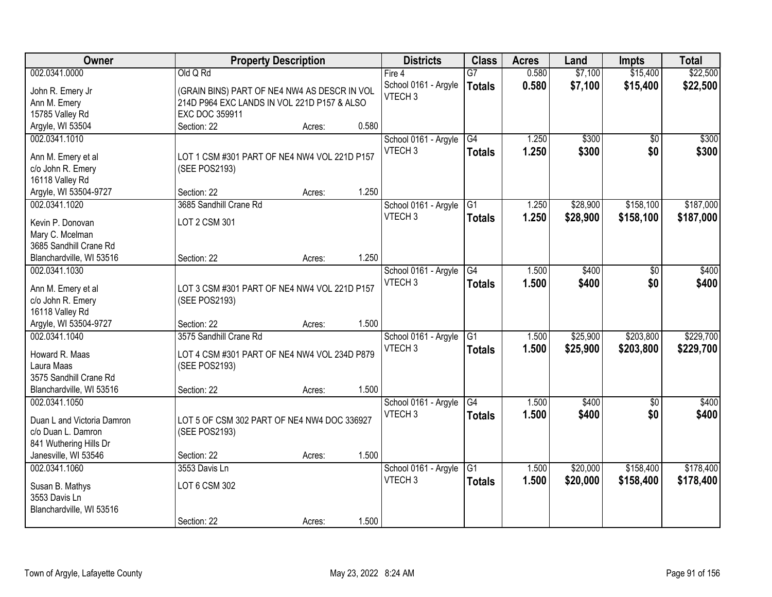| Owner | Property Description | Districts | Class | Acres | Land | Impts | Total |
|---|---|---|---|---|---|---|---|
| 002.0341.0000<br>John R. Emery Jr<br>Ann M. Emery<br>15785 Valley Rd<br>Argyle, WI 53504 | Old Q Rd<br>(GRAIN BINS) PART OF NE4 NW4 AS DESCR IN VOL 214D P964 EXC LANDS IN VOL 221D P157 & ALSO EXC DOC 359911<br>Section: 22 Acres: 0.580 | Fire 4<br>School 0161 - Argyle<br>VTECH 3 | G7<br>**Totals** | 0.580<br>**0.580** | $7,100<br>**$7,100** | $15,400<br>**$15,400** | $22,500<br>**$22,500** |
| 002.0341.1010<br>Ann M. Emery et al<br>c/o John R. Emery<br>16118 Valley Rd<br>Argyle, WI 53504-9727 | LOT 1 CSM #301 PART OF NE4 NW4 VOL 221D P157 (SEE POS2193)<br>Section: 22 Acres: 1.250 | School 0161 - Argyle<br>VTECH 3 | G4<br>**Totals** | 1.250<br>**1.250** | $300<br>**$300** | $0<br>**$0** | $300<br>**$300** |
| 002.0341.1020<br>Kevin P. Donovan<br>Mary C. Mcelman<br>3685 Sandhill Crane Rd<br>Blanchardville, WI 53516 | 3685 Sandhill Crane Rd<br>LOT 2 CSM 301<br>Section: 22 Acres: 1.250 | School 0161 - Argyle<br>VTECH 3 | G1<br>**Totals** | 1.250<br>**1.250** | $28,900<br>**$28,900** | $158,100<br>**$158,100** | $187,000<br>**$187,000** |
| 002.0341.1030<br>Ann M. Emery et al<br>c/o John R. Emery<br>16118 Valley Rd<br>Argyle, WI 53504-9727 | LOT 3 CSM #301 PART OF NE4 NW4 VOL 221D P157 (SEE POS2193)<br>Section: 22 Acres: 1.500 | School 0161 - Argyle<br>VTECH 3 | G4<br>**Totals** | 1.500<br>**1.500** | $400<br>**$400** | $0<br>**$0** | $400<br>**$400** |
| 002.0341.1040<br>Howard R. Maas<br>Laura Maas<br>3575 Sandhill Crane Rd<br>Blanchardville, WI 53516 | 3575 Sandhill Crane Rd<br>LOT 4 CSM #301 PART OF NE4 NW4 VOL 234D P879 (SEE POS2193)<br>Section: 22 Acres: 1.500 | School 0161 - Argyle<br>VTECH 3 | G1<br>**Totals** | 1.500<br>**1.500** | $25,900<br>**$25,900** | $203,800<br>**$203,800** | $229,700<br>**$229,700** |
| 002.0341.1050<br>Duan L and Victoria Damron<br>c/o Duan L. Damron<br>841 Wuthering Hills Dr<br>Janesville, WI 53546 | LOT 5 OF CSM 302 PART OF NE4 NW4 DOC 336927 (SEE POS2193)<br>Section: 22 Acres: 1.500 | School 0161 - Argyle<br>VTECH 3 | G4<br>**Totals** | 1.500<br>**1.500** | $400<br>**$400** | $0<br>**$0** | $400<br>**$400** |
| 002.0341.1060<br>Susan B. Mathys<br>3553 Davis Ln<br>Blanchardville, WI 53516 | 3553 Davis Ln<br>LOT 6 CSM 302<br>Section: 22 Acres: 1.500 | School 0161 - Argyle<br>VTECH 3 | G1<br>**Totals** | 1.500<br>**1.500** | $20,000<br>**$20,000** | $158,400<br>**$158,400** | $178,400<br>**$178,400** |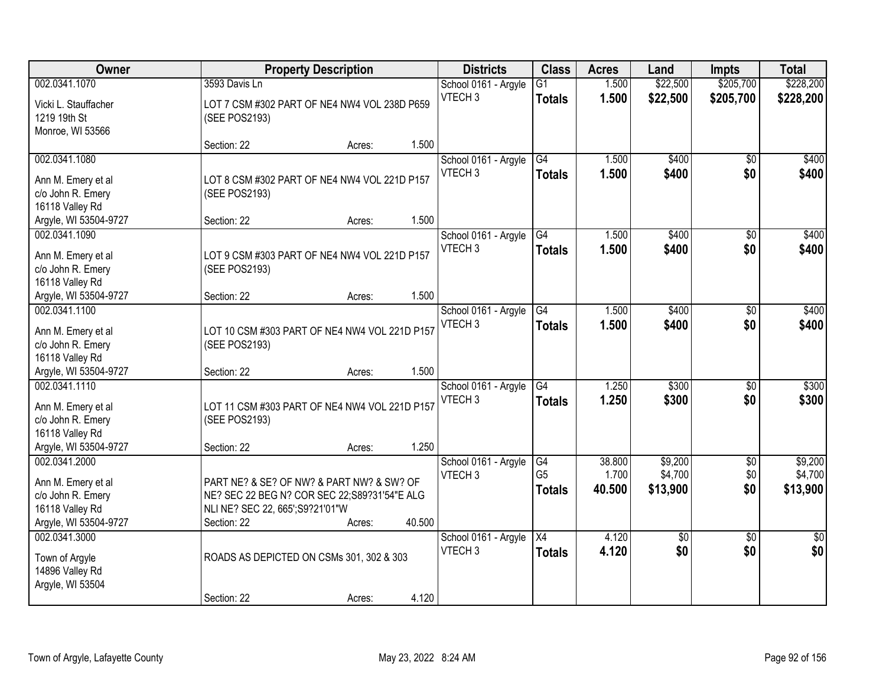| Owner | Property Description | | | Districts | Class | Acres | Land | Impts | Total |
|---|---|---|---|---|---|---|---|---|---|
| 002.0341.1070 | 3593 Davis Ln | | | School 0161 - Argyle | G1 | 1.500 | $22,500 | $205,700 | $228,200 |
| Vicki L. Stauffacher<br>1219 19th St<br>Monroe, WI 53566 | LOT 7 CSM #302 PART OF NE4 NW4 VOL 238D P659 (SEE POS2193) | | | VTECH 3 | **Totals** | **1.500** | **$22,500** | **$205,700** | **$228,200** |
| | Section: 22 | Acres: | 1.500 | | | | | | |
| 002.0341.1080 | | | | School 0161 - Argyle | G4 | 1.500 | $400 | $0 | $400 |
| Ann M. Emery et al<br>c/o John R. Emery<br>16118 Valley Rd<br>Argyle, WI 53504-9727 | LOT 8 CSM #302 PART OF NE4 NW4 VOL 221D P157 (SEE POS2193) | | | VTECH 3 | **Totals** | **1.500** | **$400** | **$0** | **$400** |
| | Section: 22 | Acres: | 1.500 | | | | | | |
| 002.0341.1090 | | | | School 0161 - Argyle | G4 | 1.500 | $400 | $0 | $400 |
| Ann M. Emery et al<br>c/o John R. Emery<br>16118 Valley Rd<br>Argyle, WI 53504-9727 | LOT 9 CSM #303 PART OF NE4 NW4 VOL 221D P157 (SEE POS2193) | | | VTECH 3 | **Totals** | **1.500** | **$400** | **$0** | **$400** |
| | Section: 22 | Acres: | 1.500 | | | | | | |
| 002.0341.1100 | | | | School 0161 - Argyle | G4 | 1.500 | $400 | $0 | $400 |
| Ann M. Emery et al<br>c/o John R. Emery<br>16118 Valley Rd<br>Argyle, WI 53504-9727 | LOT 10 CSM #303 PART OF NE4 NW4 VOL 221D P157 (SEE POS2193) | | | VTECH 3 | **Totals** | **1.500** | **$400** | **$0** | **$400** |
| | Section: 22 | Acres: | 1.500 | | | | | | |
| 002.0341.1110 | | | | School 0161 - Argyle | G4 | 1.250 | $300 | $0 | $300 |
| Ann M. Emery et al<br>c/o John R. Emery<br>16118 Valley Rd<br>Argyle, WI 53504-9727 | LOT 11 CSM #303 PART OF NE4 NW4 VOL 221D P157 (SEE POS2193) | | | VTECH 3 | **Totals** | **1.250** | **$300** | **$0** | **$300** |
| | Section: 22 | Acres: | 1.250 | | | | | | |
| 002.0341.2000 | | | | School 0161 - Argyle | G4 | 38.800 | $9,200 | $0 | $9,200 |
| Ann M. Emery et al<br>c/o John R. Emery<br>16118 Valley Rd<br>Argyle, WI 53504-9727 | PART NE? & SE? OF NW? & PART NW? & SW? OF NE? SEC 22 BEG N? COR SEC 22;S89?31'54"E ALG NLI NE? SEC 22, 665';S9?21'01"W | | | VTECH 3 | G5 | 1.700 | $4,700 | $0 | $4,700 |
| | | | | | **Totals** | **40.500** | **$13,900** | **$0** | **$13,900** |
| | Section: 22 | Acres: | 40.500 | | | | | | |
| 002.0341.3000 | | | | School 0161 - Argyle | X4 | 4.120 | $0 | $0 | $0 |
| Town of Argyle<br>14896 Valley Rd<br>Argyle, WI 53504 | ROADS AS DEPICTED ON CSMs 301, 302 & 303 | | | VTECH 3 | **Totals** | **4.120** | **$0** | **$0** | **$0** |
| | Section: 22 | Acres: | 4.120 | | | | | | |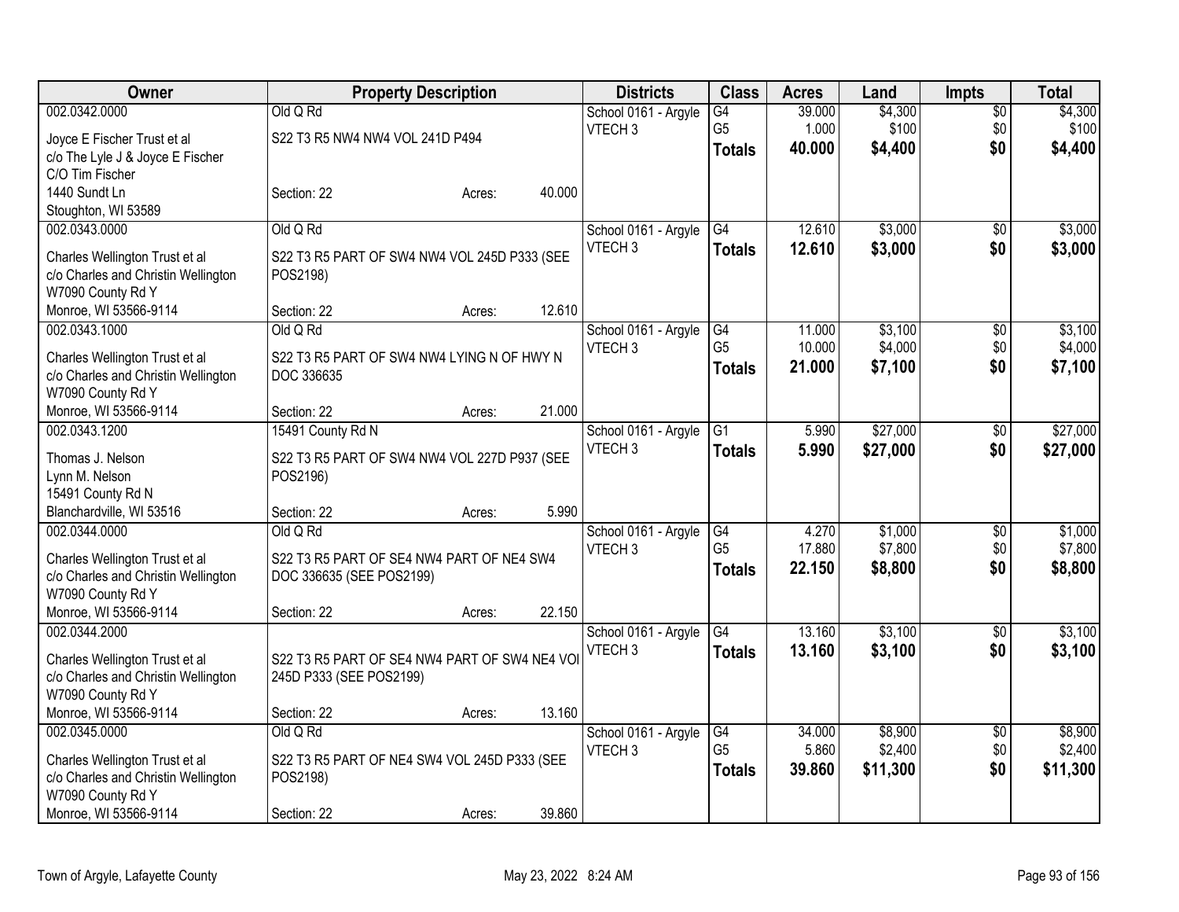| Owner | Property Description | Districts | Class | Acres | Land | Impts | Total |
|---|---|---|---|---|---|---|---|
| 002.0342.0000<br>Joyce E Fischer Trust et al<br>c/o The Lyle J & Joyce E Fischer<br>C/O Tim Fischer<br>1440 Sundt Ln<br>Stoughton, WI 53589 | Old Q Rd<br>S22 T3 R5 NW4 NW4 VOL 241D P494<br>Section: 22 Acres: 40.000 | School 0161 - Argyle<br>VTECH 3 | G4<br>G5<br>**Totals** | 39.000<br>1.000<br>**40.000** | $4,300<br>$100<br>**$4,400** | $0<br>$0<br>**$0** | $4,300<br>$100<br>**$4,400** |
| 002.0343.0000<br>Charles Wellington Trust et al<br>c/o Charles and Christin Wellington<br>W7090 County Rd Y<br>Monroe, WI 53566-9114 | Old Q Rd<br>S22 T3 R5 PART OF SW4 NW4 VOL 245D P333 (SEE POS2198)<br>Section: 22 Acres: 12.610 | School 0161 - Argyle<br>VTECH 3 | G4<br>**Totals** | 12.610<br>**12.610** | $3,000<br>**$3,000** | $0<br>**$0** | $3,000<br>**$3,000** |
| 002.0343.1000<br>Charles Wellington Trust et al<br>c/o Charles and Christin Wellington<br>W7090 County Rd Y<br>Monroe, WI 53566-9114 | Old Q Rd<br>S22 T3 R5 PART OF SW4 NW4 LYING N OF HWY N DOC 336635<br>Section: 22 Acres: 21.000 | School 0161 - Argyle<br>VTECH 3 | G4<br>G5<br>**Totals** | 11.000<br>10.000<br>**21.000** | $3,100<br>$4,000<br>**$7,100** | $0<br>$0<br>**$0** | $3,100<br>$4,000<br>**$7,100** |
| 002.0343.1200<br>Thomas J. Nelson<br>Lynn M. Nelson<br>15491 County Rd N<br>Blanchardville, WI 53516 | 15491 County Rd N<br>S22 T3 R5 PART OF SW4 NW4 VOL 227D P937 (SEE POS2196)<br>Section: 22 Acres: 5.990 | School 0161 - Argyle<br>VTECH 3 | G1<br>**Totals** | 5.990<br>**5.990** | $27,000<br>**$27,000** | $0<br>**$0** | $27,000<br>**$27,000** |
| 002.0344.0000<br>Charles Wellington Trust et al<br>c/o Charles and Christin Wellington<br>W7090 County Rd Y<br>Monroe, WI 53566-9114 | Old Q Rd<br>S22 T3 R5 PART OF SE4 NW4 PART OF NE4 SW4 DOC 336635 (SEE POS2199)<br>Section: 22 Acres: 22.150 | School 0161 - Argyle<br>VTECH 3 | G4<br>G5<br>**Totals** | 4.270<br>17.880<br>**22.150** | $1,000<br>$7,800<br>**$8,800** | $0<br>$0<br>**$0** | $1,000<br>$7,800<br>**$8,800** |
| 002.0344.2000<br>Charles Wellington Trust et al<br>c/o Charles and Christin Wellington<br>W7090 County Rd Y<br>Monroe, WI 53566-9114 | S22 T3 R5 PART OF SE4 NW4 PART OF SW4 NE4 VOl 245D P333 (SEE POS2199)<br>Section: 22 Acres: 13.160 | School 0161 - Argyle<br>VTECH 3 | G4<br>**Totals** | 13.160<br>**13.160** | $3,100<br>**$3,100** | $0<br>**$0** | $3,100<br>**$3,100** |
| 002.0345.0000<br>Charles Wellington Trust et al<br>c/o Charles and Christin Wellington<br>W7090 County Rd Y<br>Monroe, WI 53566-9114 | Old Q Rd<br>S22 T3 R5 PART OF NE4 SW4 VOL 245D P333 (SEE POS2198)<br>Section: 22 Acres: 39.860 | School 0161 - Argyle<br>VTECH 3 | G4<br>G5<br>**Totals** | 34.000<br>5.860<br>**39.860** | $8,900<br>$2,400<br>**$11,300** | $0<br>$0<br>**$0** | $8,900<br>$2,400<br>**$11,300** |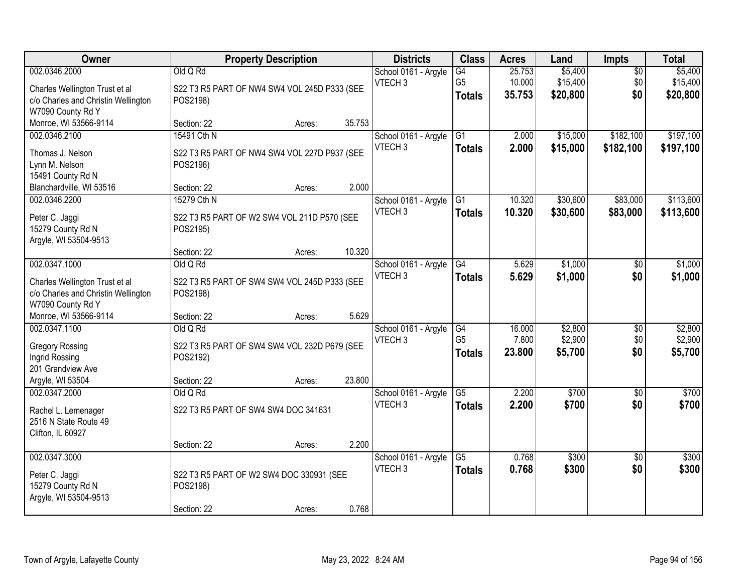| Owner | Property Description | | | Districts | Class | Acres | Land | Impts | Total |
|---|---|---|---|---|---|---|---|---|---|
| 002.0346.2000 | Old Q Rd | | | School 0161 - Argyle | G4 | 25.753 | $5,400 | $0 | $5,400 |
| Charles Wellington Trust et al | S22 T3 R5 PART OF NW4 SW4 VOL 245D P333 (SEE | | | VTECH 3 | G5 | 10.000 | $15,400 | $0 | $15,400 |
| c/o Charles and Christin Wellington | POS2198) | | | | **Totals** | **35.753** | **$20,800** | **$0** | **$20,800** |
| W7090 County Rd Y | | | | | | | | | |
| Monroe, WI 53566-9114 | Section: 22 | Acres: | 35.753 | | | | | | |
| 002.0346.2100 | 15491 Cth N | | | School 0161 - Argyle | G1 | 2.000 | $15,000 | $182,100 | $197,100 |
| Thomas J. Nelson | S22 T3 R5 PART OF NW4 SW4 VOL 227D P937 (SEE | | | VTECH 3 | **Totals** | **2.000** | **$15,000** | **$182,100** | **$197,100** |
| Lynn M. Nelson | POS2196) | | | | | | | | |
| 15491 County Rd N | | | | | | | | | |
| Blanchardville, WI 53516 | Section: 22 | Acres: | 2.000 | | | | | | |
| 002.0346.2200 | 15279 Cth N | | | School 0161 - Argyle | G1 | 10.320 | $30,600 | $83,000 | $113,600 |
| Peter C. Jaggi | S22 T3 R5 PART OF W2 SW4 VOL 211D P570 (SEE | | | VTECH 3 | **Totals** | **10.320** | **$30,600** | **$83,000** | **$113,600** |
| 15279 County Rd N | POS2195) | | | | | | | | |
| Argyle, WI 53504-9513 | | | | | | | | | |
| | Section: 22 | Acres: | 10.320 | | | | | | |
| 002.0347.1000 | Old Q Rd | | | School 0161 - Argyle | G4 | 5.629 | $1,000 | $0 | $1,000 |
| Charles Wellington Trust et al | S22 T3 R5 PART OF SW4 SW4 VOL 245D P333 (SEE | | | VTECH 3 | **Totals** | **5.629** | **$1,000** | **$0** | **$1,000** |
| c/o Charles and Christin Wellington | POS2198) | | | | | | | | |
| W7090 County Rd Y | | | | | | | | | |
| Monroe, WI 53566-9114 | Section: 22 | Acres: | 5.629 | | | | | | |
| 002.0347.1100 | Old Q Rd | | | School 0161 - Argyle | G4 | 16.000 | $2,800 | $0 | $2,800 |
| Gregory Rossing | S22 T3 R5 PART OF SW4 SW4 VOL 232D P679 (SEE | | | VTECH 3 | G5 | 7.800 | $2,900 | $0 | $2,900 |
| Ingrid Rossing | POS2192) | | | | **Totals** | **23.800** | **$5,700** | **$0** | **$5,700** |
| 201 Grandview Ave | | | | | | | | | |
| Argyle, WI 53504 | Section: 22 | Acres: | 23.800 | | | | | | |
| 002.0347.2000 | Old Q Rd | | | School 0161 - Argyle | G5 | 2.200 | $700 | $0 | $700 |
| Rachel L. Lemenager | S22 T3 R5 PART OF SW4 SW4 DOC 341631 | | | VTECH 3 | **Totals** | **2.200** | **$700** | **$0** | **$700** |
| 2516 N State Route 49 | | | | | | | | | |
| Clifton, IL 60927 | | | | | | | | | |
| | Section: 22 | Acres: | 2.200 | | | | | | |
| 002.0347.3000 | | | | School 0161 - Argyle | G5 | 0.768 | $300 | $0 | $300 |
| Peter C. Jaggi | S22 T3 R5 PART OF W2 SW4 DOC 330931 (SEE | | | VTECH 3 | **Totals** | **0.768** | **$300** | **$0** | **$300** |
| 15279 County Rd N | POS2198) | | | | | | | | |
| Argyle, WI 53504-9513 | | | | | | | | | |
| | Section: 22 | Acres: | 0.768 | | | | | | |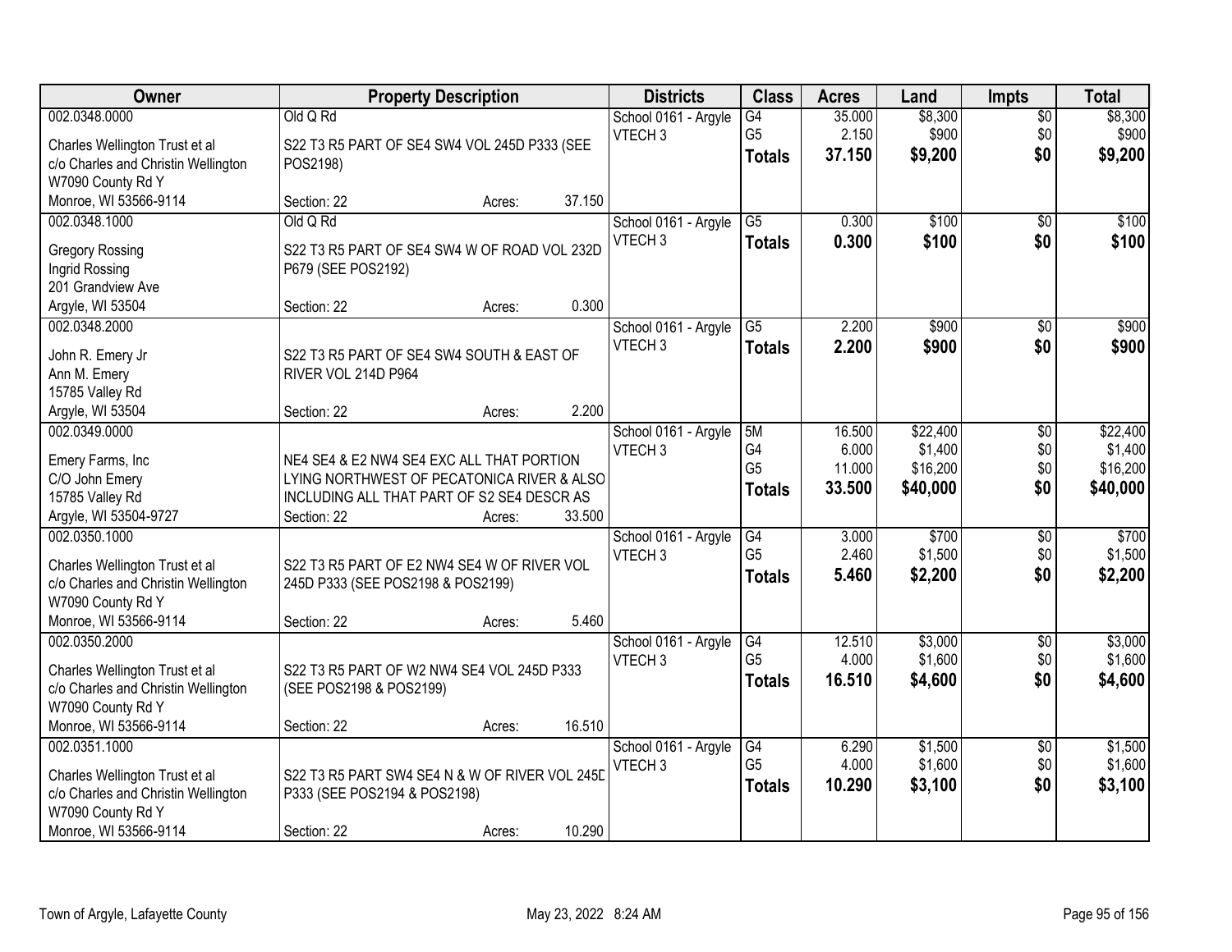| Owner | Property Description | Districts | Class | Acres | Land | Impts | Total |
|---|---|---|---|---|---|---|---|
| 002.0348.0000<br>Charles Wellington Trust et al<br>c/o Charles and Christin Wellington<br>W7090 County Rd Y<br>Monroe, WI 53566-9114 | Old Q Rd<br>S22 T3 R5 PART OF SE4 SW4 VOL 245D P333 (SEE POS2198)<br>Section: 22 Acres: 37.150 | School 0161 - Argyle<br>VTECH 3 | G4<br>G5<br>**Totals** | 35.000<br>2.150<br>**37.150** | $8,300<br>$900<br>**$9,200** | $0<br>$0<br>**$0** | $8,300<br>$900<br>**$9,200** |
| 002.0348.1000<br>Gregory Rossing<br>Ingrid Rossing<br>201 Grandview Ave<br>Argyle, WI 53504 | Old Q Rd<br>S22 T3 R5 PART OF SE4 SW4 W OF ROAD VOL 232D P679 (SEE POS2192)<br>Section: 22 Acres: 0.300 | School 0161 - Argyle<br>VTECH 3 | G5<br>**Totals** | 0.300<br>**0.300** | $100<br>**$100** | $0<br>**$0** | $100<br>**$100** |
| 002.0348.2000<br>John R. Emery Jr<br>Ann M. Emery<br>15785 Valley Rd<br>Argyle, WI 53504 | S22 T3 R5 PART OF SE4 SW4 SOUTH & EAST OF RIVER VOL 214D P964<br>Section: 22 Acres: 2.200 | School 0161 - Argyle<br>VTECH 3 | G5<br>**Totals** | 2.200<br>**2.200** | $900<br>**$900** | $0<br>**$0** | $900<br>**$900** |
| 002.0349.0000<br>Emery Farms, Inc<br>C/O John Emery<br>15785 Valley Rd<br>Argyle, WI 53504-9727 | NE4 SE4 & E2 NW4 SE4 EXC ALL THAT PORTION LYING NORTHWEST OF PECATONICA RIVER & ALSO INCLUDING ALL THAT PART OF S2 SE4 DESCR AS<br>Section: 22 Acres: 33.500 | School 0161 - Argyle<br>VTECH 3 | 5M<br>G4<br>G5<br>**Totals** | 16.500<br>6.000<br>11.000<br>**33.500** | $22,400<br>$1,400<br>$16,200<br>**$40,000** | $0<br>$0<br>$0<br>**$0** | $22,400<br>$1,400<br>$16,200<br>**$40,000** |
| 002.0350.1000<br>Charles Wellington Trust et al<br>c/o Charles and Christin Wellington<br>W7090 County Rd Y<br>Monroe, WI 53566-9114 | S22 T3 R5 PART OF E2 NW4 SE4 W OF RIVER VOL 245D P333 (SEE POS2198 & POS2199)<br>Section: 22 Acres: 5.460 | School 0161 - Argyle<br>VTECH 3 | G4<br>G5<br>**Totals** | 3.000<br>2.460<br>**5.460** | $700<br>$1,500<br>**$2,200** | $0<br>$0<br>**$0** | $700<br>$1,500<br>**$2,200** |
| 002.0350.2000<br>Charles Wellington Trust et al<br>c/o Charles and Christin Wellington<br>W7090 County Rd Y<br>Monroe, WI 53566-9114 | S22 T3 R5 PART OF W2 NW4 SE4 VOL 245D P333 (SEE POS2198 & POS2199)<br>Section: 22 Acres: 16.510 | School 0161 - Argyle<br>VTECH 3 | G4<br>G5<br>**Totals** | 12.510<br>4.000<br>**16.510** | $3,000<br>$1,600<br>**$4,600** | $0<br>$0<br>**$0** | $3,000<br>$1,600<br>**$4,600** |
| 002.0351.1000<br>Charles Wellington Trust et al<br>c/o Charles and Christin Wellington<br>W7090 County Rd Y<br>Monroe, WI 53566-9114 | S22 T3 R5 PART SW4 SE4 N & W OF RIVER VOL 245D P333 (SEE POS2194 & POS2198)<br>Section: 22 Acres: 10.290 | School 0161 - Argyle<br>VTECH 3 | G4<br>G5<br>**Totals** | 6.290<br>4.000<br>**10.290** | $1,500<br>$1,600<br>**$3,100** | $0<br>$0<br>**$0** | $1,500<br>$1,600<br>**$3,100** |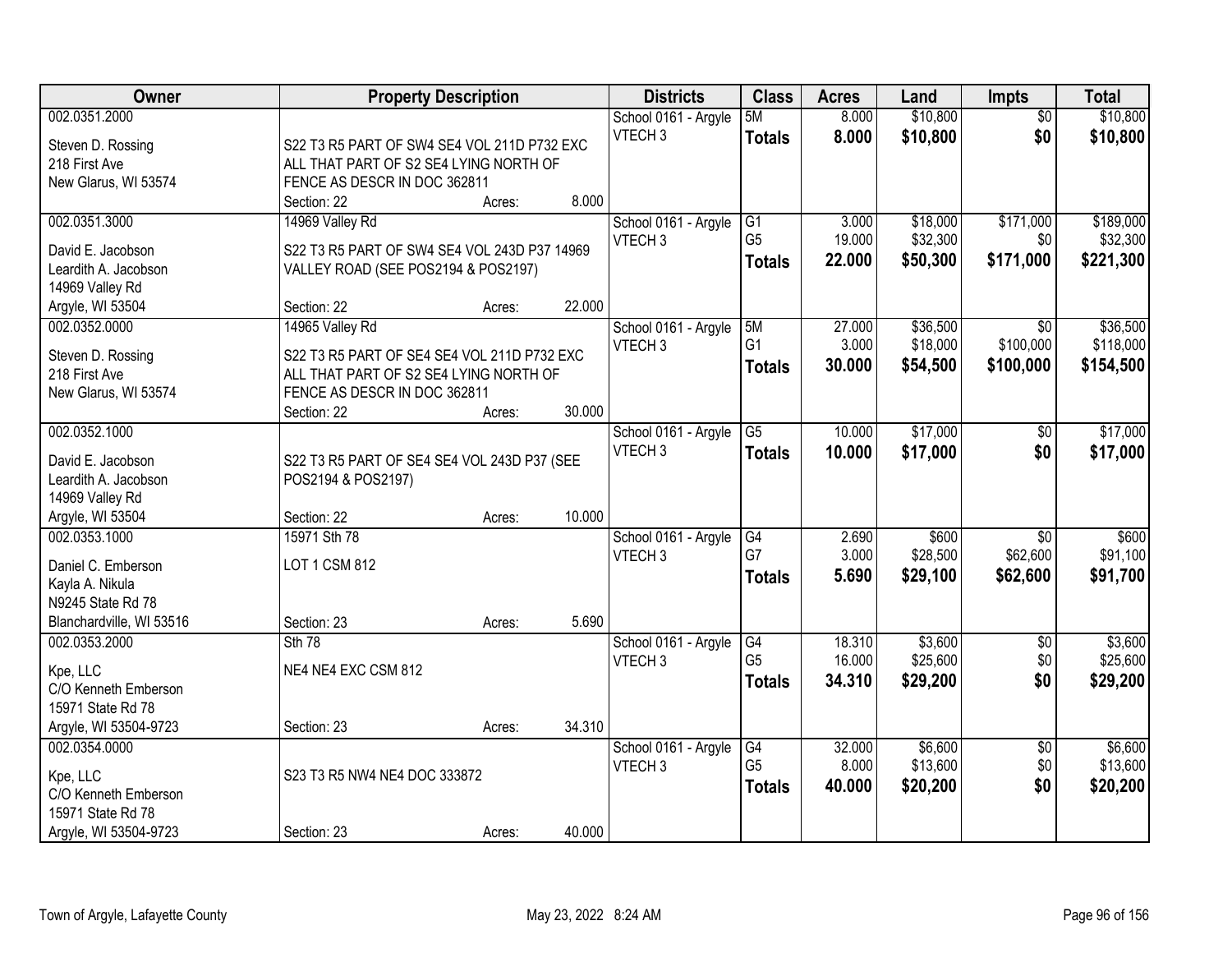| Owner | Property Description | Districts | Class | Acres | Land | Impts | Total |
|---|---|---|---|---|---|---|---|
| 002.0351.2000<br>Steven D. Rossing<br>218 First Ave<br>New Glarus, WI 53574 | S22 T3 R5 PART OF SW4 SE4 VOL 211D P732 EXC ALL THAT PART OF S2 SE4 LYING NORTH OF FENCE AS DESCR IN DOC 362811<br>Section: 22 Acres: 8.000 | School 0161 - Argyle<br>VTECH 3 | 5M<br>**Totals** | 8.000<br>**8.000** | $10,800<br>**$10,800** | $0<br>**$0** | $10,800<br>**$10,800** |
| 002.0351.3000<br>David E. Jacobson<br>Leardith A. Jacobson<br>14969 Valley Rd<br>Argyle, WI 53504 | 14969 Valley Rd<br>S22 T3 R5 PART OF SW4 SE4 VOL 243D P37 14969 VALLEY ROAD (SEE POS2194 & POS2197)<br>Section: 22 Acres: 22.000 | School 0161 - Argyle<br>VTECH 3 | G1<br>G5<br>**Totals** | 3.000<br>19.000<br>**22.000** | $18,000<br>$32,300<br>**$50,300** | $171,000<br>$0<br>**$171,000** | $189,000<br>$32,300<br>**$221,300** |
| 002.0352.0000<br>Steven D. Rossing<br>218 First Ave<br>New Glarus, WI 53574 | 14965 Valley Rd<br>S22 T3 R5 PART OF SE4 SE4 VOL 211D P732 EXC ALL THAT PART OF S2 SE4 LYING NORTH OF FENCE AS DESCR IN DOC 362811<br>Section: 22 Acres: 30.000 | School 0161 - Argyle<br>VTECH 3 | 5M<br>G1<br>**Totals** | 27.000<br>3.000<br>**30.000** | $36,500<br>$18,000<br>**$54,500** | $0<br>$100,000<br>**$100,000** | $36,500<br>$118,000<br>**$154,500** |
| 002.0352.1000<br>David E. Jacobson<br>Leardith A. Jacobson<br>14969 Valley Rd<br>Argyle, WI 53504 | S22 T3 R5 PART OF SE4 SE4 VOL 243D P37 (SEE POS2194 & POS2197)<br>Section: 22 Acres: 10.000 | School 0161 - Argyle<br>VTECH 3 | G5<br>**Totals** | 10.000<br>**10.000** | $17,000<br>**$17,000** | $0<br>**$0** | $17,000<br>**$17,000** |
| 002.0353.1000<br>Daniel C. Emberson<br>Kayla A. Nikula<br>N9245 State Rd 78<br>Blanchardville, WI 53516 | 15971 Sth 78<br>LOT 1 CSM 812<br>Section: 23 Acres: 5.690 | School 0161 - Argyle<br>VTECH 3 | G4<br>G7<br>**Totals** | 2.690<br>3.000<br>**5.690** | $600<br>$28,500<br>**$29,100** | $0<br>$62,600<br>**$62,600** | $600<br>$91,100<br>**$91,700** |
| 002.0353.2000<br>Kpe, LLC<br>C/O Kenneth Emberson<br>15971 State Rd 78<br>Argyle, WI 53504-9723 | Sth 78<br>NE4 NE4 EXC CSM 812<br>Section: 23 Acres: 34.310 | School 0161 - Argyle<br>VTECH 3 | G4<br>G5<br>**Totals** | 18.310<br>16.000<br>**34.310** | $3,600<br>$25,600<br>**$29,200** | $0<br>$0<br>**$0** | $3,600<br>$25,600<br>**$29,200** |
| 002.0354.0000<br>Kpe, LLC<br>C/O Kenneth Emberson<br>15971 State Rd 78<br>Argyle, WI 53504-9723 | S23 T3 R5 NW4 NE4 DOC 333872<br>Section: 23 Acres: 40.000 | School 0161 - Argyle<br>VTECH 3 | G4<br>G5<br>**Totals** | 32.000<br>8.000<br>**40.000** | $6,600<br>$13,600<br>**$20,200** | $0<br>$0<br>**$0** | $6,600<br>$13,600<br>**$20,200** |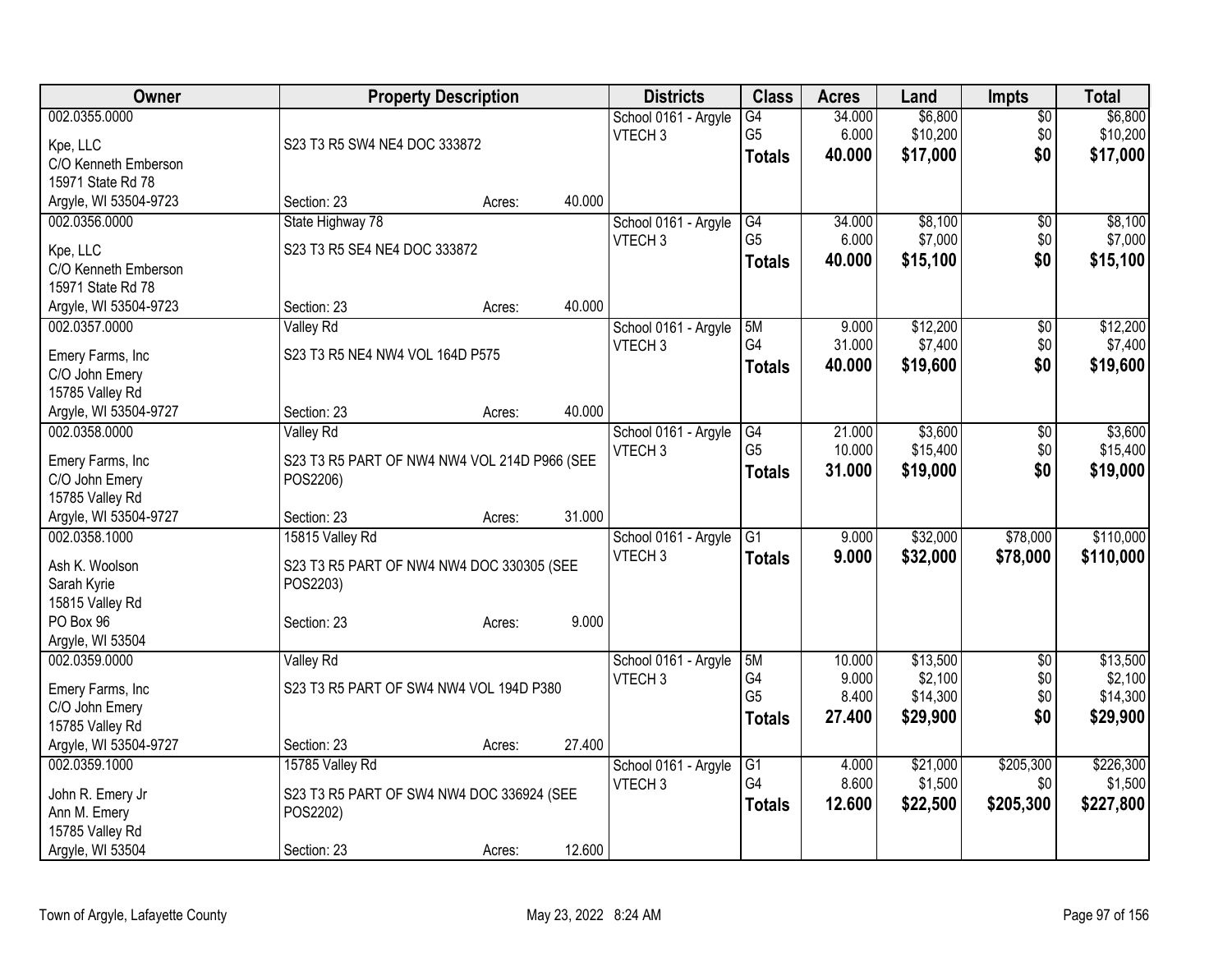| Owner | Property Description | Districts | Class | Acres | Land | Impts | Total |
|---|---|---|---|---|---|---|---|
| 002.0355.0000<br>Kpe, LLC<br>C/O Kenneth Emberson<br>15971 State Rd 78<br>Argyle, WI 53504-9723 | S23 T3 R5 SW4 NE4 DOC 333872<br>Section: 23 Acres: 40.000 | School 0161 - Argyle<br>VTECH 3 | G4<br>G5<br>**Totals** | 34.000<br>6.000<br>**40.000** | $6,800<br>$10,200<br>**$17,000** | $0<br>$0<br>**$0** | $6,800<br>$10,200<br>**$17,000** |
| 002.0356.0000<br>Kpe, LLC<br>C/O Kenneth Emberson<br>15971 State Rd 78<br>Argyle, WI 53504-9723 | State Highway 78<br>S23 T3 R5 SE4 NE4 DOC 333872<br>Section: 23 Acres: 40.000 | School 0161 - Argyle<br>VTECH 3 | G4<br>G5<br>**Totals** | 34.000<br>6.000<br>**40.000** | $8,100<br>$7,000<br>**$15,100** | $0<br>$0<br>**$0** | $8,100<br>$7,000<br>**$15,100** |
| 002.0357.0000<br>Emery Farms, Inc<br>C/O John Emery<br>15785 Valley Rd<br>Argyle, WI 53504-9727 | Valley Rd<br>S23 T3 R5 NE4 NW4 VOL 164D P575<br>Section: 23 Acres: 40.000 | School 0161 - Argyle<br>VTECH 3 | 5M<br>G4<br>**Totals** | 9.000<br>31.000<br>**40.000** | $12,200<br>$7,400<br>**$19,600** | $0<br>$0<br>**$0** | $12,200<br>$7,400<br>**$19,600** |
| 002.0358.0000<br>Emery Farms, Inc<br>C/O John Emery<br>15785 Valley Rd<br>Argyle, WI 53504-9727 | Valley Rd<br>S23 T3 R5 PART OF NW4 NW4 VOL 214D P966 (SEE POS2206)<br>Section: 23 Acres: 31.000 | School 0161 - Argyle<br>VTECH 3 | G4<br>G5<br>**Totals** | 21.000<br>10.000<br>**31.000** | $3,600<br>$15,400<br>**$19,000** | $0<br>$0<br>**$0** | $3,600<br>$15,400<br>**$19,000** |
| 002.0358.1000<br>Ash K. Woolson<br>Sarah Kyrie<br>15815 Valley Rd<br>PO Box 96<br>Argyle, WI 53504 | 15815 Valley Rd<br>S23 T3 R5 PART OF NW4 NW4 DOC 330305 (SEE POS2203)<br>Section: 23 Acres: 9.000 | School 0161 - Argyle<br>VTECH 3 | G1<br>**Totals** | 9.000<br>**9.000** | $32,000<br>**$32,000** | $78,000<br>**$78,000** | $110,000<br>**$110,000** |
| 002.0359.0000<br>Emery Farms, Inc<br>C/O John Emery<br>15785 Valley Rd<br>Argyle, WI 53504-9727 | Valley Rd<br>S23 T3 R5 PART OF SW4 NW4 VOL 194D P380<br>Section: 23 Acres: 27.400 | School 0161 - Argyle<br>VTECH 3 | 5M<br>G4<br>G5<br>**Totals** | 10.000<br>9.000<br>8.400<br>**27.400** | $13,500<br>$2,100<br>$14,300<br>**$29,900** | $0<br>$0<br>$0<br>**$0** | $13,500<br>$2,100<br>$14,300<br>**$29,900** |
| 002.0359.1000<br>John R. Emery Jr<br>Ann M. Emery<br>15785 Valley Rd<br>Argyle, WI 53504 | 15785 Valley Rd<br>S23 T3 R5 PART OF SW4 NW4 DOC 336924 (SEE POS2202)<br>Section: 23 Acres: 12.600 | School 0161 - Argyle<br>VTECH 3 | G1<br>G4<br>**Totals** | 4.000<br>8.600<br>**12.600** | $21,000<br>$1,500<br>**$22,500** | $205,300<br>$0<br>**$205,300** | $226,300<br>$1,500<br>**$227,800** |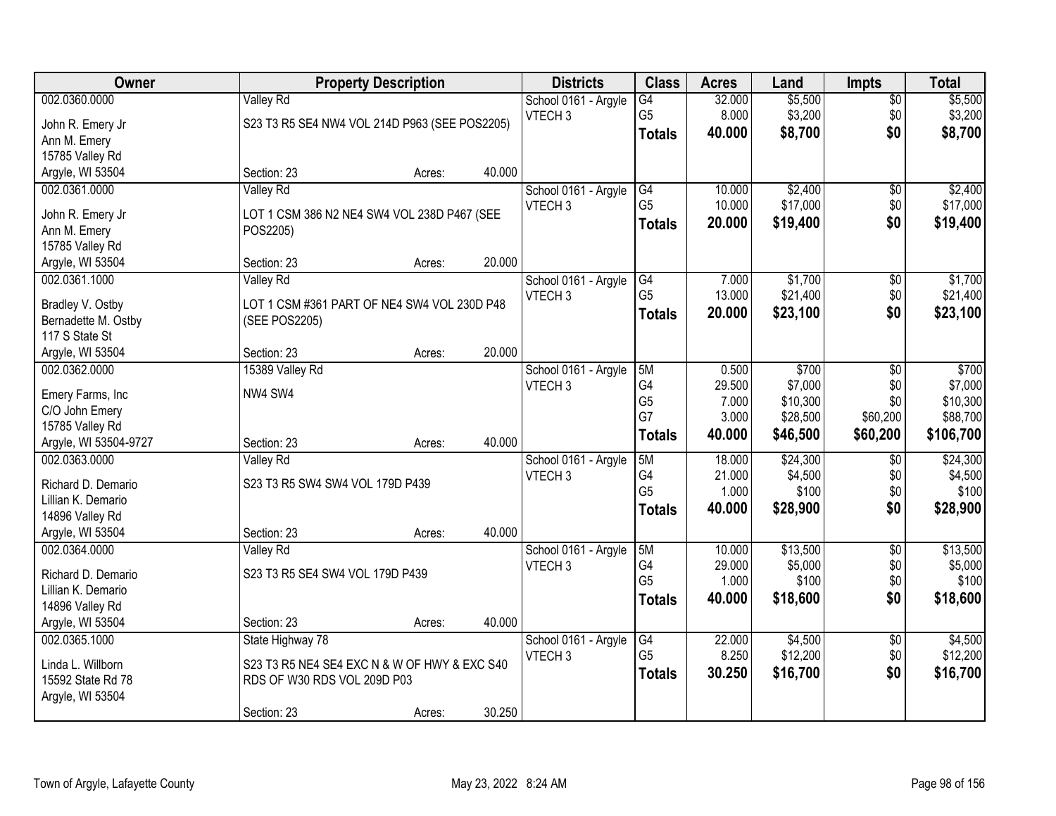| Owner | Property Description | Districts | Class | Acres | Land | Impts | Total |
|---|---|---|---|---|---|---|---|
| 002.0360.0000<br>John R. Emery Jr<br>Ann M. Emery<br>15785 Valley Rd<br>Argyle, WI 53504 | Valley Rd<br>S23 T3 R5 SE4 NW4 VOL 214D P963 (SEE POS2205)<br>Section: 23 Acres: 40.000 | School 0161 - Argyle<br>VTECH 3 | G4<br>G5<br>**Totals** | 32.000<br>8.000<br>**40.000** | $5,500<br>$3,200<br>**$8,700** | $0<br>$0<br>**$0** | $5,500<br>$3,200<br>**$8,700** |
| 002.0361.0000<br>John R. Emery Jr<br>Ann M. Emery<br>15785 Valley Rd<br>Argyle, WI 53504 | Valley Rd<br>LOT 1 CSM 386 N2 NE4 SW4 VOL 238D P467 (SEE POS2205)<br>Section: 23 Acres: 20.000 | School 0161 - Argyle<br>VTECH 3 | G4<br>G5<br>**Totals** | 10.000<br>10.000<br>**20.000** | $2,400<br>$17,000<br>**$19,400** | $0<br>$0<br>**$0** | $2,400<br>$17,000<br>**$19,400** |
| 002.0361.1000<br>Bradley V. Ostby<br>Bernadette M. Ostby<br>117 S State St<br>Argyle, WI 53504 | Valley Rd<br>LOT 1 CSM #361 PART OF NE4 SW4 VOL 230D P48 (SEE POS2205)<br>Section: 23 Acres: 20.000 | School 0161 - Argyle<br>VTECH 3 | G4<br>G5<br>**Totals** | 7.000<br>13.000<br>**20.000** | $1,700<br>$21,400<br>**$23,100** | $0<br>$0<br>**$0** | $1,700<br>$21,400<br>**$23,100** |
| 002.0362.0000<br>Emery Farms, Inc<br>C/O John Emery<br>15785 Valley Rd<br>Argyle, WI 53504-9727 | 15389 Valley Rd<br>NW4 SW4<br>Section: 23 Acres: 40.000 | School 0161 - Argyle<br>VTECH 3 | 5M<br>G4<br>G5<br>G7<br>**Totals** | 0.500<br>29.500<br>7.000<br>3.000<br>**40.000** | $700<br>$7,000<br>$10,300<br>$28,500<br>**$46,500** | $0<br>$0<br>$0<br>$60,200<br>**$60,200** | $700<br>$7,000<br>$10,300<br>$88,700<br>**$106,700** |
| 002.0363.0000<br>Richard D. Demario<br>Lillian K. Demario<br>14896 Valley Rd<br>Argyle, WI 53504 | Valley Rd<br>S23 T3 R5 SW4 SW4 VOL 179D P439<br>Section: 23 Acres: 40.000 | School 0161 - Argyle<br>VTECH 3 | 5M<br>G4<br>G5<br>**Totals** | 18.000<br>21.000<br>1.000<br>**40.000** | $24,300<br>$4,500<br>$100<br>**$28,900** | $0<br>$0<br>$0<br>**$0** | $24,300<br>$4,500<br>$100<br>**$28,900** |
| 002.0364.0000<br>Richard D. Demario<br>Lillian K. Demario<br>14896 Valley Rd<br>Argyle, WI 53504 | Valley Rd<br>S23 T3 R5 SE4 SW4 VOL 179D P439<br>Section: 23 Acres: 40.000 | School 0161 - Argyle<br>VTECH 3 | 5M<br>G4<br>G5<br>**Totals** | 10.000<br>29.000<br>1.000<br>**40.000** | $13,500<br>$5,000<br>$100<br>**$18,600** | $0<br>$0<br>$0<br>**$0** | $13,500<br>$5,000<br>$100<br>**$18,600** |
| 002.0365.1000<br>Linda L. Willborn<br>15592 State Rd 78<br>Argyle, WI 53504 | State Highway 78<br>S23 T3 R5 NE4 SE4 EXC N & W OF HWY & EXC S40 RDS OF W30 RDS VOL 209D P03<br>Section: 23 Acres: 30.250 | School 0161 - Argyle<br>VTECH 3 | G4<br>G5<br>**Totals** | 22.000<br>8.250<br>**30.250** | $4,500<br>$12,200<br>**$16,700** | $0<br>$0<br>**$0** | $4,500<br>$12,200<br>**$16,700** |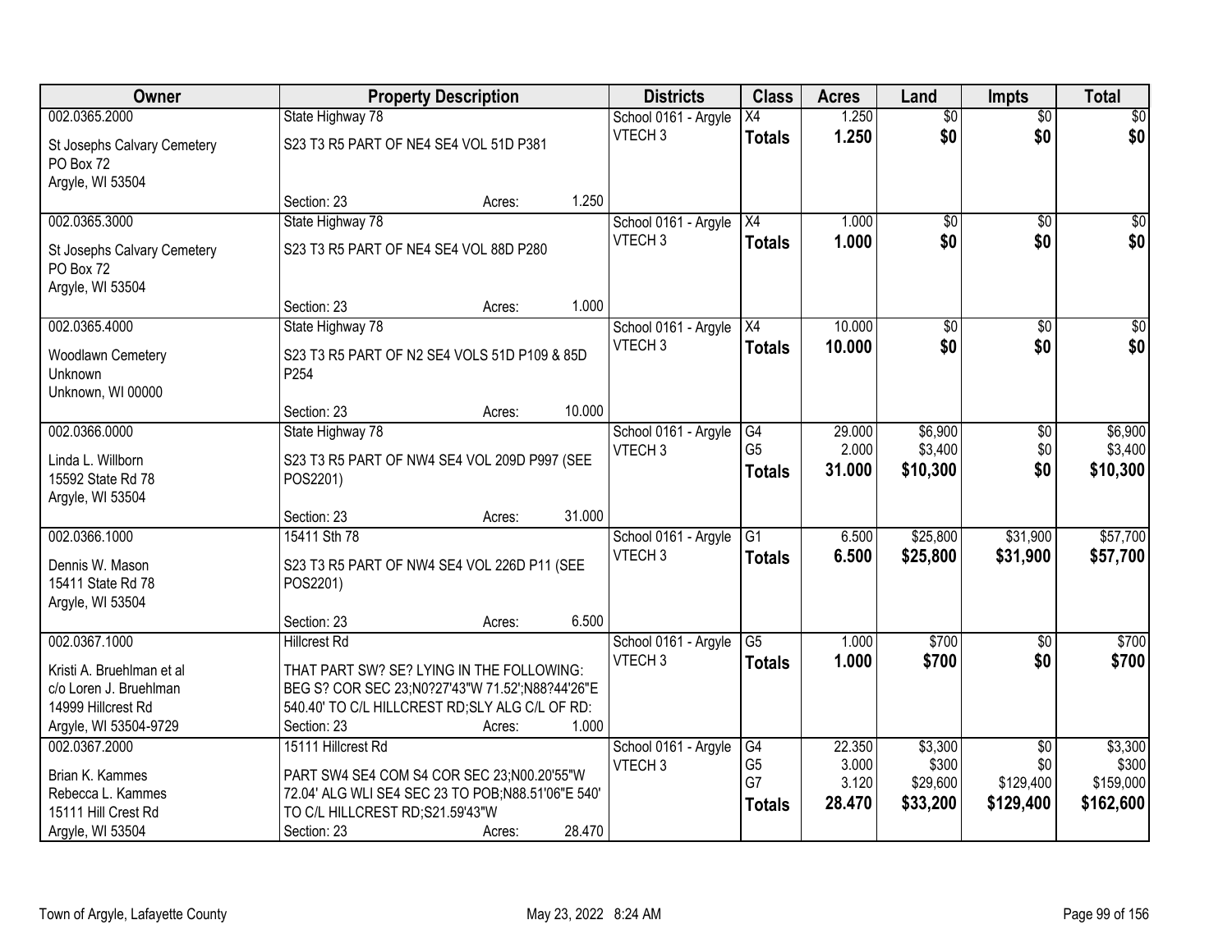| Owner | Property Description | Districts | Class | Acres | Land | Impts | Total |
|---|---|---|---|---|---|---|---|
| 002.0365.2000<br>St Josephs Calvary Cemetery<br>PO Box 72<br>Argyle, WI 53504 | State Highway 78<br>S23 T3 R5 PART OF NE4 SE4 VOL 51D P381<br>Section: 23 Acres: 1.250 | School 0161 - Argyle<br>VTECH 3 | X4<br>**Totals** | 1.250<br>**1.250** | $0<br>**$0** | $0<br>**$0** | $0<br>**$0** |
| 002.0365.3000<br>St Josephs Calvary Cemetery<br>PO Box 72<br>Argyle, WI 53504 | State Highway 78<br>S23 T3 R5 PART OF NE4 SE4 VOL 88D P280<br>Section: 23 Acres: 1.000 | School 0161 - Argyle<br>VTECH 3 | X4<br>**Totals** | 1.000<br>**1.000** | $0<br>**$0** | $0<br>**$0** | $0<br>**$0** |
| 002.0365.4000<br>Woodlawn Cemetery<br>Unknown<br>Unknown, WI 00000 | State Highway 78<br>S23 T3 R5 PART OF N2 SE4 VOLS 51D P109 & 85D P254<br>Section: 23 Acres: 10.000 | School 0161 - Argyle<br>VTECH 3 | X4<br>**Totals** | 10.000<br>**10.000** | $0<br>**$0** | $0<br>**$0** | $0<br>**$0** |
| 002.0366.0000<br>Linda L. Willborn<br>15592 State Rd 78<br>Argyle, WI 53504 | State Highway 78<br>S23 T3 R5 PART OF NW4 SE4 VOL 209D P997 (SEE POS2201)<br>Section: 23 Acres: 31.000 | School 0161 - Argyle<br>VTECH 3 | G4<br>G5<br>**Totals** | 29.000<br>2.000<br>**31.000** | $6,900<br>$3,400<br>**$10,300** | $0<br>$0<br>**$0** | $6,900<br>$3,400<br>**$10,300** |
| 002.0366.1000<br>Dennis W. Mason<br>15411 State Rd 78<br>Argyle, WI 53504 | 15411 Sth 78<br>S23 T3 R5 PART OF NW4 SE4 VOL 226D P11 (SEE POS2201)<br>Section: 23 Acres: 6.500 | School 0161 - Argyle<br>VTECH 3 | G1<br>**Totals** | 6.500<br>**6.500** | $25,800<br>**$25,800** | $31,900<br>**$31,900** | $57,700<br>**$57,700** |
| 002.0367.1000<br>Kristi A. Bruehlman et al<br>c/o Loren J. Bruehlman<br>14999 Hillcrest Rd<br>Argyle, WI 53504-9729 | Hillcrest Rd<br>THAT PART SW? SE? LYING IN THE FOLLOWING: BEG S? COR SEC 23;N0?27'43"W 71.52';N88?44'26"E 540.40' TO C/L HILLCREST RD;SLY ALG C/L OF RD:<br>Section: 23 Acres: 1.000 | School 0161 - Argyle<br>VTECH 3 | G5<br>**Totals** | 1.000<br>**1.000** | $700<br>**$700** | $0<br>**$0** | $700<br>**$700** |
| 002.0367.2000<br>Brian K. Kammes<br>Rebecca L. Kammes<br>15111 Hill Crest Rd<br>Argyle, WI 53504 | 15111 Hillcrest Rd<br>PART SW4 SE4 COM S4 COR SEC 23;N00.20'55"W 72.04' ALG WLI SE4 SEC 23 TO POB;N88.51'06"E 540' TO C/L HILLCREST RD;S21.59'43"W<br>Section: 23 Acres: 28.470 | School 0161 - Argyle<br>VTECH 3 | G4<br>G5<br>G7<br>**Totals** | 22.350<br>3.000<br>3.120<br>**28.470** | $3,300<br>$300<br>$29,600<br>**$33,200** | $0<br>$0<br>$129,400<br>**$129,400** | $3,300<br>$300<br>$159,000<br>**$162,600** |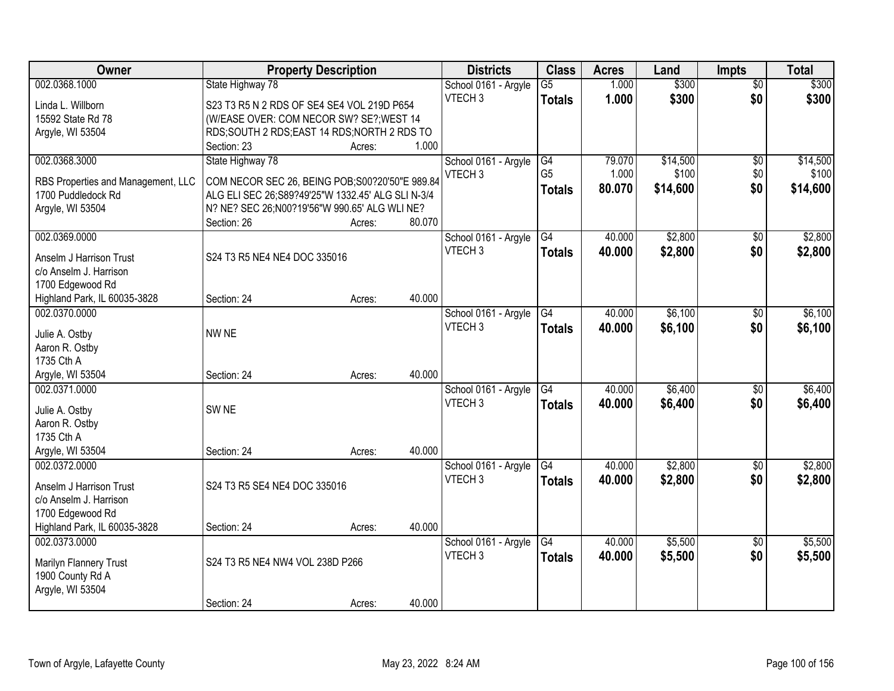| Owner | Property Description | Districts | Class | Acres | Land | Impts | Total |
|---|---|---|---|---|---|---|---|
| 002.0368.1000<br>Linda L. Willborn<br>15592 State Rd 78<br>Argyle, WI 53504 | State Highway 78<br>S23 T3 R5 N 2 RDS OF SE4 SE4 VOL 219D P654 (W/EASE OVER: COM NECOR SW? SE?;WEST 14 RDS;SOUTH 2 RDS;EAST 14 RDS;NORTH 2 RDS TO<br>Section: 23 Acres: 1.000 | School 0161 - Argyle<br>VTECH 3 | G5<br>**Totals** | 1.000<br>**1.000** | $300<br>**$300** | $0<br>**$0** | $300<br>**$300** |
| 002.0368.3000<br>RBS Properties and Management, LLC<br>1700 Puddledock Rd<br>Argyle, WI 53504 | State Highway 78<br>COM NECOR SEC 26, BEING POB;S00?20'50"E 989.84 ALG ELI SEC 26;S89?49'25"W 1332.45' ALG SLI N-3/4 N? NE? SEC 26;N00?19'56"W 990.65' ALG WLI NE?<br>Section: 26 Acres: 80.070 | School 0161 - Argyle<br>VTECH 3 | G4<br>G5<br>**Totals** | 79.070<br>1.000<br>**80.070** | $14,500<br>$100<br>**$14,600** | $0<br>$0<br>**$0** | $14,500<br>$100<br>**$14,600** |
| 002.0369.0000<br>Anselm J Harrison Trust<br>c/o Anselm J. Harrison<br>1700 Edgewood Rd<br>Highland Park, IL 60035-3828 | S24 T3 R5 NE4 NE4 DOC 335016<br>Section: 24 Acres: 40.000 | School 0161 - Argyle<br>VTECH 3 | G4<br>**Totals** | 40.000<br>**40.000** | $2,800<br>**$2,800** | $0<br>**$0** | $2,800<br>**$2,800** |
| 002.0370.0000<br>Julie A. Ostby<br>Aaron R. Ostby<br>1735 Cth A<br>Argyle, WI 53504 | NW NE<br>Section: 24 Acres: 40.000 | School 0161 - Argyle<br>VTECH 3 | G4<br>**Totals** | 40.000<br>**40.000** | $6,100<br>**$6,100** | $0<br>**$0** | $6,100<br>**$6,100** |
| 002.0371.0000<br>Julie A. Ostby<br>Aaron R. Ostby<br>1735 Cth A<br>Argyle, WI 53504 | SW NE<br>Section: 24 Acres: 40.000 | School 0161 - Argyle<br>VTECH 3 | G4<br>**Totals** | 40.000<br>**40.000** | $6,400<br>**$6,400** | $0<br>**$0** | $6,400<br>**$6,400** |
| 002.0372.0000<br>Anselm J Harrison Trust<br>c/o Anselm J. Harrison<br>1700 Edgewood Rd<br>Highland Park, IL 60035-3828 | S24 T3 R5 SE4 NE4 DOC 335016<br>Section: 24 Acres: 40.000 | School 0161 - Argyle<br>VTECH 3 | G4<br>**Totals** | 40.000<br>**40.000** | $2,800<br>**$2,800** | $0<br>**$0** | $2,800<br>**$2,800** |
| 002.0373.0000<br>Marilyn Flannery Trust<br>1900 County Rd A<br>Argyle, WI 53504 | S24 T3 R5 NE4 NW4 VOL 238D P266<br>Section: 24 Acres: 40.000 | School 0161 - Argyle<br>VTECH 3 | G4<br>**Totals** | 40.000<br>**40.000** | $5,500<br>**$5,500** | $0<br>**$0** | $5,500<br>**$5,500** |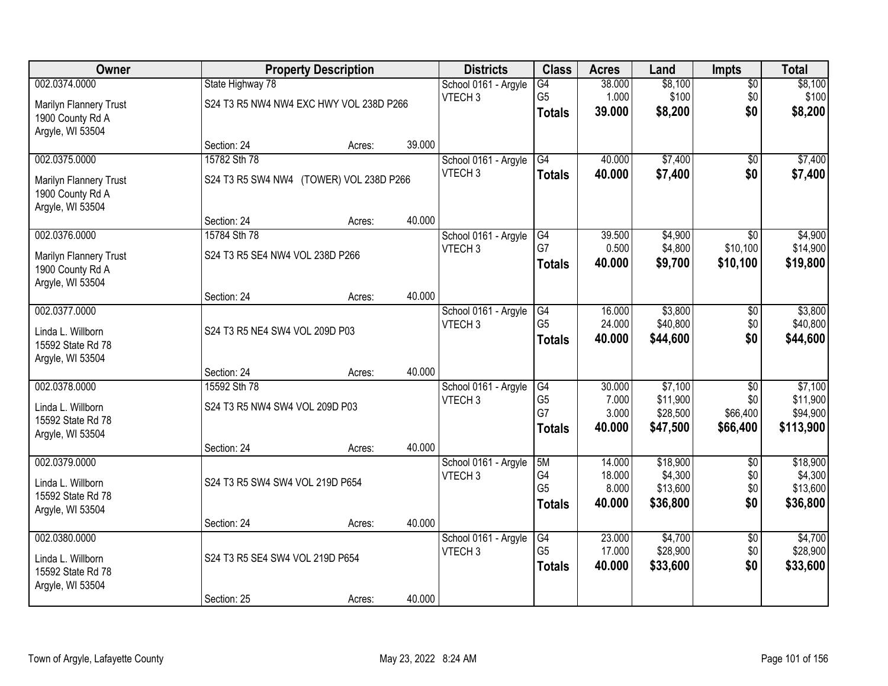| Owner | Property Description | | | Districts | Class | Acres | Land | Impts | Total |
|---|---|---|---|---|---|---|---|---|---|
| 002.0374.0000 | State Highway 78 | | | School 0161 - Argyle | G4 | 38.000 | $8,100 | $0 | $8,100 |
| Marilyn Flannery Trust | S24 T3 R5 NW4 NW4 EXC HWY VOL 238D P266 | | | VTECH 3 | G5 | 1.000 | $100 | $0 | $100 |
| 1900 County Rd A | | | | | **Totals** | **39.000** | **$8,200** | **$0** | **$8,200** |
| Argyle, WI 53504 | | | | | | | | | |
| | Section: 24 | Acres: | 39.000 | | | | | | |
| 002.0375.0000 | 15782 Sth 78 | | | School 0161 - Argyle | G4 | 40.000 | $7,400 | $0 | $7,400 |
| Marilyn Flannery Trust | S24 T3 R5 SW4 NW4 (TOWER) VOL 238D P266 | | | VTECH 3 | **Totals** | **40.000** | **$7,400** | **$0** | **$7,400** |
| 1900 County Rd A | | | | | | | | | |
| Argyle, WI 53504 | | | | | | | | | |
| | Section: 24 | Acres: | 40.000 | | | | | | |
| 002.0376.0000 | 15784 Sth 78 | | | School 0161 - Argyle | G4 | 39.500 | $4,900 | $0 | $4,900 |
| Marilyn Flannery Trust | S24 T3 R5 SE4 NW4 VOL 238D P266 | | | VTECH 3 | G7 | 0.500 | $4,800 | $10,100 | $14,900 |
| 1900 County Rd A | | | | | **Totals** | **40.000** | **$9,700** | **$10,100** | **$19,800** |
| Argyle, WI 53504 | | | | | | | | | |
| | Section: 24 | Acres: | 40.000 | | | | | | |
| 002.0377.0000 | | | | School 0161 - Argyle | G4 | 16.000 | $3,800 | $0 | $3,800 |
| Linda L. Willborn | S24 T3 R5 NE4 SW4 VOL 209D P03 | | | VTECH 3 | G5 | 24.000 | $40,800 | $0 | $40,800 |
| 15592 State Rd 78 | | | | | **Totals** | **40.000** | **$44,600** | **$0** | **$44,600** |
| Argyle, WI 53504 | | | | | | | | | |
| | Section: 24 | Acres: | 40.000 | | | | | | |
| 002.0378.0000 | 15592 Sth 78 | | | School 0161 - Argyle | G4 | 30.000 | $7,100 | $0 | $7,100 |
| Linda L. Willborn | S24 T3 R5 NW4 SW4 VOL 209D P03 | | | VTECH 3 | G5 | 7.000 | $11,900 | $0 | $11,900 |
| 15592 State Rd 78 | | | | | G7 | 3.000 | $28,500 | $66,400 | $94,900 |
| Argyle, WI 53504 | | | | | **Totals** | **40.000** | **$47,500** | **$66,400** | **$113,900** |
| | Section: 24 | Acres: | 40.000 | | | | | | |
| 002.0379.0000 | | | | School 0161 - Argyle | 5M | 14.000 | $18,900 | $0 | $18,900 |
| Linda L. Willborn | S24 T3 R5 SW4 SW4 VOL 219D P654 | | | VTECH 3 | G4 | 18.000 | $4,300 | $0 | $4,300 |
| 15592 State Rd 78 | | | | | G5 | 8.000 | $13,600 | $0 | $13,600 |
| Argyle, WI 53504 | | | | | **Totals** | **40.000** | **$36,800** | **$0** | **$36,800** |
| | Section: 24 | Acres: | 40.000 | | | | | | |
| 002.0380.0000 | | | | School 0161 - Argyle | G4 | 23.000 | $4,700 | $0 | $4,700 |
| Linda L. Willborn | S24 T3 R5 SE4 SW4 VOL 219D P654 | | | VTECH 3 | G5 | 17.000 | $28,900 | $0 | $28,900 |
| 15592 State Rd 78 | | | | | **Totals** | **40.000** | **$33,600** | **$0** | **$33,600** |
| Argyle, WI 53504 | | | | | | | | | |
| | Section: 25 | Acres: | 40.000 | | | | | | |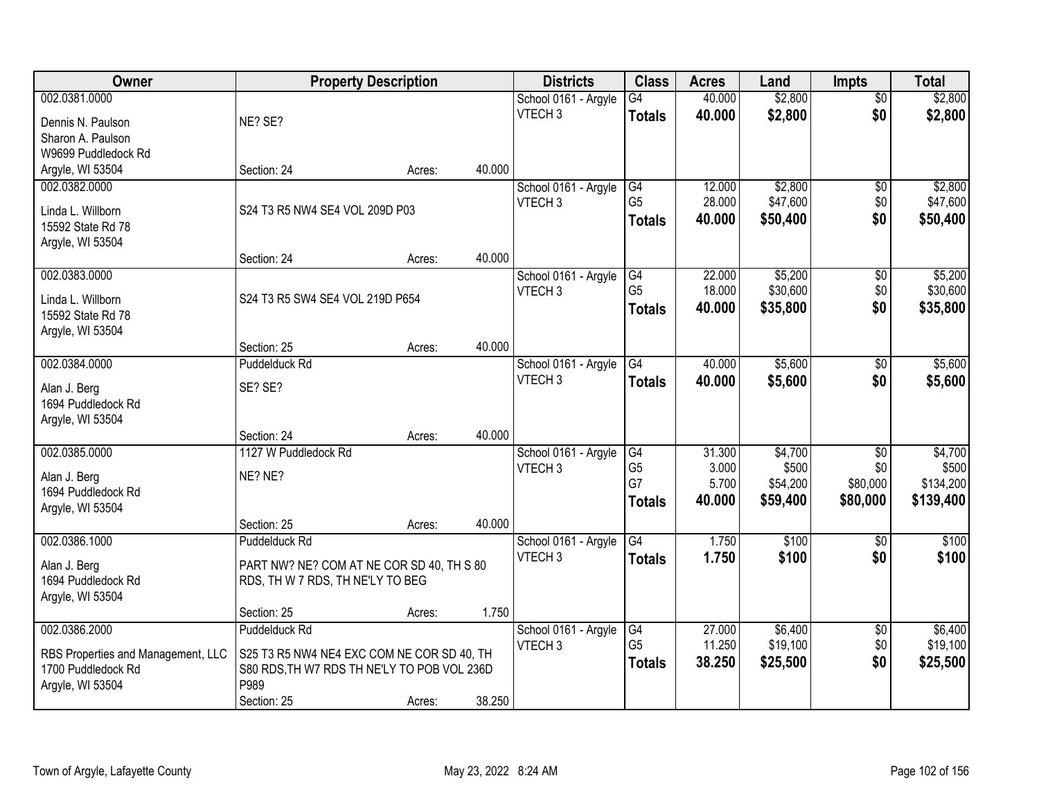| Owner | Property Description | Districts | Class | Acres | Land | Impts | Total |
|---|---|---|---|---|---|---|---|
| 002.0381.0000<br>Dennis N. Paulson<br>Sharon A. Paulson<br>W9699 Puddledock Rd<br>Argyle, WI 53504 | NE? SE?<br>Section: 24 Acres: 40.000 | School 0161 - Argyle<br>VTECH 3 | G4<br>**Totals** | 40.000<br>**40.000** | $2,800<br>**$2,800** | $0<br>**$0** | $2,800<br>**$2,800** |
| 002.0382.0000<br>Linda L. Willborn<br>15592 State Rd 78<br>Argyle, WI 53504 | S24 T3 R5 NW4 SE4 VOL 209D P03<br>Section: 24 Acres: 40.000 | School 0161 - Argyle<br>VTECH 3 | G4<br>G5<br>**Totals** | 12.000<br>28.000<br>**40.000** | $2,800<br>$47,600<br>**$50,400** | $0<br>$0<br>**$0** | $2,800<br>$47,600<br>**$50,400** |
| 002.0383.0000<br>Linda L. Willborn<br>15592 State Rd 78<br>Argyle, WI 53504 | S24 T3 R5 SW4 SE4 VOL 219D P654<br>Section: 25 Acres: 40.000 | School 0161 - Argyle<br>VTECH 3 | G4<br>G5<br>**Totals** | 22.000<br>18.000<br>**40.000** | $5,200<br>$30,600<br>**$35,800** | $0<br>$0<br>**$0** | $5,200<br>$30,600<br>**$35,800** |
| 002.0384.0000<br>Alan J. Berg<br>1694 Puddledock Rd<br>Argyle, WI 53504 | Puddelduck Rd<br>SE? SE?<br>Section: 24 Acres: 40.000 | School 0161 - Argyle<br>VTECH 3 | G4<br>**Totals** | 40.000<br>**40.000** | $5,600<br>**$5,600** | $0<br>**$0** | $5,600<br>**$5,600** |
| 002.0385.0000<br>Alan J. Berg<br>1694 Puddledock Rd<br>Argyle, WI 53504 | 1127 W Puddledock Rd<br>NE? NE?<br>Section: 25 Acres: 40.000 | School 0161 - Argyle<br>VTECH 3 | G4<br>G5<br>G7<br>**Totals** | 31.300<br>3.000<br>5.700<br>**40.000** | $4,700<br>$500<br>$54,200<br>**$59,400** | $0<br>$0<br>$80,000<br>**$80,000** | $4,700<br>$500<br>$134,200<br>**$139,400** |
| 002.0386.1000<br>Alan J. Berg<br>1694 Puddledock Rd<br>Argyle, WI 53504 | Puddelduck Rd<br>PART NW? NE? COM AT NE COR SD 40, TH S 80 RDS, TH W 7 RDS, TH NE'LY TO BEG<br>Section: 25 Acres: 1.750 | School 0161 - Argyle<br>VTECH 3 | G4<br>**Totals** | 1.750<br>**1.750** | $100<br>**$100** | $0<br>**$0** | $100<br>**$100** |
| 002.0386.2000<br>RBS Properties and Management, LLC<br>1700 Puddledock Rd<br>Argyle, WI 53504 | Puddelduck Rd<br>S25 T3 R5 NW4 NE4 EXC COM NE COR SD 40, TH S80 RDS,TH W7 RDS TH NE'LY TO POB VOL 236D P989<br>Section: 25 Acres: 38.250 | School 0161 - Argyle<br>VTECH 3 | G4<br>G5<br>**Totals** | 27.000<br>11.250<br>**38.250** | $6,400<br>$19,100<br>**$25,500** | $0<br>$0<br>**$0** | $6,400<br>$19,100<br>**$25,500** |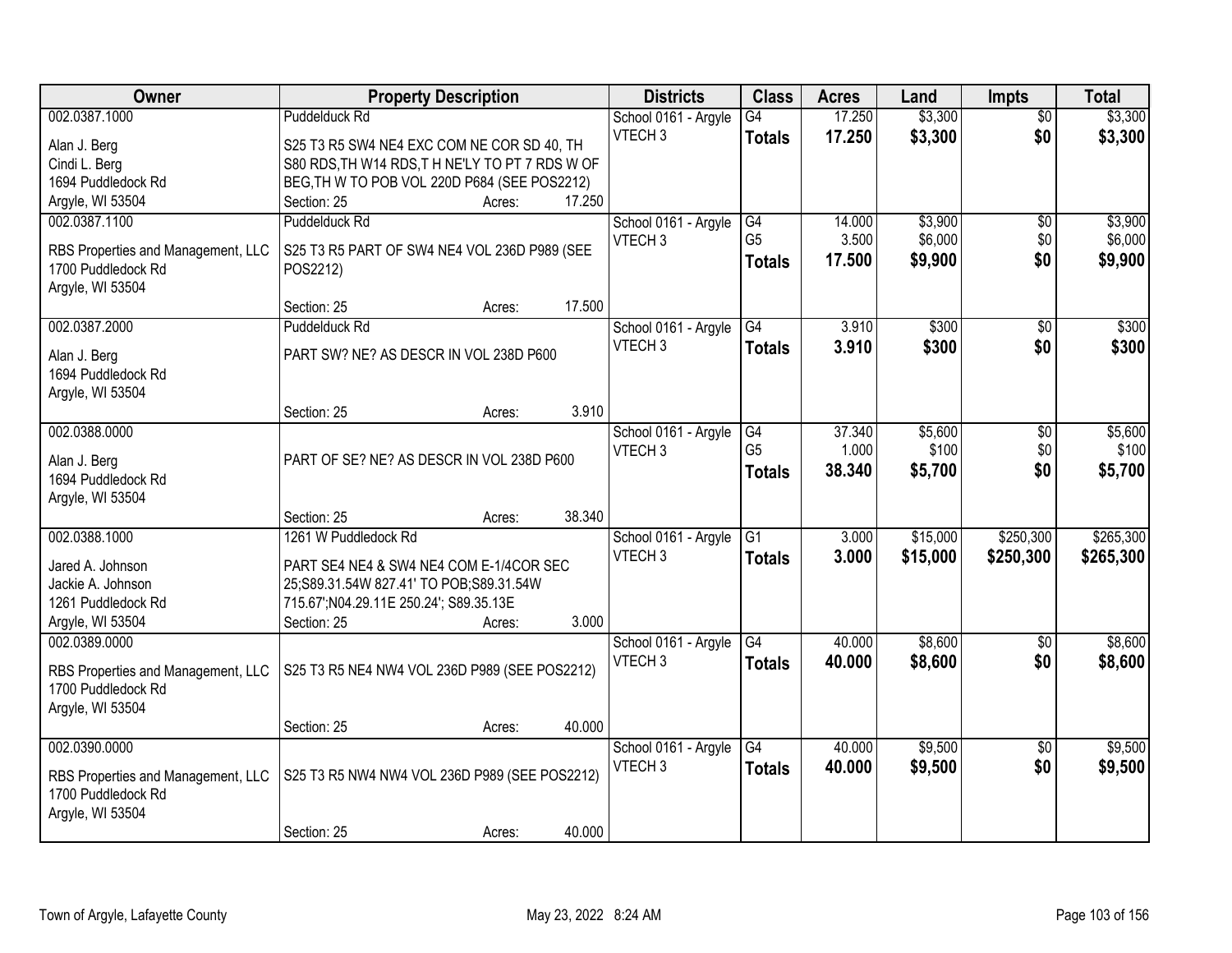| Owner | Property Description | Districts | Class | Acres | Land | Impts | Total |
|---|---|---|---|---|---|---|---|
| 002.0387.1000<br><br>Alan J. Berg<br>Cindi L. Berg<br>1694 Puddledock Rd<br>Argyle, WI 53504 | Puddelduck Rd<br><br>S25 T3 R5 SW4 NE4 EXC COM NE COR SD 40, TH S80 RDS,TH W14 RDS,T H NE'LY TO PT 7 RDS W OF BEG,TH W TO POB VOL 220D P684 (SEE POS2212)<br>Section: 25 Acres: 17.250 | School 0161 - Argyle<br>VTECH 3 | G4<br>**Totals** | 17.250<br>**17.250** | $3,300<br>**$3,300** | $0<br>**$0** | $3,300<br>**$3,300** |
| 002.0387.1100<br><br>RBS Properties and Management, LLC<br>1700 Puddledock Rd<br>Argyle, WI 53504 | Puddelduck Rd<br><br>S25 T3 R5 PART OF SW4 NE4 VOL 236D P989 (SEE POS2212)<br><br>Section: 25 Acres: 17.500 | School 0161 - Argyle<br>VTECH 3 | G4<br>G5<br>**Totals** | 14.000<br>3.500<br>**17.500** | $3,900<br>$6,000<br>**$9,900** | $0<br>$0<br>**$0** | $3,900<br>$6,000<br>**$9,900** |
| 002.0387.2000<br><br>Alan J. Berg<br>1694 Puddledock Rd<br>Argyle, WI 53504 | Puddelduck Rd<br><br>PART SW? NE? AS DESCR IN VOL 238D P600<br><br>Section: 25 Acres: 3.910 | School 0161 - Argyle<br>VTECH 3 | G4<br>**Totals** | 3.910<br>**3.910** | $300<br>**$300** | $0<br>**$0** | $300<br>**$300** |
| 002.0388.0000<br><br>Alan J. Berg<br>1694 Puddledock Rd<br>Argyle, WI 53504 | PART OF SE? NE? AS DESCR IN VOL 238D P600<br><br>Section: 25 Acres: 38.340 | School 0161 - Argyle<br>VTECH 3 | G4<br>G5<br>**Totals** | 37.340<br>1.000<br>**38.340** | $5,600<br>$100<br>**$5,700** | $0<br>$0<br>**$0** | $5,600<br>$100<br>**$5,700** |
| 002.0388.1000<br><br>Jared A. Johnson<br>Jackie A. Johnson<br>1261 Puddledock Rd<br>Argyle, WI 53504 | 1261 W Puddledock Rd<br><br>PART SE4 NE4 & SW4 NE4 COM E-1/4COR SEC 25;S89.31.54W 827.41' TO POB;S89.31.54W 715.67';N04.29.11E 250.24'; S89.35.13E<br>Section: 25 Acres: 3.000 | School 0161 - Argyle<br>VTECH 3 | G1<br>**Totals** | 3.000<br>**3.000** | $15,000<br>**$15,000** | $250,300<br>**$250,300** | $265,300<br>**$265,300** |
| 002.0389.0000<br><br>RBS Properties and Management, LLC<br>1700 Puddledock Rd<br>Argyle, WI 53504 | S25 T3 R5 NE4 NW4 VOL 236D P989 (SEE POS2212)<br><br>Section: 25 Acres: 40.000 | School 0161 - Argyle<br>VTECH 3 | G4<br>**Totals** | 40.000<br>**40.000** | $8,600<br>**$8,600** | $0<br>**$0** | $8,600<br>**$8,600** |
| 002.0390.0000<br><br>RBS Properties and Management, LLC<br>1700 Puddledock Rd<br>Argyle, WI 53504 | S25 T3 R5 NW4 NW4 VOL 236D P989 (SEE POS2212)<br><br>Section: 25 Acres: 40.000 | School 0161 - Argyle<br>VTECH 3 | G4<br>**Totals** | 40.000<br>**40.000** | $9,500<br>**$9,500** | $0<br>**$0** | $9,500<br>**$9,500** |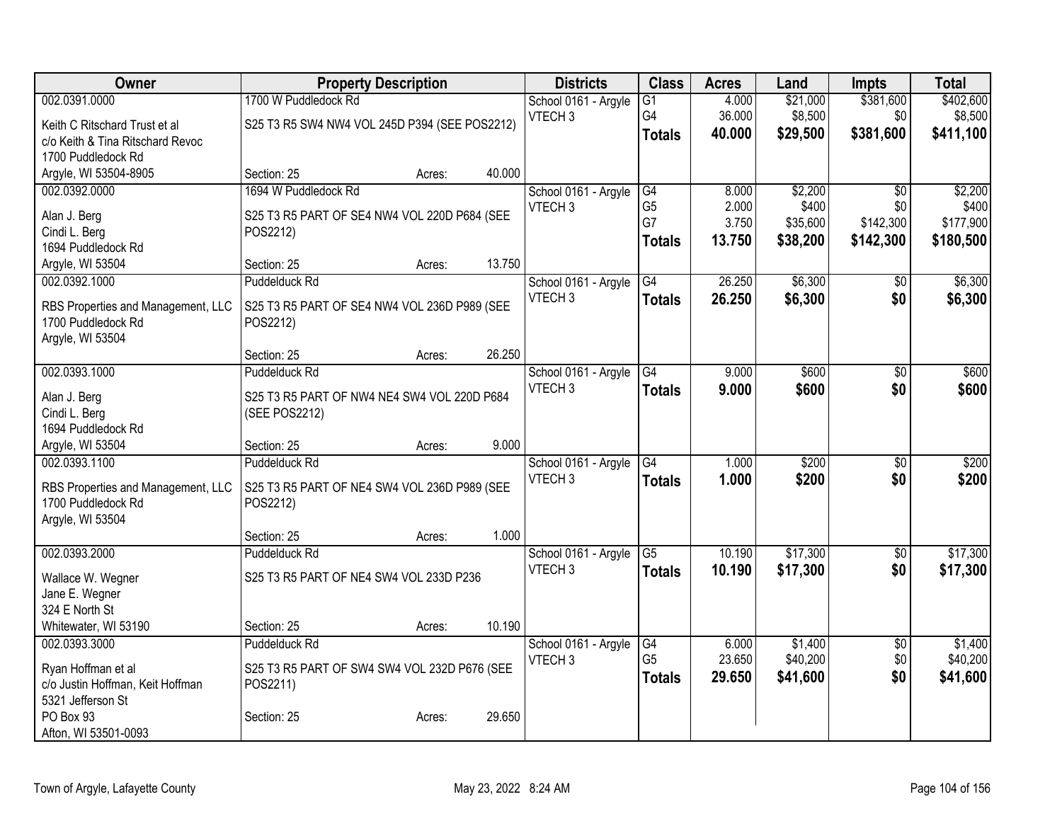| Owner | Property Description | Districts | Class | Acres | Land | Impts | Total |
|---|---|---|---|---|---|---|---|
| 002.0391.0000<br>Keith C Ritschard Trust et al<br>c/o Keith & Tina Ritschard Revoc<br>1700 Puddledock Rd<br>Argyle, WI 53504-8905 | 1700 W Puddledock Rd<br>S25 T3 R5 SW4 NW4 VOL 245D P394 (SEE POS2212)<br>Section: 25 Acres: 40.000 | School 0161 - Argyle<br>VTECH 3 | G1<br>G4<br>**Totals** | 4.000<br>36.000<br>**40.000** | $21,000<br>$8,500<br>**$29,500** | $381,600<br>$0<br>**$381,600** | $402,600<br>$8,500<br>**$411,100** |
| 002.0392.0000<br>Alan J. Berg<br>Cindi L. Berg<br>1694 Puddledock Rd<br>Argyle, WI 53504 | 1694 W Puddledock Rd<br>S25 T3 R5 PART OF SE4 NW4 VOL 220D P684 (SEE POS2212)<br>Section: 25 Acres: 13.750 | School 0161 - Argyle<br>VTECH 3 | G4<br>G5<br>G7<br>**Totals** | 8.000<br>2.000<br>3.750<br>**13.750** | $2,200<br>$400<br>$35,600<br>**$38,200** | $0<br>$0<br>$142,300<br>**$142,300** | $2,200<br>$400<br>$177,900<br>**$180,500** |
| 002.0392.1000<br>RBS Properties and Management, LLC<br>1700 Puddledock Rd<br>Argyle, WI 53504 | Puddelduck Rd<br>S25 T3 R5 PART OF SE4 NW4 VOL 236D P989 (SEE POS2212)<br>Section: 25 Acres: 26.250 | School 0161 - Argyle<br>VTECH 3 | G4<br>**Totals** | 26.250<br>**26.250** | $6,300<br>**$6,300** | $0<br>**$0** | $6,300<br>**$6,300** |
| 002.0393.1000<br>Alan J. Berg<br>Cindi L. Berg<br>1694 Puddledock Rd<br>Argyle, WI 53504 | Puddelduck Rd<br>S25 T3 R5 PART OF NW4 NE4 SW4 VOL 220D P684 (SEE POS2212)<br>Section: 25 Acres: 9.000 | School 0161 - Argyle<br>VTECH 3 | G4<br>**Totals** | 9.000<br>**9.000** | $600<br>**$600** | $0<br>**$0** | $600<br>**$600** |
| 002.0393.1100<br>RBS Properties and Management, LLC<br>1700 Puddledock Rd<br>Argyle, WI 53504 | Puddelduck Rd<br>S25 T3 R5 PART OF NE4 SW4 VOL 236D P989 (SEE POS2212)<br>Section: 25 Acres: 1.000 | School 0161 - Argyle<br>VTECH 3 | G4<br>**Totals** | 1.000<br>**1.000** | $200<br>**$200** | $0<br>**$0** | $200<br>**$200** |
| 002.0393.2000<br>Wallace W. Wegner<br>Jane E. Wegner<br>324 E North St<br>Whitewater, WI 53190 | Puddelduck Rd<br>S25 T3 R5 PART OF NE4 SW4 VOL 233D P236<br>Section: 25 Acres: 10.190 | School 0161 - Argyle<br>VTECH 3 | G5<br>**Totals** | 10.190<br>**10.190** | $17,300<br>**$17,300** | $0<br>**$0** | $17,300<br>**$17,300** |
| 002.0393.3000<br>Ryan Hoffman et al<br>c/o Justin Hoffman, Keit Hoffman<br>5321 Jefferson St<br>PO Box 93<br>Afton, WI 53501-0093 | Puddelduck Rd<br>S25 T3 R5 PART OF SW4 SW4 VOL 232D P676 (SEE POS2211)<br>Section: 25 Acres: 29.650 | School 0161 - Argyle<br>VTECH 3 | G4<br>G5<br>**Totals** | 6.000<br>23.650<br>**29.650** | $1,400<br>$40,200<br>**$41,600** | $0<br>$0<br>**$0** | $1,400<br>$40,200<br>**$41,600** |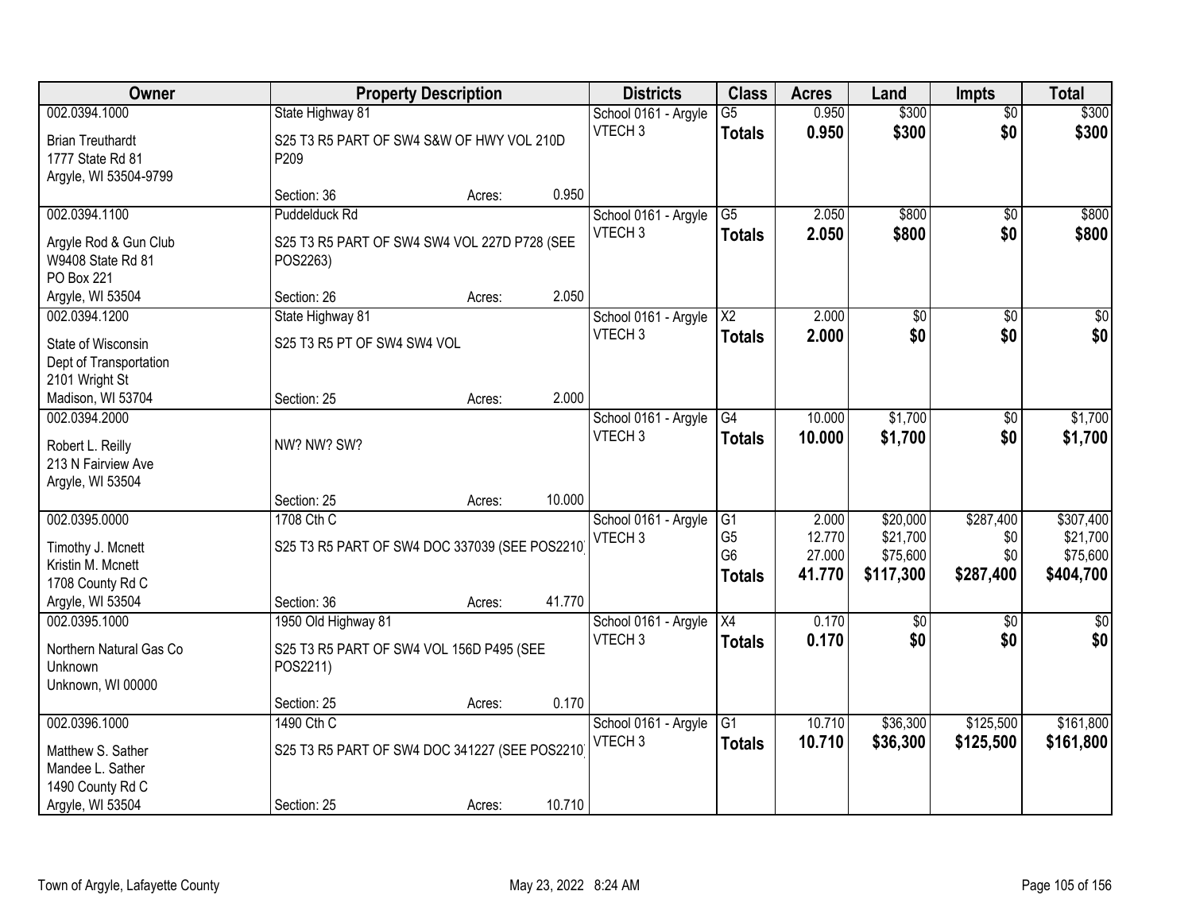| Owner | Property Description | | | Districts | Class | Acres | Land | Impts | Total |
|---|---|---|---|---|---|---|---|---|---|
| 002.0394.1000 | State Highway 81 | | | School 0161 - Argyle | G5 | 0.950 | $300 | $0 | $300 |
| Brian Treuthardt<br>1777 State Rd 81<br>Argyle, WI 53504-9799 | S25 T3 R5 PART OF SW4 S&W OF HWY VOL 210D P209 | | | VTECH 3 | **Totals** | **0.950** | **$300** | **$0** | **$300** |
| | Section: 36 | Acres: | 0.950 | | | | | | |
| 002.0394.1100 | Puddelduck Rd | | | School 0161 - Argyle | G5 | 2.050 | $800 | $0 | $800 |
| Argyle Rod & Gun Club<br>W9408 State Rd 81<br>PO Box 221<br>Argyle, WI 53504 | S25 T3 R5 PART OF SW4 SW4 VOL 227D P728 (SEE POS2263) | | | VTECH 3 | **Totals** | **2.050** | **$800** | **$0** | **$800** |
| | Section: 26 | Acres: | 2.050 | | | | | | |
| 002.0394.1200 | State Highway 81 | | | School 0161 - Argyle | X2 | 2.000 | $0 | $0 | $0 |
| State of Wisconsin<br>Dept of Transportation<br>2101 Wright St<br>Madison, WI 53704 | S25 T3 R5 PT OF SW4 SW4 VOL | | | VTECH 3 | **Totals** | **2.000** | **$0** | **$0** | **$0** |
| | Section: 25 | Acres: | 2.000 | | | | | | |
| 002.0394.2000 | | | | School 0161 - Argyle | G4 | 10.000 | $1,700 | $0 | $1,700 |
| Robert L. Reilly<br>213 N Fairview Ave<br>Argyle, WI 53504 | NW? NW? SW? | | | VTECH 3 | **Totals** | **10.000** | **$1,700** | **$0** | **$1,700** |
| | Section: 25 | Acres: | 10.000 | | | | | | |
| 002.0395.0000 | 1708 Cth C | | | School 0161 - Argyle | G1 | 2.000 | $20,000 | $287,400 | $307,400 |
| Timothy J. Mcnett<br>Kristin M. Mcnett<br>1708 County Rd C<br>Argyle, WI 53504 | S25 T3 R5 PART OF SW4 DOC 337039 (SEE POS2210 | | | VTECH 3 | G5 | 12.770 | $21,700 | $0 | $21,700 |
| | | | | | G6 | 27.000 | $75,600 | $0 | $75,600 |
| | | | | | **Totals** | **41.770** | **$117,300** | **$287,400** | **$404,700** |
| | Section: 36 | Acres: | 41.770 | | | | | | |
| 002.0395.1000 | 1950 Old Highway 81 | | | School 0161 - Argyle | X4 | 0.170 | $0 | $0 | $0 |
| Northern Natural Gas Co<br>Unknown<br>Unknown, WI 00000 | S25 T3 R5 PART OF SW4 VOL 156D P495 (SEE POS2211) | | | VTECH 3 | **Totals** | **0.170** | **$0** | **$0** | **$0** |
| | Section: 25 | Acres: | 0.170 | | | | | | |
| 002.0396.1000 | 1490 Cth C | | | School 0161 - Argyle | G1 | 10.710 | $36,300 | $125,500 | $161,800 |
| Matthew S. Sather<br>Mandee L. Sather<br>1490 County Rd C<br>Argyle, WI 53504 | S25 T3 R5 PART OF SW4 DOC 341227 (SEE POS2210 | | | VTECH 3 | **Totals** | **10.710** | **$36,300** | **$125,500** | **$161,800** |
| | Section: 25 | Acres: | 10.710 | | | | | | |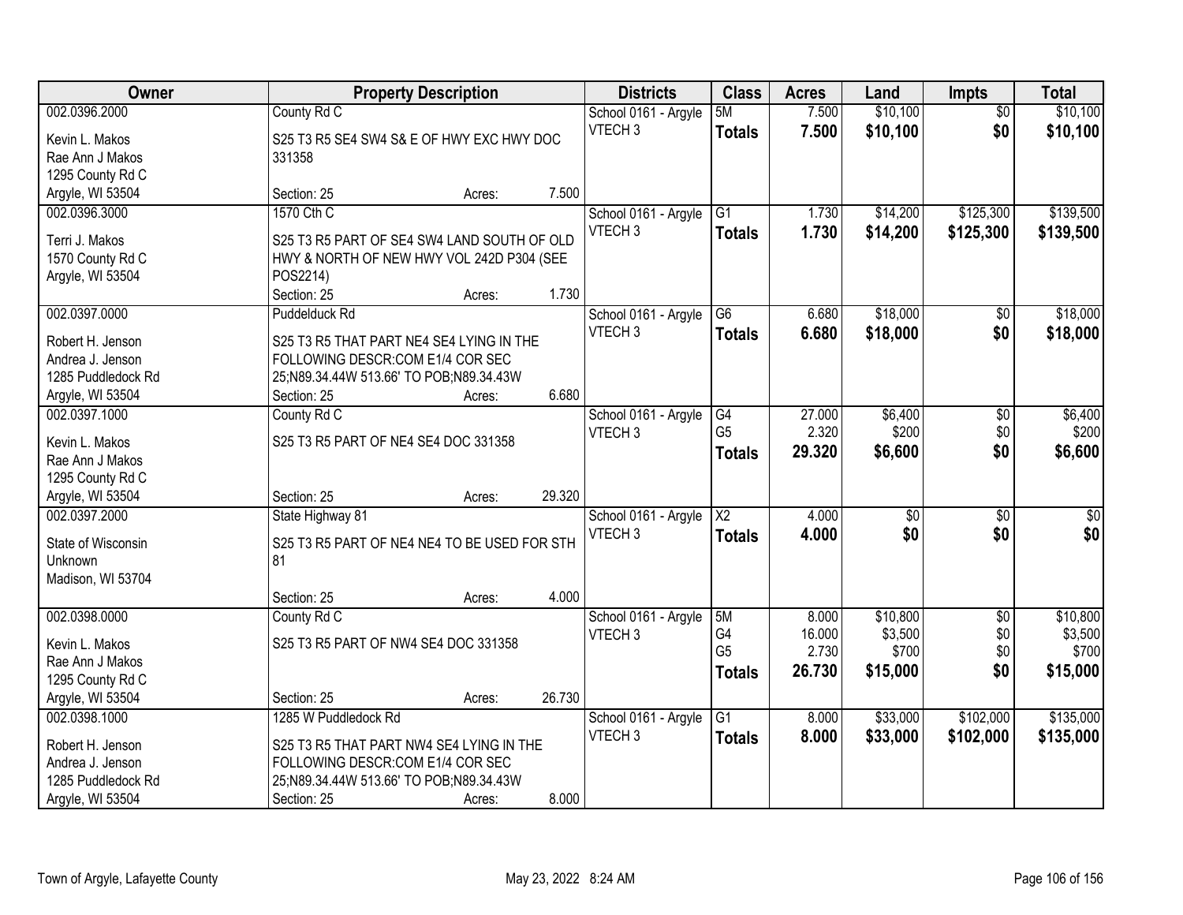| Owner | Property Description | Districts | Class | Acres | Land | Impts | Total |
|---|---|---|---|---|---|---|---|
| 002.0396.2000<br>Kevin L. Makos<br>Rae Ann J Makos<br>1295 County Rd C<br>Argyle, WI 53504 | County Rd C<br>S25 T3 R5 SE4 SW4 S& E OF HWY EXC HWY DOC 331358<br>Section: 25 Acres: 7.500 | School 0161 - Argyle<br>VTECH 3 | 5M<br>**Totals** | 7.500<br>**7.500** | $10,100<br>**$10,100** | $0<br>**$0** | $10,100<br>**$10,100** |
| 002.0396.3000<br>Terri J. Makos<br>1570 County Rd C<br>Argyle, WI 53504 | 1570 Cth C<br>S25 T3 R5 PART OF SE4 SW4 LAND SOUTH OF OLD HWY & NORTH OF NEW HWY VOL 242D P304 (SEE POS2214)<br>Section: 25 Acres: 1.730 | School 0161 - Argyle<br>VTECH 3 | G1<br>**Totals** | 1.730<br>**1.730** | $14,200<br>**$14,200** | $125,300<br>**$125,300** | $139,500<br>**$139,500** |
| 002.0397.0000<br>Robert H. Jenson<br>Andrea J. Jenson<br>1285 Puddledock Rd<br>Argyle, WI 53504 | Puddelduck Rd<br>S25 T3 R5 THAT PART NE4 SE4 LYING IN THE FOLLOWING DESCR:COM E1/4 COR SEC 25;N89.34.44W 513.66' TO POB;N89.34.43W<br>Section: 25 Acres: 6.680 | School 0161 - Argyle<br>VTECH 3 | G6<br>**Totals** | 6.680<br>**6.680** | $18,000<br>**$18,000** | $0<br>**$0** | $18,000<br>**$18,000** |
| 002.0397.1000<br>Kevin L. Makos<br>Rae Ann J Makos<br>1295 County Rd C<br>Argyle, WI 53504 | County Rd C<br>S25 T3 R5 PART OF NE4 SE4 DOC 331358<br>Section: 25 Acres: 29.320 | School 0161 - Argyle<br>VTECH 3 | G4<br>G5<br>**Totals** | 27.000<br>2.320<br>**29.320** | $6,400<br>$200<br>**$6,600** | $0<br>$0<br>**$0** | $6,400<br>$200<br>**$6,600** |
| 002.0397.2000<br>State of Wisconsin<br>Unknown<br>Madison, WI 53704 | State Highway 81<br>S25 T3 R5 PART OF NE4 NE4 TO BE USED FOR STH 81<br>Section: 25 Acres: 4.000 | School 0161 - Argyle<br>VTECH 3 | X2<br>**Totals** | 4.000<br>**4.000** | $0<br>**$0** | $0<br>**$0** | $0<br>**$0** |
| 002.0398.0000<br>Kevin L. Makos<br>Rae Ann J Makos<br>1295 County Rd C<br>Argyle, WI 53504 | County Rd C<br>S25 T3 R5 PART OF NW4 SE4 DOC 331358<br>Section: 25 Acres: 26.730 | School 0161 - Argyle<br>VTECH 3 | 5M<br>G4<br>G5<br>**Totals** | 8.000<br>16.000<br>2.730<br>**26.730** | $10,800<br>$3,500<br>$700<br>**$15,000** | $0<br>$0<br>$0<br>**$0** | $10,800<br>$3,500<br>$700<br>**$15,000** |
| 002.0398.1000<br>Robert H. Jenson<br>Andrea J. Jenson<br>1285 Puddledock Rd<br>Argyle, WI 53504 | 1285 W Puddledock Rd<br>S25 T3 R5 THAT PART NW4 SE4 LYING IN THE FOLLOWING DESCR:COM E1/4 COR SEC 25;N89.34.44W 513.66' TO POB;N89.34.43W<br>Section: 25 Acres: 8.000 | School 0161 - Argyle<br>VTECH 3 | G1<br>**Totals** | 8.000<br>**8.000** | $33,000<br>**$33,000** | $102,000<br>**$102,000** | $135,000<br>**$135,000** |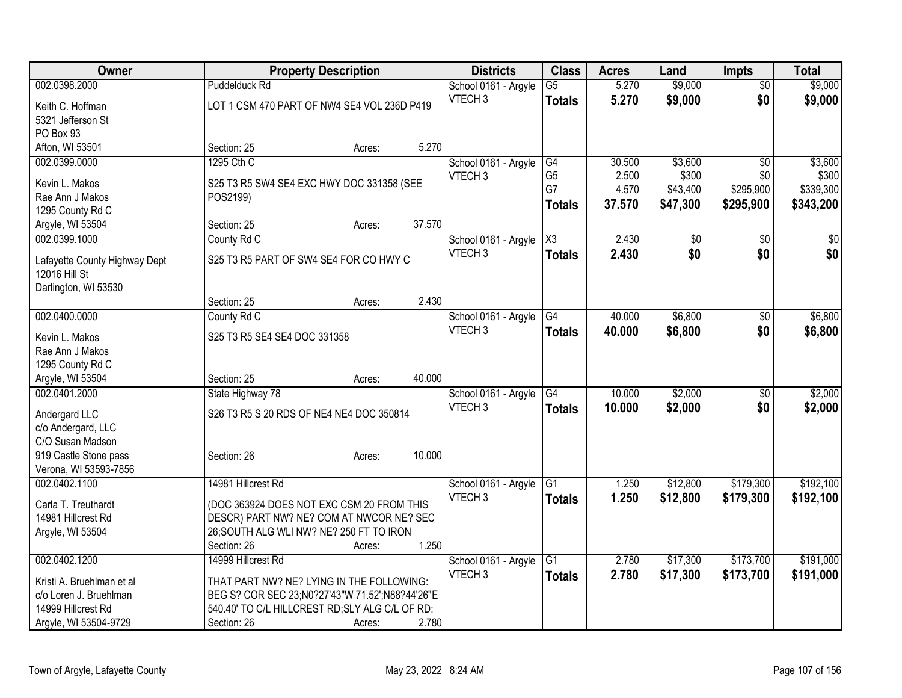| Owner | Property Description | Districts | Class | Acres | Land | Impts | Total |
|---|---|---|---|---|---|---|---|
| 002.0398.2000<br>Keith C. Hoffman<br>5321 Jefferson St<br>PO Box 93<br>Afton, WI 53501 | Puddelduck Rd<br>LOT 1 CSM 470 PART OF NW4 SE4 VOL 236D P419<br>Section: 25 Acres: 5.270 | School 0161 - Argyle<br>VTECH 3 | G5<br>**Totals** | 5.270<br>**5.270** | $9,000<br>**$9,000** | $0<br>**$0** | $9,000<br>**$9,000** |
| 002.0399.0000<br>Kevin L. Makos<br>Rae Ann J Makos<br>1295 County Rd C<br>Argyle, WI 53504 | 1295 Cth C<br>S25 T3 R5 SW4 SE4 EXC HWY DOC 331358 (SEE POS2199)<br>Section: 25 Acres: 37.570 | School 0161 - Argyle<br>VTECH 3 | G4<br>G5<br>G7<br>**Totals** | 30.500<br>2.500<br>4.570<br>**37.570** | $3,600<br>$300<br>$43,400<br>**$47,300** | $0<br>$0<br>$295,900<br>**$295,900** | $3,600<br>$300<br>$339,300<br>**$343,200** |
| 002.0399.1000<br>Lafayette County Highway Dept<br>12016 Hill St<br>Darlington, WI 53530 | County Rd C<br>S25 T3 R5 PART OF SW4 SE4 FOR CO HWY C<br>Section: 25 Acres: 2.430 | School 0161 - Argyle<br>VTECH 3 | X3<br>**Totals** | 2.430<br>**2.430** | $0<br>**$0** | $0<br>**$0** | $0<br>**$0** |
| 002.0400.0000<br>Kevin L. Makos<br>Rae Ann J Makos<br>1295 County Rd C<br>Argyle, WI 53504 | County Rd C<br>S25 T3 R5 SE4 SE4 DOC 331358<br>Section: 25 Acres: 40.000 | School 0161 - Argyle<br>VTECH 3 | G4<br>**Totals** | 40.000<br>**40.000** | $6,800<br>**$6,800** | $0<br>**$0** | $6,800<br>**$6,800** |
| 002.0401.2000<br>Andergard LLC<br>c/o Andergard, LLC<br>C/O Susan Madson<br>919 Castle Stone pass<br>Verona, WI 53593-7856 | State Highway 78<br>S26 T3 R5 S 20 RDS OF NE4 NE4 DOC 350814<br>Section: 26 Acres: 10.000 | School 0161 - Argyle<br>VTECH 3 | G4<br>**Totals** | 10.000<br>**10.000** | $2,000<br>**$2,000** | $0<br>**$0** | $2,000<br>**$2,000** |
| 002.0402.1100<br>Carla T. Treuthardt<br>14981 Hillcrest Rd<br>Argyle, WI 53504 | 14981 Hillcrest Rd<br>(DOC 363924 DOES NOT EXC CSM 20 FROM THIS DESCR) PART NW? NE? COM AT NWCOR NE? SEC 26;SOUTH ALG WLI NW? NE? 250 FT TO IRON<br>Section: 26 Acres: 1.250 | School 0161 - Argyle<br>VTECH 3 | G1<br>**Totals** | 1.250<br>**1.250** | $12,800<br>**$12,800** | $179,300<br>**$179,300** | $192,100<br>**$192,100** |
| 002.0402.1200<br>Kristi A. Bruehlman et al<br>c/o Loren J. Bruehlman<br>14999 Hillcrest Rd<br>Argyle, WI 53504-9729 | 14999 Hillcrest Rd<br>THAT PART NW? NE? LYING IN THE FOLLOWING: BEG S? COR SEC 23;N0?27'43"W 71.52';N88?44'26"E 540.40' TO C/L HILLCREST RD;SLY ALG C/L OF RD:<br>Section: 26 Acres: 2.780 | School 0161 - Argyle<br>VTECH 3 | G1<br>**Totals** | 2.780<br>**2.780** | $17,300<br>**$17,300** | $173,700<br>**$173,700** | $191,000<br>**$191,000** |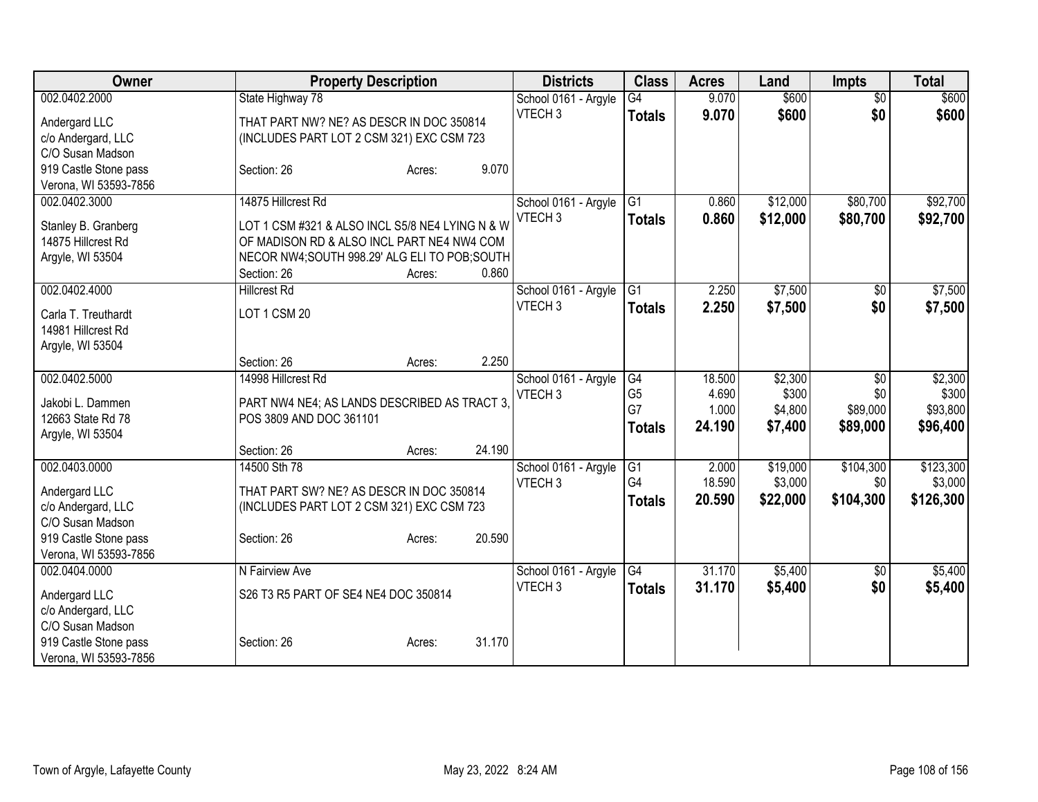| Owner | Property Description | Districts | Class | Acres | Land | Impts | Total |
|---|---|---|---|---|---|---|---|
| 002.0402.2000<br><br>Andergard LLC<br>c/o Andergard, LLC<br>C/O Susan Madson<br>919 Castle Stone pass<br>Verona, WI 53593-7856 | State Highway 78<br><br>THAT PART NW? NE? AS DESCR IN DOC 350814 (INCLUDES PART LOT 2 CSM 321) EXC CSM 723<br><br>Section: 26 Acres: 9.070 | School 0161 - Argyle<br>VTECH 3 | G4<br>**Totals** | 9.070<br>**9.070** | $600<br>**$600** | $0<br>**$0** | $600<br>**$600** |
| 002.0402.3000<br><br>Stanley B. Granberg<br>14875 Hillcrest Rd<br>Argyle, WI 53504 | 14875 Hillcrest Rd<br><br>LOT 1 CSM #321 & ALSO INCL S5/8 NE4 LYING N & W OF MADISON RD & ALSO INCL PART NE4 NW4 COM NECOR NW4;SOUTH 998.29' ALG ELI TO POB;SOUTH<br>Section: 26 Acres: 0.860 | School 0161 - Argyle<br>VTECH 3 | G1<br>**Totals** | 0.860<br>**0.860** | $12,000<br>**$12,000** | $80,700<br>**$80,700** | $92,700<br>**$92,700** |
| 002.0402.4000<br><br>Carla T. Treuthardt<br>14981 Hillcrest Rd<br>Argyle, WI 53504 | Hillcrest Rd<br><br>LOT 1 CSM 20<br><br>Section: 26 Acres: 2.250 | School 0161 - Argyle<br>VTECH 3 | G1<br>**Totals** | 2.250<br>**2.250** | $7,500<br>**$7,500** | $0<br>**$0** | $7,500<br>**$7,500** |
| 002.0402.5000<br><br>Jakobi L. Dammen<br>12663 State Rd 78<br>Argyle, WI 53504 | 14998 Hillcrest Rd<br><br>PART NW4 NE4; AS LANDS DESCRIBED AS TRACT 3, POS 3809 AND DOC 361101<br><br>Section: 26 Acres: 24.190 | School 0161 - Argyle<br>VTECH 3 | G4<br>G5<br>G7<br>**Totals** | 18.500<br>4.690<br>1.000<br>**24.190** | $2,300<br>$300<br>$4,800<br>**$7,400** | $0<br>$0<br>$89,000<br>**$89,000** | $2,300<br>$300<br>$93,800<br>**$96,400** |
| 002.0403.0000<br><br>Andergard LLC<br>c/o Andergard, LLC<br>C/O Susan Madson<br>919 Castle Stone pass<br>Verona, WI 53593-7856 | 14500 Sth 78<br><br>THAT PART SW? NE? AS DESCR IN DOC 350814 (INCLUDES PART LOT 2 CSM 321) EXC CSM 723<br><br>Section: 26 Acres: 20.590 | School 0161 - Argyle<br>VTECH 3 | G1<br>G4<br>**Totals** | 2.000<br>18.590<br>**20.590** | $19,000<br>$3,000<br>**$22,000** | $104,300<br>$0<br>**$104,300** | $123,300<br>$3,000<br>**$126,300** |
| 002.0404.0000<br><br>Andergard LLC<br>c/o Andergard, LLC<br>C/O Susan Madson<br>919 Castle Stone pass<br>Verona, WI 53593-7856 | N Fairview Ave<br><br>S26 T3 R5 PART OF SE4 NE4 DOC 350814<br><br>Section: 26 Acres: 31.170 | School 0161 - Argyle<br>VTECH 3 | G4<br>**Totals** | 31.170<br>**31.170** | $5,400<br>**$5,400** | $0<br>**$0** | $5,400<br>**$5,400** |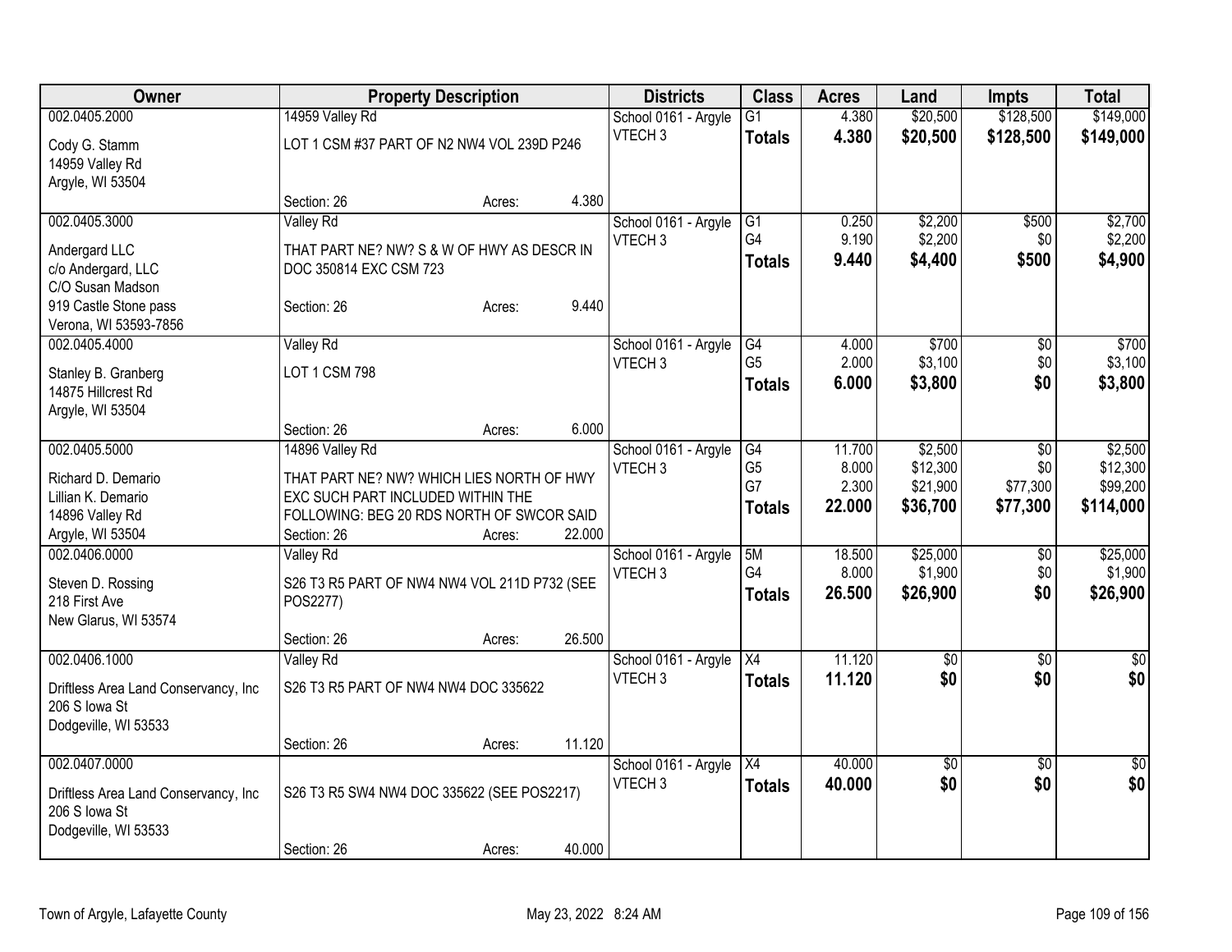| Owner | Property Description | Districts | Class | Acres | Land | Impts | Total |
|---|---|---|---|---|---|---|---|
| 002.0405.2000<br>Cody G. Stamm<br>14959 Valley Rd<br>Argyle, WI 53504 | 14959 Valley Rd<br>LOT 1 CSM #37 PART OF N2 NW4 VOL 239D P246<br>Section: 26 Acres: 4.380 | School 0161 - Argyle<br>VTECH 3 | G1<br>**Totals** | 4.380<br>**4.380** | $20,500<br>**$20,500** | $128,500<br>**$128,500** | $149,000<br>**$149,000** |
| 002.0405.3000<br>Andergard LLC<br>c/o Andergard, LLC<br>C/O Susan Madson<br>919 Castle Stone pass<br>Verona, WI 53593-7856 | Valley Rd<br>THAT PART NE? NW? S & W OF HWY AS DESCR IN DOC 350814 EXC CSM 723<br>Section: 26 Acres: 9.440 | School 0161 - Argyle<br>VTECH 3 | G1<br>G4<br>**Totals** | 0.250<br>9.190<br>**9.440** | $2,200<br>$2,200<br>**$4,400** | $500<br>$0<br>**$500** | $2,700<br>$2,200<br>**$4,900** |
| 002.0405.4000<br>Stanley B. Granberg<br>14875 Hillcrest Rd<br>Argyle, WI 53504 | Valley Rd<br>LOT 1 CSM 798<br>Section: 26 Acres: 6.000 | School 0161 - Argyle<br>VTECH 3 | G4<br>G5<br>**Totals** | 4.000<br>2.000<br>**6.000** | $700<br>$3,100<br>**$3,800** | $0<br>$0<br>**$0** | $700<br>$3,100<br>**$3,800** |
| 002.0405.5000<br>Richard D. Demario<br>Lillian K. Demario<br>14896 Valley Rd<br>Argyle, WI 53504 | 14896 Valley Rd<br>THAT PART NE? NW? WHICH LIES NORTH OF HWY EXC SUCH PART INCLUDED WITHIN THE FOLLOWING: BEG 20 RDS NORTH OF SWCOR SAID<br>Section: 26 Acres: 22.000 | School 0161 - Argyle<br>VTECH 3 | G4<br>G5<br>G7<br>**Totals** | 11.700<br>8.000<br>2.300<br>**22.000** | $2,500<br>$12,300<br>$21,900<br>**$36,700** | $0<br>$0<br>$77,300<br>**$77,300** | $2,500<br>$12,300<br>$99,200<br>**$114,000** |
| 002.0406.0000<br>Steven D. Rossing<br>218 First Ave<br>New Glarus, WI 53574 | Valley Rd<br>S26 T3 R5 PART OF NW4 NW4 VOL 211D P732 (SEE POS2277)<br>Section: 26 Acres: 26.500 | School 0161 - Argyle<br>VTECH 3 | 5M<br>G4<br>**Totals** | 18.500<br>8.000<br>**26.500** | $25,000<br>$1,900<br>**$26,900** | $0<br>$0<br>**$0** | $25,000<br>$1,900<br>**$26,900** |
| 002.0406.1000<br>Driftless Area Land Conservancy, Inc<br>206 S Iowa St<br>Dodgeville, WI 53533 | Valley Rd<br>S26 T3 R5 PART OF NW4 NW4 DOC 335622<br>Section: 26 Acres: 11.120 | School 0161 - Argyle<br>VTECH 3 | X4<br>**Totals** | 11.120<br>**11.120** | $0<br>**$0** | $0<br>**$0** | $0<br>**$0** |
| 002.0407.0000<br>Driftless Area Land Conservancy, Inc<br>206 S Iowa St<br>Dodgeville, WI 53533 | S26 T3 R5 SW4 NW4 DOC 335622 (SEE POS2217)<br>Section: 26 Acres: 40.000 | School 0161 - Argyle<br>VTECH 3 | X4<br>**Totals** | 40.000<br>**40.000** | $0<br>**$0** | $0<br>**$0** | $0<br>**$0** |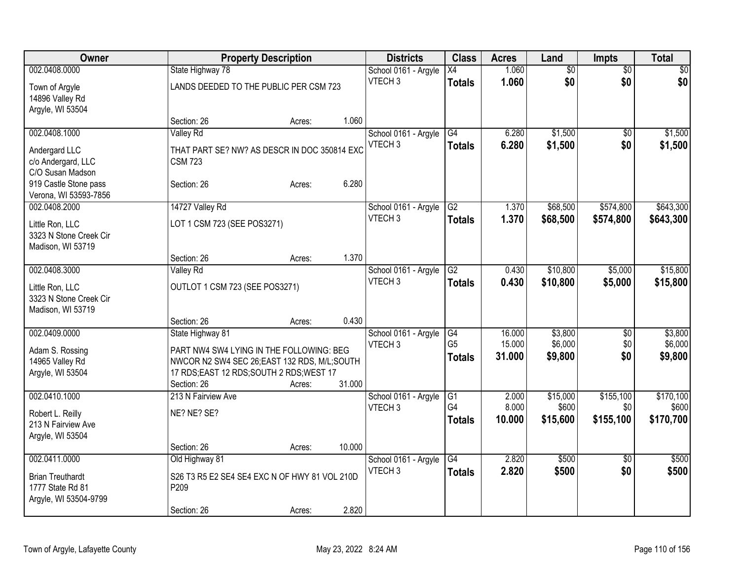| Owner | Property Description | | Districts | Class | Acres | Land | Impts | Total |
|---|---|---|---|---|---|---|---|---|
| 002.0408.0000<br>Town of Argyle<br>14896 Valley Rd<br>Argyle, WI 53504 | State Highway 78<br>LANDS DEEDED TO THE PUBLIC PER CSM 723<br>Section: 26 | Acres: 1.060 | School 0161 - Argyle<br>VTECH 3 | X4<br>**Totals** | 1.060<br>**1.060** | $0<br>**$0** | $0<br>**$0** | $0<br>**$0** |
| 002.0408.1000<br>Andergard LLC<br>c/o Andergard, LLC<br>C/O Susan Madson<br>919 Castle Stone pass<br>Verona, WI 53593-7856 | Valley Rd<br>THAT PART SE? NW? AS DESCR IN DOC 350814 EXC CSM 723<br>Section: 26 | Acres: 6.280 | School 0161 - Argyle<br>VTECH 3 | G4<br>**Totals** | 6.280<br>**6.280** | $1,500<br>**$1,500** | $0<br>**$0** | $1,500<br>**$1,500** |
| 002.0408.2000<br>Little Ron, LLC<br>3323 N Stone Creek Cir<br>Madison, WI 53719 | 14727 Valley Rd<br>LOT 1 CSM 723 (SEE POS3271)<br>Section: 26 | Acres: 1.370 | School 0161 - Argyle<br>VTECH 3 | G2<br>**Totals** | 1.370<br>**1.370** | $68,500<br>**$68,500** | $574,800<br>**$574,800** | $643,300<br>**$643,300** |
| 002.0408.3000<br>Little Ron, LLC<br>3323 N Stone Creek Cir<br>Madison, WI 53719 | Valley Rd<br>OUTLOT 1 CSM 723 (SEE POS3271)<br>Section: 26 | Acres: 0.430 | School 0161 - Argyle<br>VTECH 3 | G2<br>**Totals** | 0.430<br>**0.430** | $10,800<br>**$10,800** | $5,000<br>**$5,000** | $15,800<br>**$15,800** |
| 002.0409.0000<br>Adam S. Rossing<br>14965 Valley Rd<br>Argyle, WI 53504 | State Highway 81<br>PART NW4 SW4 LYING IN THE FOLLOWING: BEG NWCOR N2 SW4 SEC 26;EAST 132 RDS, M/L;SOUTH 17 RDS;EAST 12 RDS;SOUTH 2 RDS;WEST 17<br>Section: 26 | Acres: 31.000 | School 0161 - Argyle<br>VTECH 3 | G4<br>G5<br>**Totals** | 16.000<br>15.000<br>**31.000** | $3,800<br>$6,000<br>**$9,800** | $0<br>$0<br>**$0** | $3,800<br>$6,000<br>**$9,800** |
| 002.0410.1000<br>Robert L. Reilly<br>213 N Fairview Ave<br>Argyle, WI 53504 | 213 N Fairview Ave<br>NE? NE? SE?<br>Section: 26 | Acres: 10.000 | School 0161 - Argyle<br>VTECH 3 | G1<br>G4<br>**Totals** | 2.000<br>8.000<br>**10.000** | $15,000<br>$600<br>**$15,600** | $155,100<br>$0<br>**$155,100** | $170,100<br>$600<br>**$170,700** |
| 002.0411.0000<br>Brian Treuthardt<br>1777 State Rd 81<br>Argyle, WI 53504-9799 | Old Highway 81<br>S26 T3 R5 E2 SE4 SE4 EXC N OF HWY 81 VOL 210D P209<br>Section: 26 | Acres: 2.820 | School 0161 - Argyle<br>VTECH 3 | G4<br>**Totals** | 2.820<br>**2.820** | $500<br>**$500** | $0<br>**$0** | $500<br>**$500** |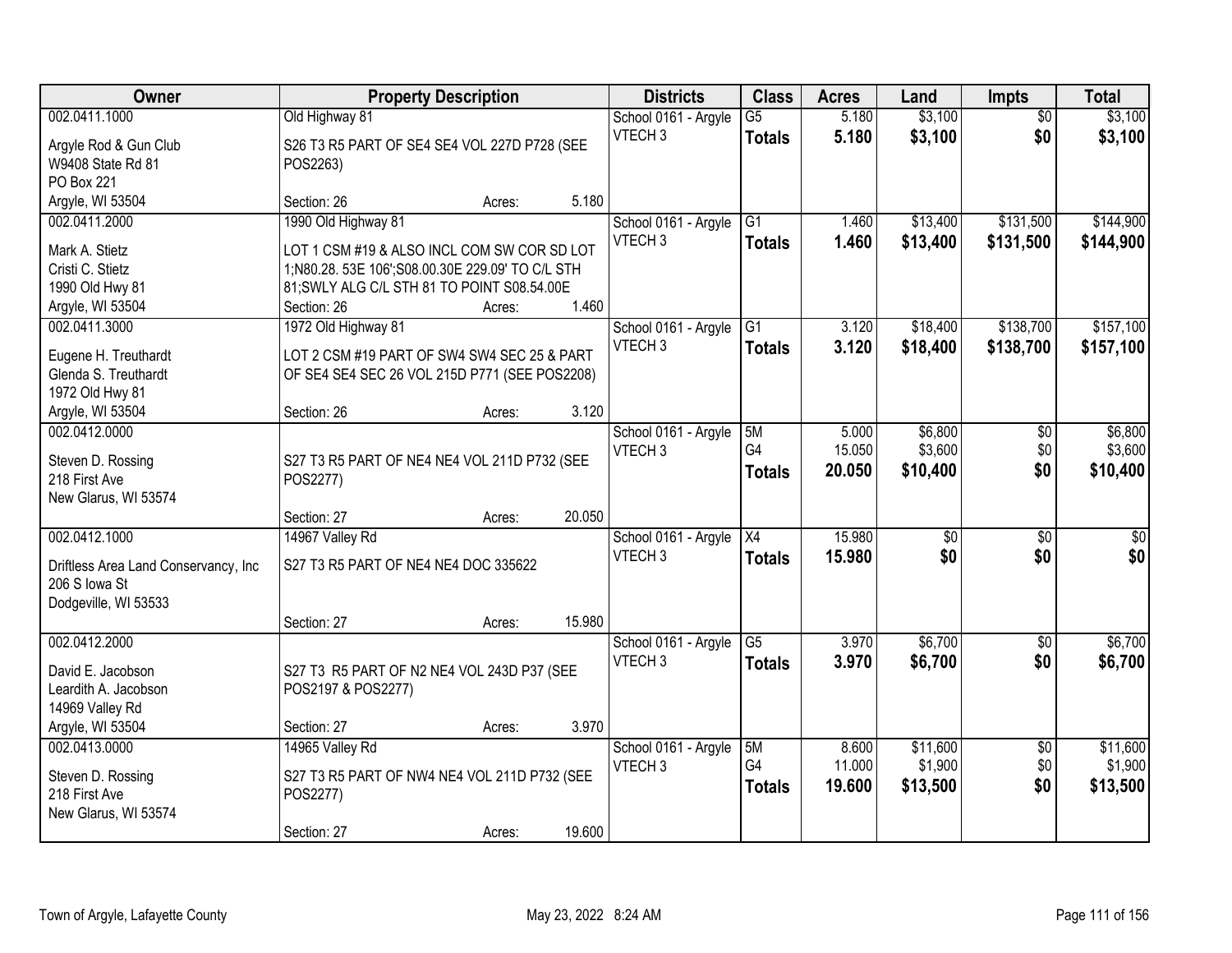| Owner | Property Description | Districts | Class | Acres | Land | Impts | Total |
|---|---|---|---|---|---|---|---|
| 002.0411.1000<br>Argyle Rod & Gun Club<br>W9408 State Rd 81<br>PO Box 221<br>Argyle, WI 53504 | Old Highway 81<br>S26 T3 R5 PART OF SE4 SE4 VOL 227D P728 (SEE POS2263)<br>Section: 26 Acres: 5.180 | School 0161 - Argyle<br>VTECH 3 | G5<br>**Totals** | 5.180<br>**5.180** | $3,100<br>**$3,100** | $0<br>**$0** | $3,100<br>**$3,100** |
| 002.0411.2000<br>Mark A. Stietz<br>Cristi C. Stietz<br>1990 Old Hwy 81<br>Argyle, WI 53504 | 1990 Old Highway 81<br>LOT 1 CSM #19 & ALSO INCL COM SW COR SD LOT 1;N80.28. 53E 106';S08.00.30E 229.09' TO C/L STH 81;SWLY ALG C/L STH 81 TO POINT S08.54.00E<br>Section: 26 Acres: 1.460 | School 0161 - Argyle<br>VTECH 3 | G1<br>**Totals** | 1.460<br>**1.460** | $13,400<br>**$13,400** | $131,500<br>**$131,500** | $144,900<br>**$144,900** |
| 002.0411.3000<br>Eugene H. Treuthardt<br>Glenda S. Treuthardt<br>1972 Old Hwy 81<br>Argyle, WI 53504 | 1972 Old Highway 81<br>LOT 2 CSM #19 PART OF SW4 SW4 SEC 25 & PART OF SE4 SE4 SEC 26 VOL 215D P771 (SEE POS2208)<br>Section: 26 Acres: 3.120 | School 0161 - Argyle<br>VTECH 3 | G1<br>**Totals** | 3.120<br>**3.120** | $18,400<br>**$18,400** | $138,700<br>**$138,700** | $157,100<br>**$157,100** |
| 002.0412.0000<br>Steven D. Rossing<br>218 First Ave<br>New Glarus, WI 53574 | S27 T3 R5 PART OF NE4 NE4 VOL 211D P732 (SEE POS2277)<br>Section: 27 Acres: 20.050 | School 0161 - Argyle<br>VTECH 3 | 5M<br>G4<br>**Totals** | 5.000<br>15.050<br>**20.050** | $6,800<br>$3,600<br>**$10,400** | $0<br>$0<br>**$0** | $6,800<br>$3,600<br>**$10,400** |
| 002.0412.1000<br>Driftless Area Land Conservancy, Inc<br>206 S Iowa St<br>Dodgeville, WI 53533 | 14967 Valley Rd<br>S27 T3 R5 PART OF NE4 NE4 DOC 335622<br>Section: 27 Acres: 15.980 | School 0161 - Argyle<br>VTECH 3 | X4<br>**Totals** | 15.980<br>**15.980** | $0<br>**$0** | $0<br>**$0** | $0<br>**$0** |
| 002.0412.2000<br>David E. Jacobson<br>Leardith A. Jacobson<br>14969 Valley Rd<br>Argyle, WI 53504 | S27 T3 R5 PART OF N2 NE4 VOL 243D P37 (SEE POS2197 & POS2277)<br>Section: 27 Acres: 3.970 | School 0161 - Argyle<br>VTECH 3 | G5<br>**Totals** | 3.970<br>**3.970** | $6,700<br>**$6,700** | $0<br>**$0** | $6,700<br>**$6,700** |
| 002.0413.0000<br>Steven D. Rossing<br>218 First Ave<br>New Glarus, WI 53574 | 14965 Valley Rd<br>S27 T3 R5 PART OF NW4 NE4 VOL 211D P732 (SEE POS2277)<br>Section: 27 Acres: 19.600 | School 0161 - Argyle<br>VTECH 3 | 5M<br>G4<br>**Totals** | 8.600<br>11.000<br>**19.600** | $11,600<br>$1,900<br>**$13,500** | $0<br>$0<br>**$0** | $11,600<br>$1,900<br>**$13,500** |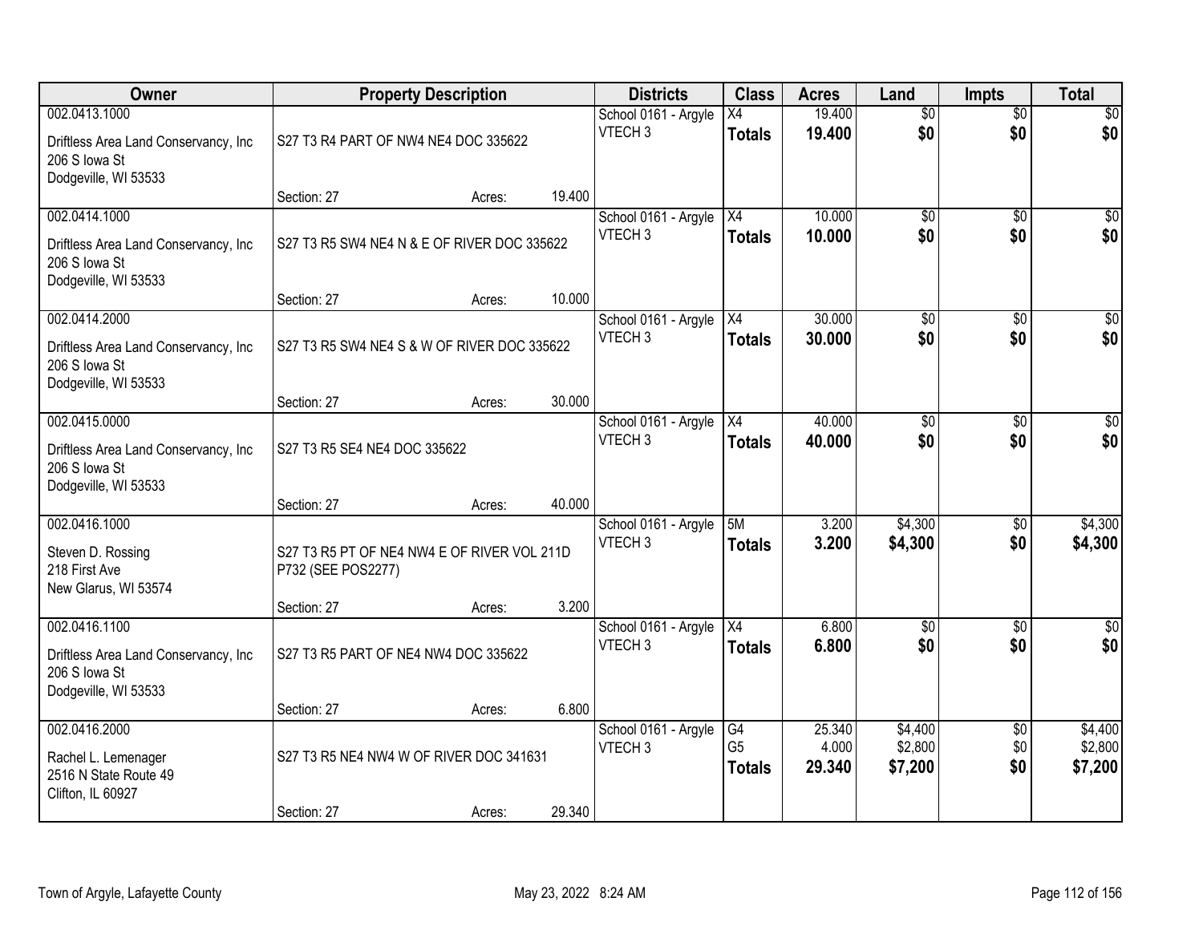| Owner | Property Description | | | Districts | Class | Acres | Land | Impts | Total |
|---|---|---|---|---|---|---|---|---|---|
| 002.0413.1000<br>Driftless Area Land Conservancy, Inc<br>206 S Iowa St<br>Dodgeville, WI 53533 | S27 T3 R4 PART OF NW4 NE4 DOC 335622 | | | School 0161 - Argyle<br>VTECH 3 | X4 | 19.400 | $0 | $0 | $0 |
| | | | | | **Totals** | **19.400** | **$0** | **$0** | **$0** |
| | Section: 27 | Acres: | 19.400 | | | | | | |
| 002.0414.1000<br>Driftless Area Land Conservancy, Inc<br>206 S Iowa St<br>Dodgeville, WI 53533 | S27 T3 R5 SW4 NE4 N & E OF RIVER DOC 335622 | | | School 0161 - Argyle<br>VTECH 3 | X4 | 10.000 | $0 | $0 | $0 |
| | | | | | **Totals** | **10.000** | **$0** | **$0** | **$0** |
| | Section: 27 | Acres: | 10.000 | | | | | | |
| 002.0414.2000<br>Driftless Area Land Conservancy, Inc<br>206 S Iowa St<br>Dodgeville, WI 53533 | S27 T3 R5 SW4 NE4 S & W OF RIVER DOC 335622 | | | School 0161 - Argyle<br>VTECH 3 | X4 | 30.000 | $0 | $0 | $0 |
| | | | | | **Totals** | **30.000** | **$0** | **$0** | **$0** |
| | Section: 27 | Acres: | 30.000 | | | | | | |
| 002.0415.0000<br>Driftless Area Land Conservancy, Inc<br>206 S Iowa St<br>Dodgeville, WI 53533 | S27 T3 R5 SE4 NE4 DOC 335622 | | | School 0161 - Argyle<br>VTECH 3 | X4 | 40.000 | $0 | $0 | $0 |
| | | | | | **Totals** | **40.000** | **$0** | **$0** | **$0** |
| | Section: 27 | Acres: | 40.000 | | | | | | |
| 002.0416.1000<br>Steven D. Rossing<br>218 First Ave<br>New Glarus, WI 53574 | S27 T3 R5 PT OF NE4 NW4 E OF RIVER VOL 211D P732 (SEE POS2277) | | | School 0161 - Argyle<br>VTECH 3 | 5M | 3.200 | $4,300 | $0 | $4,300 |
| | | | | | **Totals** | **3.200** | **$4,300** | **$0** | **$4,300** |
| | Section: 27 | Acres: | 3.200 | | | | | | |
| 002.0416.1100<br>Driftless Area Land Conservancy, Inc<br>206 S Iowa St<br>Dodgeville, WI 53533 | S27 T3 R5 PART OF NE4 NW4 DOC 335622 | | | School 0161 - Argyle<br>VTECH 3 | X4 | 6.800 | $0 | $0 | $0 |
| | | | | | **Totals** | **6.800** | **$0** | **$0** | **$0** |
| | Section: 27 | Acres: | 6.800 | | | | | | |
| 002.0416.2000<br>Rachel L. Lemenager<br>2516 N State Route 49<br>Clifton, IL 60927 | S27 T3 R5 NE4 NW4 W OF RIVER DOC 341631 | | | School 0161 - Argyle<br>VTECH 3 | G4 | 25.340 | $4,400 | $0 | $4,400 |
| | | | | | G5 | 4.000 | $2,800 | $0 | $2,800 |
| | | | | | **Totals** | **29.340** | **$7,200** | **$0** | **$7,200** |
| | Section: 27 | Acres: | 29.340 | | | | | | |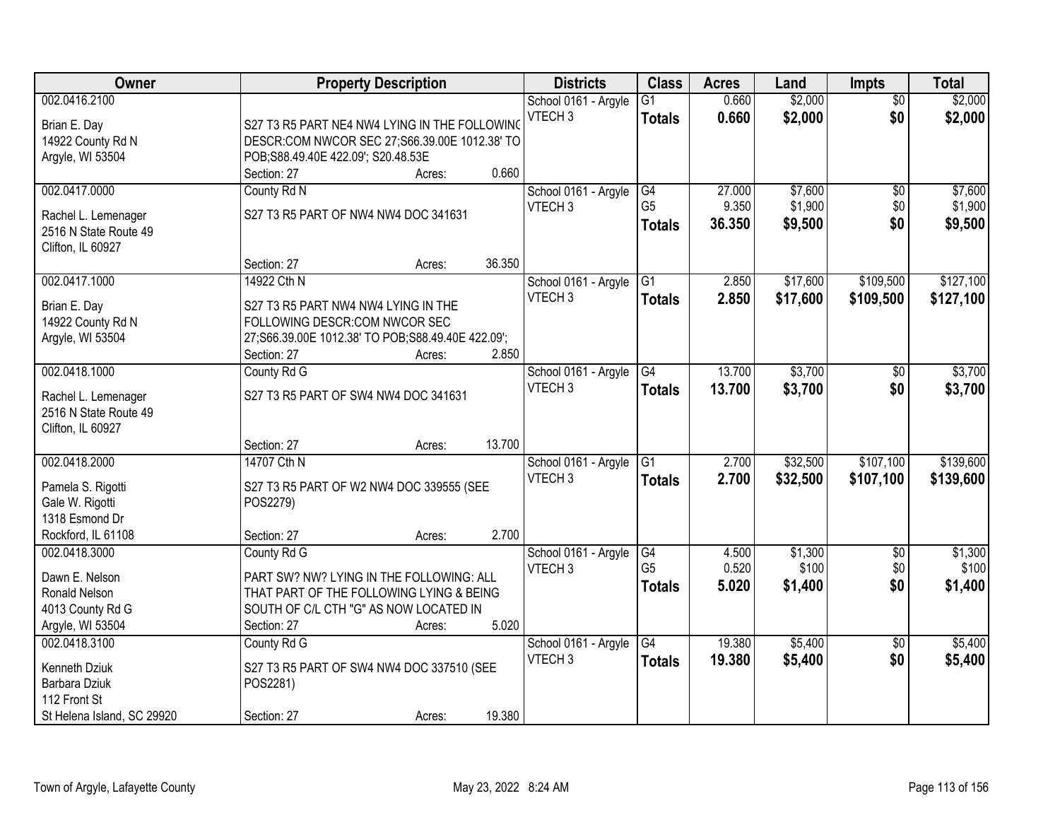| Owner | Property Description | Districts | Class | Acres | Land | Impts | Total |
|---|---|---|---|---|---|---|---|
| 002.0416.2100<br><br>Brian E. Day<br>14922 County Rd N<br>Argyle, WI 53504 | S27 T3 R5 PART NE4 NW4 LYING IN THE FOLLOWING DESCR:COM NWCOR SEC 27;S66.39.00E 1012.38' TO POB;S88.49.40E 422.09'; S20.48.53E<br>Section: 27 Acres: 0.660 | School 0161 - Argyle<br>VTECH 3 | G1<br>**Totals** | 0.660<br>**0.660** | $2,000<br>**$2,000** | $0<br>**$0** | $2,000<br>**$2,000** |
| 002.0417.0000<br><br>Rachel L. Lemenager<br>2516 N State Route 49<br>Clifton, IL 60927 | County Rd N<br><br>S27 T3 R5 PART OF NW4 NW4 DOC 341631<br><br>Section: 27 Acres: 36.350 | School 0161 - Argyle<br>VTECH 3 | G4<br>G5<br>**Totals** | 27.000<br>9.350<br>**36.350** | $7,600<br>$1,900<br>**$9,500** | $0<br>$0<br>**$0** | $7,600<br>$1,900<br>**$9,500** |
| 002.0417.1000<br><br>Brian E. Day<br>14922 County Rd N<br>Argyle, WI 53504 | 14922 Cth N<br><br>S27 T3 R5 PART NW4 NW4 LYING IN THE FOLLOWING DESCR:COM NWCOR SEC 27;S66.39.00E 1012.38' TO POB;S88.49.40E 422.09';<br>Section: 27 Acres: 2.850 | School 0161 - Argyle<br>VTECH 3 | G1<br>**Totals** | 2.850<br>**2.850** | $17,600<br>**$17,600** | $109,500<br>**$109,500** | $127,100<br>**$127,100** |
| 002.0418.1000<br><br>Rachel L. Lemenager<br>2516 N State Route 49<br>Clifton, IL 60927 | County Rd G<br><br>S27 T3 R5 PART OF SW4 NW4 DOC 341631<br><br>Section: 27 Acres: 13.700 | School 0161 - Argyle<br>VTECH 3 | G4<br>**Totals** | 13.700<br>**13.700** | $3,700<br>**$3,700** | $0<br>**$0** | $3,700<br>**$3,700** |
| 002.0418.2000<br><br>Pamela S. Rigotti<br>Gale W. Rigotti<br>1318 Esmond Dr<br>Rockford, IL 61108 | 14707 Cth N<br><br>S27 T3 R5 PART OF W2 NW4 DOC 339555 (SEE POS2279)<br><br>Section: 27 Acres: 2.700 | School 0161 - Argyle<br>VTECH 3 | G1<br>**Totals** | 2.700<br>**2.700** | $32,500<br>**$32,500** | $107,100<br>**$107,100** | $139,600<br>**$139,600** |
| 002.0418.3000<br><br>Dawn E. Nelson<br>Ronald Nelson<br>4013 County Rd G<br>Argyle, WI 53504 | County Rd G<br><br>PART SW? NW? LYING IN THE FOLLOWING: ALL THAT PART OF THE FOLLOWING LYING & BEING SOUTH OF C/L CTH "G" AS NOW LOCATED IN<br>Section: 27 Acres: 5.020 | School 0161 - Argyle<br>VTECH 3 | G4<br>G5<br>**Totals** | 4.500<br>0.520<br>**5.020** | $1,300<br>$100<br>**$1,400** | $0<br>$0<br>**$0** | $1,300<br>$100<br>**$1,400** |
| 002.0418.3100<br><br>Kenneth Dziuk<br>Barbara Dziuk<br>112 Front St<br>St Helena Island, SC 29920 | County Rd G<br><br>S27 T3 R5 PART OF SW4 NW4 DOC 337510 (SEE POS2281)<br><br>Section: 27 Acres: 19.380 | School 0161 - Argyle<br>VTECH 3 | G4<br>**Totals** | 19.380<br>**19.380** | $5,400<br>**$5,400** | $0<br>**$0** | $5,400<br>**$5,400** |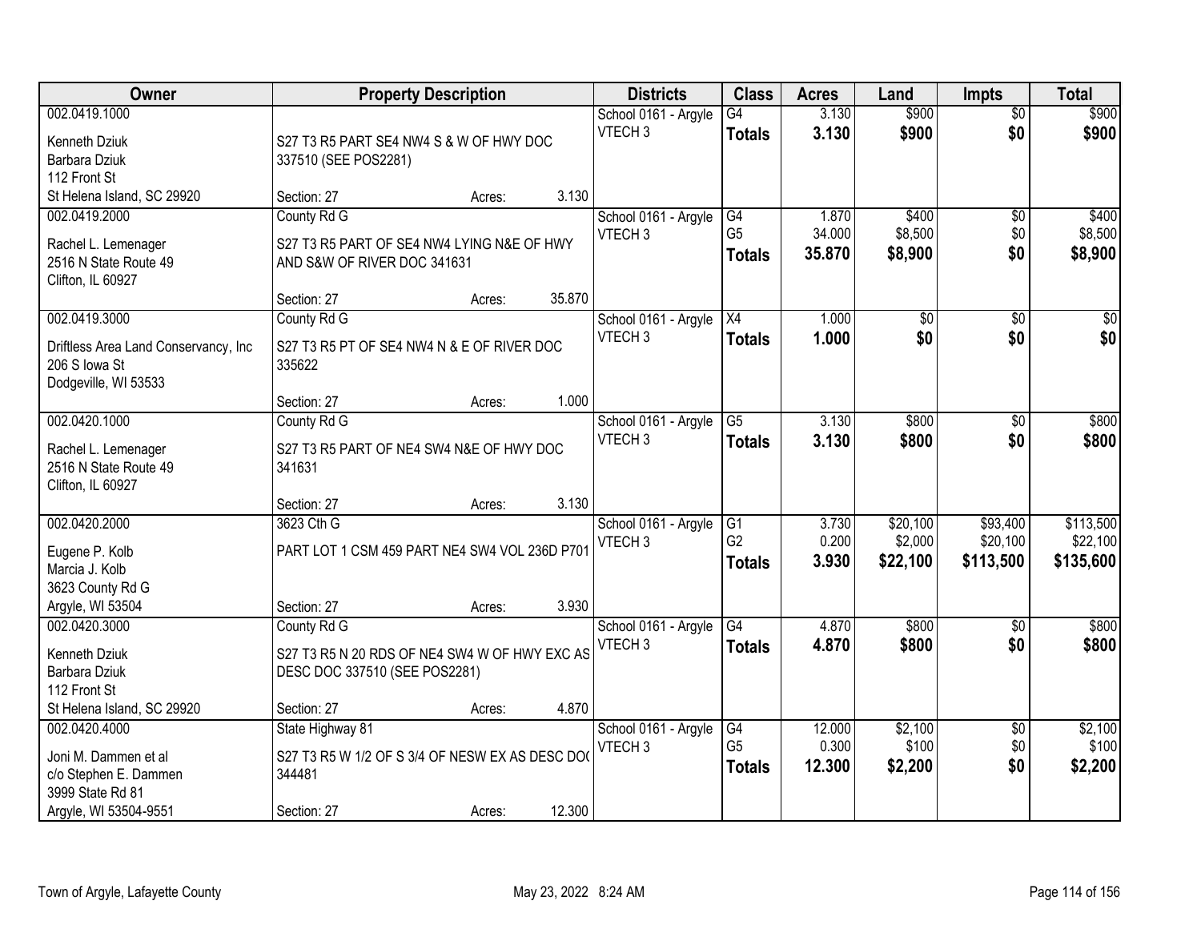| Owner | Property Description | Districts | Class | Acres | Land | Impts | Total |
|---|---|---|---|---|---|---|---|
| 002.0419.1000<br>Kenneth Dziuk<br>Barbara Dziuk<br>112 Front St<br>St Helena Island, SC 29920 | S27 T3 R5 PART SE4 NW4 S & W OF HWY DOC 337510 (SEE POS2281)<br>Section: 27 Acres: 3.130 | School 0161 - Argyle<br>VTECH 3 | G4<br>**Totals** | 3.130<br>**3.130** | $900<br>**$900** | $0<br>**$0** | $900<br>**$900** |
| 002.0419.2000<br>Rachel L. Lemenager<br>2516 N State Route 49<br>Clifton, IL 60927 | County Rd G<br>S27 T3 R5 PART OF SE4 NW4 LYING N&E OF HWY AND S&W OF RIVER DOC 341631<br>Section: 27 Acres: 35.870 | School 0161 - Argyle<br>VTECH 3 | G4<br>G5<br>**Totals** | 1.870<br>34.000<br>**35.870** | $400<br>$8,500<br>**$8,900** | $0<br>$0<br>**$0** | $400<br>$8,500<br>**$8,900** |
| 002.0419.3000<br>Driftless Area Land Conservancy, Inc<br>206 S Iowa St<br>Dodgeville, WI 53533 | County Rd G<br>S27 T3 R5 PT OF SE4 NW4 N & E OF RIVER DOC 335622<br>Section: 27 Acres: 1.000 | School 0161 - Argyle<br>VTECH 3 | X4<br>**Totals** | 1.000<br>**1.000** | $0<br>**$0** | $0<br>**$0** | $0<br>**$0** |
| 002.0420.1000<br>Rachel L. Lemenager<br>2516 N State Route 49<br>Clifton, IL 60927 | County Rd G<br>S27 T3 R5 PART OF NE4 SW4 N&E OF HWY DOC 341631<br>Section: 27 Acres: 3.130 | School 0161 - Argyle<br>VTECH 3 | G5<br>**Totals** | 3.130<br>**3.130** | $800<br>**$800** | $0<br>**$0** | $800<br>**$800** |
| 002.0420.2000<br>Eugene P. Kolb<br>Marcia J. Kolb<br>3623 County Rd G<br>Argyle, WI 53504 | 3623 Cth G<br>PART LOT 1 CSM 459 PART NE4 SW4 VOL 236D P701<br>Section: 27 Acres: 3.930 | School 0161 - Argyle<br>VTECH 3 | G1<br>G2<br>**Totals** | 3.730<br>0.200<br>**3.930** | $20,100<br>$2,000<br>**$22,100** | $93,400<br>$20,100<br>**$113,500** | $113,500<br>$22,100<br>**$135,600** |
| 002.0420.3000<br>Kenneth Dziuk<br>Barbara Dziuk<br>112 Front St<br>St Helena Island, SC 29920 | County Rd G<br>S27 T3 R5 N 20 RDS OF NE4 SW4 W OF HWY EXC AS DESC DOC 337510 (SEE POS2281)<br>Section: 27 Acres: 4.870 | School 0161 - Argyle<br>VTECH 3 | G4<br>**Totals** | 4.870<br>**4.870** | $800<br>**$800** | $0<br>**$0** | $800<br>**$800** |
| 002.0420.4000<br>Joni M. Dammen et al<br>c/o Stephen E. Dammen<br>3999 State Rd 81<br>Argyle, WI 53504-9551 | State Highway 81<br>S27 T3 R5 W 1/2 OF S 3/4 OF NESW EX AS DESC DOC 344481<br>Section: 27 Acres: 12.300 | School 0161 - Argyle<br>VTECH 3 | G4<br>G5<br>**Totals** | 12.000<br>0.300<br>**12.300** | $2,100<br>$100<br>**$2,200** | $0<br>$0<br>**$0** | $2,100<br>$100<br>**$2,200** |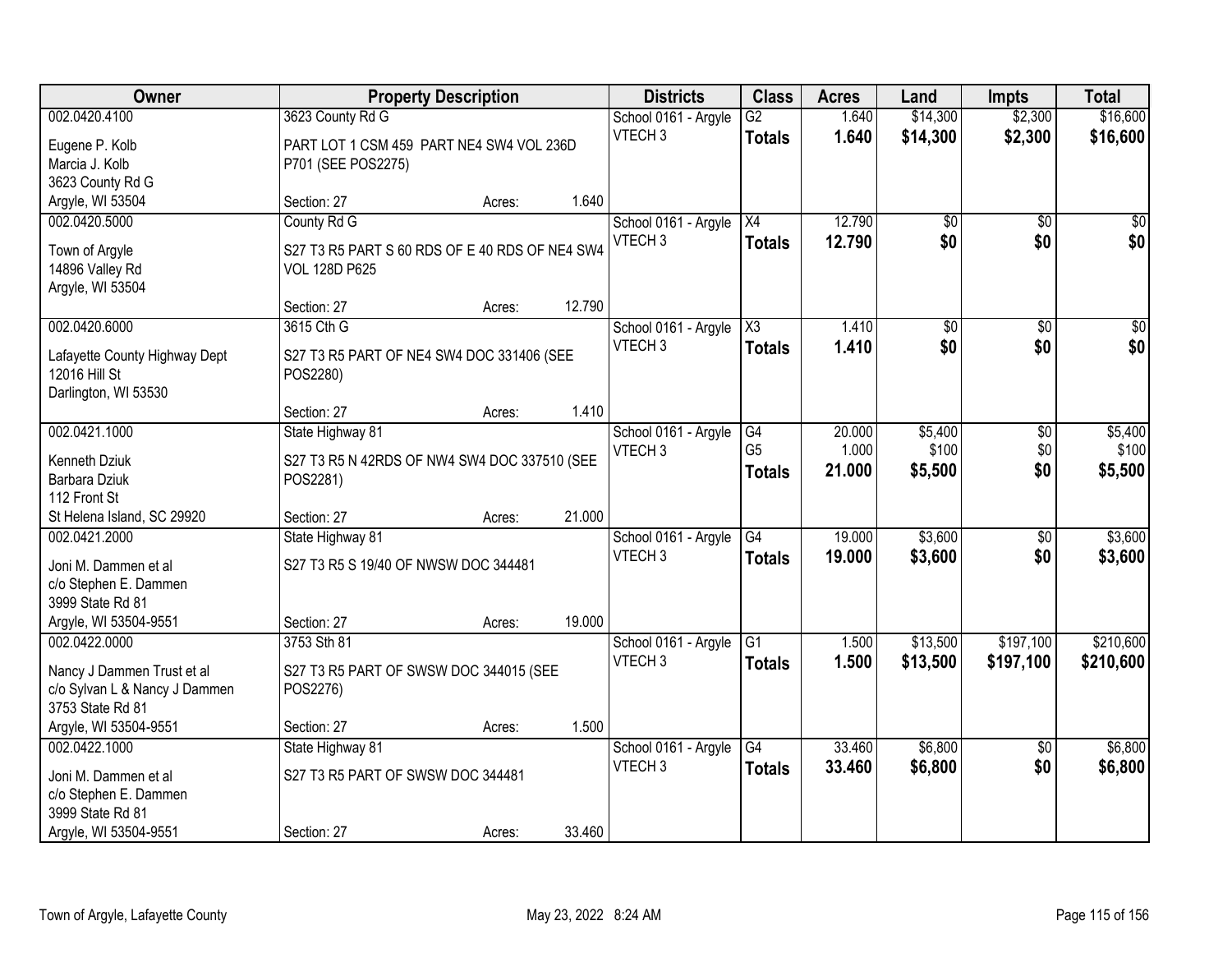| Owner | Property Description | Districts | Class | Acres | Land | Impts | Total |
|---|---|---|---|---|---|---|---|
| 002.0420.4100<br>Eugene P. Kolb<br>Marcia J. Kolb<br>3623 County Rd G<br>Argyle, WI 53504 | 3623 County Rd G<br>PART LOT 1 CSM 459 PART NE4 SW4 VOL 236D P701 (SEE POS2275)<br>Section: 27 Acres: 1.640 | School 0161 - Argyle<br>VTECH 3 | G2<br>**Totals** | 1.640<br>**1.640** | $14,300<br>**$14,300** | $2,300<br>**$2,300** | $16,600<br>**$16,600** |
| 002.0420.5000<br>Town of Argyle<br>14896 Valley Rd<br>Argyle, WI 53504 | County Rd G<br>S27 T3 R5 PART S 60 RDS OF E 40 RDS OF NE4 SW4 VOL 128D P625<br>Section: 27 Acres: 12.790 | School 0161 - Argyle<br>VTECH 3 | X4<br>**Totals** | 12.790<br>**12.790** | $0<br>**$0** | $0<br>**$0** | $0<br>**$0** |
| 002.0420.6000<br>Lafayette County Highway Dept<br>12016 Hill St<br>Darlington, WI 53530 | 3615 Cth G<br>S27 T3 R5 PART OF NE4 SW4 DOC 331406 (SEE POS2280)<br>Section: 27 Acres: 1.410 | School 0161 - Argyle<br>VTECH 3 | X3<br>**Totals** | 1.410<br>**1.410** | $0<br>**$0** | $0<br>**$0** | $0<br>**$0** |
| 002.0421.1000<br>Kenneth Dziuk<br>Barbara Dziuk<br>112 Front St<br>St Helena Island, SC 29920 | State Highway 81<br>S27 T3 R5 N 42RDS OF NW4 SW4 DOC 337510 (SEE POS2281)<br>Section: 27 Acres: 21.000 | School 0161 - Argyle<br>VTECH 3 | G4<br>G5<br>**Totals** | 20.000<br>1.000<br>**21.000** | $5,400<br>$100<br>**$5,500** | $0<br>$0<br>**$0** | $5,400<br>$100<br>**$5,500** |
| 002.0421.2000<br>Joni M. Dammen et al<br>c/o Stephen E. Dammen<br>3999 State Rd 81<br>Argyle, WI 53504-9551 | State Highway 81<br>S27 T3 R5 S 19/40 OF NWSW DOC 344481<br>Section: 27 Acres: 19.000 | School 0161 - Argyle<br>VTECH 3 | G4<br>**Totals** | 19.000<br>**19.000** | $3,600<br>**$3,600** | $0<br>**$0** | $3,600<br>**$3,600** |
| 002.0422.0000<br>Nancy J Dammen Trust et al<br>c/o Sylvan L & Nancy J Dammen<br>3753 State Rd 81<br>Argyle, WI 53504-9551 | 3753 Sth 81<br>S27 T3 R5 PART OF SWSW DOC 344015 (SEE POS2276)<br>Section: 27 Acres: 1.500 | School 0161 - Argyle<br>VTECH 3 | G1<br>**Totals** | 1.500<br>**1.500** | $13,500<br>**$13,500** | $197,100<br>**$197,100** | $210,600<br>**$210,600** |
| 002.0422.1000<br>Joni M. Dammen et al<br>c/o Stephen E. Dammen<br>3999 State Rd 81<br>Argyle, WI 53504-9551 | State Highway 81<br>S27 T3 R5 PART OF SWSW DOC 344481<br>Section: 27 Acres: 33.460 | School 0161 - Argyle<br>VTECH 3 | G4<br>**Totals** | 33.460<br>**33.460** | $6,800<br>**$6,800** | $0<br>**$0** | $6,800<br>**$6,800** |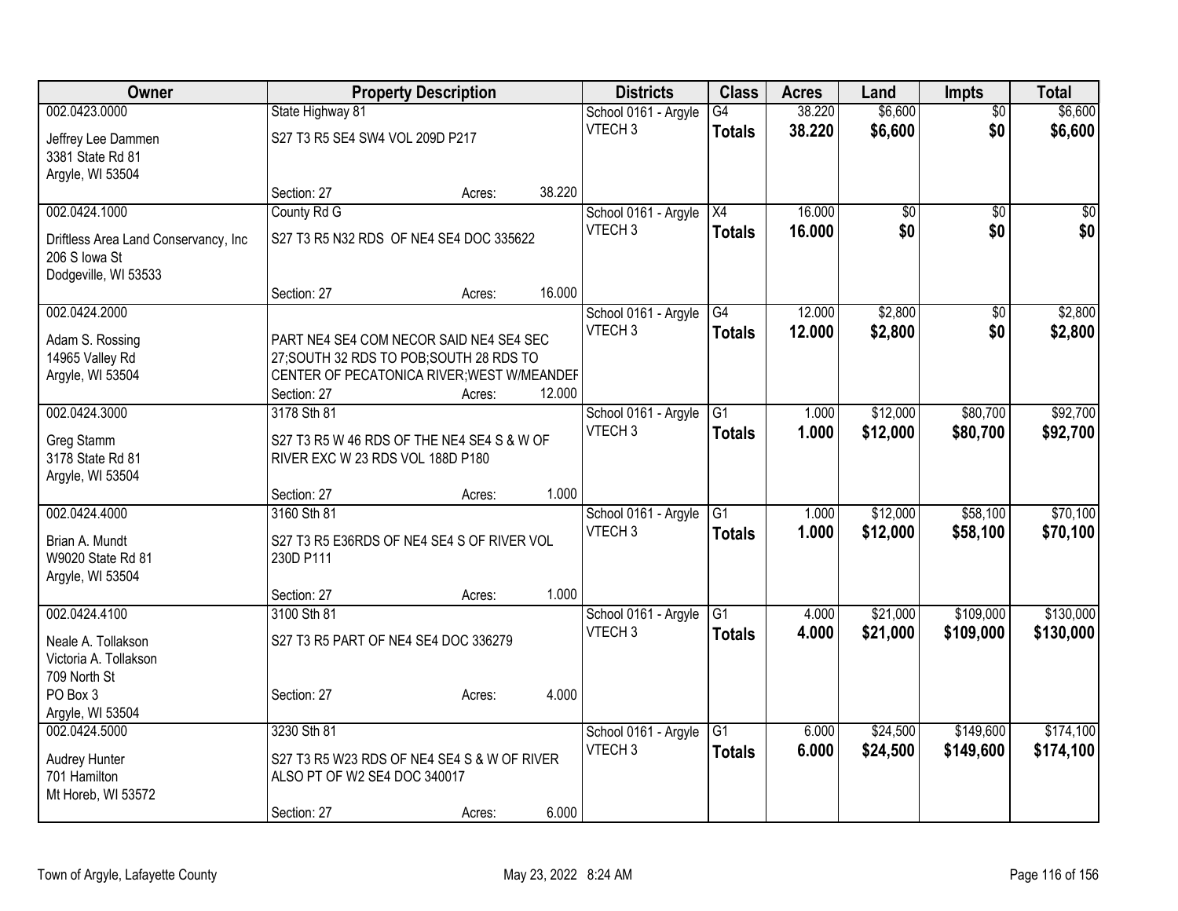| Owner | Property Description | Districts | Class | Acres | Land | Impts | Total |
|---|---|---|---|---|---|---|---|
| 002.0423.0000<br>Jeffrey Lee Dammen<br>3381 State Rd 81<br>Argyle, WI 53504 | State Highway 81<br>S27 T3 R5 SE4 SW4 VOL 209D P217<br>Section: 27 Acres: 38.220 | School 0161 - Argyle<br>VTECH 3 | G4<br>**Totals** | 38.220<br>**38.220** | $6,600<br>**$6,600** | $0<br>**$0** | $6,600<br>**$6,600** |
| 002.0424.1000<br>Driftless Area Land Conservancy, Inc<br>206 S Iowa St<br>Dodgeville, WI 53533 | County Rd G<br>S27 T3 R5 N32 RDS OF NE4 SE4 DOC 335622<br>Section: 27 Acres: 16.000 | School 0161 - Argyle<br>VTECH 3 | X4<br>**Totals** | 16.000<br>**16.000** | $0<br>**$0** | $0<br>**$0** | $0<br>**$0** |
| 002.0424.2000<br>Adam S. Rossing<br>14965 Valley Rd<br>Argyle, WI 53504 | PART NE4 SE4 COM NECOR SAID NE4 SE4 SEC 27;SOUTH 32 RDS TO POB;SOUTH 28 RDS TO CENTER OF PECATONICA RIVER;WEST W/MEANDEF<br>Section: 27 Acres: 12.000 | School 0161 - Argyle<br>VTECH 3 | G4<br>**Totals** | 12.000<br>**12.000** | $2,800<br>**$2,800** | $0<br>**$0** | $2,800<br>**$2,800** |
| 002.0424.3000<br>Greg Stamm<br>3178 State Rd 81<br>Argyle, WI 53504 | 3178 Sth 81<br>S27 T3 R5 W 46 RDS OF THE NE4 SE4 S & W OF RIVER EXC W 23 RDS VOL 188D P180<br>Section: 27 Acres: 1.000 | School 0161 - Argyle<br>VTECH 3 | G1<br>**Totals** | 1.000<br>**1.000** | $12,000<br>**$12,000** | $80,700<br>**$80,700** | $92,700<br>**$92,700** |
| 002.0424.4000<br>Brian A. Mundt<br>W9020 State Rd 81<br>Argyle, WI 53504 | 3160 Sth 81<br>S27 T3 R5 E36RDS OF NE4 SE4 S OF RIVER VOL 230D P111<br>Section: 27 Acres: 1.000 | School 0161 - Argyle<br>VTECH 3 | G1<br>**Totals** | 1.000<br>**1.000** | $12,000<br>**$12,000** | $58,100<br>**$58,100** | $70,100<br>**$70,100** |
| 002.0424.4100<br>Neale A. Tollakson<br>Victoria A. Tollakson<br>709 North St<br>PO Box 3<br>Argyle, WI 53504 | 3100 Sth 81<br>S27 T3 R5 PART OF NE4 SE4 DOC 336279<br>Section: 27 Acres: 4.000 | School 0161 - Argyle<br>VTECH 3 | G1<br>**Totals** | 4.000<br>**4.000** | $21,000<br>**$21,000** | $109,000<br>**$109,000** | $130,000<br>**$130,000** |
| 002.0424.5000<br>Audrey Hunter<br>701 Hamilton<br>Mt Horeb, WI 53572 | 3230 Sth 81<br>S27 T3 R5 W23 RDS OF NE4 SE4 S & W OF RIVER ALSO PT OF W2 SE4 DOC 340017<br>Section: 27 Acres: 6.000 | School 0161 - Argyle<br>VTECH 3 | G1<br>**Totals** | 6.000<br>**6.000** | $24,500<br>**$24,500** | $149,600<br>**$149,600** | $174,100<br>**$174,100** |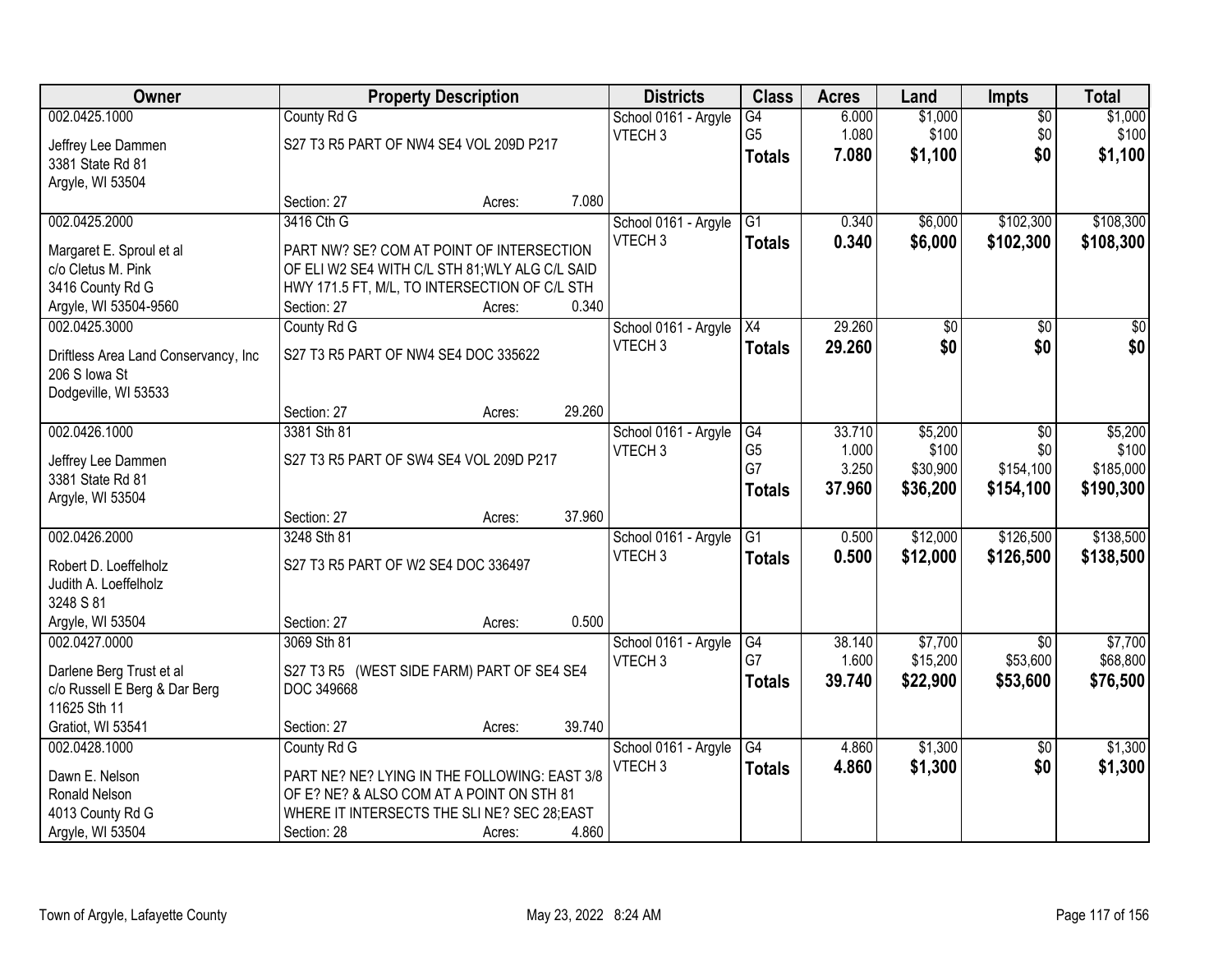| Owner | Property Description | Districts | Class | Acres | Land | Impts | Total |
|---|---|---|---|---|---|---|---|
| 002.0425.1000<br>Jeffrey Lee Dammen<br>3381 State Rd 81<br>Argyle, WI 53504 | County Rd G<br>S27 T3 R5 PART OF NW4 SE4 VOL 209D P217<br>Section: 27 Acres: 7.080 | School 0161 - Argyle<br>VTECH 3 | G4<br>G5<br>**Totals** | 6.000<br>1.080<br>**7.080** | $1,000<br>$100<br>**$1,100** | $0<br>$0<br>**$0** | $1,000<br>$100<br>**$1,100** |
| 002.0425.2000<br>Margaret E. Sproul et al<br>c/o Cletus M. Pink<br>3416 County Rd G<br>Argyle, WI 53504-9560 | 3416 Cth G<br>PART NW? SE? COM AT POINT OF INTERSECTION OF ELI W2 SE4 WITH C/L STH 81;WLY ALG C/L SAID HWY 171.5 FT, M/L, TO INTERSECTION OF C/L STH<br>Section: 27 Acres: 0.340 | School 0161 - Argyle<br>VTECH 3 | G1<br>**Totals** | 0.340<br>**0.340** | $6,000<br>**$6,000** | $102,300<br>**$102,300** | $108,300<br>**$108,300** |
| 002.0425.3000<br>Driftless Area Land Conservancy, Inc<br>206 S Iowa St<br>Dodgeville, WI 53533 | County Rd G<br>S27 T3 R5 PART OF NW4 SE4 DOC 335622<br>Section: 27 Acres: 29.260 | School 0161 - Argyle<br>VTECH 3 | X4<br>**Totals** | 29.260<br>**29.260** | $0<br>**$0** | $0<br>**$0** | $0<br>**$0** |
| 002.0426.1000<br>Jeffrey Lee Dammen<br>3381 State Rd 81<br>Argyle, WI 53504 | 3381 Sth 81<br>S27 T3 R5 PART OF SW4 SE4 VOL 209D P217<br>Section: 27 Acres: 37.960 | School 0161 - Argyle<br>VTECH 3 | G4<br>G5<br>G7<br>**Totals** | 33.710<br>1.000<br>3.250<br>**37.960** | $5,200<br>$100<br>$30,900<br>**$36,200** | $0<br>$0<br>$154,100<br>**$154,100** | $5,200<br>$100<br>$185,000<br>**$190,300** |
| 002.0426.2000<br>Robert D. Loeffelholz<br>Judith A. Loeffelholz<br>3248 S 81<br>Argyle, WI 53504 | 3248 Sth 81<br>S27 T3 R5 PART OF W2 SE4 DOC 336497<br>Section: 27 Acres: 0.500 | School 0161 - Argyle<br>VTECH 3 | G1<br>**Totals** | 0.500<br>**0.500** | $12,000<br>**$12,000** | $126,500<br>**$126,500** | $138,500<br>**$138,500** |
| 002.0427.0000<br>Darlene Berg Trust et al<br>c/o Russell E Berg & Dar Berg<br>11625 Sth 11<br>Gratiot, WI 53541 | 3069 Sth 81<br>S27 T3 R5 (WEST SIDE FARM) PART OF SE4 SE4 DOC 349668<br>Section: 27 Acres: 39.740 | School 0161 - Argyle<br>VTECH 3 | G4<br>G7<br>**Totals** | 38.140<br>1.600<br>**39.740** | $7,700<br>$15,200<br>**$22,900** | $0<br>$53,600<br>**$53,600** | $7,700<br>$68,800<br>**$76,500** |
| 002.0428.1000<br>Dawn E. Nelson<br>Ronald Nelson<br>4013 County Rd G<br>Argyle, WI 53504 | County Rd G<br>PART NE? NE? LYING IN THE FOLLOWING: EAST 3/8 OF E? NE? & ALSO COM AT A POINT ON STH 81 WHERE IT INTERSECTS THE SLI NE? SEC 28;EAST<br>Section: 28 Acres: 4.860 | School 0161 - Argyle<br>VTECH 3 | G4<br>**Totals** | 4.860<br>**4.860** | $1,300<br>**$1,300** | $0<br>**$0** | $1,300<br>**$1,300** |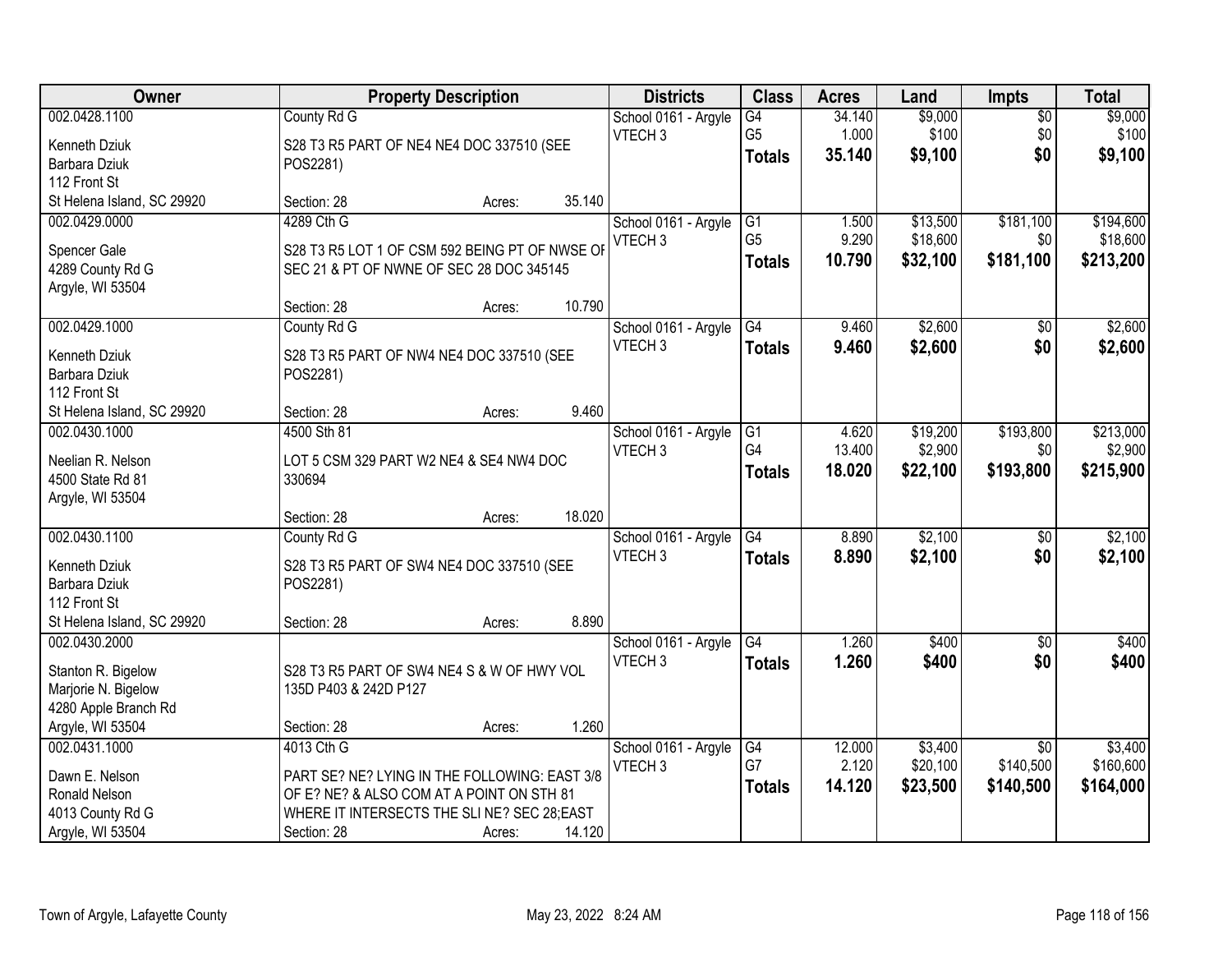| Owner | Property Description | Districts | Class | Acres | Land | Impts | Total |
|---|---|---|---|---|---|---|---|
| 002.0428.1100<br>Kenneth Dziuk<br>Barbara Dziuk<br>112 Front St<br>St Helena Island, SC 29920 | County Rd G<br>S28 T3 R5 PART OF NE4 NE4 DOC 337510 (SEE POS2281)<br>Section: 28 Acres: 35.140 | School 0161 - Argyle<br>VTECH 3 | G4<br>G5<br>**Totals** | 34.140<br>1.000<br>**35.140** | $9,000<br>$100<br>**$9,100** | $0<br>$0<br>**$0** | $9,000<br>$100<br>**$9,100** |
| 002.0429.0000<br>Spencer Gale<br>4289 County Rd G<br>Argyle, WI 53504 | 4289 Cth G<br>S28 T3 R5 LOT 1 OF CSM 592 BEING PT OF NWSE OF SEC 21 & PT OF NWNE OF SEC 28 DOC 345145<br>Section: 28 Acres: 10.790 | School 0161 - Argyle<br>VTECH 3 | G1<br>G5<br>**Totals** | 1.500<br>9.290<br>**10.790** | $13,500<br>$18,600<br>**$32,100** | $181,100<br>$0<br>**$181,100** | $194,600<br>$18,600<br>**$213,200** |
| 002.0429.1000<br>Kenneth Dziuk<br>Barbara Dziuk<br>112 Front St<br>St Helena Island, SC 29920 | County Rd G<br>S28 T3 R5 PART OF NW4 NE4 DOC 337510 (SEE POS2281)<br>Section: 28 Acres: 9.460 | School 0161 - Argyle<br>VTECH 3 | G4<br>**Totals** | 9.460<br>**9.460** | $2,600<br>**$2,600** | $0<br>**$0** | $2,600<br>**$2,600** |
| 002.0430.1000<br>Neelian R. Nelson<br>4500 State Rd 81<br>Argyle, WI 53504 | 4500 Sth 81<br>LOT 5 CSM 329 PART W2 NE4 & SE4 NW4 DOC 330694<br>Section: 28 Acres: 18.020 | School 0161 - Argyle<br>VTECH 3 | G1<br>G4<br>**Totals** | 4.620<br>13.400<br>**18.020** | $19,200<br>$2,900<br>**$22,100** | $193,800<br>$0<br>**$193,800** | $213,000<br>$2,900<br>**$215,900** |
| 002.0430.1100<br>Kenneth Dziuk<br>Barbara Dziuk<br>112 Front St<br>St Helena Island, SC 29920 | County Rd G<br>S28 T3 R5 PART OF SW4 NE4 DOC 337510 (SEE POS2281)<br>Section: 28 Acres: 8.890 | School 0161 - Argyle<br>VTECH 3 | G4<br>**Totals** | 8.890<br>**8.890** | $2,100<br>**$2,100** | $0<br>**$0** | $2,100<br>**$2,100** |
| 002.0430.2000<br>Stanton R. Bigelow<br>Marjorie N. Bigelow<br>4280 Apple Branch Rd<br>Argyle, WI 53504 | S28 T3 R5 PART OF SW4 NE4 S & W OF HWY VOL 135D P403 & 242D P127<br>Section: 28 Acres: 1.260 | School 0161 - Argyle<br>VTECH 3 | G4<br>**Totals** | 1.260<br>**1.260** | $400<br>**$400** | $0<br>**$0** | $400<br>**$400** |
| 002.0431.1000<br>Dawn E. Nelson<br>Ronald Nelson<br>4013 County Rd G<br>Argyle, WI 53504 | 4013 Cth G<br>PART SE? NE? LYING IN THE FOLLOWING: EAST 3/8 OF E? NE? & ALSO COM AT A POINT ON STH 81 WHERE IT INTERSECTS THE SLI NE? SEC 28;EAST<br>Section: 28 Acres: 14.120 | School 0161 - Argyle<br>VTECH 3 | G4<br>G7<br>**Totals** | 12.000<br>2.120<br>**14.120** | $3,400<br>$20,100<br>**$23,500** | $0<br>$140,500<br>**$140,500** | $3,400<br>$160,600<br>**$164,000** |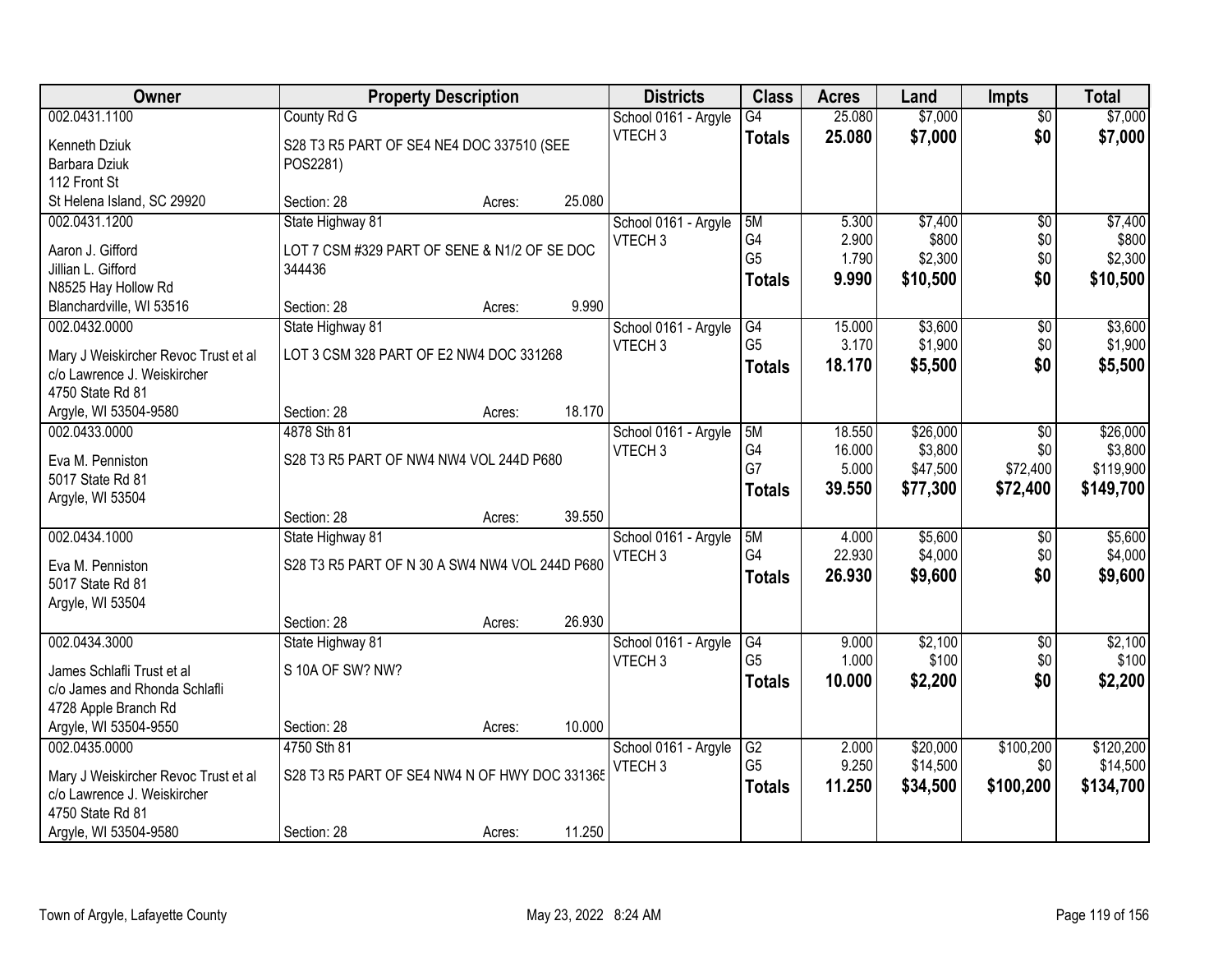| Owner | Property Description | | | Districts | Class | Acres | Land | Impts | Total |
|---|---|---|---|---|---|---|---|---|---|
| 002.0431.1100 | County Rd G | | | School 0161 - Argyle | G4 | 25.080 | $7,000 | $0 | $7,000 |
| Kenneth Dziuk<br>Barbara Dziuk<br>112 Front St<br>St Helena Island, SC 29920 | S28 T3 R5 PART OF SE4 NE4 DOC 337510 (SEE POS2281) | | | VTECH 3 | **Totals** | **25.080** | **$7,000** | **$0** | **$7,000** |
| | Section: 28 | Acres: | 25.080 | | | | | | |
| 002.0431.1200 | State Highway 81 | | | School 0161 - Argyle | 5M | 5.300 | $7,400 | $0 | $7,400 |
| Aaron J. Gifford<br>Jillian L. Gifford<br>N8525 Hay Hollow Rd<br>Blanchardville, WI 53516 | LOT 7 CSM #329 PART OF SENE & N1/2 OF SE DOC 344436 | | | VTECH 3 | G4 | 2.900 | $800 | $0 | $800 |
| | | | | | G5 | 1.790 | $2,300 | $0 | $2,300 |
| | | | | | **Totals** | **9.990** | **$10,500** | **$0** | **$10,500** |
| | Section: 28 | Acres: | 9.990 | | | | | | |
| 002.0432.0000 | State Highway 81 | | | School 0161 - Argyle | G4 | 15.000 | $3,600 | $0 | $3,600 |
| Mary J Weiskircher Revoc Trust et al<br>c/o Lawrence J. Weiskircher<br>4750 State Rd 81<br>Argyle, WI 53504-9580 | LOT 3 CSM 328 PART OF E2 NW4 DOC 331268 | | | VTECH 3 | G5 | 3.170 | $1,900 | $0 | $1,900 |
| | | | | | **Totals** | **18.170** | **$5,500** | **$0** | **$5,500** |
| | Section: 28 | Acres: | 18.170 | | | | | | |
| 002.0433.0000 | 4878 Sth 81 | | | School 0161 - Argyle | 5M | 18.550 | $26,000 | $0 | $26,000 |
| Eva M. Penniston<br>5017 State Rd 81<br>Argyle, WI 53504 | S28 T3 R5 PART OF NW4 NW4 VOL 244D P680 | | | VTECH 3 | G4 | 16.000 | $3,800 | $0 | $3,800 |
| | | | | | G7 | 5.000 | $47,500 | $72,400 | $119,900 |
| | | | | | **Totals** | **39.550** | **$77,300** | **$72,400** | **$149,700** |
| | Section: 28 | Acres: | 39.550 | | | | | | |
| 002.0434.1000 | State Highway 81 | | | School 0161 - Argyle | 5M | 4.000 | $5,600 | $0 | $5,600 |
| Eva M. Penniston<br>5017 State Rd 81<br>Argyle, WI 53504 | S28 T3 R5 PART OF N 30 A SW4 NW4 VOL 244D P680 | | | VTECH 3 | G4 | 22.930 | $4,000 | $0 | $4,000 |
| | | | | | **Totals** | **26.930** | **$9,600** | **$0** | **$9,600** |
| | Section: 28 | Acres: | 26.930 | | | | | | |
| 002.0434.3000 | State Highway 81 | | | School 0161 - Argyle | G4 | 9.000 | $2,100 | $0 | $2,100 |
| James Schlafli Trust et al<br>c/o James and Rhonda Schlafli<br>4728 Apple Branch Rd<br>Argyle, WI 53504-9550 | S 10A OF SW? NW? | | | VTECH 3 | G5 | 1.000 | $100 | $0 | $100 |
| | | | | | **Totals** | **10.000** | **$2,200** | **$0** | **$2,200** |
| | Section: 28 | Acres: | 10.000 | | | | | | |
| 002.0435.0000 | 4750 Sth 81 | | | School 0161 - Argyle | G2 | 2.000 | $20,000 | $100,200 | $120,200 |
| Mary J Weiskircher Revoc Trust et al<br>c/o Lawrence J. Weiskircher<br>4750 State Rd 81<br>Argyle, WI 53504-9580 | S28 T3 R5 PART OF SE4 NW4 N OF HWY DOC 331365 | | | VTECH 3 | G5 | 9.250 | $14,500 | $0 | $14,500 |
| | | | | | **Totals** | **11.250** | **$34,500** | **$100,200** | **$134,700** |
| | Section: 28 | Acres: | 11.250 | | | | | | |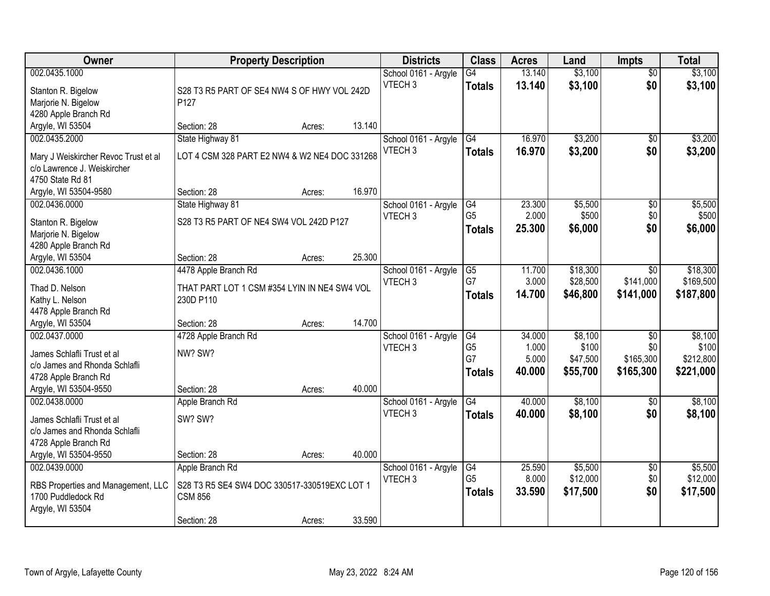| Owner | Property Description | Districts | Class | Acres | Land | Impts | Total |
|---|---|---|---|---|---|---|---|
| 002.0435.1000<br>Stanton R. Bigelow<br>Marjorie N. Bigelow<br>4280 Apple Branch Rd<br>Argyle, WI 53504 | S28 T3 R5 PART OF SE4 NW4 S OF HWY VOL 242D P127<br>Section: 28 Acres: 13.140 | School 0161 - Argyle<br>VTECH 3 | G4<br>**Totals** | 13.140<br>**13.140** | $3,100<br>**$3,100** | $0<br>**$0** | $3,100<br>**$3,100** |
| 002.0435.2000<br>Mary J Weiskircher Revoc Trust et al<br>c/o Lawrence J. Weiskircher<br>4750 State Rd 81<br>Argyle, WI 53504-9580 | State Highway 81<br>LOT 4 CSM 328 PART E2 NW4 & W2 NE4 DOC 331268<br>Section: 28 Acres: 16.970 | School 0161 - Argyle<br>VTECH 3 | G4<br>**Totals** | 16.970<br>**16.970** | $3,200<br>**$3,200** | $0<br>**$0** | $3,200<br>**$3,200** |
| 002.0436.0000<br>Stanton R. Bigelow<br>Marjorie N. Bigelow<br>4280 Apple Branch Rd<br>Argyle, WI 53504 | State Highway 81<br>S28 T3 R5 PART OF NE4 SW4 VOL 242D P127<br>Section: 28 Acres: 25.300 | School 0161 - Argyle<br>VTECH 3 | G4<br>G5<br>**Totals** | 23.300<br>2.000<br>**25.300** | $5,500<br>$500<br>**$6,000** | $0<br>$0<br>**$0** | $5,500<br>$500<br>**$6,000** |
| 002.0436.1000<br>Thad D. Nelson<br>Kathy L. Nelson<br>4478 Apple Branch Rd<br>Argyle, WI 53504 | 4478 Apple Branch Rd<br>THAT PART LOT 1 CSM #354 LYIN IN NE4 SW4 VOL 230D P110<br>Section: 28 Acres: 14.700 | School 0161 - Argyle<br>VTECH 3 | G5<br>G7<br>**Totals** | 11.700<br>3.000<br>**14.700** | $18,300<br>$28,500<br>**$46,800** | $0<br>$141,000<br>**$141,000** | $18,300<br>$169,500<br>**$187,800** |
| 002.0437.0000<br>James Schlafli Trust et al<br>c/o James and Rhonda Schlafli<br>4728 Apple Branch Rd<br>Argyle, WI 53504-9550 | 4728 Apple Branch Rd<br>NW? SW?<br>Section: 28 Acres: 40.000 | School 0161 - Argyle<br>VTECH 3 | G4<br>G5<br>G7<br>**Totals** | 34.000<br>1.000<br>5.000<br>**40.000** | $8,100<br>$100<br>$47,500<br>**$55,700** | $0<br>$0<br>$165,300<br>**$165,300** | $8,100<br>$100<br>$212,800<br>**$221,000** |
| 002.0438.0000<br>James Schlafli Trust et al<br>c/o James and Rhonda Schlafli<br>4728 Apple Branch Rd<br>Argyle, WI 53504-9550 | Apple Branch Rd<br>SW? SW?<br>Section: 28 Acres: 40.000 | School 0161 - Argyle<br>VTECH 3 | G4<br>**Totals** | 40.000<br>**40.000** | $8,100<br>**$8,100** | $0<br>**$0** | $8,100<br>**$8,100** |
| 002.0439.0000<br>RBS Properties and Management, LLC<br>1700 Puddledock Rd<br>Argyle, WI 53504 | Apple Branch Rd<br>S28 T3 R5 SE4 SW4 DOC 330517-330519EXC LOT 1 CSM 856<br>Section: 28 Acres: 33.590 | School 0161 - Argyle<br>VTECH 3 | G4<br>G5<br>**Totals** | 25.590<br>8.000<br>**33.590** | $5,500<br>$12,000<br>**$17,500** | $0<br>$0<br>**$0** | $5,500<br>$12,000<br>**$17,500** |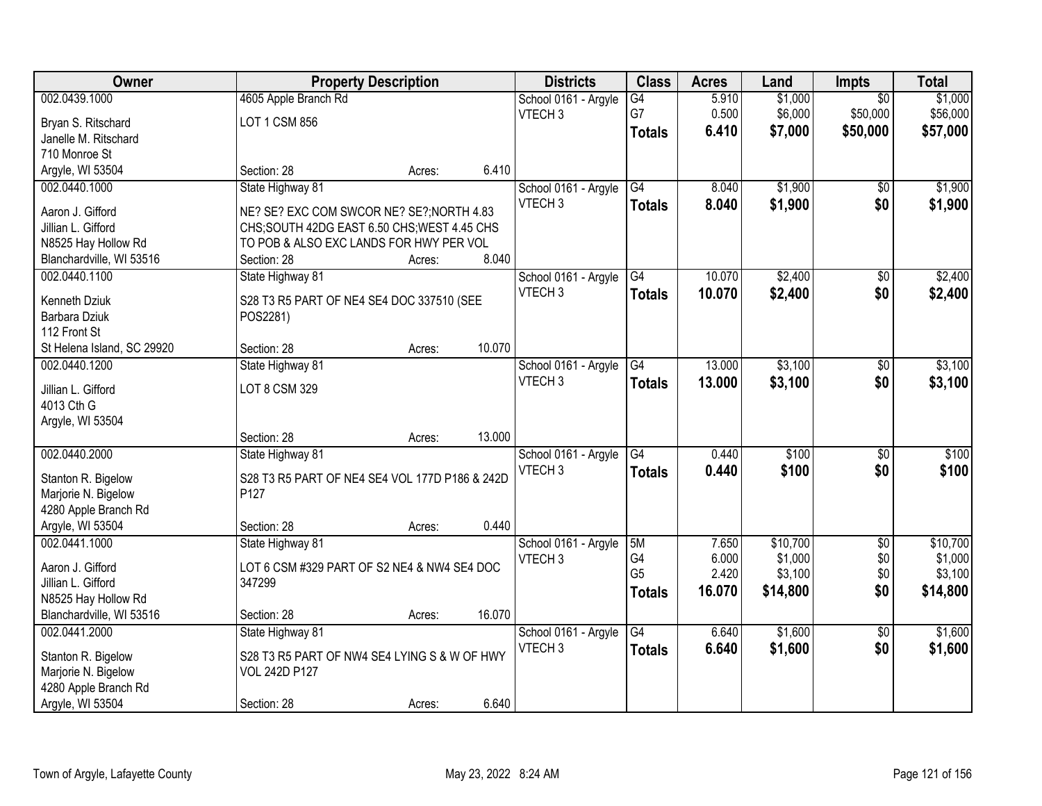| Owner | Property Description | | Districts | Class | Acres | Land | Impts | Total |
|---|---|---|---|---|---|---|---|---|
| 002.0439.1000 | 4605 Apple Branch Rd | | School 0161 - Argyle | G4 | 5.910 | $1,000 | $0 | $1,000 |
| Bryan S. Ritschard | LOT 1 CSM 856 | | VTECH 3 | G7 | 0.500 | $6,000 | $50,000 | $56,000 |
| Janelle M. Ritschard | | | | **Totals** | **6.410** | **$7,000** | **$50,000** | **$57,000** |
| 710 Monroe St | | | | | | | | |
| Argyle, WI 53504 | Section: 28 | Acres: 6.410 | | | | | | |
| 002.0440.1000 | State Highway 81 | | School 0161 - Argyle | G4 | 8.040 | $1,900 | $0 | $1,900 |
| Aaron J. Gifford | NE? SE? EXC COM SWCOR NE? SE?;NORTH 4.83 | | VTECH 3 | **Totals** | **8.040** | **$1,900** | **$0** | **$1,900** |
| Jillian L. Gifford | CHS;SOUTH 42DG EAST 6.50 CHS;WEST 4.45 CHS | | | | | | | |
| N8525 Hay Hollow Rd | TO POB & ALSO EXC LANDS FOR HWY PER VOL | | | | | | | |
| Blanchardville, WI 53516 | Section: 28 | Acres: 8.040 | | | | | | |
| 002.0440.1100 | State Highway 81 | | School 0161 - Argyle | G4 | 10.070 | $2,400 | $0 | $2,400 |
| Kenneth Dziuk | S28 T3 R5 PART OF NE4 SE4 DOC 337510 (SEE | | VTECH 3 | **Totals** | **10.070** | **$2,400** | **$0** | **$2,400** |
| Barbara Dziuk | POS2281) | | | | | | | |
| 112 Front St | | | | | | | | |
| St Helena Island, SC 29920 | Section: 28 | Acres: 10.070 | | | | | | |
| 002.0440.1200 | State Highway 81 | | School 0161 - Argyle | G4 | 13.000 | $3,100 | $0 | $3,100 |
| Jillian L. Gifford | LOT 8 CSM 329 | | VTECH 3 | **Totals** | **13.000** | **$3,100** | **$0** | **$3,100** |
| 4013 Cth G | | | | | | | | |
| Argyle, WI 53504 | | | | | | | | |
| | Section: 28 | Acres: 13.000 | | | | | | |
| 002.0440.2000 | State Highway 81 | | School 0161 - Argyle | G4 | 0.440 | $100 | $0 | $100 |
| Stanton R. Bigelow | S28 T3 R5 PART OF NE4 SE4 VOL 177D P186 & 242D | | VTECH 3 | **Totals** | **0.440** | **$100** | **$0** | **$100** |
| Marjorie N. Bigelow | P127 | | | | | | | |
| 4280 Apple Branch Rd | | | | | | | | |
| Argyle, WI 53504 | Section: 28 | Acres: 0.440 | | | | | | |
| 002.0441.1000 | State Highway 81 | | School 0161 - Argyle | 5M | 7.650 | $10,700 | $0 | $10,700 |
| Aaron J. Gifford | LOT 6 CSM #329 PART OF S2 NE4 & NW4 SE4 DOC | | VTECH 3 | G4 | 6.000 | $1,000 | $0 | $1,000 |
| Jillian L. Gifford | 347299 | | | G5 | 2.420 | $3,100 | $0 | $3,100 |
| N8525 Hay Hollow Rd | | | | **Totals** | **16.070** | **$14,800** | **$0** | **$14,800** |
| Blanchardville, WI 53516 | Section: 28 | Acres: 16.070 | | | | | | |
| 002.0441.2000 | State Highway 81 | | School 0161 - Argyle | G4 | 6.640 | $1,600 | $0 | $1,600 |
| Stanton R. Bigelow | S28 T3 R5 PART OF NW4 SE4 LYING S & W OF HWY | | VTECH 3 | **Totals** | **6.640** | **$1,600** | **$0** | **$1,600** |
| Marjorie N. Bigelow | VOL 242D P127 | | | | | | | |
| 4280 Apple Branch Rd | | | | | | | | |
| Argyle, WI 53504 | Section: 28 | Acres: 6.640 | | | | | | |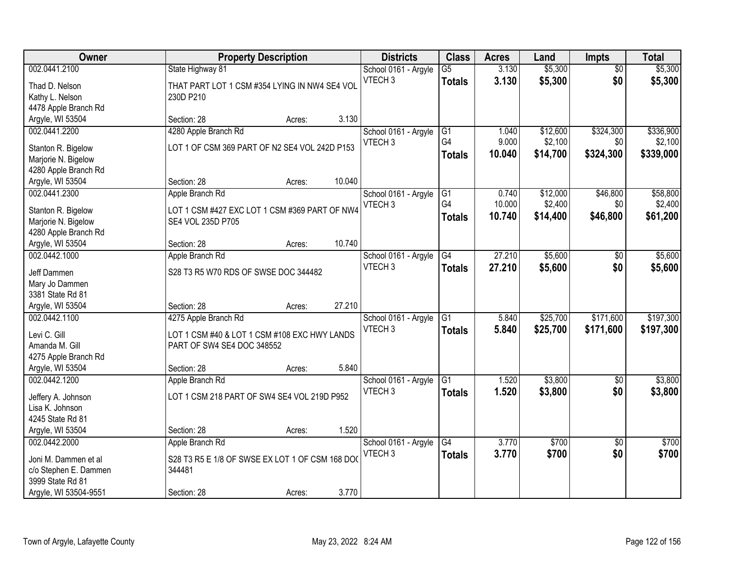| Owner | Property Description | Districts | Class | Acres | Land | Impts | Total |
|---|---|---|---|---|---|---|---|
| 002.0441.2100<br>Thad D. Nelson<br>Kathy L. Nelson<br>4478 Apple Branch Rd<br>Argyle, WI 53504 | State Highway 81<br>THAT PART LOT 1 CSM #354 LYING IN NW4 SE4 VOL 230D P210<br>Section: 28 Acres: 3.130 | School 0161 - Argyle<br>VTECH 3 | G5<br>**Totals** | 3.130<br>**3.130** | $5,300<br>**$5,300** | $0<br>**$0** | $5,300<br>**$5,300** |
| 002.0441.2200<br>Stanton R. Bigelow<br>Marjorie N. Bigelow<br>4280 Apple Branch Rd<br>Argyle, WI 53504 | 4280 Apple Branch Rd<br>LOT 1 OF CSM 369 PART OF N2 SE4 VOL 242D P153<br>Section: 28 Acres: 10.040 | School 0161 - Argyle<br>VTECH 3 | G1<br>G4<br>**Totals** | 1.040<br>9.000<br>**10.040** | $12,600<br>$2,100<br>**$14,700** | $324,300<br>$0<br>**$324,300** | $336,900<br>$2,100<br>**$339,000** |
| 002.0441.2300<br>Stanton R. Bigelow<br>Marjorie N. Bigelow<br>4280 Apple Branch Rd<br>Argyle, WI 53504 | Apple Branch Rd<br>LOT 1 CSM #427 EXC LOT 1 CSM #369 PART OF NW4 SE4 VOL 235D P705<br>Section: 28 Acres: 10.740 | School 0161 - Argyle<br>VTECH 3 | G1<br>G4<br>**Totals** | 0.740<br>10.000<br>**10.740** | $12,000<br>$2,400<br>**$14,400** | $46,800<br>$0<br>**$46,800** | $58,800<br>$2,400<br>**$61,200** |
| 002.0442.1000<br>Jeff Dammen<br>Mary Jo Dammen<br>3381 State Rd 81<br>Argyle, WI 53504 | Apple Branch Rd<br>S28 T3 R5 W70 RDS OF SWSE DOC 344482<br>Section: 28 Acres: 27.210 | School 0161 - Argyle<br>VTECH 3 | G4<br>**Totals** | 27.210<br>**27.210** | $5,600<br>**$5,600** | $0<br>**$0** | $5,600<br>**$5,600** |
| 002.0442.1100<br>Levi C. Gill<br>Amanda M. Gill<br>4275 Apple Branch Rd<br>Argyle, WI 53504 | 4275 Apple Branch Rd<br>LOT 1 CSM #40 & LOT 1 CSM #108 EXC HWY LANDS PART OF SW4 SE4 DOC 348552<br>Section: 28 Acres: 5.840 | School 0161 - Argyle<br>VTECH 3 | G1<br>**Totals** | 5.840<br>**5.840** | $25,700<br>**$25,700** | $171,600<br>**$171,600** | $197,300<br>**$197,300** |
| 002.0442.1200<br>Jeffery A. Johnson<br>Lisa K. Johnson<br>4245 State Rd 81<br>Argyle, WI 53504 | Apple Branch Rd<br>LOT 1 CSM 218 PART OF SW4 SE4 VOL 219D P952<br>Section: 28 Acres: 1.520 | School 0161 - Argyle<br>VTECH 3 | G1<br>**Totals** | 1.520<br>**1.520** | $3,800<br>**$3,800** | $0<br>**$0** | $3,800<br>**$3,800** |
| 002.0442.2000<br>Joni M. Dammen et al<br>c/o Stephen E. Dammen<br>3999 State Rd 81<br>Argyle, WI 53504-9551 | Apple Branch Rd<br>S28 T3 R5 E 1/8 OF SWSE EX LOT 1 OF CSM 168 DOC 344481<br>Section: 28 Acres: 3.770 | School 0161 - Argyle<br>VTECH 3 | G4<br>**Totals** | 3.770<br>**3.770** | $700<br>**$700** | $0<br>**$0** | $700<br>**$700** |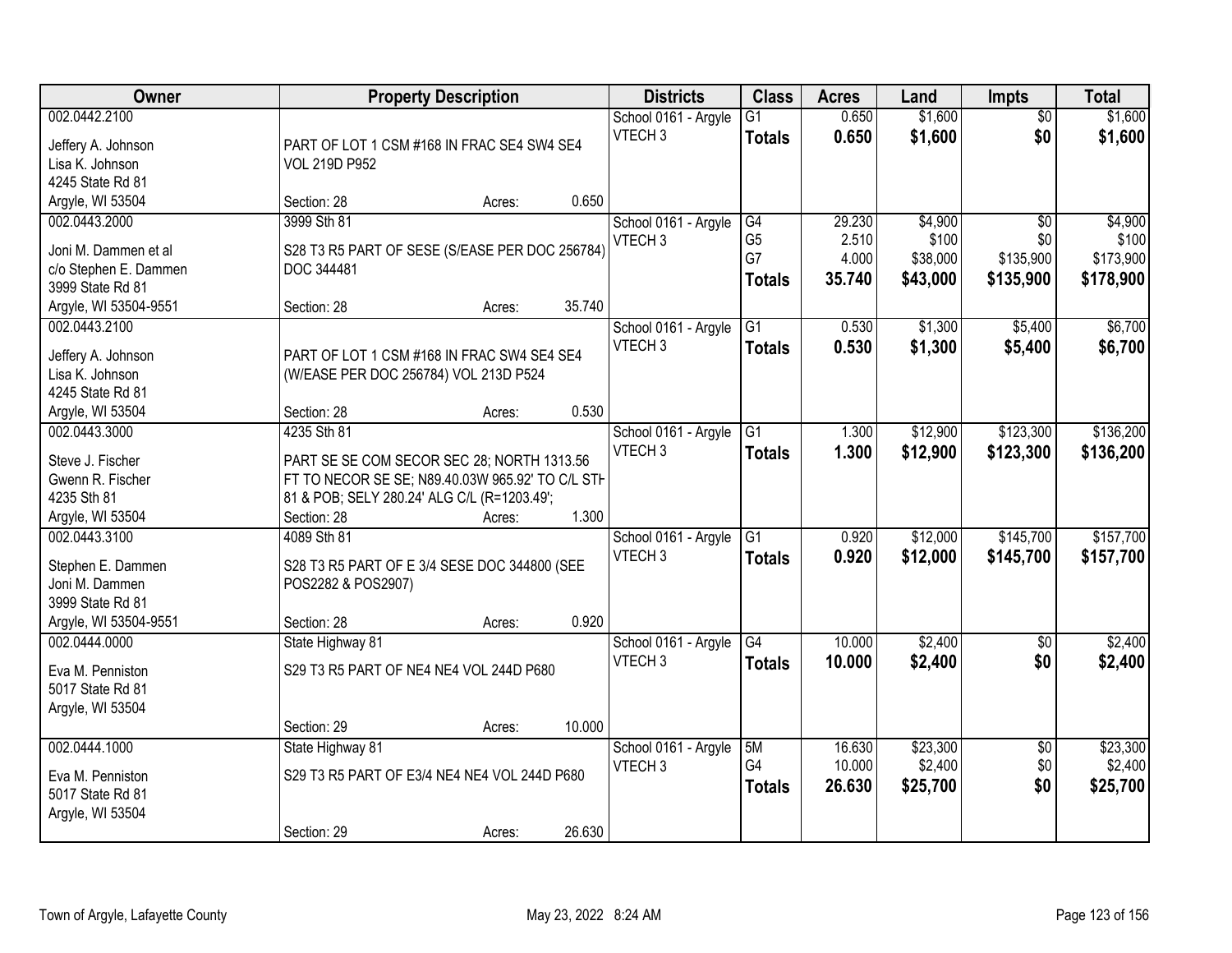| Owner | Property Description | Districts | Class | Acres | Land | Impts | Total |
|---|---|---|---|---|---|---|---|
| 002.0442.2100<br>Jeffery A. Johnson<br>Lisa K. Johnson<br>4245 State Rd 81<br>Argyle, WI 53504 | PART OF LOT 1 CSM #168 IN FRAC SE4 SW4 SE4 VOL 219D P952<br>Section: 28 Acres: 0.650 | School 0161 - Argyle<br>VTECH 3 | G1<br>**Totals** | 0.650<br>**0.650** | $1,600<br>**$1,600** | $0<br>**$0** | $1,600<br>**$1,600** |
| 002.0443.2000<br>Joni M. Dammen et al<br>c/o Stephen E. Dammen<br>3999 State Rd 81<br>Argyle, WI 53504-9551 | 3999 Sth 81<br>S28 T3 R5 PART OF SESE (S/EASE PER DOC 256784) DOC 344481<br>Section: 28 Acres: 35.740 | School 0161 - Argyle<br>VTECH 3 | G4<br>G5<br>G7<br>**Totals** | 29.230<br>2.510<br>4.000<br>**35.740** | $4,900<br>$100<br>$38,000<br>**$43,000** | $0<br>$0<br>$135,900<br>**$135,900** | $4,900<br>$100<br>$173,900<br>**$178,900** |
| 002.0443.2100<br>Jeffery A. Johnson<br>Lisa K. Johnson<br>4245 State Rd 81<br>Argyle, WI 53504 | PART OF LOT 1 CSM #168 IN FRAC SW4 SE4 SE4 (W/EASE PER DOC 256784) VOL 213D P524<br>Section: 28 Acres: 0.530 | School 0161 - Argyle<br>VTECH 3 | G1<br>**Totals** | 0.530<br>**0.530** | $1,300<br>**$1,300** | $5,400<br>**$5,400** | $6,700<br>**$6,700** |
| 002.0443.3000<br>Steve J. Fischer<br>Gwenn R. Fischer<br>4235 Sth 81<br>Argyle, WI 53504 | 4235 Sth 81<br>PART SE SE COM SECOR SEC 28; NORTH 1313.56 FT TO NECOR SE SE; N89.40.03W 965.92' TO C/L STH 81 & POB; SELY 280.24' ALG C/L (R=1203.49';<br>Section: 28 Acres: 1.300 | School 0161 - Argyle<br>VTECH 3 | G1<br>**Totals** | 1.300<br>**1.300** | $12,900<br>**$12,900** | $123,300<br>**$123,300** | $136,200<br>**$136,200** |
| 002.0443.3100<br>Stephen E. Dammen<br>Joni M. Dammen<br>3999 State Rd 81<br>Argyle, WI 53504-9551 | 4089 Sth 81<br>S28 T3 R5 PART OF E 3/4 SESE DOC 344800 (SEE POS2282 & POS2907)<br>Section: 28 Acres: 0.920 | School 0161 - Argyle<br>VTECH 3 | G1<br>**Totals** | 0.920<br>**0.920** | $12,000<br>**$12,000** | $145,700<br>**$145,700** | $157,700<br>**$157,700** |
| 002.0444.0000<br>Eva M. Penniston<br>5017 State Rd 81<br>Argyle, WI 53504 | State Highway 81<br>S29 T3 R5 PART OF NE4 NE4 VOL 244D P680<br>Section: 29 Acres: 10.000 | School 0161 - Argyle<br>VTECH 3 | G4<br>**Totals** | 10.000<br>**10.000** | $2,400<br>**$2,400** | $0<br>**$0** | $2,400<br>**$2,400** |
| 002.0444.1000<br>Eva M. Penniston<br>5017 State Rd 81<br>Argyle, WI 53504 | State Highway 81<br>S29 T3 R5 PART OF E3/4 NE4 NE4 VOL 244D P680<br>Section: 29 Acres: 26.630 | School 0161 - Argyle<br>VTECH 3 | 5M<br>G4<br>**Totals** | 16.630<br>10.000<br>**26.630** | $23,300<br>$2,400<br>**$25,700** | $0<br>$0<br>**$0** | $23,300<br>$2,400<br>**$25,700** |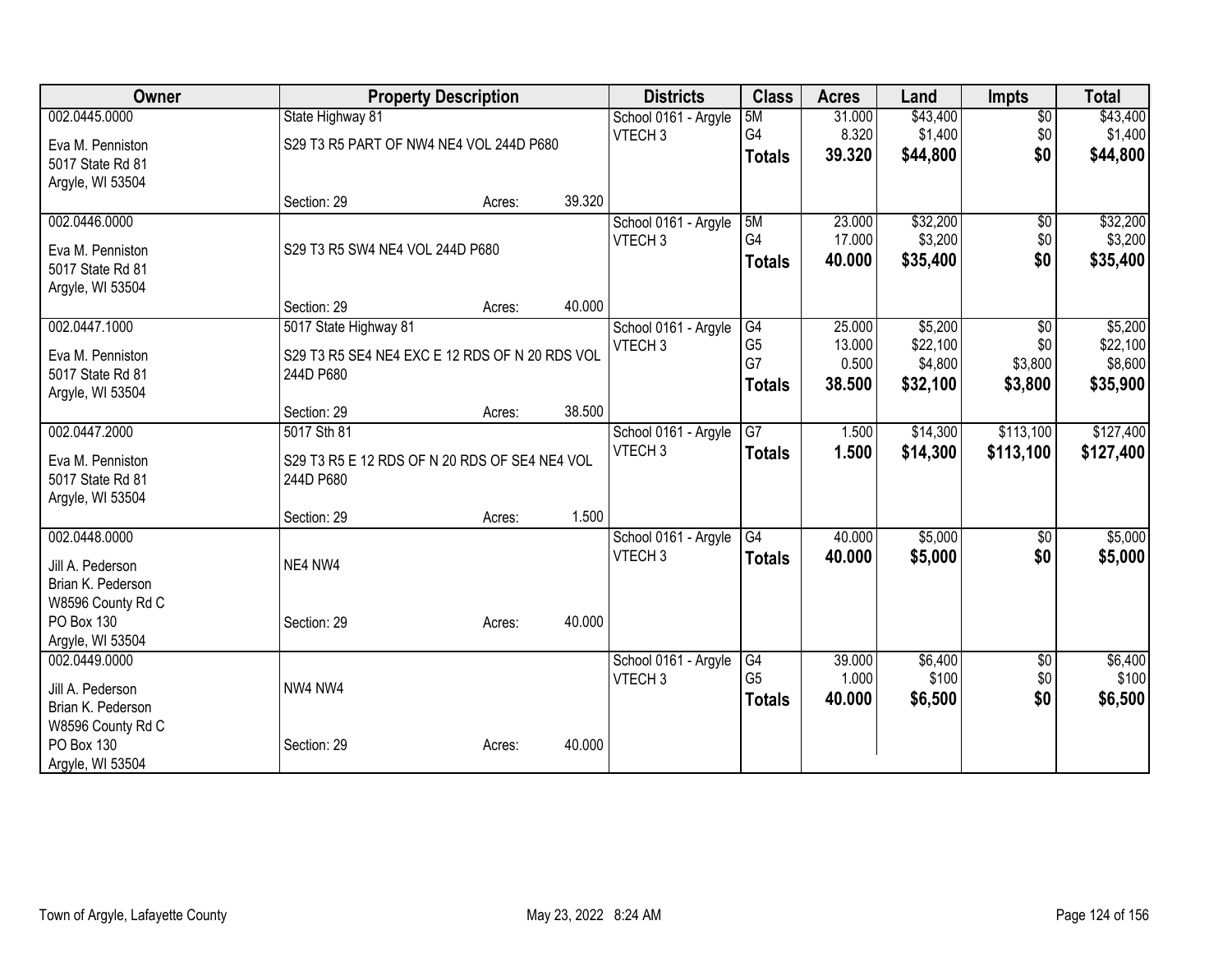| Owner | Property Description | Districts | Class | Acres | Land | Impts | Total |
|---|---|---|---|---|---|---|---|
| 002.0445.0000<br>Eva M. Penniston<br>5017 State Rd 81<br>Argyle, WI 53504 | State Highway 81<br>S29 T3 R5 PART OF NW4 NE4 VOL 244D P680<br>Section: 29 Acres: 39.320 | School 0161 - Argyle<br>VTECH 3 | 5M<br>G4<br>**Totals** | 31.000<br>8.320<br>**39.320** | $43,400<br>$1,400<br>**$44,800** | $0<br>$0<br>**$0** | $43,400<br>$1,400<br>**$44,800** |
| 002.0446.0000<br>Eva M. Penniston<br>5017 State Rd 81<br>Argyle, WI 53504 | S29 T3 R5 SW4 NE4 VOL 244D P680<br>Section: 29 Acres: 40.000 | School 0161 - Argyle<br>VTECH 3 | 5M<br>G4<br>**Totals** | 23.000<br>17.000<br>**40.000** | $32,200<br>$3,200<br>**$35,400** | $0<br>$0<br>**$0** | $32,200<br>$3,200<br>**$35,400** |
| 002.0447.1000<br>Eva M. Penniston<br>5017 State Rd 81<br>Argyle, WI 53504 | 5017 State Highway 81<br>S29 T3 R5 SE4 NE4 EXC E 12 RDS OF N 20 RDS VOL 244D P680<br>Section: 29 Acres: 38.500 | School 0161 - Argyle<br>VTECH 3 | G4<br>G5<br>G7<br>**Totals** | 25.000<br>13.000<br>0.500<br>**38.500** | $5,200<br>$22,100<br>$4,800<br>**$32,100** | $0<br>$0<br>$3,800<br>**$3,800** | $5,200<br>$22,100<br>$8,600<br>**$35,900** |
| 002.0447.2000<br>Eva M. Penniston<br>5017 State Rd 81<br>Argyle, WI 53504 | 5017 Sth 81<br>S29 T3 R5 E 12 RDS OF N 20 RDS OF SE4 NE4 VOL 244D P680<br>Section: 29 Acres: 1.500 | School 0161 - Argyle<br>VTECH 3 | G7<br>**Totals** | 1.500<br>**1.500** | $14,300<br>**$14,300** | $113,100<br>**$113,100** | $127,400<br>**$127,400** |
| 002.0448.0000<br>Jill A. Pederson<br>Brian K. Pederson<br>W8596 County Rd C<br>PO Box 130<br>Argyle, WI 53504 | NE4 NW4<br>Section: 29 Acres: 40.000 | School 0161 - Argyle<br>VTECH 3 | G4<br>**Totals** | 40.000<br>**40.000** | $5,000<br>**$5,000** | $0<br>**$0** | $5,000<br>**$5,000** |
| 002.0449.0000<br>Jill A. Pederson<br>Brian K. Pederson<br>W8596 County Rd C<br>PO Box 130<br>Argyle, WI 53504 | NW4 NW4<br>Section: 29 Acres: 40.000 | School 0161 - Argyle<br>VTECH 3 | G4<br>G5<br>**Totals** | 39.000<br>1.000<br>**40.000** | $6,400<br>$100<br>**$6,500** | $0<br>$0<br>**$0** | $6,400<br>$100<br>**$6,500** |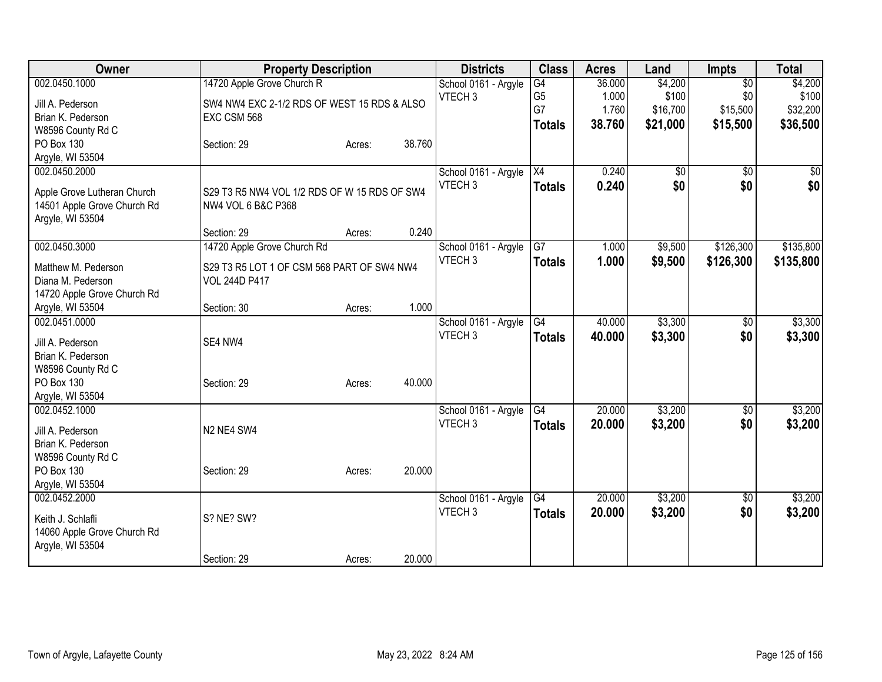| Owner | Property Description | | | Districts | Class | Acres | Land | Impts | Total |
|---|---|---|---|---|---|---|---|---|---|
| 002.0450.1000 | 14720 Apple Grove Church R | | | School 0161 - Argyle | G4 | 36.000 | $4,200 | $0 | $4,200 |
| Jill A. Pederson | SW4 NW4 EXC 2-1/2 RDS OF WEST 15 RDS & ALSO | | | VTECH 3 | G5 | 1.000 | $100 | $0 | $100 |
| Brian K. Pederson | EXC CSM 568 | | | | G7 | 1.760 | $16,700 | $15,500 | $32,200 |
| W8596 County Rd C | | | | | **Totals** | **38.760** | **$21,000** | **$15,500** | **$36,500** |
| PO Box 130 | Section: 29 | Acres: | 38.760 | | | | | | |
| Argyle, WI 53504 | | | | | | | | | |
| 002.0450.2000 | | | | School 0161 - Argyle | X4 | 0.240 | $0 | $0 | $0 |
| Apple Grove Lutheran Church | S29 T3 R5 NW4 VOL 1/2 RDS OF W 15 RDS OF SW4 | | | VTECH 3 | **Totals** | **0.240** | **$0** | **$0** | **$0** |
| 14501 Apple Grove Church Rd | NW4 VOL 6 B&C P368 | | | | | | | | |
| Argyle, WI 53504 | | | | | | | | | |
| | Section: 29 | Acres: | 0.240 | | | | | | |
| 002.0450.3000 | 14720 Apple Grove Church Rd | | | School 0161 - Argyle | G7 | 1.000 | $9,500 | $126,300 | $135,800 |
| Matthew M. Pederson | S29 T3 R5 LOT 1 OF CSM 568 PART OF SW4 NW4 | | | VTECH 3 | **Totals** | **1.000** | **$9,500** | **$126,300** | **$135,800** |
| Diana M. Pederson | VOL 244D P417 | | | | | | | | |
| 14720 Apple Grove Church Rd | | | | | | | | | |
| Argyle, WI 53504 | Section: 30 | Acres: | 1.000 | | | | | | |
| 002.0451.0000 | | | | School 0161 - Argyle | G4 | 40.000 | $3,300 | $0 | $3,300 |
| Jill A. Pederson | SE4 NW4 | | | VTECH 3 | **Totals** | **40.000** | **$3,300** | **$0** | **$3,300** |
| Brian K. Pederson | | | | | | | | | |
| W8596 County Rd C | | | | | | | | | |
| PO Box 130 | Section: 29 | Acres: | 40.000 | | | | | | |
| Argyle, WI 53504 | | | | | | | | | |
| 002.0452.1000 | | | | School 0161 - Argyle | G4 | 20.000 | $3,200 | $0 | $3,200 |
| Jill A. Pederson | N2 NE4 SW4 | | | VTECH 3 | **Totals** | **20.000** | **$3,200** | **$0** | **$3,200** |
| Brian K. Pederson | | | | | | | | | |
| W8596 County Rd C | | | | | | | | | |
| PO Box 130 | Section: 29 | Acres: | 20.000 | | | | | | |
| Argyle, WI 53504 | | | | | | | | | |
| 002.0452.2000 | | | | School 0161 - Argyle | G4 | 20.000 | $3,200 | $0 | $3,200 |
| Keith J. Schlafli | S? NE? SW? | | | VTECH 3 | **Totals** | **20.000** | **$3,200** | **$0** | **$3,200** |
| 14060 Apple Grove Church Rd | | | | | | | | | |
| Argyle, WI 53504 | | | | | | | | | |
| | Section: 29 | Acres: | 20.000 | | | | | | |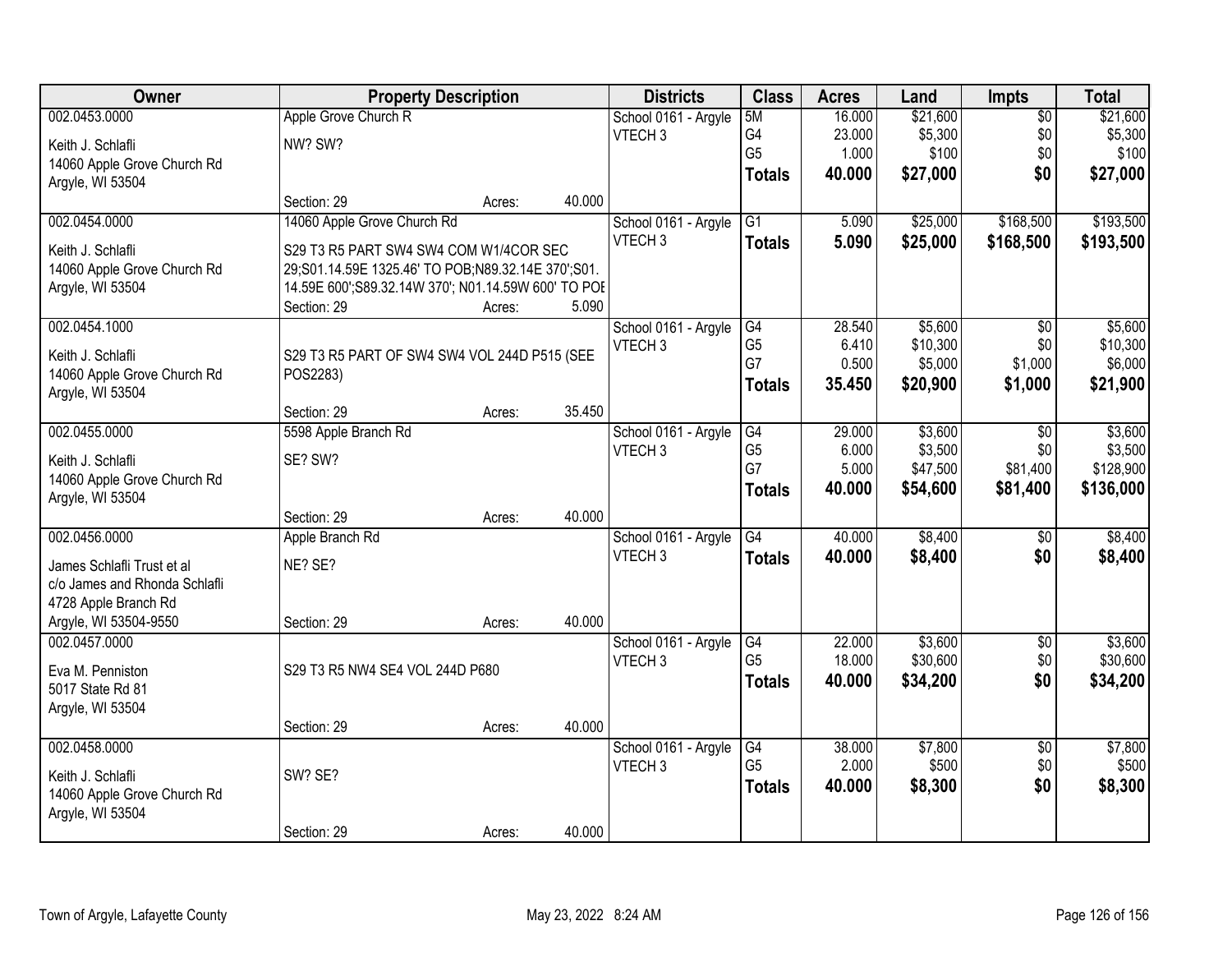| Owner | Property Description | | | Districts | Class | Acres | Land | Impts | Total |
|---|---|---|---|---|---|---|---|---|---|
| 002.0453.0000<br>Keith J. Schlafli<br>14060 Apple Grove Church Rd<br>Argyle, WI 53504 | Apple Grove Church R<br>NW? SW?<br>Section: 29 | Acres: | 40.000 | School 0161 - Argyle<br>VTECH 3 | 5M<br>G4<br>G5<br>**Totals** | 16.000<br>23.000<br>1.000<br>**40.000** | $21,600<br>$5,300<br>$100<br>**$27,000** | $0<br>$0<br>$0<br>**$0** | $21,600<br>$5,300<br>$100<br>**$27,000** |
| 002.0454.0000<br>Keith J. Schlafli<br>14060 Apple Grove Church Rd<br>Argyle, WI 53504 | 14060 Apple Grove Church Rd<br>S29 T3 R5 PART SW4 SW4 COM W1/4COR SEC 29;S01.14.59E 1325.46' TO POB;N89.32.14E 370';S01. 14.59E 600';S89.32.14W 370'; N01.14.59W 600' TO POI<br>Section: 29 | Acres: | 5.090 | School 0161 - Argyle<br>VTECH 3 | G1<br>**Totals** | 5.090<br>**5.090** | $25,000<br>**$25,000** | $168,500<br>**$168,500** | $193,500<br>**$193,500** |
| 002.0454.1000<br>Keith J. Schlafli<br>14060 Apple Grove Church Rd<br>Argyle, WI 53504 | S29 T3 R5 PART OF SW4 SW4 VOL 244D P515 (SEE POS2283)<br>Section: 29 | Acres: | 35.450 | School 0161 - Argyle<br>VTECH 3 | G4<br>G5<br>G7<br>**Totals** | 28.540<br>6.410<br>0.500<br>**35.450** | $5,600<br>$10,300<br>$5,000<br>**$20,900** | $0<br>$0<br>$1,000<br>**$1,000** | $5,600<br>$10,300<br>$6,000<br>**$21,900** |
| 002.0455.0000<br>Keith J. Schlafli<br>14060 Apple Grove Church Rd<br>Argyle, WI 53504 | 5598 Apple Branch Rd<br>SE? SW?<br>Section: 29 | Acres: | 40.000 | School 0161 - Argyle<br>VTECH 3 | G4<br>G5<br>G7<br>**Totals** | 29.000<br>6.000<br>5.000<br>**40.000** | $3,600<br>$3,500<br>$47,500<br>**$54,600** | $0<br>$0<br>$81,400<br>**$81,400** | $3,600<br>$3,500<br>$128,900<br>**$136,000** |
| 002.0456.0000<br>James Schlafli Trust et al<br>c/o James and Rhonda Schlafli<br>4728 Apple Branch Rd<br>Argyle, WI 53504-9550 | Apple Branch Rd<br>NE? SE?<br>Section: 29 | Acres: | 40.000 | School 0161 - Argyle<br>VTECH 3 | G4<br>**Totals** | 40.000<br>**40.000** | $8,400<br>**$8,400** | $0<br>**$0** | $8,400<br>**$8,400** |
| 002.0457.0000<br>Eva M. Penniston<br>5017 State Rd 81<br>Argyle, WI 53504 | S29 T3 R5 NW4 SE4 VOL 244D P680<br>Section: 29 | Acres: | 40.000 | School 0161 - Argyle<br>VTECH 3 | G4<br>G5<br>**Totals** | 22.000<br>18.000<br>**40.000** | $3,600<br>$30,600<br>**$34,200** | $0<br>$0<br>**$0** | $3,600<br>$30,600<br>**$34,200** |
| 002.0458.0000<br>Keith J. Schlafli<br>14060 Apple Grove Church Rd<br>Argyle, WI 53504 | SW? SE?<br>Section: 29 | Acres: | 40.000 | School 0161 - Argyle<br>VTECH 3 | G4<br>G5<br>**Totals** | 38.000<br>2.000<br>**40.000** | $7,800<br>$500<br>**$8,300** | $0<br>$0<br>**$0** | $7,800<br>$500<br>**$8,300** |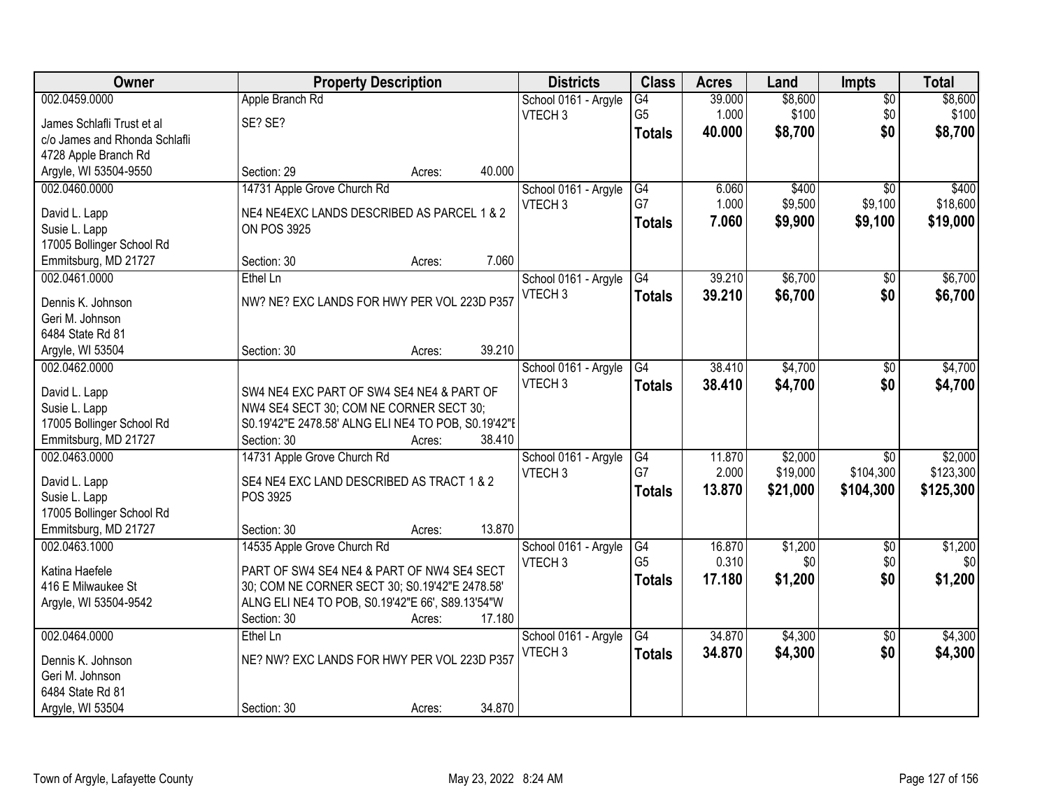| Owner | Property Description | | Districts | Class | Acres | Land | Impts | Total |
|---|---|---|---|---|---|---|---|---|
| 002.0459.0000 | Apple Branch Rd | | School 0161 - Argyle | G4 | 39.000 | $8,600 | $0 | $8,600 |
| James Schlafli Trust et al | SE? SE? | | VTECH 3 | G5 | 1.000 | $100 | $0 | $100 |
| c/o James and Rhonda Schlafli | | | | **Totals** | **40.000** | **$8,700** | **$0** | **$8,700** |
| 4728 Apple Branch Rd | | | | | | | | |
| Argyle, WI 53504-9550 | Section: 29 | Acres: 40.000 | | | | | | |
| 002.0460.0000 | 14731 Apple Grove Church Rd | | School 0161 - Argyle | G4 | 6.060 | $400 | $0 | $400 |
| David L. Lapp | NE4 NE4EXC LANDS DESCRIBED AS PARCEL 1 & 2 | | VTECH 3 | G7 | 1.000 | $9,500 | $9,100 | $18,600 |
| Susie L. Lapp | ON POS 3925 | | | **Totals** | **7.060** | **$9,900** | **$9,100** | **$19,000** |
| 17005 Bollinger School Rd | | | | | | | | |
| Emmitsburg, MD 21727 | Section: 30 | Acres: 7.060 | | | | | | |
| 002.0461.0000 | Ethel Ln | | School 0161 - Argyle | G4 | 39.210 | $6,700 | $0 | $6,700 |
| Dennis K. Johnson | NW? NE? EXC LANDS FOR HWY PER VOL 223D P357 | | VTECH 3 | **Totals** | **39.210** | **$6,700** | **$0** | **$6,700** |
| Geri M. Johnson | | | | | | | | |
| 6484 State Rd 81 | | | | | | | | |
| Argyle, WI 53504 | Section: 30 | Acres: 39.210 | | | | | | |
| 002.0462.0000 | | | School 0161 - Argyle | G4 | 38.410 | $4,700 | $0 | $4,700 |
| David L. Lapp | SW4 NE4 EXC PART OF SW4 SE4 NE4 & PART OF | | VTECH 3 | **Totals** | **38.410** | **$4,700** | **$0** | **$4,700** |
| Susie L. Lapp | NW4 SE4 SECT 30; COM NE CORNER SECT 30; | | | | | | | |
| 17005 Bollinger School Rd | S0.19'42"E 2478.58' ALNG ELI NE4 TO POB, S0.19'42"E | | | | | | | |
| Emmitsburg, MD 21727 | Section: 30 | Acres: 38.410 | | | | | | |
| 002.0463.0000 | 14731 Apple Grove Church Rd | | School 0161 - Argyle | G4 | 11.870 | $2,000 | $0 | $2,000 |
| David L. Lapp | SE4 NE4 EXC LAND DESCRIBED AS TRACT 1 & 2 | | VTECH 3 | G7 | 2.000 | $19,000 | $104,300 | $123,300 |
| Susie L. Lapp | POS 3925 | | | **Totals** | **13.870** | **$21,000** | **$104,300** | **$125,300** |
| 17005 Bollinger School Rd | | | | | | | | |
| Emmitsburg, MD 21727 | Section: 30 | Acres: 13.870 | | | | | | |
| 002.0463.1000 | 14535 Apple Grove Church Rd | | School 0161 - Argyle | G4 | 16.870 | $1,200 | $0 | $1,200 |
| Katina Haefele | PART OF SW4 SE4 NE4 & PART OF NW4 SE4 SECT | | VTECH 3 | G5 | 0.310 | $0 | $0 | $0 |
| 416 E Milwaukee St | 30; COM NE CORNER SECT 30; S0.19'42"E 2478.58' | | | **Totals** | **17.180** | **$1,200** | **$0** | **$1,200** |
| Argyle, WI 53504-9542 | ALNG ELI NE4 TO POB, S0.19'42"E 66', S89.13'54"W | | | | | | | |
| | Section: 30 | Acres: 17.180 | | | | | | |
| 002.0464.0000 | Ethel Ln | | School 0161 - Argyle | G4 | 34.870 | $4,300 | $0 | $4,300 |
| Dennis K. Johnson | NE? NW? EXC LANDS FOR HWY PER VOL 223D P357 | | VTECH 3 | **Totals** | **34.870** | **$4,300** | **$0** | **$4,300** |
| Geri M. Johnson | | | | | | | | |
| 6484 State Rd 81 | | | | | | | | |
| Argyle, WI 53504 | Section: 30 | Acres: 34.870 | | | | | | |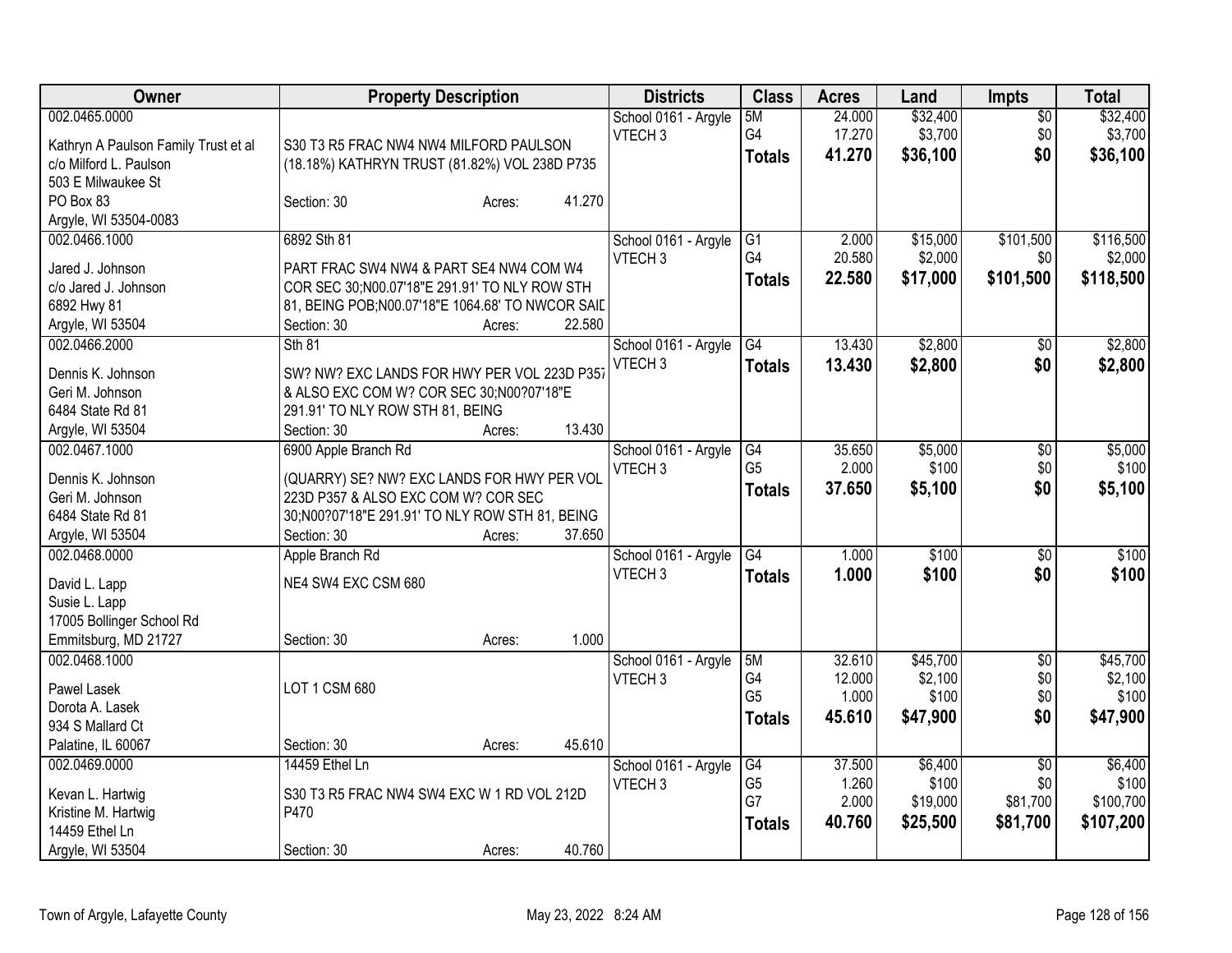| Owner | Property Description | | | Districts | Class | Acres | Land | Impts | Total |
|---|---|---|---|---|---|---|---|---|---|
| 002.0465.0000 | | | | School 0161 - Argyle | 5M | 24.000 | $32,400 | $0 | $32,400 |
| Kathryn A Paulson Family Trust et al | S30 T3 R5 FRAC NW4 NW4 MILFORD PAULSON | | | VTECH 3 | G4 | 17.270 | $3,700 | $0 | $3,700 |
| c/o Milford L. Paulson | (18.18%) KATHRYN TRUST (81.82%) VOL 238D P735 | | | | **Totals** | **41.270** | **$36,100** | **$0** | **$36,100** |
| 503 E Milwaukee St | | | | | | | | | |
| PO Box 83 | Section: 30 | Acres: | 41.270 | | | | | | |
| Argyle, WI 53504-0083 | | | | | | | | | |
| 002.0466.1000 | 6892 Sth 81 | | | School 0161 - Argyle | G1 | 2.000 | $15,000 | $101,500 | $116,500 |
| Jared J. Johnson | PART FRAC SW4 NW4 & PART SE4 NW4 COM W4 | | | VTECH 3 | G4 | 20.580 | $2,000 | $0 | $2,000 |
| c/o Jared J. Johnson | COR SEC 30;N00.07'18"E 291.91' TO NLY ROW STH | | | | **Totals** | **22.580** | **$17,000** | **$101,500** | **$118,500** |
| 6892 Hwy 81 | 81, BEING POB;N00.07'18"E 1064.68' TO NWCOR SAID | | | | | | | | |
| Argyle, WI 53504 | Section: 30 | Acres: | 22.580 | | | | | | |
| 002.0466.2000 | Sth 81 | | | School 0161 - Argyle | G4 | 13.430 | $2,800 | $0 | $2,800 |
| Dennis K. Johnson | SW? NW? EXC LANDS FOR HWY PER VOL 223D P357 | | | VTECH 3 | **Totals** | **13.430** | **$2,800** | **$0** | **$2,800** |
| Geri M. Johnson | & ALSO EXC COM W? COR SEC 30;N00?07'18"E | | | | | | | | |
| 6484 State Rd 81 | 291.91' TO NLY ROW STH 81, BEING | | | | | | | | |
| Argyle, WI 53504 | Section: 30 | Acres: | 13.430 | | | | | | |
| 002.0467.1000 | 6900 Apple Branch Rd | | | School 0161 - Argyle | G4 | 35.650 | $5,000 | $0 | $5,000 |
| Dennis K. Johnson | (QUARRY) SE? NW? EXC LANDS FOR HWY PER VOL | | | VTECH 3 | G5 | 2.000 | $100 | $0 | $100 |
| Geri M. Johnson | 223D P357 & ALSO EXC COM W? COR SEC | | | | **Totals** | **37.650** | **$5,100** | **$0** | **$5,100** |
| 6484 State Rd 81 | 30;N00?07'18"E 291.91' TO NLY ROW STH 81, BEING | | | | | | | | |
| Argyle, WI 53504 | Section: 30 | Acres: | 37.650 | | | | | | |
| 002.0468.0000 | Apple Branch Rd | | | School 0161 - Argyle | G4 | 1.000 | $100 | $0 | $100 |
| David L. Lapp | NE4 SW4 EXC CSM 680 | | | VTECH 3 | **Totals** | **1.000** | **$100** | **$0** | **$100** |
| Susie L. Lapp | | | | | | | | | |
| 17005 Bollinger School Rd | | | | | | | | | |
| Emmitsburg, MD 21727 | Section: 30 | Acres: | 1.000 | | | | | | |
| 002.0468.1000 | | | | School 0161 - Argyle | 5M | 32.610 | $45,700 | $0 | $45,700 |
| Pawel Lasek | LOT 1 CSM 680 | | | VTECH 3 | G4 | 12.000 | $2,100 | $0 | $2,100 |
| Dorota A. Lasek | | | | | G5 | 1.000 | $100 | $0 | $100 |
| 934 S Mallard Ct | | | | | **Totals** | **45.610** | **$47,900** | **$0** | **$47,900** |
| Palatine, IL 60067 | Section: 30 | Acres: | 45.610 | | | | | | |
| 002.0469.0000 | 14459 Ethel Ln | | | School 0161 - Argyle | G4 | 37.500 | $6,400 | $0 | $6,400 |
| Kevan L. Hartwig | S30 T3 R5 FRAC NW4 SW4 EXC W 1 RD VOL 212D | | | VTECH 3 | G5 | 1.260 | $100 | $0 | $100 |
| Kristine M. Hartwig | P470 | | | | G7 | 2.000 | $19,000 | $81,700 | $100,700 |
| 14459 Ethel Ln | | | | | **Totals** | **40.760** | **$25,500** | **$81,700** | **$107,200** |
| Argyle, WI 53504 | Section: 30 | Acres: | 40.760 | | | | | | |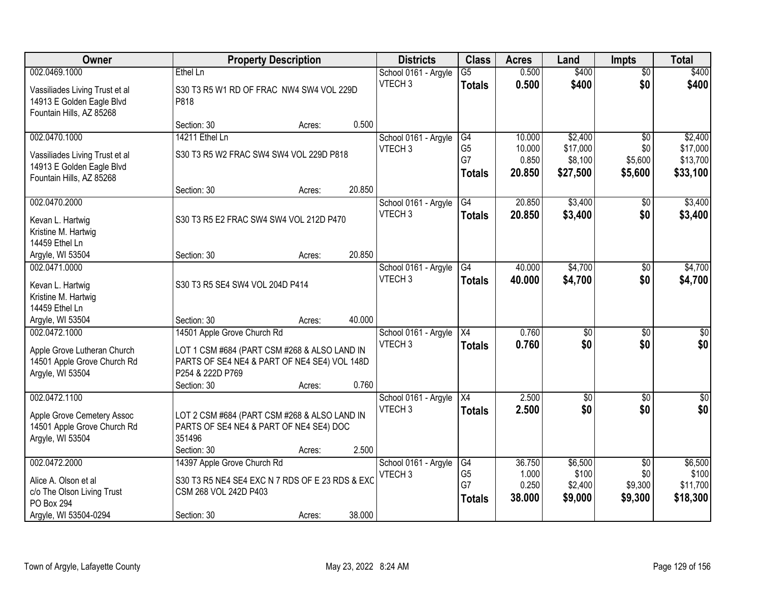| Owner | Property Description | Districts | Class | Acres | Land | Impts | Total |
|---|---|---|---|---|---|---|---|
| 002.0469.1000<br>Vassiliades Living Trust et al<br>14913 E Golden Eagle Blvd<br>Fountain Hills, AZ 85268 | Ethel Ln<br>S30 T3 R5 W1 RD OF FRAC NW4 SW4 VOL 229D P818<br>Section: 30 Acres: 0.500 | School 0161 - Argyle<br>VTECH 3 | G5<br>**Totals** | 0.500<br>**0.500** | $400<br>**$400** | $0<br>**$0** | $400<br>**$400** |
| 002.0470.1000<br>Vassiliades Living Trust et al<br>14913 E Golden Eagle Blvd<br>Fountain Hills, AZ 85268 | 14211 Ethel Ln<br>S30 T3 R5 W2 FRAC SW4 SW4 VOL 229D P818<br>Section: 30 Acres: 20.850 | School 0161 - Argyle<br>VTECH 3 | G4<br>G5<br>G7<br>**Totals** | 10.000<br>10.000<br>0.850<br>**20.850** | $2,400<br>$17,000<br>$8,100<br>**$27,500** | $0<br>$0<br>$5,600<br>**$5,600** | $2,400<br>$17,000<br>$13,700<br>**$33,100** |
| 002.0470.2000<br>Kevan L. Hartwig<br>Kristine M. Hartwig<br>14459 Ethel Ln<br>Argyle, WI 53504 | S30 T3 R5 E2 FRAC SW4 SW4 VOL 212D P470<br>Section: 30 Acres: 20.850 | School 0161 - Argyle<br>VTECH 3 | G4<br>**Totals** | 20.850<br>**20.850** | $3,400<br>**$3,400** | $0<br>**$0** | $3,400<br>**$3,400** |
| 002.0471.0000<br>Kevan L. Hartwig<br>Kristine M. Hartwig<br>14459 Ethel Ln<br>Argyle, WI 53504 | S30 T3 R5 SE4 SW4 VOL 204D P414<br>Section: 30 Acres: 40.000 | School 0161 - Argyle<br>VTECH 3 | G4<br>**Totals** | 40.000<br>**40.000** | $4,700<br>**$4,700** | $0<br>**$0** | $4,700<br>**$4,700** |
| 002.0472.1000<br>Apple Grove Lutheran Church<br>14501 Apple Grove Church Rd<br>Argyle, WI 53504 | 14501 Apple Grove Church Rd<br>LOT 1 CSM #684 (PART CSM #268 & ALSO LAND IN PARTS OF SE4 NE4 & PART OF NE4 SE4) VOL 148D P254 & 222D P769<br>Section: 30 Acres: 0.760 | School 0161 - Argyle<br>VTECH 3 | X4<br>**Totals** | 0.760<br>**0.760** | $0<br>**$0** | $0<br>**$0** | $0<br>**$0** |
| 002.0472.1100<br>Apple Grove Cemetery Assoc<br>14501 Apple Grove Church Rd<br>Argyle, WI 53504 | LOT 2 CSM #684 (PART CSM #268 & ALSO LAND IN PARTS OF SE4 NE4 & PART OF NE4 SE4) DOC 351496<br>Section: 30 Acres: 2.500 | School 0161 - Argyle<br>VTECH 3 | X4<br>**Totals** | 2.500<br>**2.500** | $0<br>**$0** | $0<br>**$0** | $0<br>**$0** |
| 002.0472.2000<br>Alice A. Olson et al<br>c/o The Olson Living Trust<br>PO Box 294<br>Argyle, WI 53504-0294 | 14397 Apple Grove Church Rd<br>S30 T3 R5 NE4 SE4 EXC N 7 RDS OF E 23 RDS & EXC CSM 268 VOL 242D P403<br>Section: 30 Acres: 38.000 | School 0161 - Argyle<br>VTECH 3 | G4<br>G5<br>G7<br>**Totals** | 36.750<br>1.000<br>0.250<br>**38.000** | $6,500<br>$100<br>$2,400<br>**$9,000** | $0<br>$0<br>$9,300<br>**$9,300** | $6,500<br>$100<br>$11,700<br>**$18,300** |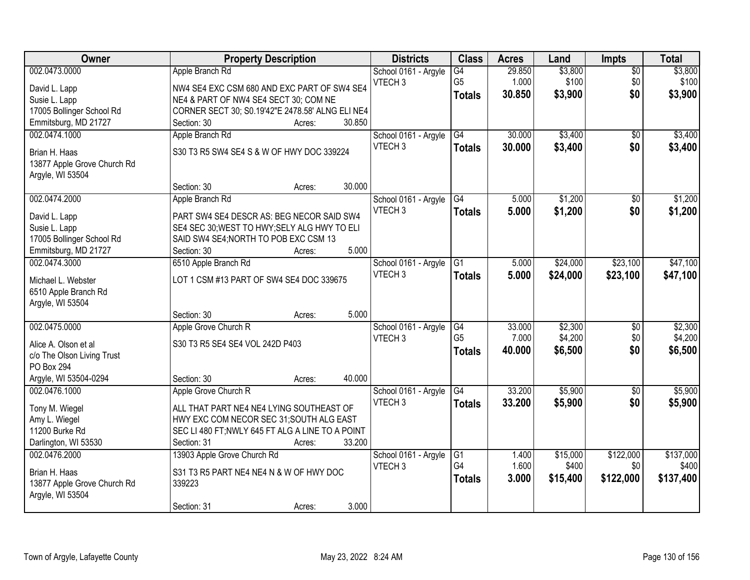| Owner | Property Description | Districts | Class | Acres | Land | Impts | Total |
|---|---|---|---|---|---|---|---|
| 002.0473.0000<br>David L. Lapp<br>Susie L. Lapp<br>17005 Bollinger School Rd<br>Emmitsburg, MD 21727 | Apple Branch Rd<br>NW4 SE4 EXC CSM 680 AND EXC PART OF SW4 SE4 NE4 & PART OF NW4 SE4 SECT 30; COM NE CORNER SECT 30; S0.19'42"E 2478.58' ALNG ELI NE4<br>Section: 30 Acres: 30.850 | School 0161 - Argyle<br>VTECH 3 | G4<br>G5<br>**Totals** | 29.850<br>1.000<br>**30.850** | $3,800<br>$100<br>**$3,900** | $0<br>$0<br>**$0** | $3,800<br>$100<br>**$3,900** |
| 002.0474.1000<br>Brian H. Haas<br>13877 Apple Grove Church Rd<br>Argyle, WI 53504 | Apple Branch Rd<br>S30 T3 R5 SW4 SE4 S & W OF HWY DOC 339224<br>Section: 30 Acres: 30.000 | School 0161 - Argyle<br>VTECH 3 | G4<br>**Totals** | 30.000<br>**30.000** | $3,400<br>**$3,400** | $0<br>**$0** | $3,400<br>**$3,400** |
| 002.0474.2000<br>David L. Lapp<br>Susie L. Lapp<br>17005 Bollinger School Rd<br>Emmitsburg, MD 21727 | Apple Branch Rd<br>PART SW4 SE4 DESCR AS: BEG NECOR SAID SW4 SE4 SEC 30;WEST TO HWY;SELY ALG HWY TO ELI SAID SW4 SE4;NORTH TO POB EXC CSM 13<br>Section: 30 Acres: 5.000 | School 0161 - Argyle<br>VTECH 3 | G4<br>**Totals** | 5.000<br>**5.000** | $1,200<br>**$1,200** | $0<br>**$0** | $1,200<br>**$1,200** |
| 002.0474.3000<br>Michael L. Webster<br>6510 Apple Branch Rd<br>Argyle, WI 53504 | 6510 Apple Branch Rd<br>LOT 1 CSM #13 PART OF SW4 SE4 DOC 339675<br>Section: 30 Acres: 5.000 | School 0161 - Argyle<br>VTECH 3 | G1<br>**Totals** | 5.000<br>**5.000** | $24,000<br>**$24,000** | $23,100<br>**$23,100** | $47,100<br>**$47,100** |
| 002.0475.0000<br>Alice A. Olson et al<br>c/o The Olson Living Trust<br>PO Box 294<br>Argyle, WI 53504-0294 | Apple Grove Church R<br>S30 T3 R5 SE4 SE4 VOL 242D P403<br>Section: 30 Acres: 40.000 | School 0161 - Argyle<br>VTECH 3 | G4<br>G5<br>**Totals** | 33.000<br>7.000<br>**40.000** | $2,300<br>$4,200<br>**$6,500** | $0<br>$0<br>**$0** | $2,300<br>$4,200<br>**$6,500** |
| 002.0476.1000<br>Tony M. Wiegel<br>Amy L. Wiegel<br>11200 Burke Rd<br>Darlington, WI 53530 | Apple Grove Church R<br>ALL THAT PART NE4 NE4 LYING SOUTHEAST OF HWY EXC COM NECOR SEC 31;SOUTH ALG EAST SEC LI 480 FT;NWLY 645 FT ALG A LINE TO A POINT<br>Section: 31 Acres: 33.200 | School 0161 - Argyle<br>VTECH 3 | G4<br>**Totals** | 33.200<br>**33.200** | $5,900<br>**$5,900** | $0<br>**$0** | $5,900<br>**$5,900** |
| 002.0476.2000<br>Brian H. Haas<br>13877 Apple Grove Church Rd<br>Argyle, WI 53504 | 13903 Apple Grove Church Rd<br>S31 T3 R5 PART NE4 NE4 N & W OF HWY DOC 339223<br>Section: 31 Acres: 3.000 | School 0161 - Argyle<br>VTECH 3 | G1<br>G4<br>**Totals** | 1.400<br>1.600<br>**3.000** | $15,000<br>$400<br>**$15,400** | $122,000<br>$0<br>**$122,000** | $137,000<br>$400<br>**$137,400** |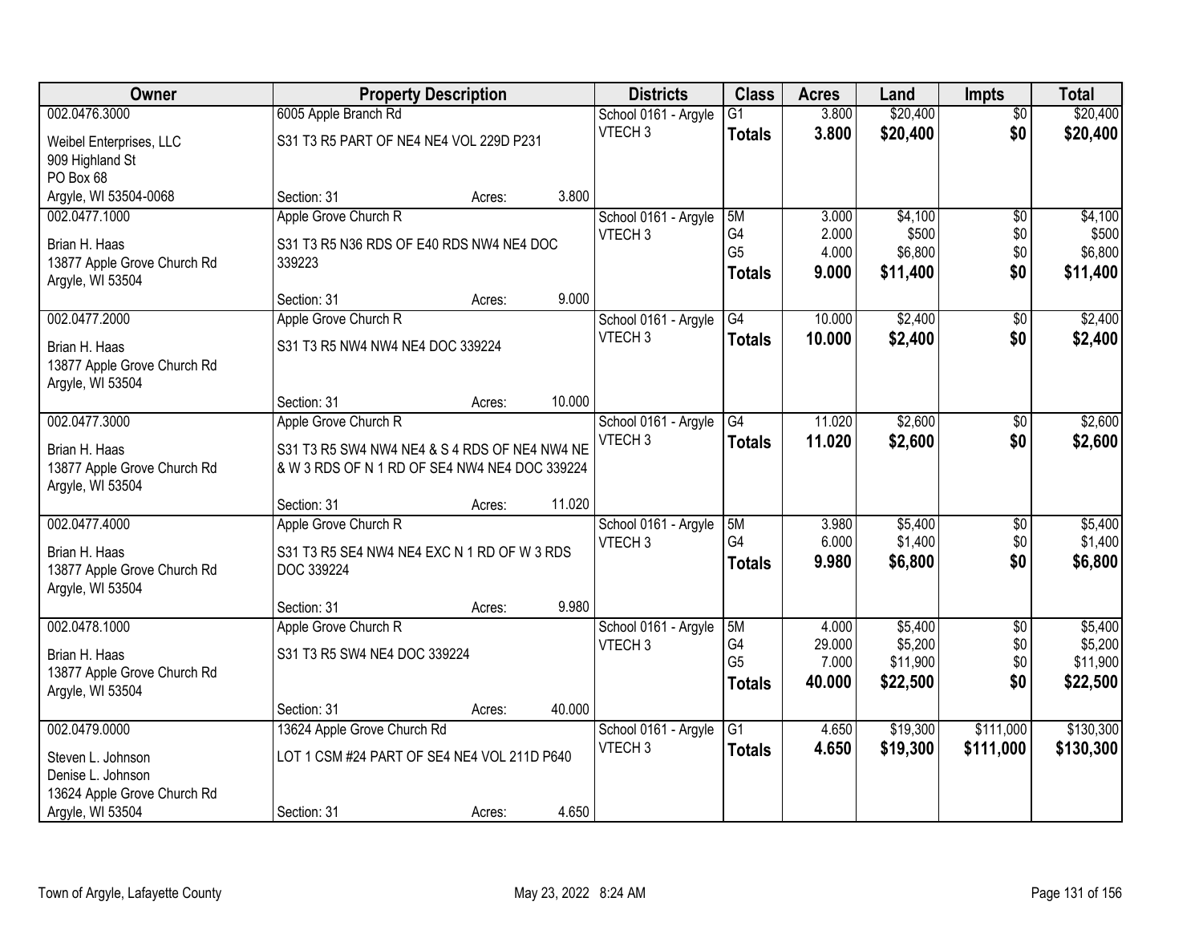| Owner | Property Description | | | Districts | Class | Acres | Land | Impts | Total |
|---|---|---|---|---|---|---|---|---|---|
| 002.0476.3000 | 6005 Apple Branch Rd | | | School 0161 - Argyle | G1 | 3.800 | $20,400 | $0 | $20,400 |
| Weibel Enterprises, LLC<br>909 Highland St<br>PO Box 68<br>Argyle, WI 53504-0068 | S31 T3 R5 PART OF NE4 NE4 VOL 229D P231 | | | VTECH 3 | **Totals** | **3.800** | **$20,400** | **$0** | **$20,400** |
| | Section: 31 | Acres: | 3.800 | | | | | | |
| 002.0477.1000 | Apple Grove Church R | | | School 0161 - Argyle | 5M | 3.000 | $4,100 | $0 | $4,100 |
| Brian H. Haas<br>13877 Apple Grove Church Rd<br>Argyle, WI 53504 | S31 T3 R5 N36 RDS OF E40 RDS NW4 NE4 DOC 339223 | | | VTECH 3 | G4 | 2.000 | $500 | $0 | $500 |
| | | | | | G5 | 4.000 | $6,800 | $0 | $6,800 |
| | | | | | **Totals** | **9.000** | **$11,400** | **$0** | **$11,400** |
| | Section: 31 | Acres: | 9.000 | | | | | | |
| 002.0477.2000 | Apple Grove Church R | | | School 0161 - Argyle | G4 | 10.000 | $2,400 | $0 | $2,400 |
| Brian H. Haas<br>13877 Apple Grove Church Rd<br>Argyle, WI 53504 | S31 T3 R5 NW4 NW4 NE4 DOC 339224 | | | VTECH 3 | **Totals** | **10.000** | **$2,400** | **$0** | **$2,400** |
| | Section: 31 | Acres: | 10.000 | | | | | | |
| 002.0477.3000 | Apple Grove Church R | | | School 0161 - Argyle | G4 | 11.020 | $2,600 | $0 | $2,600 |
| Brian H. Haas<br>13877 Apple Grove Church Rd<br>Argyle, WI 53504 | S31 T3 R5 SW4 NW4 NE4 & S 4 RDS OF NE4 NW4 NE & W 3 RDS OF N 1 RD OF SE4 NW4 NE4 DOC 339224 | | | VTECH 3 | **Totals** | **11.020** | **$2,600** | **$0** | **$2,600** |
| | Section: 31 | Acres: | 11.020 | | | | | | |
| 002.0477.4000 | Apple Grove Church R | | | School 0161 - Argyle | 5M | 3.980 | $5,400 | $0 | $5,400 |
| Brian H. Haas<br>13877 Apple Grove Church Rd<br>Argyle, WI 53504 | S31 T3 R5 SE4 NW4 NE4 EXC N 1 RD OF W 3 RDS DOC 339224 | | | VTECH 3 | G4 | 6.000 | $1,400 | $0 | $1,400 |
| | | | | | **Totals** | **9.980** | **$6,800** | **$0** | **$6,800** |
| | Section: 31 | Acres: | 9.980 | | | | | | |
| 002.0478.1000 | Apple Grove Church R | | | School 0161 - Argyle | 5M | 4.000 | $5,400 | $0 | $5,400 |
| Brian H. Haas<br>13877 Apple Grove Church Rd<br>Argyle, WI 53504 | S31 T3 R5 SW4 NE4 DOC 339224 | | | VTECH 3 | G4 | 29.000 | $5,200 | $0 | $5,200 |
| | | | | | G5 | 7.000 | $11,900 | $0 | $11,900 |
| | | | | | **Totals** | **40.000** | **$22,500** | **$0** | **$22,500** |
| | Section: 31 | Acres: | 40.000 | | | | | | |
| 002.0479.0000 | 13624 Apple Grove Church Rd | | | School 0161 - Argyle | G1 | 4.650 | $19,300 | $111,000 | $130,300 |
| Steven L. Johnson<br>Denise L. Johnson<br>13624 Apple Grove Church Rd<br>Argyle, WI 53504 | LOT 1 CSM #24 PART OF SE4 NE4 VOL 211D P640 | | | VTECH 3 | **Totals** | **4.650** | **$19,300** | **$111,000** | **$130,300** |
| | Section: 31 | Acres: | 4.650 | | | | | | |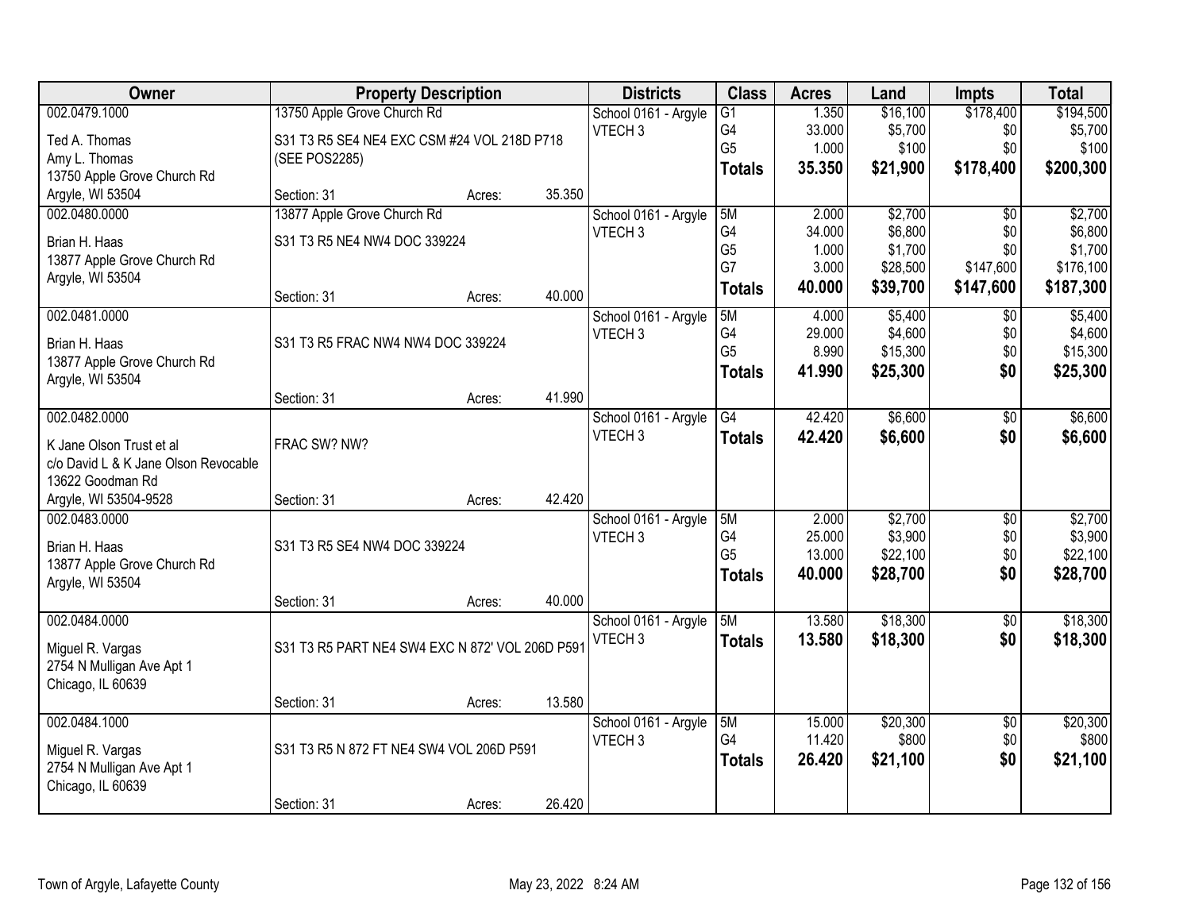| Owner | Property Description | | | Districts | Class | Acres | Land | Impts | Total |
|---|---|---|---|---|---|---|---|---|---|
| 002.0479.1000 | 13750 Apple Grove Church Rd | | | School 0161 - Argyle | G1 | 1.350 | $16,100 | $178,400 | $194,500 |
| Ted A. Thomas | S31 T3 R5 SE4 NE4 EXC CSM #24 VOL 218D P718 | | | VTECH 3 | G4 | 33.000 | $5,700 | $0 | $5,700 |
| Amy L. Thomas | (SEE POS2285) | | | | G5 | 1.000 | $100 | $0 | $100 |
| 13750 Apple Grove Church Rd | | | | | **Totals** | **35.350** | **$21,900** | **$178,400** | **$200,300** |
| Argyle, WI 53504 | Section: 31 | Acres: | 35.350 | | | | | | |
| 002.0480.0000 | 13877 Apple Grove Church Rd | | | School 0161 - Argyle | 5M | 2.000 | $2,700 | $0 | $2,700 |
| Brian H. Haas | S31 T3 R5 NE4 NW4 DOC 339224 | | | VTECH 3 | G4 | 34.000 | $6,800 | $0 | $6,800 |
| 13877 Apple Grove Church Rd | | | | | G5 | 1.000 | $1,700 | $0 | $1,700 |
| Argyle, WI 53504 | | | | | G7 | 3.000 | $28,500 | $147,600 | $176,100 |
| | Section: 31 | Acres: | 40.000 | | **Totals** | **40.000** | **$39,700** | **$147,600** | **$187,300** |
| 002.0481.0000 | | | | School 0161 - Argyle | 5M | 4.000 | $5,400 | $0 | $5,400 |
| Brian H. Haas | S31 T3 R5 FRAC NW4 NW4 DOC 339224 | | | VTECH 3 | G4 | 29.000 | $4,600 | $0 | $4,600 |
| 13877 Apple Grove Church Rd | | | | | G5 | 8.990 | $15,300 | $0 | $15,300 |
| Argyle, WI 53504 | | | | | **Totals** | **41.990** | **$25,300** | **$0** | **$25,300** |
| | Section: 31 | Acres: | 41.990 | | | | | | |
| 002.0482.0000 | | | | School 0161 - Argyle | G4 | 42.420 | $6,600 | $0 | $6,600 |
| K Jane Olson Trust et al | FRAC SW? NW? | | | VTECH 3 | **Totals** | **42.420** | **$6,600** | **$0** | **$6,600** |
| c/o David L & K Jane Olson Revocable | | | | | | | | | |
| 13622 Goodman Rd | | | | | | | | | |
| Argyle, WI 53504-9528 | Section: 31 | Acres: | 42.420 | | | | | | |
| 002.0483.0000 | | | | School 0161 - Argyle | 5M | 2.000 | $2,700 | $0 | $2,700 |
| Brian H. Haas | S31 T3 R5 SE4 NW4 DOC 339224 | | | VTECH 3 | G4 | 25.000 | $3,900 | $0 | $3,900 |
| 13877 Apple Grove Church Rd | | | | | G5 | 13.000 | $22,100 | $0 | $22,100 |
| Argyle, WI 53504 | | | | | **Totals** | **40.000** | **$28,700** | **$0** | **$28,700** |
| | Section: 31 | Acres: | 40.000 | | | | | | |
| 002.0484.0000 | | | | School 0161 - Argyle | 5M | 13.580 | $18,300 | $0 | $18,300 |
| Miguel R. Vargas | S31 T3 R5 PART NE4 SW4 EXC N 872' VOL 206D P591 | | | VTECH 3 | **Totals** | **13.580** | **$18,300** | **$0** | **$18,300** |
| 2754 N Mulligan Ave Apt 1 | | | | | | | | | |
| Chicago, IL 60639 | | | | | | | | | |
| | Section: 31 | Acres: | 13.580 | | | | | | |
| 002.0484.1000 | | | | School 0161 - Argyle | 5M | 15.000 | $20,300 | $0 | $20,300 |
| Miguel R. Vargas | S31 T3 R5 N 872 FT NE4 SW4 VOL 206D P591 | | | VTECH 3 | G4 | 11.420 | $800 | $0 | $800 |
| 2754 N Mulligan Ave Apt 1 | | | | | **Totals** | **26.420** | **$21,100** | **$0** | **$21,100** |
| Chicago, IL 60639 | | | | | | | | | |
| | Section: 31 | Acres: | 26.420 | | | | | | |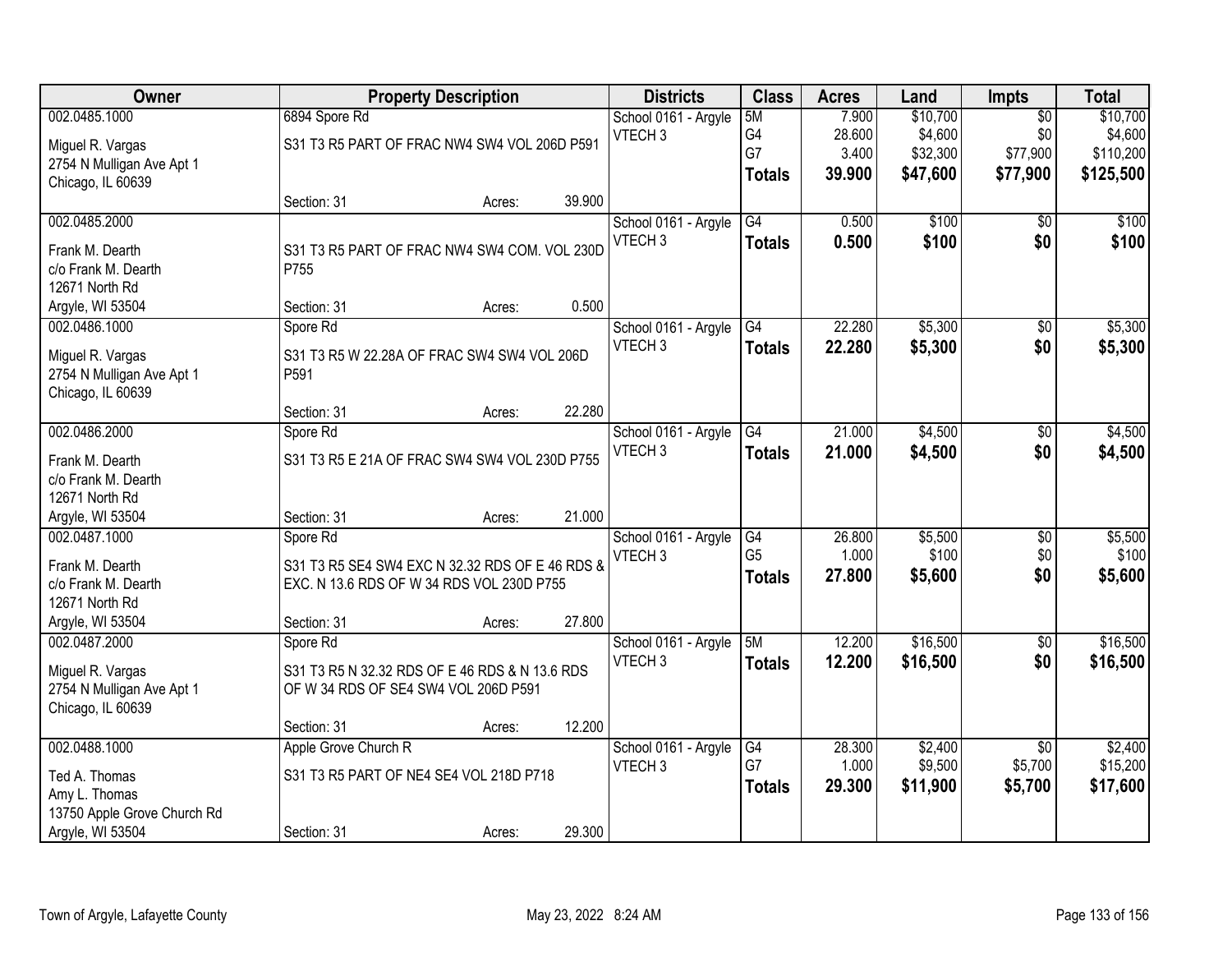| Owner | Property Description | Districts | Class | Acres | Land | Impts | Total |
|---|---|---|---|---|---|---|---|
| 002.0485.1000<br><br>Miguel R. Vargas<br>2754 N Mulligan Ave Apt 1<br>Chicago, IL 60639 | 6894 Spore Rd<br><br>S31 T3 R5 PART OF FRAC NW4 SW4 VOL 206D P591<br><br>Section: 31 Acres: 39.900 | School 0161 - Argyle<br>VTECH 3 | 5M<br>G4<br>G7<br>**Totals** | 7.900<br>28.600<br>3.400<br>**39.900** | $10,700<br>$4,600<br>$32,300<br>**$47,600** | $0<br>$0<br>$77,900<br>**$77,900** | $10,700<br>$4,600<br>$110,200<br>**$125,500** |
| 002.0485.2000<br><br>Frank M. Dearth<br>c/o Frank M. Dearth<br>12671 North Rd<br>Argyle, WI 53504 | S31 T3 R5 PART OF FRAC NW4 SW4 COM. VOL 230D P755<br><br>Section: 31 Acres: 0.500 | School 0161 - Argyle<br>VTECH 3 | G4<br>**Totals** | 0.500<br>**0.500** | $100<br>**$100** | $0<br>**$0** | $100<br>**$100** |
| 002.0486.1000<br><br>Miguel R. Vargas<br>2754 N Mulligan Ave Apt 1<br>Chicago, IL 60639 | Spore Rd<br><br>S31 T3 R5 W 22.28A OF FRAC SW4 SW4 VOL 206D P591<br><br>Section: 31 Acres: 22.280 | School 0161 - Argyle<br>VTECH 3 | G4<br>**Totals** | 22.280<br>**22.280** | $5,300<br>**$5,300** | $0<br>**$0** | $5,300<br>**$5,300** |
| 002.0486.2000<br><br>Frank M. Dearth<br>c/o Frank M. Dearth<br>12671 North Rd<br>Argyle, WI 53504 | Spore Rd<br><br>S31 T3 R5 E 21A OF FRAC SW4 SW4 VOL 230D P755<br><br>Section: 31 Acres: 21.000 | School 0161 - Argyle<br>VTECH 3 | G4<br>**Totals** | 21.000<br>**21.000** | $4,500<br>**$4,500** | $0<br>**$0** | $4,500<br>**$4,500** |
| 002.0487.1000<br><br>Frank M. Dearth<br>c/o Frank M. Dearth<br>12671 North Rd<br>Argyle, WI 53504 | Spore Rd<br><br>S31 T3 R5 SE4 SW4 EXC N 32.32 RDS OF E 46 RDS & EXC. N 13.6 RDS OF W 34 RDS VOL 230D P755<br><br>Section: 31 Acres: 27.800 | School 0161 - Argyle<br>VTECH 3 | G4<br>G5<br>**Totals** | 26.800<br>1.000<br>**27.800** | $5,500<br>$100<br>**$5,600** | $0<br>$0<br>**$0** | $5,500<br>$100<br>**$5,600** |
| 002.0487.2000<br><br>Miguel R. Vargas<br>2754 N Mulligan Ave Apt 1<br>Chicago, IL 60639 | Spore Rd<br><br>S31 T3 R5 N 32.32 RDS OF E 46 RDS & N 13.6 RDS OF W 34 RDS OF SE4 SW4 VOL 206D P591<br><br>Section: 31 Acres: 12.200 | School 0161 - Argyle<br>VTECH 3 | 5M<br>**Totals** | 12.200<br>**12.200** | $16,500<br>**$16,500** | $0<br>**$0** | $16,500<br>**$16,500** |
| 002.0488.1000<br><br>Ted A. Thomas<br>Amy L. Thomas<br>13750 Apple Grove Church Rd<br>Argyle, WI 53504 | Apple Grove Church R<br><br>S31 T3 R5 PART OF NE4 SE4 VOL 218D P718<br><br>Section: 31 Acres: 29.300 | School 0161 - Argyle<br>VTECH 3 | G4<br>G7<br>**Totals** | 28.300<br>1.000<br>**29.300** | $2,400<br>$9,500<br>**$11,900** | $0<br>$5,700<br>**$5,700** | $2,400<br>$15,200<br>**$17,600** |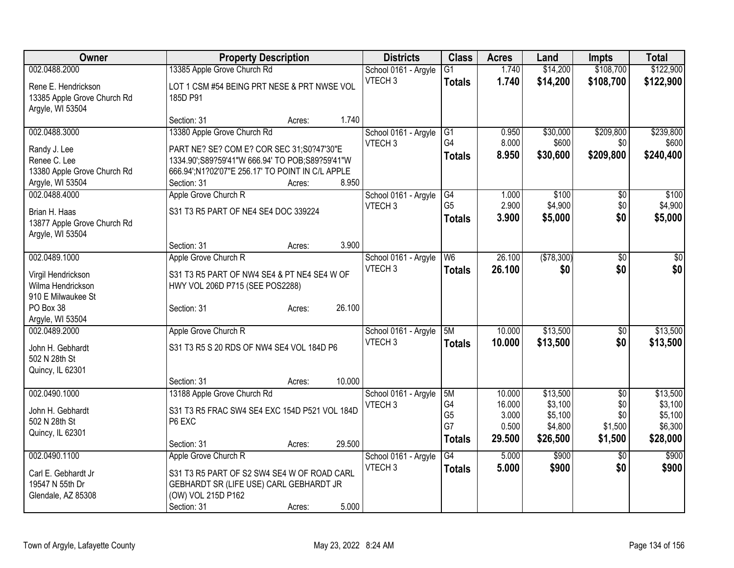| Owner | Property Description | Districts | Class | Acres | Land | Impts | Total |
|---|---|---|---|---|---|---|---|
| 002.0488.2000<br>Rene E. Hendrickson<br>13385 Apple Grove Church Rd<br>Argyle, WI 53504 | 13385 Apple Grove Church Rd<br>LOT 1 CSM #54 BEING PRT NESE & PRT NWSE VOL 185D P91<br>Section: 31 Acres: 1.740 | School 0161 - Argyle<br>VTECH 3 | G1<br>**Totals** | 1.740<br>**1.740** | $14,200<br>**$14,200** | $108,700<br>**$108,700** | $122,900<br>**$122,900** |
| 002.0488.3000<br>Randy J. Lee<br>Renee C. Lee<br>13380 Apple Grove Church Rd<br>Argyle, WI 53504 | 13380 Apple Grove Church Rd<br>PART NE? SE? COM E? COR SEC 31;S0?47'30"E 1334.90';S89?59'41"W 666.94' TO POB;S89?59'41"W 666.94';N1?02'07"E 256.17' TO POINT IN C/L APPLE<br>Section: 31 Acres: 8.950 | School 0161 - Argyle<br>VTECH 3 | G1<br>G4<br>**Totals** | 0.950<br>8.000<br>**8.950** | $30,000<br>$600<br>**$30,600** | $209,800<br>$0<br>**$209,800** | $239,800<br>$600<br>**$240,400** |
| 002.0488.4000<br>Brian H. Haas<br>13877 Apple Grove Church Rd<br>Argyle, WI 53504 | Apple Grove Church R<br>S31 T3 R5 PART OF NE4 SE4 DOC 339224<br>Section: 31 Acres: 3.900 | School 0161 - Argyle<br>VTECH 3 | G4<br>G5<br>**Totals** | 1.000<br>2.900<br>**3.900** | $100<br>$4,900<br>**$5,000** | $0<br>$0<br>**$0** | $100<br>$4,900<br>**$5,000** |
| 002.0489.1000<br>Virgil Hendrickson<br>Wilma Hendrickson<br>910 E Milwaukee St<br>PO Box 38<br>Argyle, WI 53504 | Apple Grove Church R<br>S31 T3 R5 PART OF NW4 SE4 & PT NE4 SE4 W OF HWY VOL 206D P715 (SEE POS2288)<br>Section: 31 Acres: 26.100 | School 0161 - Argyle<br>VTECH 3 | W6<br>**Totals** | 26.100<br>**26.100** | ($78,300)<br>**$0** | $0<br>**$0** | $0<br>**$0** |
| 002.0489.2000<br>John H. Gebhardt<br>502 N 28th St<br>Quincy, IL 62301 | Apple Grove Church R<br>S31 T3 R5 S 20 RDS OF NW4 SE4 VOL 184D P6<br>Section: 31 Acres: 10.000 | School 0161 - Argyle<br>VTECH 3 | 5M<br>**Totals** | 10.000<br>**10.000** | $13,500<br>**$13,500** | $0<br>**$0** | $13,500<br>**$13,500** |
| 002.0490.1000<br>John H. Gebhardt<br>502 N 28th St<br>Quincy, IL 62301 | 13188 Apple Grove Church Rd<br>S31 T3 R5 FRAC SW4 SE4 EXC 154D P521 VOL 184D P6 EXC<br>Section: 31 Acres: 29.500 | School 0161 - Argyle<br>VTECH 3 | 5M<br>G4<br>G5<br>G7<br>**Totals** | 10.000<br>16.000<br>3.000<br>0.500<br>**29.500** | $13,500<br>$3,100<br>$5,100<br>$4,800<br>**$26,500** | $0<br>$0<br>$0<br>$1,500<br>**$1,500** | $13,500<br>$3,100<br>$5,100<br>$6,300<br>**$28,000** |
| 002.0490.1100<br>Carl E. Gebhardt Jr<br>19547 N 55th Dr<br>Glendale, AZ 85308 | Apple Grove Church R<br>S31 T3 R5 PART OF S2 SW4 SE4 W OF ROAD CARL GEBHARDT SR (LIFE USE) CARL GEBHARDT JR (OW) VOL 215D P162<br>Section: 31 Acres: 5.000 | School 0161 - Argyle<br>VTECH 3 | G4<br>**Totals** | 5.000<br>**5.000** | $900<br>**$900** | $0<br>**$0** | $900<br>**$900** |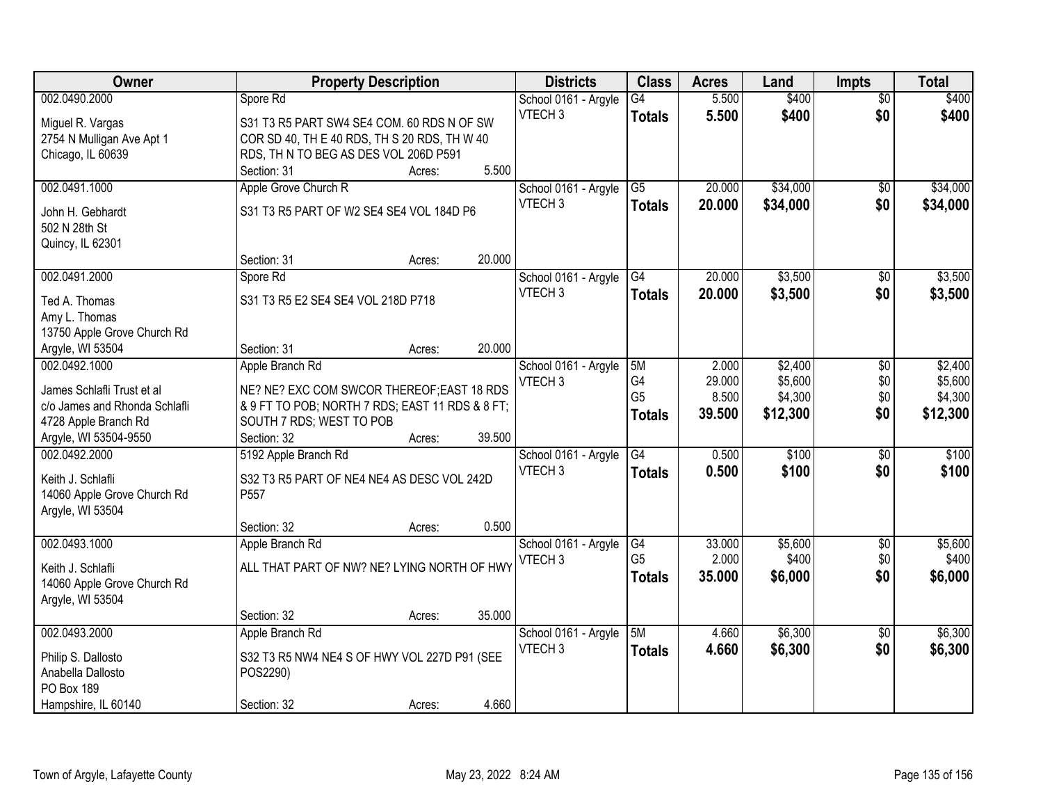| Owner | Property Description | Districts | Class | Acres | Land | Impts | Total |
|---|---|---|---|---|---|---|---|
| 002.0490.2000<br><br>Miguel R. Vargas<br>2754 N Mulligan Ave Apt 1<br>Chicago, IL 60639 | Spore Rd<br><br>S31 T3 R5 PART SW4 SE4 COM. 60 RDS N OF SW COR SD 40, TH E 40 RDS, TH S 20 RDS, TH W 40 RDS, TH N TO BEG AS DES VOL 206D P591<br>Section: 31 Acres: 5.500 | School 0161 - Argyle<br>VTECH 3 | G4<br>**Totals** | 5.500<br>**5.500** | $400<br>**$400** | $0<br>**$0** | $400<br>**$400** |
| 002.0491.1000<br><br>John H. Gebhardt<br>502 N 28th St<br>Quincy, IL 62301 | Apple Grove Church R<br><br>S31 T3 R5 PART OF W2 SE4 SE4 VOL 184D P6<br><br>Section: 31 Acres: 20.000 | School 0161 - Argyle<br>VTECH 3 | G5<br>**Totals** | 20.000<br>**20.000** | $34,000<br>**$34,000** | $0<br>**$0** | $34,000<br>**$34,000** |
| 002.0491.2000<br><br>Ted A. Thomas<br>Amy L. Thomas<br>13750 Apple Grove Church Rd<br>Argyle, WI 53504 | Spore Rd<br><br>S31 T3 R5 E2 SE4 SE4 VOL 218D P718<br><br>Section: 31 Acres: 20.000 | School 0161 - Argyle<br>VTECH 3 | G4<br>**Totals** | 20.000<br>**20.000** | $3,500<br>**$3,500** | $0<br>**$0** | $3,500<br>**$3,500** |
| 002.0492.1000<br><br>James Schlafli Trust et al<br>c/o James and Rhonda Schlafli<br>4728 Apple Branch Rd<br>Argyle, WI 53504-9550 | Apple Branch Rd<br><br>NE? NE? EXC COM SWCOR THEREOF;EAST 18 RDS & 9 FT TO POB; NORTH 7 RDS; EAST 11 RDS & 8 FT; SOUTH 7 RDS; WEST TO POB<br>Section: 32 Acres: 39.500 | School 0161 - Argyle<br>VTECH 3 | 5M<br>G4<br>G5<br>**Totals** | 2.000<br>29.000<br>8.500<br>**39.500** | $2,400<br>$5,600<br>$4,300<br>**$12,300** | $0<br>$0<br>$0<br>**$0** | $2,400<br>$5,600<br>$4,300<br>**$12,300** |
| 002.0492.2000<br><br>Keith J. Schlafli<br>14060 Apple Grove Church Rd<br>Argyle, WI 53504 | 5192 Apple Branch Rd<br><br>S32 T3 R5 PART OF NE4 NE4 AS DESC VOL 242D P557<br><br>Section: 32 Acres: 0.500 | School 0161 - Argyle<br>VTECH 3 | G4<br>**Totals** | 0.500<br>**0.500** | $100<br>**$100** | $0<br>**$0** | $100<br>**$100** |
| 002.0493.1000<br><br>Keith J. Schlafli<br>14060 Apple Grove Church Rd<br>Argyle, WI 53504 | Apple Branch Rd<br><br>ALL THAT PART OF NW? NE? LYING NORTH OF HWY<br><br>Section: 32 Acres: 35.000 | School 0161 - Argyle<br>VTECH 3 | G4<br>G5<br>**Totals** | 33.000<br>2.000<br>**35.000** | $5,600<br>$400<br>**$6,000** | $0<br>$0<br>**$0** | $5,600<br>$400<br>**$6,000** |
| 002.0493.2000<br><br>Philip S. Dallosto<br>Anabella Dallosto<br>PO Box 189<br>Hampshire, IL 60140 | Apple Branch Rd<br><br>S32 T3 R5 NW4 NE4 S OF HWY VOL 227D P91 (SEE POS2290)<br><br>Section: 32 Acres: 4.660 | School 0161 - Argyle<br>VTECH 3 | 5M<br>**Totals** | 4.660<br>**4.660** | $6,300<br>**$6,300** | $0<br>**$0** | $6,300<br>**$6,300** |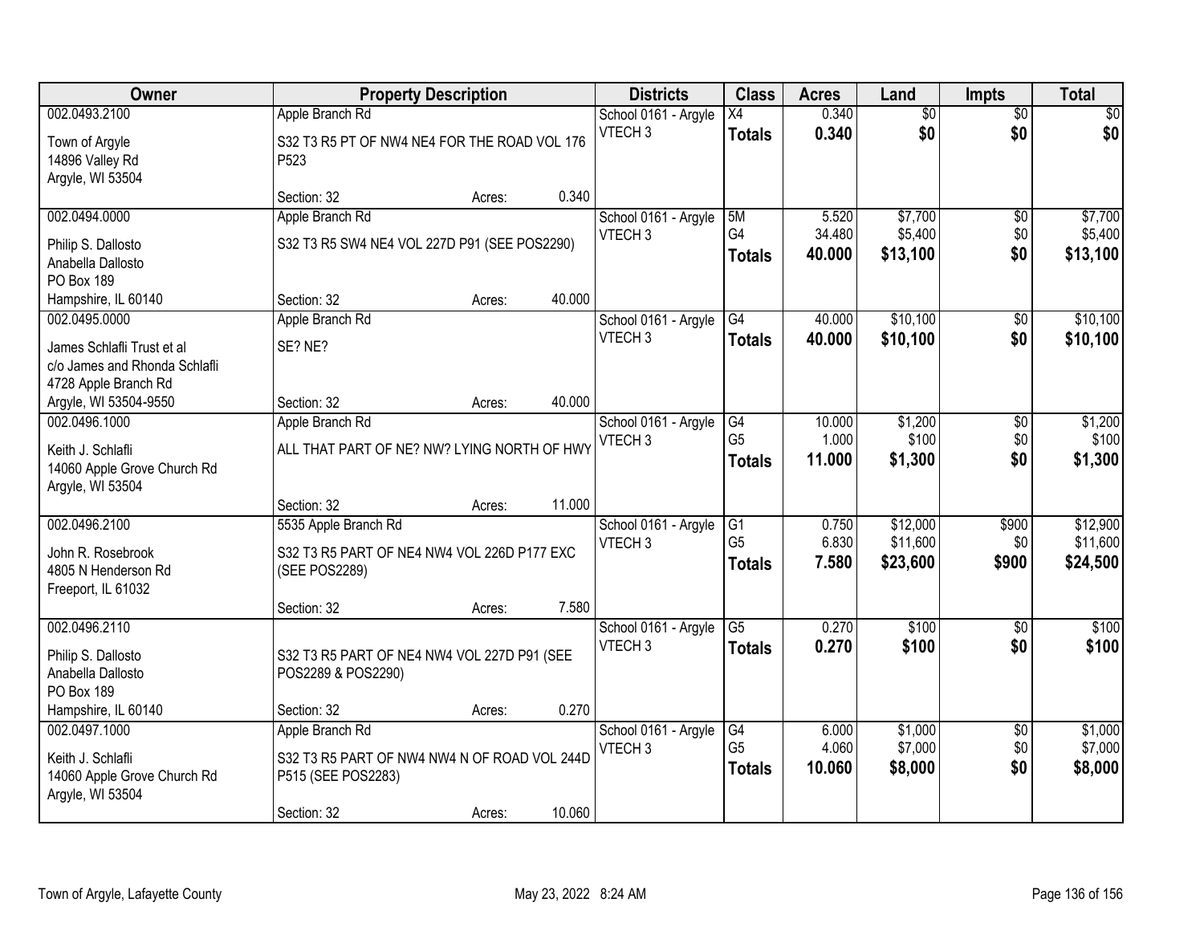| Owner | Property Description | Districts | Class | Acres | Land | Impts | Total |
|---|---|---|---|---|---|---|---|
| 002.0493.2100<br>Town of Argyle<br>14896 Valley Rd<br>Argyle, WI 53504 | Apple Branch Rd<br>S32 T3 R5 PT OF NW4 NE4 FOR THE ROAD VOL 176 P523<br>Section: 32 Acres: 0.340 | School 0161 - Argyle<br>VTECH 3 | X4<br>**Totals** | 0.340<br>**0.340** | $0<br>**$0** | $0<br>**$0** | $0<br>**$0** |
| 002.0494.0000<br>Philip S. Dallosto<br>Anabella Dallosto<br>PO Box 189<br>Hampshire, IL 60140 | Apple Branch Rd<br>S32 T3 R5 SW4 NE4 VOL 227D P91 (SEE POS2290)<br>Section: 32 Acres: 40.000 | School 0161 - Argyle<br>VTECH 3 | 5M<br>G4<br>**Totals** | 5.520<br>34.480<br>**40.000** | $7,700<br>$5,400<br>**$13,100** | $0<br>$0<br>**$0** | $7,700<br>$5,400<br>**$13,100** |
| 002.0495.0000<br>James Schlafli Trust et al<br>c/o James and Rhonda Schlafli<br>4728 Apple Branch Rd<br>Argyle, WI 53504-9550 | Apple Branch Rd<br>SE? NE?<br>Section: 32 Acres: 40.000 | School 0161 - Argyle<br>VTECH 3 | G4<br>**Totals** | 40.000<br>**40.000** | $10,100<br>**$10,100** | $0<br>**$0** | $10,100<br>**$10,100** |
| 002.0496.1000<br>Keith J. Schlafli<br>14060 Apple Grove Church Rd<br>Argyle, WI 53504 | Apple Branch Rd<br>ALL THAT PART OF NE? NW? LYING NORTH OF HWY<br>Section: 32 Acres: 11.000 | School 0161 - Argyle<br>VTECH 3 | G4<br>G5<br>**Totals** | 10.000<br>1.000<br>**11.000** | $1,200<br>$100<br>**$1,300** | $0<br>$0<br>**$0** | $1,200<br>$100<br>**$1,300** |
| 002.0496.2100<br>John R. Rosebrook<br>4805 N Henderson Rd<br>Freeport, IL 61032 | 5535 Apple Branch Rd<br>S32 T3 R5 PART OF NE4 NW4 VOL 226D P177 EXC (SEE POS2289)<br>Section: 32 Acres: 7.580 | School 0161 - Argyle<br>VTECH 3 | G1<br>G5<br>**Totals** | 0.750<br>6.830<br>**7.580** | $12,000<br>$11,600<br>**$23,600** | $900<br>$0<br>**$900** | $12,900<br>$11,600<br>**$24,500** |
| 002.0496.2110<br>Philip S. Dallosto<br>Anabella Dallosto<br>PO Box 189<br>Hampshire, IL 60140 | S32 T3 R5 PART OF NE4 NW4 VOL 227D P91 (SEE POS2289 & POS2290)<br>Section: 32 Acres: 0.270 | School 0161 - Argyle<br>VTECH 3 | G5<br>**Totals** | 0.270<br>**0.270** | $100<br>**$100** | $0<br>**$0** | $100<br>**$100** |
| 002.0497.1000<br>Keith J. Schlafli<br>14060 Apple Grove Church Rd<br>Argyle, WI 53504 | Apple Branch Rd<br>S32 T3 R5 PART OF NW4 NW4 N OF ROAD VOL 244D P515 (SEE POS2283)<br>Section: 32 Acres: 10.060 | School 0161 - Argyle<br>VTECH 3 | G4<br>G5<br>**Totals** | 6.000<br>4.060<br>**10.060** | $1,000<br>$7,000<br>**$8,000** | $0<br>$0<br>**$0** | $1,000<br>$7,000<br>**$8,000** |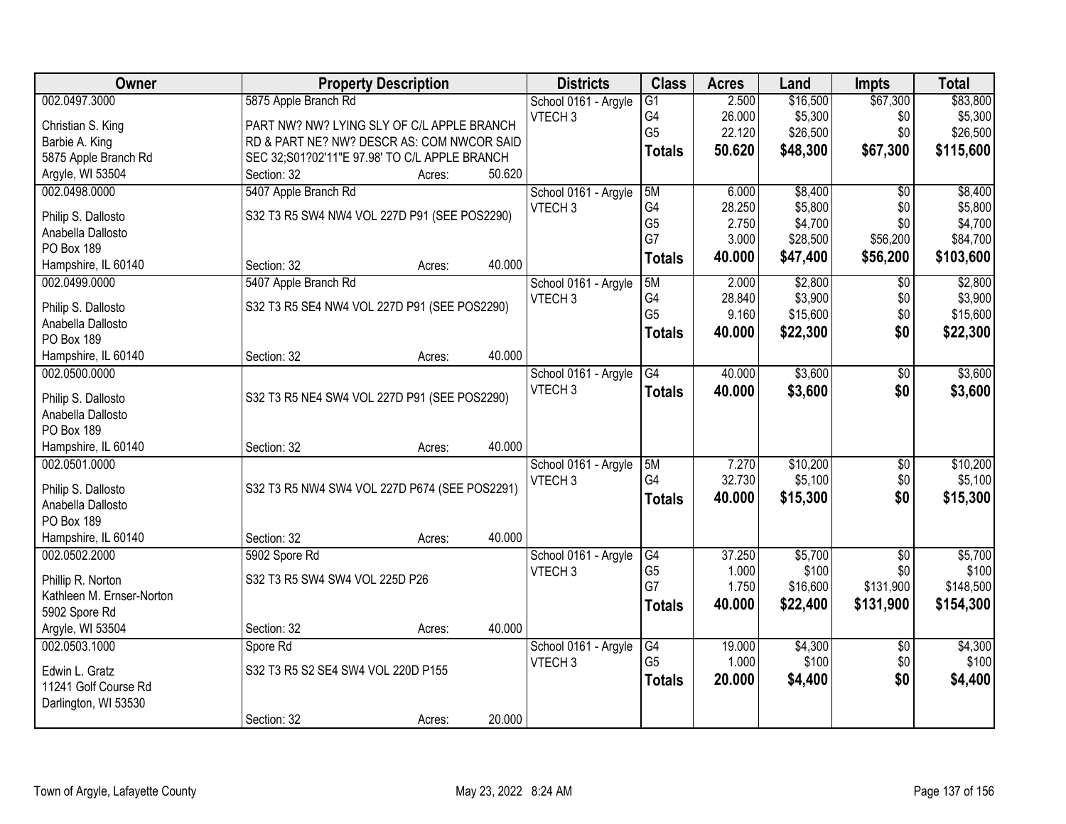| Owner | Property Description | Districts | Class | Acres | Land | Impts | Total |
|---|---|---|---|---|---|---|---|
| 002.0497.3000<br>Christian S. King<br>Barbie A. King<br>5875 Apple Branch Rd<br>Argyle, WI 53504 | 5875 Apple Branch Rd<br>PART NW? NW? LYING SLY OF C/L APPLE BRANCH RD & PART NE? NW? DESCR AS: COM NWCOR SAID SEC 32;S01?02'11"E 97.98' TO C/L APPLE BRANCH<br>Section: 32 Acres: 50.620 | School 0161 - Argyle<br>VTECH 3 | G1<br>G4<br>G5<br>**Totals** | 2.500<br>26.000<br>22.120<br>**50.620** | $16,500<br>$5,300<br>$26,500<br>**$48,300** | $67,300<br>$0<br>$0<br>**$67,300** | $83,800<br>$5,300<br>$26,500<br>**$115,600** |
| 002.0498.0000<br>Philip S. Dallosto<br>Anabella Dallosto<br>PO Box 189<br>Hampshire, IL 60140 | 5407 Apple Branch Rd<br>S32 T3 R5 SW4 NW4 VOL 227D P91 (SEE POS2290)<br>Section: 32 Acres: 40.000 | School 0161 - Argyle<br>VTECH 3 | 5M<br>G4<br>G5<br>G7<br>**Totals** | 6.000<br>28.250<br>2.750<br>3.000<br>**40.000** | $8,400<br>$5,800<br>$4,700<br>$28,500<br>**$47,400** | $0<br>$0<br>$0<br>$56,200<br>**$56,200** | $8,400<br>$5,800<br>$4,700<br>$84,700<br>**$103,600** |
| 002.0499.0000<br>Philip S. Dallosto<br>Anabella Dallosto<br>PO Box 189<br>Hampshire, IL 60140 | 5407 Apple Branch Rd<br>S32 T3 R5 SE4 NW4 VOL 227D P91 (SEE POS2290)<br>Section: 32 Acres: 40.000 | School 0161 - Argyle<br>VTECH 3 | 5M<br>G4<br>G5<br>**Totals** | 2.000<br>28.840<br>9.160<br>**40.000** | $2,800<br>$3,900<br>$15,600<br>**$22,300** | $0<br>$0<br>$0<br>**$0** | $2,800<br>$3,900<br>$15,600<br>**$22,300** |
| 002.0500.0000<br>Philip S. Dallosto<br>Anabella Dallosto<br>PO Box 189<br>Hampshire, IL 60140 | S32 T3 R5 NE4 SW4 VOL 227D P91 (SEE POS2290)<br>Section: 32 Acres: 40.000 | School 0161 - Argyle<br>VTECH 3 | G4<br>**Totals** | 40.000<br>**40.000** | $3,600<br>**$3,600** | $0<br>**$0** | $3,600<br>**$3,600** |
| 002.0501.0000<br>Philip S. Dallosto<br>Anabella Dallosto<br>PO Box 189<br>Hampshire, IL 60140 | S32 T3 R5 NW4 SW4 VOL 227D P674 (SEE POS2291)<br>Section: 32 Acres: 40.000 | School 0161 - Argyle<br>VTECH 3 | 5M<br>G4<br>**Totals** | 7.270<br>32.730<br>**40.000** | $10,200<br>$5,100<br>**$15,300** | $0<br>$0<br>**$0** | $10,200<br>$5,100<br>**$15,300** |
| 002.0502.2000<br>Phillip R. Norton<br>Kathleen M. Ernser-Norton<br>5902 Spore Rd<br>Argyle, WI 53504 | 5902 Spore Rd<br>S32 T3 R5 SW4 SW4 VOL 225D P26<br>Section: 32 Acres: 40.000 | School 0161 - Argyle<br>VTECH 3 | G4<br>G5<br>G7<br>**Totals** | 37.250<br>1.000<br>1.750<br>**40.000** | $5,700<br>$100<br>$16,600<br>**$22,400** | $0<br>$0<br>$131,900<br>**$131,900** | $5,700<br>$100<br>$148,500<br>**$154,300** |
| 002.0503.1000<br>Edwin L. Gratz<br>11241 Golf Course Rd<br>Darlington, WI 53530 | Spore Rd<br>S32 T3 R5 S2 SE4 SW4 VOL 220D P155<br>Section: 32 Acres: 20.000 | School 0161 - Argyle<br>VTECH 3 | G4<br>G5<br>**Totals** | 19.000<br>1.000<br>**20.000** | $4,300<br>$100<br>**$4,400** | $0<br>$0<br>**$0** | $4,300<br>$100<br>**$4,400** |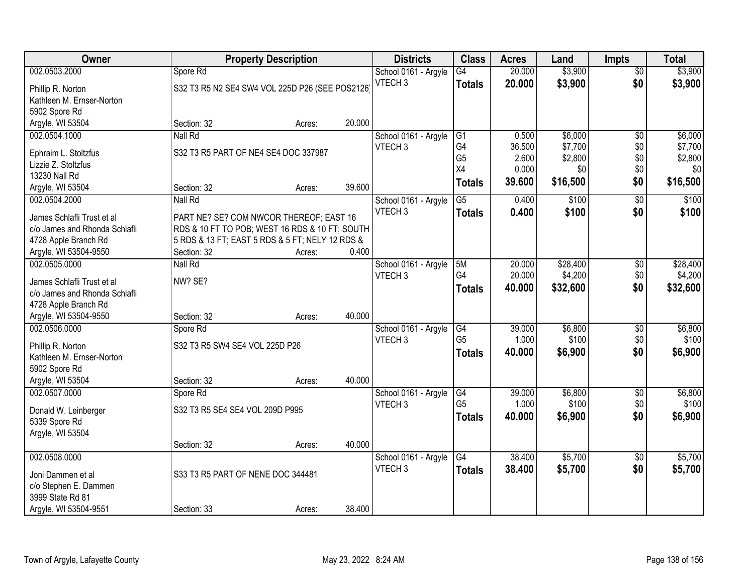| Owner | Property Description | Districts | Class | Acres | Land | Impts | Total |
|---|---|---|---|---|---|---|---|
| 002.0503.2000<br>Phillip R. Norton<br>Kathleen M. Ernser-Norton<br>5902 Spore Rd<br>Argyle, WI 53504 | Spore Rd<br>S32 T3 R5 N2 SE4 SW4 VOL 225D P26 (SEE POS2126)<br>Section: 32 Acres: 20.000 | School 0161 - Argyle<br>VTECH 3 | G4<br>**Totals** | 20.000<br>**20.000** | $3,900<br>**$3,900** | $0<br>**$0** | $3,900<br>**$3,900** |
| 002.0504.1000<br>Ephraim L. Stoltzfus<br>Lizzie Z. Stoltzfus<br>13230 Nall Rd<br>Argyle, WI 53504 | Nall Rd<br>S32 T3 R5 PART OF NE4 SE4 DOC 337987<br>Section: 32 Acres: 39.600 | School 0161 - Argyle<br>VTECH 3 | G1<br>G4<br>G5<br>X4<br>**Totals** | 0.500<br>36.500<br>2.600<br>0.000<br>**39.600** | $6,000<br>$7,700<br>$2,800<br>$0<br>**$16,500** | $0<br>$0<br>$0<br>$0<br>**$0** | $6,000<br>$7,700<br>$2,800<br>$0<br>**$16,500** |
| 002.0504.2000<br>James Schlafli Trust et al<br>c/o James and Rhonda Schlafli<br>4728 Apple Branch Rd<br>Argyle, WI 53504-9550 | Nall Rd<br>PART NE? SE? COM NWCOR THEREOF; EAST 16 RDS & 10 FT TO POB; WEST 16 RDS & 10 FT; SOUTH 5 RDS & 13 FT; EAST 5 RDS & 5 FT; NELY 12 RDS &<br>Section: 32 Acres: 0.400 | School 0161 - Argyle<br>VTECH 3 | G5<br>**Totals** | 0.400<br>**0.400** | $100<br>**$100** | $0<br>**$0** | $100<br>**$100** |
| 002.0505.0000<br>James Schlafli Trust et al<br>c/o James and Rhonda Schlafli<br>4728 Apple Branch Rd<br>Argyle, WI 53504-9550 | Nall Rd<br>NW? SE?<br>Section: 32 Acres: 40.000 | School 0161 - Argyle<br>VTECH 3 | 5M<br>G4<br>**Totals** | 20.000<br>20.000<br>**40.000** | $28,400<br>$4,200<br>**$32,600** | $0<br>$0<br>**$0** | $28,400<br>$4,200<br>**$32,600** |
| 002.0506.0000<br>Phillip R. Norton<br>Kathleen M. Ernser-Norton<br>5902 Spore Rd<br>Argyle, WI 53504 | Spore Rd<br>S32 T3 R5 SW4 SE4 VOL 225D P26<br>Section: 32 Acres: 40.000 | School 0161 - Argyle<br>VTECH 3 | G4<br>G5<br>**Totals** | 39.000<br>1.000<br>**40.000** | $6,800<br>$100<br>**$6,900** | $0<br>$0<br>**$0** | $6,800<br>$100<br>**$6,900** |
| 002.0507.0000<br>Donald W. Leinberger<br>5339 Spore Rd<br>Argyle, WI 53504 | Spore Rd<br>S32 T3 R5 SE4 SE4 VOL 209D P995<br>Section: 32 Acres: 40.000 | School 0161 - Argyle<br>VTECH 3 | G4<br>G5<br>**Totals** | 39.000<br>1.000<br>**40.000** | $6,800<br>$100<br>**$6,900** | $0<br>$0<br>**$0** | $6,800<br>$100<br>**$6,900** |
| 002.0508.0000<br>Joni Dammen et al<br>c/o Stephen E. Dammen<br>3999 State Rd 81<br>Argyle, WI 53504-9551 | S33 T3 R5 PART OF NENE DOC 344481<br>Section: 33 Acres: 38.400 | School 0161 - Argyle<br>VTECH 3 | G4<br>**Totals** | 38.400<br>**38.400** | $5,700<br>**$5,700** | $0<br>**$0** | $5,700<br>**$5,700** |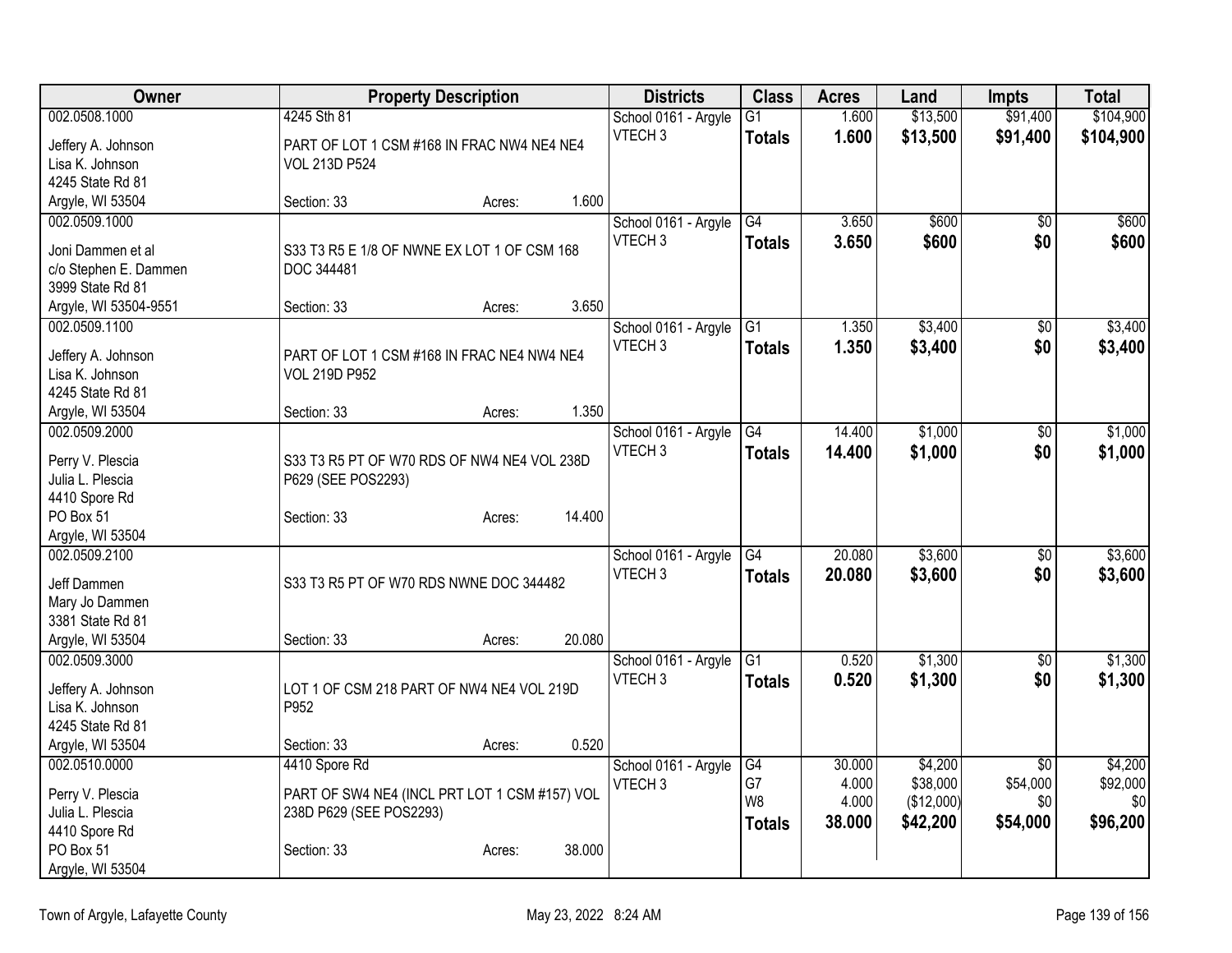| Owner | Property Description | Districts | Class | Acres | Land | Impts | Total |
|---|---|---|---|---|---|---|---|
| 002.0508.1000<br>Jeffery A. Johnson<br>Lisa K. Johnson<br>4245 State Rd 81<br>Argyle, WI 53504 | 4245 Sth 81<br>PART OF LOT 1 CSM #168 IN FRAC NW4 NE4 NE4 VOL 213D P524<br>Section: 33 Acres: 1.600 | School 0161 - Argyle<br>VTECH 3 | G1<br>**Totals** | 1.600<br>**1.600** | $13,500<br>**$13,500** | $91,400<br>**$91,400** | $104,900<br>**$104,900** |
| 002.0509.1000<br>Joni Dammen et al<br>c/o Stephen E. Dammen<br>3999 State Rd 81<br>Argyle, WI 53504-9551 | S33 T3 R5 E 1/8 OF NWNE EX LOT 1 OF CSM 168 DOC 344481<br>Section: 33 Acres: 3.650 | School 0161 - Argyle<br>VTECH 3 | G4<br>**Totals** | 3.650<br>**3.650** | $600<br>**$600** | $0<br>**$0** | $600<br>**$600** |
| 002.0509.1100<br>Jeffery A. Johnson<br>Lisa K. Johnson<br>4245 State Rd 81<br>Argyle, WI 53504 | PART OF LOT 1 CSM #168 IN FRAC NE4 NW4 NE4 VOL 219D P952<br>Section: 33 Acres: 1.350 | School 0161 - Argyle<br>VTECH 3 | G1<br>**Totals** | 1.350<br>**1.350** | $3,400<br>**$3,400** | $0<br>**$0** | $3,400<br>**$3,400** |
| 002.0509.2000<br>Perry V. Plescia<br>Julia L. Plescia<br>4410 Spore Rd<br>PO Box 51<br>Argyle, WI 53504 | S33 T3 R5 PT OF W70 RDS OF NW4 NE4 VOL 238D P629 (SEE POS2293)<br>Section: 33 Acres: 14.400 | School 0161 - Argyle<br>VTECH 3 | G4<br>**Totals** | 14.400<br>**14.400** | $1,000<br>**$1,000** | $0<br>**$0** | $1,000<br>**$1,000** |
| 002.0509.2100<br>Jeff Dammen<br>Mary Jo Dammen<br>3381 State Rd 81<br>Argyle, WI 53504 | S33 T3 R5 PT OF W70 RDS NWNE DOC 344482<br>Section: 33 Acres: 20.080 | School 0161 - Argyle<br>VTECH 3 | G4<br>**Totals** | 20.080<br>**20.080** | $3,600<br>**$3,600** | $0<br>**$0** | $3,600<br>**$3,600** |
| 002.0509.3000<br>Jeffery A. Johnson<br>Lisa K. Johnson<br>4245 State Rd 81<br>Argyle, WI 53504 | LOT 1 OF CSM 218 PART OF NW4 NE4 VOL 219D P952<br>Section: 33 Acres: 0.520 | School 0161 - Argyle<br>VTECH 3 | G1<br>**Totals** | 0.520<br>**0.520** | $1,300<br>**$1,300** | $0<br>**$0** | $1,300<br>**$1,300** |
| 002.0510.0000<br>Perry V. Plescia<br>Julia L. Plescia<br>4410 Spore Rd<br>PO Box 51<br>Argyle, WI 53504 | 4410 Spore Rd<br>PART OF SW4 NE4 (INCL PRT LOT 1 CSM #157) VOL 238D P629 (SEE POS2293)<br>Section: 33 Acres: 38.000 | School 0161 - Argyle<br>VTECH 3 | G4<br>G7<br>W8<br>**Totals** | 30.000<br>4.000<br>4.000<br>**38.000** | $4,200<br>$38,000<br>($12,000)<br>**$42,200** | $0<br>$54,000<br>$0<br>**$54,000** | $4,200<br>$92,000<br>$0<br>**$96,200** |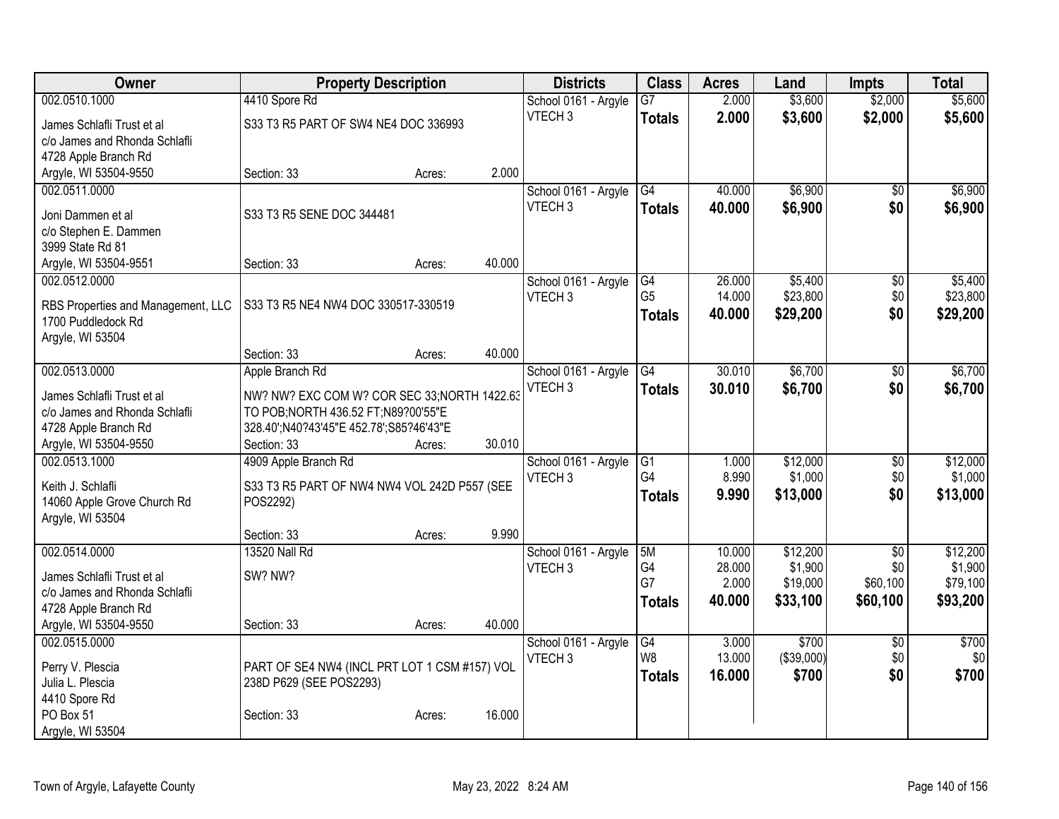| Owner | Property Description | | | Districts | Class | Acres | Land | Impts | Total |
|---|---|---|---|---|---|---|---|---|---|
| 002.0510.1000 | 4410 Spore Rd | | | School 0161 - Argyle | G7 | 2.000 | $3,600 | $2,000 | $5,600 |
| James Schlafli Trust et al<br>c/o James and Rhonda Schlafli<br>4728 Apple Branch Rd<br>Argyle, WI 53504-9550 | S33 T3 R5 PART OF SW4 NE4 DOC 336993 | | | VTECH 3 | **Totals** | **2.000** | **$3,600** | **$2,000** | **$5,600** |
| | Section: 33 | Acres: | 2.000 | | | | | | |
| 002.0511.0000 | | | | School 0161 - Argyle | G4 | 40.000 | $6,900 | $0 | $6,900 |
| Joni Dammen et al<br>c/o Stephen E. Dammen<br>3999 State Rd 81<br>Argyle, WI 53504-9551 | S33 T3 R5 SENE DOC 344481 | | | VTECH 3 | **Totals** | **40.000** | **$6,900** | **$0** | **$6,900** |
| | Section: 33 | Acres: | 40.000 | | | | | | |
| 002.0512.0000 | | | | School 0161 - Argyle | G4 | 26.000 | $5,400 | $0 | $5,400 |
| RBS Properties and Management, LLC<br>1700 Puddledock Rd<br>Argyle, WI 53504 | S33 T3 R5 NE4 NW4 DOC 330517-330519 | | | VTECH 3 | G5 | 14.000 | $23,800 | $0 | $23,800 |
| | | | | | **Totals** | **40.000** | **$29,200** | **$0** | **$29,200** |
| | Section: 33 | Acres: | 40.000 | | | | | | |
| 002.0513.0000 | Apple Branch Rd | | | School 0161 - Argyle | G4 | 30.010 | $6,700 | $0 | $6,700 |
| James Schlafli Trust et al<br>c/o James and Rhonda Schlafli<br>4728 Apple Branch Rd<br>Argyle, WI 53504-9550 | NW? NW? EXC COM W? COR SEC 33;NORTH 1422.63 TO POB;NORTH 436.52 FT;N89?00'55"E 328.40';N40?43'45"E 452.78';S85?46'43"E | | | VTECH 3 | **Totals** | **30.010** | **$6,700** | **$0** | **$6,700** |
| | Section: 33 | Acres: | 30.010 | | | | | | |
| 002.0513.1000 | 4909 Apple Branch Rd | | | School 0161 - Argyle | G1 | 1.000 | $12,000 | $0 | $12,000 |
| Keith J. Schlafli<br>14060 Apple Grove Church Rd<br>Argyle, WI 53504 | S33 T3 R5 PART OF NW4 NW4 VOL 242D P557 (SEE POS2292) | | | VTECH 3 | G4 | 8.990 | $1,000 | $0 | $1,000 |
| | | | | | **Totals** | **9.990** | **$13,000** | **$0** | **$13,000** |
| | Section: 33 | Acres: | 9.990 | | | | | | |
| 002.0514.0000 | 13520 Nall Rd | | | School 0161 - Argyle | 5M | 10.000 | $12,200 | $0 | $12,200 |
| James Schlafli Trust et al<br>c/o James and Rhonda Schlafli<br>4728 Apple Branch Rd<br>Argyle, WI 53504-9550 | SW? NW? | | | VTECH 3 | G4 | 28.000 | $1,900 | $0 | $1,900 |
| | | | | | G7 | 2.000 | $19,000 | $60,100 | $79,100 |
| | | | | | **Totals** | **40.000** | **$33,100** | **$60,100** | **$93,200** |
| | Section: 33 | Acres: | 40.000 | | | | | | |
| 002.0515.0000 | | | | School 0161 - Argyle | G4 | 3.000 | $700 | $0 | $700 |
| Perry V. Plescia<br>Julia L. Plescia<br>4410 Spore Rd<br>PO Box 51<br>Argyle, WI 53504 | PART OF SE4 NW4 (INCL PRT LOT 1 CSM #157) VOL 238D P629 (SEE POS2293) | | | VTECH 3 | W8 | 13.000 | ($39,000) | $0 | $0 |
| | | | | | **Totals** | **16.000** | **$700** | **$0** | **$700** |
| | Section: 33 | Acres: | 16.000 | | | | | | |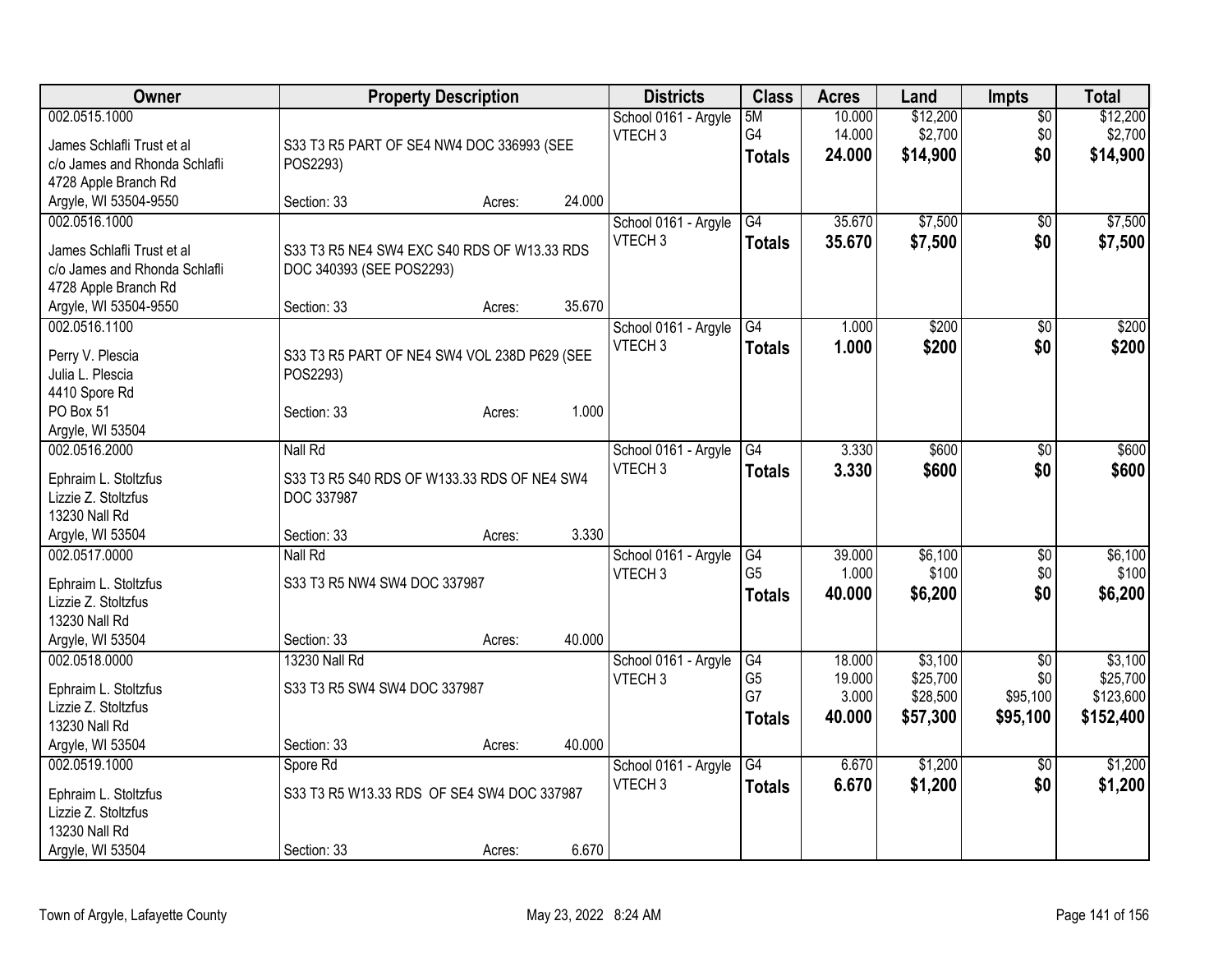| Owner | Property Description | Districts | Class | Acres | Land | Impts | Total |
|---|---|---|---|---|---|---|---|
| 002.0515.1000<br>James Schlafli Trust et al<br>c/o James and Rhonda Schlafli<br>4728 Apple Branch Rd<br>Argyle, WI 53504-9550 | S33 T3 R5 PART OF SE4 NW4 DOC 336993 (SEE POS2293)<br>Section: 33 Acres: 24.000 | School 0161 - Argyle<br>VTECH 3 | 5M<br>G4<br>**Totals** | 10.000<br>14.000<br>**24.000** | $12,200<br>$2,700<br>**$14,900** | $0<br>$0<br>**$0** | $12,200<br>$2,700<br>**$14,900** |
| 002.0516.1000<br>James Schlafli Trust et al<br>c/o James and Rhonda Schlafli<br>4728 Apple Branch Rd<br>Argyle, WI 53504-9550 | S33 T3 R5 NE4 SW4 EXC S40 RDS OF W13.33 RDS DOC 340393 (SEE POS2293)<br>Section: 33 Acres: 35.670 | School 0161 - Argyle<br>VTECH 3 | G4<br>**Totals** | 35.670<br>**35.670** | $7,500<br>**$7,500** | $0<br>**$0** | $7,500<br>**$7,500** |
| 002.0516.1100<br>Perry V. Plescia<br>Julia L. Plescia<br>4410 Spore Rd<br>PO Box 51<br>Argyle, WI 53504 | S33 T3 R5 PART OF NE4 SW4 VOL 238D P629 (SEE POS2293)<br>Section: 33 Acres: 1.000 | School 0161 - Argyle<br>VTECH 3 | G4<br>**Totals** | 1.000<br>**1.000** | $200<br>**$200** | $0<br>**$0** | $200<br>**$200** |
| 002.0516.2000<br>Ephraim L. Stoltzfus<br>Lizzie Z. Stoltzfus<br>13230 Nall Rd<br>Argyle, WI 53504 | Nall Rd<br>S33 T3 R5 S40 RDS OF W133.33 RDS OF NE4 SW4 DOC 337987<br>Section: 33 Acres: 3.330 | School 0161 - Argyle<br>VTECH 3 | G4<br>**Totals** | 3.330<br>**3.330** | $600<br>**$600** | $0<br>**$0** | $600<br>**$600** |
| 002.0517.0000<br>Ephraim L. Stoltzfus<br>Lizzie Z. Stoltzfus<br>13230 Nall Rd<br>Argyle, WI 53504 | Nall Rd<br>S33 T3 R5 NW4 SW4 DOC 337987<br>Section: 33 Acres: 40.000 | School 0161 - Argyle<br>VTECH 3 | G4<br>G5<br>**Totals** | 39.000<br>1.000<br>**40.000** | $6,100<br>$100<br>**$6,200** | $0<br>$0<br>**$0** | $6,100<br>$100<br>**$6,200** |
| 002.0518.0000<br>Ephraim L. Stoltzfus<br>Lizzie Z. Stoltzfus<br>13230 Nall Rd<br>Argyle, WI 53504 | 13230 Nall Rd<br>S33 T3 R5 SW4 SW4 DOC 337987<br>Section: 33 Acres: 40.000 | School 0161 - Argyle<br>VTECH 3 | G4<br>G5<br>G7<br>**Totals** | 18.000<br>19.000<br>3.000<br>**40.000** | $3,100<br>$25,700<br>$28,500<br>**$57,300** | $0<br>$0<br>$95,100<br>**$95,100** | $3,100<br>$25,700<br>$123,600<br>**$152,400** |
| 002.0519.1000<br>Ephraim L. Stoltzfus<br>Lizzie Z. Stoltzfus<br>13230 Nall Rd<br>Argyle, WI 53504 | Spore Rd<br>S33 T3 R5 W13.33 RDS OF SE4 SW4 DOC 337987<br>Section: 33 Acres: 6.670 | School 0161 - Argyle<br>VTECH 3 | G4<br>**Totals** | 6.670<br>**6.670** | $1,200<br>**$1,200** | $0<br>**$0** | $1,200<br>**$1,200** |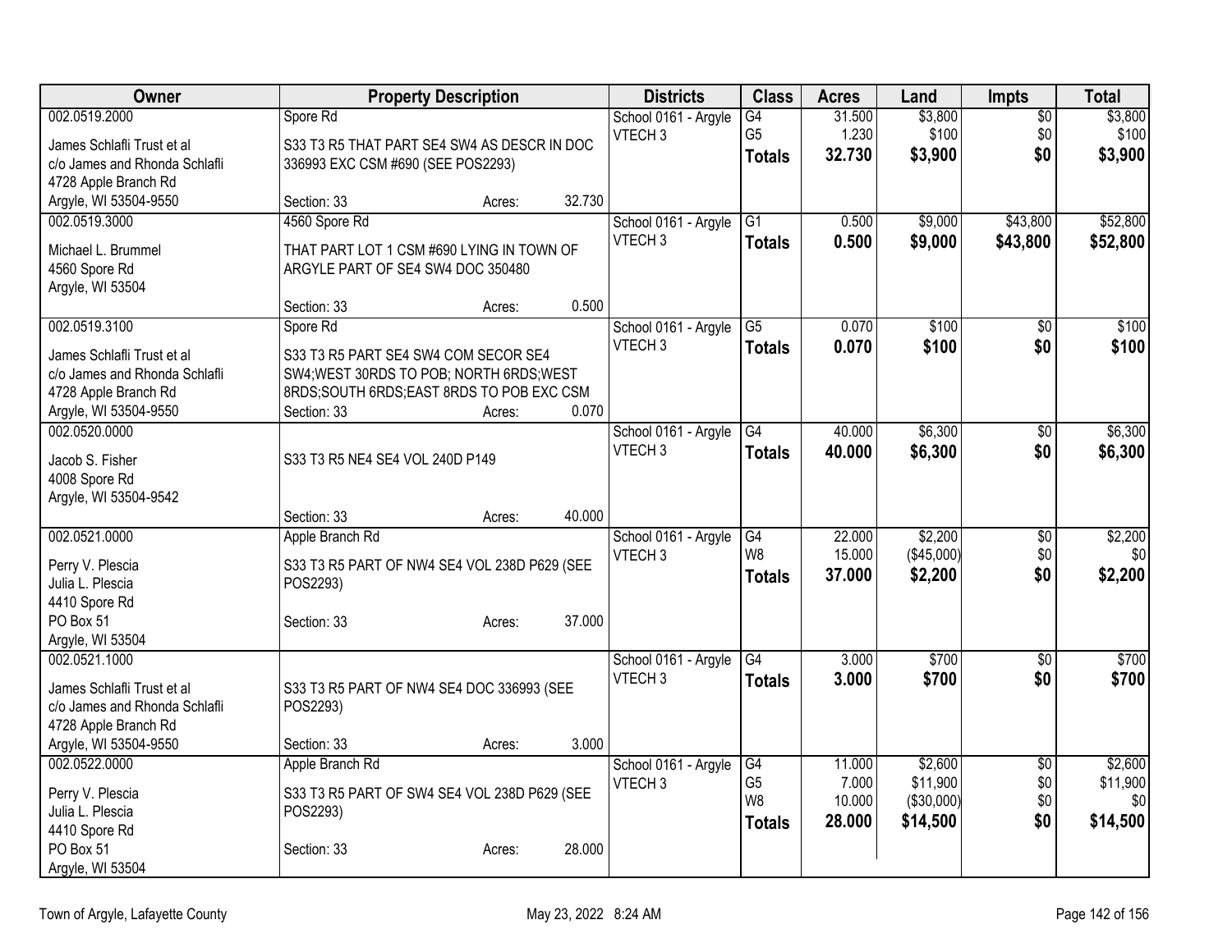| Owner | Property Description | Districts | Class | Acres | Land | Impts | Total |
|---|---|---|---|---|---|---|---|
| 002.0519.2000<br>James Schlafli Trust et al<br>c/o James and Rhonda Schlafli<br>4728 Apple Branch Rd<br>Argyle, WI 53504-9550 | Spore Rd<br>S33 T3 R5 THAT PART SE4 SW4 AS DESCR IN DOC 336993 EXC CSM #690 (SEE POS2293)<br>Section: 33 Acres: 32.730 | School 0161 - Argyle<br>VTECH 3 | G4<br>G5<br>**Totals** | 31.500<br>1.230<br>**32.730** | $3,800<br>$100<br>**$3,900** | $0<br>$0<br>**$0** | $3,800<br>$100<br>**$3,900** |
| 002.0519.3000<br>Michael L. Brummel<br>4560 Spore Rd<br>Argyle, WI 53504 | 4560 Spore Rd<br>THAT PART LOT 1 CSM #690 LYING IN TOWN OF ARGYLE PART OF SE4 SW4 DOC 350480<br>Section: 33 Acres: 0.500 | School 0161 - Argyle<br>VTECH 3 | G1<br>**Totals** | 0.500<br>**0.500** | $9,000<br>**$9,000** | $43,800<br>**$43,800** | $52,800<br>**$52,800** |
| 002.0519.3100<br>James Schlafli Trust et al<br>c/o James and Rhonda Schlafli<br>4728 Apple Branch Rd<br>Argyle, WI 53504-9550 | Spore Rd<br>S33 T3 R5 PART SE4 SW4 COM SECOR SE4 SW4;WEST 30RDS TO POB; NORTH 6RDS;WEST 8RDS;SOUTH 6RDS;EAST 8RDS TO POB EXC CSM<br>Section: 33 Acres: 0.070 | School 0161 - Argyle<br>VTECH 3 | G5<br>**Totals** | 0.070<br>**0.070** | $100<br>**$100** | $0<br>**$0** | $100<br>**$100** |
| 002.0520.0000<br>Jacob S. Fisher<br>4008 Spore Rd<br>Argyle, WI 53504-9542 | S33 T3 R5 NE4 SE4 VOL 240D P149<br>Section: 33 Acres: 40.000 | School 0161 - Argyle<br>VTECH 3 | G4<br>**Totals** | 40.000<br>**40.000** | $6,300<br>**$6,300** | $0<br>**$0** | $6,300<br>**$6,300** |
| 002.0521.0000<br>Perry V. Plescia<br>Julia L. Plescia<br>4410 Spore Rd<br>PO Box 51<br>Argyle, WI 53504 | Apple Branch Rd<br>S33 T3 R5 PART OF NW4 SE4 VOL 238D P629 (SEE POS2293)<br>Section: 33 Acres: 37.000 | School 0161 - Argyle<br>VTECH 3 | G4<br>W8<br>**Totals** | 22.000<br>15.000<br>**37.000** | $2,200<br>($45,000)<br>**$2,200** | $0<br>$0<br>**$0** | $2,200<br>$0<br>**$2,200** |
| 002.0521.1000<br>James Schlafli Trust et al<br>c/o James and Rhonda Schlafli<br>4728 Apple Branch Rd<br>Argyle, WI 53504-9550 | S33 T3 R5 PART OF NW4 SE4 DOC 336993 (SEE POS2293)<br>Section: 33 Acres: 3.000 | School 0161 - Argyle<br>VTECH 3 | G4<br>**Totals** | 3.000<br>**3.000** | $700<br>**$700** | $0<br>**$0** | $700<br>**$700** |
| 002.0522.0000<br>Perry V. Plescia<br>Julia L. Plescia<br>4410 Spore Rd<br>PO Box 51<br>Argyle, WI 53504 | Apple Branch Rd<br>S33 T3 R5 PART OF SW4 SE4 VOL 238D P629 (SEE POS2293)<br>Section: 33 Acres: 28.000 | School 0161 - Argyle<br>VTECH 3 | G4<br>G5<br>W8<br>**Totals** | 11.000<br>7.000<br>10.000<br>**28.000** | $2,600<br>$11,900<br>($30,000)<br>**$14,500** | $0<br>$0<br>$0<br>**$0** | $2,600<br>$11,900<br>$0<br>**$14,500** |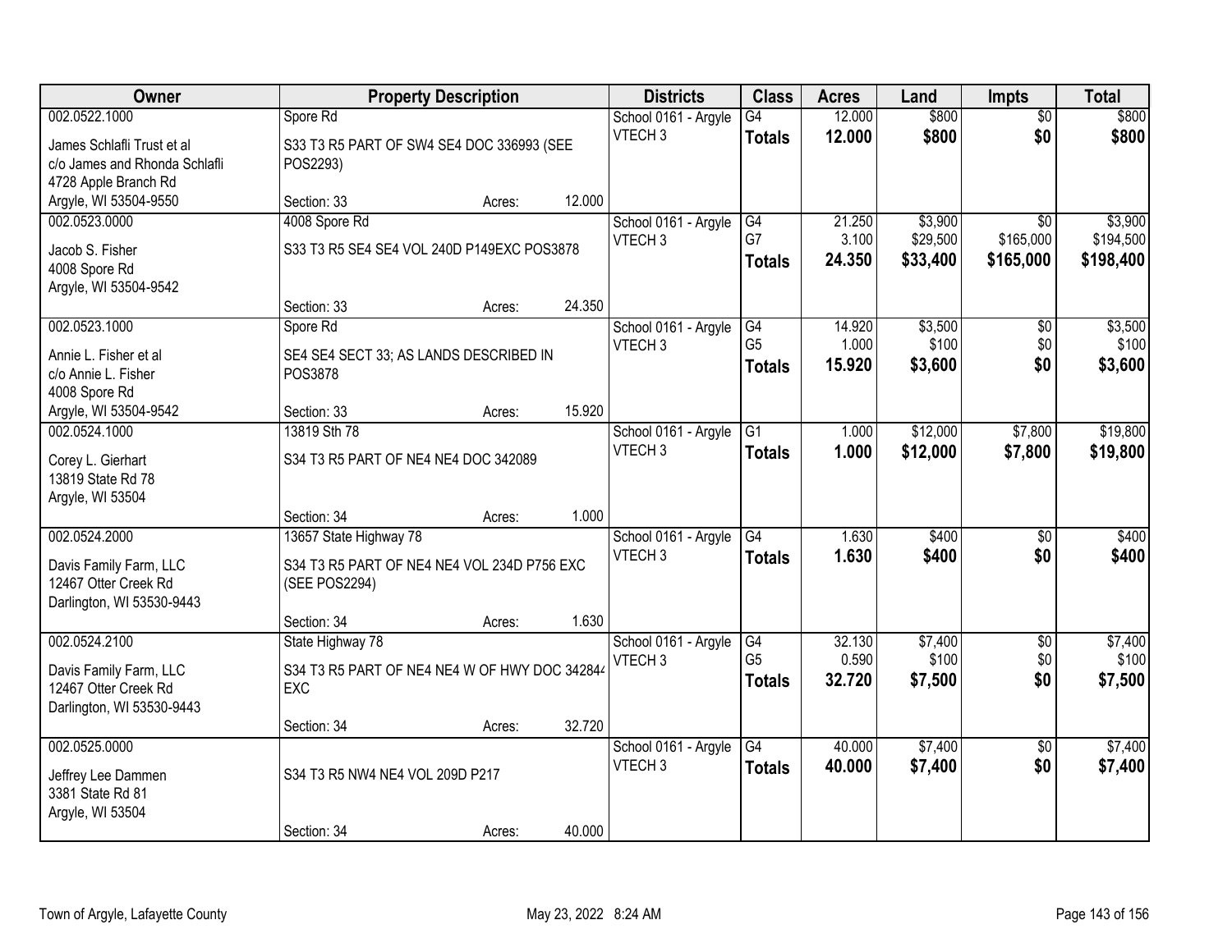| Owner | Property Description | Districts | Class | Acres | Land | Impts | Total |
|---|---|---|---|---|---|---|---|
| 002.0522.1000<br>James Schlafli Trust et al<br>c/o James and Rhonda Schlafli<br>4728 Apple Branch Rd<br>Argyle, WI 53504-9550 | Spore Rd<br>S33 T3 R5 PART OF SW4 SE4 DOC 336993 (SEE POS2293)<br>Section: 33 Acres: 12.000 | School 0161 - Argyle<br>VTECH 3 | G4<br>**Totals** | 12.000<br>**12.000** | \$800<br>**\$800** | \$0<br>**\$0** | \$800<br>**\$800** |
| 002.0523.0000<br>Jacob S. Fisher<br>4008 Spore Rd<br>Argyle, WI 53504-9542 | 4008 Spore Rd<br>S33 T3 R5 SE4 SE4 VOL 240D P149EXC POS3878<br>Section: 33 Acres: 24.350 | School 0161 - Argyle<br>VTECH 3 | G4<br>G7<br>**Totals** | 21.250<br>3.100<br>**24.350** | \$3,900<br>\$29,500<br>**\$33,400** | \$0<br>\$165,000<br>**\$165,000** | \$3,900<br>\$194,500<br>**\$198,400** |
| 002.0523.1000<br>Annie L. Fisher et al<br>c/o Annie L. Fisher<br>4008 Spore Rd<br>Argyle, WI 53504-9542 | Spore Rd<br>SE4 SE4 SECT 33; AS LANDS DESCRIBED IN POS3878<br>Section: 33 Acres: 15.920 | School 0161 - Argyle<br>VTECH 3 | G4<br>G5<br>**Totals** | 14.920<br>1.000<br>**15.920** | \$3,500<br>\$100<br>**\$3,600** | \$0<br>\$0<br>**\$0** | \$3,500<br>\$100<br>**\$3,600** |
| 002.0524.1000<br>Corey L. Gierhart<br>13819 State Rd 78<br>Argyle, WI 53504 | 13819 Sth 78<br>S34 T3 R5 PART OF NE4 NE4 DOC 342089<br>Section: 34 Acres: 1.000 | School 0161 - Argyle<br>VTECH 3 | G1<br>**Totals** | 1.000<br>**1.000** | \$12,000<br>**\$12,000** | \$7,800<br>**\$7,800** | \$19,800<br>**\$19,800** |
| 002.0524.2000<br>Davis Family Farm, LLC<br>12467 Otter Creek Rd<br>Darlington, WI 53530-9443 | 13657 State Highway 78<br>S34 T3 R5 PART OF NE4 NE4 VOL 234D P756 EXC (SEE POS2294)<br>Section: 34 Acres: 1.630 | School 0161 - Argyle<br>VTECH 3 | G4<br>**Totals** | 1.630<br>**1.630** | \$400<br>**\$400** | \$0<br>**\$0** | \$400<br>**\$400** |
| 002.0524.2100<br>Davis Family Farm, LLC<br>12467 Otter Creek Rd<br>Darlington, WI 53530-9443 | State Highway 78<br>S34 T3 R5 PART OF NE4 NE4 W OF HWY DOC 342844 EXC<br>Section: 34 Acres: 32.720 | School 0161 - Argyle<br>VTECH 3 | G4<br>G5<br>**Totals** | 32.130<br>0.590<br>**32.720** | \$7,400<br>\$100<br>**\$7,500** | \$0<br>\$0<br>**\$0** | \$7,400<br>\$100<br>**\$7,500** |
| 002.0525.0000<br>Jeffrey Lee Dammen<br>3381 State Rd 81<br>Argyle, WI 53504 | S34 T3 R5 NW4 NE4 VOL 209D P217<br>Section: 34 Acres: 40.000 | School 0161 - Argyle<br>VTECH 3 | G4<br>**Totals** | 40.000<br>**40.000** | \$7,400<br>**\$7,400** | \$0<br>**\$0** | \$7,400<br>**\$7,400** |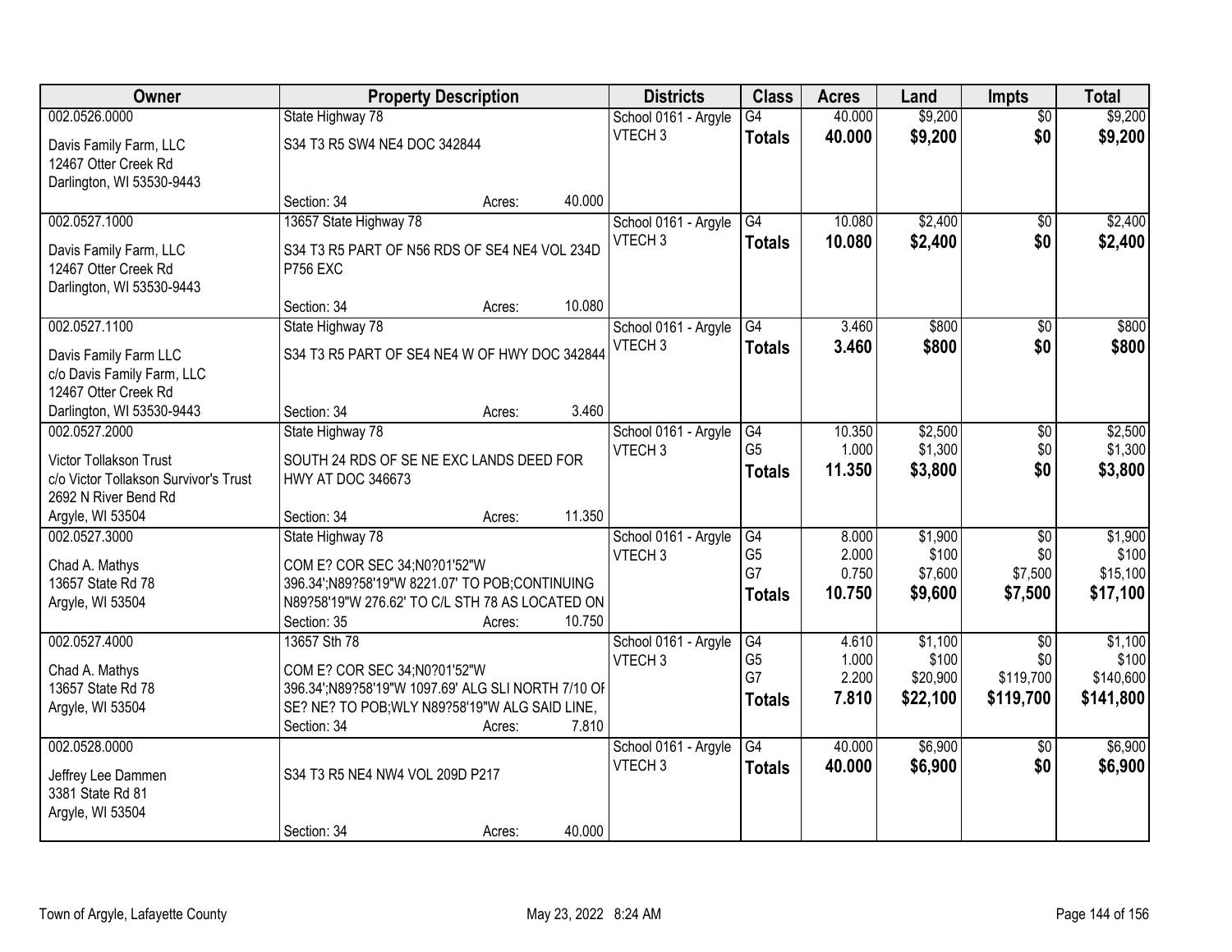| Owner | Property Description | Districts | Class | Acres | Land | Impts | Total |
|---|---|---|---|---|---|---|---|
| 002.0526.0000<br>Davis Family Farm, LLC<br>12467 Otter Creek Rd<br>Darlington, WI 53530-9443 | State Highway 78<br>S34 T3 R5 SW4 NE4 DOC 342844<br>Section: 34 Acres: 40.000 | School 0161 - Argyle<br>VTECH 3 | G4<br>**Totals** | 40.000<br>**40.000** | $9,200<br>**$9,200** | $0<br>**$0** | $9,200<br>**$9,200** |
| 002.0527.1000<br>Davis Family Farm, LLC<br>12467 Otter Creek Rd<br>Darlington, WI 53530-9443 | 13657 State Highway 78<br>S34 T3 R5 PART OF N56 RDS OF SE4 NE4 VOL 234D P756 EXC<br>Section: 34 Acres: 10.080 | School 0161 - Argyle<br>VTECH 3 | G4<br>**Totals** | 10.080<br>**10.080** | $2,400<br>**$2,400** | $0<br>**$0** | $2,400<br>**$2,400** |
| 002.0527.1100<br>Davis Family Farm LLC<br>c/o Davis Family Farm, LLC<br>12467 Otter Creek Rd<br>Darlington, WI 53530-9443 | State Highway 78<br>S34 T3 R5 PART OF SE4 NE4 W OF HWY DOC 342844<br>Section: 34 Acres: 3.460 | School 0161 - Argyle<br>VTECH 3 | G4<br>**Totals** | 3.460<br>**3.460** | $800<br>**$800** | $0<br>**$0** | $800<br>**$800** |
| 002.0527.2000<br>Victor Tollakson Trust<br>c/o Victor Tollakson Survivor's Trust<br>2692 N River Bend Rd<br>Argyle, WI 53504 | State Highway 78<br>SOUTH 24 RDS OF SE NE EXC LANDS DEED FOR HWY AT DOC 346673<br>Section: 34 Acres: 11.350 | School 0161 - Argyle<br>VTECH 3 | G4<br>G5<br>**Totals** | 10.350<br>1.000<br>**11.350** | $2,500<br>$1,300<br>**$3,800** | $0<br>$0<br>**$0** | $2,500<br>$1,300<br>**$3,800** |
| 002.0527.3000<br>Chad A. Mathys<br>13657 State Rd 78<br>Argyle, WI 53504 | State Highway 78<br>COM E? COR SEC 34;N0?01'52"W 396.34';N89?58'19"W 8221.07' TO POB;CONTINUING N89?58'19"W 276.62' TO C/L STH 78 AS LOCATED ON<br>Section: 35 Acres: 10.750 | School 0161 - Argyle<br>VTECH 3 | G4<br>G5<br>G7<br>**Totals** | 8.000<br>2.000<br>0.750<br>**10.750** | $1,900<br>$100<br>$7,600<br>**$9,600** | $0<br>$0<br>$7,500<br>**$7,500** | $1,900<br>$100<br>$15,100<br>**$17,100** |
| 002.0527.4000<br>Chad A. Mathys<br>13657 State Rd 78<br>Argyle, WI 53504 | 13657 Sth 78<br>COM E? COR SEC 34;N0?01'52"W 396.34';N89?58'19"W 1097.69' ALG SLI NORTH 7/10 OF SE? NE? TO POB;WLY N89?58'19"W ALG SAID LINE,<br>Section: 34 Acres: 7.810 | School 0161 - Argyle<br>VTECH 3 | G4<br>G5<br>G7<br>**Totals** | 4.610<br>1.000<br>2.200<br>**7.810** | $1,100<br>$100<br>$20,900<br>**$22,100** | $0<br>$0<br>$119,700<br>**$119,700** | $1,100<br>$100<br>$140,600<br>**$141,800** |
| 002.0528.0000<br>Jeffrey Lee Dammen<br>3381 State Rd 81<br>Argyle, WI 53504 | S34 T3 R5 NE4 NW4 VOL 209D P217<br>Section: 34 Acres: 40.000 | School 0161 - Argyle<br>VTECH 3 | G4<br>**Totals** | 40.000<br>**40.000** | $6,900<br>**$6,900** | $0<br>**$0** | $6,900<br>**$6,900** |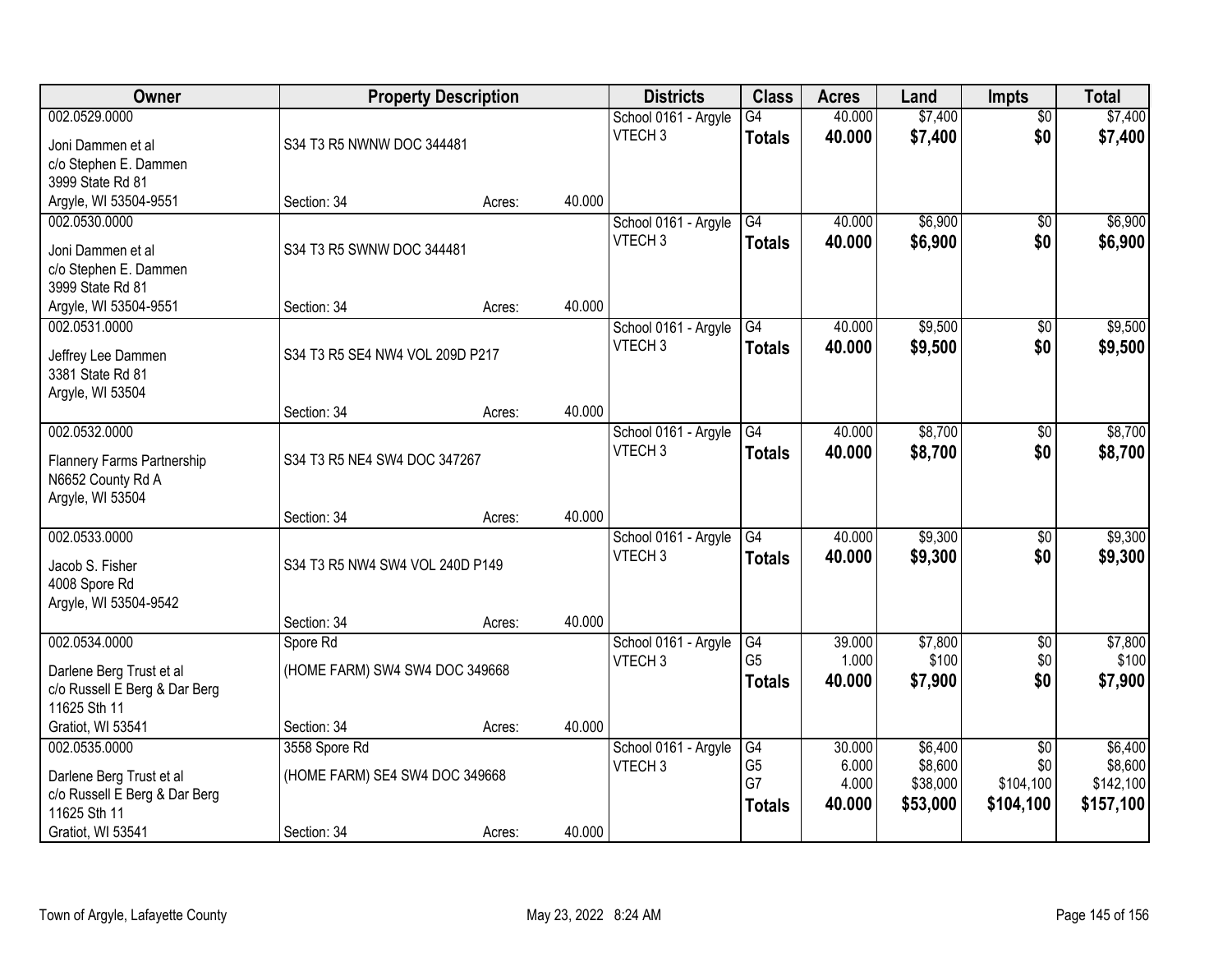| Owner | Property Description | | | Districts | Class | Acres | Land | Impts | Total |
|---|---|---|---|---|---|---|---|---|---|
| 002.0529.0000<br>Joni Dammen et al<br>c/o Stephen E. Dammen<br>3999 State Rd 81<br>Argyle, WI 53504-9551 | S34 T3 R5 NWNW DOC 344481<br>Section: 34 | Acres: | 40.000 | School 0161 - Argyle<br>VTECH 3 | G4<br>**Totals** | 40.000<br>**40.000** | $7,400<br>**$7,400** | $0<br>**$0** | $7,400<br>**$7,400** |
| 002.0530.0000<br>Joni Dammen et al<br>c/o Stephen E. Dammen<br>3999 State Rd 81<br>Argyle, WI 53504-9551 | S34 T3 R5 SWNW DOC 344481<br>Section: 34 | Acres: | 40.000 | School 0161 - Argyle<br>VTECH 3 | G4<br>**Totals** | 40.000<br>**40.000** | $6,900<br>**$6,900** | $0<br>**$0** | $6,900<br>**$6,900** |
| 002.0531.0000<br>Jeffrey Lee Dammen<br>3381 State Rd 81<br>Argyle, WI 53504 | S34 T3 R5 SE4 NW4 VOL 209D P217<br>Section: 34 | Acres: | 40.000 | School 0161 - Argyle<br>VTECH 3 | G4<br>**Totals** | 40.000<br>**40.000** | $9,500<br>**$9,500** | $0<br>**$0** | $9,500<br>**$9,500** |
| 002.0532.0000<br>Flannery Farms Partnership<br>N6652 County Rd A<br>Argyle, WI 53504 | S34 T3 R5 NE4 SW4 DOC 347267<br>Section: 34 | Acres: | 40.000 | School 0161 - Argyle<br>VTECH 3 | G4<br>**Totals** | 40.000<br>**40.000** | $8,700<br>**$8,700** | $0<br>**$0** | $8,700<br>**$8,700** |
| 002.0533.0000<br>Jacob S. Fisher<br>4008 Spore Rd<br>Argyle, WI 53504-9542 | S34 T3 R5 NW4 SW4 VOL 240D P149<br>Section: 34 | Acres: | 40.000 | School 0161 - Argyle<br>VTECH 3 | G4<br>**Totals** | 40.000<br>**40.000** | $9,300<br>**$9,300** | $0<br>**$0** | $9,300<br>**$9,300** |
| 002.0534.0000<br>Darlene Berg Trust et al<br>c/o Russell E Berg & Dar Berg<br>11625 Sth 11<br>Gratiot, WI 53541 | Spore Rd<br>(HOME FARM) SW4 SW4 DOC 349668<br>Section: 34 | Acres: | 40.000 | School 0161 - Argyle<br>VTECH 3 | G4<br>G5<br>**Totals** | 39.000<br>1.000<br>**40.000** | $7,800<br>$100<br>**$7,900** | $0<br>$0<br>**$0** | $7,800<br>$100<br>**$7,900** |
| 002.0535.0000<br>Darlene Berg Trust et al<br>c/o Russell E Berg & Dar Berg<br>11625 Sth 11<br>Gratiot, WI 53541 | 3558 Spore Rd<br>(HOME FARM) SE4 SW4 DOC 349668<br>Section: 34 | Acres: | 40.000 | School 0161 - Argyle<br>VTECH 3 | G4<br>G5<br>G7<br>**Totals** | 30.000<br>6.000<br>4.000<br>**40.000** | $6,400<br>$8,600<br>$38,000<br>**$53,000** | $0<br>$0<br>$104,100<br>**$104,100** | $6,400<br>$8,600<br>$142,100<br>**$157,100** |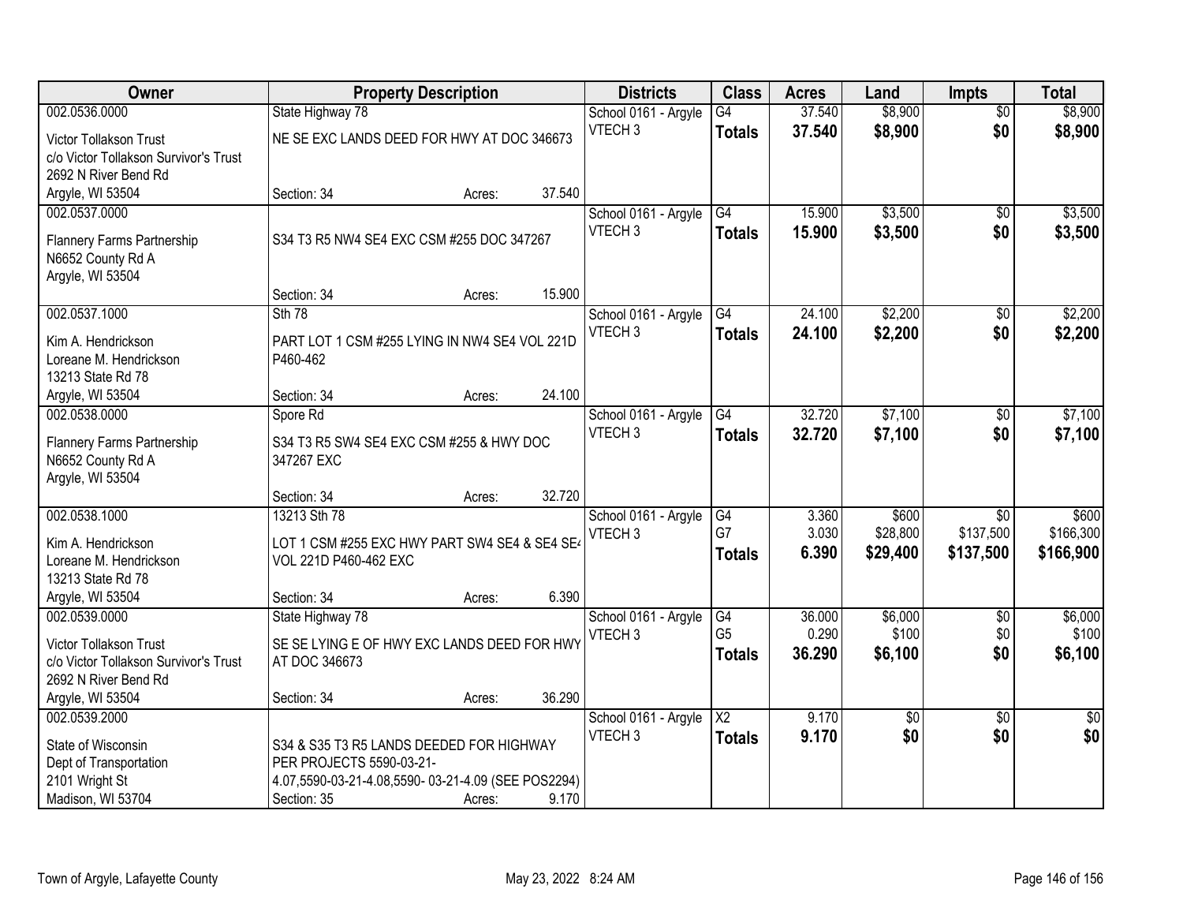| Owner | Property Description | Districts | Class | Acres | Land | Impts | Total |
|---|---|---|---|---|---|---|---|
| 002.0536.0000<br>Victor Tollakson Trust<br>c/o Victor Tollakson Survivor's Trust<br>2692 N River Bend Rd<br>Argyle, WI 53504 | State Highway 78<br>NE SE EXC LANDS DEED FOR HWY AT DOC 346673<br>Section: 34 Acres: 37.540 | School 0161 - Argyle<br>VTECH 3 | G4<br>**Totals** | 37.540<br>**37.540** | $8,900<br>**$8,900** | $0<br>**$0** | $8,900<br>**$8,900** |
| 002.0537.0000<br>Flannery Farms Partnership<br>N6652 County Rd A<br>Argyle, WI 53504 | S34 T3 R5 NW4 SE4 EXC CSM #255 DOC 347267<br>Section: 34 Acres: 15.900 | School 0161 - Argyle<br>VTECH 3 | G4<br>**Totals** | 15.900<br>**15.900** | $3,500<br>**$3,500** | $0<br>**$0** | $3,500<br>**$3,500** |
| 002.0537.1000<br>Kim A. Hendrickson<br>Loreane M. Hendrickson<br>13213 State Rd 78<br>Argyle, WI 53504 | Sth 78<br>PART LOT 1 CSM #255 LYING IN NW4 SE4 VOL 221D P460-462<br>Section: 34 Acres: 24.100 | School 0161 - Argyle<br>VTECH 3 | G4<br>**Totals** | 24.100<br>**24.100** | $2,200<br>**$2,200** | $0<br>**$0** | $2,200<br>**$2,200** |
| 002.0538.0000<br>Flannery Farms Partnership<br>N6652 County Rd A<br>Argyle, WI 53504 | Spore Rd<br>S34 T3 R5 SW4 SE4 EXC CSM #255 & HWY DOC 347267 EXC<br>Section: 34 Acres: 32.720 | School 0161 - Argyle<br>VTECH 3 | G4<br>**Totals** | 32.720<br>**32.720** | $7,100<br>**$7,100** | $0<br>**$0** | $7,100<br>**$7,100** |
| 002.0538.1000<br>Kim A. Hendrickson<br>Loreane M. Hendrickson<br>13213 State Rd 78<br>Argyle, WI 53504 | 13213 Sth 78<br>LOT 1 CSM #255 EXC HWY PART SW4 SE4 & SE4 SE4 VOL 221D P460-462 EXC<br>Section: 34 Acres: 6.390 | School 0161 - Argyle<br>VTECH 3 | G4<br>G7<br>**Totals** | 3.360<br>3.030<br>**6.390** | $600<br>$28,800<br>**$29,400** | $0<br>$137,500<br>**$137,500** | $600<br>$166,300<br>**$166,900** |
| 002.0539.0000<br>Victor Tollakson Trust<br>c/o Victor Tollakson Survivor's Trust<br>2692 N River Bend Rd<br>Argyle, WI 53504 | State Highway 78<br>SE SE LYING E OF HWY EXC LANDS DEED FOR HWY AT DOC 346673<br>Section: 34 Acres: 36.290 | School 0161 - Argyle<br>VTECH 3 | G4<br>G5<br>**Totals** | 36.000<br>0.290<br>**36.290** | $6,000<br>$100<br>**$6,100** | $0<br>$0<br>**$0** | $6,000<br>$100<br>**$6,100** |
| 002.0539.2000<br>State of Wisconsin<br>Dept of Transportation<br>2101 Wright St<br>Madison, WI 53704 | S34 & S35 T3 R5 LANDS DEEDED FOR HIGHWAY PER PROJECTS 5590-03-21-4.07,5590-03-21-4.08,5590- 03-21-4.09 (SEE POS2294)<br>Section: 35 Acres: 9.170 | School 0161 - Argyle<br>VTECH 3 | X2<br>**Totals** | 9.170<br>**9.170** | $0<br>**$0** | $0<br>**$0** | $0<br>**$0** |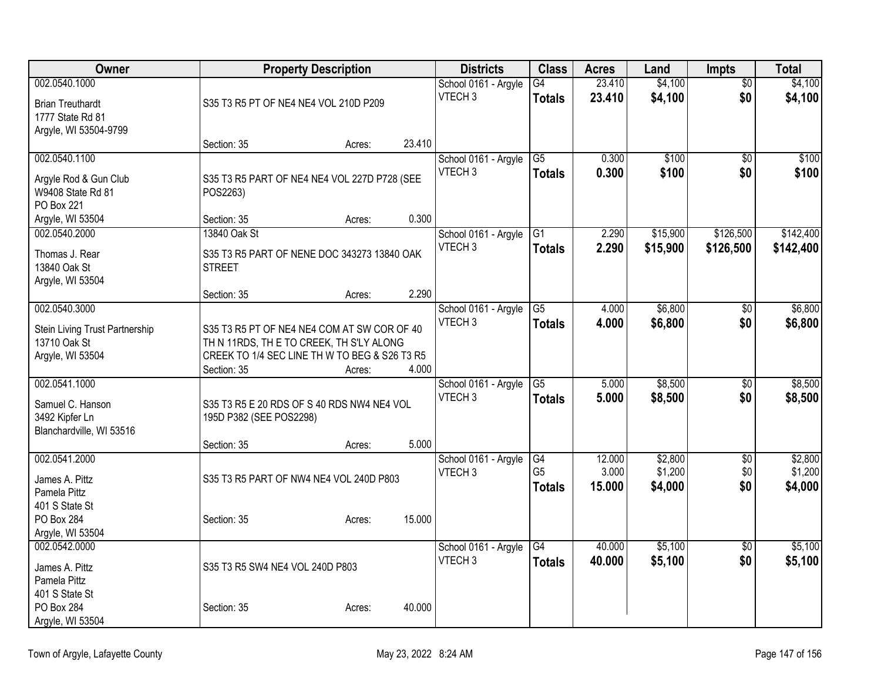| Owner | Property Description | Districts | Class | Acres | Land | Impts | Total |
|---|---|---|---|---|---|---|---|
| 002.0540.1000<br>Brian Treuthardt<br>1777 State Rd 81<br>Argyle, WI 53504-9799 | S35 T3 R5 PT OF NE4 NE4 VOL 210D P209<br>Section: 35 Acres: 23.410 | School 0161 - Argyle<br>VTECH 3 | G4<br>**Totals** | 23.410<br>**23.410** | $4,100<br>**$4,100** | $0<br>**$0** | $4,100<br>**$4,100** |
| 002.0540.1100<br>Argyle Rod & Gun Club<br>W9408 State Rd 81<br>PO Box 221<br>Argyle, WI 53504 | S35 T3 R5 PART OF NE4 NE4 VOL 227D P728 (SEE POS2263)<br>Section: 35 Acres: 0.300 | School 0161 - Argyle<br>VTECH 3 | G5<br>**Totals** | 0.300<br>**0.300** | $100<br>**$100** | $0<br>**$0** | $100<br>**$100** |
| 002.0540.2000<br>Thomas J. Rear<br>13840 Oak St<br>Argyle, WI 53504 | 13840 Oak St<br>S35 T3 R5 PART OF NENE DOC 343273 13840 OAK STREET<br>Section: 35 Acres: 2.290 | School 0161 - Argyle<br>VTECH 3 | G1<br>**Totals** | 2.290<br>**2.290** | $15,900<br>**$15,900** | $126,500<br>**$126,500** | $142,400<br>**$142,400** |
| 002.0540.3000<br>Stein Living Trust Partnership<br>13710 Oak St<br>Argyle, WI 53504 | S35 T3 R5 PT OF NE4 NE4 COM AT SW COR OF 40 TH N 11RDS, TH E TO CREEK, TH S'LY ALONG CREEK TO 1/4 SEC LINE TH W TO BEG & S26 T3 R5<br>Section: 35 Acres: 4.000 | School 0161 - Argyle<br>VTECH 3 | G5<br>**Totals** | 4.000<br>**4.000** | $6,800<br>**$6,800** | $0<br>**$0** | $6,800<br>**$6,800** |
| 002.0541.1000<br>Samuel C. Hanson<br>3492 Kipfer Ln<br>Blanchardville, WI 53516 | S35 T3 R5 E 20 RDS OF S 40 RDS NW4 NE4 VOL 195D P382 (SEE POS2298)<br>Section: 35 Acres: 5.000 | School 0161 - Argyle<br>VTECH 3 | G5<br>**Totals** | 5.000<br>**5.000** | $8,500<br>**$8,500** | $0<br>**$0** | $8,500<br>**$8,500** |
| 002.0541.2000<br>James A. Pittz<br>Pamela Pittz<br>401 S State St<br>PO Box 284<br>Argyle, WI 53504 | S35 T3 R5 PART OF NW4 NE4 VOL 240D P803<br>Section: 35 Acres: 15.000 | School 0161 - Argyle<br>VTECH 3 | G4<br>G5<br>**Totals** | 12.000<br>3.000<br>**15.000** | $2,800<br>$1,200<br>**$4,000** | $0<br>$0<br>**$0** | $2,800<br>$1,200<br>**$4,000** |
| 002.0542.0000<br>James A. Pittz<br>Pamela Pittz<br>401 S State St<br>PO Box 284<br>Argyle, WI 53504 | S35 T3 R5 SW4 NE4 VOL 240D P803<br>Section: 35 Acres: 40.000 | School 0161 - Argyle<br>VTECH 3 | G4<br>**Totals** | 40.000<br>**40.000** | $5,100<br>**$5,100** | $0<br>**$0** | $5,100<br>**$5,100** |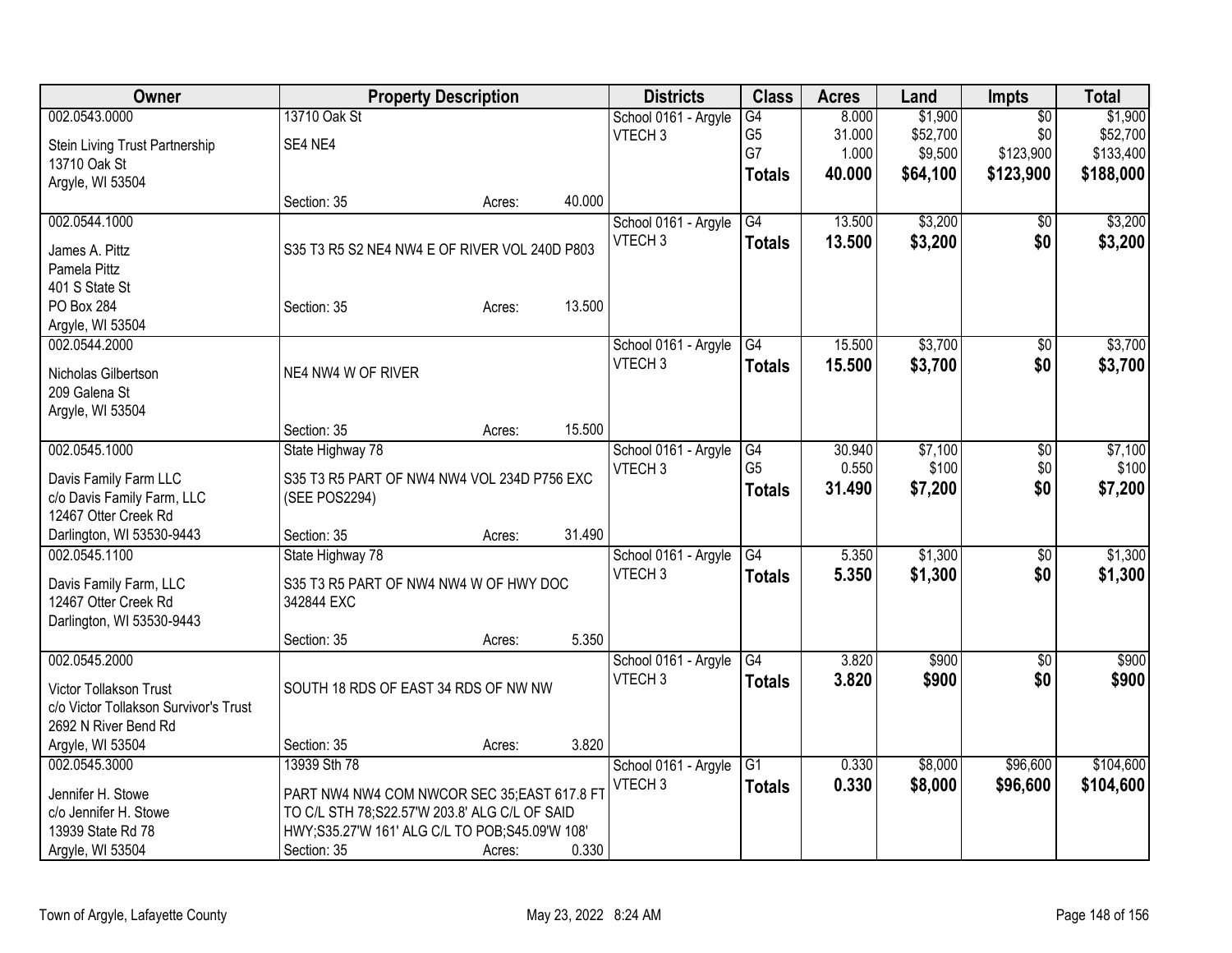| Owner | Property Description | | | Districts | Class | Acres | Land | Impts | Total |
|---|---|---|---|---|---|---|---|---|---|
| 002.0543.0000 | 13710 Oak St | | | School 0161 - Argyle | G4 | 8.000 | $1,900 | $0 | $1,900 |
| Stein Living Trust Partnership | SE4 NE4 | | | VTECH 3 | G5 | 31.000 | $52,700 | $0 | $52,700 |
| 13710 Oak St | | | | | G7 | 1.000 | $9,500 | $123,900 | $133,400 |
| Argyle, WI 53504 | | | | | **Totals** | **40.000** | **$64,100** | **$123,900** | **$188,000** |
| | Section: 35 | Acres: | 40.000 | | | | | | |
| 002.0544.1000 | | | | School 0161 - Argyle | G4 | 13.500 | $3,200 | $0 | $3,200 |
| James A. Pittz | S35 T3 R5 S2 NE4 NW4 E OF RIVER VOL 240D P803 | | | VTECH 3 | **Totals** | **13.500** | **$3,200** | **$0** | **$3,200** |
| Pamela Pittz | | | | | | | | | |
| 401 S State St | | | | | | | | | |
| PO Box 284 | Section: 35 | Acres: | 13.500 | | | | | | |
| Argyle, WI 53504 | | | | | | | | | |
| 002.0544.2000 | | | | School 0161 - Argyle | G4 | 15.500 | $3,700 | $0 | $3,700 |
| Nicholas Gilbertson | NE4 NW4 W OF RIVER | | | VTECH 3 | **Totals** | **15.500** | **$3,700** | **$0** | **$3,700** |
| 209 Galena St | | | | | | | | | |
| Argyle, WI 53504 | | | | | | | | | |
| | Section: 35 | Acres: | 15.500 | | | | | | |
| 002.0545.1000 | State Highway 78 | | | School 0161 - Argyle | G4 | 30.940 | $7,100 | $0 | $7,100 |
| Davis Family Farm LLC | S35 T3 R5 PART OF NW4 NW4 VOL 234D P756 EXC | | | VTECH 3 | G5 | 0.550 | $100 | $0 | $100 |
| c/o Davis Family Farm, LLC | (SEE POS2294) | | | | **Totals** | **31.490** | **$7,200** | **$0** | **$7,200** |
| 12467 Otter Creek Rd | | | | | | | | | |
| Darlington, WI 53530-9443 | Section: 35 | Acres: | 31.490 | | | | | | |
| 002.0545.1100 | State Highway 78 | | | School 0161 - Argyle | G4 | 5.350 | $1,300 | $0 | $1,300 |
| Davis Family Farm, LLC | S35 T3 R5 PART OF NW4 NW4 W OF HWY DOC | | | VTECH 3 | **Totals** | **5.350** | **$1,300** | **$0** | **$1,300** |
| 12467 Otter Creek Rd | 342844 EXC | | | | | | | | |
| Darlington, WI 53530-9443 | | | | | | | | | |
| | Section: 35 | Acres: | 5.350 | | | | | | |
| 002.0545.2000 | | | | School 0161 - Argyle | G4 | 3.820 | $900 | $0 | $900 |
| Victor Tollakson Trust | SOUTH 18 RDS OF EAST 34 RDS OF NW NW | | | VTECH 3 | **Totals** | **3.820** | **$900** | **$0** | **$900** |
| c/o Victor Tollakson Survivor's Trust | | | | | | | | | |
| 2692 N River Bend Rd | | | | | | | | | |
| Argyle, WI 53504 | Section: 35 | Acres: | 3.820 | | | | | | |
| 002.0545.3000 | 13939 Sth 78 | | | School 0161 - Argyle | G1 | 0.330 | $8,000 | $96,600 | $104,600 |
| Jennifer H. Stowe | PART NW4 NW4 COM NWCOR SEC 35;EAST 617.8 FT | | | VTECH 3 | **Totals** | **0.330** | **$8,000** | **$96,600** | **$104,600** |
| c/o Jennifer H. Stowe | TO C/L STH 78;S22.57'W 203.8' ALG C/L OF SAID | | | | | | | | |
| 13939 State Rd 78 | HWY;S35.27'W 161' ALG C/L TO POB;S45.09'W 108' | | | | | | | | |
| Argyle, WI 53504 | Section: 35 | Acres: | 0.330 | | | | | | |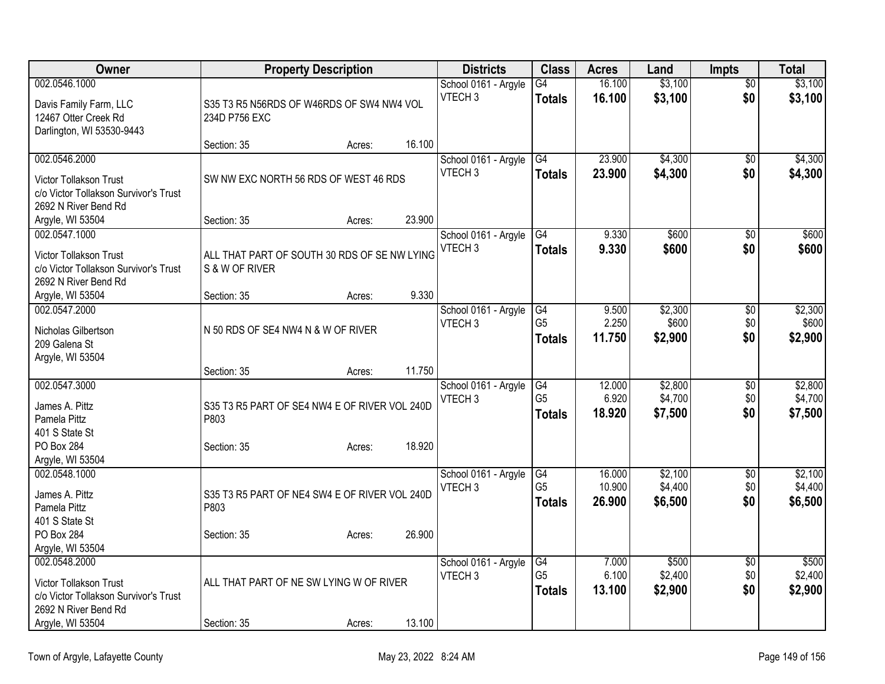| Owner | Property Description | | | Districts | Class | Acres | Land | Impts | Total |
|---|---|---|---|---|---|---|---|---|---|
| 002.0546.1000 | | | | School 0161 - Argyle | G4 | 16.100 | $3,100 | $0 | $3,100 |
| Davis Family Farm, LLC<br>12467 Otter Creek Rd<br>Darlington, WI 53530-9443 | S35 T3 R5 N56RDS OF W46RDS OF SW4 NW4 VOL 234D P756 EXC | | | VTECH 3 | **Totals** | **16.100** | **$3,100** | **$0** | **$3,100** |
| | Section: 35 | Acres: | 16.100 | | | | | | |
| 002.0546.2000 | | | | School 0161 - Argyle | G4 | 23.900 | $4,300 | $0 | $4,300 |
| Victor Tollakson Trust<br>c/o Victor Tollakson Survivor's Trust<br>2692 N River Bend Rd<br>Argyle, WI 53504 | SW NW EXC NORTH 56 RDS OF WEST 46 RDS | | | VTECH 3 | **Totals** | **23.900** | **$4,300** | **$0** | **$4,300** |
| | Section: 35 | Acres: | 23.900 | | | | | | |
| 002.0547.1000 | | | | School 0161 - Argyle | G4 | 9.330 | $600 | $0 | $600 |
| Victor Tollakson Trust<br>c/o Victor Tollakson Survivor's Trust<br>2692 N River Bend Rd<br>Argyle, WI 53504 | ALL THAT PART OF SOUTH 30 RDS OF SE NW LYING S & W OF RIVER | | | VTECH 3 | **Totals** | **9.330** | **$600** | **$0** | **$600** |
| | Section: 35 | Acres: | 9.330 | | | | | | |
| 002.0547.2000 | | | | School 0161 - Argyle | G4 | 9.500 | $2,300 | $0 | $2,300 |
| Nicholas Gilbertson<br>209 Galena St<br>Argyle, WI 53504 | N 50 RDS OF SE4 NW4 N & W OF RIVER | | | VTECH 3 | G5 | 2.250 | $600 | $0 | $600 |
| | | | | | **Totals** | **11.750** | **$2,900** | **$0** | **$2,900** |
| | Section: 35 | Acres: | 11.750 | | | | | | |
| 002.0547.3000 | | | | School 0161 - Argyle | G4 | 12.000 | $2,800 | $0 | $2,800 |
| James A. Pittz<br>Pamela Pittz<br>401 S State St<br>PO Box 284<br>Argyle, WI 53504 | S35 T3 R5 PART OF SE4 NW4 E OF RIVER VOL 240D P803 | | | VTECH 3 | G5 | 6.920 | $4,700 | $0 | $4,700 |
| | | | | | **Totals** | **18.920** | **$7,500** | **$0** | **$7,500** |
| | Section: 35 | Acres: | 18.920 | | | | | | |
| 002.0548.1000 | | | | School 0161 - Argyle | G4 | 16.000 | $2,100 | $0 | $2,100 |
| James A. Pittz<br>Pamela Pittz<br>401 S State St<br>PO Box 284<br>Argyle, WI 53504 | S35 T3 R5 PART OF NE4 SW4 E OF RIVER VOL 240D P803 | | | VTECH 3 | G5 | 10.900 | $4,400 | $0 | $4,400 |
| | | | | | **Totals** | **26.900** | **$6,500** | **$0** | **$6,500** |
| | Section: 35 | Acres: | 26.900 | | | | | | |
| 002.0548.2000 | | | | School 0161 - Argyle | G4 | 7.000 | $500 | $0 | $500 |
| Victor Tollakson Trust<br>c/o Victor Tollakson Survivor's Trust<br>2692 N River Bend Rd<br>Argyle, WI 53504 | ALL THAT PART OF NE SW LYING W OF RIVER | | | VTECH 3 | G5 | 6.100 | $2,400 | $0 | $2,400 |
| | | | | | **Totals** | **13.100** | **$2,900** | **$0** | **$2,900** |
| | Section: 35 | Acres: | 13.100 | | | | | | |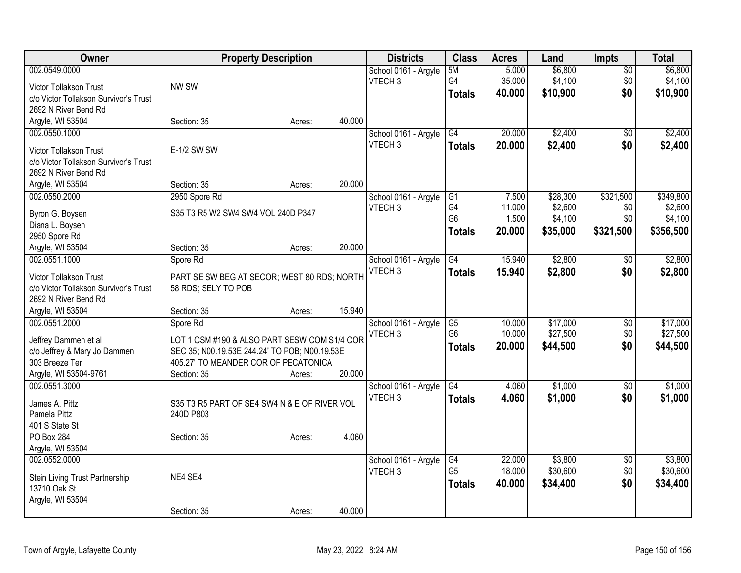| Owner | Property Description | Districts | Class | Acres | Land | Impts | Total |
|---|---|---|---|---|---|---|---|
| 002.0549.0000<br>Victor Tollakson Trust<br>c/o Victor Tollakson Survivor's Trust<br>2692 N River Bend Rd<br>Argyle, WI 53504 | NW SW<br>Section: 35 Acres: 40.000 | School 0161 - Argyle<br>VTECH 3 | 5M<br>G4<br>**Totals** | 5.000<br>35.000<br>**40.000** | $6,800<br>$4,100<br>**$10,900** | $0<br>$0<br>**$0** | $6,800<br>$4,100<br>**$10,900** |
| 002.0550.1000<br>Victor Tollakson Trust<br>c/o Victor Tollakson Survivor's Trust<br>2692 N River Bend Rd<br>Argyle, WI 53504 | E-1/2 SW SW<br>Section: 35 Acres: 20.000 | School 0161 - Argyle<br>VTECH 3 | G4<br>**Totals** | 20.000<br>**20.000** | $2,400<br>**$2,400** | $0<br>**$0** | $2,400<br>**$2,400** |
| 002.0550.2000<br>Byron G. Boysen<br>Diana L. Boysen<br>2950 Spore Rd<br>Argyle, WI 53504 | 2950 Spore Rd<br>S35 T3 R5 W2 SW4 SW4 VOL 240D P347<br>Section: 35 Acres: 20.000 | School 0161 - Argyle<br>VTECH 3 | G1<br>G4<br>G6<br>**Totals** | 7.500<br>11.000<br>1.500<br>**20.000** | $28,300<br>$2,600<br>$4,100<br>**$35,000** | $321,500<br>$0<br>$0<br>**$321,500** | $349,800<br>$2,600<br>$4,100<br>**$356,500** |
| 002.0551.1000<br>Victor Tollakson Trust<br>c/o Victor Tollakson Survivor's Trust<br>2692 N River Bend Rd<br>Argyle, WI 53504 | Spore Rd<br>PART SE SW BEG AT SECOR; WEST 80 RDS; NORTH 58 RDS; SELY TO POB<br>Section: 35 Acres: 15.940 | School 0161 - Argyle<br>VTECH 3 | G4<br>**Totals** | 15.940<br>**15.940** | $2,800<br>**$2,800** | $0<br>**$0** | $2,800<br>**$2,800** |
| 002.0551.2000<br>Jeffrey Dammen et al<br>c/o Jeffrey & Mary Jo Dammen<br>303 Breeze Ter<br>Argyle, WI 53504-9761 | Spore Rd<br>LOT 1 CSM #190 & ALSO PART SESW COM S1/4 COR SEC 35; N00.19.53E 244.24' TO POB; N00.19.53E 405.27' TO MEANDER COR OF PECATONICA<br>Section: 35 Acres: 20.000 | School 0161 - Argyle<br>VTECH 3 | G5<br>G6<br>**Totals** | 10.000<br>10.000<br>**20.000** | $17,000<br>$27,500<br>**$44,500** | $0<br>$0<br>**$0** | $17,000<br>$27,500<br>**$44,500** |
| 002.0551.3000<br>James A. Pittz<br>Pamela Pittz<br>401 S State St<br>PO Box 284<br>Argyle, WI 53504 | S35 T3 R5 PART OF SE4 SW4 N & E OF RIVER VOL 240D P803<br>Section: 35 Acres: 4.060 | School 0161 - Argyle<br>VTECH 3 | G4<br>**Totals** | 4.060<br>**4.060** | $1,000<br>**$1,000** | $0<br>**$0** | $1,000<br>**$1,000** |
| 002.0552.0000<br>Stein Living Trust Partnership<br>13710 Oak St<br>Argyle, WI 53504 | NE4 SE4<br>Section: 35 Acres: 40.000 | School 0161 - Argyle<br>VTECH 3 | G4<br>G5<br>**Totals** | 22.000<br>18.000<br>**40.000** | $3,800<br>$30,600<br>**$34,400** | $0<br>$0<br>**$0** | $3,800<br>$30,600<br>**$34,400** |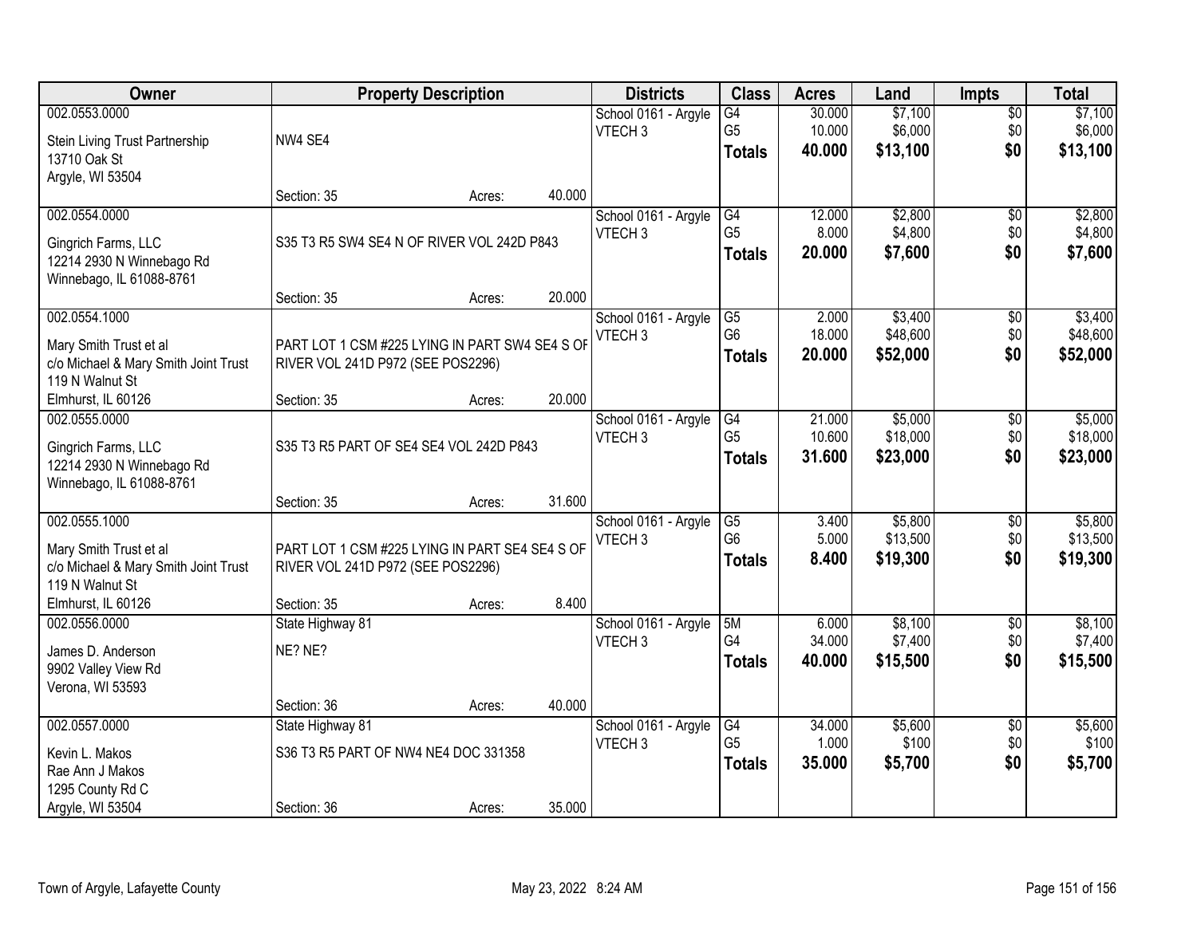| Owner | Property Description | Districts | Class | Acres | Land | Impts | Total |
|---|---|---|---|---|---|---|---|
| 002.0553.0000<br>Stein Living Trust Partnership<br>13710 Oak St<br>Argyle, WI 53504 | NW4 SE4<br>Section: 35 Acres: 40.000 | School 0161 - Argyle<br>VTECH 3 | G4<br>G5<br>**Totals** | 30.000<br>10.000<br>**40.000** | $7,100<br>$6,000<br>**$13,100** | $0<br>$0<br>**$0** | $7,100<br>$6,000<br>**$13,100** |
| 002.0554.0000<br>Gingrich Farms, LLC<br>12214 2930 N Winnebago Rd<br>Winnebago, IL 61088-8761 | S35 T3 R5 SW4 SE4 N OF RIVER VOL 242D P843<br>Section: 35 Acres: 20.000 | School 0161 - Argyle<br>VTECH 3 | G4<br>G5<br>**Totals** | 12.000<br>8.000<br>**20.000** | $2,800<br>$4,800<br>**$7,600** | $0<br>$0<br>**$0** | $2,800<br>$4,800<br>**$7,600** |
| 002.0554.1000<br>Mary Smith Trust et al<br>c/o Michael & Mary Smith Joint Trust<br>119 N Walnut St<br>Elmhurst, IL 60126 | PART LOT 1 CSM #225 LYING IN PART SW4 SE4 S OF RIVER VOL 241D P972 (SEE POS2296)<br>Section: 35 Acres: 20.000 | School 0161 - Argyle<br>VTECH 3 | G5<br>G6<br>**Totals** | 2.000<br>18.000<br>**20.000** | $3,400<br>$48,600<br>**$52,000** | $0<br>$0<br>**$0** | $3,400<br>$48,600<br>**$52,000** |
| 002.0555.0000<br>Gingrich Farms, LLC<br>12214 2930 N Winnebago Rd<br>Winnebago, IL 61088-8761 | S35 T3 R5 PART OF SE4 SE4 VOL 242D P843<br>Section: 35 Acres: 31.600 | School 0161 - Argyle<br>VTECH 3 | G4<br>G5<br>**Totals** | 21.000<br>10.600<br>**31.600** | $5,000<br>$18,000<br>**$23,000** | $0<br>$0<br>**$0** | $5,000<br>$18,000<br>**$23,000** |
| 002.0555.1000<br>Mary Smith Trust et al<br>c/o Michael & Mary Smith Joint Trust<br>119 N Walnut St<br>Elmhurst, IL 60126 | PART LOT 1 CSM #225 LYING IN PART SE4 SE4 S OF RIVER VOL 241D P972 (SEE POS2296)<br>Section: 35 Acres: 8.400 | School 0161 - Argyle<br>VTECH 3 | G5<br>G6<br>**Totals** | 3.400<br>5.000<br>**8.400** | $5,800<br>$13,500<br>**$19,300** | $0<br>$0<br>**$0** | $5,800<br>$13,500<br>**$19,300** |
| 002.0556.0000<br>James D. Anderson<br>9902 Valley View Rd<br>Verona, WI 53593 | State Highway 81<br>NE? NE?<br>Section: 36 Acres: 40.000 | School 0161 - Argyle<br>VTECH 3 | 5M<br>G4<br>**Totals** | 6.000<br>34.000<br>**40.000** | $8,100<br>$7,400<br>**$15,500** | $0<br>$0<br>**$0** | $8,100<br>$7,400<br>**$15,500** |
| 002.0557.0000<br>Kevin L. Makos<br>Rae Ann J Makos<br>1295 County Rd C<br>Argyle, WI 53504 | State Highway 81<br>S36 T3 R5 PART OF NW4 NE4 DOC 331358<br>Section: 36 Acres: 35.000 | School 0161 - Argyle<br>VTECH 3 | G4<br>G5<br>**Totals** | 34.000<br>1.000<br>**35.000** | $5,600<br>$100<br>**$5,700** | $0<br>$0<br>**$0** | $5,600<br>$100<br>**$5,700** |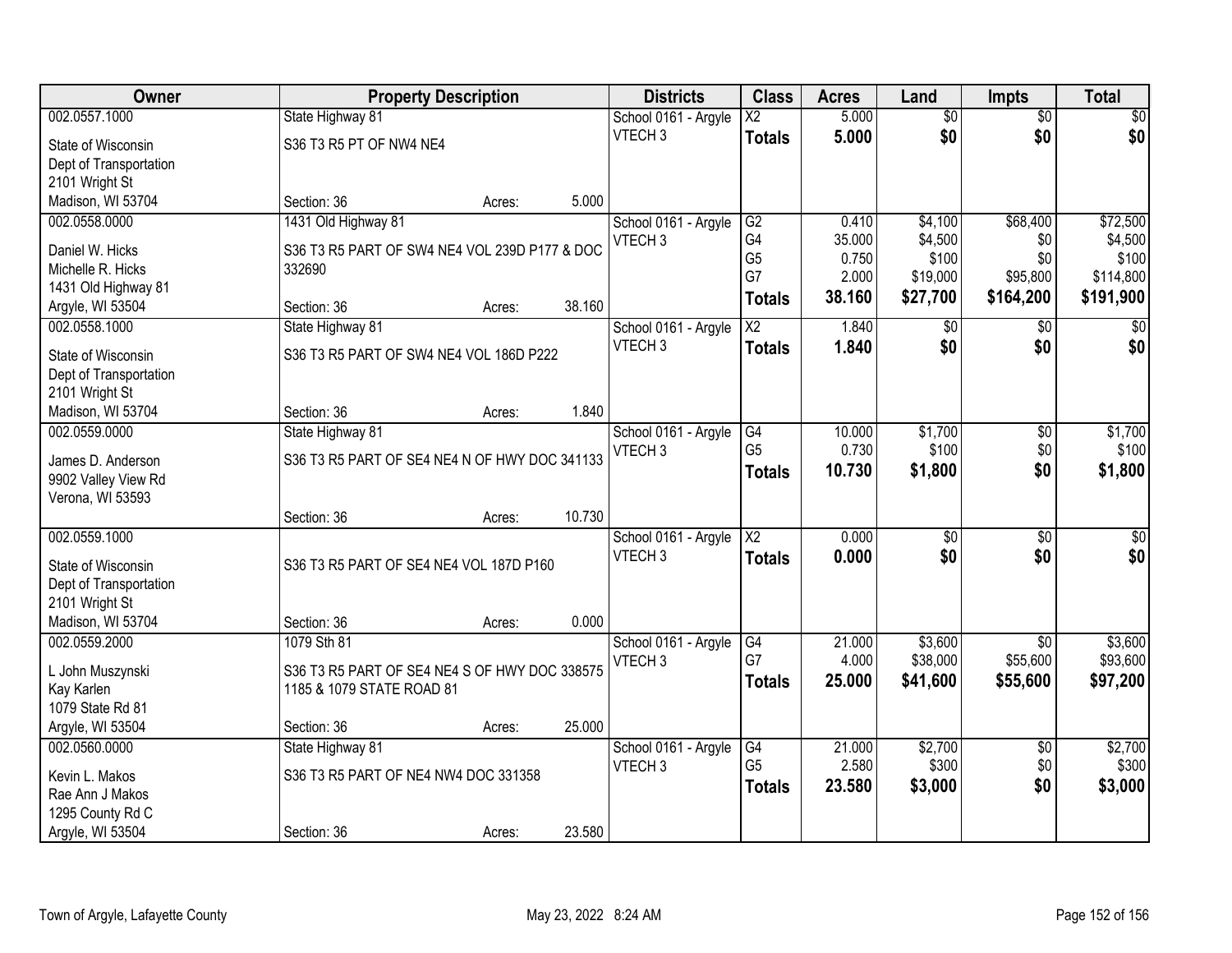| Owner | Property Description | Districts | Class | Acres | Land | Impts | Total |
|---|---|---|---|---|---|---|---|
| 002.0557.1000<br>State of Wisconsin<br>Dept of Transportation<br>2101 Wright St<br>Madison, WI 53704 | State Highway 81<br>S36 T3 R5 PT OF NW4 NE4<br>Section: 36 Acres: 5.000 | School 0161 - Argyle<br>VTECH 3 | X2<br>**Totals** | 5.000<br>**5.000** | $0<br>**$0** | $0<br>**$0** | $0<br>**$0** |
| 002.0558.0000<br>Daniel W. Hicks<br>Michelle R. Hicks<br>1431 Old Highway 81<br>Argyle, WI 53504 | 1431 Old Highway 81<br>S36 T3 R5 PART OF SW4 NE4 VOL 239D P177 & DOC 332690<br>Section: 36 Acres: 38.160 | School 0161 - Argyle<br>VTECH 3 | G2<br>G4<br>G5<br>G7<br>**Totals** | 0.410<br>35.000<br>0.750<br>2.000<br>**38.160** | $4,100<br>$4,500<br>$100<br>$19,000<br>**$27,700** | $68,400<br>$0<br>$0<br>$95,800<br>**$164,200** | $72,500<br>$4,500<br>$100<br>$114,800<br>**$191,900** |
| 002.0558.1000<br>State of Wisconsin<br>Dept of Transportation<br>2101 Wright St<br>Madison, WI 53704 | State Highway 81<br>S36 T3 R5 PART OF SW4 NE4 VOL 186D P222<br>Section: 36 Acres: 1.840 | School 0161 - Argyle<br>VTECH 3 | X2<br>**Totals** | 1.840<br>**1.840** | $0<br>**$0** | $0<br>**$0** | $0<br>**$0** |
| 002.0559.0000<br>James D. Anderson<br>9902 Valley View Rd<br>Verona, WI 53593 | State Highway 81<br>S36 T3 R5 PART OF SE4 NE4 N OF HWY DOC 341133<br>Section: 36 Acres: 10.730 | School 0161 - Argyle<br>VTECH 3 | G4<br>G5<br>**Totals** | 10.000<br>0.730<br>**10.730** | $1,700<br>$100<br>**$1,800** | $0<br>$0<br>**$0** | $1,700<br>$100<br>**$1,800** |
| 002.0559.1000<br>State of Wisconsin<br>Dept of Transportation<br>2101 Wright St<br>Madison, WI 53704 | S36 T3 R5 PART OF SE4 NE4 VOL 187D P160<br>Section: 36 Acres: 0.000 | School 0161 - Argyle<br>VTECH 3 | X2<br>**Totals** | 0.000<br>**0.000** | $0<br>**$0** | $0<br>**$0** | $0<br>**$0** |
| 002.0559.2000<br>L John Muszynski<br>Kay Karlen<br>1079 State Rd 81<br>Argyle, WI 53504 | 1079 Sth 81<br>S36 T3 R5 PART OF SE4 NE4 S OF HWY DOC 338575 1185 & 1079 STATE ROAD 81<br>Section: 36 Acres: 25.000 | School 0161 - Argyle<br>VTECH 3 | G4<br>G7<br>**Totals** | 21.000<br>4.000<br>**25.000** | $3,600<br>$38,000<br>**$41,600** | $0<br>$55,600<br>**$55,600** | $3,600<br>$93,600<br>**$97,200** |
| 002.0560.0000<br>Kevin L. Makos<br>Rae Ann J Makos<br>1295 County Rd C<br>Argyle, WI 53504 | State Highway 81<br>S36 T3 R5 PART OF NE4 NW4 DOC 331358<br>Section: 36 Acres: 23.580 | School 0161 - Argyle<br>VTECH 3 | G4<br>G5<br>**Totals** | 21.000<br>2.580<br>**23.580** | $2,700<br>$300<br>**$3,000** | $0<br>$0<br>**$0** | $2,700<br>$300<br>**$3,000** |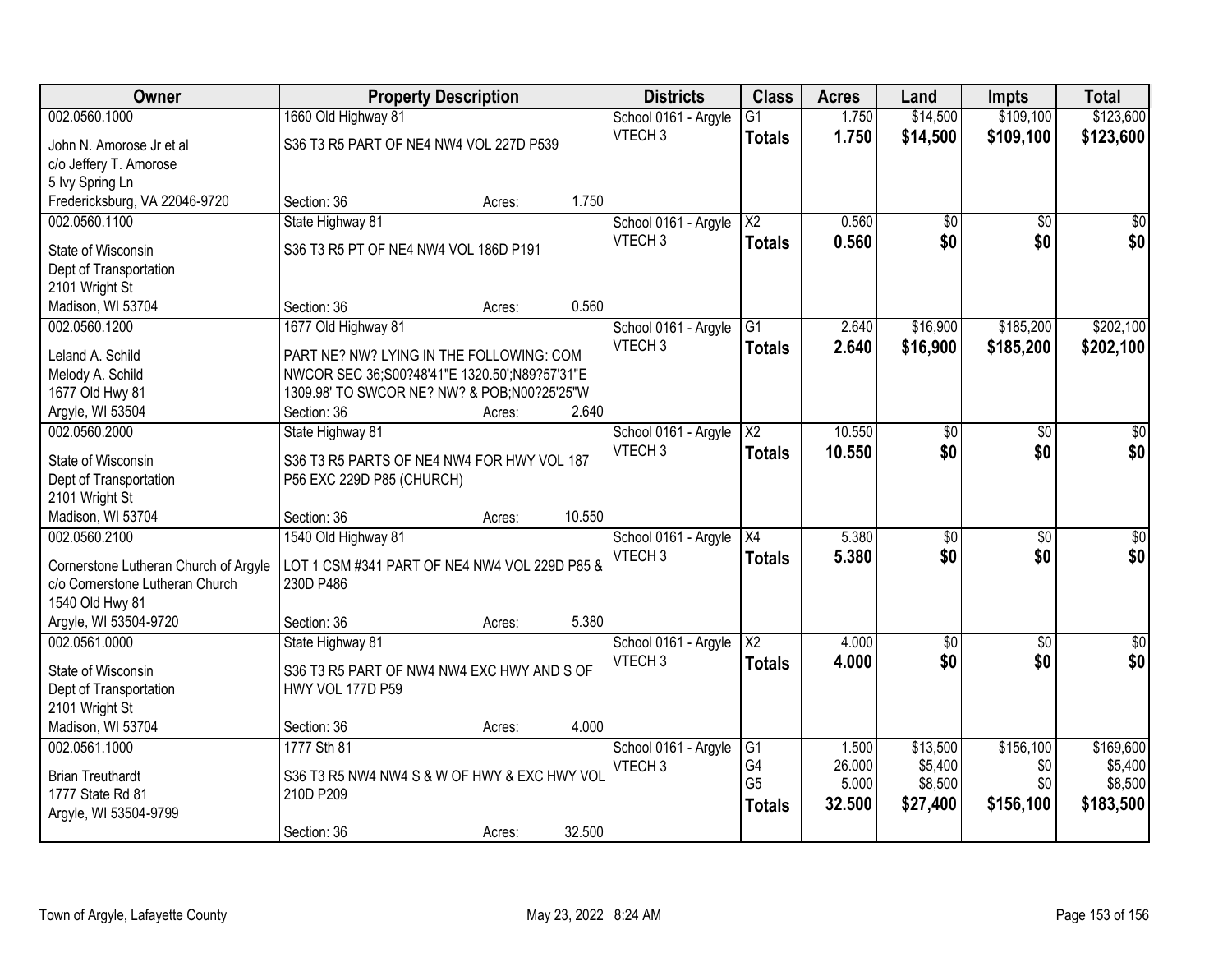| Owner | Property Description | Districts | Class | Acres | Land | Impts | Total |
|---|---|---|---|---|---|---|---|
| 002.0560.1000<br>John N. Amorose Jr et al<br>c/o Jeffery T. Amorose<br>5 Ivy Spring Ln<br>Fredericksburg, VA 22046-9720 | 1660 Old Highway 81<br>S36 T3 R5 PART OF NE4 NW4 VOL 227D P539<br>Section: 36 Acres: 1.750 | School 0161 - Argyle<br>VTECH 3 | G1<br>**Totals** | 1.750<br>**1.750** | $14,500<br>**$14,500** | $109,100<br>**$109,100** | $123,600<br>**$123,600** |
| 002.0560.1100<br>State of Wisconsin<br>Dept of Transportation<br>2101 Wright St<br>Madison, WI 53704 | State Highway 81<br>S36 T3 R5 PT OF NE4 NW4 VOL 186D P191<br>Section: 36 Acres: 0.560 | School 0161 - Argyle<br>VTECH 3 | X2<br>**Totals** | 0.560<br>**0.560** | $0<br>**$0** | $0<br>**$0** | $0<br>**$0** |
| 002.0560.1200<br>Leland A. Schild<br>Melody A. Schild<br>1677 Old Hwy 81<br>Argyle, WI 53504 | 1677 Old Highway 81<br>PART NE? NW? LYING IN THE FOLLOWING: COM NWCOR SEC 36;S00?48'41"E 1320.50';N89?57'31"E 1309.98' TO SWCOR NE? NW? & POB;N00?25'25"W<br>Section: 36 Acres: 2.640 | School 0161 - Argyle<br>VTECH 3 | G1<br>**Totals** | 2.640<br>**2.640** | $16,900<br>**$16,900** | $185,200<br>**$185,200** | $202,100<br>**$202,100** |
| 002.0560.2000<br>State of Wisconsin<br>Dept of Transportation<br>2101 Wright St<br>Madison, WI 53704 | State Highway 81<br>S36 T3 R5 PARTS OF NE4 NW4 FOR HWY VOL 187 P56 EXC 229D P85 (CHURCH)<br>Section: 36 Acres: 10.550 | School 0161 - Argyle<br>VTECH 3 | X2<br>**Totals** | 10.550<br>**10.550** | $0<br>**$0** | $0<br>**$0** | $0<br>**$0** |
| 002.0560.2100<br>Cornerstone Lutheran Church of Argyle<br>c/o Cornerstone Lutheran Church<br>1540 Old Hwy 81<br>Argyle, WI 53504-9720 | 1540 Old Highway 81<br>LOT 1 CSM #341 PART OF NE4 NW4 VOL 229D P85 & 230D P486<br>Section: 36 Acres: 5.380 | School 0161 - Argyle<br>VTECH 3 | X4<br>**Totals** | 5.380<br>**5.380** | $0<br>**$0** | $0<br>**$0** | $0<br>**$0** |
| 002.0561.0000<br>State of Wisconsin<br>Dept of Transportation<br>2101 Wright St<br>Madison, WI 53704 | State Highway 81<br>S36 T3 R5 PART OF NW4 NW4 EXC HWY AND S OF HWY VOL 177D P59<br>Section: 36 Acres: 4.000 | School 0161 - Argyle<br>VTECH 3 | X2<br>**Totals** | 4.000<br>**4.000** | $0<br>**$0** | $0<br>**$0** | $0<br>**$0** |
| 002.0561.1000<br>Brian Treuthardt<br>1777 State Rd 81<br>Argyle, WI 53504-9799 | 1777 Sth 81<br>S36 T3 R5 NW4 NW4 S & W OF HWY & EXC HWY VOL 210D P209<br>Section: 36 Acres: 32.500 | School 0161 - Argyle<br>VTECH 3 | G1<br>G4<br>G5<br>**Totals** | 1.500<br>26.000<br>5.000<br>**32.500** | $13,500<br>$5,400<br>$8,500<br>**$27,400** | $156,100<br>$0<br>$0<br>**$156,100** | $169,600<br>$5,400<br>$8,500<br>**$183,500** |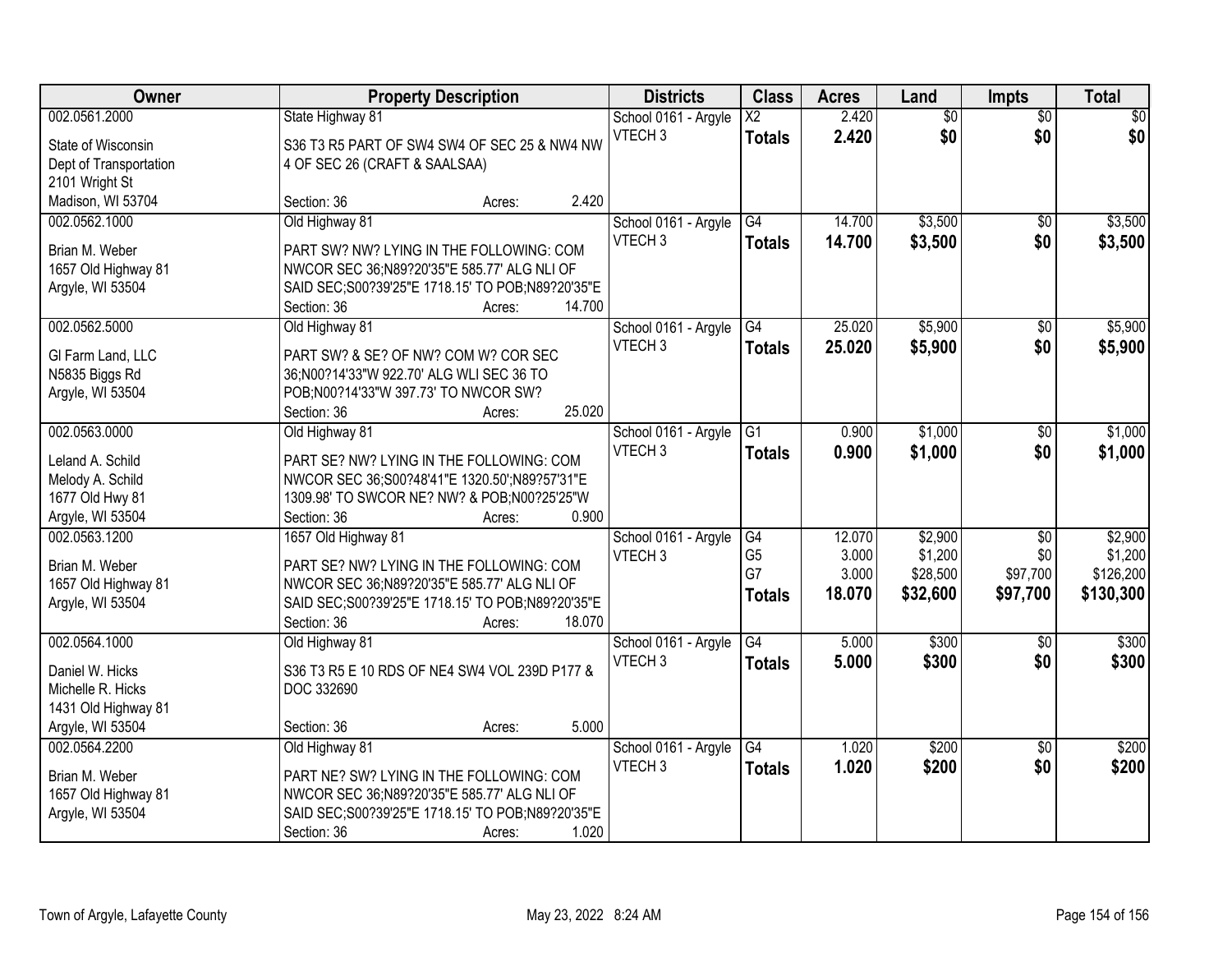| Owner | Property Description | Districts | Class | Acres | Land | Impts | Total |
|---|---|---|---|---|---|---|---|
| 002.0561.2000<br>State of Wisconsin<br>Dept of Transportation<br>2101 Wright St<br>Madison, WI 53704 | State Highway 81<br>S36 T3 R5 PART OF SW4 SW4 OF SEC 25 & NW4 NW 4 OF SEC 26 (CRAFT & SAALSAA)<br>Section: 36 Acres: 2.420 | School 0161 - Argyle<br>VTECH 3 | X2<br>**Totals** | 2.420<br>**2.420** | $0<br>**$0** | $0<br>**$0** | $0<br>**$0** |
| 002.0562.1000<br>Brian M. Weber<br>1657 Old Highway 81<br>Argyle, WI 53504 | Old Highway 81<br>PART SW? NW? LYING IN THE FOLLOWING: COM NWCOR SEC 36;N89?20'35"E 585.77' ALG NLI OF SAID SEC;S00?39'25"E 1718.15' TO POB;N89?20'35"E<br>Section: 36 Acres: 14.700 | School 0161 - Argyle<br>VTECH 3 | G4<br>**Totals** | 14.700<br>**14.700** | $3,500<br>**$3,500** | $0<br>**$0** | $3,500<br>**$3,500** |
| 002.0562.5000<br>Gl Farm Land, LLC<br>N5835 Biggs Rd<br>Argyle, WI 53504 | Old Highway 81<br>PART SW? & SE? OF NW? COM W? COR SEC 36;N00?14'33"W 922.70' ALG WLI SEC 36 TO POB;N00?14'33"W 397.73' TO NWCOR SW?<br>Section: 36 Acres: 25.020 | School 0161 - Argyle<br>VTECH 3 | G4<br>**Totals** | 25.020<br>**25.020** | $5,900<br>**$5,900** | $0<br>**$0** | $5,900<br>**$5,900** |
| 002.0563.0000<br>Leland A. Schild<br>Melody A. Schild<br>1677 Old Hwy 81<br>Argyle, WI 53504 | Old Highway 81<br>PART SE? NW? LYING IN THE FOLLOWING: COM NWCOR SEC 36;S00?48'41"E 1320.50';N89?57'31"E 1309.98' TO SWCOR NE? NW? & POB;N00?25'25"W<br>Section: 36 Acres: 0.900 | School 0161 - Argyle<br>VTECH 3 | G1<br>**Totals** | 0.900<br>**0.900** | $1,000<br>**$1,000** | $0<br>**$0** | $1,000<br>**$1,000** |
| 002.0563.1200<br>Brian M. Weber<br>1657 Old Highway 81<br>Argyle, WI 53504 | 1657 Old Highway 81<br>PART SE? NW? LYING IN THE FOLLOWING: COM NWCOR SEC 36;N89?20'35"E 585.77' ALG NLI OF SAID SEC;S00?39'25"E 1718.15' TO POB;N89?20'35"E<br>Section: 36 Acres: 18.070 | School 0161 - Argyle<br>VTECH 3 | G4<br>G5<br>G7<br>**Totals** | 12.070<br>3.000<br>3.000<br>**18.070** | $2,900<br>$1,200<br>$28,500<br>**$32,600** | $0<br>$0<br>$97,700<br>**$97,700** | $2,900<br>$1,200<br>$126,200<br>**$130,300** |
| 002.0564.1000<br>Daniel W. Hicks<br>Michelle R. Hicks<br>1431 Old Highway 81<br>Argyle, WI 53504 | Old Highway 81<br>S36 T3 R5 E 10 RDS OF NE4 SW4 VOL 239D P177 & DOC 332690<br>Section: 36 Acres: 5.000 | School 0161 - Argyle<br>VTECH 3 | G4<br>**Totals** | 5.000<br>**5.000** | $300<br>**$300** | $0<br>**$0** | $300<br>**$300** |
| 002.0564.2200<br>Brian M. Weber<br>1657 Old Highway 81<br>Argyle, WI 53504 | Old Highway 81<br>PART NE? SW? LYING IN THE FOLLOWING: COM NWCOR SEC 36;N89?20'35"E 585.77' ALG NLI OF SAID SEC;S00?39'25"E 1718.15' TO POB;N89?20'35"E<br>Section: 36 Acres: 1.020 | School 0161 - Argyle<br>VTECH 3 | G4<br>**Totals** | 1.020<br>**1.020** | $200<br>**$200** | $0<br>**$0** | $200<br>**$200** |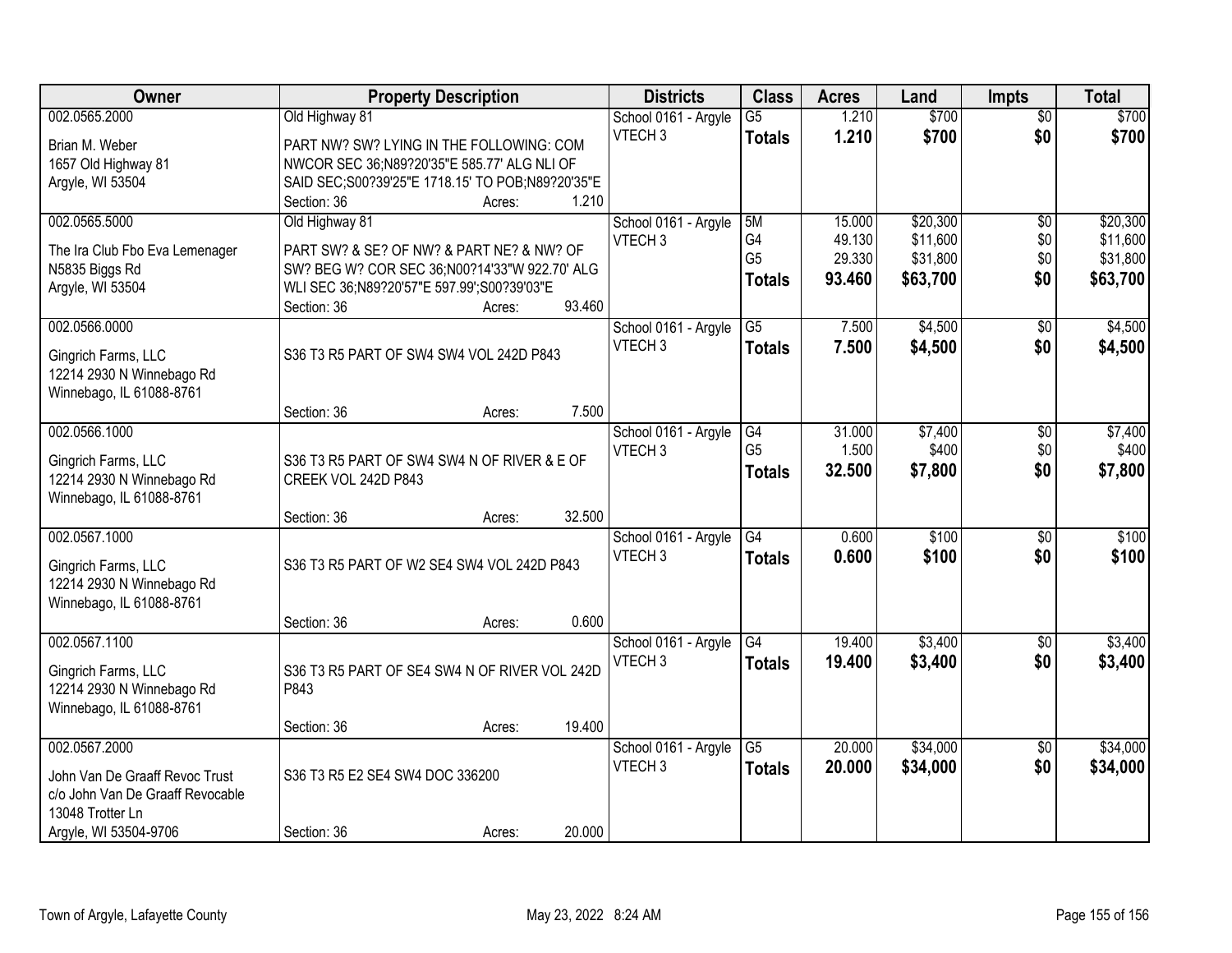| Owner | Property Description | Districts | Class | Acres | Land | Impts | Total |
|---|---|---|---|---|---|---|---|
| 002.0565.2000<br>Brian M. Weber<br>1657 Old Highway 81<br>Argyle, WI 53504 | Old Highway 81<br>PART NW? SW? LYING IN THE FOLLOWING: COM NWCOR SEC 36;N89?20'35"E 585.77' ALG NLI OF SAID SEC;S00?39'25"E 1718.15' TO POB;N89?20'35"E<br>Section: 36 Acres: 1.210 | School 0161 - Argyle<br>VTECH 3 | G5<br>**Totals** | 1.210<br>**1.210** | $700<br>**$700** | $0<br>**$0** | $700<br>**$700** |
| 002.0565.5000<br>The Ira Club Fbo Eva Lemenager<br>N5835 Biggs Rd<br>Argyle, WI 53504 | Old Highway 81<br>PART SW? & SE? OF NW? & PART NE? & NW? OF SW? BEG W? COR SEC 36;N00?14'33"W 922.70' ALG WLI SEC 36;N89?20'57"E 597.99';S00?39'03"E<br>Section: 36 Acres: 93.460 | School 0161 - Argyle<br>VTECH 3 | 5M<br>G4<br>G5<br>**Totals** | 15.000<br>49.130<br>29.330<br>**93.460** | $20,300<br>$11,600<br>$31,800<br>**$63,700** | $0<br>$0<br>$0<br>**$0** | $20,300<br>$11,600<br>$31,800<br>**$63,700** |
| 002.0566.0000<br>Gingrich Farms, LLC<br>12214 2930 N Winnebago Rd<br>Winnebago, IL 61088-8761 | S36 T3 R5 PART OF SW4 SW4 VOL 242D P843<br>Section: 36 Acres: 7.500 | School 0161 - Argyle<br>VTECH 3 | G5<br>**Totals** | 7.500<br>**7.500** | $4,500<br>**$4,500** | $0<br>**$0** | $4,500<br>**$4,500** |
| 002.0566.1000<br>Gingrich Farms, LLC<br>12214 2930 N Winnebago Rd<br>Winnebago, IL 61088-8761 | S36 T3 R5 PART OF SW4 SW4 N OF RIVER & E OF CREEK VOL 242D P843<br>Section: 36 Acres: 32.500 | School 0161 - Argyle<br>VTECH 3 | G4<br>G5<br>**Totals** | 31.000<br>1.500<br>**32.500** | $7,400<br>$400<br>**$7,800** | $0<br>$0<br>**$0** | $7,400<br>$400<br>**$7,800** |
| 002.0567.1000<br>Gingrich Farms, LLC<br>12214 2930 N Winnebago Rd<br>Winnebago, IL 61088-8761 | S36 T3 R5 PART OF W2 SE4 SW4 VOL 242D P843<br>Section: 36 Acres: 0.600 | School 0161 - Argyle<br>VTECH 3 | G4<br>**Totals** | 0.600<br>**0.600** | $100<br>**$100** | $0<br>**$0** | $100<br>**$100** |
| 002.0567.1100<br>Gingrich Farms, LLC<br>12214 2930 N Winnebago Rd<br>Winnebago, IL 61088-8761 | S36 T3 R5 PART OF SE4 SW4 N OF RIVER VOL 242D P843<br>Section: 36 Acres: 19.400 | School 0161 - Argyle<br>VTECH 3 | G4<br>**Totals** | 19.400<br>**19.400** | $3,400<br>**$3,400** | $0<br>**$0** | $3,400<br>**$3,400** |
| 002.0567.2000<br>John Van De Graaff Revoc Trust<br>c/o John Van De Graaff Revocable<br>13048 Trotter Ln<br>Argyle, WI 53504-9706 | S36 T3 R5 E2 SE4 SW4 DOC 336200<br>Section: 36 Acres: 20.000 | School 0161 - Argyle<br>VTECH 3 | G5<br>**Totals** | 20.000<br>**20.000** | $34,000<br>**$34,000** | $0<br>**$0** | $34,000<br>**$34,000** |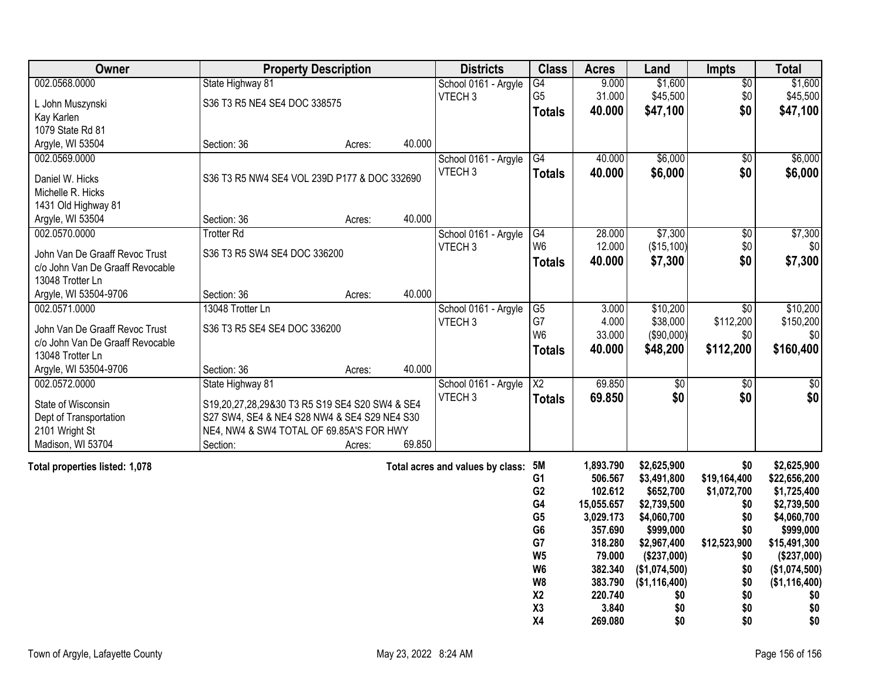| Owner | Property Description | | | Districts | Class | Acres | Land | Impts | Total |
|---|---|---|---|---|---|---|---|---|---|
| 002.0568.0000<br>L John Muszynski<br>Kay Karlen<br>1079 State Rd 81<br>Argyle, WI 53504 | State Highway 81<br>S36 T3 R5 NE4 SE4 DOC 338575<br>Section: 36 | Acres: | 40.000 | School 0161 - Argyle<br>VTECH 3 | G4<br>G5<br>**Totals** | 9.000<br>31.000<br>**40.000** | $1,600<br>$45,500<br>**$47,100** | $0<br>$0<br>**$0** | $1,600<br>$45,500<br>**$47,100** |
| 002.0569.0000<br>Daniel W. Hicks<br>Michelle R. Hicks<br>1431 Old Highway 81<br>Argyle, WI 53504 | S36 T3 R5 NW4 SE4 VOL 239D P177 & DOC 332690<br>Section: 36 | Acres: | 40.000 | School 0161 - Argyle<br>VTECH 3 | G4<br>**Totals** | 40.000<br>**40.000** | $6,000<br>**$6,000** | $0<br>**$0** | $6,000<br>**$6,000** |
| 002.0570.0000<br>John Van De Graaff Revoc Trust<br>c/o John Van De Graaff Revocable<br>13048 Trotter Ln<br>Argyle, WI 53504-9706 | Trotter Rd<br>S36 T3 R5 SW4 SE4 DOC 336200<br>Section: 36 | Acres: | 40.000 | School 0161 - Argyle<br>VTECH 3 | G4<br>W6<br>**Totals** | 28.000<br>12.000<br>**40.000** | $7,300<br>($15,100)<br>**$7,300** | $0<br>$0<br>**$0** | $7,300<br>$0<br>**$7,300** |
| 002.0571.0000<br>John Van De Graaff Revoc Trust<br>c/o John Van De Graaff Revocable<br>13048 Trotter Ln<br>Argyle, WI 53504-9706 | 13048 Trotter Ln<br>S36 T3 R5 SE4 SE4 DOC 336200<br>Section: 36 | Acres: | 40.000 | School 0161 - Argyle<br>VTECH 3 | G5<br>G7<br>W6<br>**Totals** | 3.000<br>4.000<br>33.000<br>**40.000** | $10,200<br>$38,000<br>($90,000)<br>**$48,200** | $0<br>$112,200<br>$0<br>**$112,200** | $10,200<br>$150,200<br>$0<br>**$160,400** |
| 002.0572.0000<br>State of Wisconsin<br>Dept of Transportation<br>2101 Wright St<br>Madison, WI 53704 | State Highway 81<br>S19,20,27,28,29&30 T3 R5 S19 SE4 S20 SW4 & SE4 S27 SW4, SE4 & NE4 S28 NW4 & SE4 S29 NE4 S30 NE4, NW4 & SW4 TOTAL OF 69.85A'S FOR HWY<br>Section: | Acres: | 69.850 | School 0161 - Argyle<br>VTECH 3 | X2<br>**Totals** | 69.850<br>**69.850** | $0<br>**$0** | $0<br>**$0** | $0<br>**$0** |

**Total properties listed: 1,078**

**Total acres and values by class:**

| Class | Acres | Land | Impts | Total |
|---|---|---|---|---|
| **5M** | **1,893.790** | **$2,625,900** | **$0** | **$2,625,900** |
| **G1** | **506.567** | **$3,491,800** | **$19,164,400** | **$22,656,200** |
| **G2** | **102.612** | **$652,700** | **$1,072,700** | **$1,725,400** |
| **G4** | **15,055.657** | **$2,739,500** | **$0** | **$2,739,500** |
| **G5** | **3,029.173** | **$4,060,700** | **$0** | **$4,060,700** |
| **G6** | **357.690** | **$999,000** | **$0** | **$999,000** |
| **G7** | **318.280** | **$2,967,400** | **$12,523,900** | **$15,491,300** |
| **W5** | **79.000** | **($237,000)** | **$0** | **($237,000)** |
| **W6** | **382.340** | **($1,074,500)** | **$0** | **($1,074,500)** |
| **W8** | **383.790** | **($1,116,400)** | **$0** | **($1,116,400)** |
| **X2** | **220.740** | **$0** | **$0** | **$0** |
| **X3** | **3.840** | **$0** | **$0** | **$0** |
| **X4** | **269.080** | **$0** | **$0** | **$0** |

Town of Argyle, Lafayette County — May 23, 2022 8:24 AM